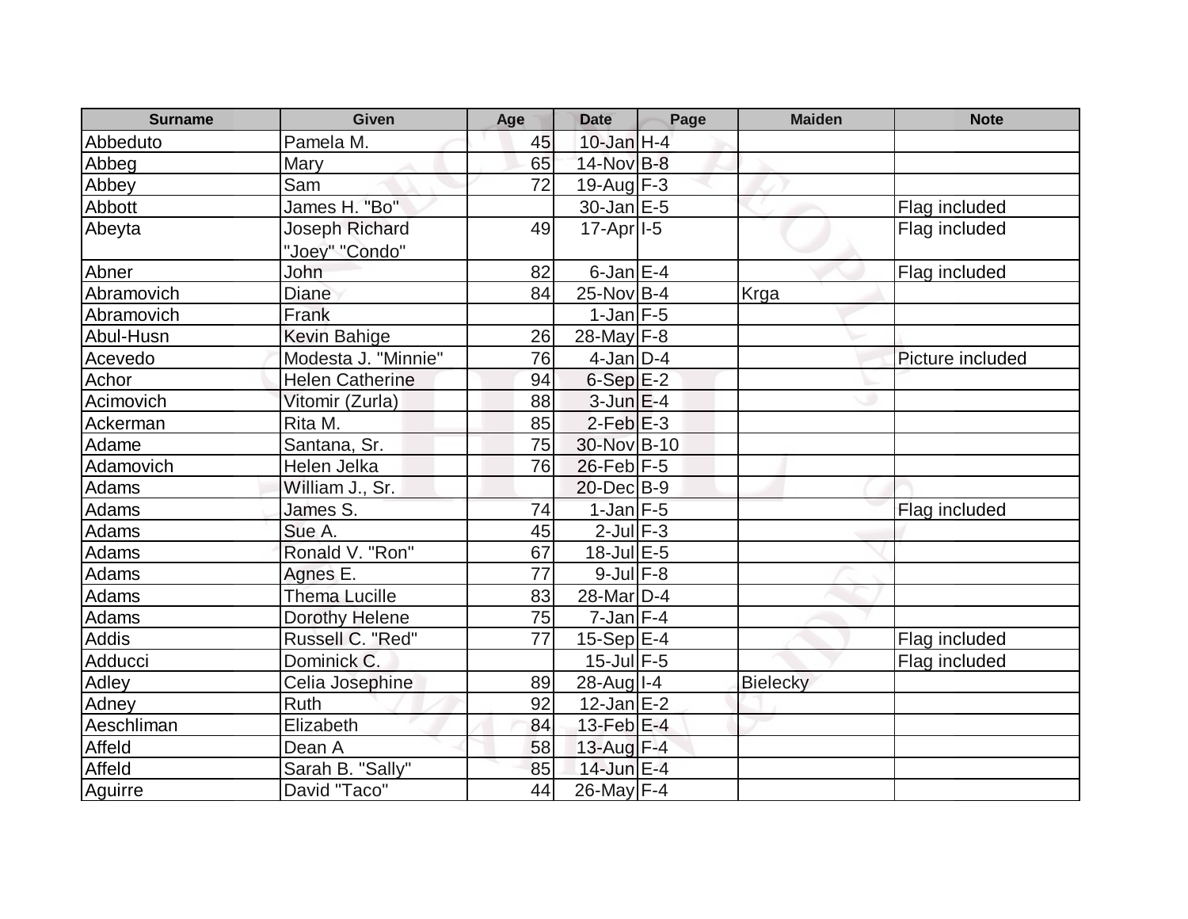| Surname | Given | Age | Date | Page | Maiden | Note |
|---|---|---|---|---|---|---|
| Abbeduto | Pamela M. | 45 | 10-Jan | H-4 | | |
| Abbeg | Mary | 65 | 14-Nov | B-8 | | |
| Abbey | Sam | 72 | 19-Aug | F-3 | | |
| Abbott | James H. "Bo" | | 30-Jan | E-5 | | Flag included |
| Abeyta | Joseph Richard "Joey" "Condo" | 49 | 17-Apr | I-5 | | Flag included |
| Abner | John | 82 | 6-Jan | E-4 | | Flag included |
| Abramovich | Diane | 84 | 25-Nov | B-4 | Krga | |
| Abramovich | Frank | | 1-Jan | F-5 | | |
| Abul-Husn | Kevin Bahige | 26 | 28-May | F-8 | | |
| Acevedo | Modesta J. "Minnie" | 76 | 4-Jan | D-4 | | Picture included |
| Achor | Helen Catherine | 94 | 6-Sep | E-2 | | |
| Acimovich | Vitomir (Zurla) | 88 | 3-Jun | E-4 | | |
| Ackerman | Rita M. | 85 | 2-Feb | E-3 | | |
| Adame | Santana, Sr. | 75 | 30-Nov | B-10 | | |
| Adamovich | Helen Jelka | 76 | 26-Feb | F-5 | | |
| Adams | William J., Sr. | | 20-Dec | B-9 | | |
| Adams | James S. | 74 | 1-Jan | F-5 | | Flag included |
| Adams | Sue A. | 45 | 2-Jul | F-3 | | |
| Adams | Ronald V. "Ron" | 67 | 18-Jul | E-5 | | |
| Adams | Agnes E. | 77 | 9-Jul | F-8 | | |
| Adams | Thema Lucille | 83 | 28-Mar | D-4 | | |
| Adams | Dorothy Helene | 75 | 7-Jan | F-4 | | |
| Addis | Russell C. "Red" | 77 | 15-Sep | E-4 | | Flag included |
| Adducci | Dominick C. | | 15-Jul | F-5 | | Flag included |
| Adley | Celia Josephine | 89 | 28-Aug | I-4 | Bielecky | |
| Adney | Ruth | 92 | 12-Jan | E-2 | | |
| Aeschliman | Elizabeth | 84 | 13-Feb | E-4 | | |
| Affeld | Dean A | 58 | 13-Aug | F-4 | | |
| Affeld | Sarah B. "Sally" | 85 | 14-Jun | E-4 | | |
| Aguirre | David "Taco" | 44 | 26-May | F-4 | | |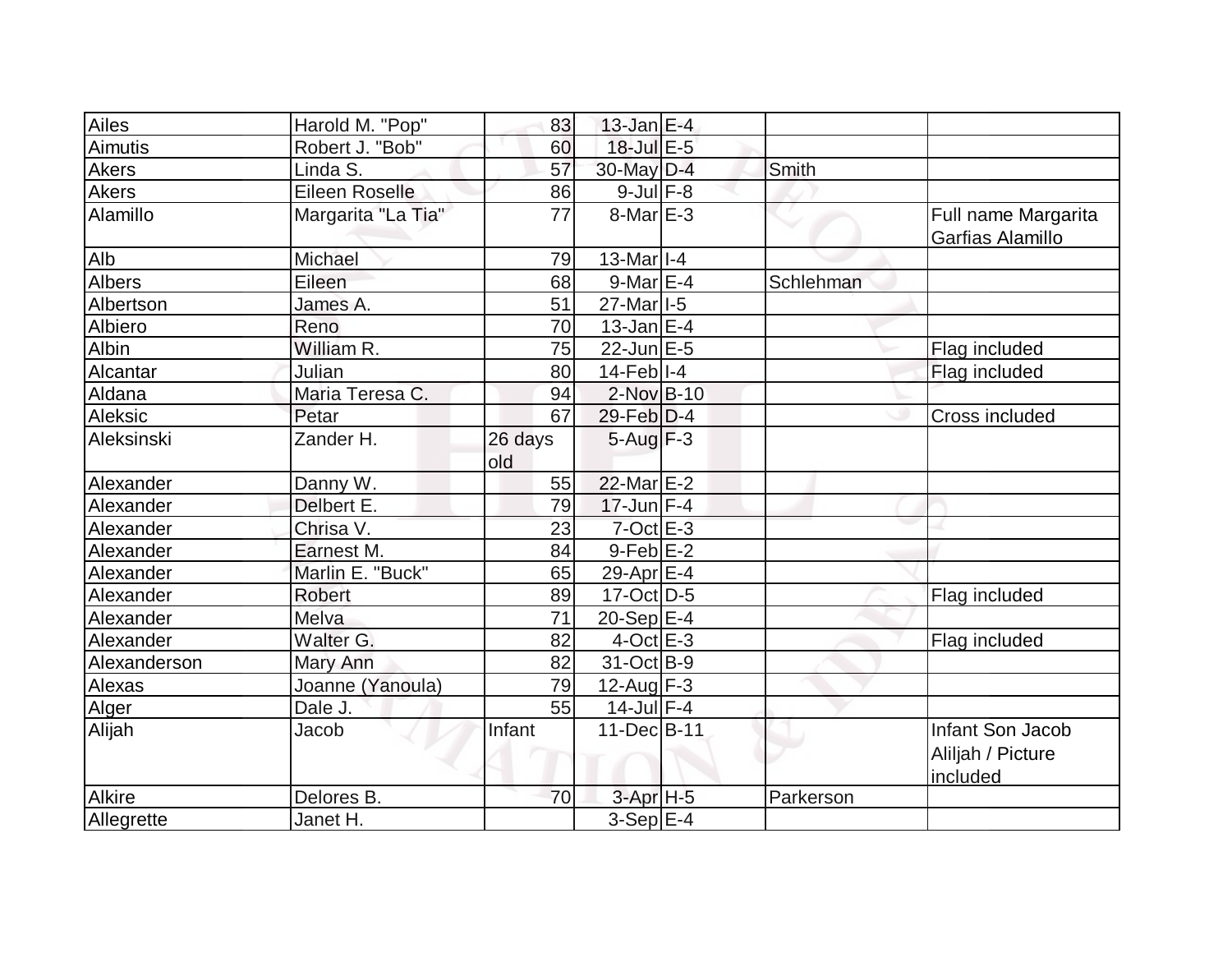| | | | | | | |
|---|---|---|---|---|---|---|
| Ailes | Harold M. "Pop" | 83 | 13-Jan | E-4 | | |
| Aimutis | Robert J. "Bob" | 60 | 18-Jul | E-5 | | |
| Akers | Linda S. | 57 | 30-May | D-4 | Smith | |
| Akers | Eileen Roselle | 86 | 9-Jul | F-8 | | |
| Alamillo | Margarita "La Tia" | 77 | 8-Mar | E-3 | | Full name Margarita Garfias Alamillo |
| Alb | Michael | 79 | 13-Mar | I-4 | | |
| Albers | Eileen | 68 | 9-Mar | E-4 | Schlehman | |
| Albertson | James A. | 51 | 27-Mar | I-5 | | |
| Albiero | Reno | 70 | 13-Jan | E-4 | | |
| Albin | William R. | 75 | 22-Jun | E-5 | | Flag included |
| Alcantar | Julian | 80 | 14-Feb | I-4 | | Flag included |
| Aldana | Maria Teresa C. | 94 | 2-Nov | B-10 | | |
| Aleksic | Petar | 67 | 29-Feb | D-4 | | Cross included |
| Aleksinski | Zander H. | 26 days old | 5-Aug | F-3 | | |
| Alexander | Danny W. | 55 | 22-Mar | E-2 | | |
| Alexander | Delbert E. | 79 | 17-Jun | F-4 | | |
| Alexander | Chrisa V. | 23 | 7-Oct | E-3 | | |
| Alexander | Earnest M. | 84 | 9-Feb | E-2 | | |
| Alexander | Marlin E. "Buck" | 65 | 29-Apr | E-4 | | |
| Alexander | Robert | 89 | 17-Oct | D-5 | | Flag included |
| Alexander | Melva | 71 | 20-Sep | E-4 | | |
| Alexander | Walter G. | 82 | 4-Oct | E-3 | | Flag included |
| Alexanderson | Mary Ann | 82 | 31-Oct | B-9 | | |
| Alexas | Joanne (Yanoula) | 79 | 12-Aug | F-3 | | |
| Alger | Dale J. | 55 | 14-Jul | F-4 | | |
| Alijah | Jacob | Infant | 11-Dec | B-11 | | Infant Son Jacob Aliljah / Picture included |
| Alkire | Delores B. | 70 | 3-Apr | H-5 | Parkerson | |
| Allegrette | Janet H. | | 3-Sep | E-4 | | |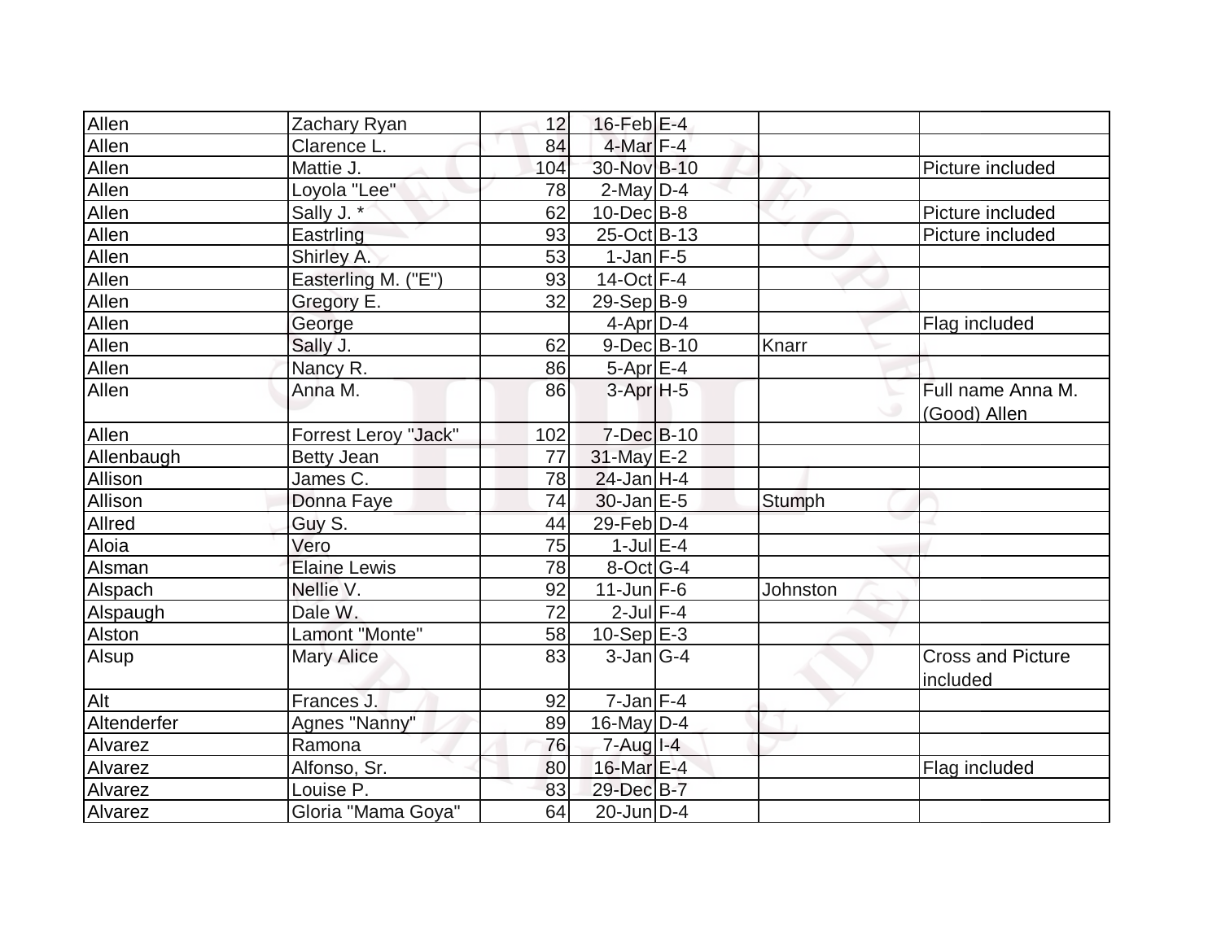| | | | | | | |
|---|---|---|---|---|---|---|
| Allen | Zachary Ryan | 12 | 16-Feb | E-4 | | |
| Allen | Clarence L. | 84 | 4-Mar | F-4 | | |
| Allen | Mattie J. | 104 | 30-Nov | B-10 | | Picture included |
| Allen | Loyola "Lee" | 78 | 2-May | D-4 | | |
| Allen | Sally J. * | 62 | 10-Dec | B-8 | | Picture included |
| Allen | Eastrling | 93 | 25-Oct | B-13 | | Picture included |
| Allen | Shirley A. | 53 | 1-Jan | F-5 | | |
| Allen | Easterling M. ("E") | 93 | 14-Oct | F-4 | | |
| Allen | Gregory E. | 32 | 29-Sep | B-9 | | |
| Allen | George | | 4-Apr | D-4 | | Flag included |
| Allen | Sally J. | 62 | 9-Dec | B-10 | Knarr | |
| Allen | Nancy R. | 86 | 5-Apr | E-4 | | |
| Allen | Anna M. | 86 | 3-Apr | H-5 | | Full name Anna M. (Good) Allen |
| Allen | Forrest Leroy "Jack" | 102 | 7-Dec | B-10 | | |
| Allenbaugh | Betty Jean | 77 | 31-May | E-2 | | |
| Allison | James C. | 78 | 24-Jan | H-4 | | |
| Allison | Donna Faye | 74 | 30-Jan | E-5 | Stumph | |
| Allred | Guy S. | 44 | 29-Feb | D-4 | | |
| Aloia | Vero | 75 | 1-Jul | E-4 | | |
| Alsman | Elaine Lewis | 78 | 8-Oct | G-4 | | |
| Alspach | Nellie V. | 92 | 11-Jun | F-6 | Johnston | |
| Alspaugh | Dale W. | 72 | 2-Jul | F-4 | | |
| Alston | Lamont "Monte" | 58 | 10-Sep | E-3 | | |
| Alsup | Mary Alice | 83 | 3-Jan | G-4 | | Cross and Picture included |
| Alt | Frances J. | 92 | 7-Jan | F-4 | | |
| Altenderfer | Agnes "Nanny" | 89 | 16-May | D-4 | | |
| Alvarez | Ramona | 76 | 7-Aug | I-4 | | |
| Alvarez | Alfonso, Sr. | 80 | 16-Mar | E-4 | | Flag included |
| Alvarez | Louise P. | 83 | 29-Dec | B-7 | | |
| Alvarez | Gloria "Mama Goya" | 64 | 20-Jun | D-4 | | |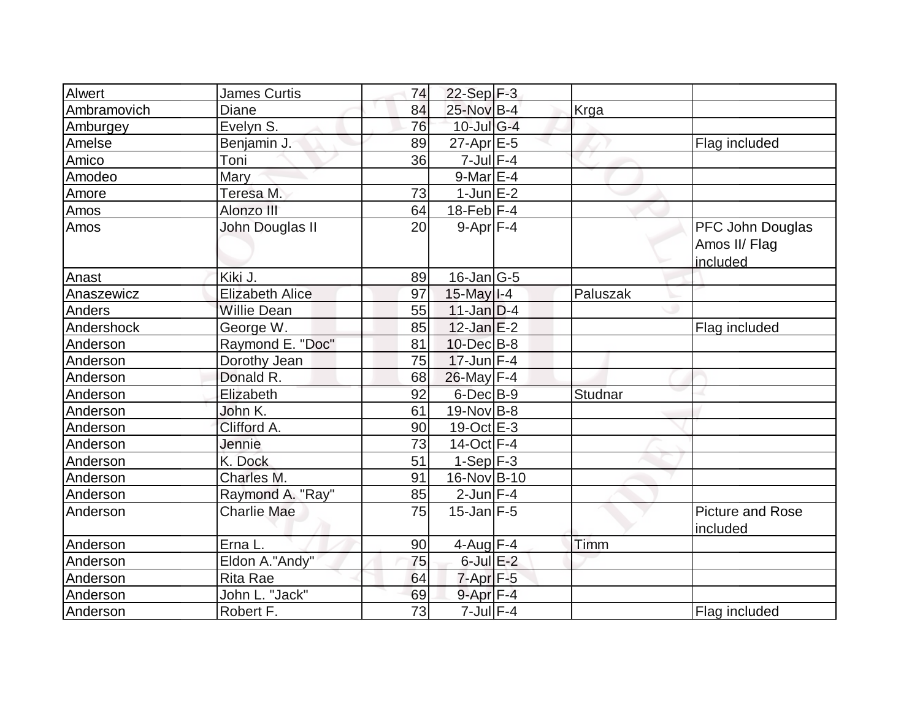| Alwert | James Curtis | 74 | 22-Sep | F-3 | | |
|---|---|---|---|---|---|---|
| Ambramovich | Diane | 84 | 25-Nov | B-4 | Krga | |
| Amburgey | Evelyn S. | 76 | 10-Jul | G-4 | | |
| Amelse | Benjamin J. | 89 | 27-Apr | E-5 | | Flag included |
| Amico | Toni | 36 | 7-Jul | F-4 | | |
| Amodeo | Mary | | 9-Mar | E-4 | | |
| Amore | Teresa M. | 73 | 1-Jun | E-2 | | |
| Amos | Alonzo III | 64 | 18-Feb | F-4 | | |
| Amos | John Douglas II | 20 | 9-Apr | F-4 | | PFC John Douglas Amos II/ Flag included |
| Anast | Kiki J. | 89 | 16-Jan | G-5 | | |
| Anaszewicz | Elizabeth Alice | 97 | 15-May | I-4 | Paluszak | |
| Anders | Willie Dean | 55 | 11-Jan | D-4 | | |
| Andershock | George W. | 85 | 12-Jan | E-2 | | Flag included |
| Anderson | Raymond E. "Doc" | 81 | 10-Dec | B-8 | | |
| Anderson | Dorothy Jean | 75 | 17-Jun | F-4 | | |
| Anderson | Donald R. | 68 | 26-May | F-4 | | |
| Anderson | Elizabeth | 92 | 6-Dec | B-9 | Studnar | |
| Anderson | John K. | 61 | 19-Nov | B-8 | | |
| Anderson | Clifford A. | 90 | 19-Oct | E-3 | | |
| Anderson | Jennie | 73 | 14-Oct | F-4 | | |
| Anderson | K. Dock | 51 | 1-Sep | F-3 | | |
| Anderson | Charles M. | 91 | 16-Nov | B-10 | | |
| Anderson | Raymond A. "Ray" | 85 | 2-Jun | F-4 | | |
| Anderson | Charlie Mae | 75 | 15-Jan | F-5 | | Picture and Rose included |
| Anderson | Erna L. | 90 | 4-Aug | F-4 | Timm | |
| Anderson | Eldon A."Andy" | 75 | 6-Jul | E-2 | | |
| Anderson | Rita Rae | 64 | 7-Apr | F-5 | | |
| Anderson | John L. "Jack" | 69 | 9-Apr | F-4 | | |
| Anderson | Robert F. | 73 | 7-Jul | F-4 | | Flag included |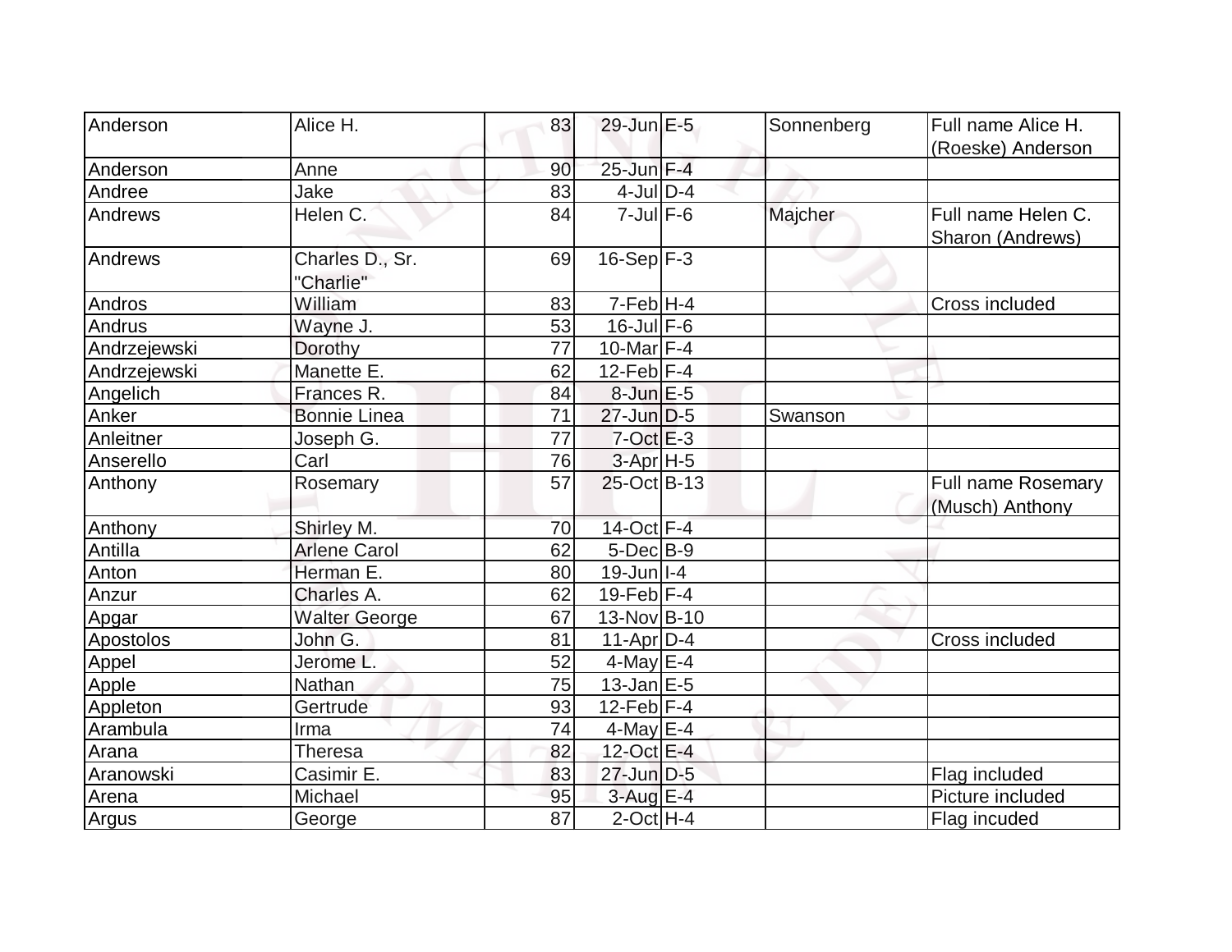| Anderson | Alice H. | 83 | 29-Jun | E-5 | Sonnenberg | Full name Alice H. (Roeske) Anderson |
|---|---|---|---|---|---|---|
| Anderson | Anne | 90 | 25-Jun | F-4 | | |
| Andree | Jake | 83 | 4-Jul | D-4 | | |
| Andrews | Helen C. | 84 | 7-Jul | F-6 | Majcher | Full name Helen C. Sharon (Andrews) |
| Andrews | Charles D., Sr. "Charlie" | 69 | 16-Sep | F-3 | | |
| Andros | William | 83 | 7-Feb | H-4 | | Cross included |
| Andrus | Wayne J. | 53 | 16-Jul | F-6 | | |
| Andrzejewski | Dorothy | 77 | 10-Mar | F-4 | | |
| Andrzejewski | Manette E. | 62 | 12-Feb | F-4 | | |
| Angelich | Frances R. | 84 | 8-Jun | E-5 | | |
| Anker | Bonnie Linea | 71 | 27-Jun | D-5 | Swanson | |
| Anleitner | Joseph G. | 77 | 7-Oct | E-3 | | |
| Anserello | Carl | 76 | 3-Apr | H-5 | | |
| Anthony | Rosemary | 57 | 25-Oct | B-13 | | Full name Rosemary (Musch) Anthony |
| Anthony | Shirley M. | 70 | 14-Oct | F-4 | | |
| Antilla | Arlene Carol | 62 | 5-Dec | B-9 | | |
| Anton | Herman E. | 80 | 19-Jun | I-4 | | |
| Anzur | Charles A. | 62 | 19-Feb | F-4 | | |
| Apgar | Walter George | 67 | 13-Nov | B-10 | | |
| Apostolos | John G. | 81 | 11-Apr | D-4 | | Cross included |
| Appel | Jerome L. | 52 | 4-May | E-4 | | |
| Apple | Nathan | 75 | 13-Jan | E-5 | | |
| Appleton | Gertrude | 93 | 12-Feb | F-4 | | |
| Arambula | Irma | 74 | 4-May | E-4 | | |
| Arana | Theresa | 82 | 12-Oct | E-4 | | |
| Aranowski | Casimir E. | 83 | 27-Jun | D-5 | | Flag included |
| Arena | Michael | 95 | 3-Aug | E-4 | | Picture included |
| Argus | George | 87 | 2-Oct | H-4 | | Flag incuded |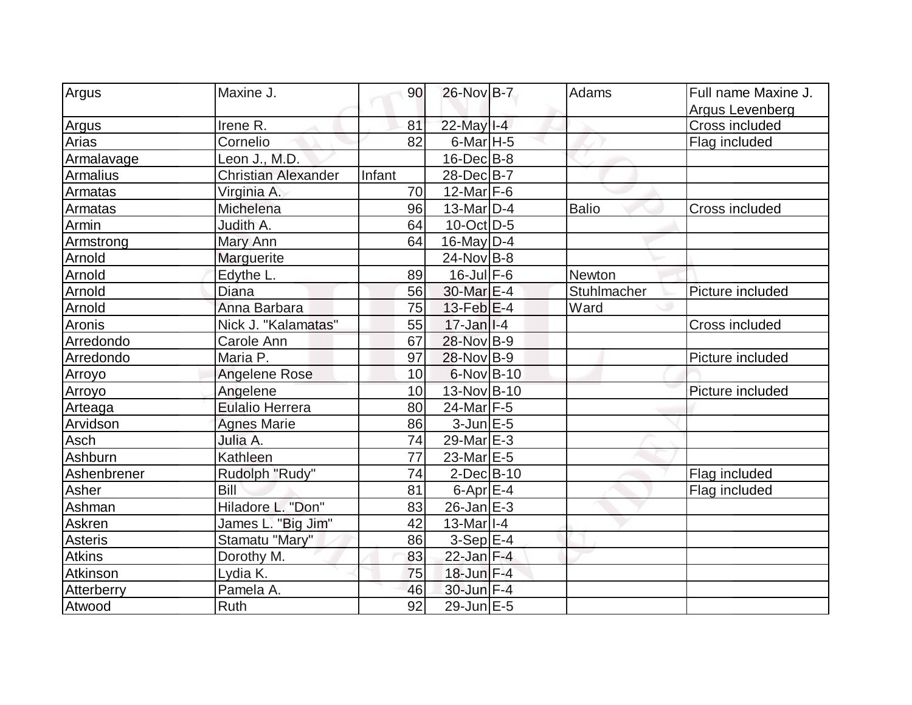| Argus | Maxine J. | 90 | 26-Nov | B-7 | Adams | Full name Maxine J. Argus Levenberg |
|---|---|---|---|---|---|---|
| Argus | Irene R. | 81 | 22-May | I-4 | | Cross included |
| Arias | Cornelio | 82 | 6-Mar | H-5 | | Flag included |
| Armalavage | Leon J., M.D. | | 16-Dec | B-8 | | |
| Armalius | Christian Alexander | Infant | 28-Dec | B-7 | | |
| Armatas | Virginia A. | 70 | 12-Mar | F-6 | | |
| Armatas | Michelena | 96 | 13-Mar | D-4 | Balio | Cross included |
| Armin | Judith A. | 64 | 10-Oct | D-5 | | |
| Armstrong | Mary Ann | 64 | 16-May | D-4 | | |
| Arnold | Marguerite | | 24-Nov | B-8 | | |
| Arnold | Edythe L. | 89 | 16-Jul | F-6 | Newton | |
| Arnold | Diana | 56 | 30-Mar | E-4 | Stuhlmacher | Picture included |
| Arnold | Anna Barbara | 75 | 13-Feb | E-4 | Ward | |
| Aronis | Nick J. "Kalamatas" | 55 | 17-Jan | I-4 | | Cross included |
| Arredondo | Carole Ann | 67 | 28-Nov | B-9 | | |
| Arredondo | Maria P. | 97 | 28-Nov | B-9 | | Picture included |
| Arroyo | Angelene Rose | 10 | 6-Nov | B-10 | | |
| Arroyo | Angelene | 10 | 13-Nov | B-10 | | Picture included |
| Arteaga | Eulalio Herrera | 80 | 24-Mar | F-5 | | |
| Arvidson | Agnes Marie | 86 | 3-Jun | E-5 | | |
| Asch | Julia A. | 74 | 29-Mar | E-3 | | |
| Ashburn | Kathleen | 77 | 23-Mar | E-5 | | |
| Ashenbrener | Rudolph "Rudy" | 74 | 2-Dec | B-10 | | Flag included |
| Asher | Bill | 81 | 6-Apr | E-4 | | Flag included |
| Ashman | Hiladore L. "Don" | 83 | 26-Jan | E-3 | | |
| Askren | James L. "Big Jim" | 42 | 13-Mar | I-4 | | |
| Asteris | Stamatu "Mary" | 86 | 3-Sep | E-4 | | |
| Atkins | Dorothy M. | 83 | 22-Jan | F-4 | | |
| Atkinson | Lydia K. | 75 | 18-Jun | F-4 | | |
| Atterberry | Pamela A. | 46 | 30-Jun | F-4 | | |
| Atwood | Ruth | 92 | 29-Jun | E-5 | | |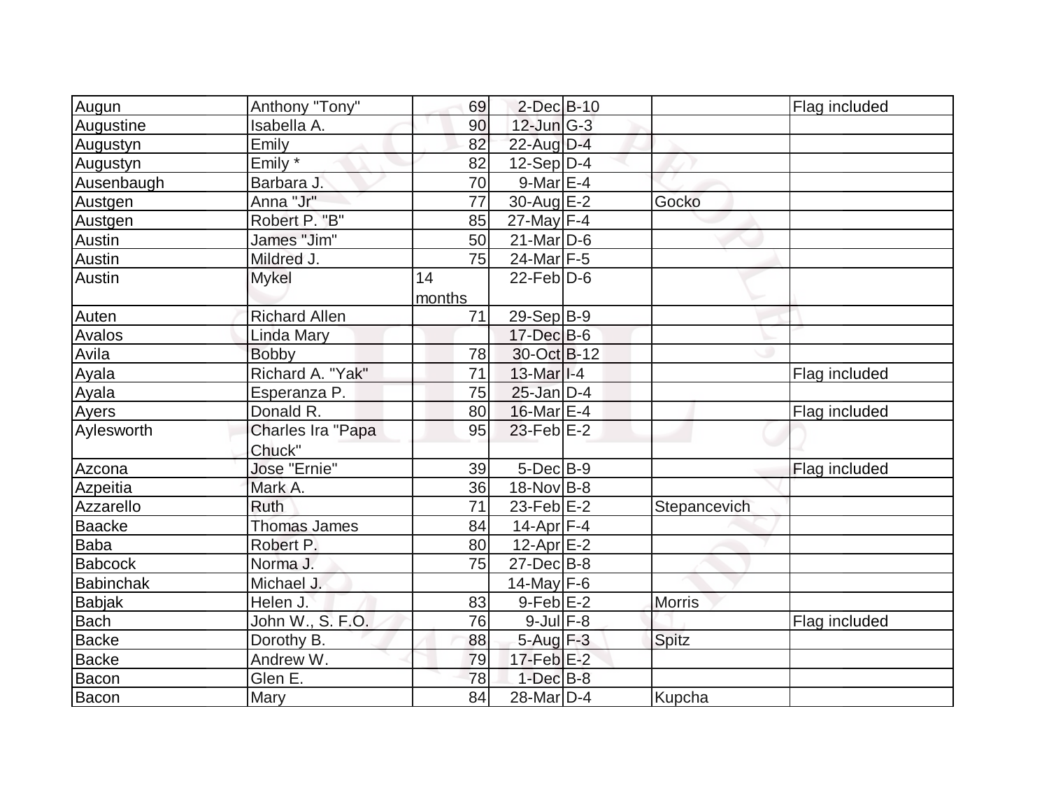| Augun | Anthony "Tony" | 69 | 2-Dec | B-10 | | Flag included |
|---|---|---|---|---|---|---|
| Augustine | Isabella A. | 90 | 12-Jun | G-3 | | |
| Augustyn | Emily | 82 | 22-Aug | D-4 | | |
| Augustyn | Emily * | 82 | 12-Sep | D-4 | | |
| Ausenbaugh | Barbara J. | 70 | 9-Mar | E-4 | | |
| Austgen | Anna "Jr" | 77 | 30-Aug | E-2 | Gocko | |
| Austgen | Robert P. "B" | 85 | 27-May | F-4 | | |
| Austin | James "Jim" | 50 | 21-Mar | D-6 | | |
| Austin | Mildred J. | 75 | 24-Mar | F-5 | | |
| Austin | Mykel | 14 months | 22-Feb | D-6 | | |
| Auten | Richard Allen | 71 | 29-Sep | B-9 | | |
| Avalos | Linda Mary | | 17-Dec | B-6 | | |
| Avila | Bobby | 78 | 30-Oct | B-12 | | |
| Ayala | Richard A. "Yak" | 71 | 13-Mar | I-4 | | Flag included |
| Ayala | Esperanza P. | 75 | 25-Jan | D-4 | | |
| Ayers | Donald R. | 80 | 16-Mar | E-4 | | Flag included |
| Aylesworth | Charles Ira "Papa Chuck" | 95 | 23-Feb | E-2 | | |
| Azcona | Jose "Ernie" | 39 | 5-Dec | B-9 | | Flag included |
| Azpeitia | Mark A. | 36 | 18-Nov | B-8 | | |
| Azzarello | Ruth | 71 | 23-Feb | E-2 | Stepancevich | |
| Baacke | Thomas James | 84 | 14-Apr | F-4 | | |
| Baba | Robert P. | 80 | 12-Apr | E-2 | | |
| Babcock | Norma J. | 75 | 27-Dec | B-8 | | |
| Babinchak | Michael J. | | 14-May | F-6 | | |
| Babjak | Helen J. | 83 | 9-Feb | E-2 | Morris | |
| Bach | John W., S. F.O. | 76 | 9-Jul | F-8 | | Flag included |
| Backe | Dorothy B. | 88 | 5-Aug | F-3 | Spitz | |
| Backe | Andrew W. | 79 | 17-Feb | E-2 | | |
| Bacon | Glen E. | 78 | 1-Dec | B-8 | | |
| Bacon | Mary | 84 | 28-Mar | D-4 | Kupcha | |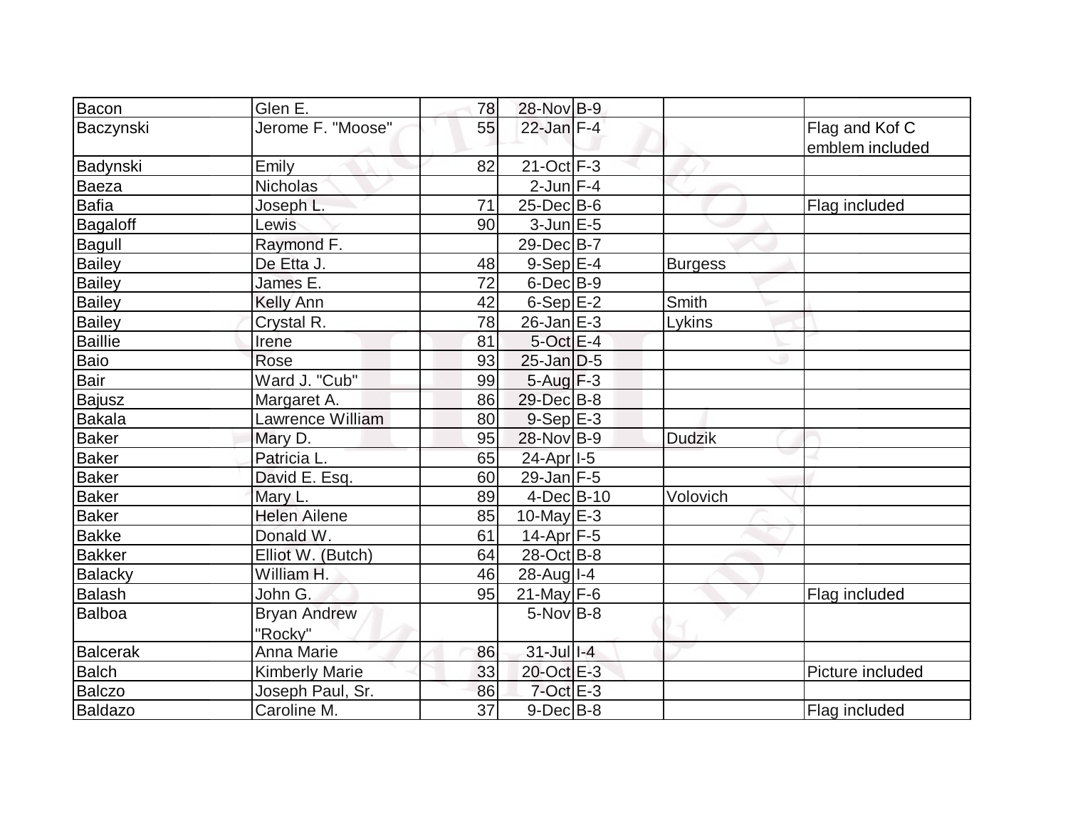| | | | | | | |
|---|---|---|---|---|---|---|
| Bacon | Glen E. | 78 | 28-Nov | B-9 | | |
| Baczynski | Jerome F. "Moose" | 55 | 22-Jan | F-4 | | Flag and Kof C emblem included |
| Badynski | Emily | 82 | 21-Oct | F-3 | | |
| Baeza | Nicholas | | 2-Jun | F-4 | | |
| Bafia | Joseph L. | 71 | 25-Dec | B-6 | | Flag included |
| Bagaloff | Lewis | 90 | 3-Jun | E-5 | | |
| Bagull | Raymond F. | | 29-Dec | B-7 | | |
| Bailey | De Etta J. | 48 | 9-Sep | E-4 | Burgess | |
| Bailey | James E. | 72 | 6-Dec | B-9 | | |
| Bailey | Kelly Ann | 42 | 6-Sep | E-2 | Smith | |
| Bailey | Crystal R. | 78 | 26-Jan | E-3 | Lykins | |
| Baillie | Irene | 81 | 5-Oct | E-4 | | |
| Baio | Rose | 93 | 25-Jan | D-5 | | |
| Bair | Ward J. "Cub" | 99 | 5-Aug | F-3 | | |
| Bajusz | Margaret A. | 86 | 29-Dec | B-8 | | |
| Bakala | Lawrence William | 80 | 9-Sep | E-3 | | |
| Baker | Mary D. | 95 | 28-Nov | B-9 | Dudzik | |
| Baker | Patricia L. | 65 | 24-Apr | I-5 | | |
| Baker | David E. Esq. | 60 | 29-Jan | F-5 | | |
| Baker | Mary L. | 89 | 4-Dec | B-10 | Volovich | |
| Baker | Helen Ailene | 85 | 10-May | E-3 | | |
| Bakke | Donald W. | 61 | 14-Apr | F-5 | | |
| Bakker | Elliot W. (Butch) | 64 | 28-Oct | B-8 | | |
| Balacky | William H. | 46 | 28-Aug | I-4 | | |
| Balash | John G. | 95 | 21-May | F-6 | | Flag included |
| Balboa | Bryan Andrew "Rocky" | | 5-Nov | B-8 | | |
| Balcerak | Anna Marie | 86 | 31-Jul | I-4 | | |
| Balch | Kimberly Marie | 33 | 20-Oct | E-3 | | Picture included |
| Balczo | Joseph Paul, Sr. | 86 | 7-Oct | E-3 | | |
| Baldazo | Caroline M. | 37 | 9-Dec | B-8 | | Flag included |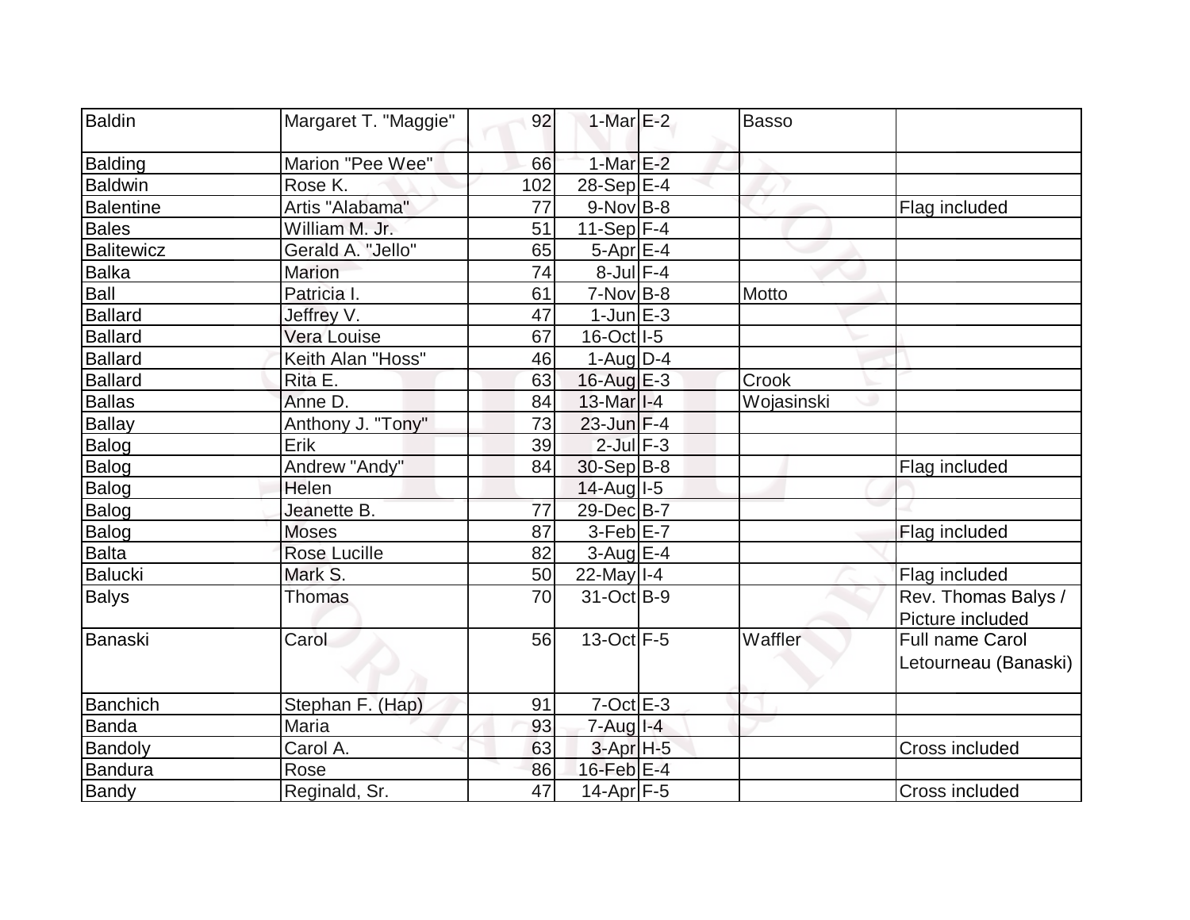| | | | | | | |
|---|---|---|---|---|---|---|
| Baldin | Margaret T. "Maggie" | 92 | 1-Mar | E-2 | Basso | |
| Balding | Marion "Pee Wee" | 66 | 1-Mar | E-2 | | |
| Baldwin | Rose K. | 102 | 28-Sep | E-4 | | |
| Balentine | Artis "Alabama" | 77 | 9-Nov | B-8 | | Flag included |
| Bales | William M. Jr. | 51 | 11-Sep | F-4 | | |
| Balitewicz | Gerald A. "Jello" | 65 | 5-Apr | E-4 | | |
| Balka | Marion | 74 | 8-Jul | F-4 | | |
| Ball | Patricia I. | 61 | 7-Nov | B-8 | Motto | |
| Ballard | Jeffrey V. | 47 | 1-Jun | E-3 | | |
| Ballard | Vera Louise | 67 | 16-Oct | I-5 | | |
| Ballard | Keith Alan "Hoss" | 46 | 1-Aug | D-4 | | |
| Ballard | Rita E. | 63 | 16-Aug | E-3 | Crook | |
| Ballas | Anne D. | 84 | 13-Mar | I-4 | Wojasinski | |
| Ballay | Anthony J. "Tony" | 73 | 23-Jun | F-4 | | |
| Balog | Erik | 39 | 2-Jul | F-3 | | |
| Balog | Andrew "Andy" | 84 | 30-Sep | B-8 | | Flag included |
| Balog | Helen | | 14-Aug | I-5 | | |
| Balog | Jeanette B. | 77 | 29-Dec | B-7 | | |
| Balog | Moses | 87 | 3-Feb | E-7 | | Flag included |
| Balta | Rose Lucille | 82 | 3-Aug | E-4 | | |
| Balucki | Mark S. | 50 | 22-May | I-4 | | Flag included |
| Balys | Thomas | 70 | 31-Oct | B-9 | | Rev. Thomas Balys / Picture included |
| Banaski | Carol | 56 | 13-Oct | F-5 | Waffler | Full name Carol Letourneau (Banaski) |
| Banchich | Stephan F. (Hap) | 91 | 7-Oct | E-3 | | |
| Banda | Maria | 93 | 7-Aug | I-4 | | |
| Bandoly | Carol A. | 63 | 3-Apr | H-5 | | Cross included |
| Bandura | Rose | 86 | 16-Feb | E-4 | | |
| Bandy | Reginald, Sr. | 47 | 14-Apr | F-5 | | Cross included |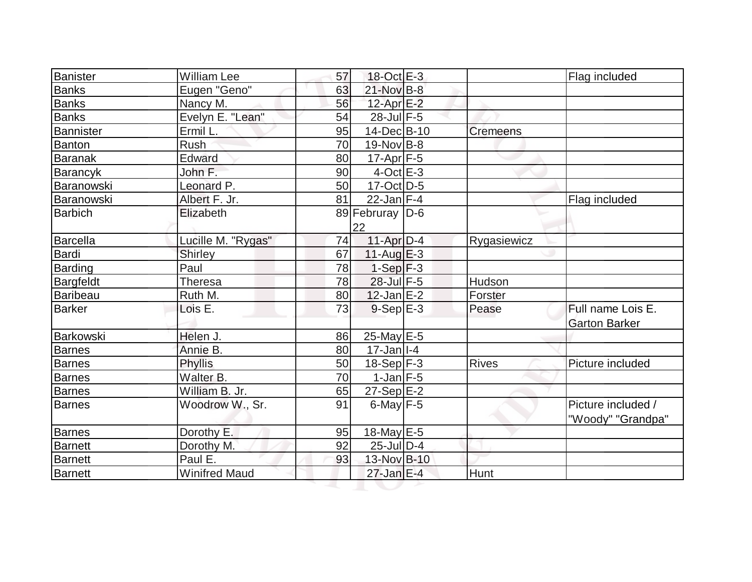| | | | | | | |
|---|---|---|---|---|---|---|
| Banister | William Lee | 57 | 18-Oct | E-3 | | Flag included |
| Banks | Eugen "Geno" | 63 | 21-Nov | B-8 | | |
| Banks | Nancy M. | 56 | 12-Apr | E-2 | | |
| Banks | Evelyn E. "Lean" | 54 | 28-Jul | F-5 | | |
| Bannister | Ermil L. | 95 | 14-Dec | B-10 | Cremeens | |
| Banton | Rush | 70 | 19-Nov | B-8 | | |
| Baranak | Edward | 80 | 17-Apr | F-5 | | |
| Barancyk | John F. | 90 | 4-Oct | E-3 | | |
| Baranowski | Leonard P. | 50 | 17-Oct | D-5 | | |
| Baranowski | Albert F. Jr. | 81 | 22-Jan | F-4 | | Flag included |
| Barbich | Elizabeth | 89 | Februray 22 | D-6 | | |
| Barcella | Lucille M. "Rygas" | 74 | 11-Apr | D-4 | Rygasiewicz | |
| Bardi | Shirley | 67 | 11-Aug | E-3 | | |
| Barding | Paul | 78 | 1-Sep | F-3 | | |
| Bargfeldt | Theresa | 78 | 28-Jul | F-5 | Hudson | |
| Baribeau | Ruth M. | 80 | 12-Jan | E-2 | Forster | |
| Barker | Lois E. | 73 | 9-Sep | E-3 | Pease | Full name Lois E. Garton Barker |
| Barkowski | Helen J. | 86 | 25-May | E-5 | | |
| Barnes | Annie B. | 80 | 17-Jan | I-4 | | |
| Barnes | Phyllis | 50 | 18-Sep | F-3 | Rives | Picture included |
| Barnes | Walter B. | 70 | 1-Jan | F-5 | | |
| Barnes | William B. Jr. | 65 | 27-Sep | E-2 | | |
| Barnes | Woodrow W., Sr. | 91 | 6-May | F-5 | | Picture included / "Woody" "Grandpa" |
| Barnes | Dorothy E. | 95 | 18-May | E-5 | | |
| Barnett | Dorothy M. | 92 | 25-Jul | D-4 | | |
| Barnett | Paul E. | 93 | 13-Nov | B-10 | | |
| Barnett | Winifred Maud | | 27-Jan | E-4 | Hunt | |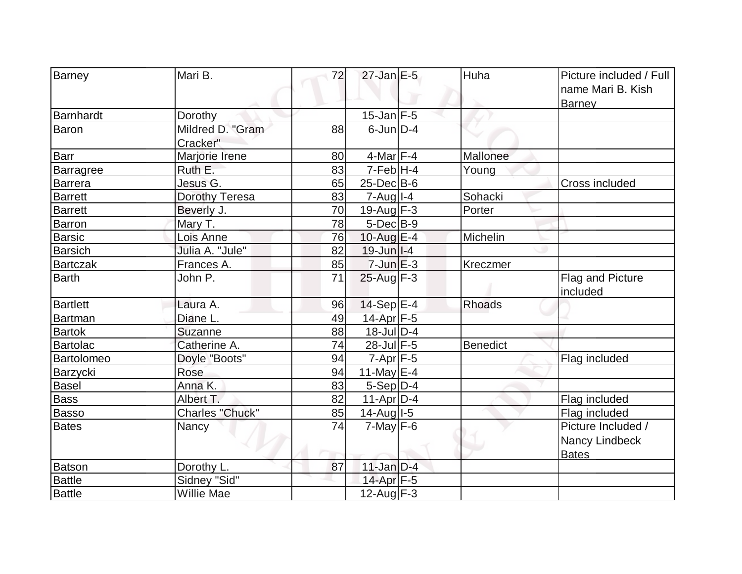| Barney | Mari B. | 72 | 27-Jan | E-5 | Huha | Picture included / Full name Mari B. Kish Barney |
|---|---|---|---|---|---|---|
| Barnhardt | Dorothy | | 15-Jan | F-5 | | |
| Baron | Mildred D. "Gram Cracker" | 88 | 6-Jun | D-4 | | |
| Barr | Marjorie Irene | 80 | 4-Mar | F-4 | Mallonee | |
| Barragree | Ruth E. | 83 | 7-Feb | H-4 | Young | |
| Barrera | Jesus G. | 65 | 25-Dec | B-6 | | Cross included |
| Barrett | Dorothy Teresa | 83 | 7-Aug | I-4 | Sohacki | |
| Barrett | Beverly J. | 70 | 19-Aug | F-3 | Porter | |
| Barron | Mary T. | 78 | 5-Dec | B-9 | | |
| Barsic | Lois Anne | 76 | 10-Aug | E-4 | Michelin | |
| Barsich | Julia A. "Jule" | 82 | 19-Jun | I-4 | | |
| Bartczak | Frances A. | 85 | 7-Jun | E-3 | Kreczmer | |
| Barth | John P. | 71 | 25-Aug | F-3 | | Flag and Picture included |
| Bartlett | Laura A. | 96 | 14-Sep | E-4 | Rhoads | |
| Bartman | Diane L. | 49 | 14-Apr | F-5 | | |
| Bartok | Suzanne | 88 | 18-Jul | D-4 | | |
| Bartolac | Catherine A. | 74 | 28-Jul | F-5 | Benedict | |
| Bartolomeo | Doyle "Boots" | 94 | 7-Apr | F-5 | | Flag included |
| Barzycki | Rose | 94 | 11-May | E-4 | | |
| Basel | Anna K. | 83 | 5-Sep | D-4 | | |
| Bass | Albert T. | 82 | 11-Apr | D-4 | | Flag included |
| Basso | Charles "Chuck" | 85 | 14-Aug | I-5 | | Flag included |
| Bates | Nancy | 74 | 7-May | F-6 | | Picture Included / Nancy Lindbeck Bates |
| Batson | Dorothy L. | 87 | 11-Jan | D-4 | | |
| Battle | Sidney "Sid" | | 14-Apr | F-5 | | |
| Battle | Willie Mae | | 12-Aug | F-3 | | |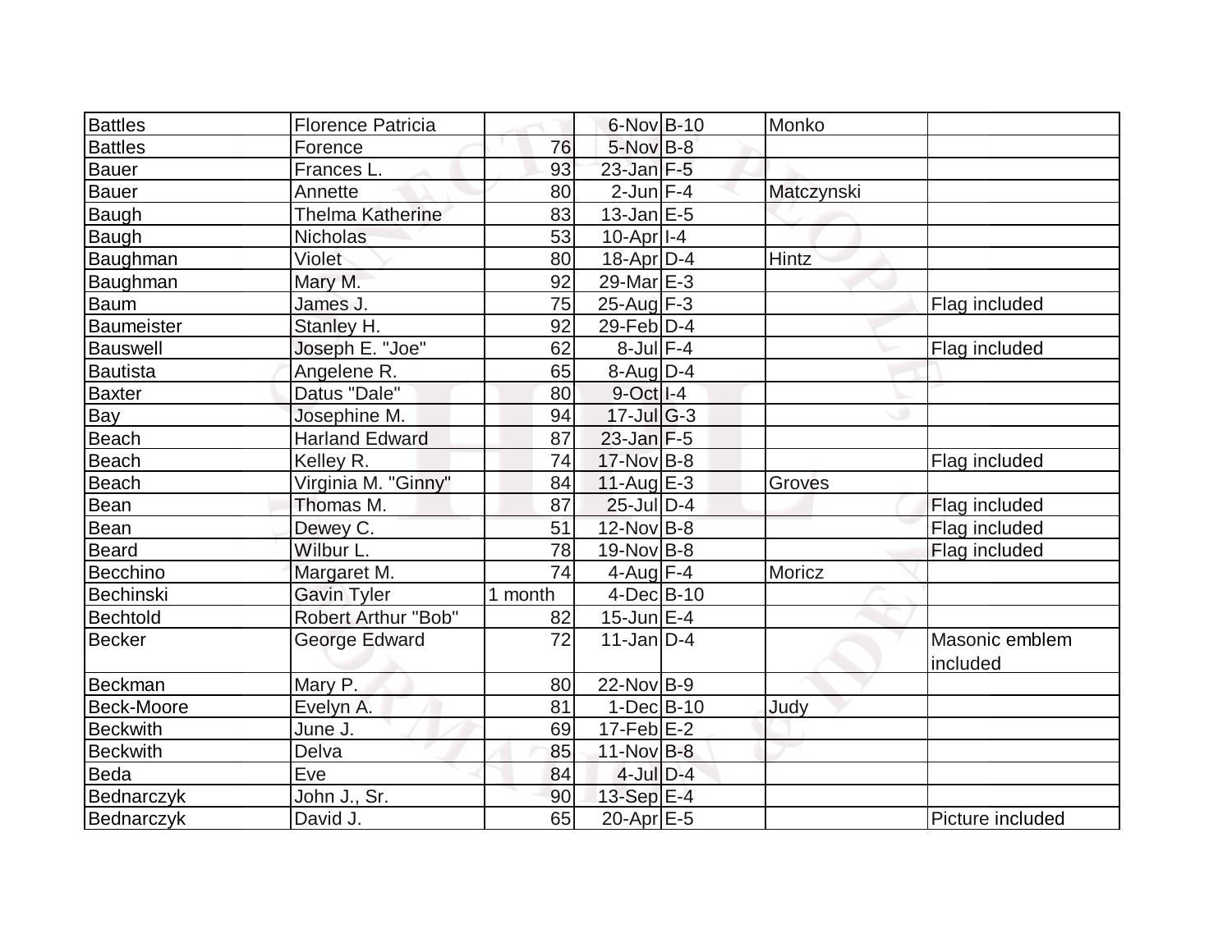| Battles | Florence Patricia | | 6-Nov | B-10 | Monko | |
|---|---|---|---|---|---|---|
| Battles | Forence | 76 | 5-Nov | B-8 | | |
| Bauer | Frances L. | 93 | 23-Jan | F-5 | | |
| Bauer | Annette | 80 | 2-Jun | F-4 | Matczynski | |
| Baugh | Thelma Katherine | 83 | 13-Jan | E-5 | | |
| Baugh | Nicholas | 53 | 10-Apr | I-4 | | |
| Baughman | Violet | 80 | 18-Apr | D-4 | Hintz | |
| Baughman | Mary M. | 92 | 29-Mar | E-3 | | |
| Baum | James J. | 75 | 25-Aug | F-3 | | Flag included |
| Baumeister | Stanley H. | 92 | 29-Feb | D-4 | | |
| Bauswell | Joseph E. "Joe" | 62 | 8-Jul | F-4 | | Flag included |
| Bautista | Angelene R. | 65 | 8-Aug | D-4 | | |
| Baxter | Datus "Dale" | 80 | 9-Oct | I-4 | | |
| Bay | Josephine M. | 94 | 17-Jul | G-3 | | |
| Beach | Harland Edward | 87 | 23-Jan | F-5 | | |
| Beach | Kelley R. | 74 | 17-Nov | B-8 | | Flag included |
| Beach | Virginia M. "Ginny" | 84 | 11-Aug | E-3 | Groves | |
| Bean | Thomas M. | 87 | 25-Jul | D-4 | | Flag included |
| Bean | Dewey C. | 51 | 12-Nov | B-8 | | Flag included |
| Beard | Wilbur L. | 78 | 19-Nov | B-8 | | Flag included |
| Becchino | Margaret M. | 74 | 4-Aug | F-4 | Moricz | |
| Bechinski | Gavin Tyler | 1 month | 4-Dec | B-10 | | |
| Bechtold | Robert Arthur "Bob" | 82 | 15-Jun | E-4 | | |
| Becker | George Edward | 72 | 11-Jan | D-4 | | Masonic emblem included |
| Beckman | Mary P. | 80 | 22-Nov | B-9 | | |
| Beck-Moore | Evelyn A. | 81 | 1-Dec | B-10 | Judy | |
| Beckwith | June J. | 69 | 17-Feb | E-2 | | |
| Beckwith | Delva | 85 | 11-Nov | B-8 | | |
| Beda | Eve | 84 | 4-Jul | D-4 | | |
| Bednarczyk | John J., Sr. | 90 | 13-Sep | E-4 | | |
| Bednarczyk | David J. | 65 | 20-Apr | E-5 | | Picture included |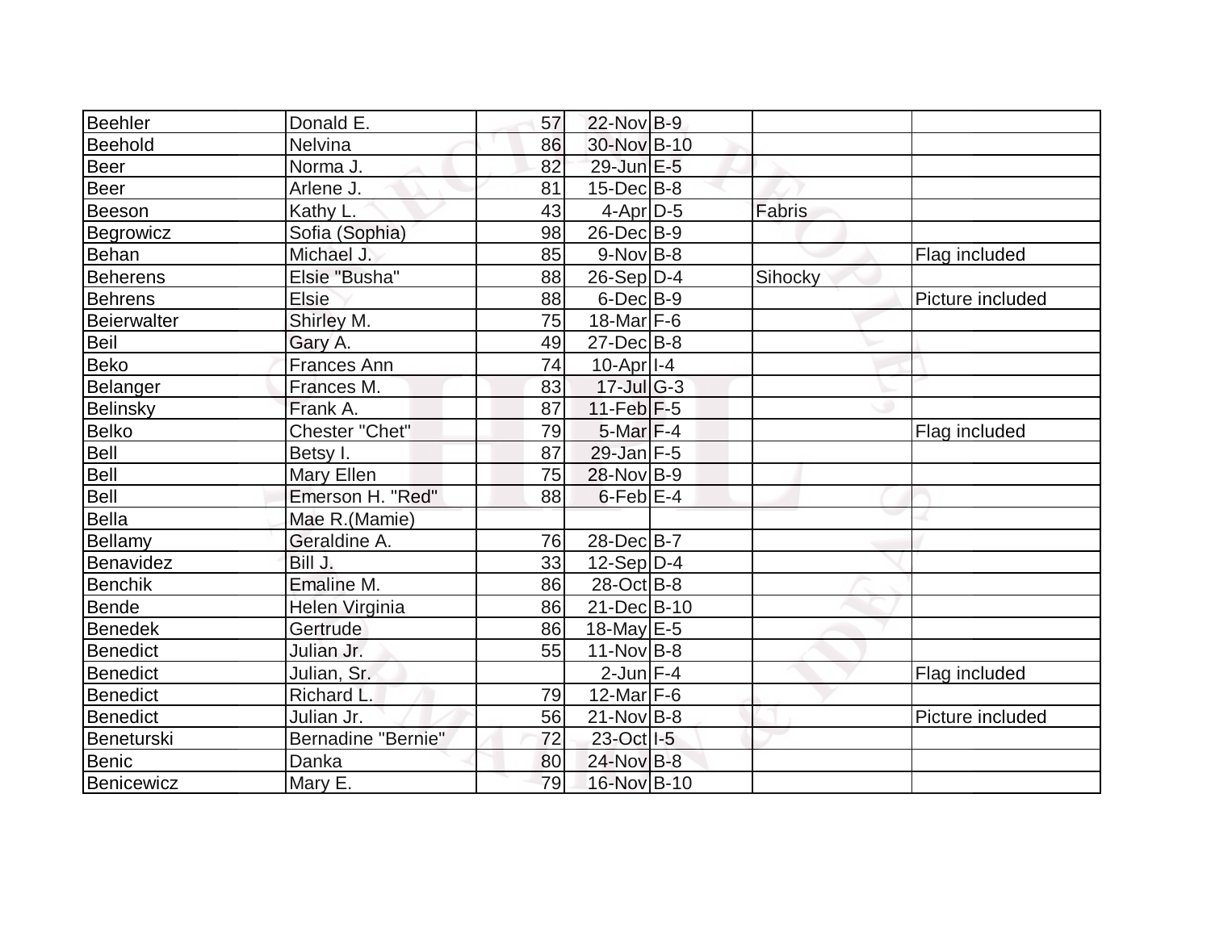| | | | | | | |
|---|---|---|---|---|---|---|
| Beehler | Donald E. | 57 | 22-Nov | B-9 | | |
| Beehold | Nelvina | 86 | 30-Nov | B-10 | | |
| Beer | Norma J. | 82 | 29-Jun | E-5 | | |
| Beer | Arlene J. | 81 | 15-Dec | B-8 | | |
| Beeson | Kathy L. | 43 | 4-Apr | D-5 | Fabris | |
| Begrowicz | Sofia (Sophia) | 98 | 26-Dec | B-9 | | |
| Behan | Michael J. | 85 | 9-Nov | B-8 | | Flag included |
| Beherens | Elsie "Busha" | 88 | 26-Sep | D-4 | Sihocky | |
| Behrens | Elsie | 88 | 6-Dec | B-9 | | Picture included |
| Beierwalter | Shirley M. | 75 | 18-Mar | F-6 | | |
| Beil | Gary A. | 49 | 27-Dec | B-8 | | |
| Beko | Frances Ann | 74 | 10-Apr | I-4 | | |
| Belanger | Frances M. | 83 | 17-Jul | G-3 | | |
| Belinsky | Frank A. | 87 | 11-Feb | F-5 | | |
| Belko | Chester "Chet" | 79 | 5-Mar | F-4 | | Flag included |
| Bell | Betsy I. | 87 | 29-Jan | F-5 | | |
| Bell | Mary Ellen | 75 | 28-Nov | B-9 | | |
| Bell | Emerson H. "Red" | 88 | 6-Feb | E-4 | | |
| Bella | Mae R.(Mamie) | | | | | |
| Bellamy | Geraldine A. | 76 | 28-Dec | B-7 | | |
| Benavidez | Bill J. | 33 | 12-Sep | D-4 | | |
| Benchik | Emaline M. | 86 | 28-Oct | B-8 | | |
| Bende | Helen Virginia | 86 | 21-Dec | B-10 | | |
| Benedek | Gertrude | 86 | 18-May | E-5 | | |
| Benedict | Julian Jr. | 55 | 11-Nov | B-8 | | |
| Benedict | Julian, Sr. | | 2-Jun | F-4 | | Flag included |
| Benedict | Richard L. | 79 | 12-Mar | F-6 | | |
| Benedict | Julian Jr. | 56 | 21-Nov | B-8 | | Picture included |
| Beneturski | Bernadine "Bernie" | 72 | 23-Oct | I-5 | | |
| Benic | Danka | 80 | 24-Nov | B-8 | | |
| Benicewicz | Mary E. | 79 | 16-Nov | B-10 | | |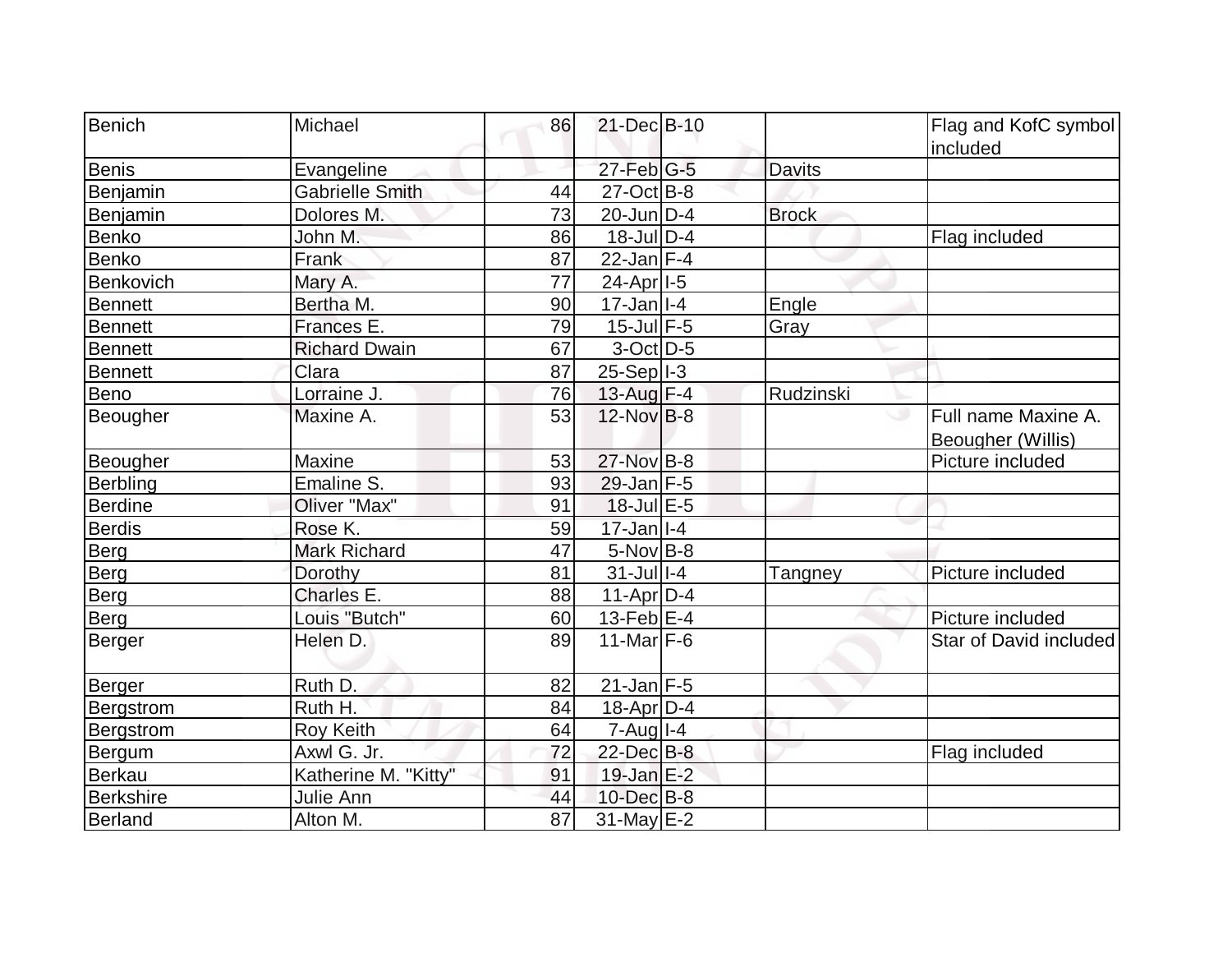| | | | | | | |
|---|---|---|---|---|---|---|
| Benich | Michael | 86 | 21-Dec | B-10 | | Flag and KofC symbol included |
| Benis | Evangeline | | 27-Feb | G-5 | Davits | |
| Benjamin | Gabrielle Smith | 44 | 27-Oct | B-8 | | |
| Benjamin | Dolores M. | 73 | 20-Jun | D-4 | Brock | |
| Benko | John M. | 86 | 18-Jul | D-4 | | Flag included |
| Benko | Frank | 87 | 22-Jan | F-4 | | |
| Benkovich | Mary A. | 77 | 24-Apr | I-5 | | |
| Bennett | Bertha M. | 90 | 17-Jan | I-4 | Engle | |
| Bennett | Frances E. | 79 | 15-Jul | F-5 | Gray | |
| Bennett | Richard Dwain | 67 | 3-Oct | D-5 | | |
| Bennett | Clara | 87 | 25-Sep | I-3 | | |
| Beno | Lorraine J. | 76 | 13-Aug | F-4 | Rudzinski | |
| Beougher | Maxine A. | 53 | 12-Nov | B-8 | | Full name Maxine A. Beougher (Willis) |
| Beougher | Maxine | 53 | 27-Nov | B-8 | | Picture included |
| Berbling | Emaline S. | 93 | 29-Jan | F-5 | | |
| Berdine | Oliver "Max" | 91 | 18-Jul | E-5 | | |
| Berdis | Rose K. | 59 | 17-Jan | I-4 | | |
| Berg | Mark Richard | 47 | 5-Nov | B-8 | | |
| Berg | Dorothy | 81 | 31-Jul | I-4 | Tangney | Picture included |
| Berg | Charles E. | 88 | 11-Apr | D-4 | | |
| Berg | Louis "Butch" | 60 | 13-Feb | E-4 | | Picture included |
| Berger | Helen D. | 89 | 11-Mar | F-6 | | Star of David included |
| Berger | Ruth D. | 82 | 21-Jan | F-5 | | |
| Bergstrom | Ruth H. | 84 | 18-Apr | D-4 | | |
| Bergstrom | Roy Keith | 64 | 7-Aug | I-4 | | |
| Bergum | Axwl G. Jr. | 72 | 22-Dec | B-8 | | Flag included |
| Berkau | Katherine M. "Kitty" | 91 | 19-Jan | E-2 | | |
| Berkshire | Julie Ann | 44 | 10-Dec | B-8 | | |
| Berland | Alton M. | 87 | 31-May | E-2 | | |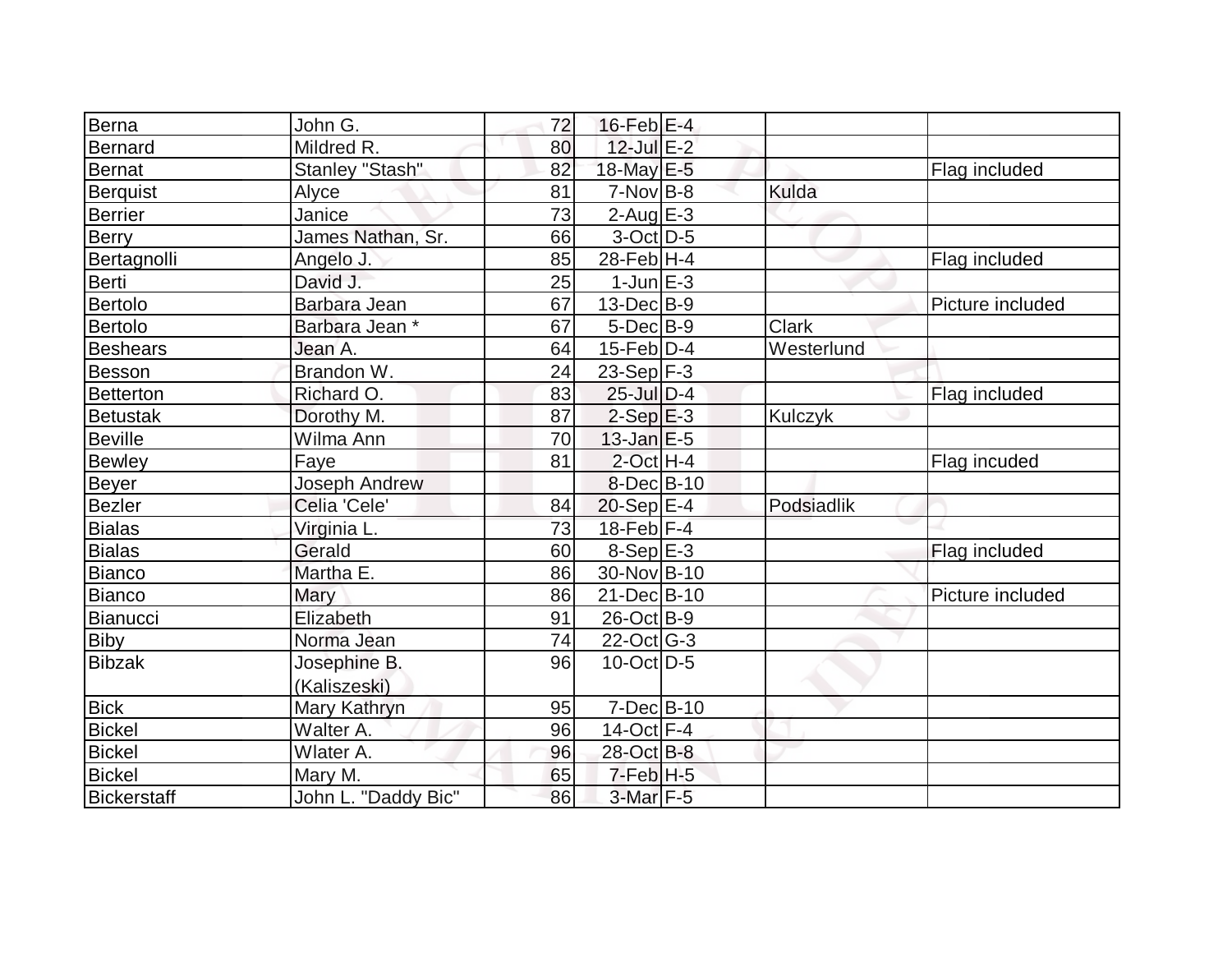| | | | | | | |
|---|---|---|---|---|---|---|
| Berna | John G. | 72 | 16-Feb | E-4 | | |
| Bernard | Mildred R. | 80 | 12-Jul | E-2 | | |
| Bernat | Stanley "Stash" | 82 | 18-May | E-5 | | Flag included |
| Berquist | Alyce | 81 | 7-Nov | B-8 | Kulda | |
| Berrier | Janice | 73 | 2-Aug | E-3 | | |
| Berry | James Nathan, Sr. | 66 | 3-Oct | D-5 | | |
| Bertagnolli | Angelo J. | 85 | 28-Feb | H-4 | | Flag included |
| Berti | David J. | 25 | 1-Jun | E-3 | | |
| Bertolo | Barbara Jean | 67 | 13-Dec | B-9 | | Picture included |
| Bertolo | Barbara Jean * | 67 | 5-Dec | B-9 | Clark | |
| Beshears | Jean A. | 64 | 15-Feb | D-4 | Westerlund | |
| Besson | Brandon W. | 24 | 23-Sep | F-3 | | |
| Betterton | Richard O. | 83 | 25-Jul | D-4 | | Flag included |
| Betustak | Dorothy M. | 87 | 2-Sep | E-3 | Kulczyk | |
| Beville | Wilma Ann | 70 | 13-Jan | E-5 | | |
| Bewley | Faye | 81 | 2-Oct | H-4 | | Flag incuded |
| Beyer | Joseph Andrew | | 8-Dec | B-10 | | |
| Bezler | Celia 'Cele' | 84 | 20-Sep | E-4 | Podsiadlik | |
| Bialas | Virginia L. | 73 | 18-Feb | F-4 | | |
| Bialas | Gerald | 60 | 8-Sep | E-3 | | Flag included |
| Bianco | Martha E. | 86 | 30-Nov | B-10 | | |
| Bianco | Mary | 86 | 21-Dec | B-10 | | Picture included |
| Bianucci | Elizabeth | 91 | 26-Oct | B-9 | | |
| Biby | Norma Jean | 74 | 22-Oct | G-3 | | |
| Bibzak | Josephine B. (Kaliszeski) | 96 | 10-Oct | D-5 | | |
| Bick | Mary Kathryn | 95 | 7-Dec | B-10 | | |
| Bickel | Walter A. | 96 | 14-Oct | F-4 | | |
| Bickel | Wlater A. | 96 | 28-Oct | B-8 | | |
| Bickel | Mary M. | 65 | 7-Feb | H-5 | | |
| Bickerstaff | John L. "Daddy Bic" | 86 | 3-Mar | F-5 | | |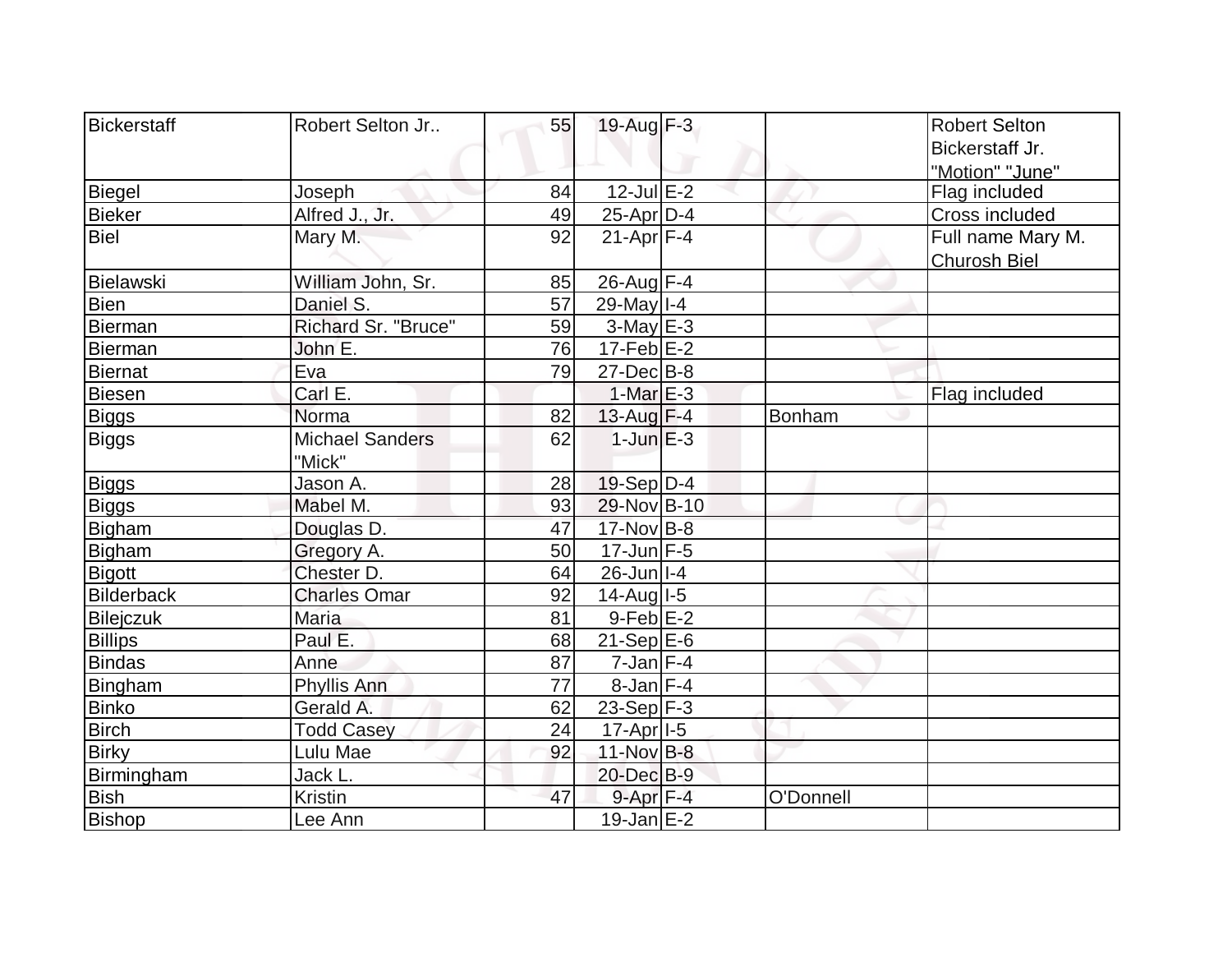| Bickerstaff | Robert Selton Jr.. | 55 | 19-Aug | F-3 | | Robert Selton Bickerstaff Jr. "Motion" "June" |
|---|---|---|---|---|---|---|
| Biegel | Joseph | 84 | 12-Jul | E-2 | | Flag included |
| Bieker | Alfred J., Jr. | 49 | 25-Apr | D-4 | | Cross included |
| Biel | Mary M. | 92 | 21-Apr | F-4 | | Full name Mary M. Churosh Biel |
| Bielawski | William John, Sr. | 85 | 26-Aug | F-4 | | |
| Bien | Daniel S. | 57 | 29-May | I-4 | | |
| Bierman | Richard Sr. "Bruce" | 59 | 3-May | E-3 | | |
| Bierman | John E. | 76 | 17-Feb | E-2 | | |
| Biernat | Eva | 79 | 27-Dec | B-8 | | |
| Biesen | Carl E. | | 1-Mar | E-3 | | Flag included |
| Biggs | Norma | 82 | 13-Aug | F-4 | Bonham | |
| Biggs | Michael Sanders "Mick" | 62 | 1-Jun | E-3 | | |
| Biggs | Jason A. | 28 | 19-Sep | D-4 | | |
| Biggs | Mabel M. | 93 | 29-Nov | B-10 | | |
| Bigham | Douglas D. | 47 | 17-Nov | B-8 | | |
| Bigham | Gregory A. | 50 | 17-Jun | F-5 | | |
| Bigott | Chester D. | 64 | 26-Jun | I-4 | | |
| Bilderback | Charles Omar | 92 | 14-Aug | I-5 | | |
| Bilejczuk | Maria | 81 | 9-Feb | E-2 | | |
| Billips | Paul E. | 68 | 21-Sep | E-6 | | |
| Bindas | Anne | 87 | 7-Jan | F-4 | | |
| Bingham | Phyllis Ann | 77 | 8-Jan | F-4 | | |
| Binko | Gerald A. | 62 | 23-Sep | F-3 | | |
| Birch | Todd Casey | 24 | 17-Apr | I-5 | | |
| Birky | Lulu Mae | 92 | 11-Nov | B-8 | | |
| Birmingham | Jack L. | | 20-Dec | B-9 | | |
| Bish | Kristin | 47 | 9-Apr | F-4 | O'Donnell | |
| Bishop | Lee Ann | | 19-Jan | E-2 | | |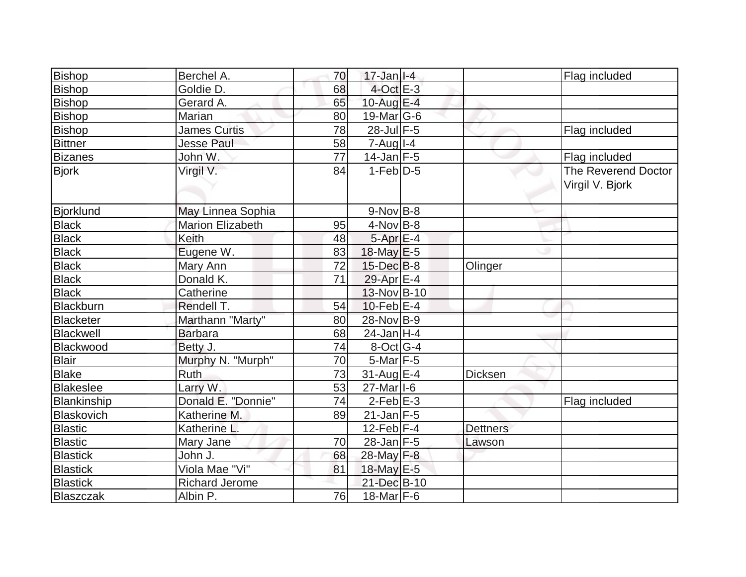| | | | | | | |
|---|---|---|---|---|---|---|
| Bishop | Berchel A. | 70 | 17-Jan | I-4 | | Flag included |
| Bishop | Goldie D. | 68 | 4-Oct | E-3 | | |
| Bishop | Gerard A. | 65 | 10-Aug | E-4 | | |
| Bishop | Marian | 80 | 19-Mar | G-6 | | |
| Bishop | James Curtis | 78 | 28-Jul | F-5 | | Flag included |
| Bittner | Jesse Paul | 58 | 7-Aug | I-4 | | |
| Bizanes | John W. | 77 | 14-Jan | F-5 | | Flag included |
| Bjork | Virgil V. | 84 | 1-Feb | D-5 | | The Reverend Doctor Virgil V. Bjork |
| Bjorklund | May Linnea Sophia | | 9-Nov | B-8 | | |
| Black | Marion Elizabeth | 95 | 4-Nov | B-8 | | |
| Black | Keith | 48 | 5-Apr | E-4 | | |
| Black | Eugene W. | 83 | 18-May | E-5 | | |
| Black | Mary Ann | 72 | 15-Dec | B-8 | Olinger | |
| Black | Donald K. | 71 | 29-Apr | E-4 | | |
| Black | Catherine | | 13-Nov | B-10 | | |
| Blackburn | Rendell T. | 54 | 10-Feb | E-4 | | |
| Blacketer | Marthann "Marty" | 80 | 28-Nov | B-9 | | |
| Blackwell | Barbara | 68 | 24-Jan | H-4 | | |
| Blackwood | Betty J. | 74 | 8-Oct | G-4 | | |
| Blair | Murphy N. "Murph" | 70 | 5-Mar | F-5 | | |
| Blake | Ruth | 73 | 31-Aug | E-4 | Dicksen | |
| Blakeslee | Larry W. | 53 | 27-Mar | I-6 | | |
| Blankinship | Donald E. "Donnie" | 74 | 2-Feb | E-3 | | Flag included |
| Blaskovich | Katherine M. | 89 | 21-Jan | F-5 | | |
| Blastic | Katherine L. | | 12-Feb | F-4 | Dettners | |
| Blastic | Mary Jane | 70 | 28-Jan | F-5 | Lawson | |
| Blastick | John J. | 68 | 28-May | F-8 | | |
| Blastick | Viola Mae "Vi" | 81 | 18-May | E-5 | | |
| Blastick | Richard Jerome | | 21-Dec | B-10 | | |
| Blaszczak | Albin P. | 76 | 18-Mar | F-6 | | |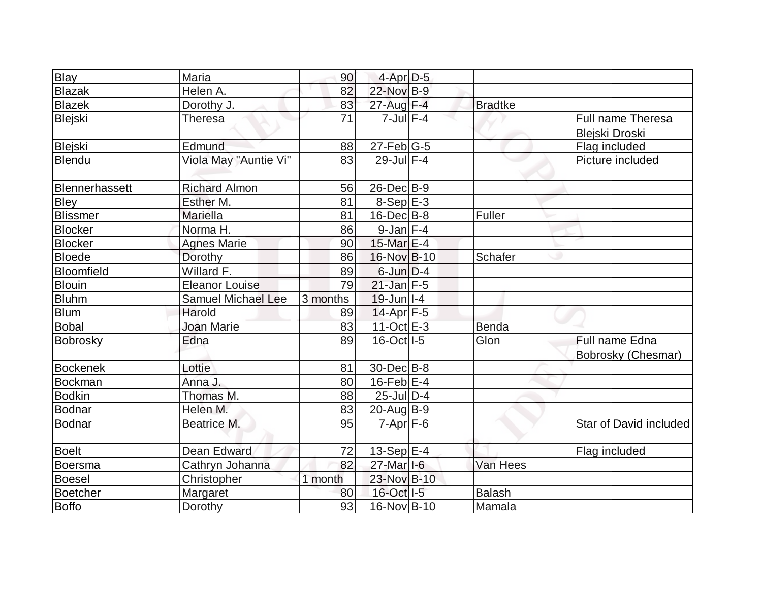| Blay | Maria | 90 | 4-Apr | D-5 | | |
|---|---|---|---|---|---|---|
| Blazak | Helen A. | 82 | 22-Nov | B-9 | | |
| Blazek | Dorothy J. | 83 | 27-Aug | F-4 | Bradtke | |
| Blejski | Theresa | 71 | 7-Jul | F-4 | | Full name Theresa Blejski Droski |
| Blejski | Edmund | 88 | 27-Feb | G-5 | | Flag included |
| Blendu | Viola May "Auntie Vi" | 83 | 29-Jul | F-4 | | Picture included |
| Blennerhassett | Richard Almon | 56 | 26-Dec | B-9 | | |
| Bley | Esther M. | 81 | 8-Sep | E-3 | | |
| Blissmer | Mariella | 81 | 16-Dec | B-8 | Fuller | |
| Blocker | Norma H. | 86 | 9-Jan | F-4 | | |
| Blocker | Agnes Marie | 90 | 15-Mar | E-4 | | |
| Bloede | Dorothy | 86 | 16-Nov | B-10 | Schafer | |
| Bloomfield | Willard F. | 89 | 6-Jun | D-4 | | |
| Blouin | Eleanor Louise | 79 | 21-Jan | F-5 | | |
| Bluhm | Samuel Michael Lee | 3 months | 19-Jun | I-4 | | |
| Blum | Harold | 89 | 14-Apr | F-5 | | |
| Bobal | Joan Marie | 83 | 11-Oct | E-3 | Benda | |
| Bobrosky | Edna | 89 | 16-Oct | I-5 | Glon | Full name Edna Bobrosky (Chesmar) |
| Bockenek | Lottie | 81 | 30-Dec | B-8 | | |
| Bockman | Anna J. | 80 | 16-Feb | E-4 | | |
| Bodkin | Thomas M. | 88 | 25-Jul | D-4 | | |
| Bodnar | Helen M. | 83 | 20-Aug | B-9 | | |
| Bodnar | Beatrice M. | 95 | 7-Apr | F-6 | | Star of David included |
| Boelt | Dean Edward | 72 | 13-Sep | E-4 | | Flag included |
| Boersma | Cathryn Johanna | 82 | 27-Mar | I-6 | Van Hees | |
| Boesel | Christopher | 1 month | 23-Nov | B-10 | | |
| Boetcher | Margaret | 80 | 16-Oct | I-5 | Balash | |
| Boffo | Dorothy | 93 | 16-Nov | B-10 | Mamala | |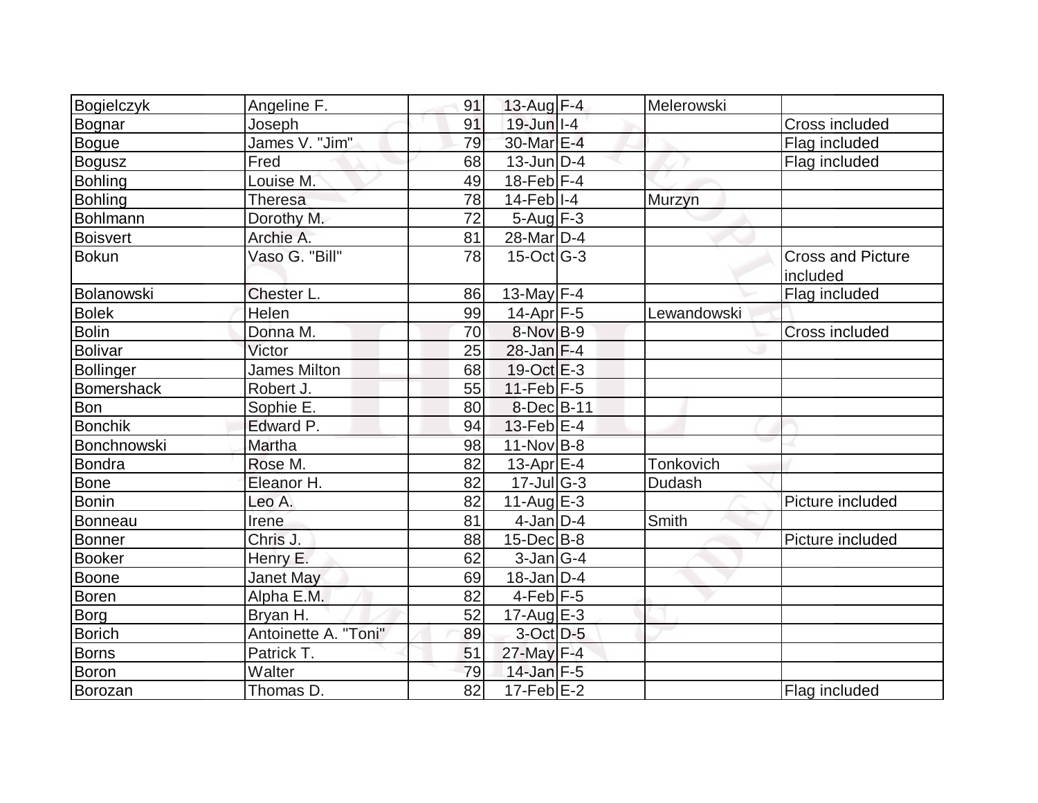| Bogielczyk | Angeline F. | 91 | 13-Aug | F-4 | Melerowski | |
|---|---|---|---|---|---|---|
| Bognar | Joseph | 91 | 19-Jun | I-4 | | Cross included |
| Bogue | James V. "Jim" | 79 | 30-Mar | E-4 | | Flag included |
| Bogusz | Fred | 68 | 13-Jun | D-4 | | Flag included |
| Bohling | Louise M. | 49 | 18-Feb | F-4 | | |
| Bohling | Theresa | 78 | 14-Feb | I-4 | Murzyn | |
| Bohlmann | Dorothy M. | 72 | 5-Aug | F-3 | | |
| Boisvert | Archie A. | 81 | 28-Mar | D-4 | | |
| Bokun | Vaso G. "Bill" | 78 | 15-Oct | G-3 | | Cross and Picture included |
| Bolanowski | Chester L. | 86 | 13-May | F-4 | | Flag included |
| Bolek | Helen | 99 | 14-Apr | F-5 | Lewandowski | |
| Bolin | Donna M. | 70 | 8-Nov | B-9 | | Cross included |
| Bolivar | Victor | 25 | 28-Jan | F-4 | | |
| Bollinger | James Milton | 68 | 19-Oct | E-3 | | |
| Bomershack | Robert J. | 55 | 11-Feb | F-5 | | |
| Bon | Sophie E. | 80 | 8-Dec | B-11 | | |
| Bonchik | Edward P. | 94 | 13-Feb | E-4 | | |
| Bonchnowski | Martha | 98 | 11-Nov | B-8 | | |
| Bondra | Rose M. | 82 | 13-Apr | E-4 | Tonkovich | |
| Bone | Eleanor H. | 82 | 17-Jul | G-3 | Dudash | |
| Bonin | Leo A. | 82 | 11-Aug | E-3 | | Picture included |
| Bonneau | Irene | 81 | 4-Jan | D-4 | Smith | |
| Bonner | Chris J. | 88 | 15-Dec | B-8 | | Picture included |
| Booker | Henry E. | 62 | 3-Jan | G-4 | | |
| Boone | Janet May | 69 | 18-Jan | D-4 | | |
| Boren | Alpha E.M. | 82 | 4-Feb | F-5 | | |
| Borg | Bryan H. | 52 | 17-Aug | E-3 | | |
| Borich | Antoinette A. "Toni" | 89 | 3-Oct | D-5 | | |
| Borns | Patrick T. | 51 | 27-May | F-4 | | |
| Boron | Walter | 79 | 14-Jan | F-5 | | |
| Borozan | Thomas D. | 82 | 17-Feb | E-2 | | Flag included |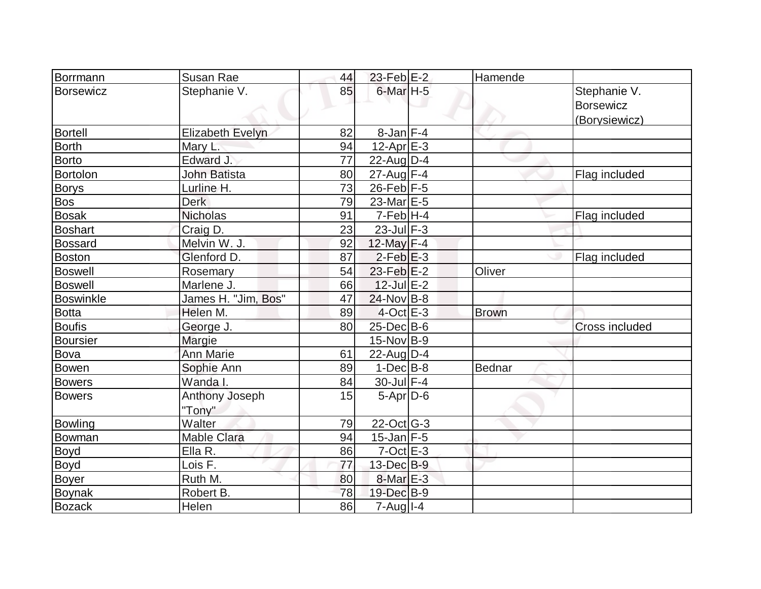| Borrmann | Susan Rae | 44 | 23-Feb | E-2 | Hamende | |
|---|---|---|---|---|---|---|
| Borsewicz | Stephanie V. | 85 | 6-Mar | H-5 | | Stephanie V. Borsewicz (Borysiewicz) |
| Bortell | Elizabeth Evelyn | 82 | 8-Jan | F-4 | | |
| Borth | Mary L. | 94 | 12-Apr | E-3 | | |
| Borto | Edward J. | 77 | 22-Aug | D-4 | | |
| Bortolon | John Batista | 80 | 27-Aug | F-4 | | Flag included |
| Borys | Lurline H. | 73 | 26-Feb | F-5 | | |
| Bos | Derk | 79 | 23-Mar | E-5 | | |
| Bosak | Nicholas | 91 | 7-Feb | H-4 | | Flag included |
| Boshart | Craig D. | 23 | 23-Jul | F-3 | | |
| Bossard | Melvin W. J. | 92 | 12-May | F-4 | | |
| Boston | Glenford D. | 87 | 2-Feb | E-3 | | Flag included |
| Boswell | Rosemary | 54 | 23-Feb | E-2 | Oliver | |
| Boswell | Marlene J. | 66 | 12-Jul | E-2 | | |
| Boswinkle | James H. "Jim, Bos" | 47 | 24-Nov | B-8 | | |
| Botta | Helen M. | 89 | 4-Oct | E-3 | Brown | |
| Boufis | George J. | 80 | 25-Dec | B-6 | | Cross included |
| Boursier | Margie | | 15-Nov | B-9 | | |
| Bova | Ann Marie | 61 | 22-Aug | D-4 | | |
| Bowen | Sophie Ann | 89 | 1-Dec | B-8 | Bednar | |
| Bowers | Wanda I. | 84 | 30-Jul | F-4 | | |
| Bowers | Anthony Joseph "Tony" | 15 | 5-Apr | D-6 | | |
| Bowling | Walter | 79 | 22-Oct | G-3 | | |
| Bowman | Mable Clara | 94 | 15-Jan | F-5 | | |
| Boyd | Ella R. | 86 | 7-Oct | E-3 | | |
| Boyd | Lois F. | 77 | 13-Dec | B-9 | | |
| Boyer | Ruth M. | 80 | 8-Mar | E-3 | | |
| Boynak | Robert B. | 78 | 19-Dec | B-9 | | |
| Bozack | Helen | 86 | 7-Aug | I-4 | | |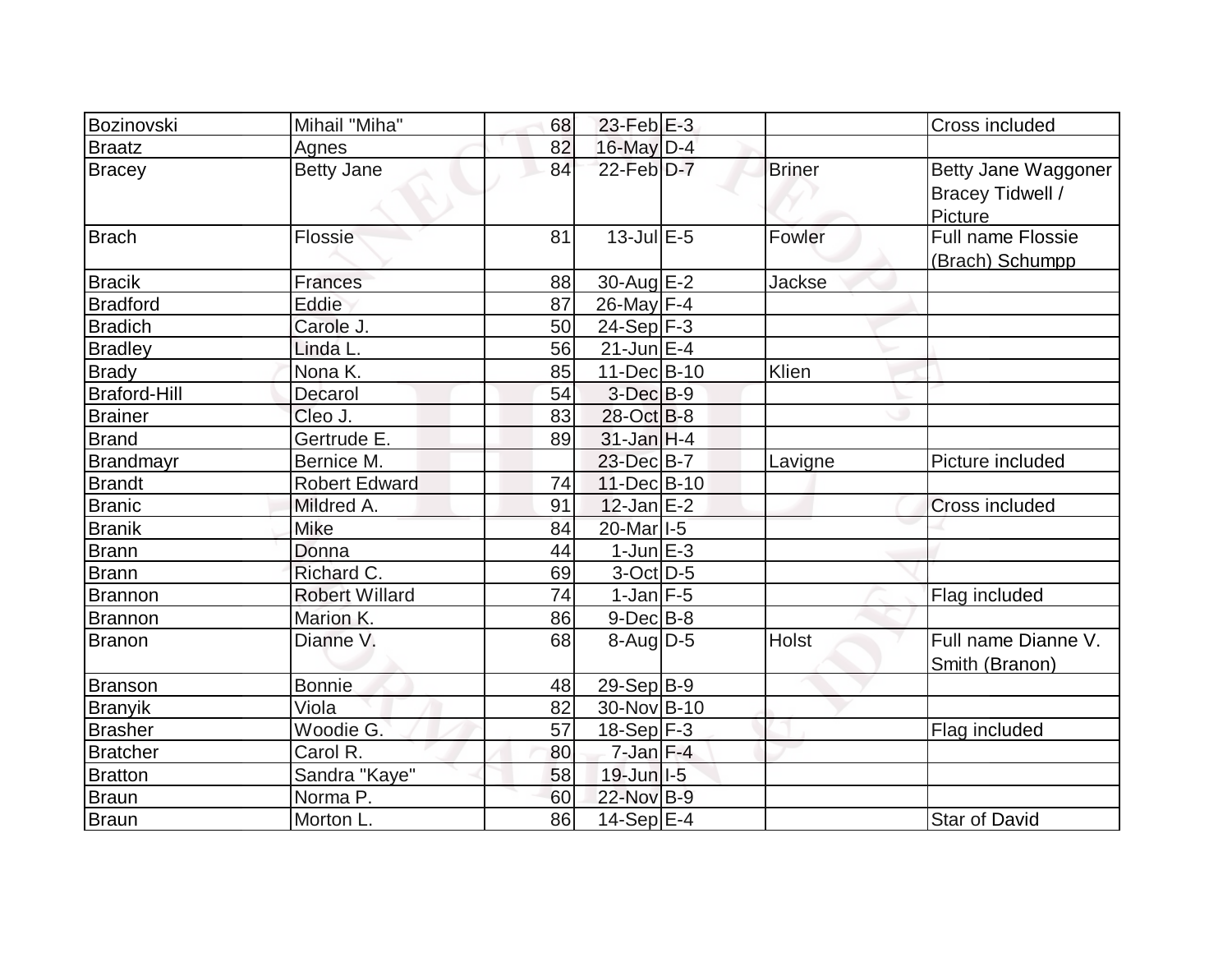| Bozinovski | Mihail "Miha" | 68 | 23-Feb | E-3 | | Cross included |
|---|---|---|---|---|---|---|
| Braatz | Agnes | 82 | 16-May | D-4 | | |
| Bracey | Betty Jane | 84 | 22-Feb | D-7 | Briner | Betty Jane Waggoner Bracey Tidwell / Picture |
| Brach | Flossie | 81 | 13-Jul | E-5 | Fowler | Full name Flossie (Brach) Schumpp |
| Bracik | Frances | 88 | 30-Aug | E-2 | Jackse | |
| Bradford | Eddie | 87 | 26-May | F-4 | | |
| Bradich | Carole J. | 50 | 24-Sep | F-3 | | |
| Bradley | Linda L. | 56 | 21-Jun | E-4 | | |
| Brady | Nona K. | 85 | 11-Dec | B-10 | Klien | |
| Braford-Hill | Decarol | 54 | 3-Dec | B-9 | | |
| Brainer | Cleo J. | 83 | 28-Oct | B-8 | | |
| Brand | Gertrude E. | 89 | 31-Jan | H-4 | | |
| Brandmayr | Bernice M. | | 23-Dec | B-7 | Lavigne | Picture included |
| Brandt | Robert Edward | 74 | 11-Dec | B-10 | | |
| Branic | Mildred A. | 91 | 12-Jan | E-2 | | Cross included |
| Branik | Mike | 84 | 20-Mar | I-5 | | |
| Brann | Donna | 44 | 1-Jun | E-3 | | |
| Brann | Richard C. | 69 | 3-Oct | D-5 | | |
| Brannon | Robert Willard | 74 | 1-Jan | F-5 | | Flag included |
| Brannon | Marion K. | 86 | 9-Dec | B-8 | | |
| Branon | Dianne V. | 68 | 8-Aug | D-5 | Holst | Full name Dianne V. Smith (Branon) |
| Branson | Bonnie | 48 | 29-Sep | B-9 | | |
| Branyik | Viola | 82 | 30-Nov | B-10 | | |
| Brasher | Woodie G. | 57 | 18-Sep | F-3 | | Flag included |
| Bratcher | Carol R. | 80 | 7-Jan | F-4 | | |
| Bratton | Sandra "Kaye" | 58 | 19-Jun | I-5 | | |
| Braun | Norma P. | 60 | 22-Nov | B-9 | | |
| Braun | Morton L. | 86 | 14-Sep | E-4 | | Star of David |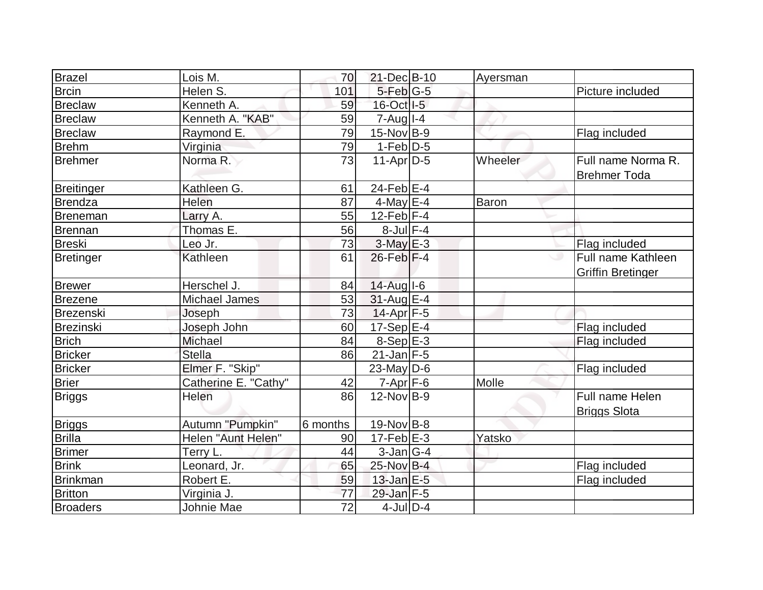| | | | | | | |
|---|---|---|---|---|---|---|
| Brazel | Lois M. | 70 | 21-Dec | B-10 | Ayersman | |
| Brcin | Helen S. | 101 | 5-Feb | G-5 | | Picture included |
| Breclaw | Kenneth A. | 59 | 16-Oct | I-5 | | |
| Breclaw | Kenneth A. "KAB" | 59 | 7-Aug | I-4 | | |
| Breclaw | Raymond E. | 79 | 15-Nov | B-9 | | Flag included |
| Brehm | Virginia | 79 | 1-Feb | D-5 | | |
| Brehmer | Norma R. | 73 | 11-Apr | D-5 | Wheeler | Full name Norma R. Brehmer Toda |
| Breitinger | Kathleen G. | 61 | 24-Feb | E-4 | | |
| Brendza | Helen | 87 | 4-May | E-4 | Baron | |
| Breneman | Larry A. | 55 | 12-Feb | F-4 | | |
| Brennan | Thomas E. | 56 | 8-Jul | F-4 | | |
| Breski | Leo Jr. | 73 | 3-May | E-3 | | Flag included |
| Bretinger | Kathleen | 61 | 26-Feb | F-4 | | Full name Kathleen Griffin Bretinger |
| Brewer | Herschel J. | 84 | 14-Aug | I-6 | | |
| Brezene | Michael James | 53 | 31-Aug | E-4 | | |
| Brezenski | Joseph | 73 | 14-Apr | F-5 | | |
| Brezinski | Joseph John | 60 | 17-Sep | E-4 | | Flag included |
| Brich | Michael | 84 | 8-Sep | E-3 | | Flag included |
| Bricker | Stella | 86 | 21-Jan | F-5 | | |
| Bricker | Elmer F. "Skip" | | 23-May | D-6 | | Flag included |
| Brier | Catherine E. "Cathy" | 42 | 7-Apr | F-6 | Molle | |
| Briggs | Helen | 86 | 12-Nov | B-9 | | Full name Helen Briggs Slota |
| Briggs | Autumn "Pumpkin" | 6 months | 19-Nov | B-8 | | |
| Brilla | Helen "Aunt Helen" | 90 | 17-Feb | E-3 | Yatsko | |
| Brimer | Terry L. | 44 | 3-Jan | G-4 | | |
| Brink | Leonard, Jr. | 65 | 25-Nov | B-4 | | Flag included |
| Brinkman | Robert E. | 59 | 13-Jan | E-5 | | Flag included |
| Britton | Virginia J. | 77 | 29-Jan | F-5 | | |
| Broaders | Johnie Mae | 72 | 4-Jul | D-4 | | |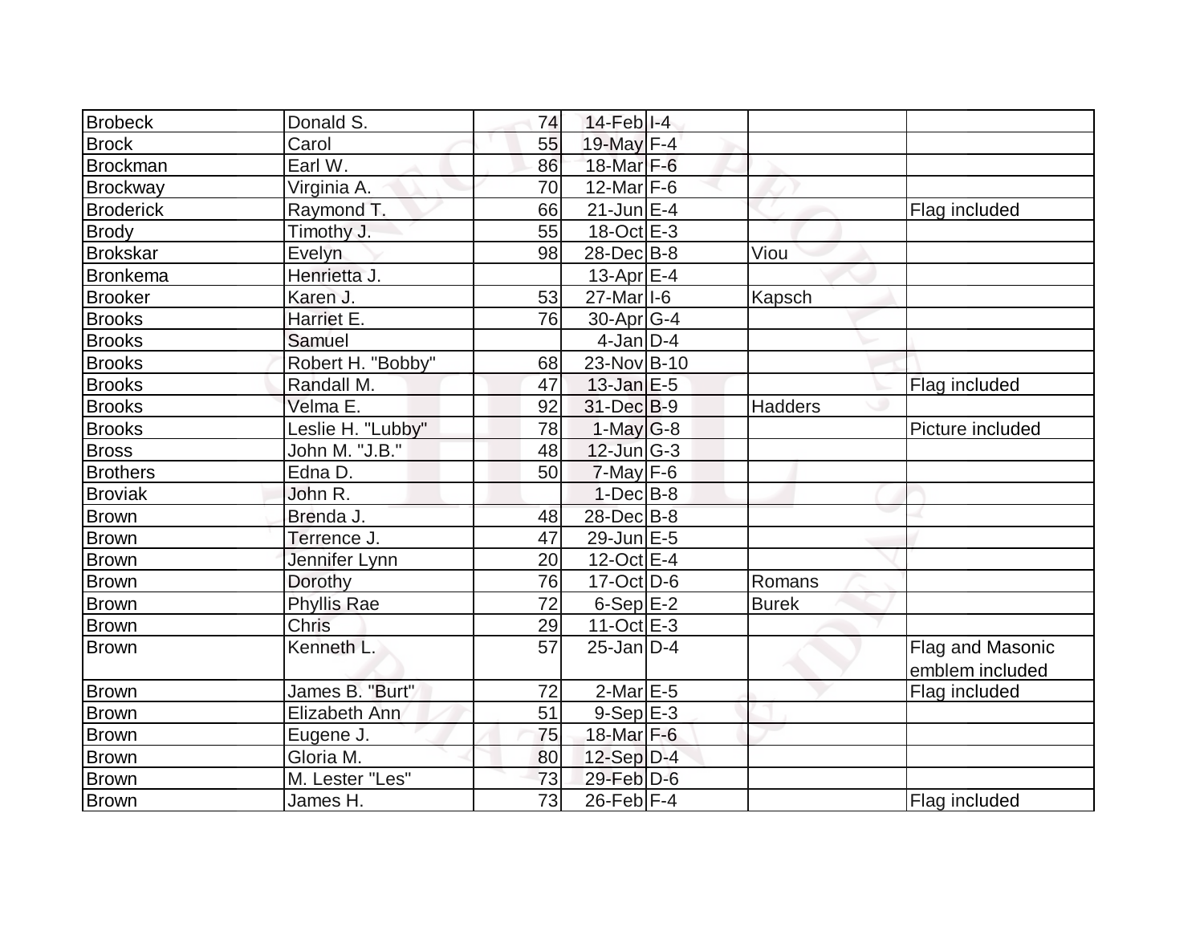| Brobeck | Donald S. | 74 | 14-Feb | I-4 | | |
|---|---|---|---|---|---|---|
| Brock | Carol | 55 | 19-May | F-4 | | |
| Brockman | Earl W. | 86 | 18-Mar | F-6 | | |
| Brockway | Virginia A. | 70 | 12-Mar | F-6 | | |
| Broderick | Raymond T. | 66 | 21-Jun | E-4 | | Flag included |
| Brody | Timothy J. | 55 | 18-Oct | E-3 | | |
| Brokskar | Evelyn | 98 | 28-Dec | B-8 | Viou | |
| Bronkema | Henrietta J. | | 13-Apr | E-4 | | |
| Brooker | Karen J. | 53 | 27-Mar | I-6 | Kapsch | |
| Brooks | Harriet E. | 76 | 30-Apr | G-4 | | |
| Brooks | Samuel | | 4-Jan | D-4 | | |
| Brooks | Robert H. "Bobby" | 68 | 23-Nov | B-10 | | |
| Brooks | Randall M. | 47 | 13-Jan | E-5 | | Flag included |
| Brooks | Velma E. | 92 | 31-Dec | B-9 | Hadders | |
| Brooks | Leslie H. "Lubby" | 78 | 1-May | G-8 | | Picture included |
| Bross | John M. "J.B." | 48 | 12-Jun | G-3 | | |
| Brothers | Edna D. | 50 | 7-May | F-6 | | |
| Broviak | John R. | | 1-Dec | B-8 | | |
| Brown | Brenda J. | 48 | 28-Dec | B-8 | | |
| Brown | Terrence J. | 47 | 29-Jun | E-5 | | |
| Brown | Jennifer Lynn | 20 | 12-Oct | E-4 | | |
| Brown | Dorothy | 76 | 17-Oct | D-6 | Romans | |
| Brown | Phyllis Rae | 72 | 6-Sep | E-2 | Burek | |
| Brown | Chris | 29 | 11-Oct | E-3 | | |
| Brown | Kenneth L. | 57 | 25-Jan | D-4 | | Flag and Masonic emblem included |
| Brown | James B. "Burt" | 72 | 2-Mar | E-5 | | Flag included |
| Brown | Elizabeth Ann | 51 | 9-Sep | E-3 | | |
| Brown | Eugene J. | 75 | 18-Mar | F-6 | | |
| Brown | Gloria M. | 80 | 12-Sep | D-4 | | |
| Brown | M. Lester "Les" | 73 | 29-Feb | D-6 | | |
| Brown | James H. | 73 | 26-Feb | F-4 | | Flag included |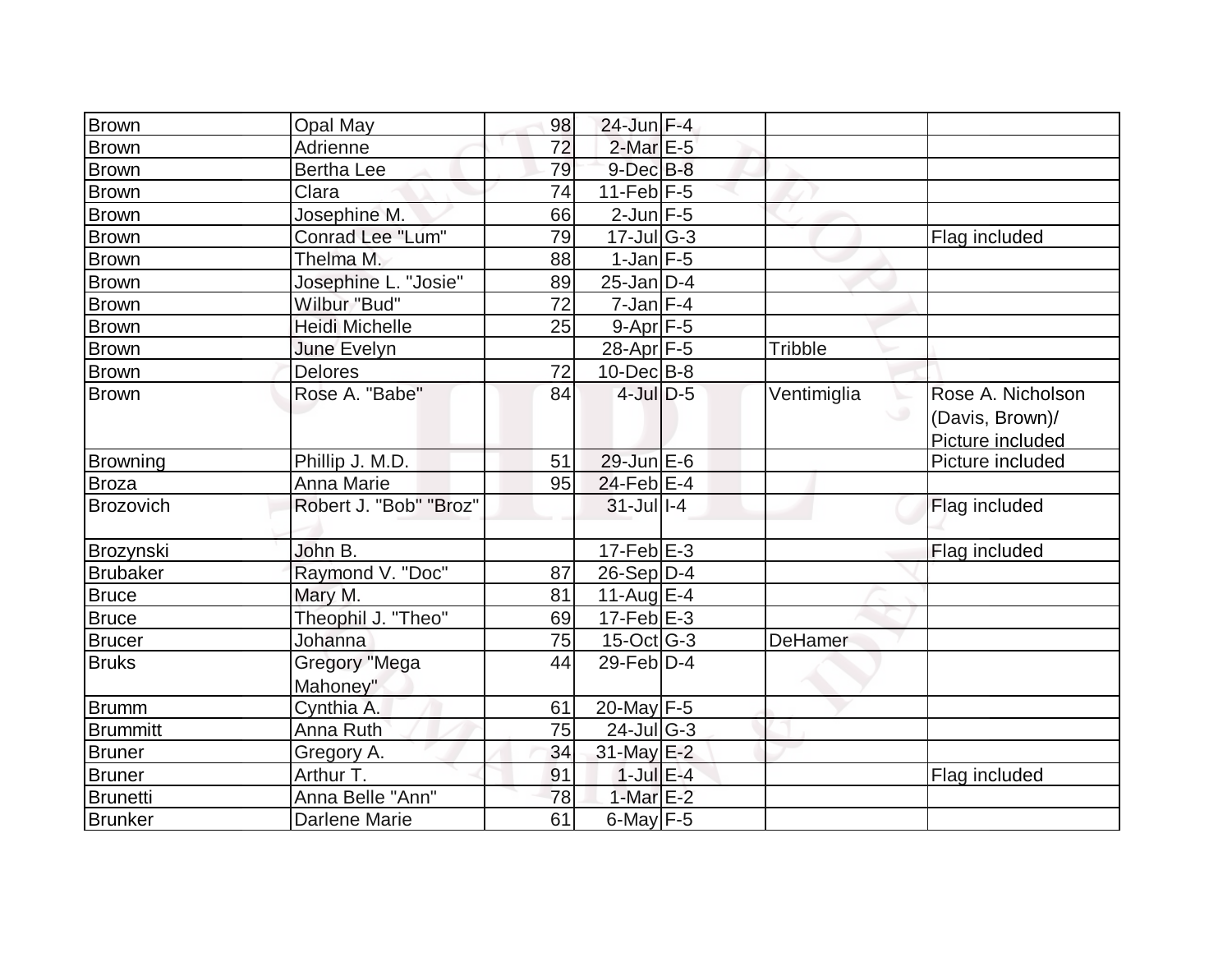| | | | | | | |
|---|---|---|---|---|---|---|
| Brown | Opal May | 98 | 24-Jun | F-4 | | |
| Brown | Adrienne | 72 | 2-Mar | E-5 | | |
| Brown | Bertha Lee | 79 | 9-Dec | B-8 | | |
| Brown | Clara | 74 | 11-Feb | F-5 | | |
| Brown | Josephine M. | 66 | 2-Jun | F-5 | | |
| Brown | Conrad Lee "Lum" | 79 | 17-Jul | G-3 | | Flag included |
| Brown | Thelma M. | 88 | 1-Jan | F-5 | | |
| Brown | Josephine L. "Josie" | 89 | 25-Jan | D-4 | | |
| Brown | Wilbur "Bud" | 72 | 7-Jan | F-4 | | |
| Brown | Heidi Michelle | 25 | 9-Apr | F-5 | | |
| Brown | June Evelyn | | 28-Apr | F-5 | Tribble | |
| Brown | Delores | 72 | 10-Dec | B-8 | | |
| Brown | Rose A. "Babe" | 84 | 4-Jul | D-5 | Ventimiglia | Rose A. Nicholson (Davis, Brown)/ Picture included |
| Browning | Phillip J. M.D. | 51 | 29-Jun | E-6 | | Picture included |
| Broza | Anna Marie | 95 | 24-Feb | E-4 | | |
| Brozovich | Robert J. "Bob" "Broz" | | 31-Jul | I-4 | | Flag included |
| Brozynski | John B. | | 17-Feb | E-3 | | Flag included |
| Brubaker | Raymond V. "Doc" | 87 | 26-Sep | D-4 | | |
| Bruce | Mary M. | 81 | 11-Aug | E-4 | | |
| Bruce | Theophil J. "Theo" | 69 | 17-Feb | E-3 | | |
| Brucer | Johanna | 75 | 15-Oct | G-3 | DeHamer | |
| Bruks | Gregory "Mega Mahoney" | 44 | 29-Feb | D-4 | | |
| Brumm | Cynthia A. | 61 | 20-May | F-5 | | |
| Brummitt | Anna Ruth | 75 | 24-Jul | G-3 | | |
| Bruner | Gregory A. | 34 | 31-May | E-2 | | |
| Bruner | Arthur T. | 91 | 1-Jul | E-4 | | Flag included |
| Brunetti | Anna Belle "Ann" | 78 | 1-Mar | E-2 | | |
| Brunker | Darlene Marie | 61 | 6-May | F-5 | | |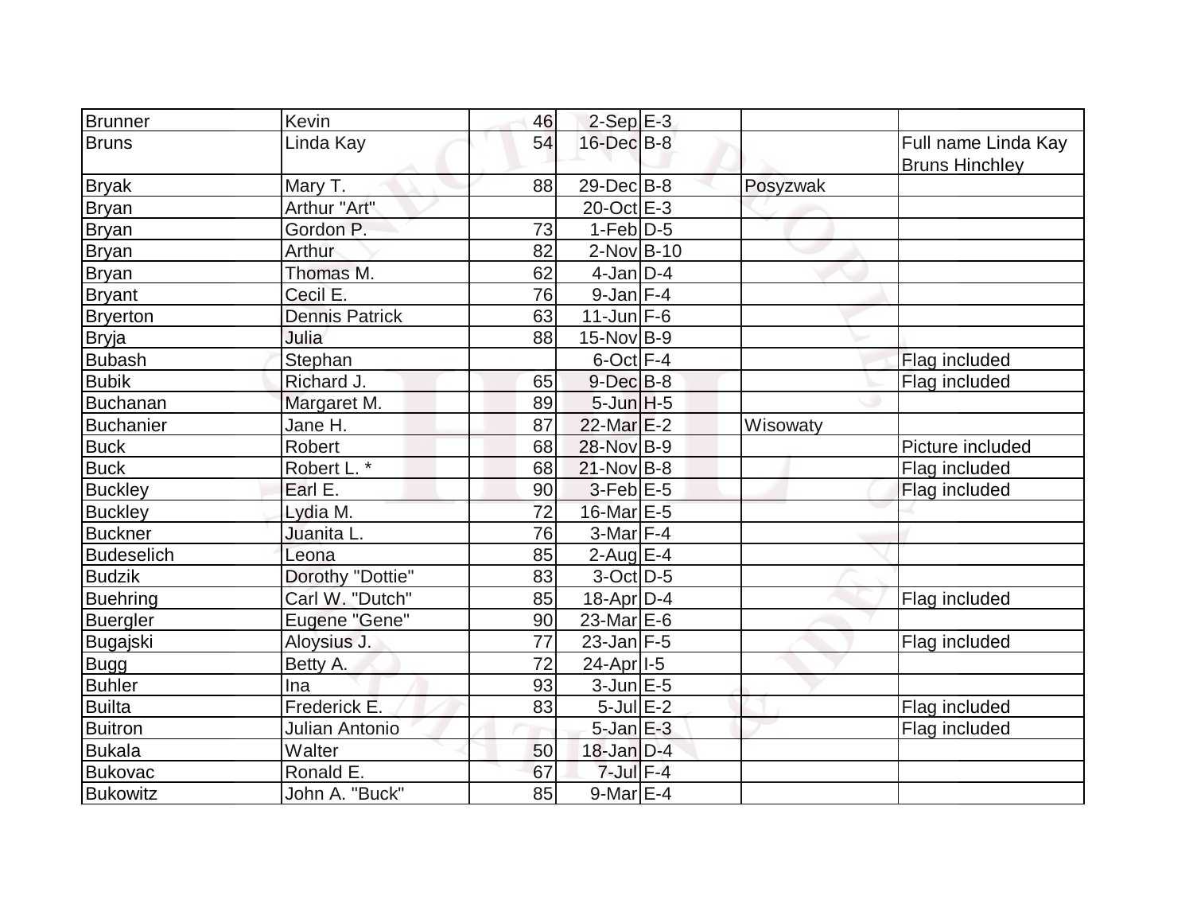| Brunner | Kevin | 46 | 2-Sep | E-3 | | |
|---|---|---|---|---|---|---|
| Bruns | Linda Kay | 54 | 16-Dec | B-8 | | Full name Linda Kay Bruns Hinchley |
| Bryak | Mary T. | 88 | 29-Dec | B-8 | Posyzwak | |
| Bryan | Arthur "Art" | | 20-Oct | E-3 | | |
| Bryan | Gordon P. | 73 | 1-Feb | D-5 | | |
| Bryan | Arthur | 82 | 2-Nov | B-10 | | |
| Bryan | Thomas M. | 62 | 4-Jan | D-4 | | |
| Bryant | Cecil E. | 76 | 9-Jan | F-4 | | |
| Bryerton | Dennis Patrick | 63 | 11-Jun | F-6 | | |
| Bryja | Julia | 88 | 15-Nov | B-9 | | |
| Bubash | Stephan | | 6-Oct | F-4 | | Flag included |
| Bubik | Richard J. | 65 | 9-Dec | B-8 | | Flag included |
| Buchanan | Margaret M. | 89 | 5-Jun | H-5 | | |
| Buchanier | Jane H. | 87 | 22-Mar | E-2 | Wisowaty | |
| Buck | Robert | 68 | 28-Nov | B-9 | | Picture included |
| Buck | Robert L. * | 68 | 21-Nov | B-8 | | Flag included |
| Buckley | Earl E. | 90 | 3-Feb | E-5 | | Flag included |
| Buckley | Lydia M. | 72 | 16-Mar | E-5 | | |
| Buckner | Juanita L. | 76 | 3-Mar | F-4 | | |
| Budeselich | Leona | 85 | 2-Aug | E-4 | | |
| Budzik | Dorothy "Dottie" | 83 | 3-Oct | D-5 | | |
| Buehring | Carl W. "Dutch" | 85 | 18-Apr | D-4 | | Flag included |
| Buergler | Eugene "Gene" | 90 | 23-Mar | E-6 | | |
| Bugajski | Aloysius J. | 77 | 23-Jan | F-5 | | Flag included |
| Bugg | Betty A. | 72 | 24-Apr | I-5 | | |
| Buhler | Ina | 93 | 3-Jun | E-5 | | |
| Builta | Frederick E. | 83 | 5-Jul | E-2 | | Flag included |
| Buitron | Julian Antonio | | 5-Jan | E-3 | | Flag included |
| Bukala | Walter | 50 | 18-Jan | D-4 | | |
| Bukovac | Ronald E. | 67 | 7-Jul | F-4 | | |
| Bukowitz | John A. "Buck" | 85 | 9-Mar | E-4 | | |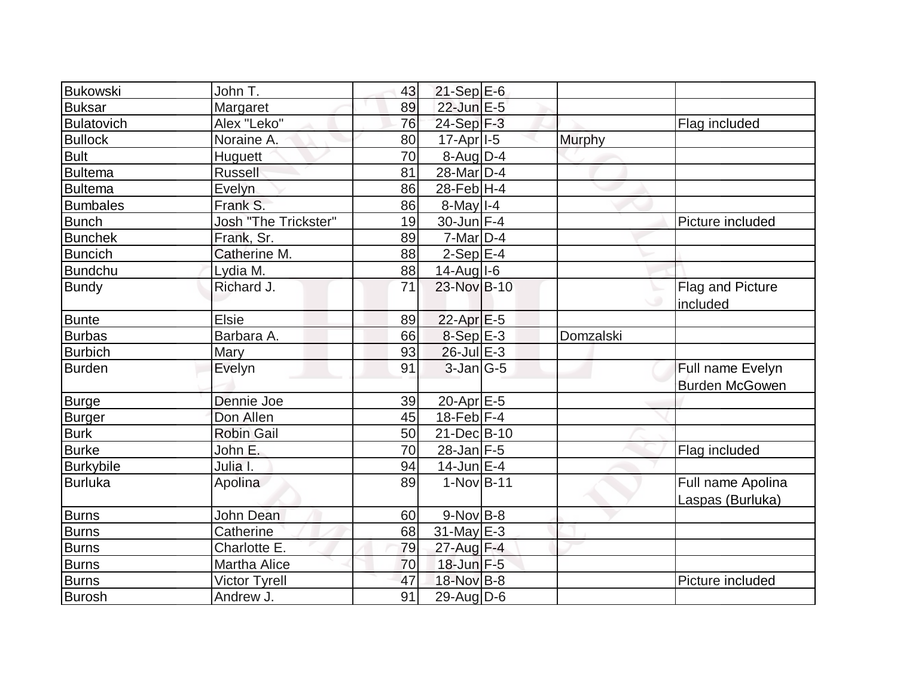| | | | | | | |
|---|---|---|---|---|---|---|
| Bukowski | John T. | 43 | 21-Sep | E-6 | | |
| Buksar | Margaret | 89 | 22-Jun | E-5 | | |
| Bulatovich | Alex "Leko" | 76 | 24-Sep | F-3 | | Flag included |
| Bullock | Noraine A. | 80 | 17-Apr | I-5 | Murphy | |
| Bult | Huguett | 70 | 8-Aug | D-4 | | |
| Bultema | Russell | 81 | 28-Mar | D-4 | | |
| Bultema | Evelyn | 86 | 28-Feb | H-4 | | |
| Bumbales | Frank S. | 86 | 8-May | I-4 | | |
| Bunch | Josh "The Trickster" | 19 | 30-Jun | F-4 | | Picture included |
| Bunchek | Frank, Sr. | 89 | 7-Mar | D-4 | | |
| Buncich | Catherine M. | 88 | 2-Sep | E-4 | | |
| Bundchu | Lydia M. | 88 | 14-Aug | I-6 | | |
| Bundy | Richard J. | 71 | 23-Nov | B-10 | | Flag and Picture included |
| Bunte | Elsie | 89 | 22-Apr | E-5 | | |
| Burbas | Barbara A. | 66 | 8-Sep | E-3 | Domzalski | |
| Burbich | Mary | 93 | 26-Jul | E-3 | | |
| Burden | Evelyn | 91 | 3-Jan | G-5 | | Full name Evelyn Burden McGowen |
| Burge | Dennie Joe | 39 | 20-Apr | E-5 | | |
| Burger | Don Allen | 45 | 18-Feb | F-4 | | |
| Burk | Robin Gail | 50 | 21-Dec | B-10 | | |
| Burke | John E. | 70 | 28-Jan | F-5 | | Flag included |
| Burkybile | Julia I. | 94 | 14-Jun | E-4 | | |
| Burluka | Apolina | 89 | 1-Nov | B-11 | | Full name Apolina Laspas (Burluka) |
| Burns | John Dean | 60 | 9-Nov | B-8 | | |
| Burns | Catherine | 68 | 31-May | E-3 | | |
| Burns | Charlotte E. | 79 | 27-Aug | F-4 | | |
| Burns | Martha Alice | 70 | 18-Jun | F-5 | | |
| Burns | Victor Tyrell | 47 | 18-Nov | B-8 | | Picture included |
| Burosh | Andrew J. | 91 | 29-Aug | D-6 | | |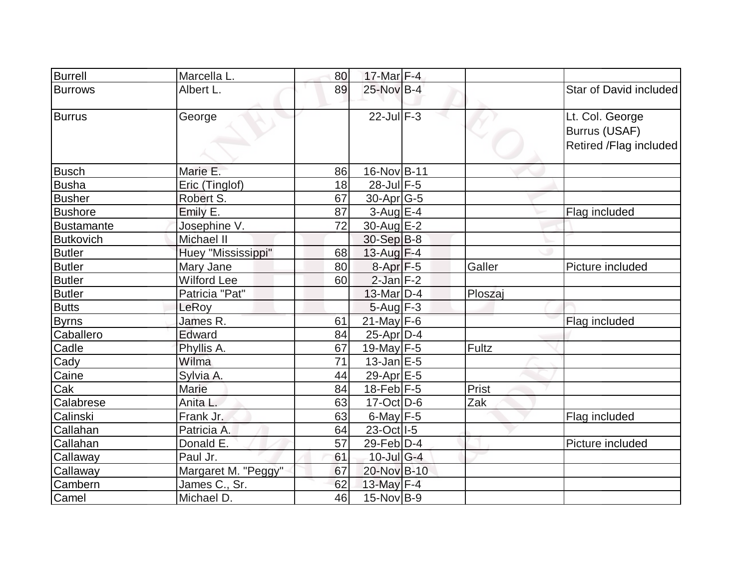| | | | | | | |
|---|---|---|---|---|---|---|
| Burrell | Marcella L. | 80 | 17-Mar | F-4 | | |
| Burrows | Albert L. | 89 | 25-Nov | B-4 | | Star of David included |
| Burrus | George | | 22-Jul | F-3 | | Lt. Col. George Burrus (USAF) Retired /Flag included |
| Busch | Marie E. | 86 | 16-Nov | B-11 | | |
| Busha | Eric (Tinglof) | 18 | 28-Jul | F-5 | | |
| Busher | Robert S. | 67 | 30-Apr | G-5 | | |
| Bushore | Emily E. | 87 | 3-Aug | E-4 | | Flag included |
| Bustamante | Josephine V. | 72 | 30-Aug | E-2 | | |
| Butkovich | Michael II | | 30-Sep | B-8 | | |
| Butler | Huey "Mississippi" | 68 | 13-Aug | F-4 | | |
| Butler | Mary Jane | 80 | 8-Apr | F-5 | Galler | Picture included |
| Butler | Wilford Lee | 60 | 2-Jan | F-2 | | |
| Butler | Patricia "Pat" | | 13-Mar | D-4 | Ploszaj | |
| Butts | LeRoy | | 5-Aug | F-3 | | |
| Byrns | James R. | 61 | 21-May | F-6 | | Flag included |
| Caballero | Edward | 84 | 25-Apr | D-4 | | |
| Cadle | Phyllis A. | 67 | 19-May | F-5 | Fultz | |
| Cady | Wilma | 71 | 13-Jan | E-5 | | |
| Caine | Sylvia A. | 44 | 29-Apr | E-5 | | |
| Cak | Marie | 84 | 18-Feb | F-5 | Prist | |
| Calabrese | Anita L. | 63 | 17-Oct | D-6 | Zak | |
| Calinski | Frank Jr. | 63 | 6-May | F-5 | | Flag included |
| Callahan | Patricia A. | 64 | 23-Oct | I-5 | | |
| Callahan | Donald E. | 57 | 29-Feb | D-4 | | Picture included |
| Callaway | Paul Jr. | 61 | 10-Jul | G-4 | | |
| Callaway | Margaret M. "Peggy" | 67 | 20-Nov | B-10 | | |
| Cambern | James C., Sr. | 62 | 13-May | F-4 | | |
| Camel | Michael D. | 46 | 15-Nov | B-9 | | |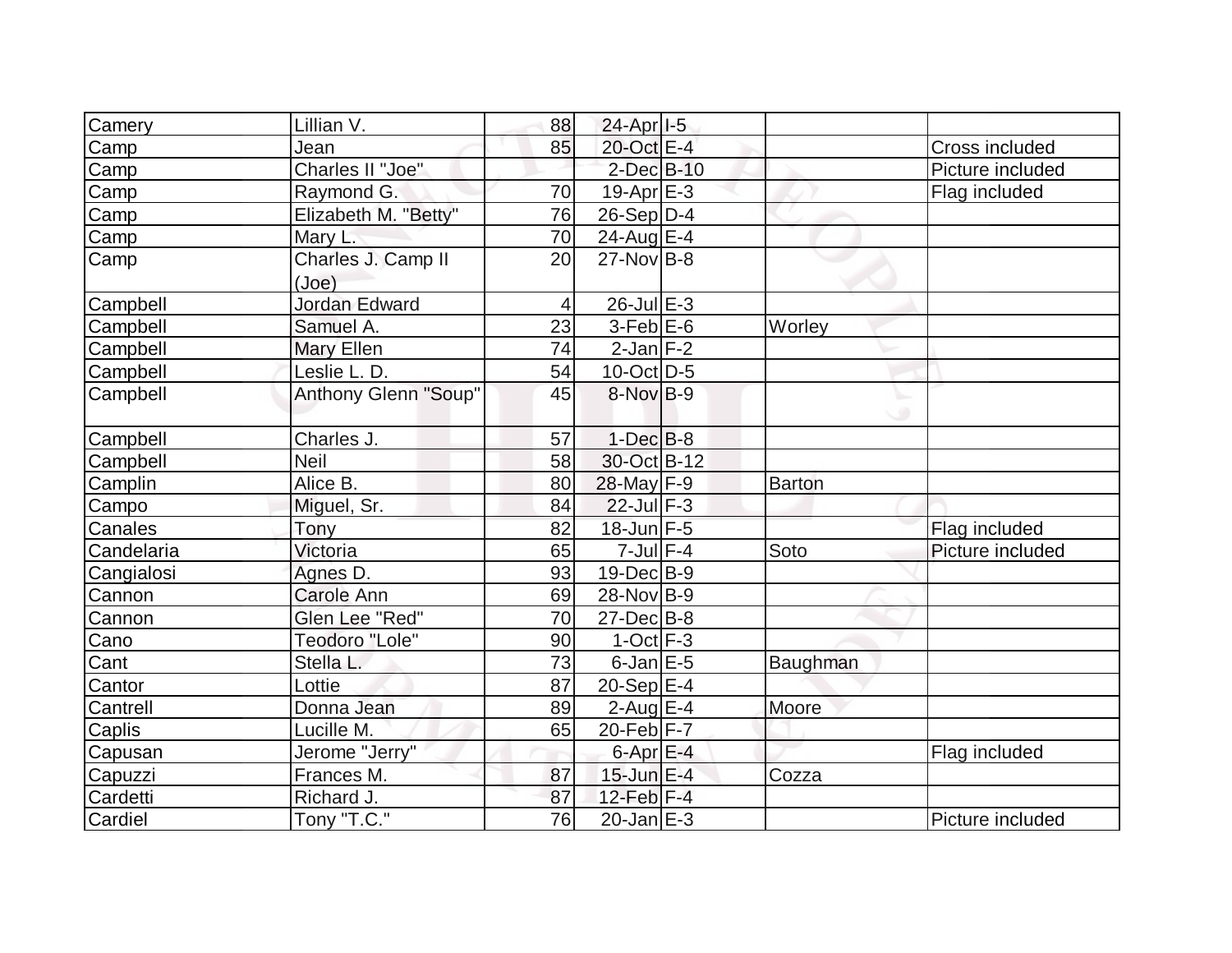| Camery | Lillian V. | 88 | 24-Apr | I-5 | | |
|---|---|---|---|---|---|---|
| Camp | Jean | 85 | 20-Oct | E-4 | | Cross included |
| Camp | Charles II "Joe" | | 2-Dec | B-10 | | Picture included |
| Camp | Raymond G. | 70 | 19-Apr | E-3 | | Flag included |
| Camp | Elizabeth M. "Betty" | 76 | 26-Sep | D-4 | | |
| Camp | Mary L. | 70 | 24-Aug | E-4 | | |
| Camp | Charles J. Camp II (Joe) | 20 | 27-Nov | B-8 | | |
| Campbell | Jordan Edward | 4 | 26-Jul | E-3 | | |
| Campbell | Samuel A. | 23 | 3-Feb | E-6 | Worley | |
| Campbell | Mary Ellen | 74 | 2-Jan | F-2 | | |
| Campbell | Leslie L. D. | 54 | 10-Oct | D-5 | | |
| Campbell | Anthony Glenn "Soup" | 45 | 8-Nov | B-9 | | |
| Campbell | Charles J. | 57 | 1-Dec | B-8 | | |
| Campbell | Neil | 58 | 30-Oct | B-12 | | |
| Camplin | Alice B. | 80 | 28-May | F-9 | Barton | |
| Campo | Miguel, Sr. | 84 | 22-Jul | F-3 | | |
| Canales | Tony | 82 | 18-Jun | F-5 | | Flag included |
| Candelaria | Victoria | 65 | 7-Jul | F-4 | Soto | Picture included |
| Cangialosi | Agnes D. | 93 | 19-Dec | B-9 | | |
| Cannon | Carole Ann | 69 | 28-Nov | B-9 | | |
| Cannon | Glen Lee "Red" | 70 | 27-Dec | B-8 | | |
| Cano | Teodoro "Lole" | 90 | 1-Oct | F-3 | | |
| Cant | Stella L. | 73 | 6-Jan | E-5 | Baughman | |
| Cantor | Lottie | 87 | 20-Sep | E-4 | | |
| Cantrell | Donna Jean | 89 | 2-Aug | E-4 | Moore | |
| Caplis | Lucille M. | 65 | 20-Feb | F-7 | | |
| Capusan | Jerome "Jerry" | | 6-Apr | E-4 | | Flag included |
| Capuzzi | Frances M. | 87 | 15-Jun | E-4 | Cozza | |
| Cardetti | Richard J. | 87 | 12-Feb | F-4 | | |
| Cardiel | Tony "T.C." | 76 | 20-Jan | E-3 | | Picture included |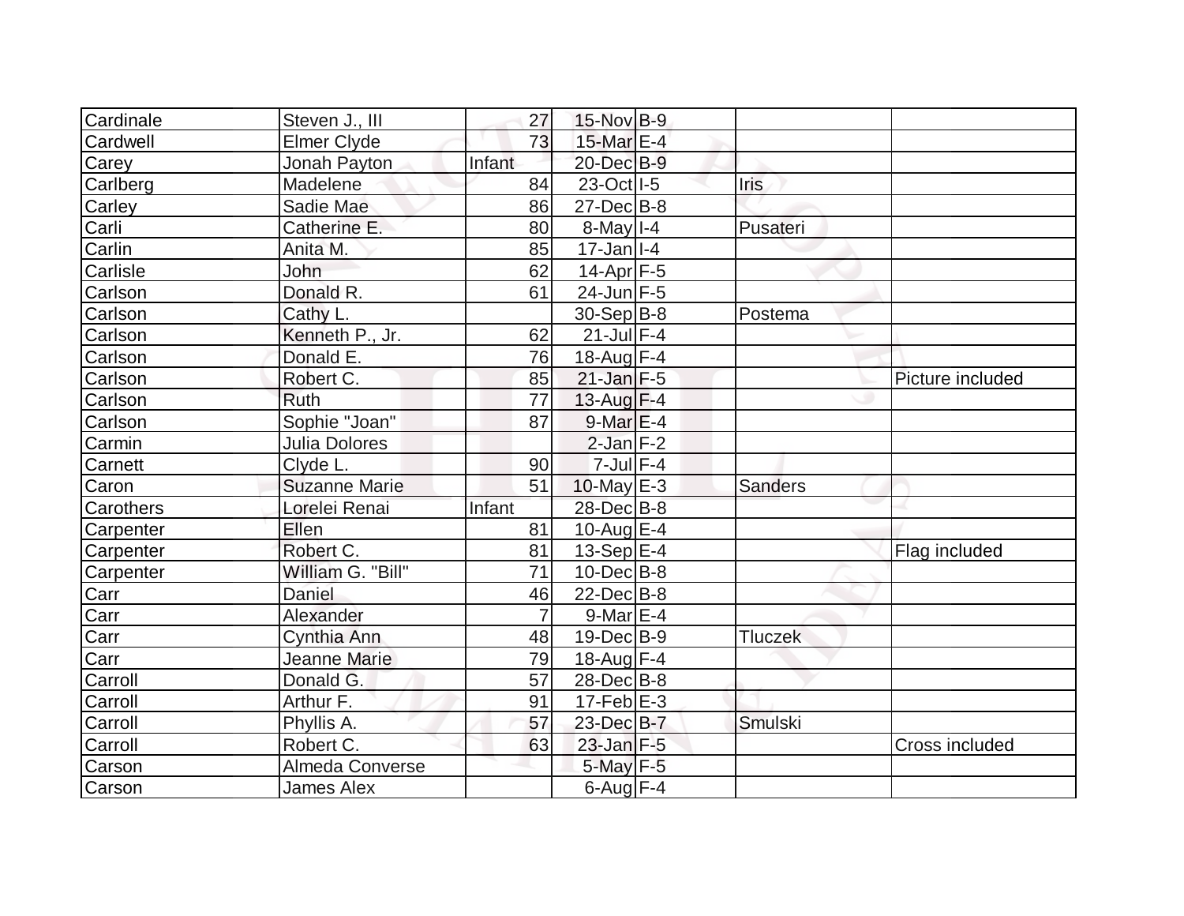| | | | | | | |
|---|---|---|---|---|---|---|
| Cardinale | Steven J., III | 27 | 15-Nov | B-9 | | |
| Cardwell | Elmer Clyde | 73 | 15-Mar | E-4 | | |
| Carey | Jonah Payton | Infant | 20-Dec | B-9 | | |
| Carlberg | Madelene | 84 | 23-Oct | I-5 | Iris | |
| Carley | Sadie Mae | 86 | 27-Dec | B-8 | | |
| Carli | Catherine E. | 80 | 8-May | I-4 | Pusateri | |
| Carlin | Anita M. | 85 | 17-Jan | I-4 | | |
| Carlisle | John | 62 | 14-Apr | F-5 | | |
| Carlson | Donald R. | 61 | 24-Jun | F-5 | | |
| Carlson | Cathy L. | | 30-Sep | B-8 | Postema | |
| Carlson | Kenneth P., Jr. | 62 | 21-Jul | F-4 | | |
| Carlson | Donald E. | 76 | 18-Aug | F-4 | | |
| Carlson | Robert C. | 85 | 21-Jan | F-5 | | Picture included |
| Carlson | Ruth | 77 | 13-Aug | F-4 | | |
| Carlson | Sophie "Joan" | 87 | 9-Mar | E-4 | | |
| Carmin | Julia Dolores | | 2-Jan | F-2 | | |
| Carnett | Clyde L. | 90 | 7-Jul | F-4 | | |
| Caron | Suzanne Marie | 51 | 10-May | E-3 | Sanders | |
| Carothers | Lorelei Renai | Infant | 28-Dec | B-8 | | |
| Carpenter | Ellen | 81 | 10-Aug | E-4 | | |
| Carpenter | Robert C. | 81 | 13-Sep | E-4 | | Flag included |
| Carpenter | William G. "Bill" | 71 | 10-Dec | B-8 | | |
| Carr | Daniel | 46 | 22-Dec | B-8 | | |
| Carr | Alexander | 7 | 9-Mar | E-4 | | |
| Carr | Cynthia Ann | 48 | 19-Dec | B-9 | Tluczek | |
| Carr | Jeanne Marie | 79 | 18-Aug | F-4 | | |
| Carroll | Donald G. | 57 | 28-Dec | B-8 | | |
| Carroll | Arthur F. | 91 | 17-Feb | E-3 | | |
| Carroll | Phyllis A. | 57 | 23-Dec | B-7 | Smulski | |
| Carroll | Robert C. | 63 | 23-Jan | F-5 | | Cross included |
| Carson | Almeda Converse | | 5-May | F-5 | | |
| Carson | James Alex | | 6-Aug | F-4 | | |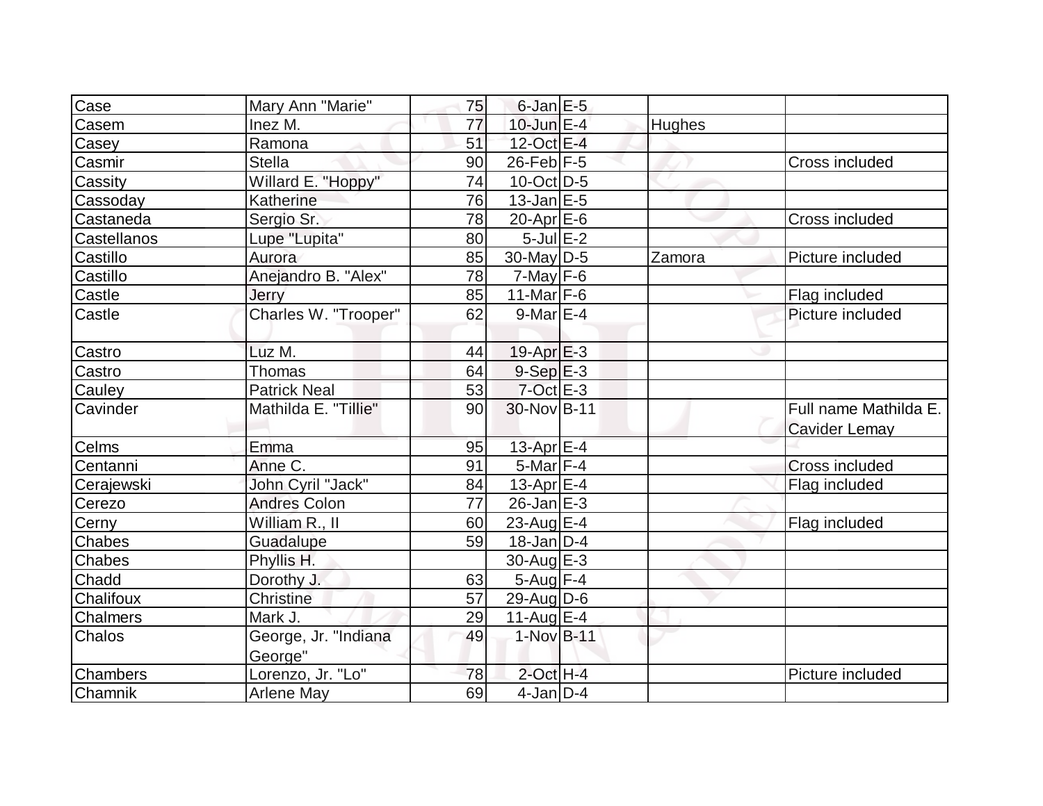| Case | Mary Ann "Marie" | 75 | 6-Jan | E-5 | | |
|---|---|---|---|---|---|---|
| Casem | Inez M. | 77 | 10-Jun | E-4 | Hughes | |
| Casey | Ramona | 51 | 12-Oct | E-4 | | |
| Casmir | Stella | 90 | 26-Feb | F-5 | | Cross included |
| Cassity | Willard E. "Hoppy" | 74 | 10-Oct | D-5 | | |
| Cassoday | Katherine | 76 | 13-Jan | E-5 | | |
| Castaneda | Sergio Sr. | 78 | 20-Apr | E-6 | | Cross included |
| Castellanos | Lupe "Lupita" | 80 | 5-Jul | E-2 | | |
| Castillo | Aurora | 85 | 30-May | D-5 | Zamora | Picture included |
| Castillo | Anejandro B. "Alex" | 78 | 7-May | F-6 | | |
| Castle | Jerry | 85 | 11-Mar | F-6 | | Flag included |
| Castle | Charles W. "Trooper" | 62 | 9-Mar | E-4 | | Picture included |
| Castro | Luz M. | 44 | 19-Apr | E-3 | | |
| Castro | Thomas | 64 | 9-Sep | E-3 | | |
| Cauley | Patrick Neal | 53 | 7-Oct | E-3 | | |
| Cavinder | Mathilda E. "Tillie" | 90 | 30-Nov | B-11 | | Full name Mathilda E. Cavider Lemay |
| Celms | Emma | 95 | 13-Apr | E-4 | | |
| Centanni | Anne C. | 91 | 5-Mar | F-4 | | Cross included |
| Cerajewski | John Cyril "Jack" | 84 | 13-Apr | E-4 | | Flag included |
| Cerezo | Andres Colon | 77 | 26-Jan | E-3 | | |
| Cerny | William R., II | 60 | 23-Aug | E-4 | | Flag included |
| Chabes | Guadalupe | 59 | 18-Jan | D-4 | | |
| Chabes | Phyllis H. | | 30-Aug | E-3 | | |
| Chadd | Dorothy J. | 63 | 5-Aug | F-4 | | |
| Chalifoux | Christine | 57 | 29-Aug | D-6 | | |
| Chalmers | Mark J. | 29 | 11-Aug | E-4 | | |
| Chalos | George, Jr. "Indiana George" | 49 | 1-Nov | B-11 | | |
| Chambers | Lorenzo, Jr. "Lo" | 78 | 2-Oct | H-4 | | Picture included |
| Chamnik | Arlene May | 69 | 4-Jan | D-4 | | |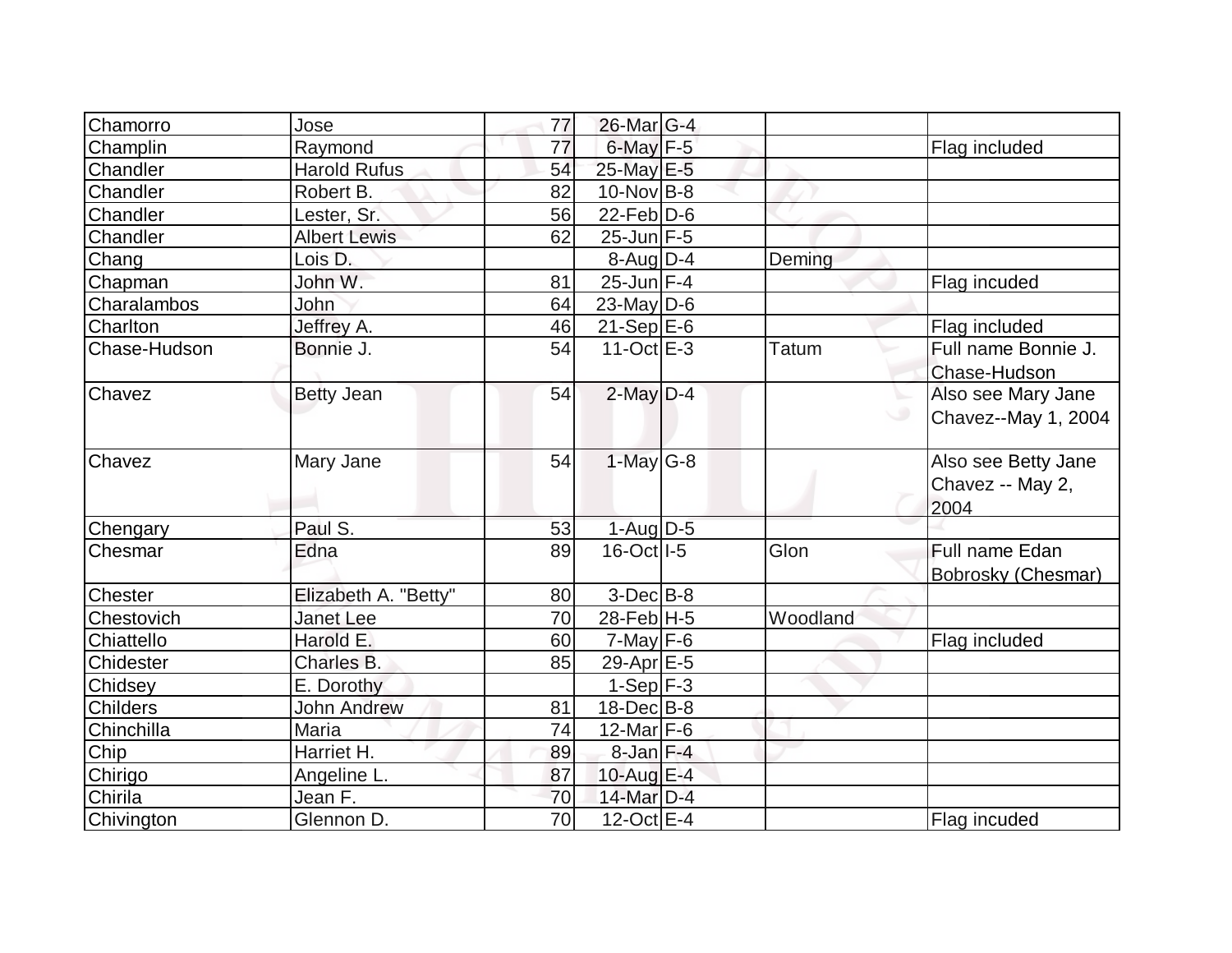| Chamorro | Jose | 77 | 26-Mar | G-4 | | |
|---|---|---|---|---|---|---|
| Champlin | Raymond | 77 | 6-May | F-5 | | Flag included |
| Chandler | Harold Rufus | 54 | 25-May | E-5 | | |
| Chandler | Robert B. | 82 | 10-Nov | B-8 | | |
| Chandler | Lester, Sr. | 56 | 22-Feb | D-6 | | |
| Chandler | Albert Lewis | 62 | 25-Jun | F-5 | | |
| Chang | Lois D. | | 8-Aug | D-4 | Deming | |
| Chapman | John W. | 81 | 25-Jun | F-4 | | Flag incuded |
| Charalambos | John | 64 | 23-May | D-6 | | |
| Charlton | Jeffrey A. | 46 | 21-Sep | E-6 | | Flag included |
| Chase-Hudson | Bonnie J. | 54 | 11-Oct | E-3 | Tatum | Full name Bonnie J. Chase-Hudson |
| Chavez | Betty Jean | 54 | 2-May | D-4 | | Also see Mary Jane Chavez--May 1, 2004 |
| Chavez | Mary Jane | 54 | 1-May | G-8 | | Also see Betty Jane Chavez -- May 2, 2004 |
| Chengary | Paul S. | 53 | 1-Aug | D-5 | | |
| Chesmar | Edna | 89 | 16-Oct | I-5 | Glon | Full name Edan Bobrosky (Chesmar) |
| Chester | Elizabeth A. "Betty" | 80 | 3-Dec | B-8 | | |
| Chestovich | Janet Lee | 70 | 28-Feb | H-5 | Woodland | |
| Chiattello | Harold E. | 60 | 7-May | F-6 | | Flag included |
| Chidester | Charles B. | 85 | 29-Apr | E-5 | | |
| Chidsey | E. Dorothy | | 1-Sep | F-3 | | |
| Childers | John Andrew | 81 | 18-Dec | B-8 | | |
| Chinchilla | Maria | 74 | 12-Mar | F-6 | | |
| Chip | Harriet H. | 89 | 8-Jan | F-4 | | |
| Chirigo | Angeline L. | 87 | 10-Aug | E-4 | | |
| Chirila | Jean F. | 70 | 14-Mar | D-4 | | |
| Chivington | Glennon D. | 70 | 12-Oct | E-4 | | Flag incuded |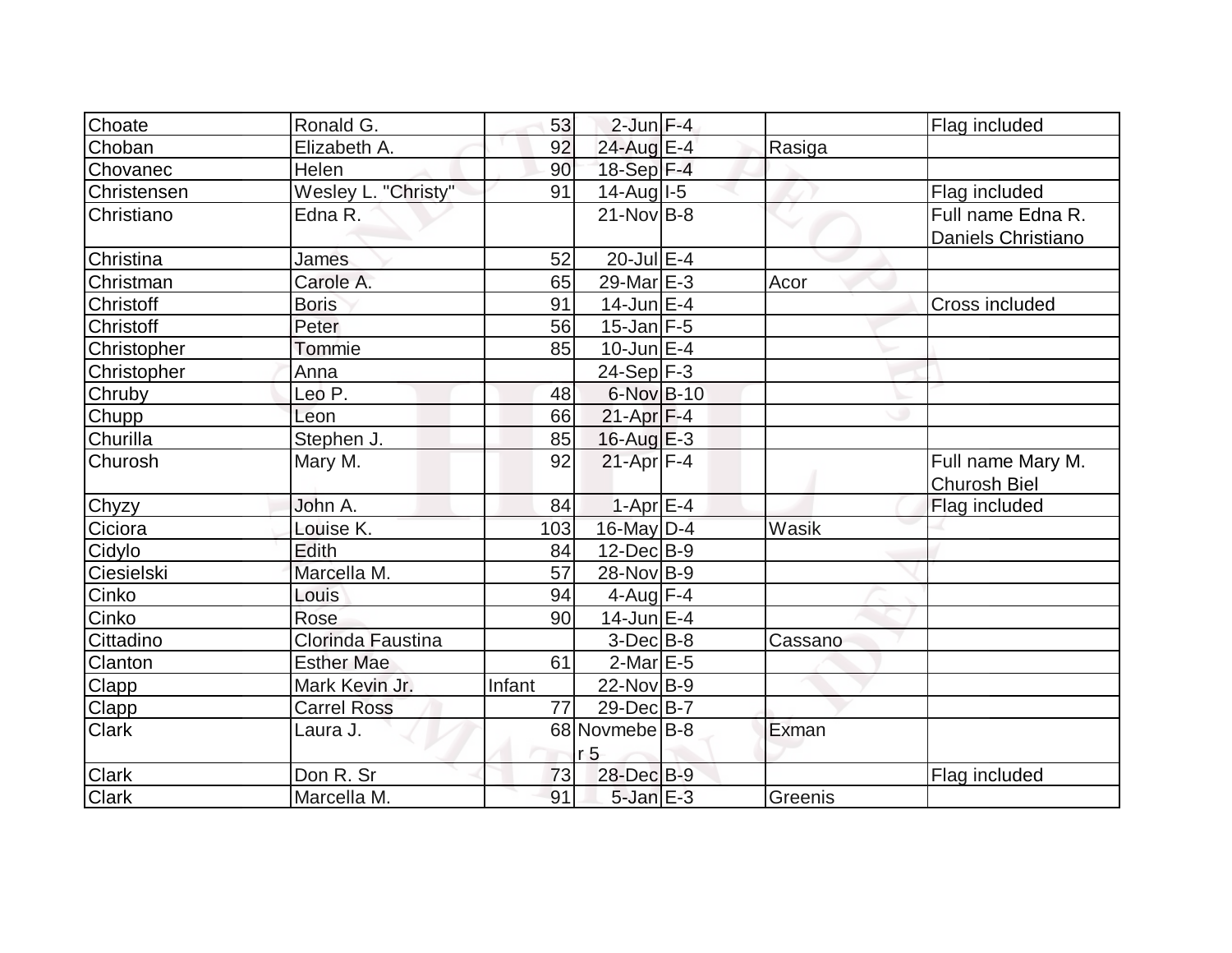| | | | | | | |
|---|---|---|---|---|---|---|
| Choate | Ronald G. | 53 | 2-Jun | F-4 | | Flag included |
| Choban | Elizabeth A. | 92 | 24-Aug | E-4 | Rasiga | |
| Chovanec | Helen | 90 | 18-Sep | F-4 | | |
| Christensen | Wesley L. "Christy" | 91 | 14-Aug | I-5 | | Flag included |
| Christiano | Edna R. | | 21-Nov | B-8 | | Full name Edna R. Daniels Christiano |
| Christina | James | 52 | 20-Jul | E-4 | | |
| Christman | Carole A. | 65 | 29-Mar | E-3 | Acor | |
| Christoff | Boris | 91 | 14-Jun | E-4 | | Cross included |
| Christoff | Peter | 56 | 15-Jan | F-5 | | |
| Christopher | Tommie | 85 | 10-Jun | E-4 | | |
| Christopher | Anna | | 24-Sep | F-3 | | |
| Chruby | Leo P. | 48 | 6-Nov | B-10 | | |
| Chupp | Leon | 66 | 21-Apr | F-4 | | |
| Churilla | Stephen J. | 85 | 16-Aug | E-3 | | |
| Churosh | Mary M. | 92 | 21-Apr | F-4 | | Full name Mary M. Churosh Biel |
| Chyzy | John A. | 84 | 1-Apr | E-4 | | Flag included |
| Ciciora | Louise K. | 103 | 16-May | D-4 | Wasik | |
| Cidylo | Edith | 84 | 12-Dec | B-9 | | |
| Ciesielski | Marcella M. | 57 | 28-Nov | B-9 | | |
| Cinko | Louis | 94 | 4-Aug | F-4 | | |
| Cinko | Rose | 90 | 14-Jun | E-4 | | |
| Cittadino | Clorinda Faustina | | 3-Dec | B-8 | Cassano | |
| Clanton | Esther Mae | 61 | 2-Mar | E-5 | | |
| Clapp | Mark Kevin Jr. | Infant | 22-Nov | B-9 | | |
| Clapp | Carrel Ross | 77 | 29-Dec | B-7 | | |
| Clark | Laura J. | 68 | Novmeber 5 | B-8 | Exman | |
| Clark | Don R. Sr | 73 | 28-Dec | B-9 | | Flag included |
| Clark | Marcella M. | 91 | 5-Jan | E-3 | Greenis | |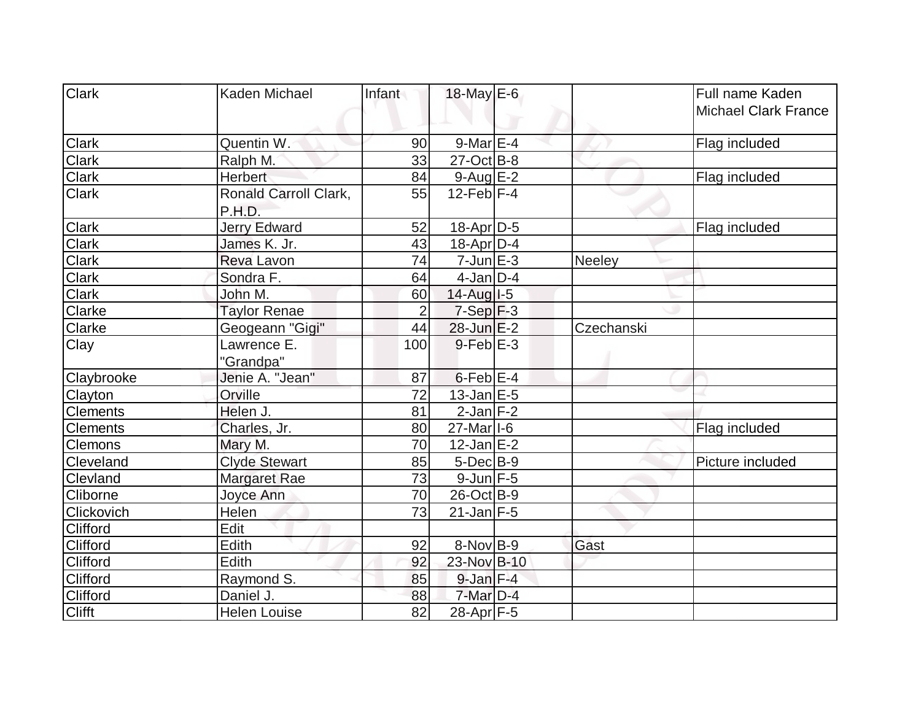| Clark | Kaden Michael | Infant | 18-May | E-6 | | Full name Kaden Michael Clark France |
|---|---|---|---|---|---|---|
| Clark | Quentin W. | 90 | 9-Mar | E-4 | | Flag included |
| Clark | Ralph M. | 33 | 27-Oct | B-8 | | |
| Clark | Herbert | 84 | 9-Aug | E-2 | | Flag included |
| Clark | Ronald Carroll Clark, P.H.D. | 55 | 12-Feb | F-4 | | |
| Clark | Jerry Edward | 52 | 18-Apr | D-5 | | Flag included |
| Clark | James K. Jr. | 43 | 18-Apr | D-4 | | |
| Clark | Reva Lavon | 74 | 7-Jun | E-3 | Neeley | |
| Clark | Sondra F. | 64 | 4-Jan | D-4 | | |
| Clark | John M. | 60 | 14-Aug | I-5 | | |
| Clarke | Taylor Renae | 2 | 7-Sep | F-3 | | |
| Clarke | Geogeann "Gigi" | 44 | 28-Jun | E-2 | Czechanski | |
| Clay | Lawrence E. "Grandpa" | 100 | 9-Feb | E-3 | | |
| Claybrooke | Jenie A. "Jean" | 87 | 6-Feb | E-4 | | |
| Clayton | Orville | 72 | 13-Jan | E-5 | | |
| Clements | Helen J. | 81 | 2-Jan | F-2 | | |
| Clements | Charles, Jr. | 80 | 27-Mar | I-6 | | Flag included |
| Clemons | Mary M. | 70 | 12-Jan | E-2 | | |
| Cleveland | Clyde Stewart | 85 | 5-Dec | B-9 | | Picture included |
| Clevland | Margaret Rae | 73 | 9-Jun | F-5 | | |
| Cliborne | Joyce Ann | 70 | 26-Oct | B-9 | | |
| Clickovich | Helen | 73 | 21-Jan | F-5 | | |
| Clifford | Edit | | | | | |
| Clifford | Edith | 92 | 8-Nov | B-9 | Gast | |
| Clifford | Edith | 92 | 23-Nov | B-10 | | |
| Clifford | Raymond S. | 85 | 9-Jan | F-4 | | |
| Clifford | Daniel J. | 88 | 7-Mar | D-4 | | |
| Clifft | Helen Louise | 82 | 28-Apr | F-5 | | |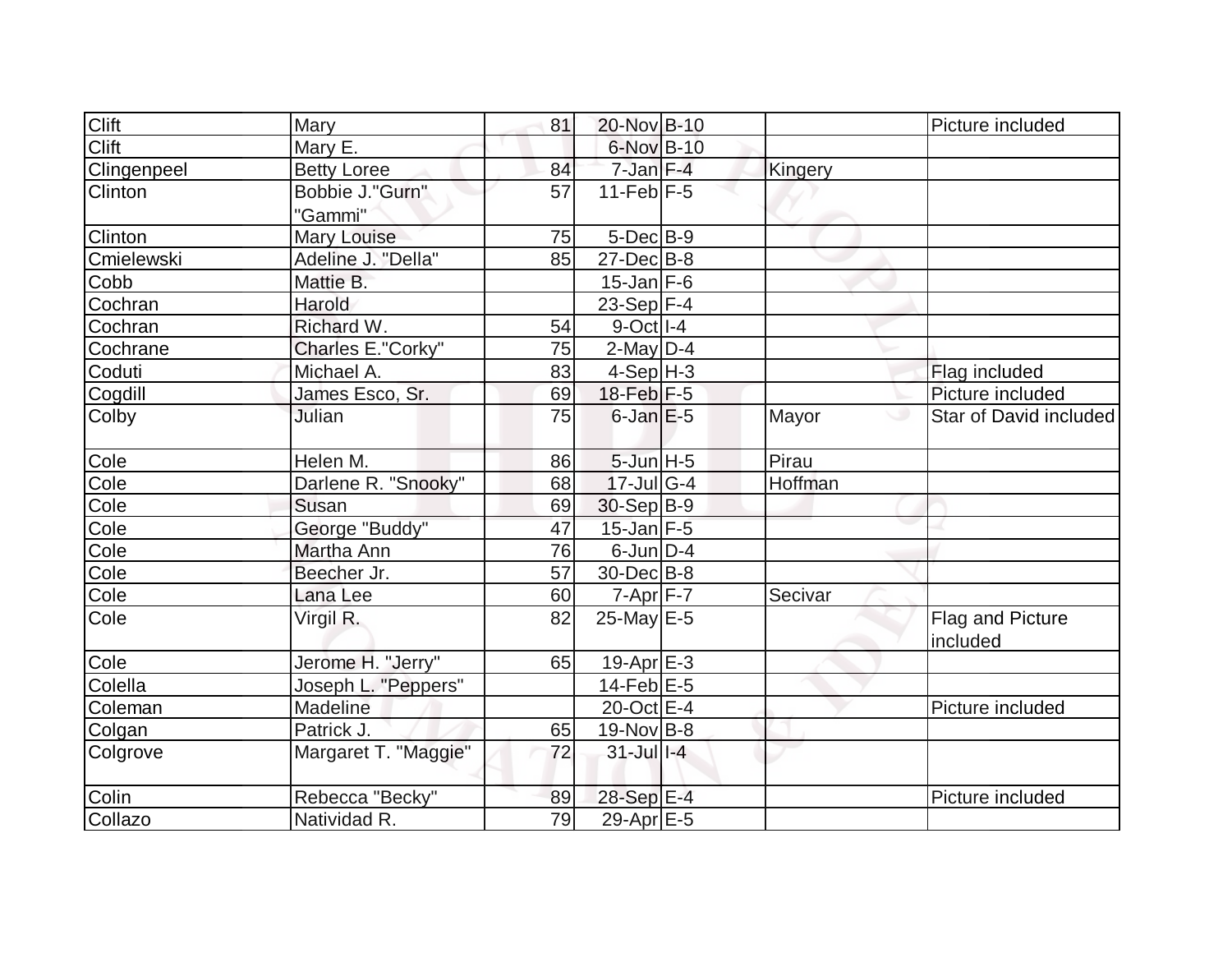| | | | | | | |
|---|---|---|---|---|---|---|
| Clift | Mary | 81 | 20-Nov | B-10 | | Picture included |
| Clift | Mary E. | | 6-Nov | B-10 | | |
| Clingenpeel | Betty Loree | 84 | 7-Jan | F-4 | Kingery | |
| Clinton | Bobbie J."Gurn" "Gammi" | 57 | 11-Feb | F-5 | | |
| Clinton | Mary Louise | 75 | 5-Dec | B-9 | | |
| Cmielewski | Adeline J. "Della" | 85 | 27-Dec | B-8 | | |
| Cobb | Mattie B. | | 15-Jan | F-6 | | |
| Cochran | Harold | | 23-Sep | F-4 | | |
| Cochran | Richard W. | 54 | 9-Oct | I-4 | | |
| Cochrane | Charles E."Corky" | 75 | 2-May | D-4 | | |
| Coduti | Michael A. | 83 | 4-Sep | H-3 | | Flag included |
| Cogdill | James Esco, Sr. | 69 | 18-Feb | F-5 | | Picture included |
| Colby | Julian | 75 | 6-Jan | E-5 | Mayor | Star of David included |
| Cole | Helen M. | 86 | 5-Jun | H-5 | Pirau | |
| Cole | Darlene R. "Snooky" | 68 | 17-Jul | G-4 | Hoffman | |
| Cole | Susan | 69 | 30-Sep | B-9 | | |
| Cole | George "Buddy" | 47 | 15-Jan | F-5 | | |
| Cole | Martha Ann | 76 | 6-Jun | D-4 | | |
| Cole | Beecher Jr. | 57 | 30-Dec | B-8 | | |
| Cole | Lana Lee | 60 | 7-Apr | F-7 | Secivar | |
| Cole | Virgil R. | 82 | 25-May | E-5 | | Flag and Picture included |
| Cole | Jerome H. "Jerry" | 65 | 19-Apr | E-3 | | |
| Colella | Joseph L. "Peppers" | | 14-Feb | E-5 | | |
| Coleman | Madeline | | 20-Oct | E-4 | | Picture included |
| Colgan | Patrick J. | 65 | 19-Nov | B-8 | | |
| Colgrove | Margaret T. "Maggie" | 72 | 31-Jul | I-4 | | |
| Colin | Rebecca "Becky" | 89 | 28-Sep | E-4 | | Picture included |
| Collazo | Natividad R. | 79 | 29-Apr | E-5 | | |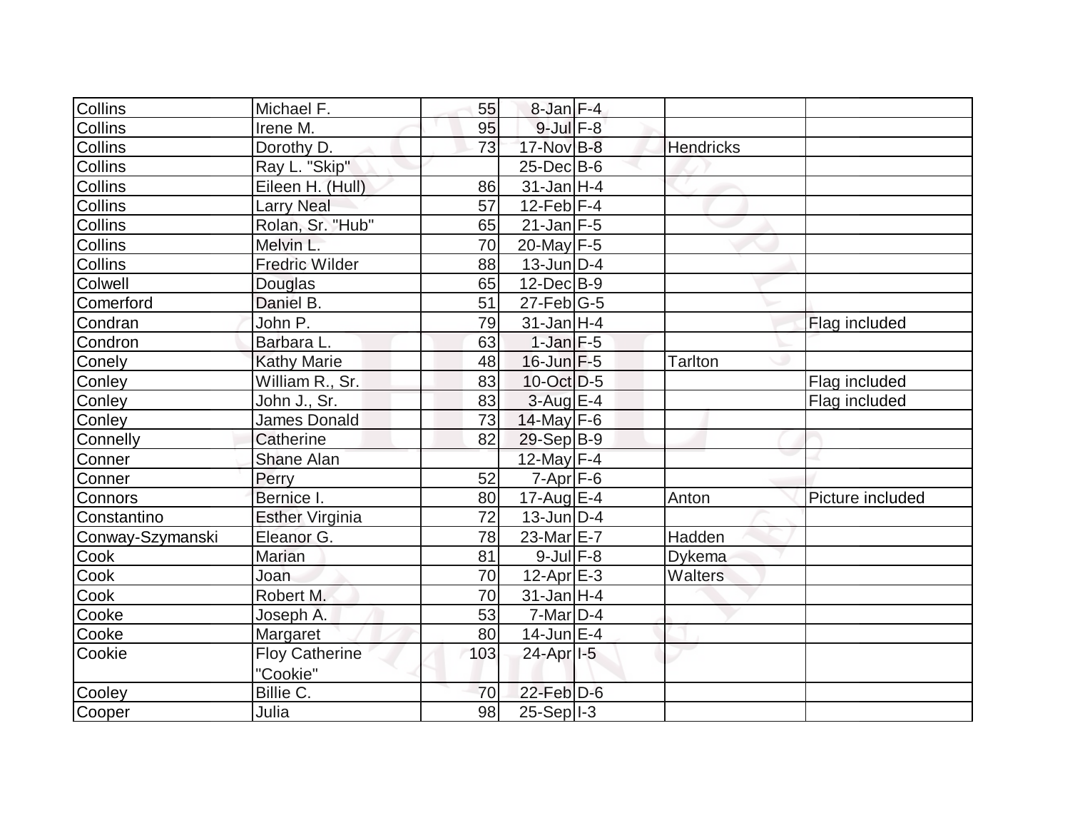| | | | | | | |
|---|---|---|---|---|---|---|
| Collins | Michael F. | 55 | 8-Jan | F-4 | | |
| Collins | Irene M. | 95 | 9-Jul | F-8 | | |
| Collins | Dorothy D. | 73 | 17-Nov | B-8 | Hendricks | |
| Collins | Ray L. "Skip" | | 25-Dec | B-6 | | |
| Collins | Eileen H. (Hull) | 86 | 31-Jan | H-4 | | |
| Collins | Larry Neal | 57 | 12-Feb | F-4 | | |
| Collins | Rolan, Sr. "Hub" | 65 | 21-Jan | F-5 | | |
| Collins | Melvin L. | 70 | 20-May | F-5 | | |
| Collins | Fredric Wilder | 88 | 13-Jun | D-4 | | |
| Colwell | Douglas | 65 | 12-Dec | B-9 | | |
| Comerford | Daniel B. | 51 | 27-Feb | G-5 | | |
| Condran | John P. | 79 | 31-Jan | H-4 | | Flag included |
| Condron | Barbara L. | 63 | 1-Jan | F-5 | | |
| Conely | Kathy Marie | 48 | 16-Jun | F-5 | Tarlton | |
| Conley | William R., Sr. | 83 | 10-Oct | D-5 | | Flag included |
| Conley | John J., Sr. | 83 | 3-Aug | E-4 | | Flag included |
| Conley | James Donald | 73 | 14-May | F-6 | | |
| Connelly | Catherine | 82 | 29-Sep | B-9 | | |
| Conner | Shane Alan | | 12-May | F-4 | | |
| Conner | Perry | 52 | 7-Apr | F-6 | | |
| Connors | Bernice I. | 80 | 17-Aug | E-4 | Anton | Picture included |
| Constantino | Esther Virginia | 72 | 13-Jun | D-4 | | |
| Conway-Szymanski | Eleanor G. | 78 | 23-Mar | E-7 | Hadden | |
| Cook | Marian | 81 | 9-Jul | F-8 | Dykema | |
| Cook | Joan | 70 | 12-Apr | E-3 | Walters | |
| Cook | Robert M. | 70 | 31-Jan | H-4 | | |
| Cooke | Joseph A. | 53 | 7-Mar | D-4 | | |
| Cooke | Margaret | 80 | 14-Jun | E-4 | | |
| Cookie | Floy Catherine "Cookie" | 103 | 24-Apr | I-5 | | |
| Cooley | Billie C. | 70 | 22-Feb | D-6 | | |
| Cooper | Julia | 98 | 25-Sep | I-3 | | |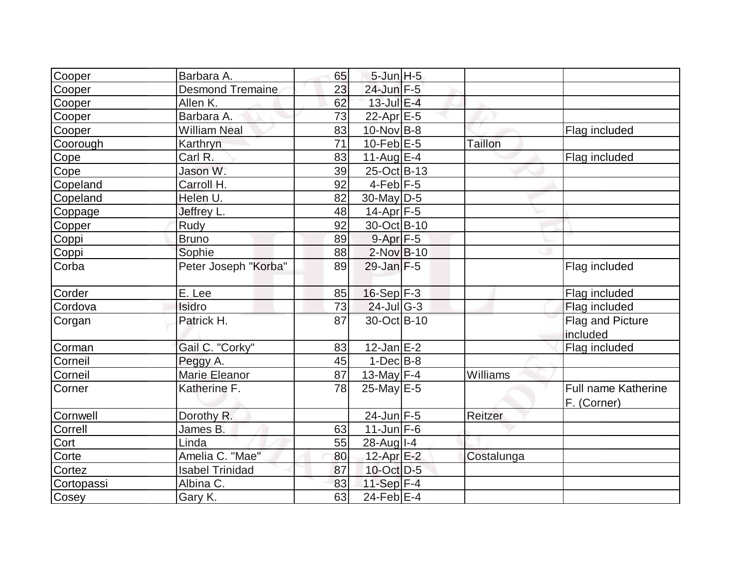| | | | | | | |
|---|---|---|---|---|---|---|
| Cooper | Barbara A. | 65 | 5-Jun | H-5 | | |
| Cooper | Desmond Tremaine | 23 | 24-Jun | F-5 | | |
| Cooper | Allen K. | 62 | 13-Jul | E-4 | | |
| Cooper | Barbara A. | 73 | 22-Apr | E-5 | | |
| Cooper | William Neal | 83 | 10-Nov | B-8 | | Flag included |
| Coorough | Karthryn | 71 | 10-Feb | E-5 | Taillon | |
| Cope | Carl R. | 83 | 11-Aug | E-4 | | Flag included |
| Cope | Jason W. | 39 | 25-Oct | B-13 | | |
| Copeland | Carroll H. | 92 | 4-Feb | F-5 | | |
| Copeland | Helen U. | 82 | 30-May | D-5 | | |
| Coppage | Jeffrey L. | 48 | 14-Apr | F-5 | | |
| Copper | Rudy | 92 | 30-Oct | B-10 | | |
| Coppi | Bruno | 89 | 9-Apr | F-5 | | |
| Coppi | Sophie | 88 | 2-Nov | B-10 | | |
| Corba | Peter Joseph "Korba" | 89 | 29-Jan | F-5 | | Flag included |
| Corder | E. Lee | 85 | 16-Sep | F-3 | | Flag included |
| Cordova | Isidro | 73 | 24-Jul | G-3 | | Flag included |
| Corgan | Patrick H. | 87 | 30-Oct | B-10 | | Flag and Picture included |
| Corman | Gail C. "Corky" | 83 | 12-Jan | E-2 | | Flag included |
| Corneil | Peggy A. | 45 | 1-Dec | B-8 | | |
| Corneil | Marie Eleanor | 87 | 13-May | F-4 | Williams | |
| Corner | Katherine F. | 78 | 25-May | E-5 | | Full name Katherine F. (Corner) |
| Cornwell | Dorothy R. | | 24-Jun | F-5 | Reitzer | |
| Correll | James B. | 63 | 11-Jun | F-6 | | |
| Cort | Linda | 55 | 28-Aug | I-4 | | |
| Corte | Amelia C. "Mae" | 80 | 12-Apr | E-2 | Costalunga | |
| Cortez | Isabel Trinidad | 87 | 10-Oct | D-5 | | |
| Cortopassi | Albina C. | 83 | 11-Sep | F-4 | | |
| Cosey | Gary K. | 63 | 24-Feb | E-4 | | |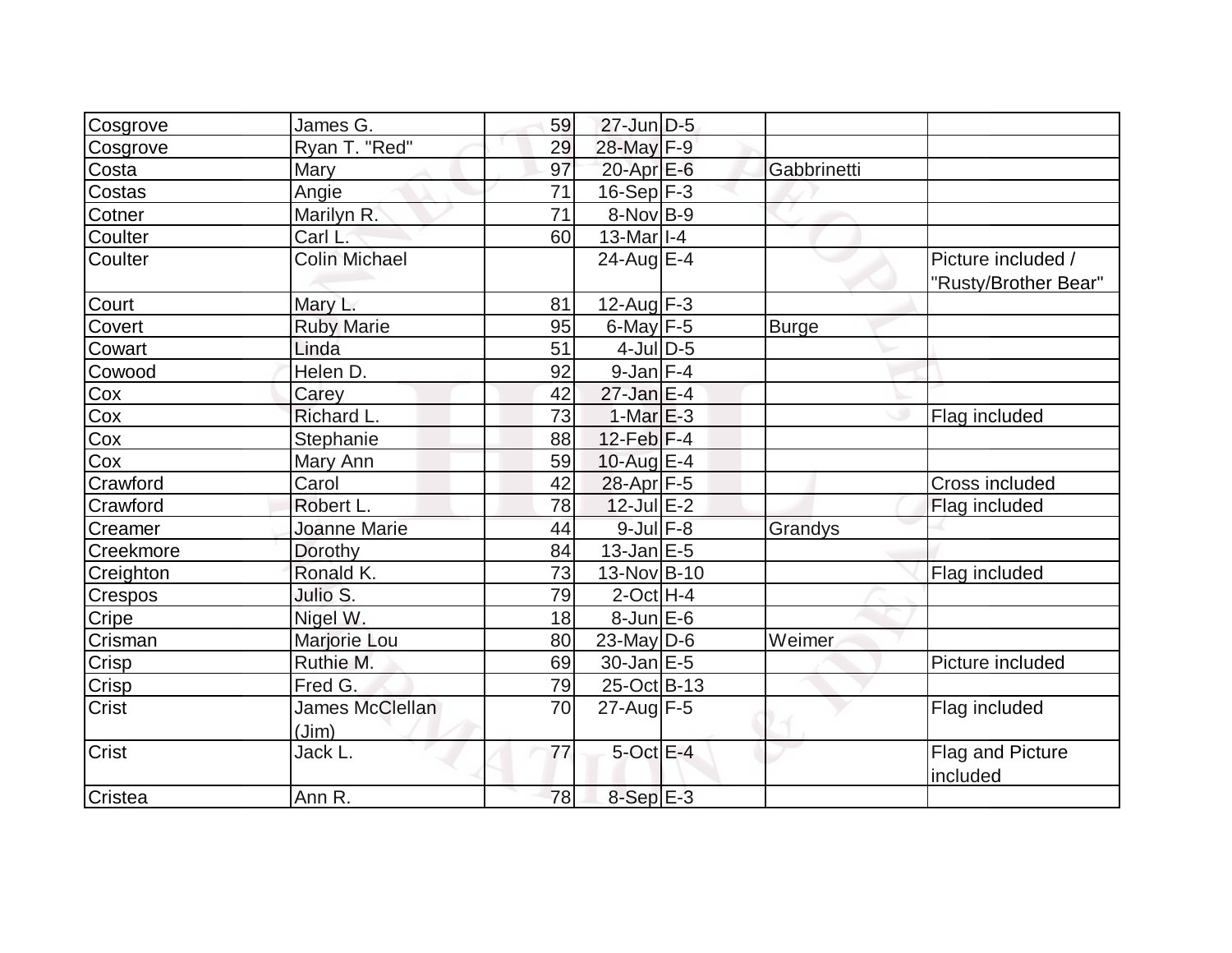| | | | | | | |
|---|---|---|---|---|---|---|
| Cosgrove | James G. | 59 | 27-Jun | D-5 | | |
| Cosgrove | Ryan T. "Red" | 29 | 28-May | F-9 | | |
| Costa | Mary | 97 | 20-Apr | E-6 | Gabbrinetti | |
| Costas | Angie | 71 | 16-Sep | F-3 | | |
| Cotner | Marilyn R. | 71 | 8-Nov | B-9 | | |
| Coulter | Carl L. | 60 | 13-Mar | I-4 | | |
| Coulter | Colin Michael | | 24-Aug | E-4 | | Picture included / "Rusty/Brother Bear" |
| Court | Mary L. | 81 | 12-Aug | F-3 | | |
| Covert | Ruby Marie | 95 | 6-May | F-5 | Burge | |
| Cowart | Linda | 51 | 4-Jul | D-5 | | |
| Cowood | Helen D. | 92 | 9-Jan | F-4 | | |
| Cox | Carey | 42 | 27-Jan | E-4 | | |
| Cox | Richard L. | 73 | 1-Mar | E-3 | | Flag included |
| Cox | Stephanie | 88 | 12-Feb | F-4 | | |
| Cox | Mary Ann | 59 | 10-Aug | E-4 | | |
| Crawford | Carol | 42 | 28-Apr | F-5 | | Cross included |
| Crawford | Robert L. | 78 | 12-Jul | E-2 | | Flag included |
| Creamer | Joanne Marie | 44 | 9-Jul | F-8 | Grandys | |
| Creekmore | Dorothy | 84 | 13-Jan | E-5 | | |
| Creighton | Ronald K. | 73 | 13-Nov | B-10 | | Flag included |
| Crespos | Julio S. | 79 | 2-Oct | H-4 | | |
| Cripe | Nigel W. | 18 | 8-Jun | E-6 | | |
| Crisman | Marjorie Lou | 80 | 23-May | D-6 | Weimer | |
| Crisp | Ruthie M. | 69 | 30-Jan | E-5 | | Picture included |
| Crisp | Fred G. | 79 | 25-Oct | B-13 | | |
| Crist | James McClellan (Jim) | 70 | 27-Aug | F-5 | | Flag included |
| Crist | Jack L. | 77 | 5-Oct | E-4 | | Flag and Picture included |
| Cristea | Ann R. | 78 | 8-Sep | E-3 | | |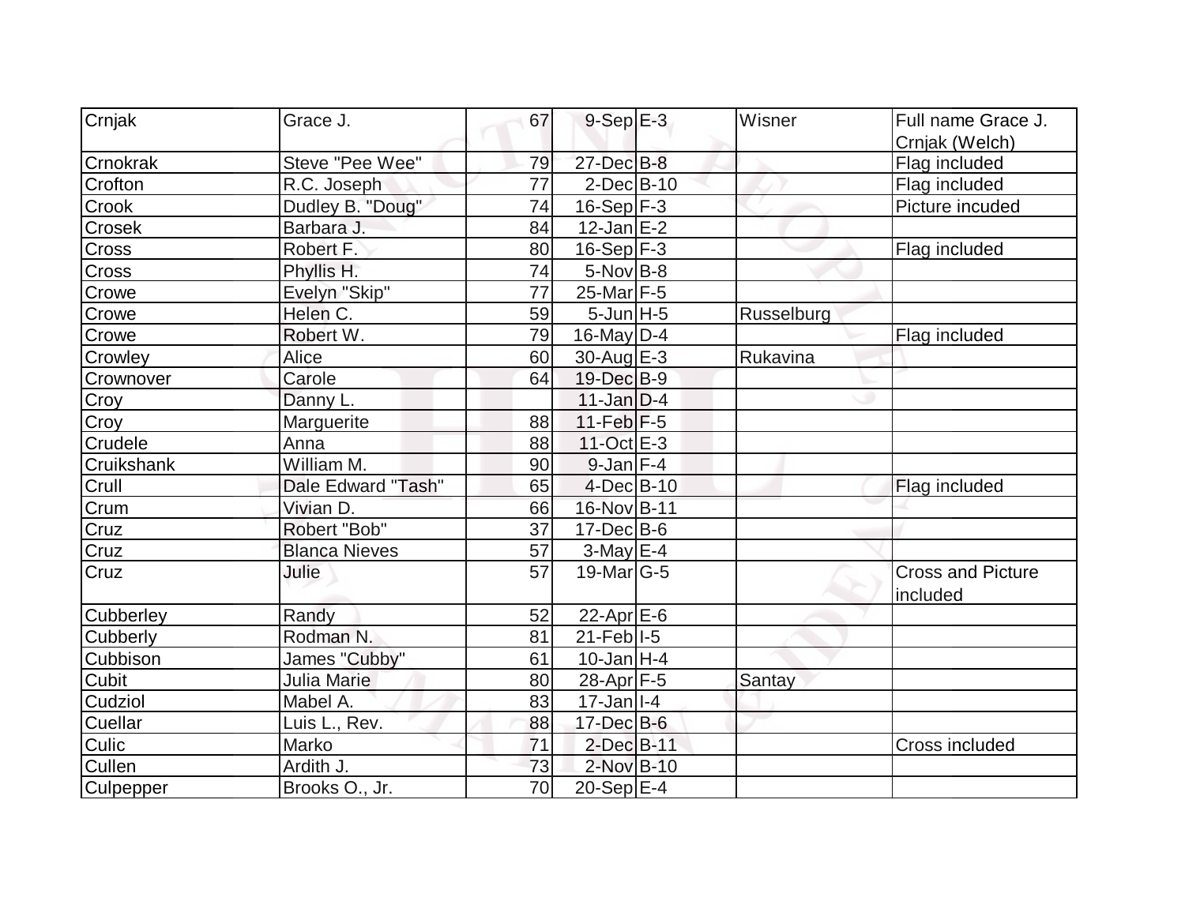| Crnjak | Grace J. | 67 | 9-Sep | E-3 | Wisner | Full name Grace J. Crnjak (Welch) |
|---|---|---|---|---|---|---|
| Crnokrak | Steve "Pee Wee" | 79 | 27-Dec | B-8 | | Flag included |
| Crofton | R.C. Joseph | 77 | 2-Dec | B-10 | | Flag included |
| Crook | Dudley B. "Doug" | 74 | 16-Sep | F-3 | | Picture incuded |
| Crosek | Barbara J. | 84 | 12-Jan | E-2 | | |
| Cross | Robert F. | 80 | 16-Sep | F-3 | | Flag included |
| Cross | Phyllis H. | 74 | 5-Nov | B-8 | | |
| Crowe | Evelyn "Skip" | 77 | 25-Mar | F-5 | | |
| Crowe | Helen C. | 59 | 5-Jun | H-5 | Russelburg | |
| Crowe | Robert W. | 79 | 16-May | D-4 | | Flag included |
| Crowley | Alice | 60 | 30-Aug | E-3 | Rukavina | |
| Crownover | Carole | 64 | 19-Dec | B-9 | | |
| Croy | Danny L. | | 11-Jan | D-4 | | |
| Croy | Marguerite | 88 | 11-Feb | F-5 | | |
| Crudele | Anna | 88 | 11-Oct | E-3 | | |
| Cruikshank | William M. | 90 | 9-Jan | F-4 | | |
| Crull | Dale Edward "Tash" | 65 | 4-Dec | B-10 | | Flag included |
| Crum | Vivian D. | 66 | 16-Nov | B-11 | | |
| Cruz | Robert "Bob" | 37 | 17-Dec | B-6 | | |
| Cruz | Blanca Nieves | 57 | 3-May | E-4 | | |
| Cruz | Julie | 57 | 19-Mar | G-5 | | Cross and Picture included |
| Cubberley | Randy | 52 | 22-Apr | E-6 | | |
| Cubberly | Rodman N. | 81 | 21-Feb | I-5 | | |
| Cubbison | James "Cubby" | 61 | 10-Jan | H-4 | | |
| Cubit | Julia Marie | 80 | 28-Apr | F-5 | Santay | |
| Cudziol | Mabel A. | 83 | 17-Jan | I-4 | | |
| Cuellar | Luis L., Rev. | 88 | 17-Dec | B-6 | | |
| Culic | Marko | 71 | 2-Dec | B-11 | | Cross included |
| Cullen | Ardith J. | 73 | 2-Nov | B-10 | | |
| Culpepper | Brooks O., Jr. | 70 | 20-Sep | E-4 | | |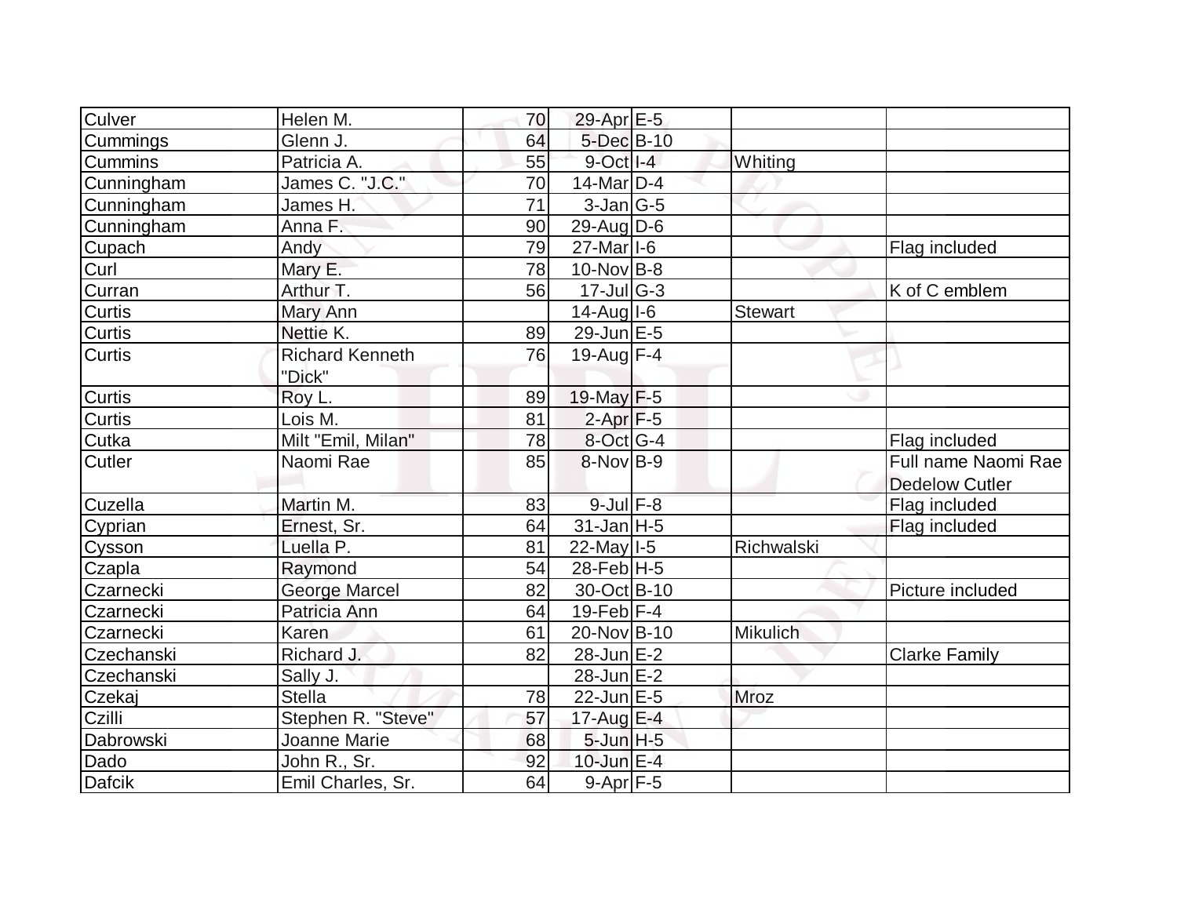| | | | | | | |
|---|---|---|---|---|---|---|
| Culver | Helen M. | 70 | 29-Apr | E-5 | | |
| Cummings | Glenn J. | 64 | 5-Dec | B-10 | | |
| Cummins | Patricia A. | 55 | 9-Oct | I-4 | Whiting | |
| Cunningham | James C. "J.C." | 70 | 14-Mar | D-4 | | |
| Cunningham | James H. | 71 | 3-Jan | G-5 | | |
| Cunningham | Anna F. | 90 | 29-Aug | D-6 | | |
| Cupach | Andy | 79 | 27-Mar | I-6 | | Flag included |
| Curl | Mary E. | 78 | 10-Nov | B-8 | | |
| Curran | Arthur T. | 56 | 17-Jul | G-3 | | K of C emblem |
| Curtis | Mary Ann | | 14-Aug | I-6 | Stewart | |
| Curtis | Nettie K. | 89 | 29-Jun | E-5 | | |
| Curtis | Richard Kenneth "Dick" | 76 | 19-Aug | F-4 | | |
| Curtis | Roy L. | 89 | 19-May | F-5 | | |
| Curtis | Lois M. | 81 | 2-Apr | F-5 | | |
| Cutka | Milt "Emil, Milan" | 78 | 8-Oct | G-4 | | Flag included |
| Cutler | Naomi Rae | 85 | 8-Nov | B-9 | | Full name Naomi Rae Dedelow Cutler |
| Cuzella | Martin M. | 83 | 9-Jul | F-8 | | Flag included |
| Cyprian | Ernest, Sr. | 64 | 31-Jan | H-5 | | Flag included |
| Cysson | Luella P. | 81 | 22-May | I-5 | Richwalski | |
| Czapla | Raymond | 54 | 28-Feb | H-5 | | |
| Czarnecki | George Marcel | 82 | 30-Oct | B-10 | | Picture included |
| Czarnecki | Patricia Ann | 64 | 19-Feb | F-4 | | |
| Czarnecki | Karen | 61 | 20-Nov | B-10 | Mikulich | |
| Czechanski | Richard J. | 82 | 28-Jun | E-2 | | Clarke Family |
| Czechanski | Sally J. | | 28-Jun | E-2 | | |
| Czekaj | Stella | 78 | 22-Jun | E-5 | Mroz | |
| Czilli | Stephen R. "Steve" | 57 | 17-Aug | E-4 | | |
| Dabrowski | Joanne Marie | 68 | 5-Jun | H-5 | | |
| Dado | John R., Sr. | 92 | 10-Jun | E-4 | | |
| Dafcik | Emil Charles, Sr. | 64 | 9-Apr | F-5 | | |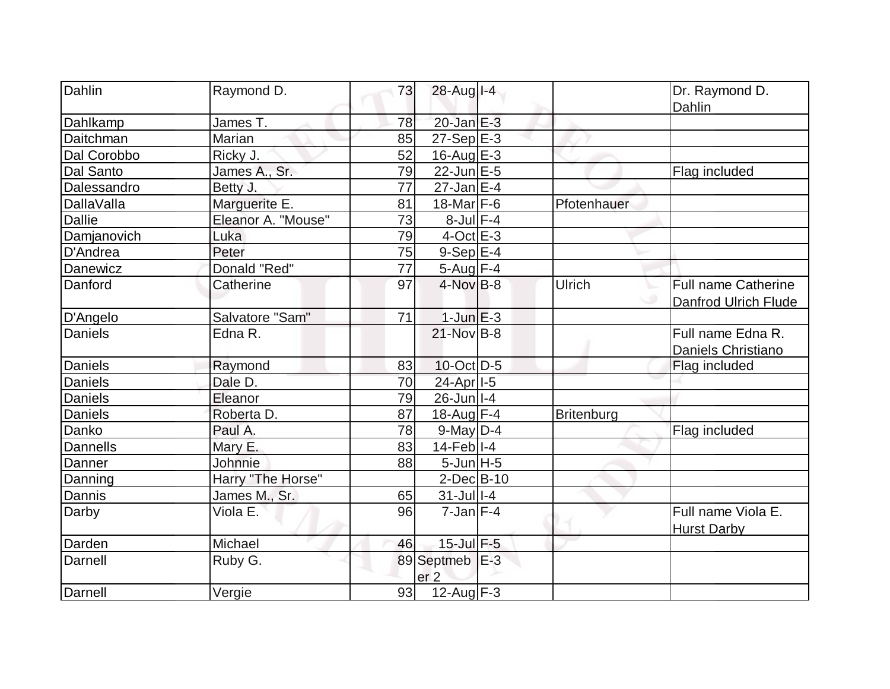| | | | | | | |
|---|---|---|---|---|---|---|
| Dahlin | Raymond D. | 73 | 28-Aug | I-4 | | Dr. Raymond D. Dahlin |
| Dahlkamp | James T. | 78 | 20-Jan | E-3 | | |
| Daitchman | Marian | 85 | 27-Sep | E-3 | | |
| Dal Corobbo | Ricky J. | 52 | 16-Aug | E-3 | | |
| Dal Santo | James A., Sr. | 79 | 22-Jun | E-5 | | Flag included |
| Dalessandro | Betty J. | 77 | 27-Jan | E-4 | | |
| DallaValla | Marguerite E. | 81 | 18-Mar | F-6 | Pfotenhauer | |
| Dallie | Eleanor A. "Mouse" | 73 | 8-Jul | F-4 | | |
| Damjanovich | Luka | 79 | 4-Oct | E-3 | | |
| D'Andrea | Peter | 75 | 9-Sep | E-4 | | |
| Danewicz | Donald "Red" | 77 | 5-Aug | F-4 | | |
| Danford | Catherine | 97 | 4-Nov | B-8 | Ulrich | Full name Catherine Danfrod Ulrich Flude |
| D'Angelo | Salvatore "Sam" | 71 | 1-Jun | E-3 | | |
| Daniels | Edna R. | | 21-Nov | B-8 | | Full name Edna R. Daniels Christiano |
| Daniels | Raymond | 83 | 10-Oct | D-5 | | Flag included |
| Daniels | Dale D. | 70 | 24-Apr | I-5 | | |
| Daniels | Eleanor | 79 | 26-Jun | I-4 | | |
| Daniels | Roberta D. | 87 | 18-Aug | F-4 | Britenburg | |
| Danko | Paul A. | 78 | 9-May | D-4 | | Flag included |
| Dannells | Mary E. | 83 | 14-Feb | I-4 | | |
| Danner | Johnnie | 88 | 5-Jun | H-5 | | |
| Danning | Harry "The Horse" | | 2-Dec | B-10 | | |
| Dannis | James M., Sr. | 65 | 31-Jul | I-4 | | |
| Darby | Viola E. | 96 | 7-Jan | F-4 | | Full name Viola E. Hurst Darby |
| Darden | Michael | 46 | 15-Jul | F-5 | | |
| Darnell | Ruby G. | 89 | Septmeber 2 | E-3 | | |
| Darnell | Vergie | 93 | 12-Aug | F-3 | | |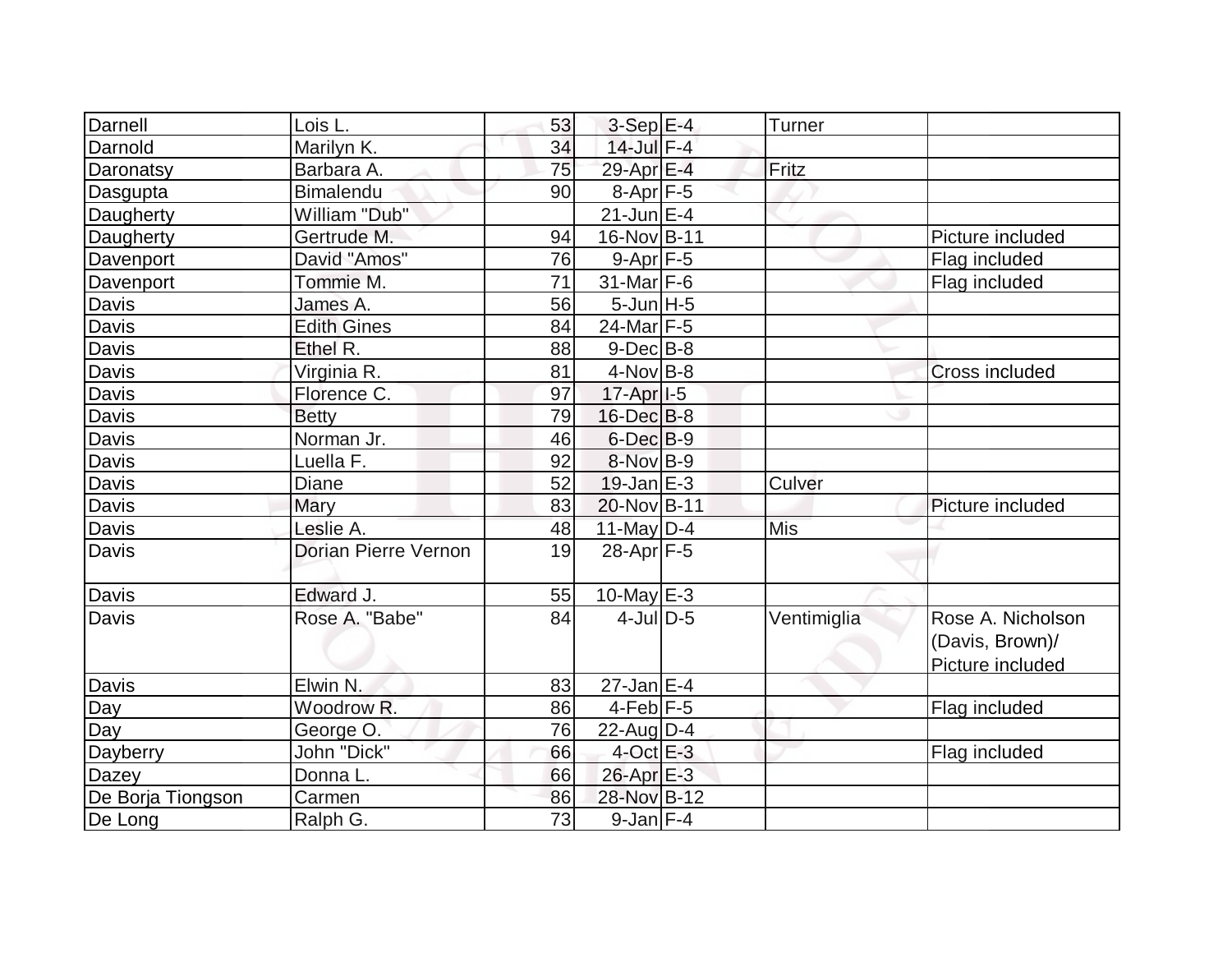| | | | | | | |
|---|---|---|---|---|---|---|
| Darnell | Lois L. | 53 | 3-Sep | E-4 | Turner | |
| Darnold | Marilyn K. | 34 | 14-Jul | F-4 | | |
| Daronatsy | Barbara A. | 75 | 29-Apr | E-4 | Fritz | |
| Dasgupta | Bimalendu | 90 | 8-Apr | F-5 | | |
| Daugherty | William "Dub" | | 21-Jun | E-4 | | |
| Daugherty | Gertrude M. | 94 | 16-Nov | B-11 | | Picture included |
| Davenport | David "Amos" | 76 | 9-Apr | F-5 | | Flag included |
| Davenport | Tommie M. | 71 | 31-Mar | F-6 | | Flag included |
| Davis | James A. | 56 | 5-Jun | H-5 | | |
| Davis | Edith Gines | 84 | 24-Mar | F-5 | | |
| Davis | Ethel R. | 88 | 9-Dec | B-8 | | |
| Davis | Virginia R. | 81 | 4-Nov | B-8 | | Cross included |
| Davis | Florence C. | 97 | 17-Apr | I-5 | | |
| Davis | Betty | 79 | 16-Dec | B-8 | | |
| Davis | Norman Jr. | 46 | 6-Dec | B-9 | | |
| Davis | Luella F. | 92 | 8-Nov | B-9 | | |
| Davis | Diane | 52 | 19-Jan | E-3 | Culver | |
| Davis | Mary | 83 | 20-Nov | B-11 | | Picture included |
| Davis | Leslie A. | 48 | 11-May | D-4 | Mis | |
| Davis | Dorian Pierre Vernon | 19 | 28-Apr | F-5 | | |
| Davis | Edward J. | 55 | 10-May | E-3 | | |
| Davis | Rose A. "Babe" | 84 | 4-Jul | D-5 | Ventimiglia | Rose A. Nicholson (Davis, Brown)/ Picture included |
| Davis | Elwin N. | 83 | 27-Jan | E-4 | | |
| Day | Woodrow R. | 86 | 4-Feb | F-5 | | Flag included |
| Day | George O. | 76 | 22-Aug | D-4 | | |
| Dayberry | John "Dick" | 66 | 4-Oct | E-3 | | Flag included |
| Dazey | Donna L. | 66 | 26-Apr | E-3 | | |
| De Borja Tiongson | Carmen | 86 | 28-Nov | B-12 | | |
| De Long | Ralph G. | 73 | 9-Jan | F-4 | | |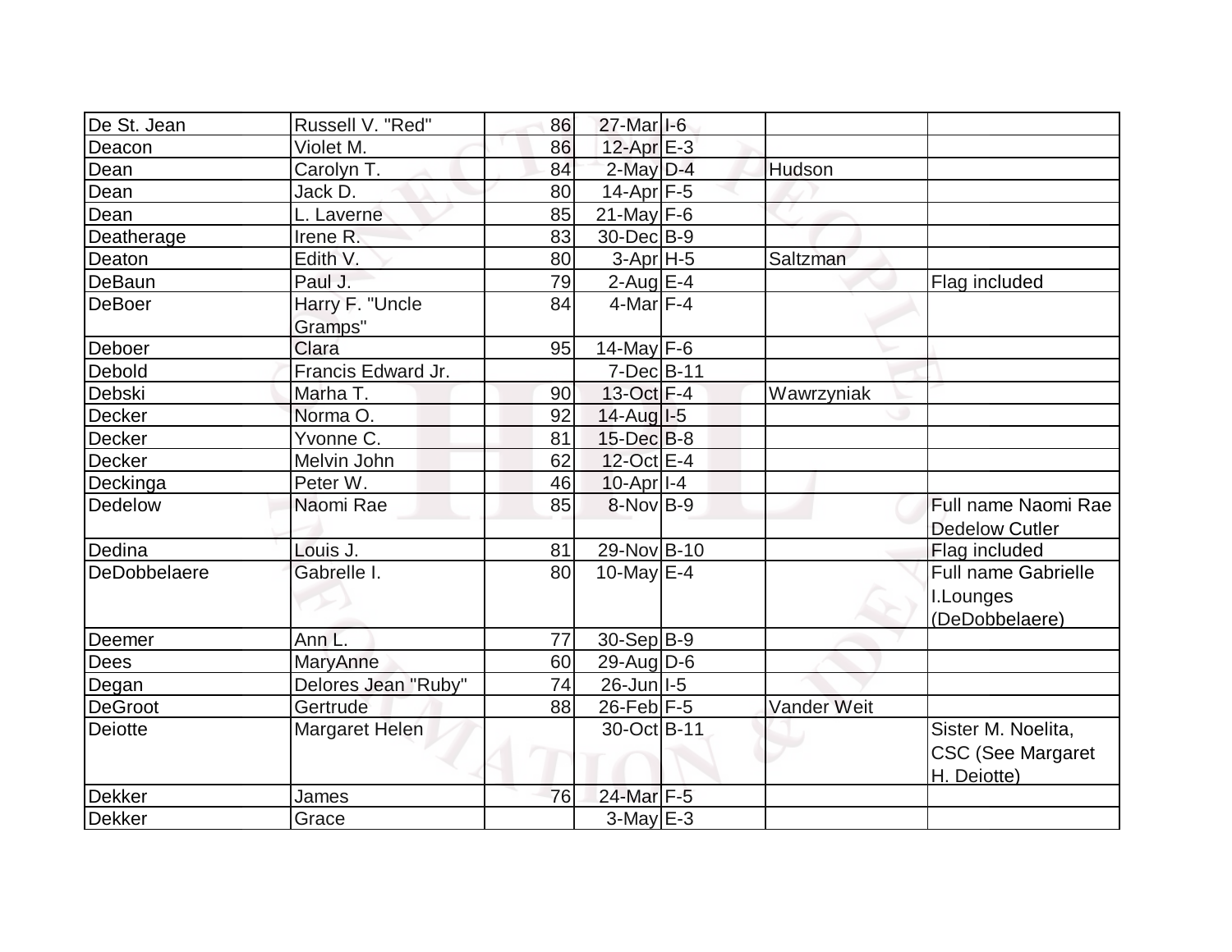| | | | | | | |
|---|---|---|---|---|---|---|
| De St. Jean | Russell V. "Red" | 86 | 27-Mar | I-6 | | |
| Deacon | Violet M. | 86 | 12-Apr | E-3 | | |
| Dean | Carolyn T. | 84 | 2-May | D-4 | Hudson | |
| Dean | Jack D. | 80 | 14-Apr | F-5 | | |
| Dean | L. Laverne | 85 | 21-May | F-6 | | |
| Deatherage | Irene R. | 83 | 30-Dec | B-9 | | |
| Deaton | Edith V. | 80 | 3-Apr | H-5 | Saltzman | |
| DeBaun | Paul J. | 79 | 2-Aug | E-4 | | Flag included |
| DeBoer | Harry F. "Uncle Gramps" | 84 | 4-Mar | F-4 | | |
| Deboer | Clara | 95 | 14-May | F-6 | | |
| Debold | Francis Edward Jr. | | 7-Dec | B-11 | | |
| Debski | Marha T. | 90 | 13-Oct | F-4 | Wawrzyniak | |
| Decker | Norma O. | 92 | 14-Aug | I-5 | | |
| Decker | Yvonne C. | 81 | 15-Dec | B-8 | | |
| Decker | Melvin John | 62 | 12-Oct | E-4 | | |
| Deckinga | Peter W. | 46 | 10-Apr | I-4 | | |
| Dedelow | Naomi Rae | 85 | 8-Nov | B-9 | | Full name Naomi Rae Dedelow Cutler |
| Dedina | Louis J. | 81 | 29-Nov | B-10 | | Flag included |
| DeDobbelaere | Gabrelle I. | 80 | 10-May | E-4 | | Full name Gabrielle I.Lounges (DeDobbelaere) |
| Deemer | Ann L. | 77 | 30-Sep | B-9 | | |
| Dees | MaryAnne | 60 | 29-Aug | D-6 | | |
| Degan | Delores Jean "Ruby" | 74 | 26-Jun | I-5 | | |
| DeGroot | Gertrude | 88 | 26-Feb | F-5 | Vander Weit | |
| Deiotte | Margaret Helen | | 30-Oct | B-11 | | Sister M. Noelita, CSC (See Margaret H. Deiotte) |
| Dekker | James | 76 | 24-Mar | F-5 | | |
| Dekker | Grace | | 3-May | E-3 | | |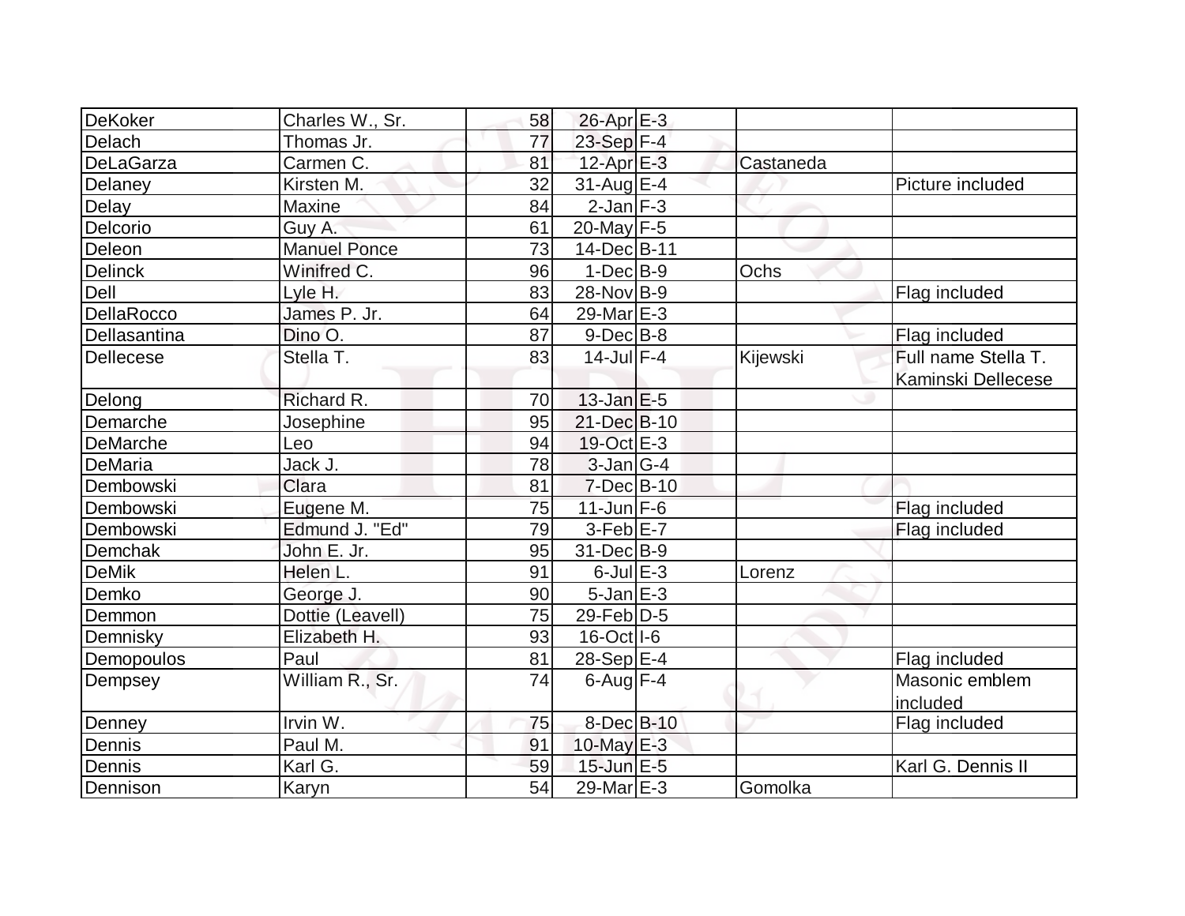| | | | | | | |
|---|---|---|---|---|---|---|
| DeKoker | Charles W., Sr. | 58 | 26-Apr | E-3 | | |
| Delach | Thomas Jr. | 77 | 23-Sep | F-4 | | |
| DeLaGarza | Carmen C. | 81 | 12-Apr | E-3 | Castaneda | |
| Delaney | Kirsten M. | 32 | 31-Aug | E-4 | | Picture included |
| Delay | Maxine | 84 | 2-Jan | F-3 | | |
| Delcorio | Guy A. | 61 | 20-May | F-5 | | |
| Deleon | Manuel Ponce | 73 | 14-Dec | B-11 | | |
| Delinck | Winifred C. | 96 | 1-Dec | B-9 | Ochs | |
| Dell | Lyle H. | 83 | 28-Nov | B-9 | | Flag included |
| DellaRocco | James P. Jr. | 64 | 29-Mar | E-3 | | |
| Dellasantina | Dino O. | 87 | 9-Dec | B-8 | | Flag included |
| Dellecese | Stella T. | 83 | 14-Jul | F-4 | Kijewski | Full name Stella T. Kaminski Dellecese |
| Delong | Richard R. | 70 | 13-Jan | E-5 | | |
| Demarche | Josephine | 95 | 21-Dec | B-10 | | |
| DeMarche | Leo | 94 | 19-Oct | E-3 | | |
| DeMaria | Jack J. | 78 | 3-Jan | G-4 | | |
| Dembowski | Clara | 81 | 7-Dec | B-10 | | |
| Dembowski | Eugene M. | 75 | 11-Jun | F-6 | | Flag included |
| Dembowski | Edmund J. "Ed" | 79 | 3-Feb | E-7 | | Flag included |
| Demchak | John E. Jr. | 95 | 31-Dec | B-9 | | |
| DeMik | Helen L. | 91 | 6-Jul | E-3 | Lorenz | |
| Demko | George J. | 90 | 5-Jan | E-3 | | |
| Demmon | Dottie (Leavell) | 75 | 29-Feb | D-5 | | |
| Demnisky | Elizabeth H. | 93 | 16-Oct | I-6 | | |
| Demopoulos | Paul | 81 | 28-Sep | E-4 | | Flag included |
| Dempsey | William R., Sr. | 74 | 6-Aug | F-4 | | Masonic emblem included |
| Denney | Irvin W. | 75 | 8-Dec | B-10 | | Flag included |
| Dennis | Paul M. | 91 | 10-May | E-3 | | |
| Dennis | Karl G. | 59 | 15-Jun | E-5 | | Karl G. Dennis II |
| Dennison | Karyn | 54 | 29-Mar | E-3 | Gomolka | |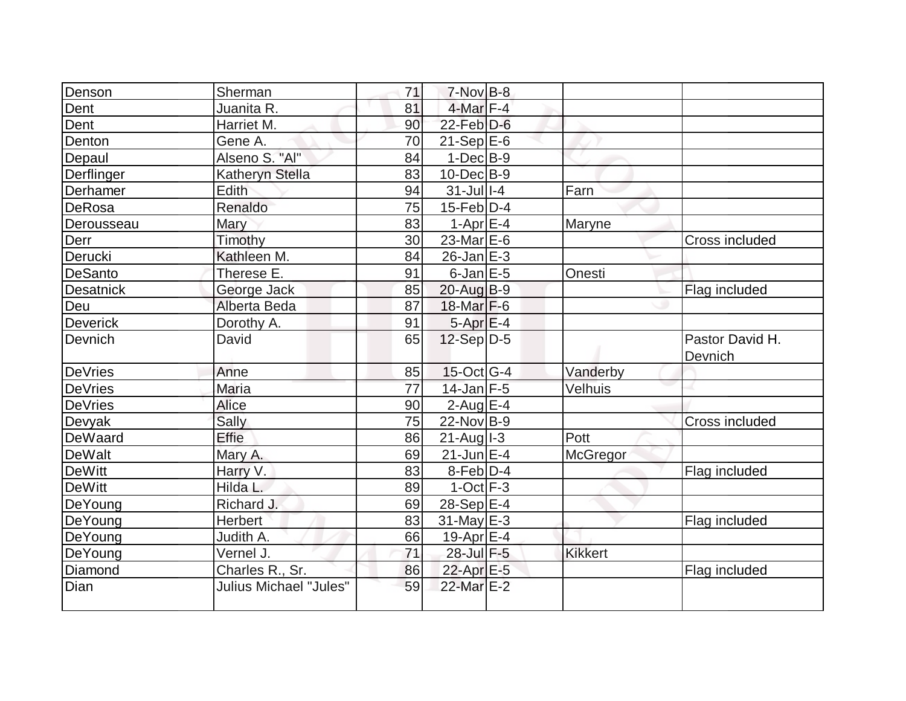| | | | | | | |
|---|---|---|---|---|---|---|
| Denson | Sherman | 71 | 7-Nov | B-8 | | |
| Dent | Juanita R. | 81 | 4-Mar | F-4 | | |
| Dent | Harriet M. | 90 | 22-Feb | D-6 | | |
| Denton | Gene A. | 70 | 21-Sep | E-6 | | |
| Depaul | Alseno S. "Al" | 84 | 1-Dec | B-9 | | |
| Derflinger | Katheryn Stella | 83 | 10-Dec | B-9 | | |
| Derhamer | Edith | 94 | 31-Jul | I-4 | Farn | |
| DeRosa | Renaldo | 75 | 15-Feb | D-4 | | |
| Derousseau | Mary | 83 | 1-Apr | E-4 | Maryne | |
| Derr | Timothy | 30 | 23-Mar | E-6 | | Cross included |
| Derucki | Kathleen M. | 84 | 26-Jan | E-3 | | |
| DeSanto | Therese E. | 91 | 6-Jan | E-5 | Onesti | |
| Desatnick | George Jack | 85 | 20-Aug | B-9 | | Flag included |
| Deu | Alberta Beda | 87 | 18-Mar | F-6 | | |
| Deverick | Dorothy A. | 91 | 5-Apr | E-4 | | |
| Devnich | David | 65 | 12-Sep | D-5 | | Pastor David H. Devnich |
| DeVries | Anne | 85 | 15-Oct | G-4 | Vanderby | |
| DeVries | Maria | 77 | 14-Jan | F-5 | Velhuis | |
| DeVries | Alice | 90 | 2-Aug | E-4 | | |
| Devyak | Sally | 75 | 22-Nov | B-9 | | Cross included |
| DeWaard | Effie | 86 | 21-Aug | I-3 | Pott | |
| DeWalt | Mary A. | 69 | 21-Jun | E-4 | McGregor | |
| DeWitt | Harry V. | 83 | 8-Feb | D-4 | | Flag included |
| DeWitt | Hilda L. | 89 | 1-Oct | F-3 | | |
| DeYoung | Richard J. | 69 | 28-Sep | E-4 | | |
| DeYoung | Herbert | 83 | 31-May | E-3 | | Flag included |
| DeYoung | Judith A. | 66 | 19-Apr | E-4 | | |
| DeYoung | Vernel J. | 71 | 28-Jul | F-5 | Kikkert | |
| Diamond | Charles R., Sr. | 86 | 22-Apr | E-5 | | Flag included |
| Dian | Julius Michael "Jules" | 59 | 22-Mar | E-2 | | |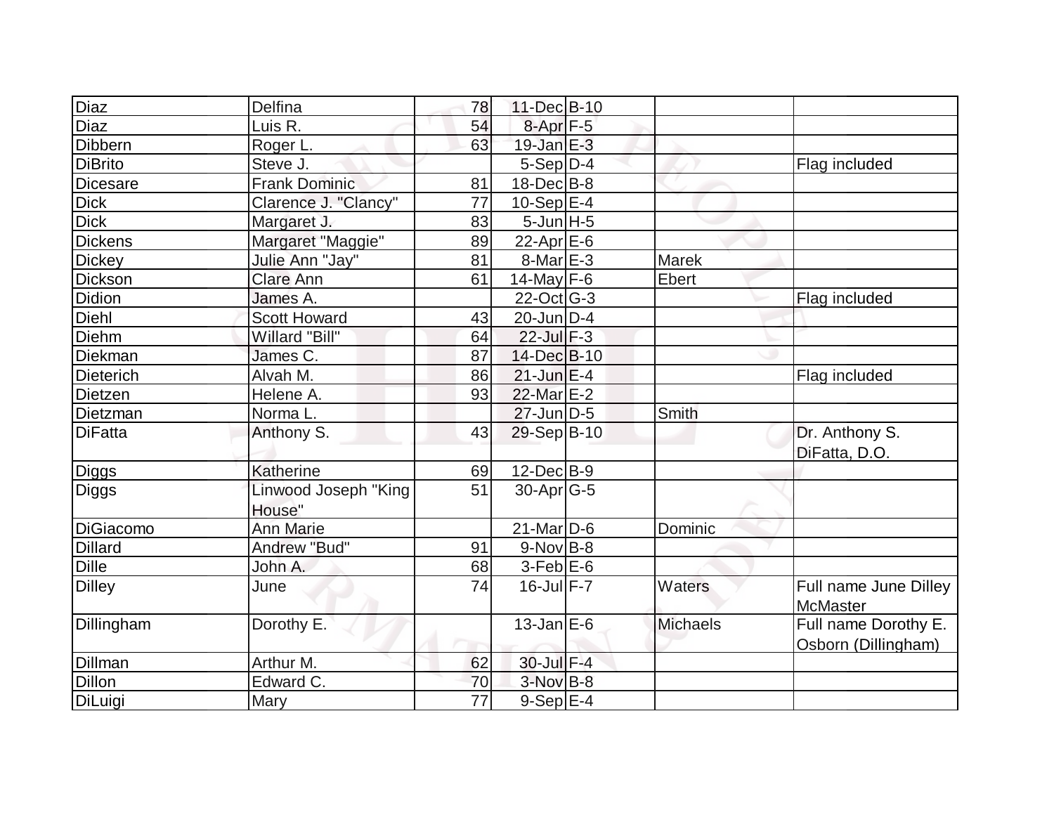| | | | | | | |
|---|---|---|---|---|---|---|
| Diaz | Delfina | 78 | 11-Dec | B-10 | | |
| Diaz | Luis R. | 54 | 8-Apr | F-5 | | |
| Dibbern | Roger L. | 63 | 19-Jan | E-3 | | |
| DiBrito | Steve J. | | 5-Sep | D-4 | | Flag included |
| Dicesare | Frank Dominic | 81 | 18-Dec | B-8 | | |
| Dick | Clarence J. "Clancy" | 77 | 10-Sep | E-4 | | |
| Dick | Margaret J. | 83 | 5-Jun | H-5 | | |
| Dickens | Margaret "Maggie" | 89 | 22-Apr | E-6 | | |
| Dickey | Julie Ann "Jay" | 81 | 8-Mar | E-3 | Marek | |
| Dickson | Clare Ann | 61 | 14-May | F-6 | Ebert | |
| Didion | James A. | | 22-Oct | G-3 | | Flag included |
| Diehl | Scott Howard | 43 | 20-Jun | D-4 | | |
| Diehm | Willard "Bill" | 64 | 22-Jul | F-3 | | |
| Diekman | James C. | 87 | 14-Dec | B-10 | | |
| Dieterich | Alvah M. | 86 | 21-Jun | E-4 | | Flag included |
| Dietzen | Helene A. | 93 | 22-Mar | E-2 | | |
| Dietzman | Norma L. | | 27-Jun | D-5 | Smith | |
| DiFatta | Anthony S. | 43 | 29-Sep | B-10 | | Dr. Anthony S. DiFatta, D.O. |
| Diggs | Katherine | 69 | 12-Dec | B-9 | | |
| Diggs | Linwood Joseph "King House" | 51 | 30-Apr | G-5 | | |
| DiGiacomo | Ann Marie | | 21-Mar | D-6 | Dominic | |
| Dillard | Andrew "Bud" | 91 | 9-Nov | B-8 | | |
| Dille | John A. | 68 | 3-Feb | E-6 | | |
| Dilley | June | 74 | 16-Jul | F-7 | Waters | Full name June Dilley McMaster |
| Dillingham | Dorothy E. | | 13-Jan | E-6 | Michaels | Full name Dorothy E. Osborn (Dillingham) |
| Dillman | Arthur M. | 62 | 30-Jul | F-4 | | |
| Dillon | Edward C. | 70 | 3-Nov | B-8 | | |
| DiLuigi | Mary | 77 | 9-Sep | E-4 | | |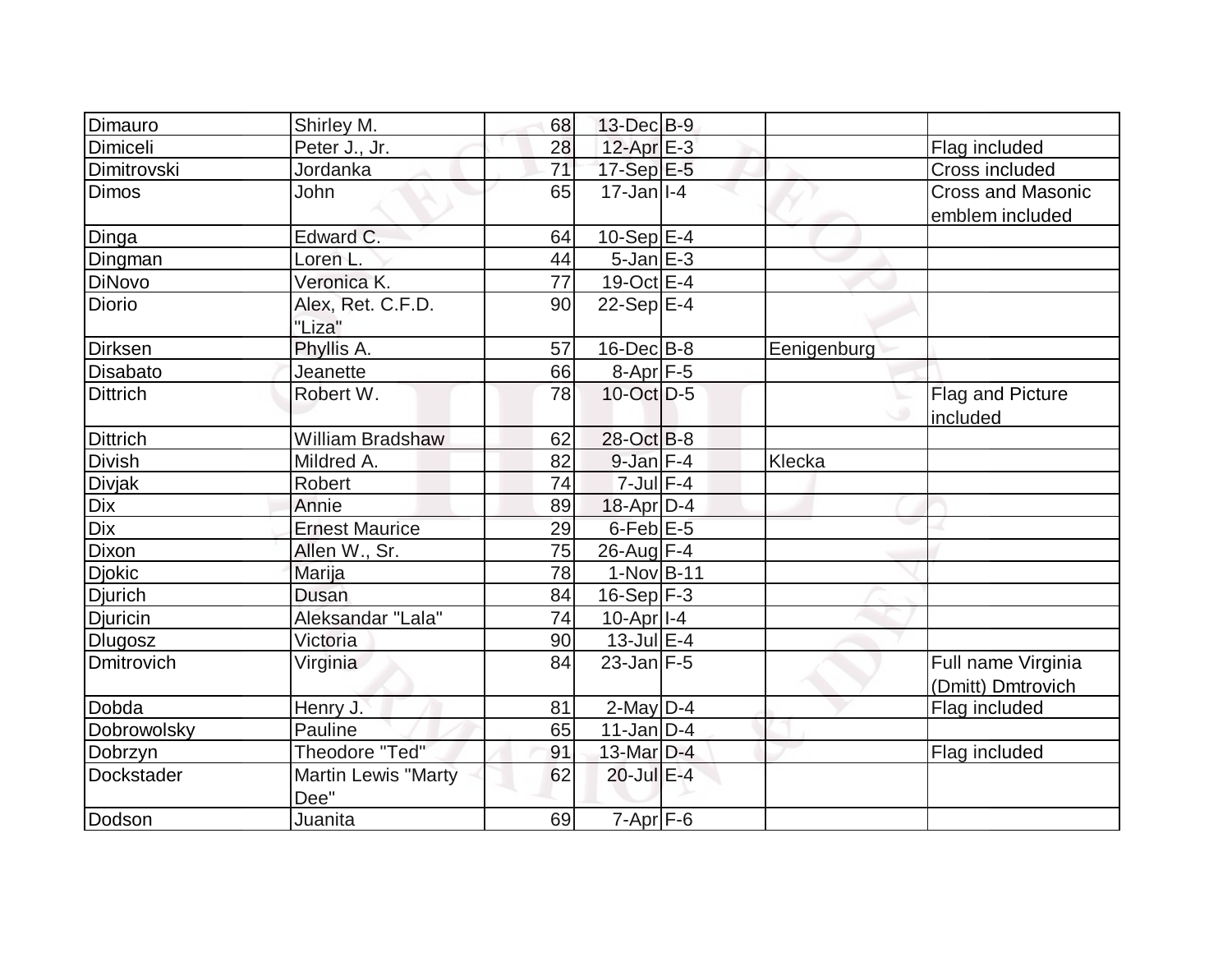| | | | | | | |
|---|---|---|---|---|---|---|
| Dimauro | Shirley M. | 68 | 13-Dec | B-9 | | |
| Dimiceli | Peter J., Jr. | 28 | 12-Apr | E-3 | | Flag included |
| Dimitrovski | Jordanka | 71 | 17-Sep | E-5 | | Cross included |
| Dimos | John | 65 | 17-Jan | I-4 | | Cross and Masonic emblem included |
| Dinga | Edward C. | 64 | 10-Sep | E-4 | | |
| Dingman | Loren L. | 44 | 5-Jan | E-3 | | |
| DiNovo | Veronica K. | 77 | 19-Oct | E-4 | | |
| Diorio | Alex, Ret. C.F.D. "Liza" | 90 | 22-Sep | E-4 | | |
| Dirksen | Phyllis A. | 57 | 16-Dec | B-8 | Eenigenburg | |
| Disabato | Jeanette | 66 | 8-Apr | F-5 | | |
| Dittrich | Robert W. | 78 | 10-Oct | D-5 | | Flag and Picture included |
| Dittrich | William Bradshaw | 62 | 28-Oct | B-8 | | |
| Divish | Mildred A. | 82 | 9-Jan | F-4 | Klecka | |
| Divjak | Robert | 74 | 7-Jul | F-4 | | |
| Dix | Annie | 89 | 18-Apr | D-4 | | |
| Dix | Ernest Maurice | 29 | 6-Feb | E-5 | | |
| Dixon | Allen W., Sr. | 75 | 26-Aug | F-4 | | |
| Djokic | Marija | 78 | 1-Nov | B-11 | | |
| Djurich | Dusan | 84 | 16-Sep | F-3 | | |
| Djuricin | Aleksandar "Lala" | 74 | 10-Apr | I-4 | | |
| Dlugosz | Victoria | 90 | 13-Jul | E-4 | | |
| Dmitrovich | Virginia | 84 | 23-Jan | F-5 | | Full name Virginia (Dmitt) Dmtrovich |
| Dobda | Henry J. | 81 | 2-May | D-4 | | Flag included |
| Dobrowolsky | Pauline | 65 | 11-Jan | D-4 | | |
| Dobrzyn | Theodore "Ted" | 91 | 13-Mar | D-4 | | Flag included |
| Dockstader | Martin Lewis "Marty Dee" | 62 | 20-Jul | E-4 | | |
| Dodson | Juanita | 69 | 7-Apr | F-6 | | |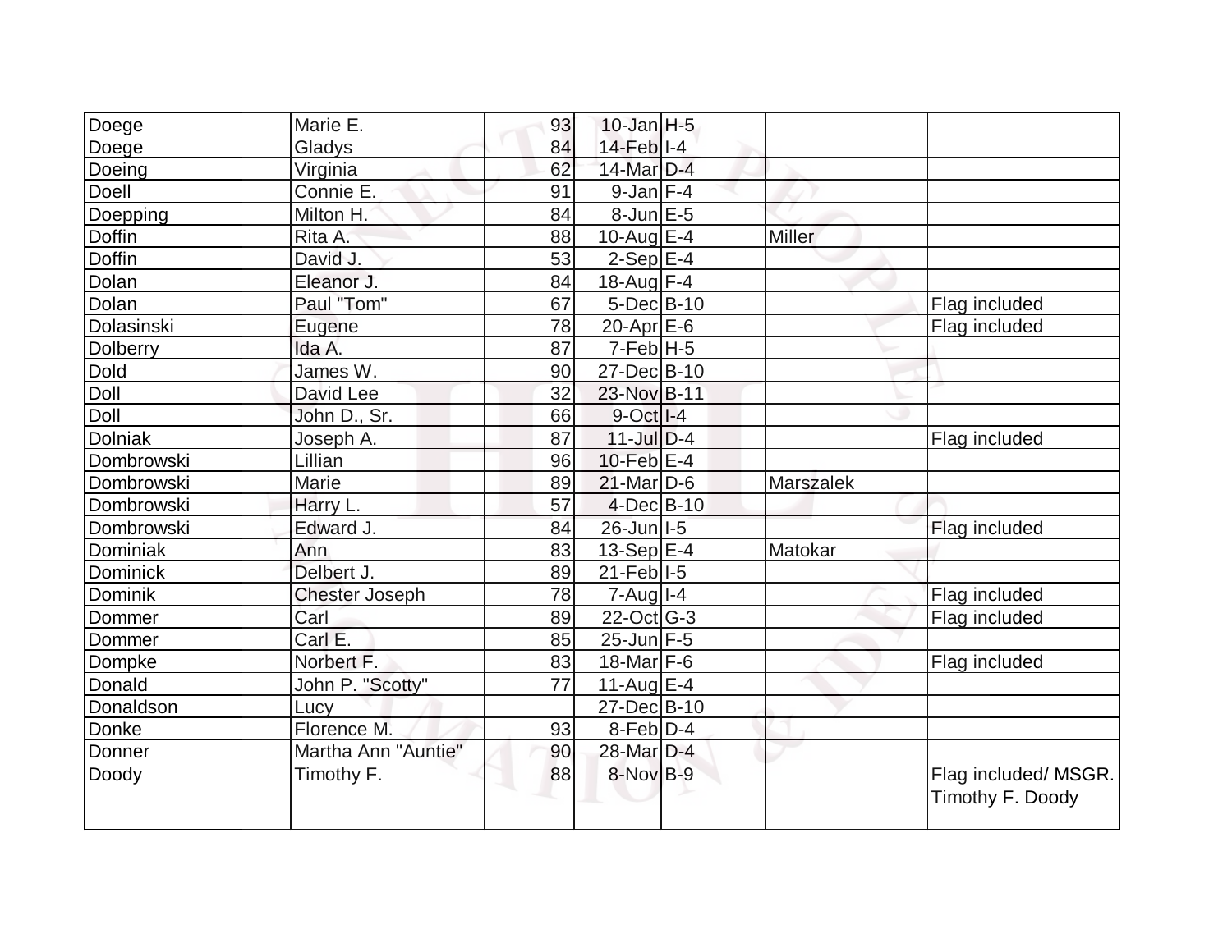| | | | | | | |
|---|---|---|---|---|---|---|
| Doege | Marie E. | 93 | 10-Jan | H-5 | | |
| Doege | Gladys | 84 | 14-Feb | I-4 | | |
| Doeing | Virginia | 62 | 14-Mar | D-4 | | |
| Doell | Connie E. | 91 | 9-Jan | F-4 | | |
| Doepping | Milton H. | 84 | 8-Jun | E-5 | | |
| Doffin | Rita A. | 88 | 10-Aug | E-4 | Miller | |
| Doffin | David J. | 53 | 2-Sep | E-4 | | |
| Dolan | Eleanor J. | 84 | 18-Aug | F-4 | | |
| Dolan | Paul "Tom" | 67 | 5-Dec | B-10 | | Flag included |
| Dolasinski | Eugene | 78 | 20-Apr | E-6 | | Flag included |
| Dolberry | Ida A. | 87 | 7-Feb | H-5 | | |
| Dold | James W. | 90 | 27-Dec | B-10 | | |
| Doll | David Lee | 32 | 23-Nov | B-11 | | |
| Doll | John D., Sr. | 66 | 9-Oct | I-4 | | |
| Dolniak | Joseph A. | 87 | 11-Jul | D-4 | | Flag included |
| Dombrowski | Lillian | 96 | 10-Feb | E-4 | | |
| Dombrowski | Marie | 89 | 21-Mar | D-6 | Marszalek | |
| Dombrowski | Harry L. | 57 | 4-Dec | B-10 | | |
| Dombrowski | Edward J. | 84 | 26-Jun | I-5 | | Flag included |
| Dominiak | Ann | 83 | 13-Sep | E-4 | Matokar | |
| Dominick | Delbert J. | 89 | 21-Feb | I-5 | | |
| Dominik | Chester Joseph | 78 | 7-Aug | I-4 | | Flag included |
| Dommer | Carl | 89 | 22-Oct | G-3 | | Flag included |
| Dommer | Carl E. | 85 | 25-Jun | F-5 | | |
| Dompke | Norbert F. | 83 | 18-Mar | F-6 | | Flag included |
| Donald | John P. "Scotty" | 77 | 11-Aug | E-4 | | |
| Donaldson | Lucy | | 27-Dec | B-10 | | |
| Donke | Florence M. | 93 | 8-Feb | D-4 | | |
| Donner | Martha Ann "Auntie" | 90 | 28-Mar | D-4 | | |
| Doody | Timothy F. | 88 | 8-Nov | B-9 | | Flag included/ MSGR. Timothy F. Doody |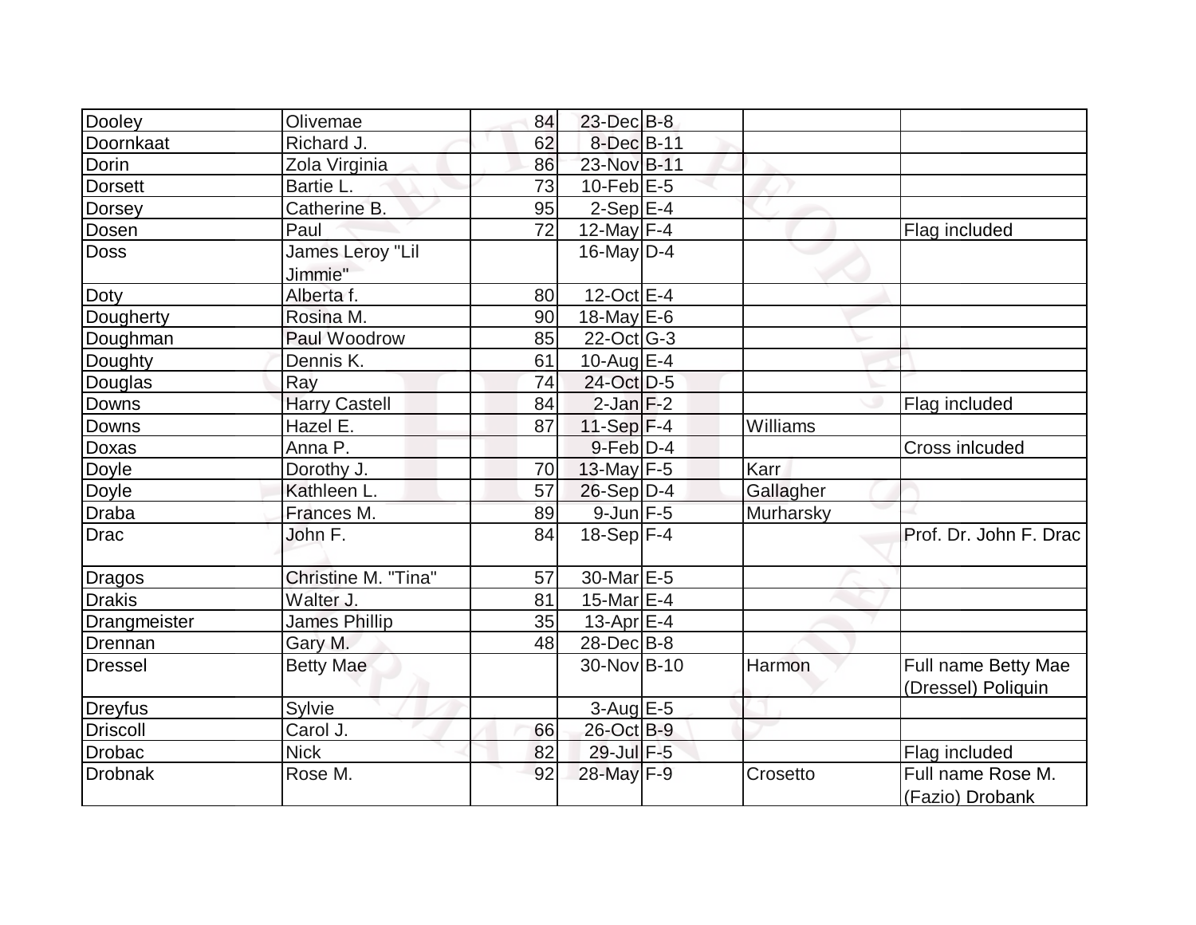| | | | | | | |
|---|---|---|---|---|---|---|
| Dooley | Olivemae | 84 | 23-Dec | B-8 | | |
| Doornkaat | Richard J. | 62 | 8-Dec | B-11 | | |
| Dorin | Zola Virginia | 86 | 23-Nov | B-11 | | |
| Dorsett | Bartie L. | 73 | 10-Feb | E-5 | | |
| Dorsey | Catherine B. | 95 | 2-Sep | E-4 | | |
| Dosen | Paul | 72 | 12-May | F-4 | | Flag included |
| Doss | James Leroy "Lil Jimmie" | | 16-May | D-4 | | |
| Doty | Alberta f. | 80 | 12-Oct | E-4 | | |
| Dougherty | Rosina M. | 90 | 18-May | E-6 | | |
| Doughman | Paul Woodrow | 85 | 22-Oct | G-3 | | |
| Doughty | Dennis K. | 61 | 10-Aug | E-4 | | |
| Douglas | Ray | 74 | 24-Oct | D-5 | | |
| Downs | Harry Castell | 84 | 2-Jan | F-2 | | Flag included |
| Downs | Hazel E. | 87 | 11-Sep | F-4 | Williams | |
| Doxas | Anna P. | | 9-Feb | D-4 | | Cross inlcuded |
| Doyle | Dorothy J. | 70 | 13-May | F-5 | Karr | |
| Doyle | Kathleen L. | 57 | 26-Sep | D-4 | Gallagher | |
| Draba | Frances M. | 89 | 9-Jun | F-5 | Murharsky | |
| Drac | John F. | 84 | 18-Sep | F-4 | | Prof. Dr. John F. Drac |
| Dragos | Christine M. "Tina" | 57 | 30-Mar | E-5 | | |
| Drakis | Walter J. | 81 | 15-Mar | E-4 | | |
| Drangmeister | James Phillip | 35 | 13-Apr | E-4 | | |
| Drennan | Gary M. | 48 | 28-Dec | B-8 | | |
| Dressel | Betty Mae | | 30-Nov | B-10 | Harmon | Full name Betty Mae (Dressel) Poliquin |
| Dreyfus | Sylvie | | 3-Aug | E-5 | | |
| Driscoll | Carol J. | 66 | 26-Oct | B-9 | | |
| Drobac | Nick | 82 | 29-Jul | F-5 | | Flag included |
| Drobnak | Rose M. | 92 | 28-May | F-9 | Crosetto | Full name Rose M. (Fazio) Drobank |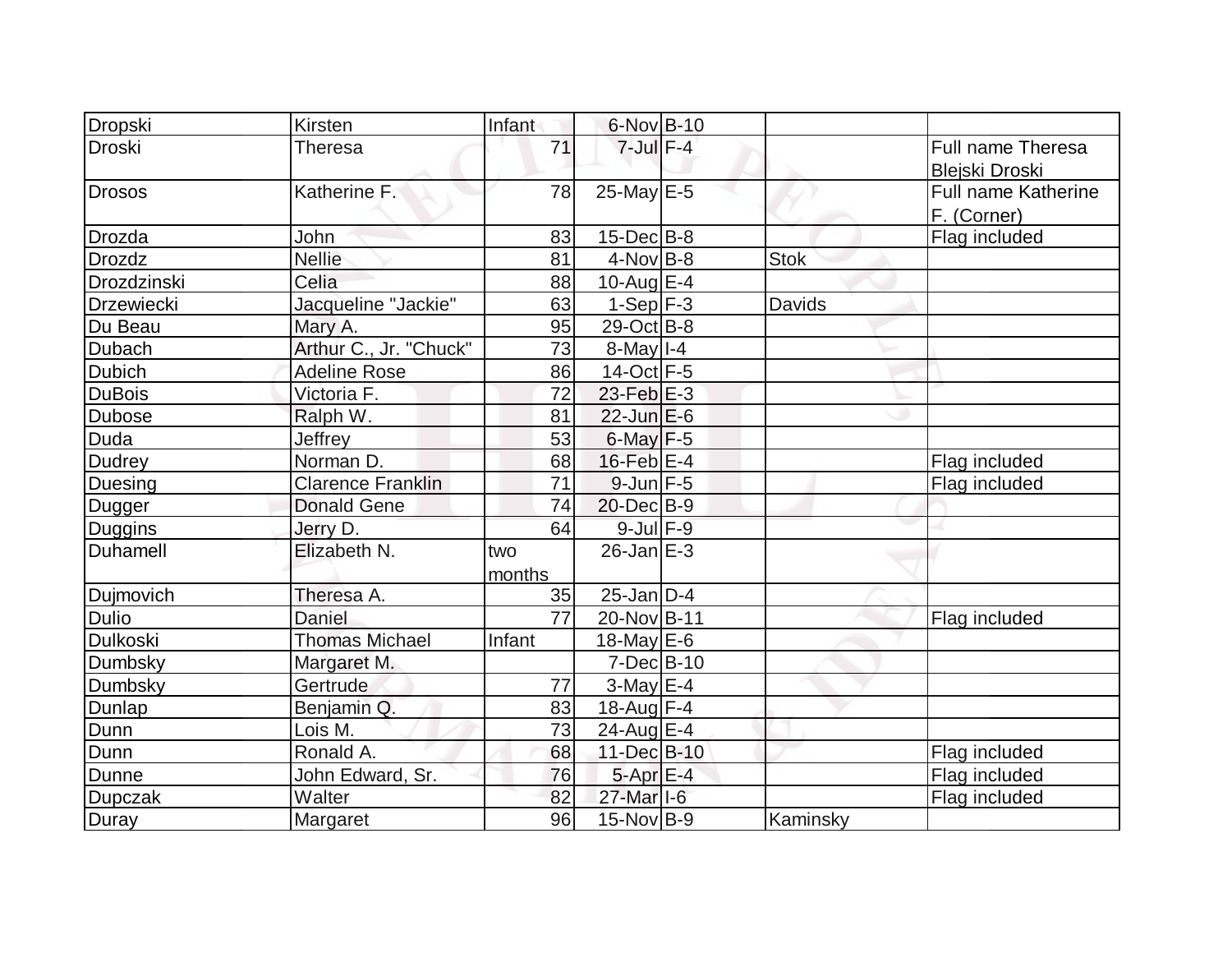| | | | | | | |
|---|---|---|---|---|---|---|
| Dropski | Kirsten | Infant | 6-Nov | B-10 | | |
| Droski | Theresa | 71 | 7-Jul | F-4 | | Full name Theresa Blejski Droski |
| Drosos | Katherine F. | 78 | 25-May | E-5 | | Full name Katherine F. (Corner) |
| Drozda | John | 83 | 15-Dec | B-8 | | Flag included |
| Drozdz | Nellie | 81 | 4-Nov | B-8 | Stok | |
| Drozdzinski | Celia | 88 | 10-Aug | E-4 | | |
| Drzewiecki | Jacqueline "Jackie" | 63 | 1-Sep | F-3 | Davids | |
| Du Beau | Mary A. | 95 | 29-Oct | B-8 | | |
| Dubach | Arthur C., Jr. "Chuck" | 73 | 8-May | I-4 | | |
| Dubich | Adeline Rose | 86 | 14-Oct | F-5 | | |
| DuBois | Victoria F. | 72 | 23-Feb | E-3 | | |
| Dubose | Ralph W. | 81 | 22-Jun | E-6 | | |
| Duda | Jeffrey | 53 | 6-May | F-5 | | |
| Dudrey | Norman D. | 68 | 16-Feb | E-4 | | Flag included |
| Duesing | Clarence Franklin | 71 | 9-Jun | F-5 | | Flag included |
| Dugger | Donald Gene | 74 | 20-Dec | B-9 | | |
| Duggins | Jerry D. | 64 | 9-Jul | F-9 | | |
| Duhamell | Elizabeth N. | two months | 26-Jan | E-3 | | |
| Dujmovich | Theresa A. | 35 | 25-Jan | D-4 | | |
| Dulio | Daniel | 77 | 20-Nov | B-11 | | Flag included |
| Dulkoski | Thomas Michael | Infant | 18-May | E-6 | | |
| Dumbsky | Margaret M. | | 7-Dec | B-10 | | |
| Dumbsky | Gertrude | 77 | 3-May | E-4 | | |
| Dunlap | Benjamin Q. | 83 | 18-Aug | F-4 | | |
| Dunn | Lois M. | 73 | 24-Aug | E-4 | | |
| Dunn | Ronald A. | 68 | 11-Dec | B-10 | | Flag included |
| Dunne | John Edward, Sr. | 76 | 5-Apr | E-4 | | Flag included |
| Dupczak | Walter | 82 | 27-Mar | I-6 | | Flag included |
| Duray | Margaret | 96 | 15-Nov | B-9 | Kaminsky | |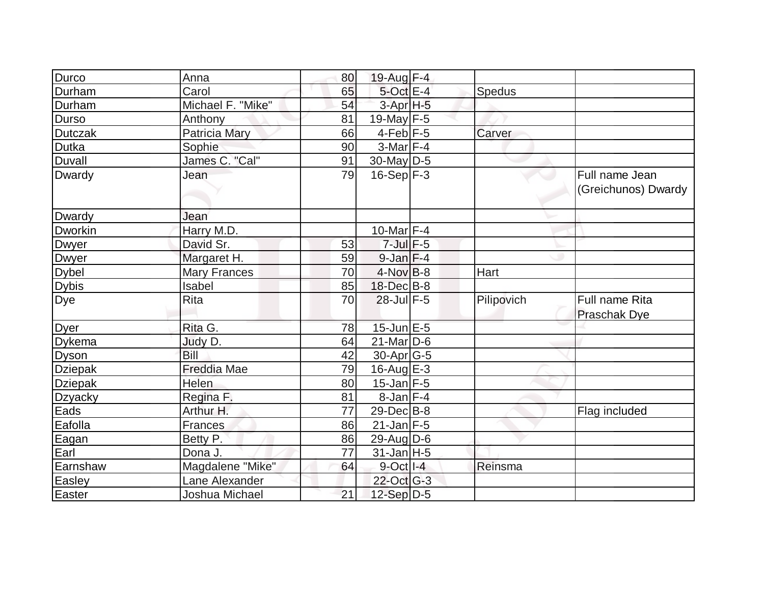| | | | | | | |
|---|---|---|---|---|---|---|
| Durco | Anna | 80 | 19-Aug | F-4 | | |
| Durham | Carol | 65 | 5-Oct | E-4 | Spedus | |
| Durham | Michael F. "Mike" | 54 | 3-Apr | H-5 | | |
| Durso | Anthony | 81 | 19-May | F-5 | | |
| Dutczak | Patricia Mary | 66 | 4-Feb | F-5 | Carver | |
| Dutka | Sophie | 90 | 3-Mar | F-4 | | |
| Duvall | James C. "Cal" | 91 | 30-May | D-5 | | |
| Dwardy | Jean | 79 | 16-Sep | F-3 | | Full name Jean (Greichunos) Dwardy |
| Dwardy | Jean | | | | | |
| Dworkin | Harry M.D. | | 10-Mar | F-4 | | |
| Dwyer | David Sr. | 53 | 7-Jul | F-5 | | |
| Dwyer | Margaret H. | 59 | 9-Jan | F-4 | | |
| Dybel | Mary Frances | 70 | 4-Nov | B-8 | Hart | |
| Dybis | Isabel | 85 | 18-Dec | B-8 | | |
| Dye | Rita | 70 | 28-Jul | F-5 | Pilipovich | Full name Rita Praschak Dye |
| Dyer | Rita G. | 78 | 15-Jun | E-5 | | |
| Dykema | Judy D. | 64 | 21-Mar | D-6 | | |
| Dyson | Bill | 42 | 30-Apr | G-5 | | |
| Dziepak | Freddia Mae | 79 | 16-Aug | E-3 | | |
| Dziepak | Helen | 80 | 15-Jan | F-5 | | |
| Dzyacky | Regina F. | 81 | 8-Jan | F-4 | | |
| Eads | Arthur H. | 77 | 29-Dec | B-8 | | Flag included |
| Eafolla | Frances | 86 | 21-Jan | F-5 | | |
| Eagan | Betty P. | 86 | 29-Aug | D-6 | | |
| Earl | Dona J. | 77 | 31-Jan | H-5 | | |
| Earnshaw | Magdalene "Mike" | 64 | 9-Oct | I-4 | Reinsma | |
| Easley | Lane Alexander | | 22-Oct | G-3 | | |
| Easter | Joshua Michael | 21 | 12-Sep | D-5 | | |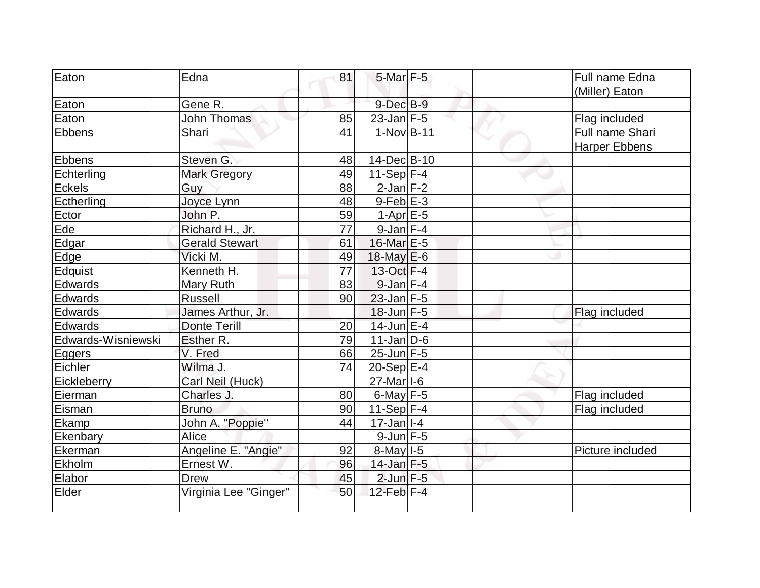| | | | | | | |
|---|---|---|---|---|---|---|
| Eaton | Edna | 81 | 5-Mar | F-5 | | Full name Edna (Miller) Eaton |
| Eaton | Gene R. | | 9-Dec | B-9 | | |
| Eaton | John Thomas | 85 | 23-Jan | F-5 | | Flag included |
| Ebbens | Shari | 41 | 1-Nov | B-11 | | Full name Shari Harper Ebbens |
| Ebbens | Steven G. | 48 | 14-Dec | B-10 | | |
| Echterling | Mark Gregory | 49 | 11-Sep | F-4 | | |
| Eckels | Guy | 88 | 2-Jan | F-2 | | |
| Ectherling | Joyce Lynn | 48 | 9-Feb | E-3 | | |
| Ector | John P. | 59 | 1-Apr | E-5 | | |
| Ede | Richard H., Jr. | 77 | 9-Jan | F-4 | | |
| Edgar | Gerald Stewart | 61 | 16-Mar | E-5 | | |
| Edge | Vicki M. | 49 | 18-May | E-6 | | |
| Edquist | Kenneth H. | 77 | 13-Oct | F-4 | | |
| Edwards | Mary Ruth | 83 | 9-Jan | F-4 | | |
| Edwards | Russell | 90 | 23-Jan | F-5 | | |
| Edwards | James Arthur, Jr. | | 18-Jun | F-5 | | Flag included |
| Edwards | Donte Terill | 20 | 14-Jun | E-4 | | |
| Edwards-Wisniewski | Esther R. | 79 | 11-Jan | D-6 | | |
| Eggers | V. Fred | 66 | 25-Jun | F-5 | | |
| Eichler | Wilma J. | 74 | 20-Sep | E-4 | | |
| Eickleberry | Carl Neil (Huck) | | 27-Mar | I-6 | | |
| Eierman | Charles J. | 80 | 6-May | F-5 | | Flag included |
| Eisman | Bruno | 90 | 11-Sep | F-4 | | Flag included |
| Ekamp | John A. "Poppie" | 44 | 17-Jan | I-4 | | |
| Ekenbary | Alice | | 9-Jun | F-5 | | |
| Ekerman | Angeline E. "Angie" | 92 | 8-May | I-5 | | Picture included |
| Ekholm | Ernest W. | 96 | 14-Jan | F-5 | | |
| Elabor | Drew | 45 | 2-Jun | F-5 | | |
| Elder | Virginia Lee "Ginger" | 50 | 12-Feb | F-4 | | |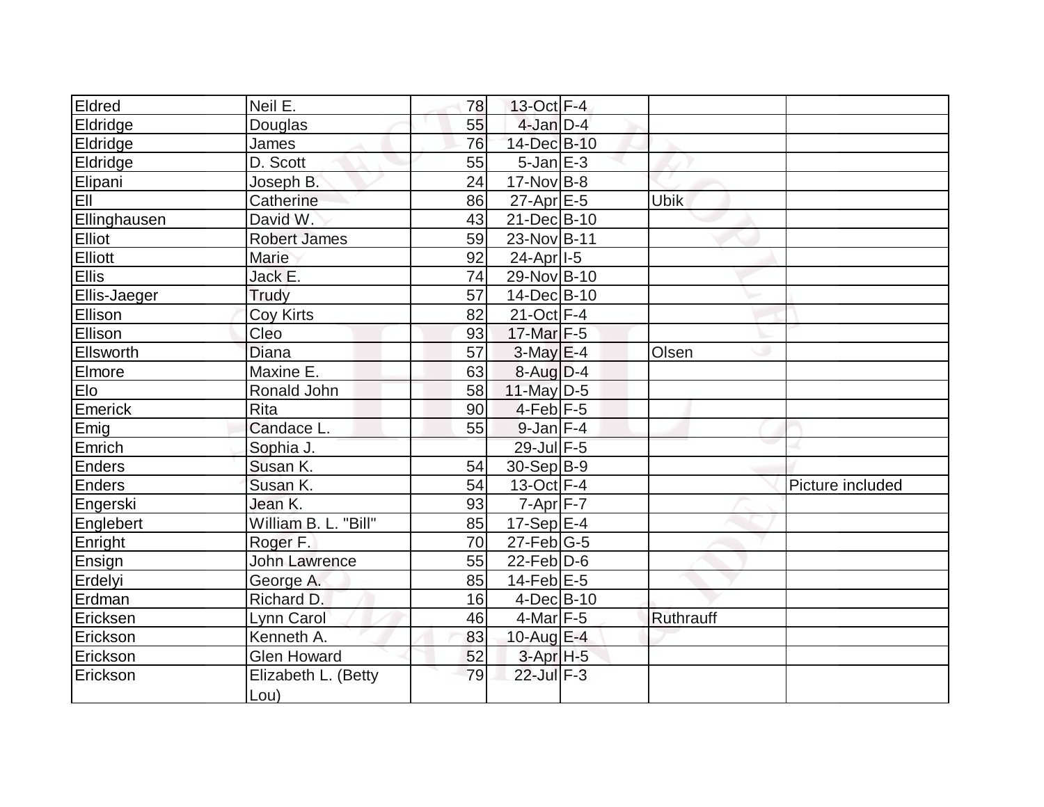| | | | | | | |
|---|---|---|---|---|---|---|
| Eldred | Neil E. | 78 | 13-Oct | F-4 | | |
| Eldridge | Douglas | 55 | 4-Jan | D-4 | | |
| Eldridge | James | 76 | 14-Dec | B-10 | | |
| Eldridge | D. Scott | 55 | 5-Jan | E-3 | | |
| Elipani | Joseph B. | 24 | 17-Nov | B-8 | | |
| Ell | Catherine | 86 | 27-Apr | E-5 | Ubik | |
| Ellinghausen | David W. | 43 | 21-Dec | B-10 | | |
| Elliot | Robert James | 59 | 23-Nov | B-11 | | |
| Elliott | Marie | 92 | 24-Apr | I-5 | | |
| Ellis | Jack E. | 74 | 29-Nov | B-10 | | |
| Ellis-Jaeger | Trudy | 57 | 14-Dec | B-10 | | |
| Ellison | Coy Kirts | 82 | 21-Oct | F-4 | | |
| Ellison | Cleo | 93 | 17-Mar | F-5 | | |
| Ellsworth | Diana | 57 | 3-May | E-4 | Olsen | |
| Elmore | Maxine E. | 63 | 8-Aug | D-4 | | |
| Elo | Ronald John | 58 | 11-May | D-5 | | |
| Emerick | Rita | 90 | 4-Feb | F-5 | | |
| Emig | Candace L. | 55 | 9-Jan | F-4 | | |
| Emrich | Sophia J. | | 29-Jul | F-5 | | |
| Enders | Susan K. | 54 | 30-Sep | B-9 | | |
| Enders | Susan K. | 54 | 13-Oct | F-4 | | Picture included |
| Engerski | Jean K. | 93 | 7-Apr | F-7 | | |
| Englebert | William B. L. "Bill" | 85 | 17-Sep | E-4 | | |
| Enright | Roger F. | 70 | 27-Feb | G-5 | | |
| Ensign | John Lawrence | 55 | 22-Feb | D-6 | | |
| Erdelyi | George A. | 85 | 14-Feb | E-5 | | |
| Erdman | Richard D. | 16 | 4-Dec | B-10 | | |
| Ericksen | Lynn Carol | 46 | 4-Mar | F-5 | Ruthrauff | |
| Erickson | Kenneth A. | 83 | 10-Aug | E-4 | | |
| Erickson | Glen Howard | 52 | 3-Apr | H-5 | | |
| Erickson | Elizabeth L. (Betty Lou) | 79 | 22-Jul | F-3 | | |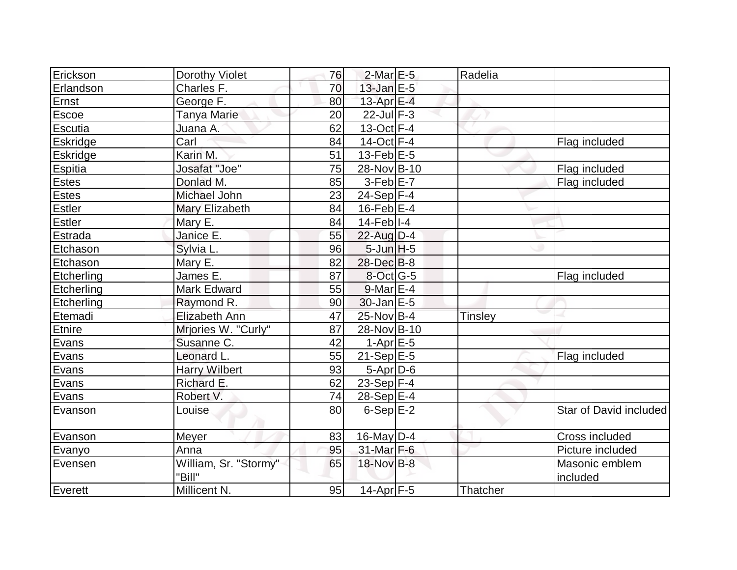| | | | | | | |
|---|---|---|---|---|---|---|
| Erickson | Dorothy Violet | 76 | 2-Mar | E-5 | Radelia | |
| Erlandson | Charles F. | 70 | 13-Jan | E-5 | | |
| Ernst | George F. | 80 | 13-Apr | E-4 | | |
| Escoe | Tanya Marie | 20 | 22-Jul | F-3 | | |
| Escutia | Juana A. | 62 | 13-Oct | F-4 | | |
| Eskridge | Carl | 84 | 14-Oct | F-4 | | Flag included |
| Eskridge | Karin M. | 51 | 13-Feb | E-5 | | |
| Espitia | Josafat "Joe" | 75 | 28-Nov | B-10 | | Flag included |
| Estes | Donlad M. | 85 | 3-Feb | E-7 | | Flag included |
| Estes | Michael John | 23 | 24-Sep | F-4 | | |
| Estler | Mary Elizabeth | 84 | 16-Feb | E-4 | | |
| Estler | Mary E. | 84 | 14-Feb | I-4 | | |
| Estrada | Janice E. | 55 | 22-Aug | D-4 | | |
| Etchason | Sylvia L. | 96 | 5-Jun | H-5 | | |
| Etchason | Mary E. | 82 | 28-Dec | B-8 | | |
| Etcherling | James E. | 87 | 8-Oct | G-5 | | Flag included |
| Etcherling | Mark Edward | 55 | 9-Mar | E-4 | | |
| Etcherling | Raymond R. | 90 | 30-Jan | E-5 | | |
| Etemadi | Elizabeth Ann | 47 | 25-Nov | B-4 | Tinsley | |
| Etnire | Mrjories W. "Curly" | 87 | 28-Nov | B-10 | | |
| Evans | Susanne C. | 42 | 1-Apr | E-5 | | |
| Evans | Leonard L. | 55 | 21-Sep | E-5 | | Flag included |
| Evans | Harry Wilbert | 93 | 5-Apr | D-6 | | |
| Evans | Richard E. | 62 | 23-Sep | F-4 | | |
| Evans | Robert V. | 74 | 28-Sep | E-4 | | |
| Evanson | Louise | 80 | 6-Sep | E-2 | | Star of David included |
| Evanson | Meyer | 83 | 16-May | D-4 | | Cross included |
| Evanyo | Anna | 95 | 31-Mar | F-6 | | Picture included |
| Evensen | William, Sr. "Stormy" "Bill" | 65 | 18-Nov | B-8 | | Masonic emblem included |
| Everett | Millicent N. | 95 | 14-Apr | F-5 | Thatcher | |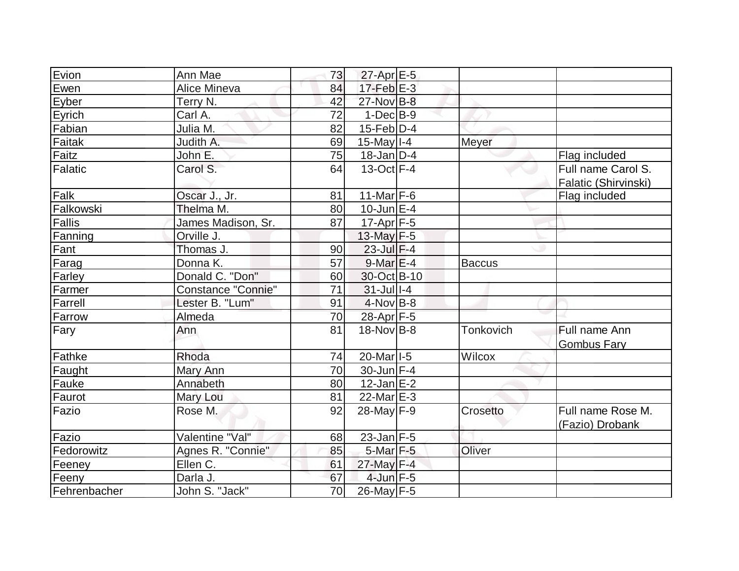| | | | | | | |
|---|---|---|---|---|---|---|
| Evion | Ann Mae | 73 | 27-Apr | E-5 | | |
| Ewen | Alice Mineva | 84 | 17-Feb | E-3 | | |
| Eyber | Terry N. | 42 | 27-Nov | B-8 | | |
| Eyrich | Carl A. | 72 | 1-Dec | B-9 | | |
| Fabian | Julia M. | 82 | 15-Feb | D-4 | | |
| Faitak | Judith A. | 69 | 15-May | I-4 | Meyer | |
| Faitz | John E. | 75 | 18-Jan | D-4 | | Flag included |
| Falatic | Carol S. | 64 | 13-Oct | F-4 | | Full name Carol S. Falatic (Shirvinski) |
| Falk | Oscar J., Jr. | 81 | 11-Mar | F-6 | | Flag included |
| Falkowski | Thelma M. | 80 | 10-Jun | E-4 | | |
| Fallis | James Madison, Sr. | 87 | 17-Apr | F-5 | | |
| Fanning | Orville J. | | 13-May | F-5 | | |
| Fant | Thomas J. | 90 | 23-Jul | F-4 | | |
| Farag | Donna K. | 57 | 9-Mar | E-4 | Baccus | |
| Farley | Donald C. "Don" | 60 | 30-Oct | B-10 | | |
| Farmer | Constance "Connie" | 71 | 31-Jul | I-4 | | |
| Farrell | Lester B. "Lum" | 91 | 4-Nov | B-8 | | |
| Farrow | Almeda | 70 | 28-Apr | F-5 | | |
| Fary | Ann | 81 | 18-Nov | B-8 | Tonkovich | Full name Ann Gombus Fary |
| Fathke | Rhoda | 74 | 20-Mar | I-5 | Wilcox | |
| Faught | Mary Ann | 70 | 30-Jun | F-4 | | |
| Fauke | Annabeth | 80 | 12-Jan | E-2 | | |
| Faurot | Mary Lou | 81 | 22-Mar | E-3 | | |
| Fazio | Rose M. | 92 | 28-May | F-9 | Crosetto | Full name Rose M. (Fazio) Drobank |
| Fazio | Valentine "Val" | 68 | 23-Jan | F-5 | | |
| Fedorowitz | Agnes R. "Connie" | 85 | 5-Mar | F-5 | Oliver | |
| Feeney | Ellen C. | 61 | 27-May | F-4 | | |
| Feeny | Darla J. | 67 | 4-Jun | F-5 | | |
| Fehrenbacher | John S. "Jack" | 70 | 26-May | F-5 | | |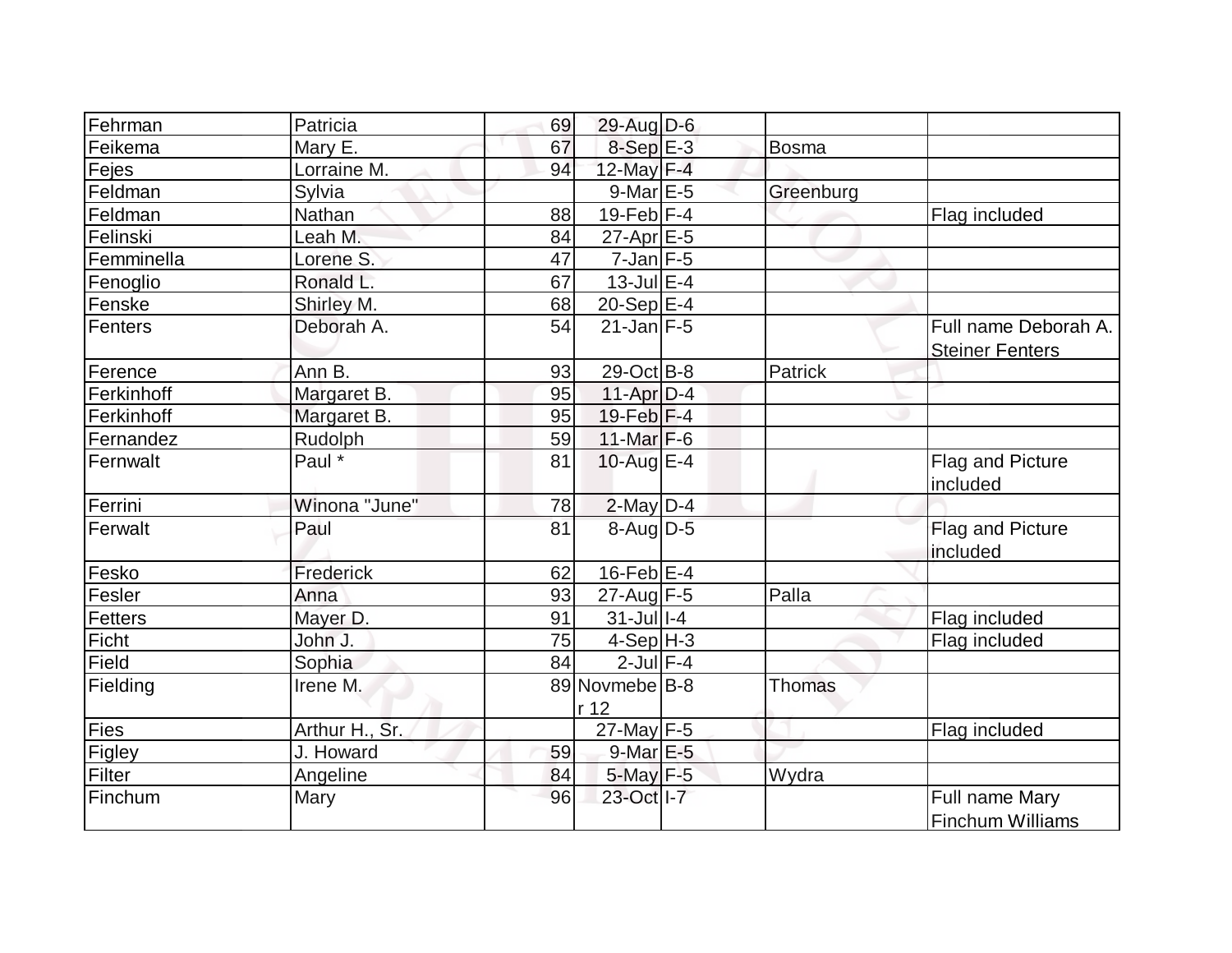| | | | | | | |
|---|---|---|---|---|---|---|
| Fehrman | Patricia | 69 | 29-Aug | D-6 | | |
| Feikema | Mary E. | 67 | 8-Sep | E-3 | Bosma | |
| Fejes | Lorraine M. | 94 | 12-May | F-4 | | |
| Feldman | Sylvia | | 9-Mar | E-5 | Greenburg | |
| Feldman | Nathan | 88 | 19-Feb | F-4 | | Flag included |
| Felinski | Leah M. | 84 | 27-Apr | E-5 | | |
| Femminella | Lorene S. | 47 | 7-Jan | F-5 | | |
| Fenoglio | Ronald L. | 67 | 13-Jul | E-4 | | |
| Fenske | Shirley M. | 68 | 20-Sep | E-4 | | |
| Fenters | Deborah A. | 54 | 21-Jan | F-5 | | Full name Deborah A. Steiner Fenters |
| Ference | Ann B. | 93 | 29-Oct | B-8 | Patrick | |
| Ferkinhoff | Margaret B. | 95 | 11-Apr | D-4 | | |
| Ferkinhoff | Margaret B. | 95 | 19-Feb | F-4 | | |
| Fernandez | Rudolph | 59 | 11-Mar | F-6 | | |
| Fernwalt | Paul * | 81 | 10-Aug | E-4 | | Flag and Picture included |
| Ferrini | Winona "June" | 78 | 2-May | D-4 | | |
| Ferwalt | Paul | 81 | 8-Aug | D-5 | | Flag and Picture included |
| Fesko | Frederick | 62 | 16-Feb | E-4 | | |
| Fesler | Anna | 93 | 27-Aug | F-5 | Palla | |
| Fetters | Mayer D. | 91 | 31-Jul | I-4 | | Flag included |
| Ficht | John J. | 75 | 4-Sep | H-3 | | Flag included |
| Field | Sophia | 84 | 2-Jul | F-4 | | |
| Fielding | Irene M. | 89 | Novmeber 12 | B-8 | Thomas | |
| Fies | Arthur H., Sr. | | 27-May | F-5 | | Flag included |
| Figley | J. Howard | 59 | 9-Mar | E-5 | | |
| Filter | Angeline | 84 | 5-May | F-5 | Wydra | |
| Finchum | Mary | 96 | 23-Oct | I-7 | | Full name Mary Finchum Williams |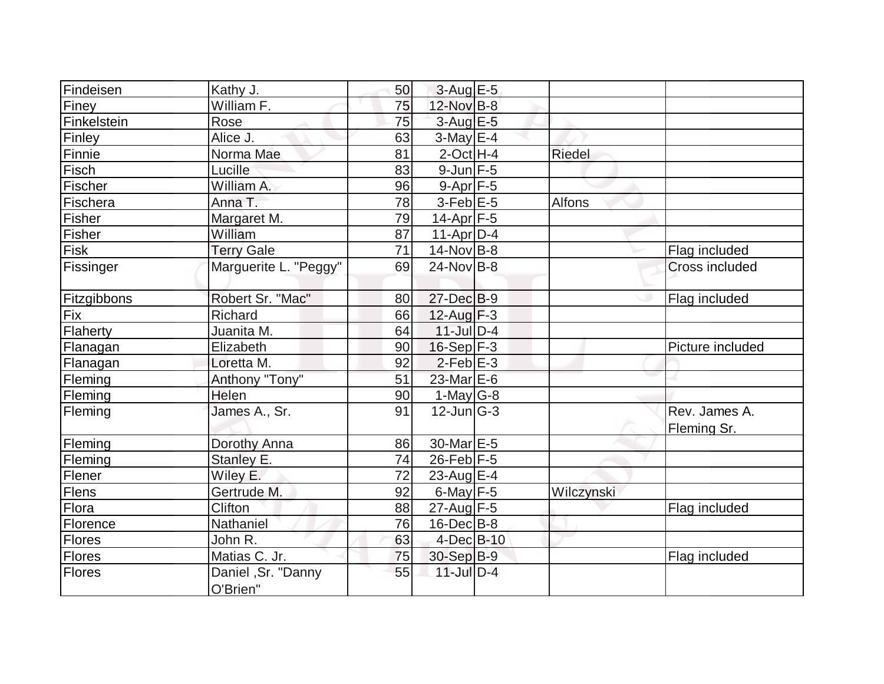| | | | | | | |
|---|---|---|---|---|---|---|
| Findeisen | Kathy J. | 50 | 3-Aug | E-5 | | |
| Finey | William F. | 75 | 12-Nov | B-8 | | |
| Finkelstein | Rose | 75 | 3-Aug | E-5 | | |
| Finley | Alice J. | 63 | 3-May | E-4 | | |
| Finnie | Norma Mae | 81 | 2-Oct | H-4 | Riedel | |
| Fisch | Lucille | 83 | 9-Jun | F-5 | | |
| Fischer | William A. | 96 | 9-Apr | F-5 | | |
| Fischera | Anna T. | 78 | 3-Feb | E-5 | Alfons | |
| Fisher | Margaret M. | 79 | 14-Apr | F-5 | | |
| Fisher | William | 87 | 11-Apr | D-4 | | |
| Fisk | Terry Gale | 71 | 14-Nov | B-8 | | Flag included |
| Fissinger | Marguerite L. "Peggy" | 69 | 24-Nov | B-8 | | Cross included |
| Fitzgibbons | Robert Sr. "Mac" | 80 | 27-Dec | B-9 | | Flag included |
| Fix | Richard | 66 | 12-Aug | F-3 | | |
| Flaherty | Juanita M. | 64 | 11-Jul | D-4 | | |
| Flanagan | Elizabeth | 90 | 16-Sep | F-3 | | Picture included |
| Flanagan | Loretta M. | 92 | 2-Feb | E-3 | | |
| Fleming | Anthony "Tony" | 51 | 23-Mar | E-6 | | |
| Fleming | Helen | 90 | 1-May | G-8 | | |
| Fleming | James A., Sr. | 91 | 12-Jun | G-3 | | Rev. James A. Fleming Sr. |
| Fleming | Dorothy Anna | 86 | 30-Mar | E-5 | | |
| Fleming | Stanley E. | 74 | 26-Feb | F-5 | | |
| Flener | Wiley E. | 72 | 23-Aug | E-4 | | |
| Flens | Gertrude M. | 92 | 6-May | F-5 | Wilczynski | |
| Flora | Clifton | 88 | 27-Aug | F-5 | | Flag included |
| Florence | Nathaniel | 76 | 16-Dec | B-8 | | |
| Flores | John R. | 63 | 4-Dec | B-10 | | |
| Flores | Matias C. Jr. | 75 | 30-Sep | B-9 | | Flag included |
| Flores | Daniel ,Sr. "Danny O'Brien" | 55 | 11-Jul | D-4 | | |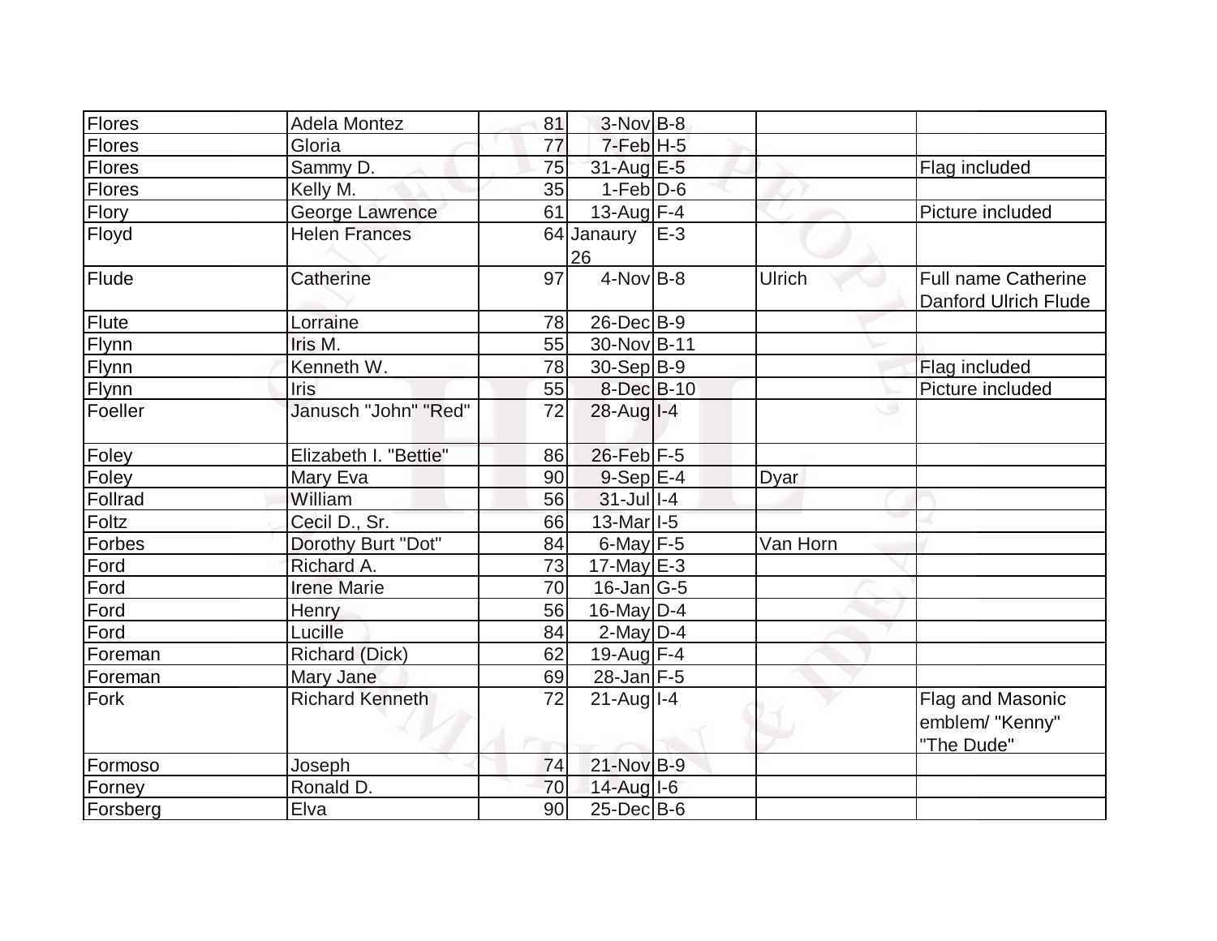| | | | | | | |
|---|---|---|---|---|---|---|
| Flores | Adela Montez | 81 | 3-Nov | B-8 | | |
| Flores | Gloria | 77 | 7-Feb | H-5 | | |
| Flores | Sammy D. | 75 | 31-Aug | E-5 | | Flag included |
| Flores | Kelly M. | 35 | 1-Feb | D-6 | | |
| Flory | George Lawrence | 61 | 13-Aug | F-4 | | Picture included |
| Floyd | Helen Frances | 64 | Janaury 26 | E-3 | | |
| Flude | Catherine | 97 | 4-Nov | B-8 | Ulrich | Full name Catherine Danford Ulrich Flude |
| Flute | Lorraine | 78 | 26-Dec | B-9 | | |
| Flynn | Iris M. | 55 | 30-Nov | B-11 | | |
| Flynn | Kenneth W. | 78 | 30-Sep | B-9 | | Flag included |
| Flynn | Iris | 55 | 8-Dec | B-10 | | Picture included |
| Foeller | Janusch "John" "Red" | 72 | 28-Aug | I-4 | | |
| Foley | Elizabeth I. "Bettie" | 86 | 26-Feb | F-5 | | |
| Foley | Mary Eva | 90 | 9-Sep | E-4 | Dyar | |
| Follrad | William | 56 | 31-Jul | I-4 | | |
| Foltz | Cecil D., Sr. | 66 | 13-Mar | I-5 | | |
| Forbes | Dorothy Burt "Dot" | 84 | 6-May | F-5 | Van Horn | |
| Ford | Richard A. | 73 | 17-May | E-3 | | |
| Ford | Irene Marie | 70 | 16-Jan | G-5 | | |
| Ford | Henry | 56 | 16-May | D-4 | | |
| Ford | Lucille | 84 | 2-May | D-4 | | |
| Foreman | Richard (Dick) | 62 | 19-Aug | F-4 | | |
| Foreman | Mary Jane | 69 | 28-Jan | F-5 | | |
| Fork | Richard Kenneth | 72 | 21-Aug | I-4 | | Flag and Masonic emblem/ "Kenny" "The Dude" |
| Formoso | Joseph | 74 | 21-Nov | B-9 | | |
| Forney | Ronald D. | 70 | 14-Aug | I-6 | | |
| Forsberg | Elva | 90 | 25-Dec | B-6 | | |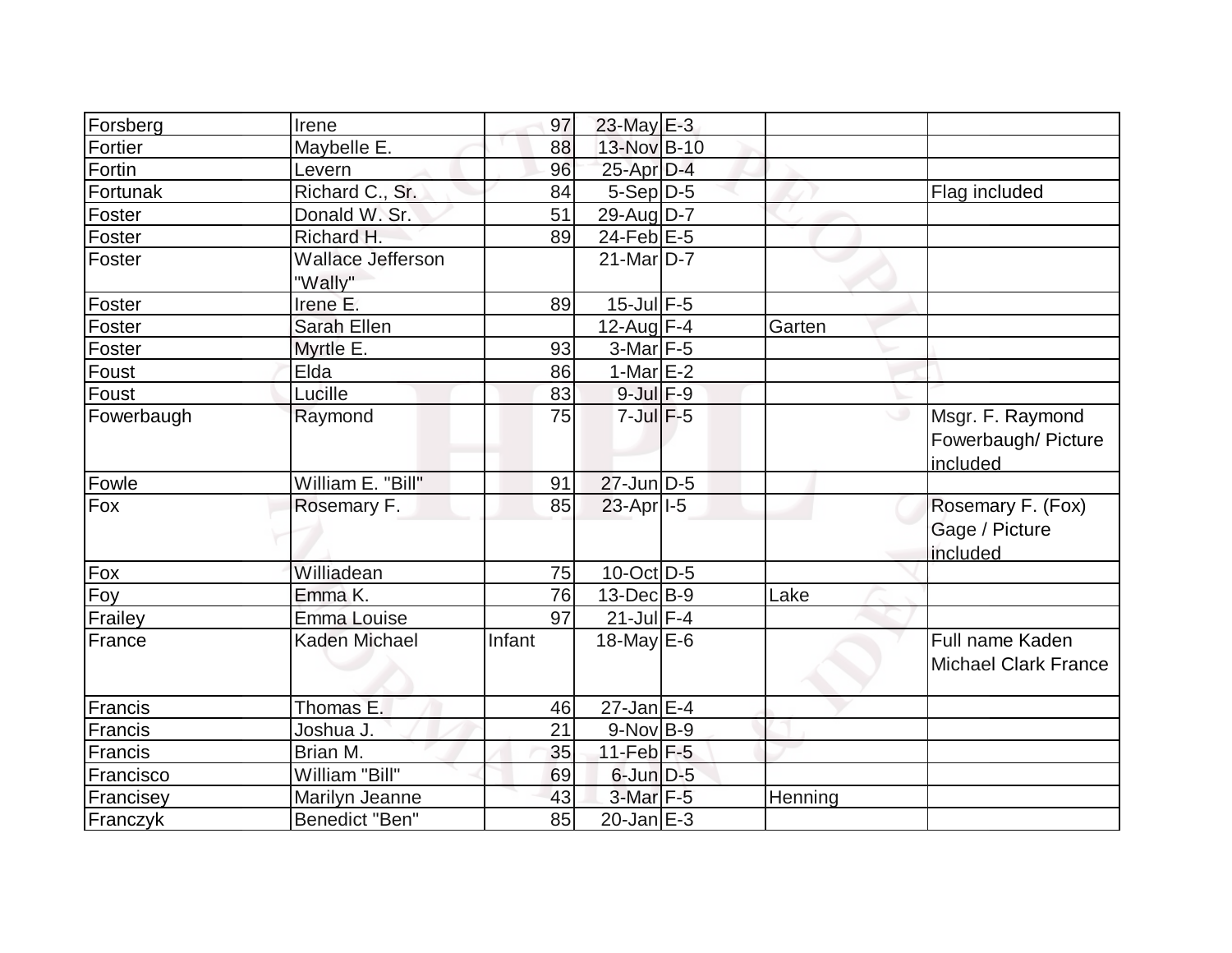| | | | | | | |
|---|---|---|---|---|---|---|
| Forsberg | Irene | 97 | 23-May | E-3 | | |
| Fortier | Maybelle E. | 88 | 13-Nov | B-10 | | |
| Fortin | Levern | 96 | 25-Apr | D-4 | | |
| Fortunak | Richard C., Sr. | 84 | 5-Sep | D-5 | | Flag included |
| Foster | Donald W. Sr. | 51 | 29-Aug | D-7 | | |
| Foster | Richard H. | 89 | 24-Feb | E-5 | | |
| Foster | Wallace Jefferson "Wally" | | 21-Mar | D-7 | | |
| Foster | Irene E. | 89 | 15-Jul | F-5 | | |
| Foster | Sarah Ellen | | 12-Aug | F-4 | Garten | |
| Foster | Myrtle E. | 93 | 3-Mar | F-5 | | |
| Foust | Elda | 86 | 1-Mar | E-2 | | |
| Foust | Lucille | 83 | 9-Jul | F-9 | | |
| Fowerbaugh | Raymond | 75 | 7-Jul | F-5 | | Msgr. F. Raymond Fowerbaugh/ Picture included |
| Fowle | William E. "Bill" | 91 | 27-Jun | D-5 | | |
| Fox | Rosemary F. | 85 | 23-Apr | I-5 | | Rosemary F. (Fox) Gage / Picture included |
| Fox | Williadean | 75 | 10-Oct | D-5 | | |
| Foy | Emma K. | 76 | 13-Dec | B-9 | Lake | |
| Frailey | Emma Louise | 97 | 21-Jul | F-4 | | |
| France | Kaden Michael | Infant | 18-May | E-6 | | Full name Kaden Michael Clark France |
| Francis | Thomas E. | 46 | 27-Jan | E-4 | | |
| Francis | Joshua J. | 21 | 9-Nov | B-9 | | |
| Francis | Brian M. | 35 | 11-Feb | F-5 | | |
| Francisco | William "Bill" | 69 | 6-Jun | D-5 | | |
| Francisey | Marilyn Jeanne | 43 | 3-Mar | F-5 | Henning | |
| Franczyk | Benedict "Ben" | 85 | 20-Jan | E-3 | | |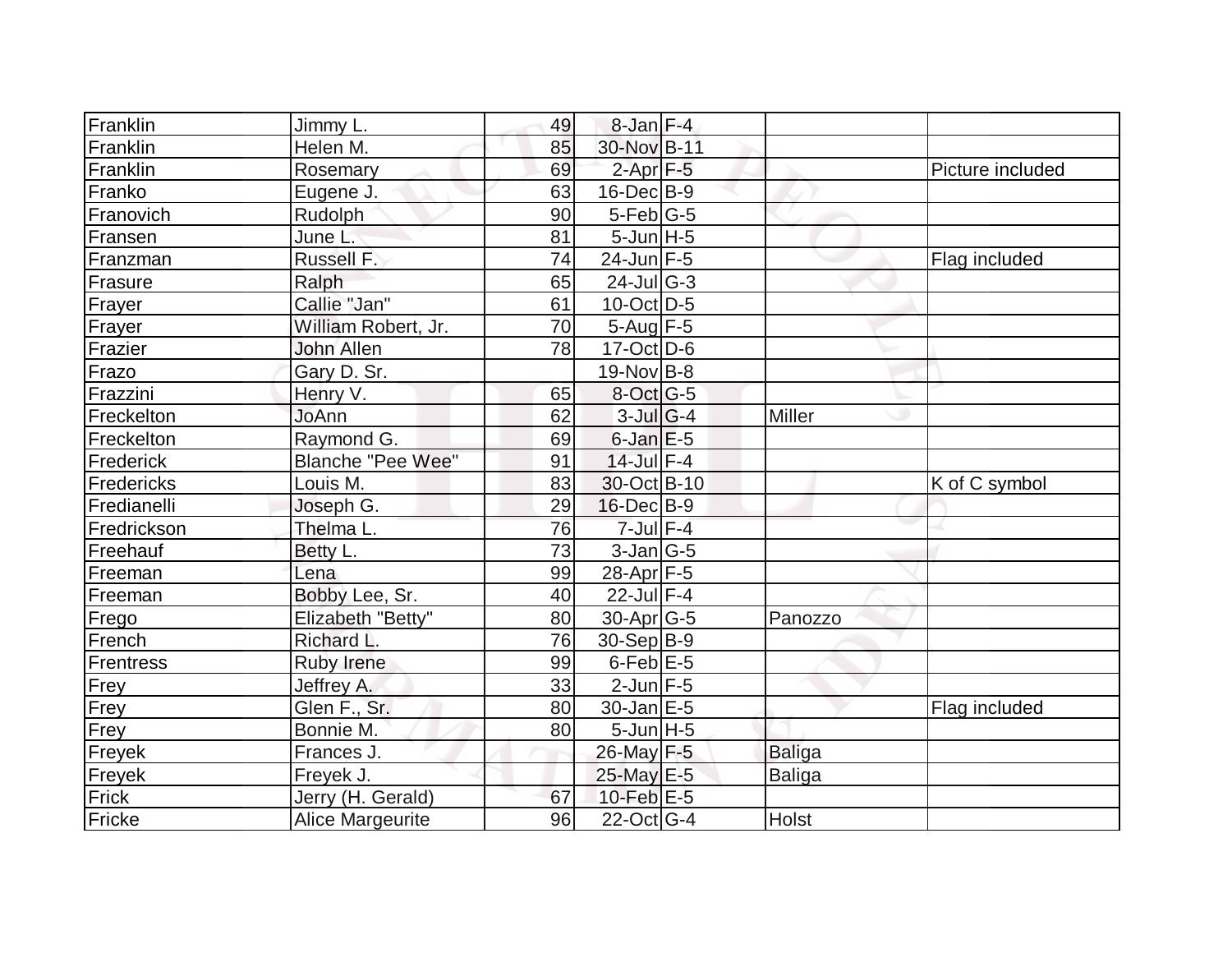| | | | | | | |
|---|---|---|---|---|---|---|
| Franklin | Jimmy L. | 49 | 8-Jan | F-4 | | |
| Franklin | Helen M. | 85 | 30-Nov | B-11 | | |
| Franklin | Rosemary | 69 | 2-Apr | F-5 | | Picture included |
| Franko | Eugene J. | 63 | 16-Dec | B-9 | | |
| Franovich | Rudolph | 90 | 5-Feb | G-5 | | |
| Fransen | June L. | 81 | 5-Jun | H-5 | | |
| Franzman | Russell F. | 74 | 24-Jun | F-5 | | Flag included |
| Frasure | Ralph | 65 | 24-Jul | G-3 | | |
| Frayer | Callie "Jan" | 61 | 10-Oct | D-5 | | |
| Frayer | William Robert, Jr. | 70 | 5-Aug | F-5 | | |
| Frazier | John Allen | 78 | 17-Oct | D-6 | | |
| Frazo | Gary D. Sr. | | 19-Nov | B-8 | | |
| Frazzini | Henry V. | 65 | 8-Oct | G-5 | | |
| Freckelton | JoAnn | 62 | 3-Jul | G-4 | Miller | |
| Freckelton | Raymond G. | 69 | 6-Jan | E-5 | | |
| Frederick | Blanche "Pee Wee" | 91 | 14-Jul | F-4 | | |
| Fredericks | Louis M. | 83 | 30-Oct | B-10 | | K of C symbol |
| Fredianelli | Joseph G. | 29 | 16-Dec | B-9 | | |
| Fredrickson | Thelma L. | 76 | 7-Jul | F-4 | | |
| Freehauf | Betty L. | 73 | 3-Jan | G-5 | | |
| Freeman | Lena | 99 | 28-Apr | F-5 | | |
| Freeman | Bobby Lee, Sr. | 40 | 22-Jul | F-4 | | |
| Frego | Elizabeth "Betty" | 80 | 30-Apr | G-5 | Panozzo | |
| French | Richard L. | 76 | 30-Sep | B-9 | | |
| Frentress | Ruby Irene | 99 | 6-Feb | E-5 | | |
| Frey | Jeffrey A. | 33 | 2-Jun | F-5 | | |
| Frey | Glen F., Sr. | 80 | 30-Jan | E-5 | | Flag included |
| Frey | Bonnie M. | 80 | 5-Jun | H-5 | | |
| Freyek | Frances J. | | 26-May | F-5 | Baliga | |
| Freyek | Freyek J. | | 25-May | E-5 | Baliga | |
| Frick | Jerry (H. Gerald) | 67 | 10-Feb | E-5 | | |
| Fricke | Alice Margeurite | 96 | 22-Oct | G-4 | Holst | |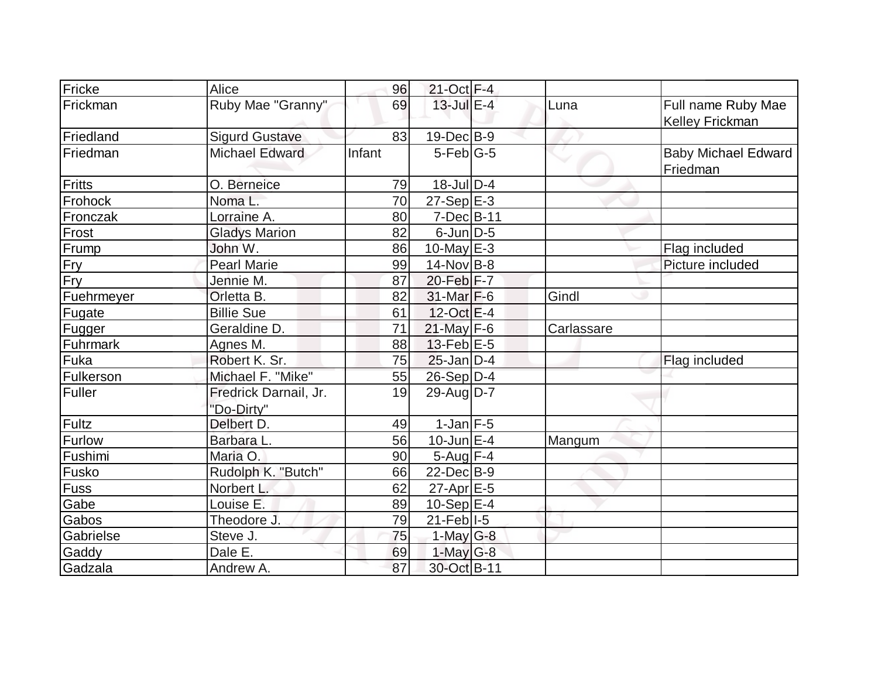| | | | | | | |
|---|---|---|---|---|---|---|
| Fricke | Alice | 96 | 21-Oct | F-4 | | |
| Frickman | Ruby Mae "Granny" | 69 | 13-Jul | E-4 | Luna | Full name Ruby Mae Kelley Frickman |
| Friedland | Sigurd Gustave | 83 | 19-Dec | B-9 | | |
| Friedman | Michael Edward | Infant | 5-Feb | G-5 | | Baby Michael Edward Friedman |
| Fritts | O. Berneice | 79 | 18-Jul | D-4 | | |
| Frohock | Noma L. | 70 | 27-Sep | E-3 | | |
| Fronczak | Lorraine A. | 80 | 7-Dec | B-11 | | |
| Frost | Gladys Marion | 82 | 6-Jun | D-5 | | |
| Frump | John W. | 86 | 10-May | E-3 | | Flag included |
| Fry | Pearl Marie | 99 | 14-Nov | B-8 | | Picture included |
| Fry | Jennie M. | 87 | 20-Feb | F-7 | | |
| Fuehrmeyer | Orletta B. | 82 | 31-Mar | F-6 | Gindl | |
| Fugate | Billie Sue | 61 | 12-Oct | E-4 | | |
| Fugger | Geraldine D. | 71 | 21-May | F-6 | Carlassare | |
| Fuhrmark | Agnes M. | 88 | 13-Feb | E-5 | | |
| Fuka | Robert K. Sr. | 75 | 25-Jan | D-4 | | Flag included |
| Fulkerson | Michael F. "Mike" | 55 | 26-Sep | D-4 | | |
| Fuller | Fredrick Darnail, Jr. "Do-Dirty" | 19 | 29-Aug | D-7 | | |
| Fultz | Delbert D. | 49 | 1-Jan | F-5 | | |
| Furlow | Barbara L. | 56 | 10-Jun | E-4 | Mangum | |
| Fushimi | Maria O. | 90 | 5-Aug | F-4 | | |
| Fusko | Rudolph K. "Butch" | 66 | 22-Dec | B-9 | | |
| Fuss | Norbert L. | 62 | 27-Apr | E-5 | | |
| Gabe | Louise E. | 89 | 10-Sep | E-4 | | |
| Gabos | Theodore J. | 79 | 21-Feb | I-5 | | |
| Gabrielse | Steve J. | 75 | 1-May | G-8 | | |
| Gaddy | Dale E. | 69 | 1-May | G-8 | | |
| Gadzala | Andrew A. | 87 | 30-Oct | B-11 | | |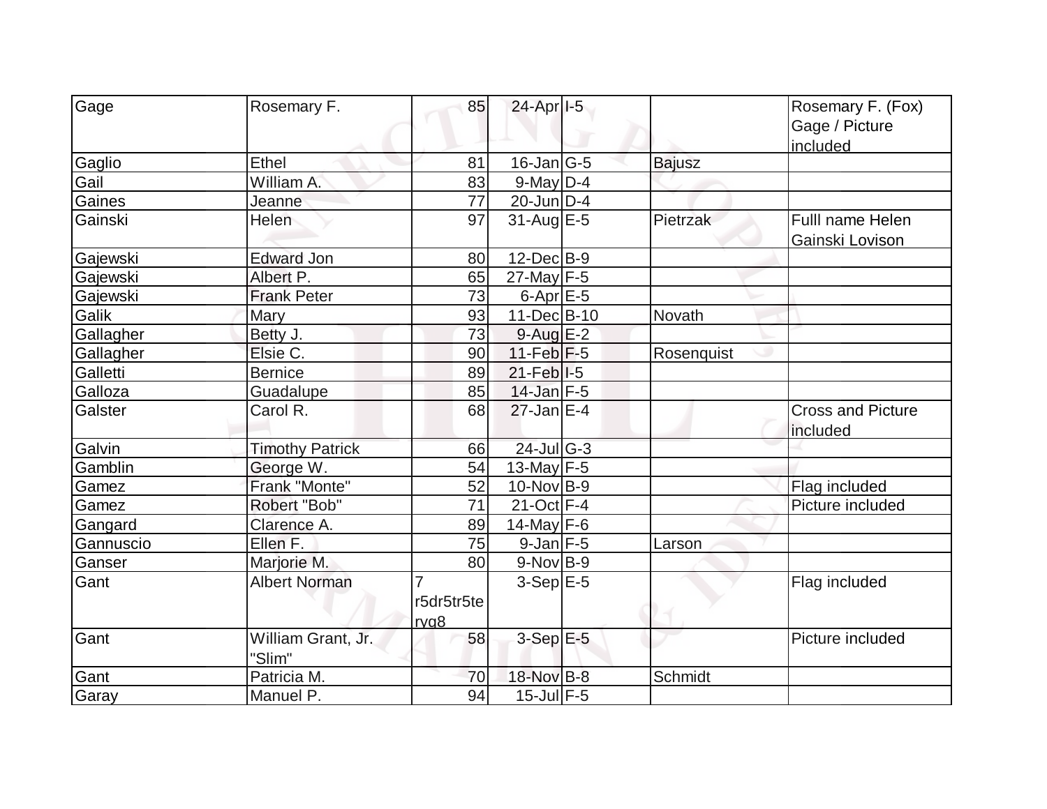| Gage | Rosemary F. | 85 | 24-Apr | I-5 | | Rosemary F. (Fox) Gage / Picture included |
|---|---|---|---|---|---|---|
| Gaglio | Ethel | 81 | 16-Jan | G-5 | Bajusz | |
| Gail | William A. | 83 | 9-May | D-4 | | |
| Gaines | Jeanne | 77 | 20-Jun | D-4 | | |
| Gainski | Helen | 97 | 31-Aug | E-5 | Pietrzak | Fulll name Helen Gainski Lovison |
| Gajewski | Edward Jon | 80 | 12-Dec | B-9 | | |
| Gajewski | Albert P. | 65 | 27-May | F-5 | | |
| Gajewski | Frank Peter | 73 | 6-Apr | E-5 | | |
| Galik | Mary | 93 | 11-Dec | B-10 | Novath | |
| Gallagher | Betty J. | 73 | 9-Aug | E-2 | | |
| Gallagher | Elsie C. | 90 | 11-Feb | F-5 | Rosenquist | |
| Galletti | Bernice | 89 | 21-Feb | I-5 | | |
| Galloza | Guadalupe | 85 | 14-Jan | F-5 | | |
| Galster | Carol R. | 68 | 27-Jan | E-4 | | Cross and Picture included |
| Galvin | Timothy Patrick | 66 | 24-Jul | G-3 | | |
| Gamblin | George W. | 54 | 13-May | F-5 | | |
| Gamez | Frank "Monte" | 52 | 10-Nov | B-9 | | Flag included |
| Gamez | Robert "Bob" | 71 | 21-Oct | F-4 | | Picture included |
| Gangard | Clarence A. | 89 | 14-May | F-6 | | |
| Gannuscio | Ellen F. | 75 | 9-Jan | F-5 | Larson | |
| Ganser | Marjorie M. | 80 | 9-Nov | B-9 | | |
| Gant | Albert Norman | 7 r5dr5tr5te ryg8 | 3-Sep | E-5 | | Flag included |
| Gant | William Grant, Jr. "Slim" | 58 | 3-Sep | E-5 | | Picture included |
| Gant | Patricia M. | 70 | 18-Nov | B-8 | Schmidt | |
| Garay | Manuel P. | 94 | 15-Jul | F-5 | | |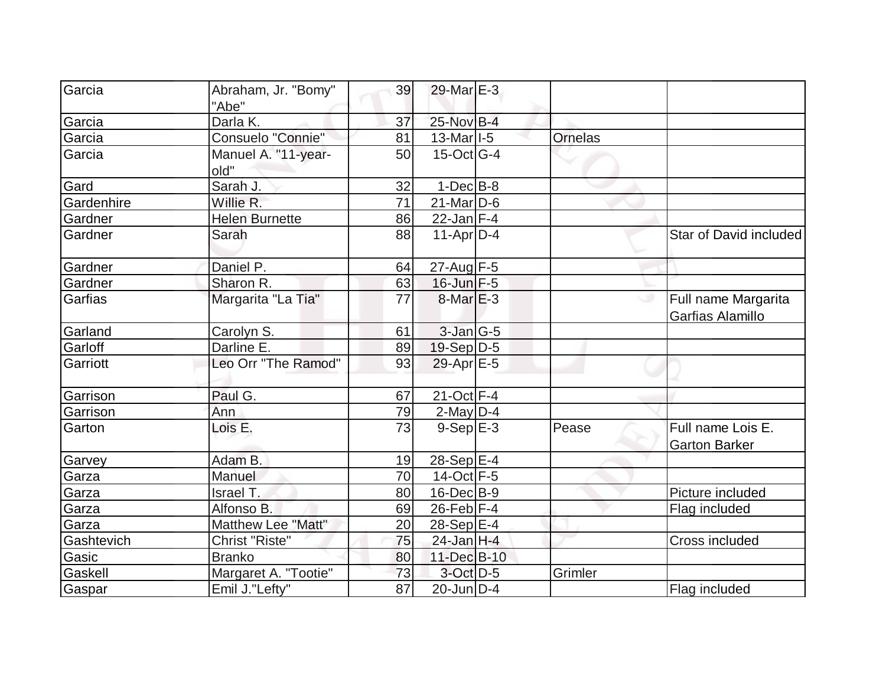| | | | | | | |
|---|---|---|---|---|---|---|
| Garcia | Abraham, Jr. "Bomy" "Abe" | 39 | 29-Mar | E-3 | | |
| Garcia | Darla K. | 37 | 25-Nov | B-4 | | |
| Garcia | Consuelo "Connie" | 81 | 13-Mar | I-5 | Ornelas | |
| Garcia | Manuel A. "11-year-old" | 50 | 15-Oct | G-4 | | |
| Gard | Sarah J. | 32 | 1-Dec | B-8 | | |
| Gardenhire | Willie R. | 71 | 21-Mar | D-6 | | |
| Gardner | Helen Burnette | 86 | 22-Jan | F-4 | | |
| Gardner | Sarah | 88 | 11-Apr | D-4 | | Star of David included |
| Gardner | Daniel P. | 64 | 27-Aug | F-5 | | |
| Gardner | Sharon R. | 63 | 16-Jun | F-5 | | |
| Garfias | Margarita "La Tia" | 77 | 8-Mar | E-3 | | Full name Margarita Garfias Alamillo |
| Garland | Carolyn S. | 61 | 3-Jan | G-5 | | |
| Garloff | Darline E. | 89 | 19-Sep | D-5 | | |
| Garriott | Leo Orr "The Ramod" | 93 | 29-Apr | E-5 | | |
| Garrison | Paul G. | 67 | 21-Oct | F-4 | | |
| Garrison | Ann | 79 | 2-May | D-4 | | |
| Garton | Lois E. | 73 | 9-Sep | E-3 | Pease | Full name Lois E. Garton Barker |
| Garvey | Adam B. | 19 | 28-Sep | E-4 | | |
| Garza | Manuel | 70 | 14-Oct | F-5 | | |
| Garza | Israel T. | 80 | 16-Dec | B-9 | | Picture included |
| Garza | Alfonso B. | 69 | 26-Feb | F-4 | | Flag included |
| Garza | Matthew Lee "Matt" | 20 | 28-Sep | E-4 | | |
| Gashtevich | Christ "Riste" | 75 | 24-Jan | H-4 | | Cross included |
| Gasic | Branko | 80 | 11-Dec | B-10 | | |
| Gaskell | Margaret A. "Tootie" | 73 | 3-Oct | D-5 | Grimler | |
| Gaspar | Emil J."Lefty" | 87 | 20-Jun | D-4 | | Flag included |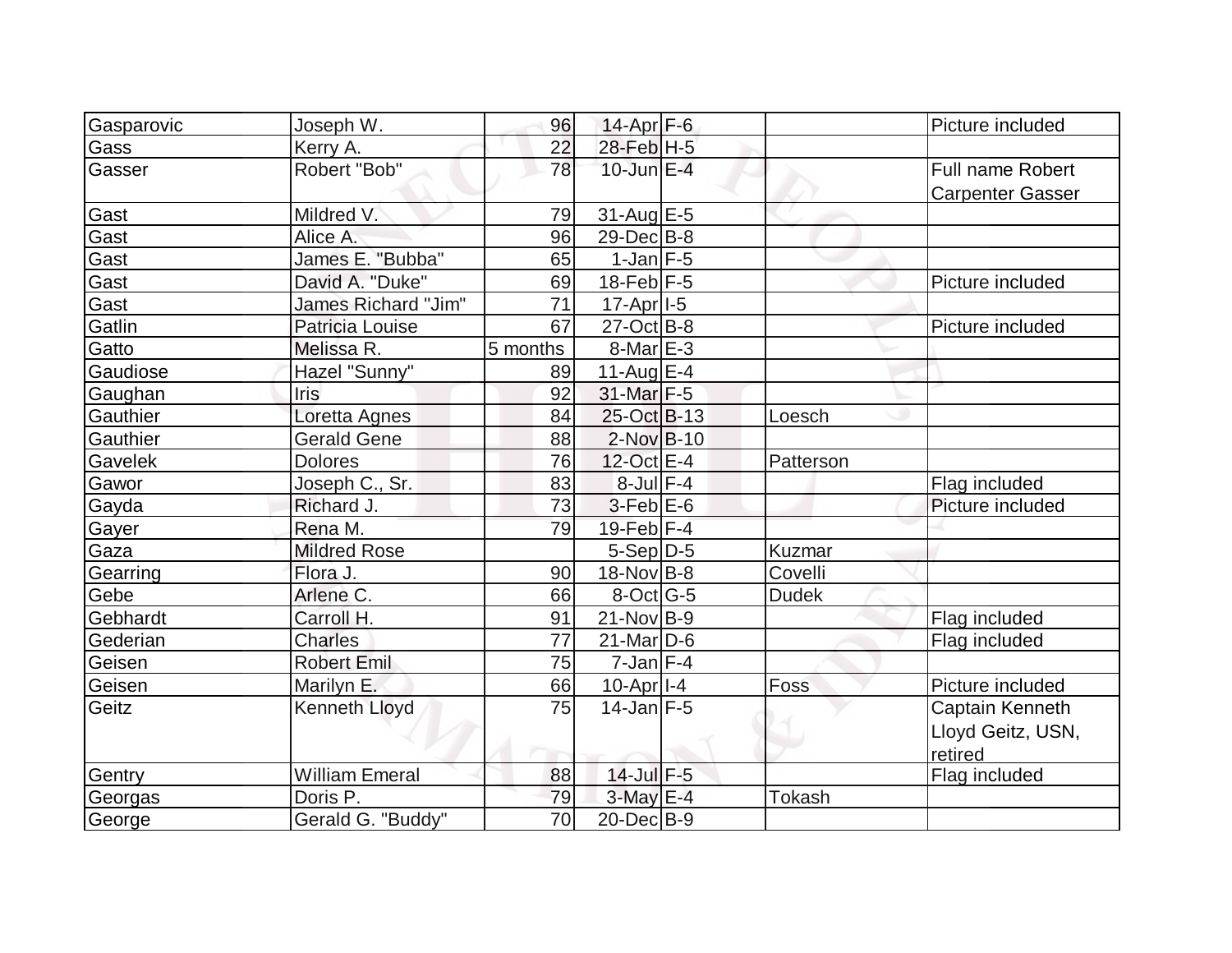| | | | | | | |
|---|---|---|---|---|---|---|
| Gasparovic | Joseph W. | 96 | 14-Apr | F-6 | | Picture included |
| Gass | Kerry A. | 22 | 28-Feb | H-5 | | |
| Gasser | Robert "Bob" | 78 | 10-Jun | E-4 | | Full name Robert Carpenter Gasser |
| Gast | Mildred V. | 79 | 31-Aug | E-5 | | |
| Gast | Alice A. | 96 | 29-Dec | B-8 | | |
| Gast | James E. "Bubba" | 65 | 1-Jan | F-5 | | |
| Gast | David A. "Duke" | 69 | 18-Feb | F-5 | | Picture included |
| Gast | James Richard "Jim" | 71 | 17-Apr | I-5 | | |
| Gatlin | Patricia Louise | 67 | 27-Oct | B-8 | | Picture included |
| Gatto | Melissa R. | 5 months | 8-Mar | E-3 | | |
| Gaudiose | Hazel "Sunny" | 89 | 11-Aug | E-4 | | |
| Gaughan | Iris | 92 | 31-Mar | F-5 | | |
| Gauthier | Loretta Agnes | 84 | 25-Oct | B-13 | Loesch | |
| Gauthier | Gerald Gene | 88 | 2-Nov | B-10 | | |
| Gavelek | Dolores | 76 | 12-Oct | E-4 | Patterson | |
| Gawor | Joseph C., Sr. | 83 | 8-Jul | F-4 | | Flag included |
| Gayda | Richard J. | 73 | 3-Feb | E-6 | | Picture included |
| Gayer | Rena M. | 79 | 19-Feb | F-4 | | |
| Gaza | Mildred Rose | | 5-Sep | D-5 | Kuzmar | |
| Gearring | Flora J. | 90 | 18-Nov | B-8 | Covelli | |
| Gebe | Arlene C. | 66 | 8-Oct | G-5 | Dudek | |
| Gebhardt | Carroll H. | 91 | 21-Nov | B-9 | | Flag included |
| Gederian | Charles | 77 | 21-Mar | D-6 | | Flag included |
| Geisen | Robert Emil | 75 | 7-Jan | F-4 | | |
| Geisen | Marilyn E. | 66 | 10-Apr | I-4 | Foss | Picture included |
| Geitz | Kenneth Lloyd | 75 | 14-Jan | F-5 | | Captain Kenneth Lloyd Geitz, USN, retired |
| Gentry | William Emeral | 88 | 14-Jul | F-5 | | Flag included |
| Georgas | Doris P. | 79 | 3-May | E-4 | Tokash | |
| George | Gerald G. "Buddy" | 70 | 20-Dec | B-9 | | |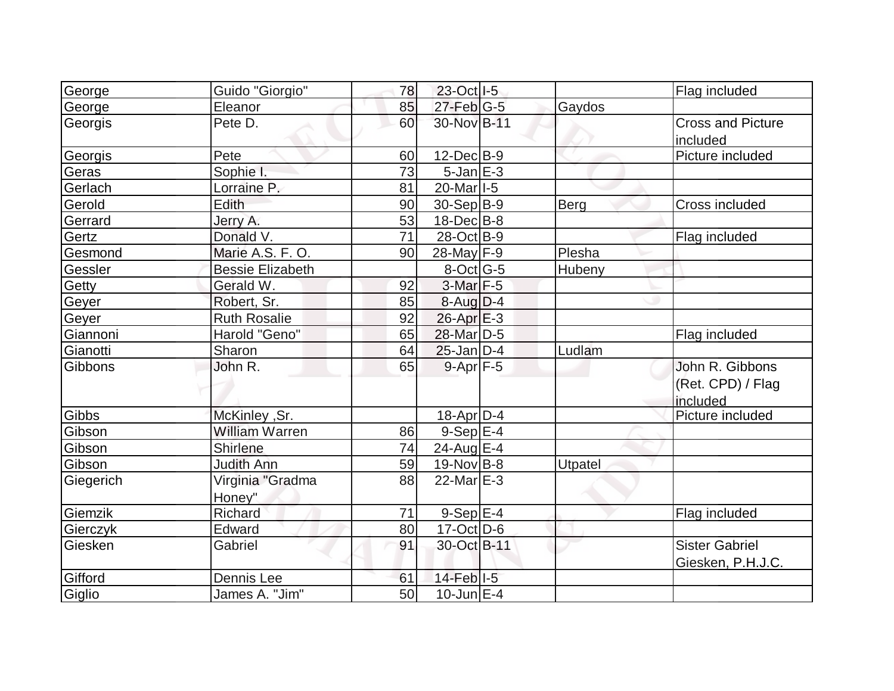| | | | | | | |
|---|---|---|---|---|---|---|
| George | Guido "Giorgio" | 78 | 23-Oct | I-5 | | Flag included |
| George | Eleanor | 85 | 27-Feb | G-5 | Gaydos | |
| Georgis | Pete D. | 60 | 30-Nov | B-11 | | Cross and Picture included |
| Georgis | Pete | 60 | 12-Dec | B-9 | | Picture included |
| Geras | Sophie I. | 73 | 5-Jan | E-3 | | |
| Gerlach | Lorraine P. | 81 | 20-Mar | I-5 | | |
| Gerold | Edith | 90 | 30-Sep | B-9 | Berg | Cross included |
| Gerrard | Jerry A. | 53 | 18-Dec | B-8 | | |
| Gertz | Donald V. | 71 | 28-Oct | B-9 | | Flag included |
| Gesmond | Marie A.S. F. O. | 90 | 28-May | F-9 | Plesha | |
| Gessler | Bessie Elizabeth | | 8-Oct | G-5 | Hubeny | |
| Getty | Gerald W. | 92 | 3-Mar | F-5 | | |
| Geyer | Robert, Sr. | 85 | 8-Aug | D-4 | | |
| Geyer | Ruth Rosalie | 92 | 26-Apr | E-3 | | |
| Giannoni | Harold "Geno" | 65 | 28-Mar | D-5 | | Flag included |
| Gianotti | Sharon | 64 | 25-Jan | D-4 | Ludlam | |
| Gibbons | John R. | 65 | 9-Apr | F-5 | | John R. Gibbons (Ret. CPD) / Flag included |
| Gibbs | McKinley ,Sr. | | 18-Apr | D-4 | | Picture included |
| Gibson | William Warren | 86 | 9-Sep | E-4 | | |
| Gibson | Shirlene | 74 | 24-Aug | E-4 | | |
| Gibson | Judith Ann | 59 | 19-Nov | B-8 | Utpatel | |
| Giegerich | Virginia "Gradma Honey" | 88 | 22-Mar | E-3 | | |
| Giemzik | Richard | 71 | 9-Sep | E-4 | | Flag included |
| Gierczyk | Edward | 80 | 17-Oct | D-6 | | |
| Giesken | Gabriel | 91 | 30-Oct | B-11 | | Sister Gabriel Giesken, P.H.J.C. |
| Gifford | Dennis Lee | 61 | 14-Feb | I-5 | | |
| Giglio | James A. "Jim" | 50 | 10-Jun | E-4 | | |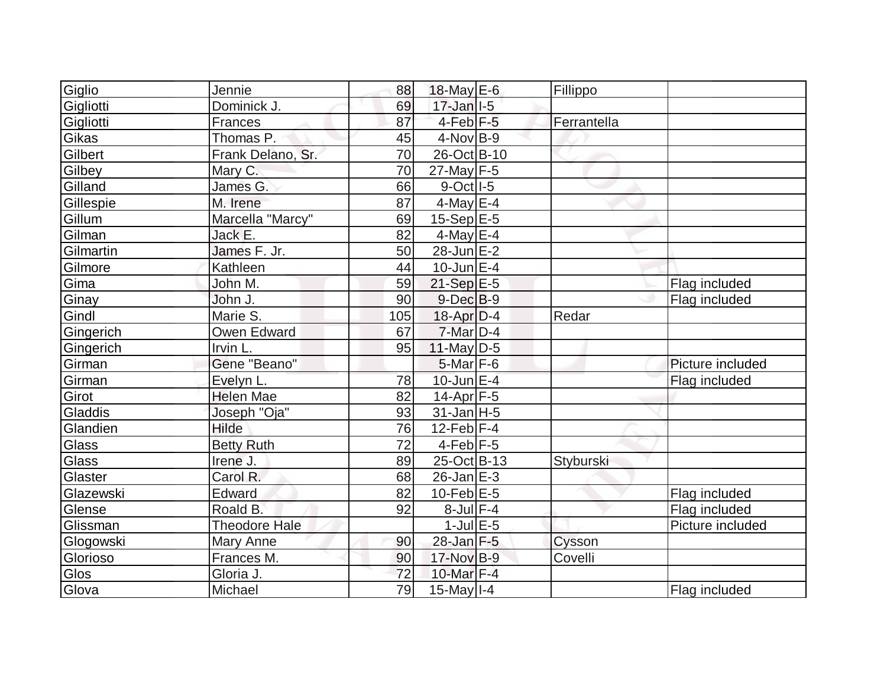| Giglio | Jennie | 88 | 18-May | E-6 | Fillippo | |
|---|---|---|---|---|---|---|
| Gigliotti | Dominick J. | 69 | 17-Jan | I-5 | | |
| Gigliotti | Frances | 87 | 4-Feb | F-5 | Ferrantella | |
| Gikas | Thomas P. | 45 | 4-Nov | B-9 | | |
| Gilbert | Frank Delano, Sr. | 70 | 26-Oct | B-10 | | |
| Gilbey | Mary C. | 70 | 27-May | F-5 | | |
| Gilland | James G. | 66 | 9-Oct | I-5 | | |
| Gillespie | M. Irene | 87 | 4-May | E-4 | | |
| Gillum | Marcella "Marcy" | 69 | 15-Sep | E-5 | | |
| Gilman | Jack E. | 82 | 4-May | E-4 | | |
| Gilmartin | James F. Jr. | 50 | 28-Jun | E-2 | | |
| Gilmore | Kathleen | 44 | 10-Jun | E-4 | | |
| Gima | John M. | 59 | 21-Sep | E-5 | | Flag included |
| Ginay | John J. | 90 | 9-Dec | B-9 | | Flag included |
| Gindl | Marie S. | 105 | 18-Apr | D-4 | Redar | |
| Gingerich | Owen Edward | 67 | 7-Mar | D-4 | | |
| Gingerich | Irvin L. | 95 | 11-May | D-5 | | |
| Girman | Gene "Beano" | | 5-Mar | F-6 | | Picture included |
| Girman | Evelyn L. | 78 | 10-Jun | E-4 | | Flag included |
| Girot | Helen Mae | 82 | 14-Apr | F-5 | | |
| Gladdis | Joseph "Oja" | 93 | 31-Jan | H-5 | | |
| Glandien | Hilde | 76 | 12-Feb | F-4 | | |
| Glass | Betty Ruth | 72 | 4-Feb | F-5 | | |
| Glass | Irene J. | 89 | 25-Oct | B-13 | Styburski | |
| Glaster | Carol R. | 68 | 26-Jan | E-3 | | |
| Glazewski | Edward | 82 | 10-Feb | E-5 | | Flag included |
| Glense | Roald B. | 92 | 8-Jul | F-4 | | Flag included |
| Glissman | Theodore Hale | | 1-Jul | E-5 | | Picture included |
| Glogowski | Mary Anne | 90 | 28-Jan | F-5 | Cysson | |
| Glorioso | Frances M. | 90 | 17-Nov | B-9 | Covelli | |
| Glos | Gloria J. | 72 | 10-Mar | F-4 | | |
| Glova | Michael | 79 | 15-May | I-4 | | Flag included |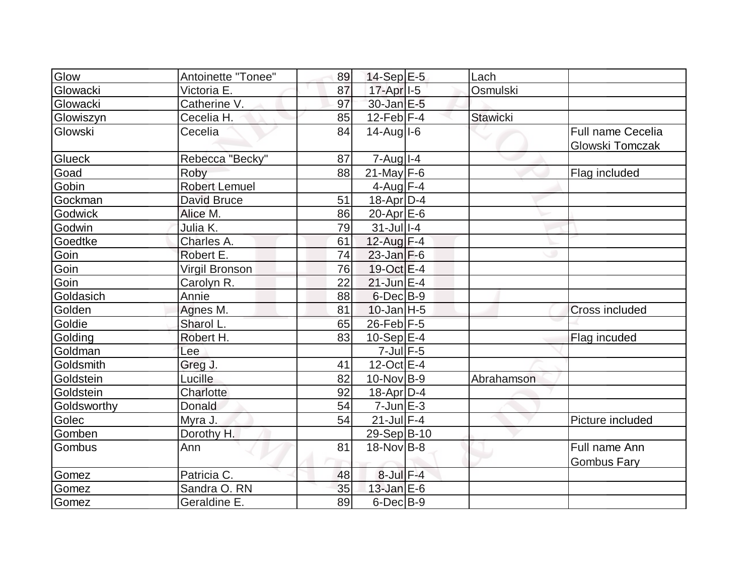| Glow | Antoinette "Tonee" | 89 | 14-Sep | E-5 | Lach | |
|---|---|---|---|---|---|---|
| Glowacki | Victoria E. | 87 | 17-Apr | I-5 | Osmulski | |
| Glowacki | Catherine V. | 97 | 30-Jan | E-5 | | |
| Glowiszyn | Cecelia H. | 85 | 12-Feb | F-4 | Stawicki | |
| Glowski | Cecelia | 84 | 14-Aug | I-6 | | Full name Cecelia Glowski Tomczak |
| Glueck | Rebecca "Becky" | 87 | 7-Aug | I-4 | | |
| Goad | Roby | 88 | 21-May | F-6 | | Flag included |
| Gobin | Robert Lemuel | | 4-Aug | F-4 | | |
| Gockman | David Bruce | 51 | 18-Apr | D-4 | | |
| Godwick | Alice M. | 86 | 20-Apr | E-6 | | |
| Godwin | Julia K. | 79 | 31-Jul | I-4 | | |
| Goedtke | Charles A. | 61 | 12-Aug | F-4 | | |
| Goin | Robert E. | 74 | 23-Jan | F-6 | | |
| Goin | Virgil Bronson | 76 | 19-Oct | E-4 | | |
| Goin | Carolyn R. | 22 | 21-Jun | E-4 | | |
| Goldasich | Annie | 88 | 6-Dec | B-9 | | |
| Golden | Agnes M. | 81 | 10-Jan | H-5 | | Cross included |
| Goldie | Sharol L. | 65 | 26-Feb | F-5 | | |
| Golding | Robert H. | 83 | 10-Sep | E-4 | | Flag incuded |
| Goldman | Lee | | 7-Jul | F-5 | | |
| Goldsmith | Greg J. | 41 | 12-Oct | E-4 | | |
| Goldstein | Lucille | 82 | 10-Nov | B-9 | Abrahamson | |
| Goldstein | Charlotte | 92 | 18-Apr | D-4 | | |
| Goldsworthy | Donald | 54 | 7-Jun | E-3 | | |
| Golec | Myra J. | 54 | 21-Jul | F-4 | | Picture included |
| Gomben | Dorothy H. | | 29-Sep | B-10 | | |
| Gombus | Ann | 81 | 18-Nov | B-8 | | Full name Ann Gombus Fary |
| Gomez | Patricia C. | 48 | 8-Jul | F-4 | | |
| Gomez | Sandra O. RN | 35 | 13-Jan | E-6 | | |
| Gomez | Geraldine E. | 89 | 6-Dec | B-9 | | |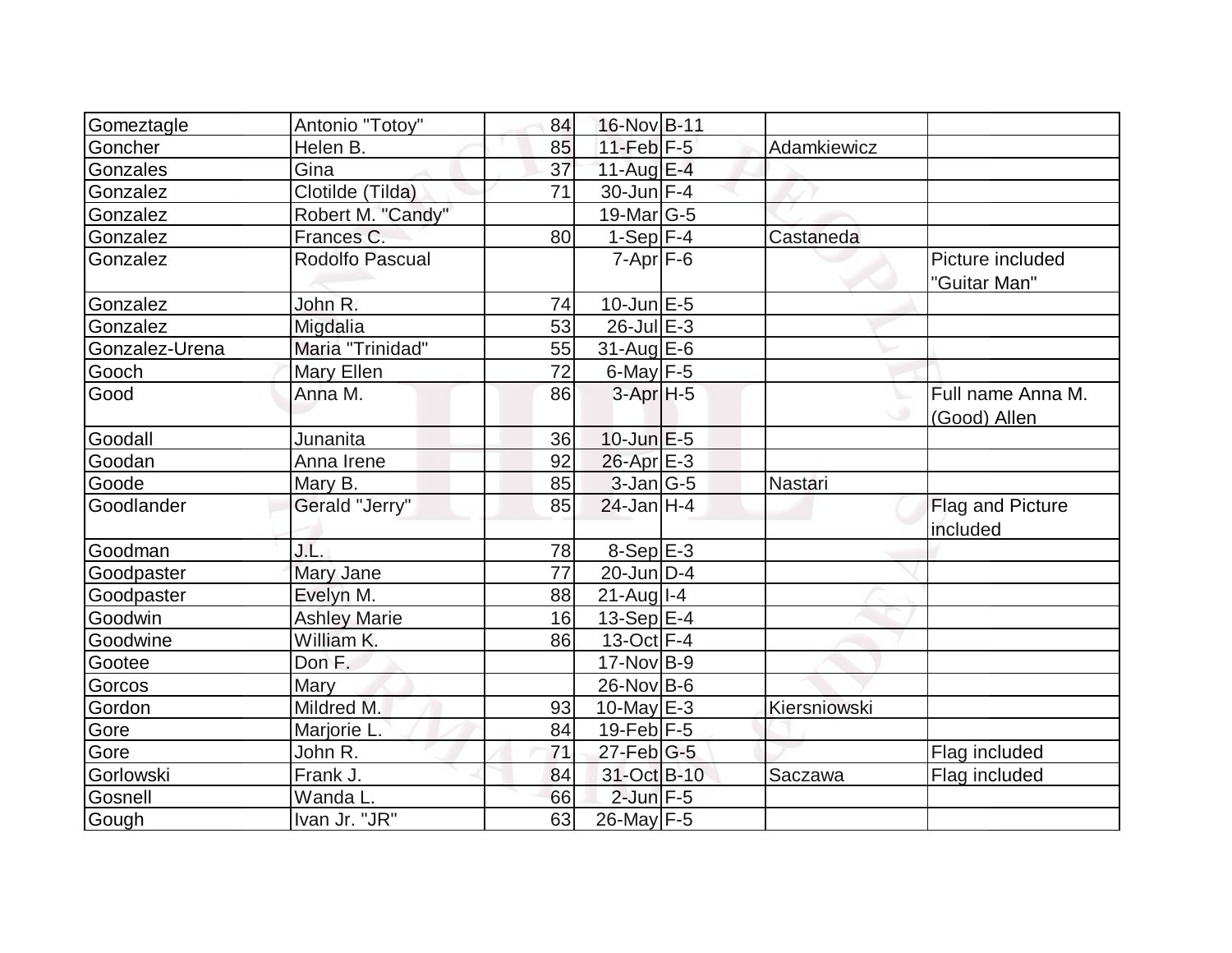| | | | | | | |
|---|---|---|---|---|---|---|
| Gomeztagle | Antonio "Totoy" | 84 | 16-Nov | B-11 | | |
| Goncher | Helen B. | 85 | 11-Feb | F-5 | Adamkiewicz | |
| Gonzales | Gina | 37 | 11-Aug | E-4 | | |
| Gonzalez | Clotilde (Tilda) | 71 | 30-Jun | F-4 | | |
| Gonzalez | Robert M. "Candy" | | 19-Mar | G-5 | | |
| Gonzalez | Frances C. | 80 | 1-Sep | F-4 | Castaneda | |
| Gonzalez | Rodolfo Pascual | | 7-Apr | F-6 | | Picture included "Guitar Man" |
| Gonzalez | John R. | 74 | 10-Jun | E-5 | | |
| Gonzalez | Migdalia | 53 | 26-Jul | E-3 | | |
| Gonzalez-Urena | Maria "Trinidad" | 55 | 31-Aug | E-6 | | |
| Gooch | Mary Ellen | 72 | 6-May | F-5 | | |
| Good | Anna M. | 86 | 3-Apr | H-5 | | Full name Anna M. (Good) Allen |
| Goodall | Junanita | 36 | 10-Jun | E-5 | | |
| Goodan | Anna Irene | 92 | 26-Apr | E-3 | | |
| Goode | Mary B. | 85 | 3-Jan | G-5 | Nastari | |
| Goodlander | Gerald "Jerry" | 85 | 24-Jan | H-4 | | Flag and Picture included |
| Goodman | J.L. | 78 | 8-Sep | E-3 | | |
| Goodpaster | Mary Jane | 77 | 20-Jun | D-4 | | |
| Goodpaster | Evelyn M. | 88 | 21-Aug | I-4 | | |
| Goodwin | Ashley Marie | 16 | 13-Sep | E-4 | | |
| Goodwine | William K. | 86 | 13-Oct | F-4 | | |
| Gootee | Don F. | | 17-Nov | B-9 | | |
| Gorcos | Mary | | 26-Nov | B-6 | | |
| Gordon | Mildred M. | 93 | 10-May | E-3 | Kiersniowski | |
| Gore | Marjorie L. | 84 | 19-Feb | F-5 | | |
| Gore | John R. | 71 | 27-Feb | G-5 | | Flag included |
| Gorlowski | Frank J. | 84 | 31-Oct | B-10 | Saczawa | Flag included |
| Gosnell | Wanda L. | 66 | 2-Jun | F-5 | | |
| Gough | Ivan Jr. "JR" | 63 | 26-May | F-5 | | |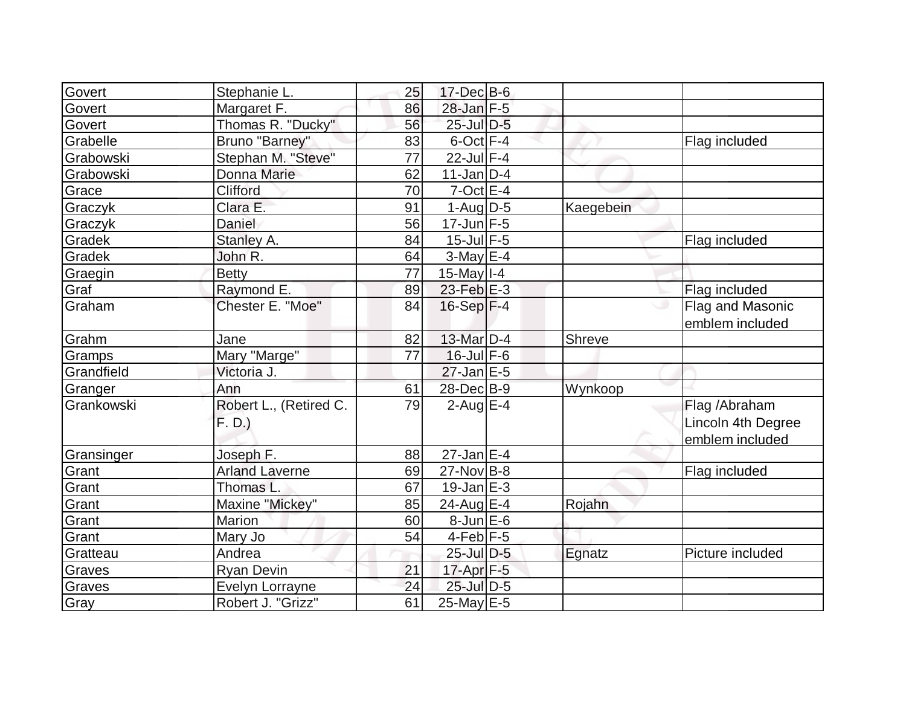| | | | | | | |
|---|---|---|---|---|---|---|
| Govert | Stephanie L. | 25 | 17-Dec | B-6 | | |
| Govert | Margaret F. | 86 | 28-Jan | F-5 | | |
| Govert | Thomas R. "Ducky" | 56 | 25-Jul | D-5 | | |
| Grabelle | Bruno "Barney" | 83 | 6-Oct | F-4 | | Flag included |
| Grabowski | Stephan M. "Steve" | 77 | 22-Jul | F-4 | | |
| Grabowski | Donna Marie | 62 | 11-Jan | D-4 | | |
| Grace | Clifford | 70 | 7-Oct | E-4 | | |
| Graczyk | Clara E. | 91 | 1-Aug | D-5 | Kaegebein | |
| Graczyk | Daniel | 56 | 17-Jun | F-5 | | |
| Gradek | Stanley A. | 84 | 15-Jul | F-5 | | Flag included |
| Gradek | John R. | 64 | 3-May | E-4 | | |
| Graegin | Betty | 77 | 15-May | I-4 | | |
| Graf | Raymond E. | 89 | 23-Feb | E-3 | | Flag included |
| Graham | Chester E. "Moe" | 84 | 16-Sep | F-4 | | Flag and Masonic emblem included |
| Grahm | Jane | 82 | 13-Mar | D-4 | Shreve | |
| Gramps | Mary "Marge" | 77 | 16-Jul | F-6 | | |
| Grandfield | Victoria J. | | 27-Jan | E-5 | | |
| Granger | Ann | 61 | 28-Dec | B-9 | Wynkoop | |
| Grankowski | Robert L., (Retired C. F. D.) | 79 | 2-Aug | E-4 | | Flag /Abraham Lincoln 4th Degree emblem included |
| Gransinger | Joseph F. | 88 | 27-Jan | E-4 | | |
| Grant | Arland Laverne | 69 | 27-Nov | B-8 | | Flag included |
| Grant | Thomas L. | 67 | 19-Jan | E-3 | | |
| Grant | Maxine "Mickey" | 85 | 24-Aug | E-4 | Rojahn | |
| Grant | Marion | 60 | 8-Jun | E-6 | | |
| Grant | Mary Jo | 54 | 4-Feb | F-5 | | |
| Gratteau | Andrea | | 25-Jul | D-5 | Egnatz | Picture included |
| Graves | Ryan Devin | 21 | 17-Apr | F-5 | | |
| Graves | Evelyn Lorrayne | 24 | 25-Jul | D-5 | | |
| Gray | Robert J. "Grizz" | 61 | 25-May | E-5 | | |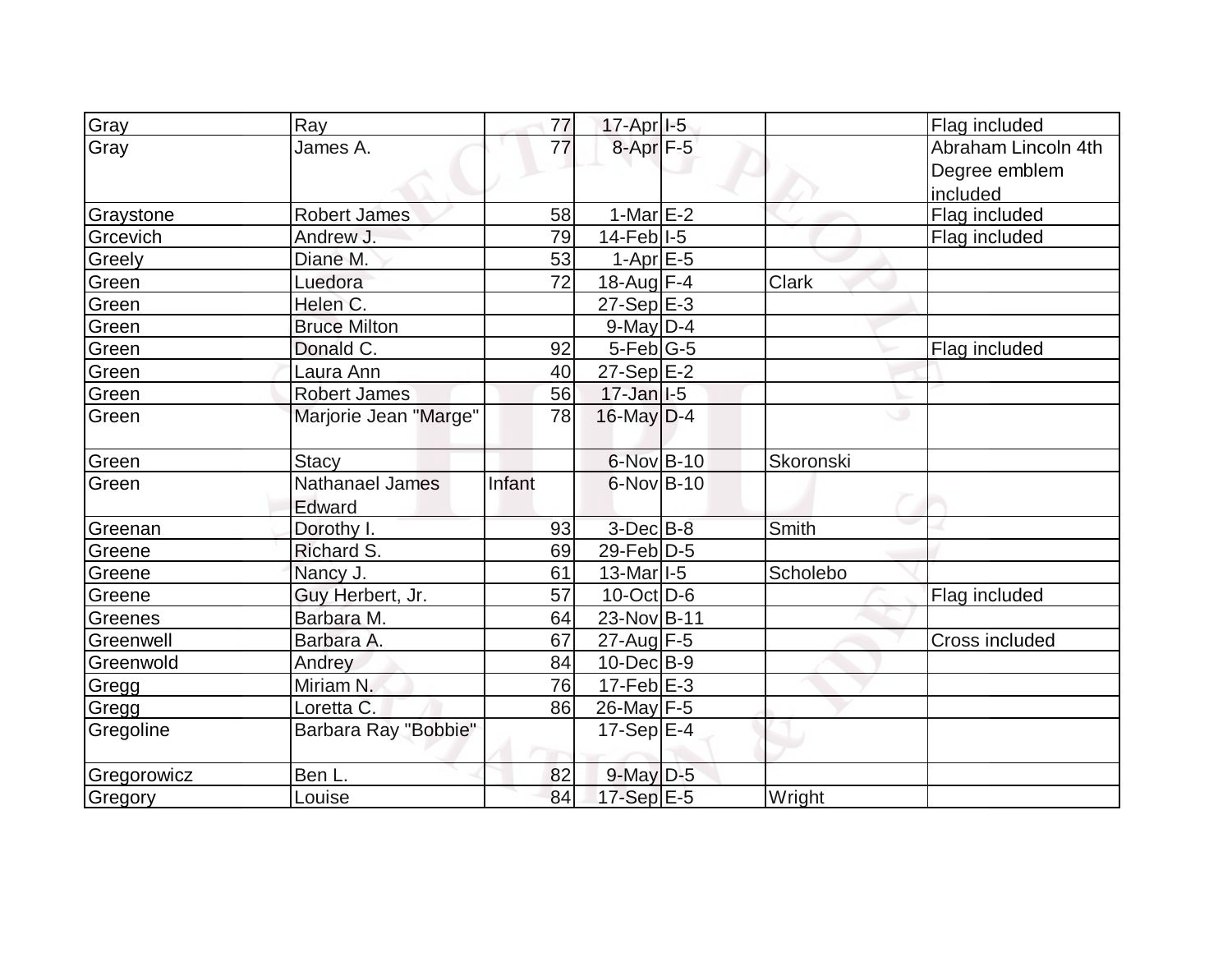| Gray | Ray | 77 | 17-Apr | I-5 | | Flag included |
|---|---|---|---|---|---|---|
| Gray | James A. | 77 | 8-Apr | F-5 | | Abraham Lincoln 4th Degree emblem included |
| Graystone | Robert James | 58 | 1-Mar | E-2 | | Flag included |
| Grcevich | Andrew J. | 79 | 14-Feb | I-5 | | Flag included |
| Greely | Diane M. | 53 | 1-Apr | E-5 | | |
| Green | Luedora | 72 | 18-Aug | F-4 | Clark | |
| Green | Helen C. | | 27-Sep | E-3 | | |
| Green | Bruce Milton | | 9-May | D-4 | | |
| Green | Donald C. | 92 | 5-Feb | G-5 | | Flag included |
| Green | Laura Ann | 40 | 27-Sep | E-2 | | |
| Green | Robert James | 56 | 17-Jan | I-5 | | |
| Green | Marjorie Jean "Marge" | 78 | 16-May | D-4 | | |
| Green | Stacy | | 6-Nov | B-10 | Skoronski | |
| Green | Nathanael James Edward | Infant | 6-Nov | B-10 | | |
| Greenan | Dorothy I. | 93 | 3-Dec | B-8 | Smith | |
| Greene | Richard S. | 69 | 29-Feb | D-5 | | |
| Greene | Nancy J. | 61 | 13-Mar | I-5 | Scholebo | |
| Greene | Guy Herbert, Jr. | 57 | 10-Oct | D-6 | | Flag included |
| Greenes | Barbara M. | 64 | 23-Nov | B-11 | | |
| Greenwell | Barbara A. | 67 | 27-Aug | F-5 | | Cross included |
| Greenwold | Andrey | 84 | 10-Dec | B-9 | | |
| Gregg | Miriam N. | 76 | 17-Feb | E-3 | | |
| Gregg | Loretta C. | 86 | 26-May | F-5 | | |
| Gregoline | Barbara Ray "Bobbie" | | 17-Sep | E-4 | | |
| Gregorowicz | Ben L. | 82 | 9-May | D-5 | | |
| Gregory | Louise | 84 | 17-Sep | E-5 | Wright | |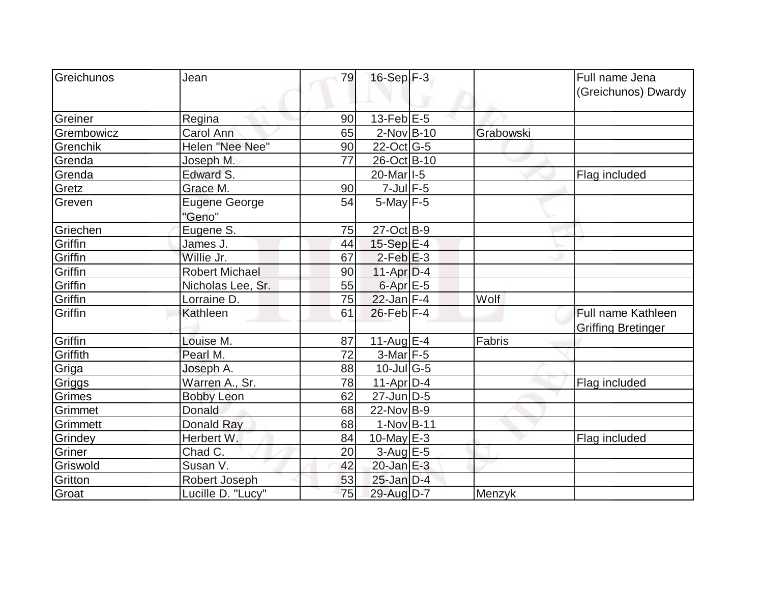| Greichunos | Jean | 79 | 16-Sep | F-3 | | Full name Jena (Greichunos) Dwardy |
|---|---|---|---|---|---|---|
| Greiner | Regina | 90 | 13-Feb | E-5 | | |
| Grembowicz | Carol Ann | 65 | 2-Nov | B-10 | Grabowski | |
| Grenchik | Helen "Nee Nee" | 90 | 22-Oct | G-5 | | |
| Grenda | Joseph M. | 77 | 26-Oct | B-10 | | |
| Grenda | Edward S. | | 20-Mar | I-5 | | Flag included |
| Gretz | Grace M. | 90 | 7-Jul | F-5 | | |
| Greven | Eugene George "Geno" | 54 | 5-May | F-5 | | |
| Griechen | Eugene S. | 75 | 27-Oct | B-9 | | |
| Griffin | James J. | 44 | 15-Sep | E-4 | | |
| Griffin | Willie Jr. | 67 | 2-Feb | E-3 | | |
| Griffin | Robert Michael | 90 | 11-Apr | D-4 | | |
| Griffin | Nicholas Lee, Sr. | 55 | 6-Apr | E-5 | | |
| Griffin | Lorraine D. | 75 | 22-Jan | F-4 | Wolf | |
| Griffin | Kathleen | 61 | 26-Feb | F-4 | | Full name Kathleen Griffing Bretinger |
| Griffin | Louise M. | 87 | 11-Aug | E-4 | Fabris | |
| Griffith | Pearl M. | 72 | 3-Mar | F-5 | | |
| Griga | Joseph A. | 88 | 10-Jul | G-5 | | |
| Griggs | Warren A., Sr. | 78 | 11-Apr | D-4 | | Flag included |
| Grimes | Bobby Leon | 62 | 27-Jun | D-5 | | |
| Grimmet | Donald | 68 | 22-Nov | B-9 | | |
| Grimmett | Donald Ray | 68 | 1-Nov | B-11 | | |
| Grindey | Herbert W. | 84 | 10-May | E-3 | | Flag included |
| Griner | Chad C. | 20 | 3-Aug | E-5 | | |
| Griswold | Susan V. | 42 | 20-Jan | E-3 | | |
| Gritton | Robert Joseph | 53 | 25-Jan | D-4 | | |
| Groat | Lucille D. "Lucy" | 75 | 29-Aug | D-7 | Menzyk | |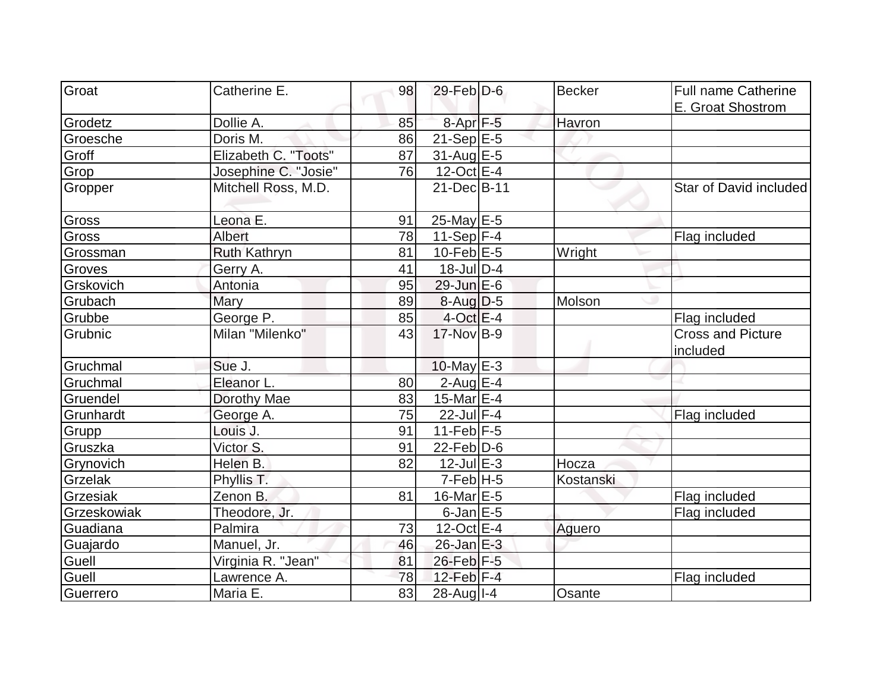| Groat | Catherine E. | 98 | 29-Feb | D-6 | Becker | Full name Catherine E. Groat Shostrom |
|---|---|---|---|---|---|---|
| Grodetz | Dollie A. | 85 | 8-Apr | F-5 | Havron | |
| Groesche | Doris M. | 86 | 21-Sep | E-5 | | |
| Groff | Elizabeth C. "Toots" | 87 | 31-Aug | E-5 | | |
| Grop | Josephine C. "Josie" | 76 | 12-Oct | E-4 | | |
| Gropper | Mitchell Ross, M.D. | | 21-Dec | B-11 | | Star of David included |
| Gross | Leona E. | 91 | 25-May | E-5 | | |
| Gross | Albert | 78 | 11-Sep | F-4 | | Flag included |
| Grossman | Ruth Kathryn | 81 | 10-Feb | E-5 | Wright | |
| Groves | Gerry A. | 41 | 18-Jul | D-4 | | |
| Grskovich | Antonia | 95 | 29-Jun | E-6 | | |
| Grubach | Mary | 89 | 8-Aug | D-5 | Molson | |
| Grubbe | George P. | 85 | 4-Oct | E-4 | | Flag included |
| Grubnic | Milan "Milenko" | 43 | 17-Nov | B-9 | | Cross and Picture included |
| Gruchmal | Sue J. | | 10-May | E-3 | | |
| Gruchmal | Eleanor L. | 80 | 2-Aug | E-4 | | |
| Gruendel | Dorothy Mae | 83 | 15-Mar | E-4 | | |
| Grunhardt | George A. | 75 | 22-Jul | F-4 | | Flag included |
| Grupp | Louis J. | 91 | 11-Feb | F-5 | | |
| Gruszka | Victor S. | 91 | 22-Feb | D-6 | | |
| Grynovich | Helen B. | 82 | 12-Jul | E-3 | Hocza | |
| Grzelak | Phyllis T. | | 7-Feb | H-5 | Kostanski | |
| Grzesiak | Zenon B. | 81 | 16-Mar | E-5 | | Flag included |
| Grzeskowiak | Theodore, Jr. | | 6-Jan | E-5 | | Flag included |
| Guadiana | Palmira | 73 | 12-Oct | E-4 | Aguero | |
| Guajardo | Manuel, Jr. | 46 | 26-Jan | E-3 | | |
| Guell | Virginia R. "Jean" | 81 | 26-Feb | F-5 | | |
| Guell | Lawrence A. | 78 | 12-Feb | F-4 | | Flag included |
| Guerrero | Maria E. | 83 | 28-Aug | I-4 | Osante | |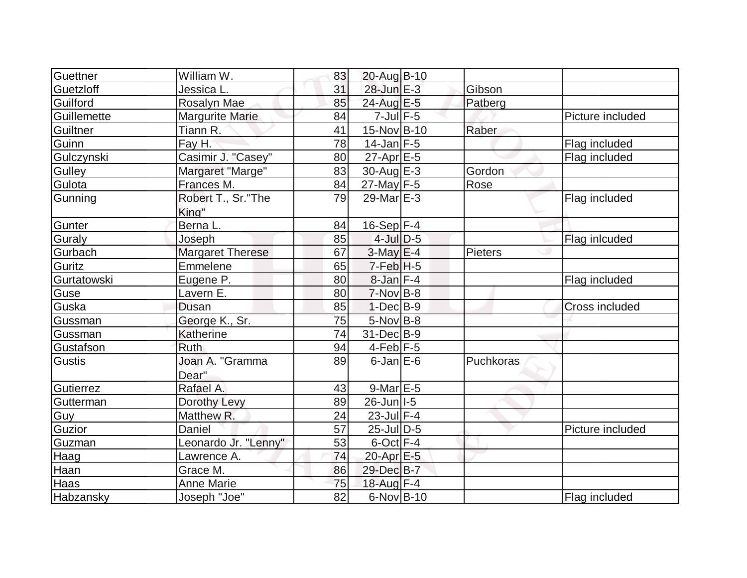| | | | | | | |
|---|---|---|---|---|---|---|
| Guettner | William W. | 83 | 20-Aug | B-10 | | |
| Guetzloff | Jessica L. | 31 | 28-Jun | E-3 | Gibson | |
| Guilford | Rosalyn Mae | 85 | 24-Aug | E-5 | Patberg | |
| Guillemette | Margurite Marie | 84 | 7-Jul | F-5 | | Picture included |
| Guiltner | Tiann R. | 41 | 15-Nov | B-10 | Raber | |
| Guinn | Fay H. | 78 | 14-Jan | F-5 | | Flag included |
| Gulczynski | Casimir J. "Casey" | 80 | 27-Apr | E-5 | | Flag included |
| Gulley | Margaret "Marge" | 83 | 30-Aug | E-3 | Gordon | |
| Gulota | Frances M. | 84 | 27-May | F-5 | Rose | |
| Gunning | Robert T., Sr."The King" | 79 | 29-Mar | E-3 | | Flag included |
| Gunter | Berna L. | 84 | 16-Sep | F-4 | | |
| Guraly | Joseph | 85 | 4-Jul | D-5 | | Flag inlcuded |
| Gurbach | Margaret Therese | 67 | 3-May | E-4 | Pieters | |
| Guritz | Emmelene | 65 | 7-Feb | H-5 | | |
| Gurtatowski | Eugene P. | 80 | 8-Jan | F-4 | | Flag included |
| Guse | Lavern E. | 80 | 7-Nov | B-8 | | |
| Guska | Dusan | 85 | 1-Dec | B-9 | | Cross included |
| Gussman | George K., Sr. | 75 | 5-Nov | B-8 | | |
| Gussman | Katherine | 74 | 31-Dec | B-9 | | |
| Gustafson | Ruth | 94 | 4-Feb | F-5 | | |
| Gustis | Joan A. "Gramma Dear" | 89 | 6-Jan | E-6 | Puchkoras | |
| Gutierrez | Rafael A. | 43 | 9-Mar | E-5 | | |
| Gutterman | Dorothy Levy | 89 | 26-Jun | I-5 | | |
| Guy | Matthew R. | 24 | 23-Jul | F-4 | | |
| Guzior | Daniel | 57 | 25-Jul | D-5 | | Picture included |
| Guzman | Leonardo Jr. "Lenny" | 53 | 6-Oct | F-4 | | |
| Haag | Lawrence A. | 74 | 20-Apr | E-5 | | |
| Haan | Grace M. | 86 | 29-Dec | B-7 | | |
| Haas | Anne Marie | 75 | 18-Aug | F-4 | | |
| Habzansky | Joseph "Joe" | 82 | 6-Nov | B-10 | | Flag included |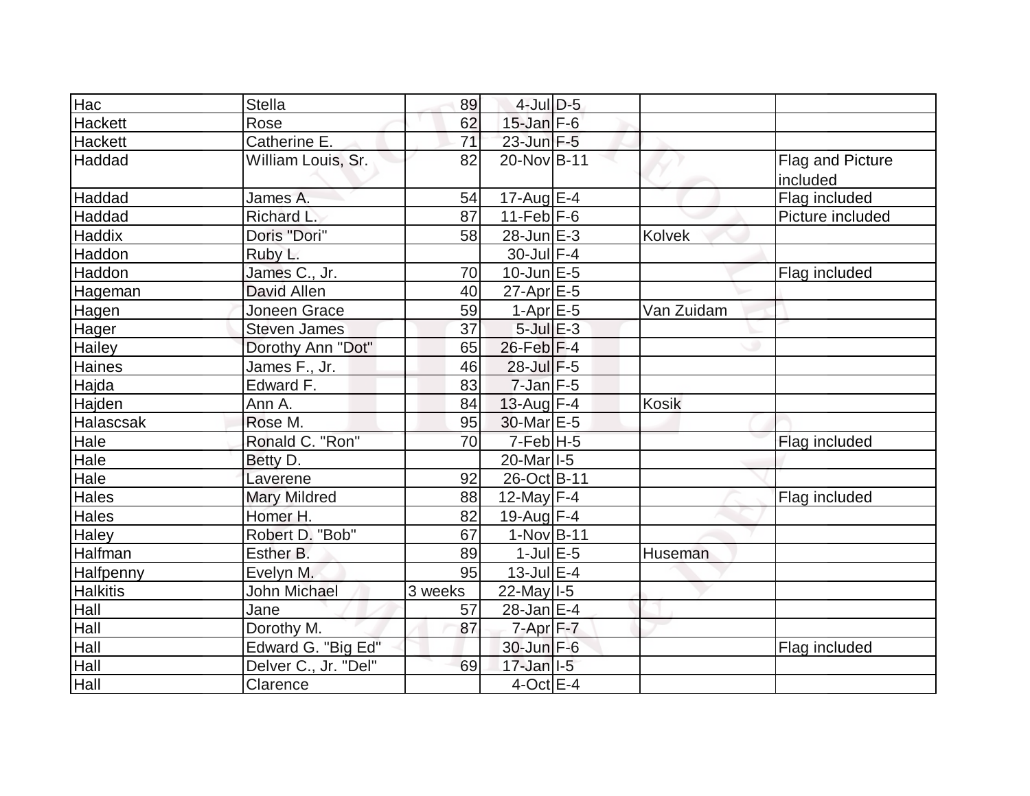| Hac | Stella | 89 | 4-Jul | D-5 | | |
|---|---|---|---|---|---|---|
| Hackett | Rose | 62 | 15-Jan | F-6 | | |
| Hackett | Catherine E. | 71 | 23-Jun | F-5 | | |
| Haddad | William Louis, Sr. | 82 | 20-Nov | B-11 | | Flag and Picture included |
| Haddad | James A. | 54 | 17-Aug | E-4 | | Flag included |
| Haddad | Richard L. | 87 | 11-Feb | F-6 | | Picture included |
| Haddix | Doris "Dori" | 58 | 28-Jun | E-3 | Kolvek | |
| Haddon | Ruby L. | | 30-Jul | F-4 | | |
| Haddon | James C., Jr. | 70 | 10-Jun | E-5 | | Flag included |
| Hageman | David Allen | 40 | 27-Apr | E-5 | | |
| Hagen | Joneen Grace | 59 | 1-Apr | E-5 | Van Zuidam | |
| Hager | Steven James | 37 | 5-Jul | E-3 | | |
| Hailey | Dorothy Ann "Dot" | 65 | 26-Feb | F-4 | | |
| Haines | James F., Jr. | 46 | 28-Jul | F-5 | | |
| Hajda | Edward F. | 83 | 7-Jan | F-5 | | |
| Hajden | Ann A. | 84 | 13-Aug | F-4 | Kosik | |
| Halascsak | Rose M. | 95 | 30-Mar | E-5 | | |
| Hale | Ronald C. "Ron" | 70 | 7-Feb | H-5 | | Flag included |
| Hale | Betty D. | | 20-Mar | I-5 | | |
| Hale | Laverene | 92 | 26-Oct | B-11 | | |
| Hales | Mary Mildred | 88 | 12-May | F-4 | | Flag included |
| Hales | Homer H. | 82 | 19-Aug | F-4 | | |
| Haley | Robert D. "Bob" | 67 | 1-Nov | B-11 | | |
| Halfman | Esther B. | 89 | 1-Jul | E-5 | Huseman | |
| Halfpenny | Evelyn M. | 95 | 13-Jul | E-4 | | |
| Halkitis | John Michael | 3 weeks | 22-May | I-5 | | |
| Hall | Jane | 57 | 28-Jan | E-4 | | |
| Hall | Dorothy M. | 87 | 7-Apr | F-7 | | |
| Hall | Edward G. "Big Ed" | | 30-Jun | F-6 | | Flag included |
| Hall | Delver C., Jr. "Del" | 69 | 17-Jan | I-5 | | |
| Hall | Clarence | | 4-Oct | E-4 | | |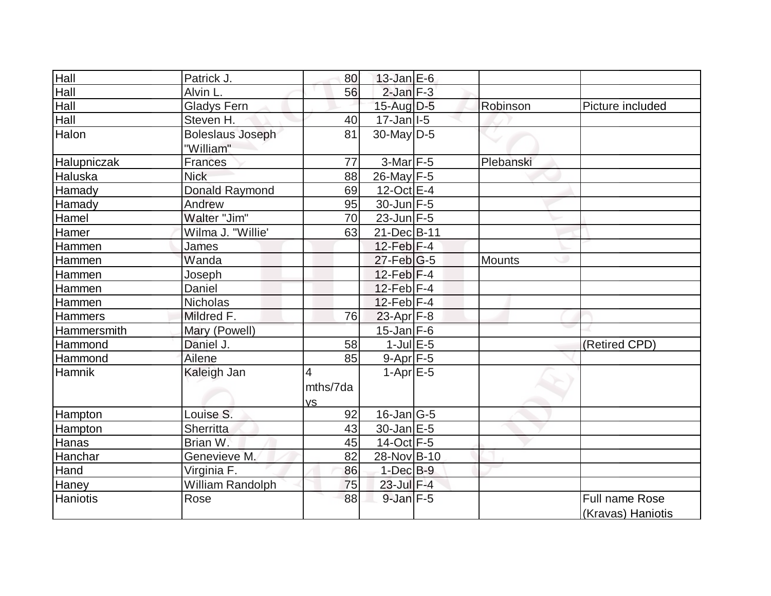| | | | | | | |
|---|---|---|---|---|---|---|
| Hall | Patrick J. | 80 | 13-Jan | E-6 | | |
| Hall | Alvin L. | 56 | 2-Jan | F-3 | | |
| Hall | Gladys Fern | | 15-Aug | D-5 | Robinson | Picture included |
| Hall | Steven H. | 40 | 17-Jan | I-5 | | |
| Halon | Boleslaus Joseph "William" | 81 | 30-May | D-5 | | |
| Halupniczak | Frances | 77 | 3-Mar | F-5 | Plebanski | |
| Haluska | Nick | 88 | 26-May | F-5 | | |
| Hamady | Donald Raymond | 69 | 12-Oct | E-4 | | |
| Hamady | Andrew | 95 | 30-Jun | F-5 | | |
| Hamel | Walter "Jim" | 70 | 23-Jun | F-5 | | |
| Hamer | Wilma J. "Willie' | 63 | 21-Dec | B-11 | | |
| Hammen | James | | 12-Feb | F-4 | | |
| Hammen | Wanda | | 27-Feb | G-5 | Mounts | |
| Hammen | Joseph | | 12-Feb | F-4 | | |
| Hammen | Daniel | | 12-Feb | F-4 | | |
| Hammen | Nicholas | | 12-Feb | F-4 | | |
| Hammers | Mildred F. | 76 | 23-Apr | F-8 | | |
| Hammersmith | Mary (Powell) | | 15-Jan | F-6 | | |
| Hammond | Daniel J. | 58 | 1-Jul | E-5 | | (Retired CPD) |
| Hammond | Ailene | 85 | 9-Apr | F-5 | | |
| Hamnik | Kaleigh Jan | 4 mths/7days | 1-Apr | E-5 | | |
| Hampton | Louise S. | 92 | 16-Jan | G-5 | | |
| Hampton | Sherritta | 43 | 30-Jan | E-5 | | |
| Hanas | Brian W. | 45 | 14-Oct | F-5 | | |
| Hanchar | Genevieve M. | 82 | 28-Nov | B-10 | | |
| Hand | Virginia F. | 86 | 1-Dec | B-9 | | |
| Haney | William Randolph | 75 | 23-Jul | F-4 | | |
| Haniotis | Rose | 88 | 9-Jan | F-5 | | Full name Rose (Kravas) Haniotis |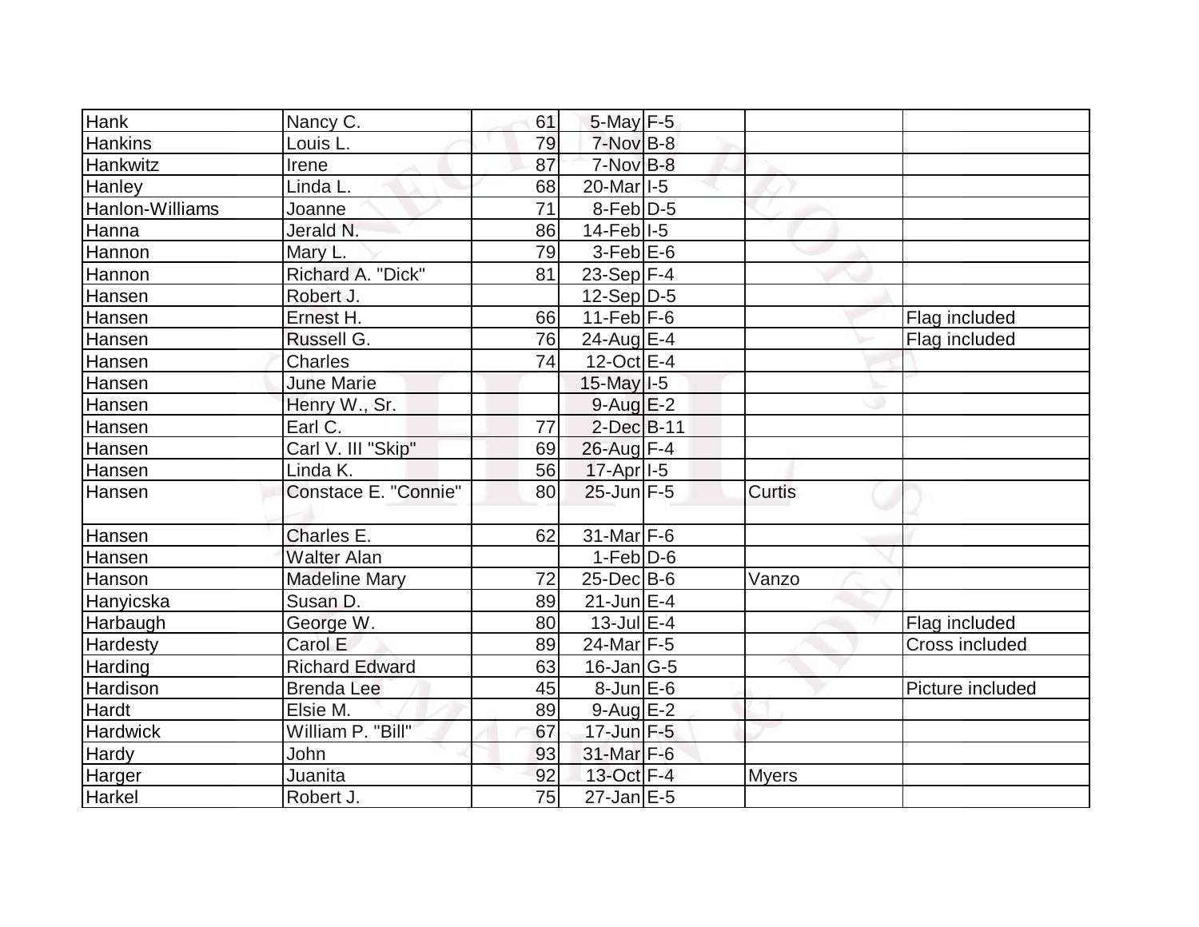| Hank | Nancy C. | 61 | 5-May | F-5 | | |
|---|---|---|---|---|---|---|
| Hankins | Louis L. | 79 | 7-Nov | B-8 | | |
| Hankwitz | Irene | 87 | 7-Nov | B-8 | | |
| Hanley | Linda L. | 68 | 20-Mar | I-5 | | |
| Hanlon-Williams | Joanne | 71 | 8-Feb | D-5 | | |
| Hanna | Jerald N. | 86 | 14-Feb | I-5 | | |
| Hannon | Mary L. | 79 | 3-Feb | E-6 | | |
| Hannon | Richard A. "Dick" | 81 | 23-Sep | F-4 | | |
| Hansen | Robert J. | | 12-Sep | D-5 | | |
| Hansen | Ernest H. | 66 | 11-Feb | F-6 | | Flag included |
| Hansen | Russell G. | 76 | 24-Aug | E-4 | | Flag included |
| Hansen | Charles | 74 | 12-Oct | E-4 | | |
| Hansen | June Marie | | 15-May | I-5 | | |
| Hansen | Henry W., Sr. | | 9-Aug | E-2 | | |
| Hansen | Earl C. | 77 | 2-Dec | B-11 | | |
| Hansen | Carl V. III "Skip" | 69 | 26-Aug | F-4 | | |
| Hansen | Linda K. | 56 | 17-Apr | I-5 | | |
| Hansen | Constace E. "Connie" | 80 | 25-Jun | F-5 | Curtis | |
| Hansen | Charles E. | 62 | 31-Mar | F-6 | | |
| Hansen | Walter Alan | | 1-Feb | D-6 | | |
| Hanson | Madeline Mary | 72 | 25-Dec | B-6 | Vanzo | |
| Hanyicska | Susan D. | 89 | 21-Jun | E-4 | | |
| Harbaugh | George W. | 80 | 13-Jul | E-4 | | Flag included |
| Hardesty | Carol E | 89 | 24-Mar | F-5 | | Cross included |
| Harding | Richard Edward | 63 | 16-Jan | G-5 | | |
| Hardison | Brenda Lee | 45 | 8-Jun | E-6 | | Picture included |
| Hardt | Elsie M. | 89 | 9-Aug | E-2 | | |
| Hardwick | William P. "Bill" | 67 | 17-Jun | F-5 | | |
| Hardy | John | 93 | 31-Mar | F-6 | | |
| Harger | Juanita | 92 | 13-Oct | F-4 | Myers | |
| Harkel | Robert J. | 75 | 27-Jan | E-5 | | |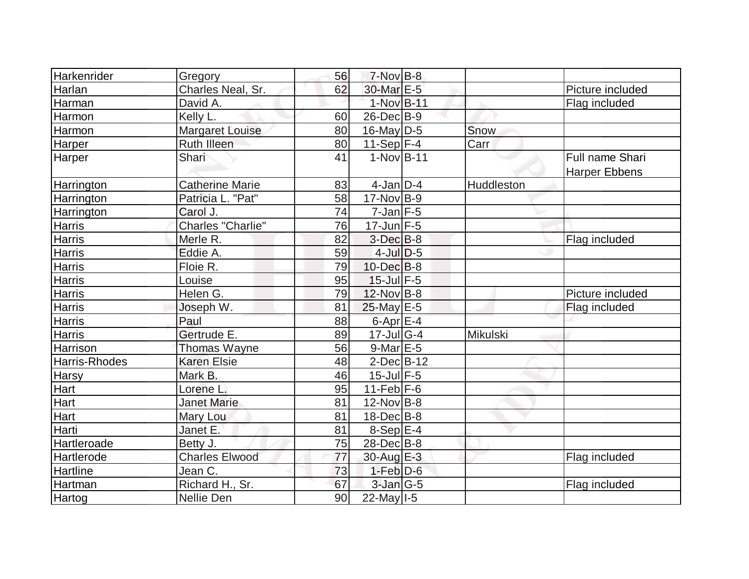| | | | | | | |
|---|---|---|---|---|---|---|
| Harkenrider | Gregory | 56 | 7-Nov | B-8 | | |
| Harlan | Charles Neal, Sr. | 62 | 30-Mar | E-5 | | Picture included |
| Harman | David A. | | 1-Nov | B-11 | | Flag included |
| Harmon | Kelly L. | 60 | 26-Dec | B-9 | | |
| Harmon | Margaret Louise | 80 | 16-May | D-5 | Snow | |
| Harper | Ruth Illeen | 80 | 11-Sep | F-4 | Carr | |
| Harper | Shari | 41 | 1-Nov | B-11 | | Full name Shari Harper Ebbens |
| Harrington | Catherine Marie | 83 | 4-Jan | D-4 | Huddleston | |
| Harrington | Patricia L. "Pat" | 58 | 17-Nov | B-9 | | |
| Harrington | Carol J. | 74 | 7-Jan | F-5 | | |
| Harris | Charles "Charlie" | 76 | 17-Jun | F-5 | | |
| Harris | Merle R. | 82 | 3-Dec | B-8 | | Flag included |
| Harris | Eddie A. | 59 | 4-Jul | D-5 | | |
| Harris | Floie R. | 79 | 10-Dec | B-8 | | |
| Harris | Louise | 95 | 15-Jul | F-5 | | |
| Harris | Helen G. | 79 | 12-Nov | B-8 | | Picture included |
| Harris | Joseph W. | 81 | 25-May | E-5 | | Flag included |
| Harris | Paul | 88 | 6-Apr | E-4 | | |
| Harris | Gertrude E. | 89 | 17-Jul | G-4 | Mikulski | |
| Harrison | Thomas Wayne | 56 | 9-Mar | E-5 | | |
| Harris-Rhodes | Karen Elsie | 48 | 2-Dec | B-12 | | |
| Harsy | Mark B. | 46 | 15-Jul | F-5 | | |
| Hart | Lorene L. | 95 | 11-Feb | F-6 | | |
| Hart | Janet Marie | 81 | 12-Nov | B-8 | | |
| Hart | Mary Lou | 81 | 18-Dec | B-8 | | |
| Harti | Janet E. | 81 | 8-Sep | E-4 | | |
| Hartleroade | Betty J. | 75 | 28-Dec | B-8 | | |
| Hartlerode | Charles Elwood | 77 | 30-Aug | E-3 | | Flag included |
| Hartline | Jean C. | 73 | 1-Feb | D-6 | | |
| Hartman | Richard H., Sr. | 67 | 3-Jan | G-5 | | Flag included |
| Hartog | Nellie Den | 90 | 22-May | I-5 | | |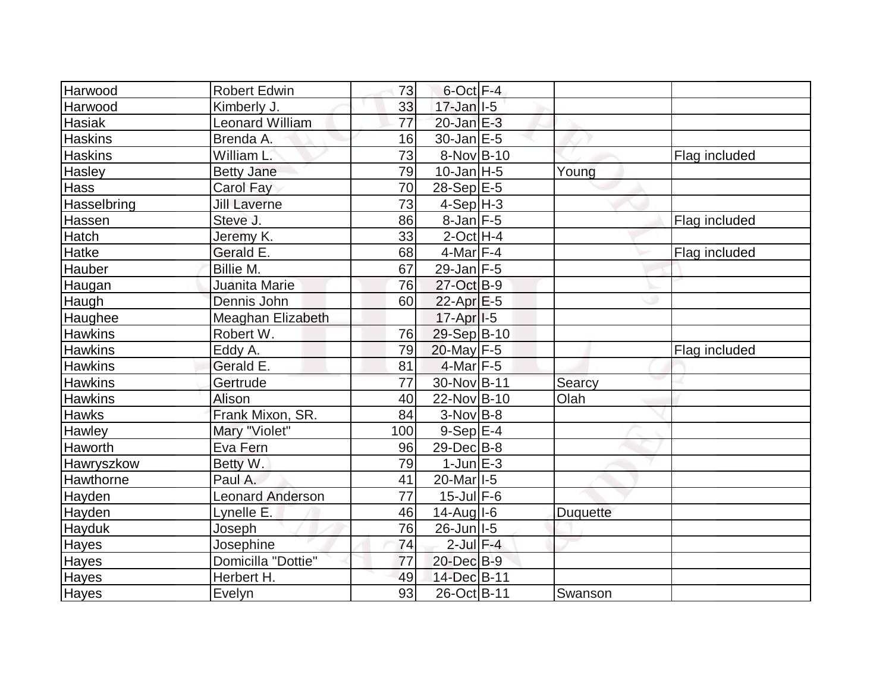| | | | | | | |
|---|---|---|---|---|---|---|
| Harwood | Robert Edwin | 73 | 6-Oct | F-4 | | |
| Harwood | Kimberly J. | 33 | 17-Jan | I-5 | | |
| Hasiak | Leonard William | 77 | 20-Jan | E-3 | | |
| Haskins | Brenda A. | 16 | 30-Jan | E-5 | | |
| Haskins | William L. | 73 | 8-Nov | B-10 | | Flag included |
| Hasley | Betty Jane | 79 | 10-Jan | H-5 | Young | |
| Hass | Carol Fay | 70 | 28-Sep | E-5 | | |
| Hasselbring | Jill Laverne | 73 | 4-Sep | H-3 | | |
| Hassen | Steve J. | 86 | 8-Jan | F-5 | | Flag included |
| Hatch | Jeremy K. | 33 | 2-Oct | H-4 | | |
| Hatke | Gerald E. | 68 | 4-Mar | F-4 | | Flag included |
| Hauber | Billie M. | 67 | 29-Jan | F-5 | | |
| Haugan | Juanita Marie | 76 | 27-Oct | B-9 | | |
| Haugh | Dennis John | 60 | 22-Apr | E-5 | | |
| Haughee | Meaghan Elizabeth | | 17-Apr | I-5 | | |
| Hawkins | Robert W. | 76 | 29-Sep | B-10 | | |
| Hawkins | Eddy A. | 79 | 20-May | F-5 | | Flag included |
| Hawkins | Gerald E. | 81 | 4-Mar | F-5 | | |
| Hawkins | Gertrude | 77 | 30-Nov | B-11 | Searcy | |
| Hawkins | Alison | 40 | 22-Nov | B-10 | Olah | |
| Hawks | Frank Mixon, SR. | 84 | 3-Nov | B-8 | | |
| Hawley | Mary "Violet" | 100 | 9-Sep | E-4 | | |
| Haworth | Eva Fern | 96 | 29-Dec | B-8 | | |
| Hawryszkow | Betty W. | 79 | 1-Jun | E-3 | | |
| Hawthorne | Paul A. | 41 | 20-Mar | I-5 | | |
| Hayden | Leonard Anderson | 77 | 15-Jul | F-6 | | |
| Hayden | Lynelle E. | 46 | 14-Aug | I-6 | Duquette | |
| Hayduk | Joseph | 76 | 26-Jun | I-5 | | |
| Hayes | Josephine | 74 | 2-Jul | F-4 | | |
| Hayes | Domicilla "Dottie" | 77 | 20-Dec | B-9 | | |
| Hayes | Herbert H. | 49 | 14-Dec | B-11 | | |
| Hayes | Evelyn | 93 | 26-Oct | B-11 | Swanson | |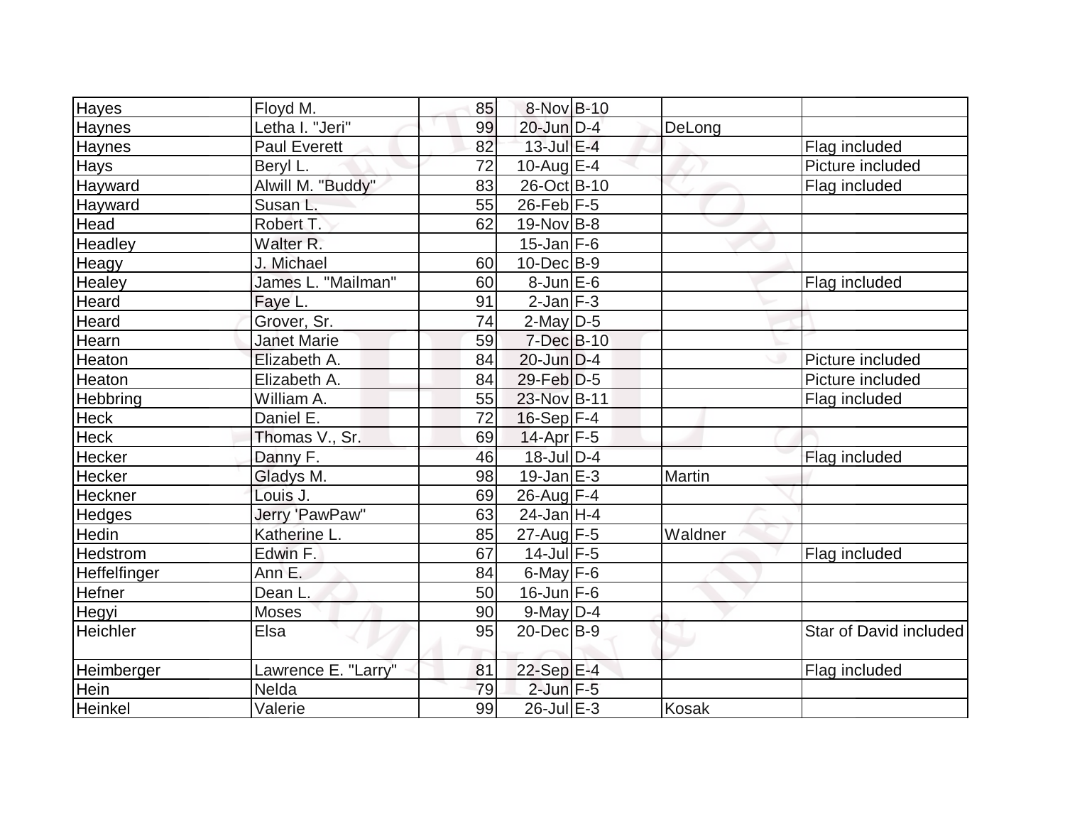| | | | | | | |
|---|---|---|---|---|---|---|
| Hayes | Floyd M. | 85 | 8-Nov | B-10 | | |
| Haynes | Letha I. "Jeri" | 99 | 20-Jun | D-4 | DeLong | |
| Haynes | Paul Everett | 82 | 13-Jul | E-4 | | Flag included |
| Hays | Beryl L. | 72 | 10-Aug | E-4 | | Picture included |
| Hayward | Alwill M. "Buddy" | 83 | 26-Oct | B-10 | | Flag included |
| Hayward | Susan L. | 55 | 26-Feb | F-5 | | |
| Head | Robert T. | 62 | 19-Nov | B-8 | | |
| Headley | Walter R. | | 15-Jan | F-6 | | |
| Heagy | J. Michael | 60 | 10-Dec | B-9 | | |
| Healey | James L. "Mailman" | 60 | 8-Jun | E-6 | | Flag included |
| Heard | Faye L. | 91 | 2-Jan | F-3 | | |
| Heard | Grover, Sr. | 74 | 2-May | D-5 | | |
| Hearn | Janet Marie | 59 | 7-Dec | B-10 | | |
| Heaton | Elizabeth A. | 84 | 20-Jun | D-4 | | Picture included |
| Heaton | Elizabeth A. | 84 | 29-Feb | D-5 | | Picture included |
| Hebbring | William A. | 55 | 23-Nov | B-11 | | Flag included |
| Heck | Daniel E. | 72 | 16-Sep | F-4 | | |
| Heck | Thomas V., Sr. | 69 | 14-Apr | F-5 | | |
| Hecker | Danny F. | 46 | 18-Jul | D-4 | | Flag included |
| Hecker | Gladys M. | 98 | 19-Jan | E-3 | Martin | |
| Heckner | Louis J. | 69 | 26-Aug | F-4 | | |
| Hedges | Jerry 'PawPaw" | 63 | 24-Jan | H-4 | | |
| Hedin | Katherine L. | 85 | 27-Aug | F-5 | Waldner | |
| Hedstrom | Edwin F. | 67 | 14-Jul | F-5 | | Flag included |
| Heffelfinger | Ann E. | 84 | 6-May | F-6 | | |
| Hefner | Dean L. | 50 | 16-Jun | F-6 | | |
| Hegyi | Moses | 90 | 9-May | D-4 | | |
| Heichler | Elsa | 95 | 20-Dec | B-9 | | Star of David included |
| Heimberger | Lawrence E. "Larry" | 81 | 22-Sep | E-4 | | Flag included |
| Hein | Nelda | 79 | 2-Jun | F-5 | | |
| Heinkel | Valerie | 99 | 26-Jul | E-3 | Kosak | |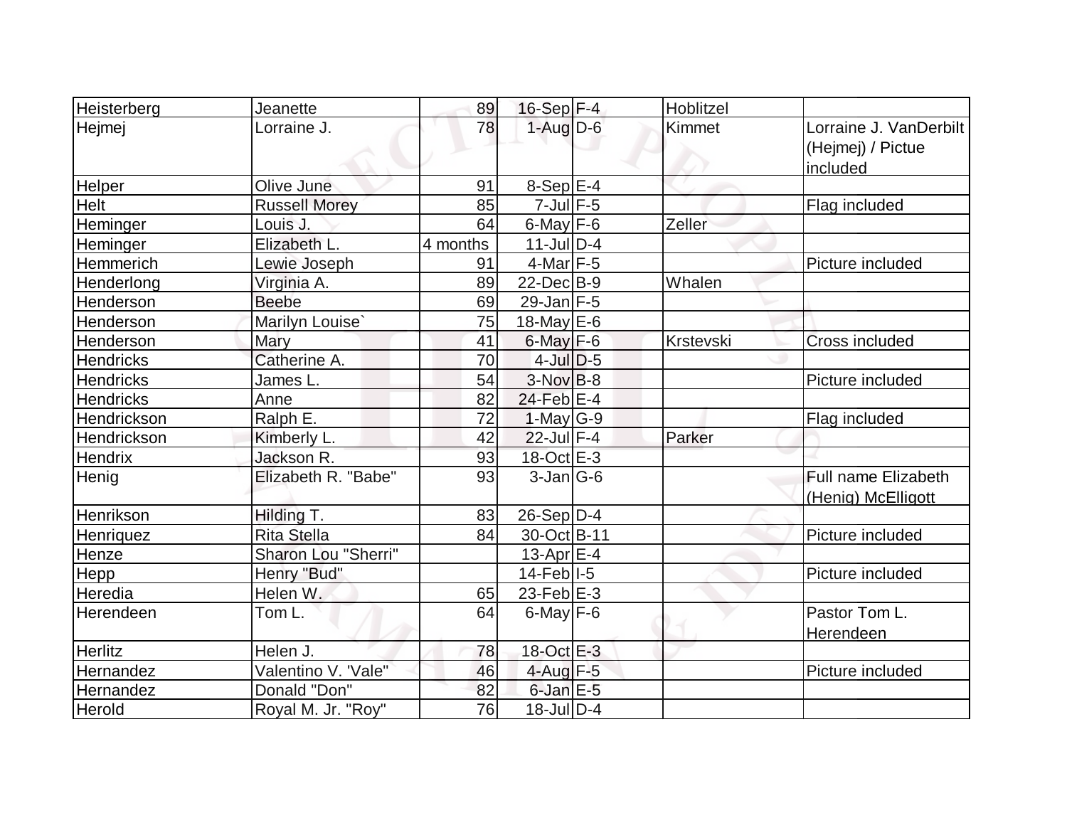| | | | | | | |
|---|---|---|---|---|---|---|
| Heisterberg | Jeanette | 89 | 16-Sep | F-4 | Hoblitzel | |
| Hejmej | Lorraine J. | 78 | 1-Aug | D-6 | Kimmet | Lorraine J. VanDerbilt (Hejmej) / Pictue included |
| Helper | Olive June | 91 | 8-Sep | E-4 | | |
| Helt | Russell Morey | 85 | 7-Jul | F-5 | | Flag included |
| Heminger | Louis J. | 64 | 6-May | F-6 | Zeller | |
| Heminger | Elizabeth L. | 4 months | 11-Jul | D-4 | | |
| Hemmerich | Lewie Joseph | 91 | 4-Mar | F-5 | | Picture included |
| Henderlong | Virginia A. | 89 | 22-Dec | B-9 | Whalen | |
| Henderson | Beebe | 69 | 29-Jan | F-5 | | |
| Henderson | Marilyn Louise` | 75 | 18-May | E-6 | | |
| Henderson | Mary | 41 | 6-May | F-6 | Krstevski | Cross included |
| Hendricks | Catherine A. | 70 | 4-Jul | D-5 | | |
| Hendricks | James L. | 54 | 3-Nov | B-8 | | Picture included |
| Hendricks | Anne | 82 | 24-Feb | E-4 | | |
| Hendrickson | Ralph E. | 72 | 1-May | G-9 | | Flag included |
| Hendrickson | Kimberly L. | 42 | 22-Jul | F-4 | Parker | |
| Hendrix | Jackson R. | 93 | 18-Oct | E-3 | | |
| Henig | Elizabeth R. "Babe" | 93 | 3-Jan | G-6 | | Full name Elizabeth (Henig) McElligott |
| Henrikson | Hilding T. | 83 | 26-Sep | D-4 | | |
| Henriquez | Rita Stella | 84 | 30-Oct | B-11 | | Picture included |
| Henze | Sharon Lou "Sherri" | | 13-Apr | E-4 | | |
| Hepp | Henry "Bud" | | 14-Feb | I-5 | | Picture included |
| Heredia | Helen W. | 65 | 23-Feb | E-3 | | |
| Herendeen | Tom L. | 64 | 6-May | F-6 | | Pastor Tom L. Herendeen |
| Herlitz | Helen J. | 78 | 18-Oct | E-3 | | |
| Hernandez | Valentino V. 'Vale" | 46 | 4-Aug | F-5 | | Picture included |
| Hernandez | Donald "Don" | 82 | 6-Jan | E-5 | | |
| Herold | Royal M. Jr. "Roy" | 76 | 18-Jul | D-4 | | |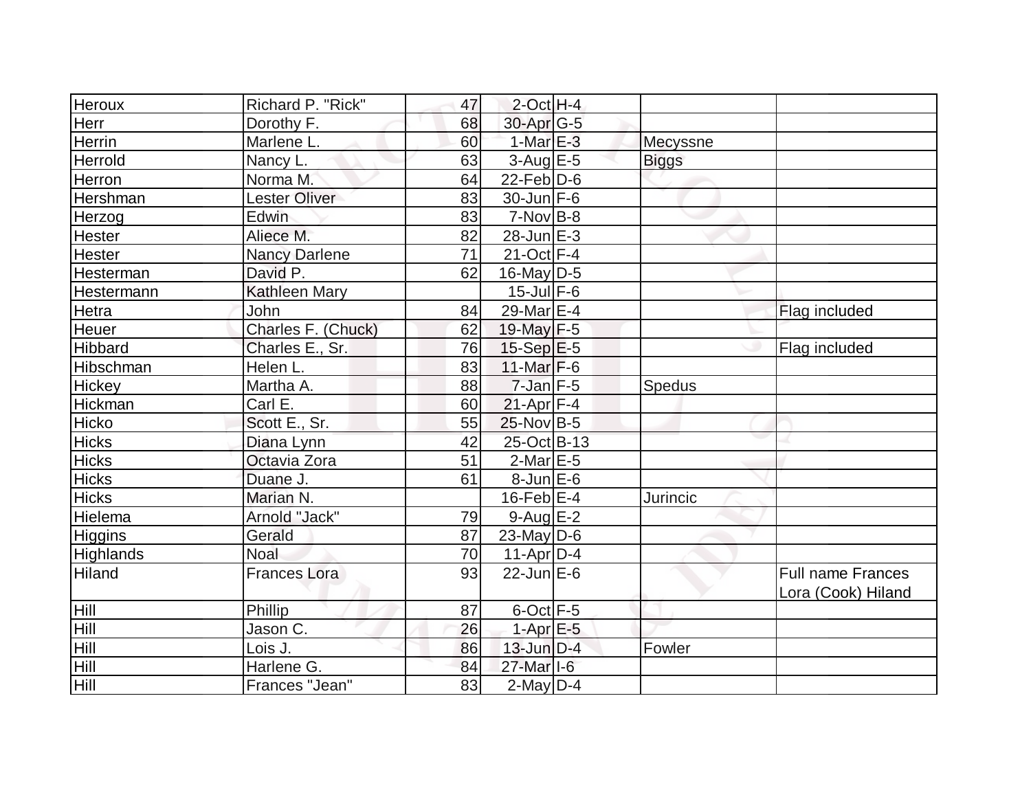| | | | | | | |
|---|---|---|---|---|---|---|
| Heroux | Richard P. "Rick" | 47 | 2-Oct | H-4 | | |
| Herr | Dorothy F. | 68 | 30-Apr | G-5 | | |
| Herrin | Marlene L. | 60 | 1-Mar | E-3 | Mecyssne | |
| Herrold | Nancy L. | 63 | 3-Aug | E-5 | Biggs | |
| Herron | Norma M. | 64 | 22-Feb | D-6 | | |
| Hershman | Lester Oliver | 83 | 30-Jun | F-6 | | |
| Herzog | Edwin | 83 | 7-Nov | B-8 | | |
| Hester | Aliece M. | 82 | 28-Jun | E-3 | | |
| Hester | Nancy Darlene | 71 | 21-Oct | F-4 | | |
| Hesterman | David P. | 62 | 16-May | D-5 | | |
| Hestermann | Kathleen Mary | | 15-Jul | F-6 | | |
| Hetra | John | 84 | 29-Mar | E-4 | | Flag included |
| Heuer | Charles F. (Chuck) | 62 | 19-May | F-5 | | |
| Hibbard | Charles E., Sr. | 76 | 15-Sep | E-5 | | Flag included |
| Hibschman | Helen L. | 83 | 11-Mar | F-6 | | |
| Hickey | Martha A. | 88 | 7-Jan | F-5 | Spedus | |
| Hickman | Carl E. | 60 | 21-Apr | F-4 | | |
| Hicko | Scott E., Sr. | 55 | 25-Nov | B-5 | | |
| Hicks | Diana Lynn | 42 | 25-Oct | B-13 | | |
| Hicks | Octavia Zora | 51 | 2-Mar | E-5 | | |
| Hicks | Duane J. | 61 | 8-Jun | E-6 | | |
| Hicks | Marian N. | | 16-Feb | E-4 | Jurincic | |
| Hielema | Arnold "Jack" | 79 | 9-Aug | E-2 | | |
| Higgins | Gerald | 87 | 23-May | D-6 | | |
| Highlands | Noal | 70 | 11-Apr | D-4 | | |
| Hiland | Frances Lora | 93 | 22-Jun | E-6 | | Full name Frances Lora (Cook) Hiland |
| Hill | Phillip | 87 | 6-Oct | F-5 | | |
| Hill | Jason C. | 26 | 1-Apr | E-5 | | |
| Hill | Lois J. | 86 | 13-Jun | D-4 | Fowler | |
| Hill | Harlene G. | 84 | 27-Mar | I-6 | | |
| Hill | Frances "Jean" | 83 | 2-May | D-4 | | |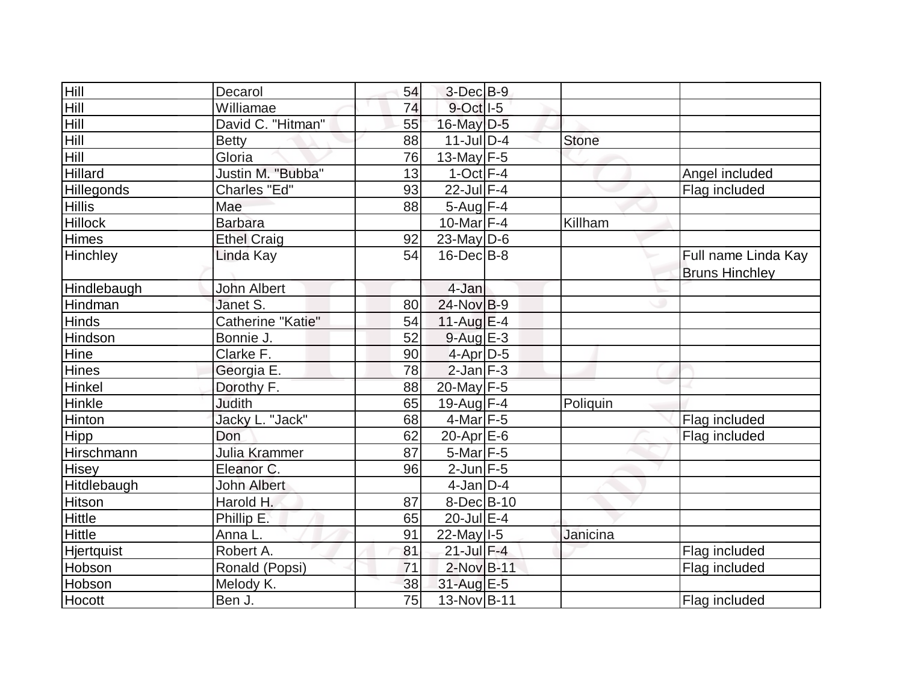| | | | | | | |
|---|---|---|---|---|---|---|
| Hill | Decarol | 54 | 3-Dec | B-9 | | |
| Hill | Williamae | 74 | 9-Oct | I-5 | | |
| Hill | David C. "Hitman" | 55 | 16-May | D-5 | | |
| Hill | Betty | 88 | 11-Jul | D-4 | Stone | |
| Hill | Gloria | 76 | 13-May | F-5 | | |
| Hillard | Justin M. "Bubba" | 13 | 1-Oct | F-4 | | Angel included |
| Hillegonds | Charles "Ed" | 93 | 22-Jul | F-4 | | Flag included |
| Hillis | Mae | 88 | 5-Aug | F-4 | | |
| Hillock | Barbara | | 10-Mar | F-4 | Killham | |
| Himes | Ethel Craig | 92 | 23-May | D-6 | | |
| Hinchley | Linda Kay | 54 | 16-Dec | B-8 | | Full name Linda Kay Bruns Hinchley |
| Hindlebaugh | John Albert | | 4-Jan | | | |
| Hindman | Janet S. | 80 | 24-Nov | B-9 | | |
| Hinds | Catherine "Katie" | 54 | 11-Aug | E-4 | | |
| Hindson | Bonnie J. | 52 | 9-Aug | E-3 | | |
| Hine | Clarke F. | 90 | 4-Apr | D-5 | | |
| Hines | Georgia E. | 78 | 2-Jan | F-3 | | |
| Hinkel | Dorothy F. | 88 | 20-May | F-5 | | |
| Hinkle | Judith | 65 | 19-Aug | F-4 | Poliquin | |
| Hinton | Jacky L. "Jack" | 68 | 4-Mar | F-5 | | Flag included |
| Hipp | Don | 62 | 20-Apr | E-6 | | Flag included |
| Hirschmann | Julia Krammer | 87 | 5-Mar | F-5 | | |
| Hisey | Eleanor C. | 96 | 2-Jun | F-5 | | |
| Hitdlebaugh | John Albert | | 4-Jan | D-4 | | |
| Hitson | Harold H. | 87 | 8-Dec | B-10 | | |
| Hittle | Phillip E. | 65 | 20-Jul | E-4 | | |
| Hittle | Anna L. | 91 | 22-May | I-5 | Janicina | |
| Hjertquist | Robert A. | 81 | 21-Jul | F-4 | | Flag included |
| Hobson | Ronald (Popsi) | 71 | 2-Nov | B-11 | | Flag included |
| Hobson | Melody K. | 38 | 31-Aug | E-5 | | |
| Hocott | Ben J. | 75 | 13-Nov | B-11 | | Flag included |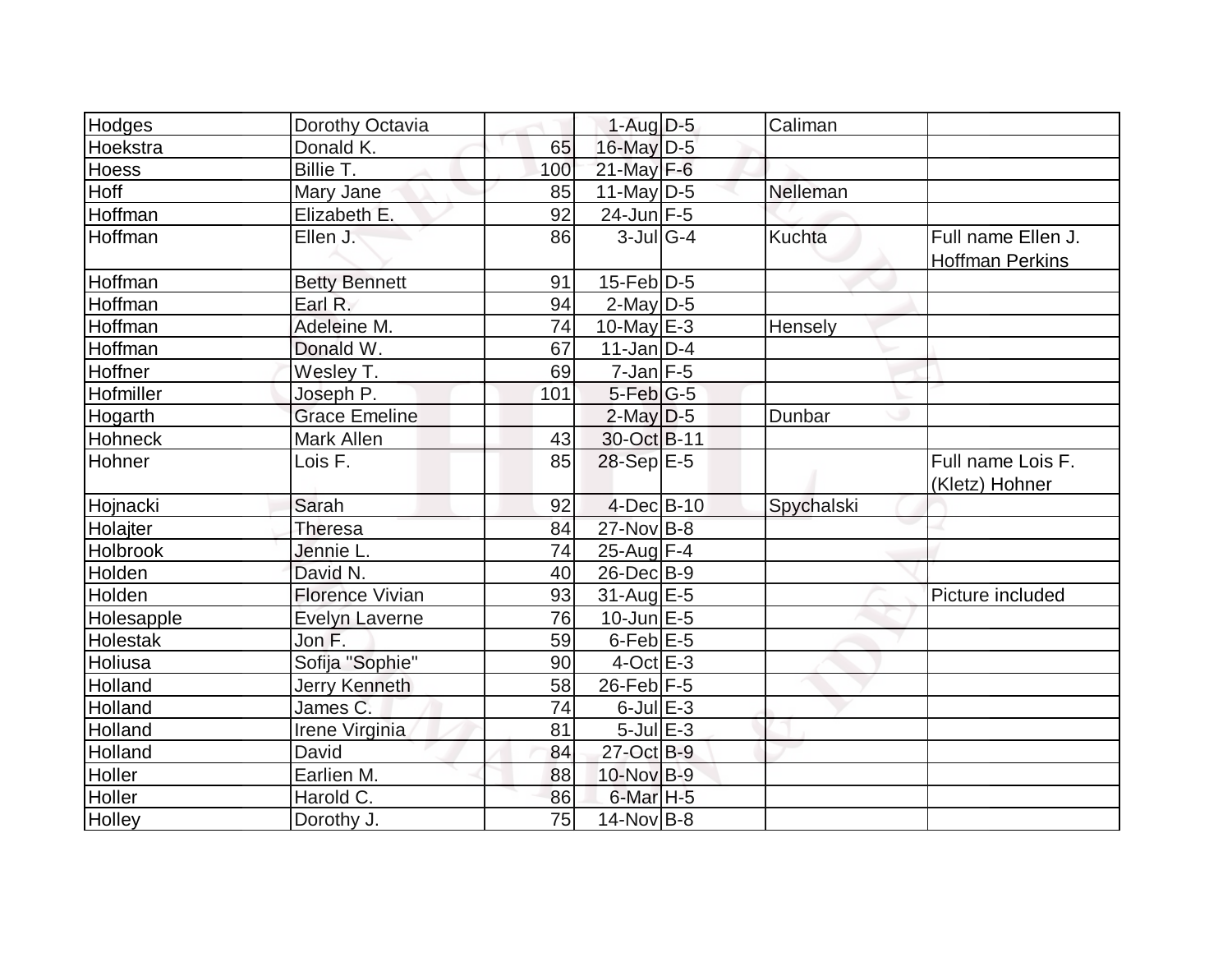| | | | | | | |
|---|---|---|---|---|---|---|
| Hodges | Dorothy Octavia | | 1-Aug | D-5 | Caliman | |
| Hoekstra | Donald K. | 65 | 16-May | D-5 | | |
| Hoess | Billie T. | 100 | 21-May | F-6 | | |
| Hoff | Mary Jane | 85 | 11-May | D-5 | Nelleman | |
| Hoffman | Elizabeth E. | 92 | 24-Jun | F-5 | | |
| Hoffman | Ellen J. | 86 | 3-Jul | G-4 | Kuchta | Full name Ellen J. Hoffman Perkins |
| Hoffman | Betty Bennett | 91 | 15-Feb | D-5 | | |
| Hoffman | Earl R. | 94 | 2-May | D-5 | | |
| Hoffman | Adeleine M. | 74 | 10-May | E-3 | Hensely | |
| Hoffman | Donald W. | 67 | 11-Jan | D-4 | | |
| Hoffner | Wesley T. | 69 | 7-Jan | F-5 | | |
| Hofmiller | Joseph P. | 101 | 5-Feb | G-5 | | |
| Hogarth | Grace Emeline | | 2-May | D-5 | Dunbar | |
| Hohneck | Mark Allen | 43 | 30-Oct | B-11 | | |
| Hohner | Lois F. | 85 | 28-Sep | E-5 | | Full name Lois F. (Kletz) Hohner |
| Hojnacki | Sarah | 92 | 4-Dec | B-10 | Spychalski | |
| Holajter | Theresa | 84 | 27-Nov | B-8 | | |
| Holbrook | Jennie L. | 74 | 25-Aug | F-4 | | |
| Holden | David N. | 40 | 26-Dec | B-9 | | |
| Holden | Florence Vivian | 93 | 31-Aug | E-5 | | Picture included |
| Holesapple | Evelyn Laverne | 76 | 10-Jun | E-5 | | |
| Holestak | Jon F. | 59 | 6-Feb | E-5 | | |
| Holiusa | Sofija "Sophie" | 90 | 4-Oct | E-3 | | |
| Holland | Jerry Kenneth | 58 | 26-Feb | F-5 | | |
| Holland | James C. | 74 | 6-Jul | E-3 | | |
| Holland | Irene Virginia | 81 | 5-Jul | E-3 | | |
| Holland | David | 84 | 27-Oct | B-9 | | |
| Holler | Earlien M. | 88 | 10-Nov | B-9 | | |
| Holler | Harold C. | 86 | 6-Mar | H-5 | | |
| Holley | Dorothy J. | 75 | 14-Nov | B-8 | | |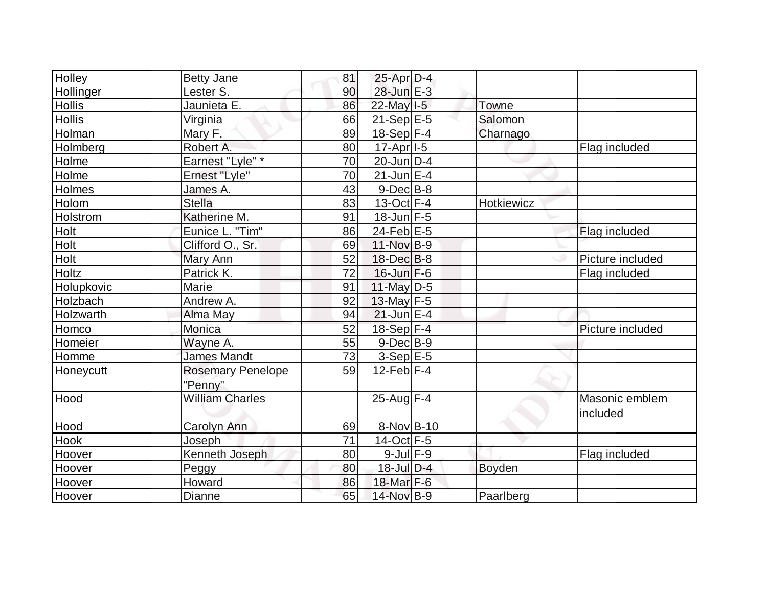| Holley | Betty Jane | 81 | 25-Apr | D-4 | | |
|---|---|---|---|---|---|---|
| Hollinger | Lester S. | 90 | 28-Jun | E-3 | | |
| Hollis | Jaunieta E. | 86 | 22-May | I-5 | Towne | |
| Hollis | Virginia | 66 | 21-Sep | E-5 | Salomon | |
| Holman | Mary F. | 89 | 18-Sep | F-4 | Charnago | |
| Holmberg | Robert A. | 80 | 17-Apr | I-5 | | Flag included |
| Holme | Earnest "Lyle" * | 70 | 20-Jun | D-4 | | |
| Holme | Ernest "Lyle" | 70 | 21-Jun | E-4 | | |
| Holmes | James A. | 43 | 9-Dec | B-8 | | |
| Holom | Stella | 83 | 13-Oct | F-4 | Hotkiewicz | |
| Holstrom | Katherine M. | 91 | 18-Jun | F-5 | | |
| Holt | Eunice L. "Tim" | 86 | 24-Feb | E-5 | | Flag included |
| Holt | Clifford O., Sr. | 69 | 11-Nov | B-9 | | |
| Holt | Mary Ann | 52 | 18-Dec | B-8 | | Picture included |
| Holtz | Patrick K. | 72 | 16-Jun | F-6 | | Flag included |
| Holupkovic | Marie | 91 | 11-May | D-5 | | |
| Holzbach | Andrew A. | 92 | 13-May | F-5 | | |
| Holzwarth | Alma May | 94 | 21-Jun | E-4 | | |
| Homco | Monica | 52 | 18-Sep | F-4 | | Picture included |
| Homeier | Wayne A. | 55 | 9-Dec | B-9 | | |
| Homme | James Mandt | 73 | 3-Sep | E-5 | | |
| Honeycutt | Rosemary Penelope "Penny" | 59 | 12-Feb | F-4 | | |
| Hood | William Charles | | 25-Aug | F-4 | | Masonic emblem included |
| Hood | Carolyn Ann | 69 | 8-Nov | B-10 | | |
| Hook | Joseph | 71 | 14-Oct | F-5 | | |
| Hoover | Kenneth Joseph | 80 | 9-Jul | F-9 | | Flag included |
| Hoover | Peggy | 80 | 18-Jul | D-4 | Boyden | |
| Hoover | Howard | 86 | 18-Mar | F-6 | | |
| Hoover | Dianne | 65 | 14-Nov | B-9 | Paarlberg | |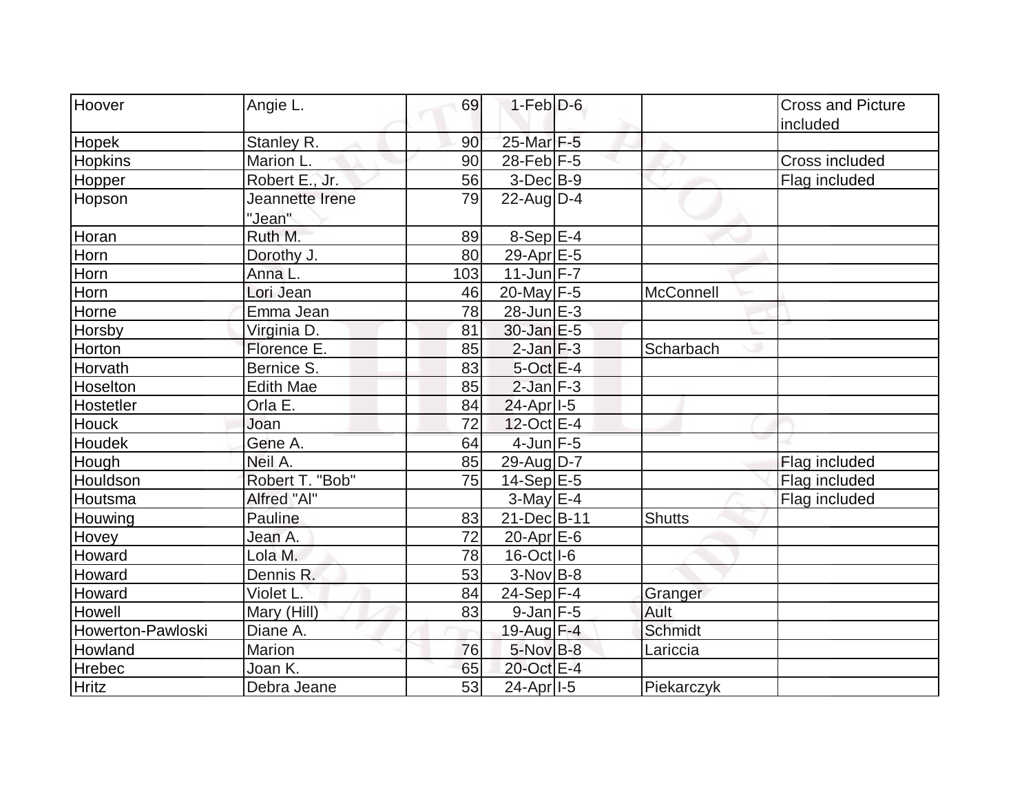| Hoover | Angie L. | 69 | 1-Feb | D-6 | | Cross and Picture included |
|---|---|---|---|---|---|---|
| Hopek | Stanley R. | 90 | 25-Mar | F-5 | | |
| Hopkins | Marion L. | 90 | 28-Feb | F-5 | | Cross included |
| Hopper | Robert E., Jr. | 56 | 3-Dec | B-9 | | Flag included |
| Hopson | Jeannette Irene "Jean" | 79 | 22-Aug | D-4 | | |
| Horan | Ruth M. | 89 | 8-Sep | E-4 | | |
| Horn | Dorothy J. | 80 | 29-Apr | E-5 | | |
| Horn | Anna L. | 103 | 11-Jun | F-7 | | |
| Horn | Lori Jean | 46 | 20-May | F-5 | McConnell | |
| Horne | Emma Jean | 78 | 28-Jun | E-3 | | |
| Horsby | Virginia D. | 81 | 30-Jan | E-5 | | |
| Horton | Florence E. | 85 | 2-Jan | F-3 | Scharbach | |
| Horvath | Bernice S. | 83 | 5-Oct | E-4 | | |
| Hoselton | Edith Mae | 85 | 2-Jan | F-3 | | |
| Hostetler | Orla E. | 84 | 24-Apr | I-5 | | |
| Houck | Joan | 72 | 12-Oct | E-4 | | |
| Houdek | Gene A. | 64 | 4-Jun | F-5 | | |
| Hough | Neil A. | 85 | 29-Aug | D-7 | | Flag included |
| Houldson | Robert T. "Bob" | 75 | 14-Sep | E-5 | | Flag included |
| Houtsma | Alfred "Al" | | 3-May | E-4 | | Flag included |
| Houwing | Pauline | 83 | 21-Dec | B-11 | Shutts | |
| Hovey | Jean A. | 72 | 20-Apr | E-6 | | |
| Howard | Lola M. | 78 | 16-Oct | I-6 | | |
| Howard | Dennis R. | 53 | 3-Nov | B-8 | | |
| Howard | Violet L. | 84 | 24-Sep | F-4 | Granger | |
| Howell | Mary (Hill) | 83 | 9-Jan | F-5 | Ault | |
| Howerton-Pawloski | Diane A. | | 19-Aug | F-4 | Schmidt | |
| Howland | Marion | 76 | 5-Nov | B-8 | Lariccia | |
| Hrebec | Joan K. | 65 | 20-Oct | E-4 | | |
| Hritz | Debra Jeane | 53 | 24-Apr | I-5 | Piekarczyk | |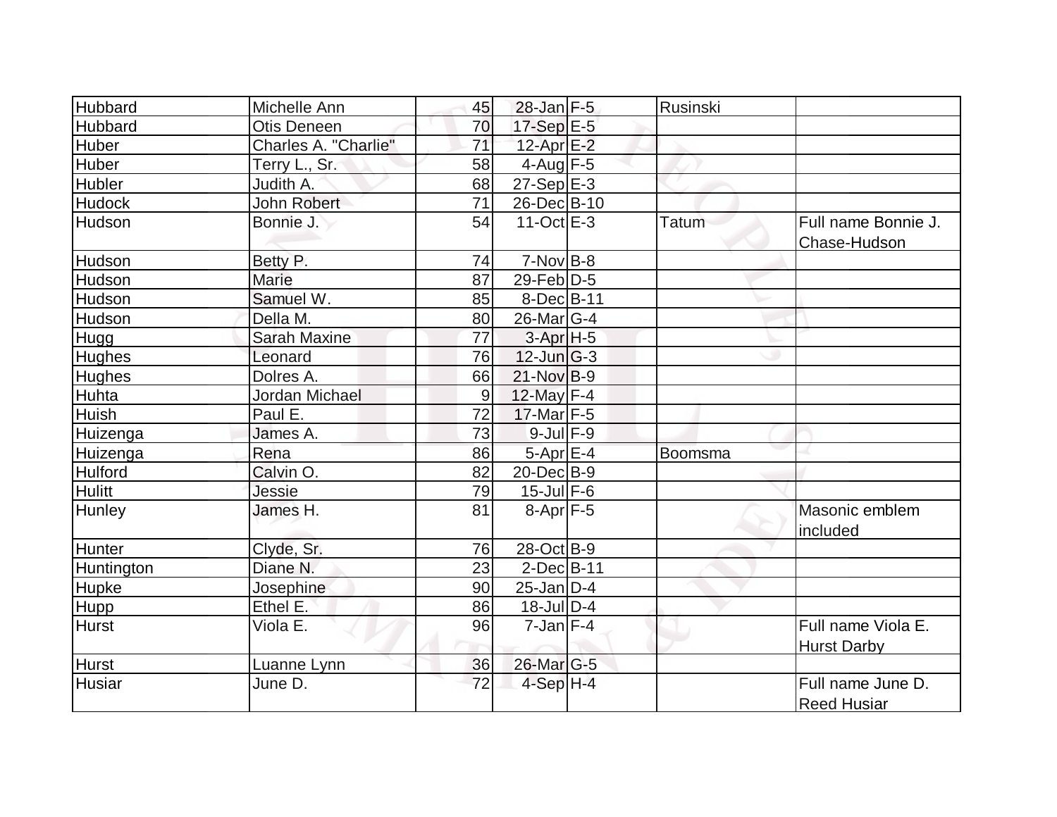| | | | | | | |
|---|---|---|---|---|---|---|
| Hubbard | Michelle Ann | 45 | 28-Jan | F-5 | Rusinski | |
| Hubbard | Otis Deneen | 70 | 17-Sep | E-5 | | |
| Huber | Charles A. "Charlie" | 71 | 12-Apr | E-2 | | |
| Huber | Terry L., Sr. | 58 | 4-Aug | F-5 | | |
| Hubler | Judith A. | 68 | 27-Sep | E-3 | | |
| Hudock | John Robert | 71 | 26-Dec | B-10 | | |
| Hudson | Bonnie J. | 54 | 11-Oct | E-3 | Tatum | Full name Bonnie J. Chase-Hudson |
| Hudson | Betty P. | 74 | 7-Nov | B-8 | | |
| Hudson | Marie | 87 | 29-Feb | D-5 | | |
| Hudson | Samuel W. | 85 | 8-Dec | B-11 | | |
| Hudson | Della M. | 80 | 26-Mar | G-4 | | |
| Hugg | Sarah Maxine | 77 | 3-Apr | H-5 | | |
| Hughes | Leonard | 76 | 12-Jun | G-3 | | |
| Hughes | Dolres A. | 66 | 21-Nov | B-9 | | |
| Huhta | Jordan Michael | 9 | 12-May | F-4 | | |
| Huish | Paul E. | 72 | 17-Mar | F-5 | | |
| Huizenga | James A. | 73 | 9-Jul | F-9 | | |
| Huizenga | Rena | 86 | 5-Apr | E-4 | Boomsma | |
| Hulford | Calvin O. | 82 | 20-Dec | B-9 | | |
| Hulitt | Jessie | 79 | 15-Jul | F-6 | | |
| Hunley | James H. | 81 | 8-Apr | F-5 | | Masonic emblem included |
| Hunter | Clyde, Sr. | 76 | 28-Oct | B-9 | | |
| Huntington | Diane N. | 23 | 2-Dec | B-11 | | |
| Hupke | Josephine | 90 | 25-Jan | D-4 | | |
| Hupp | Ethel E. | 86 | 18-Jul | D-4 | | |
| Hurst | Viola E. | 96 | 7-Jan | F-4 | | Full name Viola E. Hurst Darby |
| Hurst | Luanne Lynn | 36 | 26-Mar | G-5 | | |
| Husiar | June D. | 72 | 4-Sep | H-4 | | Full name June D. Reed Husiar |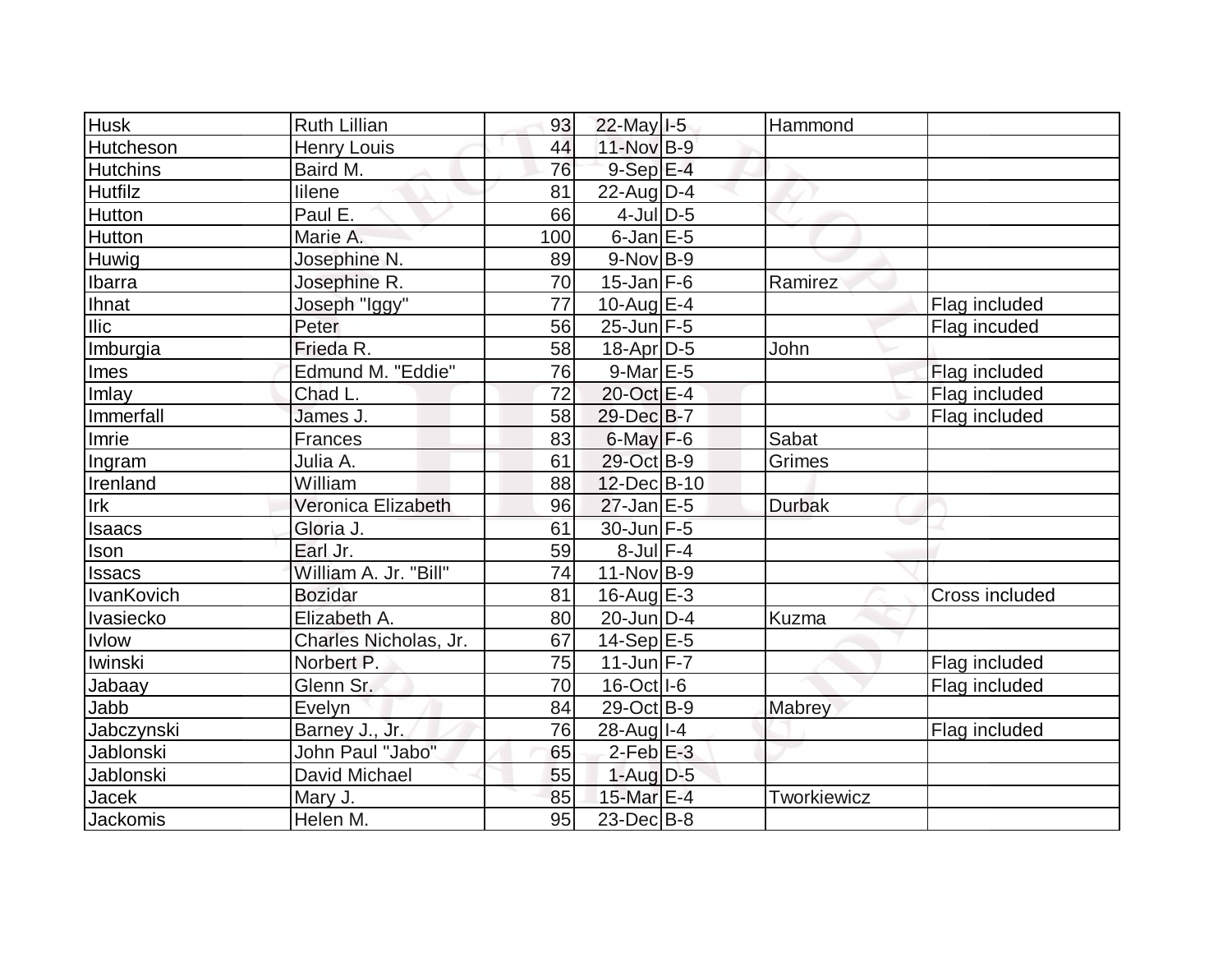| Husk | Ruth Lillian | 93 | 22-May | I-5 | Hammond | |
|---|---|---|---|---|---|---|
| Hutcheson | Henry Louis | 44 | 11-Nov | B-9 | | |
| Hutchins | Baird M. | 76 | 9-Sep | E-4 | | |
| Hutfilz | Iilene | 81 | 22-Aug | D-4 | | |
| Hutton | Paul E. | 66 | 4-Jul | D-5 | | |
| Hutton | Marie A. | 100 | 6-Jan | E-5 | | |
| Huwig | Josephine N. | 89 | 9-Nov | B-9 | | |
| Ibarra | Josephine R. | 70 | 15-Jan | F-6 | Ramirez | |
| Ihnat | Joseph "Iggy" | 77 | 10-Aug | E-4 | | Flag included |
| Ilic | Peter | 56 | 25-Jun | F-5 | | Flag incuded |
| Imburgia | Frieda R. | 58 | 18-Apr | D-5 | John | |
| Imes | Edmund M. "Eddie" | 76 | 9-Mar | E-5 | | Flag included |
| Imlay | Chad L. | 72 | 20-Oct | E-4 | | Flag included |
| Immerfall | James J. | 58 | 29-Dec | B-7 | | Flag included |
| Imrie | Frances | 83 | 6-May | F-6 | Sabat | |
| Ingram | Julia A. | 61 | 29-Oct | B-9 | Grimes | |
| Irenland | William | 88 | 12-Dec | B-10 | | |
| Irk | Veronica Elizabeth | 96 | 27-Jan | E-5 | Durbak | |
| Isaacs | Gloria J. | 61 | 30-Jun | F-5 | | |
| Ison | Earl Jr. | 59 | 8-Jul | F-4 | | |
| Issacs | William A. Jr. "Bill" | 74 | 11-Nov | B-9 | | |
| IvanKovich | Bozidar | 81 | 16-Aug | E-3 | | Cross included |
| Ivasiecko | Elizabeth A. | 80 | 20-Jun | D-4 | Kuzma | |
| Ivlow | Charles Nicholas, Jr. | 67 | 14-Sep | E-5 | | |
| Iwinski | Norbert P. | 75 | 11-Jun | F-7 | | Flag included |
| Jabaay | Glenn Sr. | 70 | 16-Oct | I-6 | | Flag included |
| Jabb | Evelyn | 84 | 29-Oct | B-9 | Mabrey | |
| Jabczynski | Barney J., Jr. | 76 | 28-Aug | I-4 | | Flag included |
| Jablonski | John Paul "Jabo" | 65 | 2-Feb | E-3 | | |
| Jablonski | David Michael | 55 | 1-Aug | D-5 | | |
| Jacek | Mary J. | 85 | 15-Mar | E-4 | Tworkiewicz | |
| Jackomis | Helen M. | 95 | 23-Dec | B-8 | | |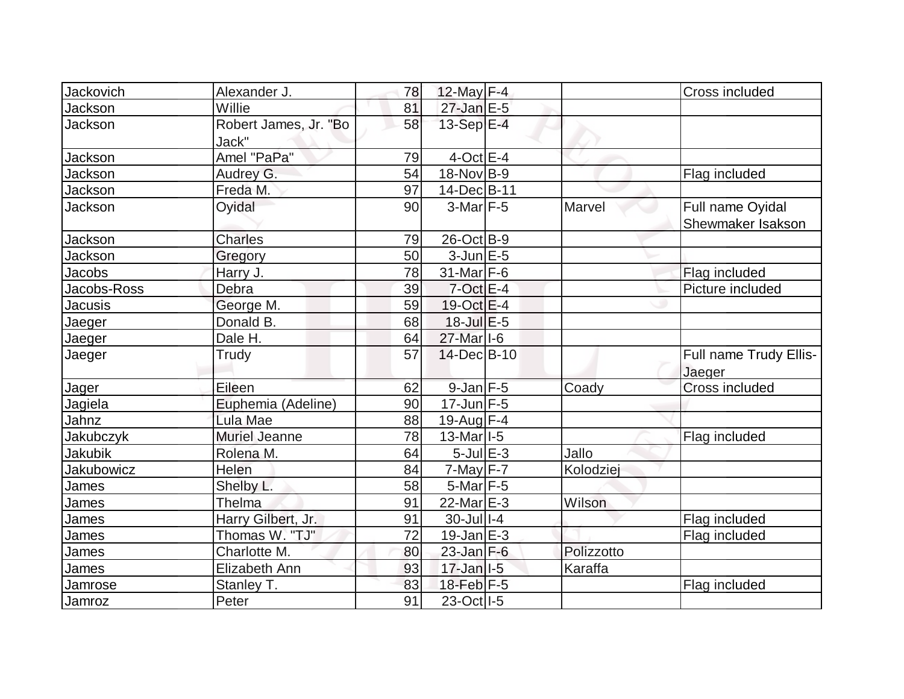| | | | | | | |
|---|---|---|---|---|---|---|
| Jackovich | Alexander J. | 78 | 12-May | F-4 | | Cross included |
| Jackson | Willie | 81 | 27-Jan | E-5 | | |
| Jackson | Robert James, Jr. "Bo Jack" | 58 | 13-Sep | E-4 | | |
| Jackson | Amel "PaPa" | 79 | 4-Oct | E-4 | | |
| Jackson | Audrey G. | 54 | 18-Nov | B-9 | | Flag included |
| Jackson | Freda M. | 97 | 14-Dec | B-11 | | |
| Jackson | Oyidal | 90 | 3-Mar | F-5 | Marvel | Full name Oyidal Shewmaker Isakson |
| Jackson | Charles | 79 | 26-Oct | B-9 | | |
| Jackson | Gregory | 50 | 3-Jun | E-5 | | |
| Jacobs | Harry J. | 78 | 31-Mar | F-6 | | Flag included |
| Jacobs-Ross | Debra | 39 | 7-Oct | E-4 | | Picture included |
| Jacusis | George M. | 59 | 19-Oct | E-4 | | |
| Jaeger | Donald B. | 68 | 18-Jul | E-5 | | |
| Jaeger | Dale H. | 64 | 27-Mar | I-6 | | |
| Jaeger | Trudy | 57 | 14-Dec | B-10 | | Full name Trudy Ellis-Jaeger |
| Jager | Eileen | 62 | 9-Jan | F-5 | Coady | Cross included |
| Jagiela | Euphemia (Adeline) | 90 | 17-Jun | F-5 | | |
| Jahnz | Lula Mae | 88 | 19-Aug | F-4 | | |
| Jakubczyk | Muriel Jeanne | 78 | 13-Mar | I-5 | | Flag included |
| Jakubik | Rolena M. | 64 | 5-Jul | E-3 | Jallo | |
| Jakubowicz | Helen | 84 | 7-May | F-7 | Kolodziej | |
| James | Shelby L. | 58 | 5-Mar | F-5 | | |
| James | Thelma | 91 | 22-Mar | E-3 | Wilson | |
| James | Harry Gilbert, Jr. | 91 | 30-Jul | I-4 | | Flag included |
| James | Thomas W. "TJ" | 72 | 19-Jan | E-3 | | Flag included |
| James | Charlotte M. | 80 | 23-Jan | F-6 | Polizzotto | |
| James | Elizabeth Ann | 93 | 17-Jan | I-5 | Karaffa | |
| Jamrose | Stanley T. | 83 | 18-Feb | F-5 | | Flag included |
| Jamroz | Peter | 91 | 23-Oct | I-5 | | |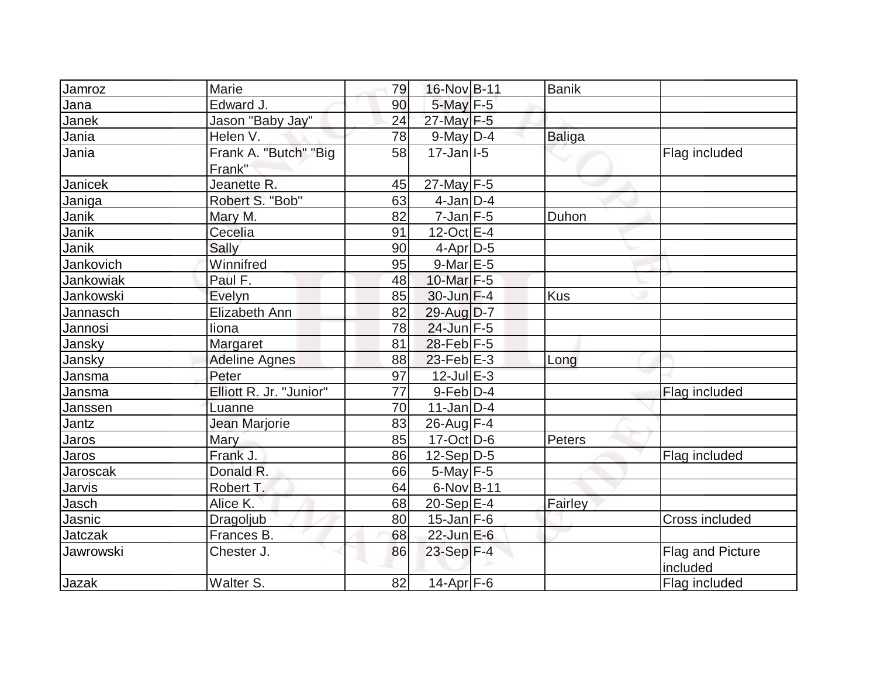| | | | | | | |
|---|---|---|---|---|---|---|
| Jamroz | Marie | 79 | 16-Nov | B-11 | Banik | |
| Jana | Edward J. | 90 | 5-May | F-5 | | |
| Janek | Jason "Baby Jay" | 24 | 27-May | F-5 | | |
| Jania | Helen V. | 78 | 9-May | D-4 | Baliga | |
| Jania | Frank A. "Butch" "Big Frank" | 58 | 17-Jan | I-5 | | Flag included |
| Janicek | Jeanette R. | 45 | 27-May | F-5 | | |
| Janiga | Robert S. "Bob" | 63 | 4-Jan | D-4 | | |
| Janik | Mary M. | 82 | 7-Jan | F-5 | Duhon | |
| Janik | Cecelia | 91 | 12-Oct | E-4 | | |
| Janik | Sally | 90 | 4-Apr | D-5 | | |
| Jankovich | Winnifred | 95 | 9-Mar | E-5 | | |
| Jankowiak | Paul F. | 48 | 10-Mar | F-5 | | |
| Jankowski | Evelyn | 85 | 30-Jun | F-4 | Kus | |
| Jannasch | Elizabeth Ann | 82 | 29-Aug | D-7 | | |
| Jannosi | Iiona | 78 | 24-Jun | F-5 | | |
| Jansky | Margaret | 81 | 28-Feb | F-5 | | |
| Jansky | Adeline Agnes | 88 | 23-Feb | E-3 | Long | |
| Jansma | Peter | 97 | 12-Jul | E-3 | | |
| Jansma | Elliott R. Jr. "Junior" | 77 | 9-Feb | D-4 | | Flag included |
| Janssen | Luanne | 70 | 11-Jan | D-4 | | |
| Jantz | Jean Marjorie | 83 | 26-Aug | F-4 | | |
| Jaros | Mary | 85 | 17-Oct | D-6 | Peters | |
| Jaros | Frank J. | 86 | 12-Sep | D-5 | | Flag included |
| Jaroscak | Donald R. | 66 | 5-May | F-5 | | |
| Jarvis | Robert T. | 64 | 6-Nov | B-11 | | |
| Jasch | Alice K. | 68 | 20-Sep | E-4 | Fairley | |
| Jasnic | Dragoljub | 80 | 15-Jan | F-6 | | Cross included |
| Jatczak | Frances B. | 68 | 22-Jun | E-6 | | |
| Jawrowski | Chester J. | 86 | 23-Sep | F-4 | | Flag and Picture included |
| Jazak | Walter S. | 82 | 14-Apr | F-6 | | Flag included |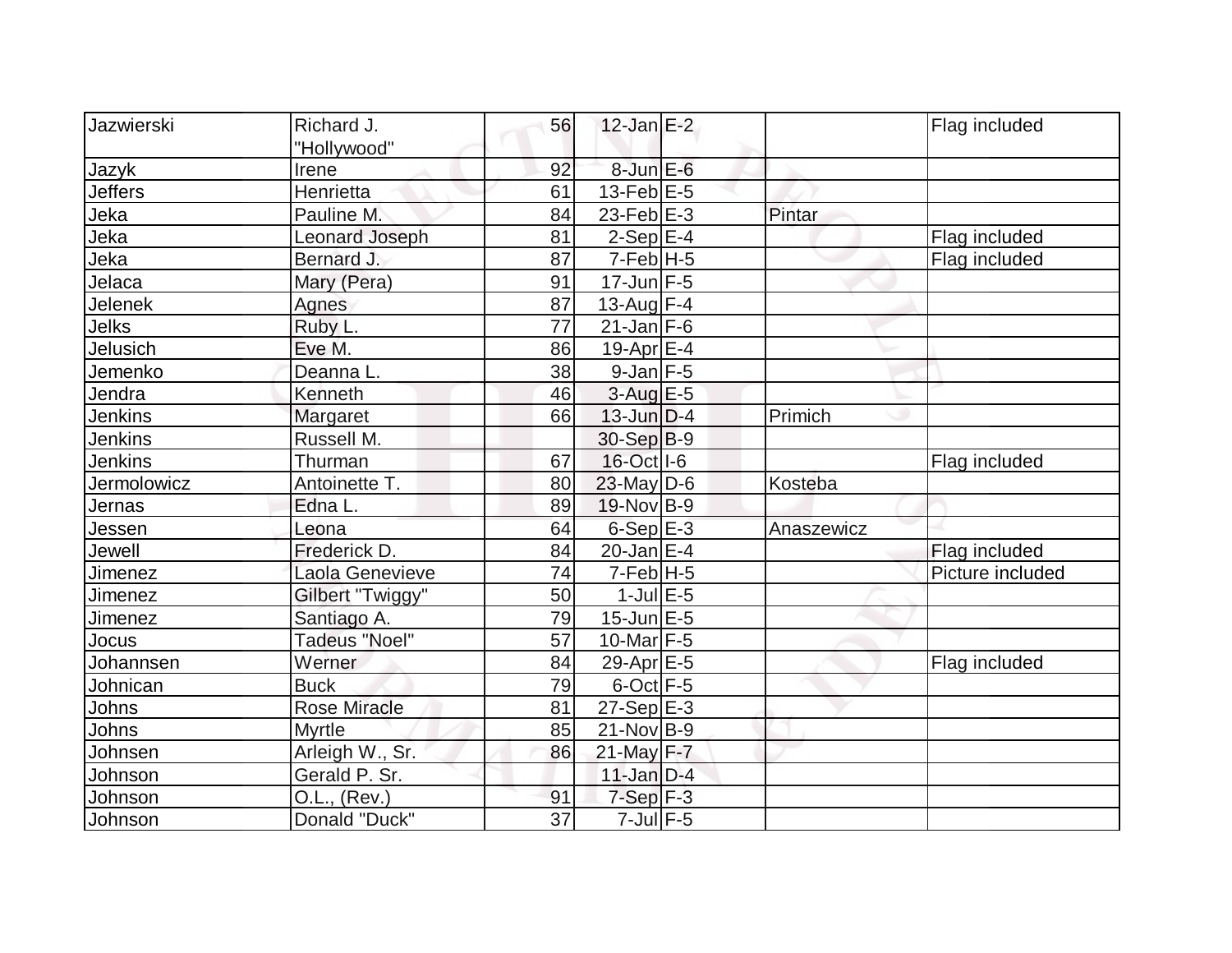| Jazwierski | Richard J. "Hollywood" | 56 | 12-Jan | E-2 | | Flag included |
|---|---|---|---|---|---|---|
| Jazyk | Irene | 92 | 8-Jun | E-6 | | |
| Jeffers | Henrietta | 61 | 13-Feb | E-5 | | |
| Jeka | Pauline M. | 84 | 23-Feb | E-3 | Pintar | |
| Jeka | Leonard Joseph | 81 | 2-Sep | E-4 | | Flag included |
| Jeka | Bernard J. | 87 | 7-Feb | H-5 | | Flag included |
| Jelaca | Mary (Pera) | 91 | 17-Jun | F-5 | | |
| Jelenek | Agnes | 87 | 13-Aug | F-4 | | |
| Jelks | Ruby L. | 77 | 21-Jan | F-6 | | |
| Jelusich | Eve M. | 86 | 19-Apr | E-4 | | |
| Jemenko | Deanna L. | 38 | 9-Jan | F-5 | | |
| Jendra | Kenneth | 46 | 3-Aug | E-5 | | |
| Jenkins | Margaret | 66 | 13-Jun | D-4 | Primich | |
| Jenkins | Russell M. | | 30-Sep | B-9 | | |
| Jenkins | Thurman | 67 | 16-Oct | I-6 | | Flag included |
| Jermolowicz | Antoinette T. | 80 | 23-May | D-6 | Kosteba | |
| Jernas | Edna L. | 89 | 19-Nov | B-9 | | |
| Jessen | Leona | 64 | 6-Sep | E-3 | Anaszewicz | |
| Jewell | Frederick D. | 84 | 20-Jan | E-4 | | Flag included |
| Jimenez | Laola Genevieve | 74 | 7-Feb | H-5 | | Picture included |
| Jimenez | Gilbert "Twiggy" | 50 | 1-Jul | E-5 | | |
| Jimenez | Santiago A. | 79 | 15-Jun | E-5 | | |
| Jocus | Tadeus "Noel" | 57 | 10-Mar | F-5 | | |
| Johannsen | Werner | 84 | 29-Apr | E-5 | | Flag included |
| Johnican | Buck | 79 | 6-Oct | F-5 | | |
| Johns | Rose Miracle | 81 | 27-Sep | E-3 | | |
| Johns | Myrtle | 85 | 21-Nov | B-9 | | |
| Johnsen | Arleigh W., Sr. | 86 | 21-May | F-7 | | |
| Johnson | Gerald P. Sr. | | 11-Jan | D-4 | | |
| Johnson | O.L., (Rev.) | 91 | 7-Sep | F-3 | | |
| Johnson | Donald "Duck" | 37 | 7-Jul | F-5 | | |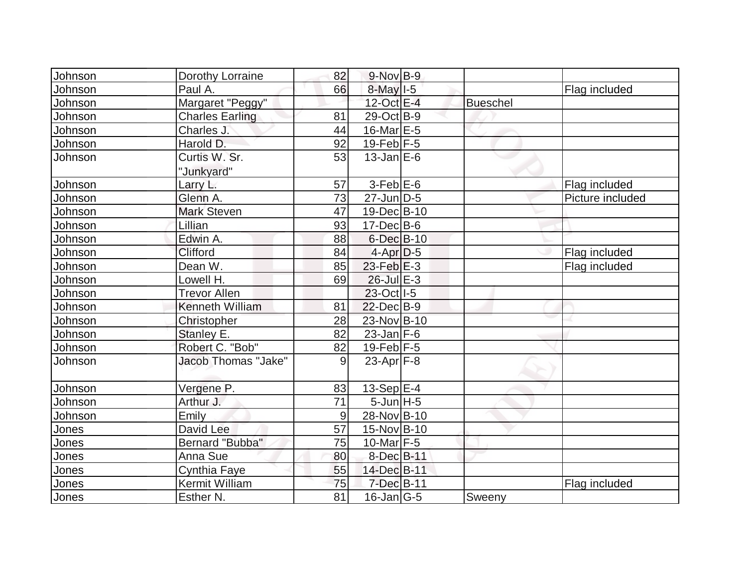| | | | | | | |
|---|---|---|---|---|---|---|
| Johnson | Dorothy Lorraine | 82 | 9-Nov | B-9 | | |
| Johnson | Paul A. | 66 | 8-May | I-5 | | Flag included |
| Johnson | Margaret "Peggy" | | 12-Oct | E-4 | Bueschel | |
| Johnson | Charles Earling | 81 | 29-Oct | B-9 | | |
| Johnson | Charles J. | 44 | 16-Mar | E-5 | | |
| Johnson | Harold D. | 92 | 19-Feb | F-5 | | |
| Johnson | Curtis W. Sr. "Junkyard" | 53 | 13-Jan | E-6 | | |
| Johnson | Larry L. | 57 | 3-Feb | E-6 | | Flag included |
| Johnson | Glenn A. | 73 | 27-Jun | D-5 | | Picture included |
| Johnson | Mark Steven | 47 | 19-Dec | B-10 | | |
| Johnson | Lillian | 93 | 17-Dec | B-6 | | |
| Johnson | Edwin A. | 88 | 6-Dec | B-10 | | |
| Johnson | Clifford | 84 | 4-Apr | D-5 | | Flag included |
| Johnson | Dean W. | 85 | 23-Feb | E-3 | | Flag included |
| Johnson | Lowell H. | 69 | 26-Jul | E-3 | | |
| Johnson | Trevor Allen | | 23-Oct | I-5 | | |
| Johnson | Kenneth William | 81 | 22-Dec | B-9 | | |
| Johnson | Christopher | 28 | 23-Nov | B-10 | | |
| Johnson | Stanley E. | 82 | 23-Jan | F-6 | | |
| Johnson | Robert C. "Bob" | 82 | 19-Feb | F-5 | | |
| Johnson | Jacob Thomas "Jake" | 9 | 23-Apr | F-8 | | |
| Johnson | Vergene P. | 83 | 13-Sep | E-4 | | |
| Johnson | Arthur J. | 71 | 5-Jun | H-5 | | |
| Johnson | Emily | 9 | 28-Nov | B-10 | | |
| Jones | David Lee | 57 | 15-Nov | B-10 | | |
| Jones | Bernard "Bubba" | 75 | 10-Mar | F-5 | | |
| Jones | Anna Sue | 80 | 8-Dec | B-11 | | |
| Jones | Cynthia Faye | 55 | 14-Dec | B-11 | | |
| Jones | Kermit William | 75 | 7-Dec | B-11 | | Flag included |
| Jones | Esther N. | 81 | 16-Jan | G-5 | Sweeny | |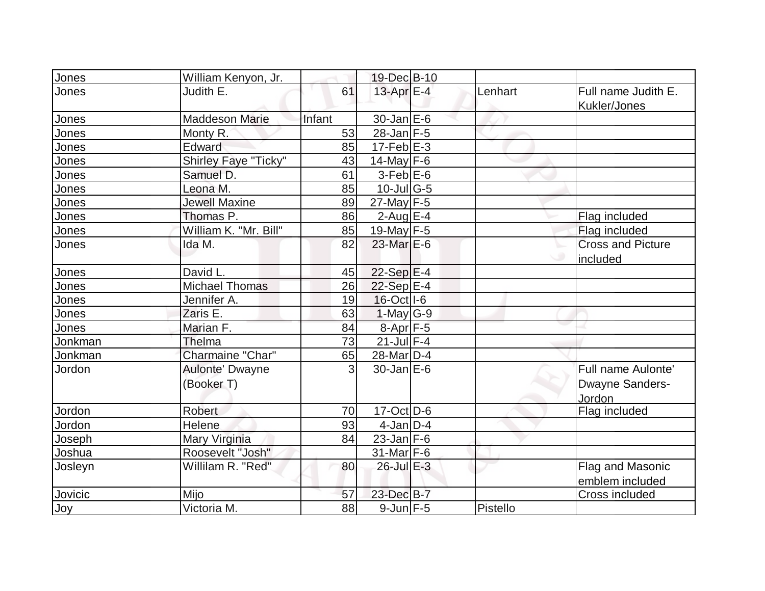| | | | | | | |
|---|---|---|---|---|---|---|
| Jones | William Kenyon, Jr. | | 19-Dec | B-10 | | |
| Jones | Judith E. | 61 | 13-Apr | E-4 | Lenhart | Full name Judith E. Kukler/Jones |
| Jones | Maddeson Marie | Infant | 30-Jan | E-6 | | |
| Jones | Monty R. | 53 | 28-Jan | F-5 | | |
| Jones | Edward | 85 | 17-Feb | E-3 | | |
| Jones | Shirley Faye "Ticky" | 43 | 14-May | F-6 | | |
| Jones | Samuel D. | 61 | 3-Feb | E-6 | | |
| Jones | Leona M. | 85 | 10-Jul | G-5 | | |
| Jones | Jewell Maxine | 89 | 27-May | F-5 | | |
| Jones | Thomas P. | 86 | 2-Aug | E-4 | | Flag included |
| Jones | William K. "Mr. Bill" | 85 | 19-May | F-5 | | Flag included |
| Jones | Ida M. | 82 | 23-Mar | E-6 | | Cross and Picture included |
| Jones | David L. | 45 | 22-Sep | E-4 | | |
| Jones | Michael Thomas | 26 | 22-Sep | E-4 | | |
| Jones | Jennifer A. | 19 | 16-Oct | I-6 | | |
| Jones | Zaris E. | 63 | 1-May | G-9 | | |
| Jones | Marian F. | 84 | 8-Apr | F-5 | | |
| Jonkman | Thelma | 73 | 21-Jul | F-4 | | |
| Jonkman | Charmaine "Char" | 65 | 28-Mar | D-4 | | |
| Jordon | Aulonte' Dwayne (Booker T) | 3 | 30-Jan | E-6 | | Full name Aulonte' Dwayne Sanders-Jordon |
| Jordon | Robert | 70 | 17-Oct | D-6 | | Flag included |
| Jordon | Helene | 93 | 4-Jan | D-4 | | |
| Joseph | Mary Virginia | 84 | 23-Jan | F-6 | | |
| Joshua | Roosevelt "Josh" | | 31-Mar | F-6 | | |
| Josleyn | Willilam R. "Red" | 80 | 26-Jul | E-3 | | Flag and Masonic emblem included |
| Jovicic | Mijo | 57 | 23-Dec | B-7 | | Cross included |
| Joy | Victoria M. | 88 | 9-Jun | F-5 | Pistello | |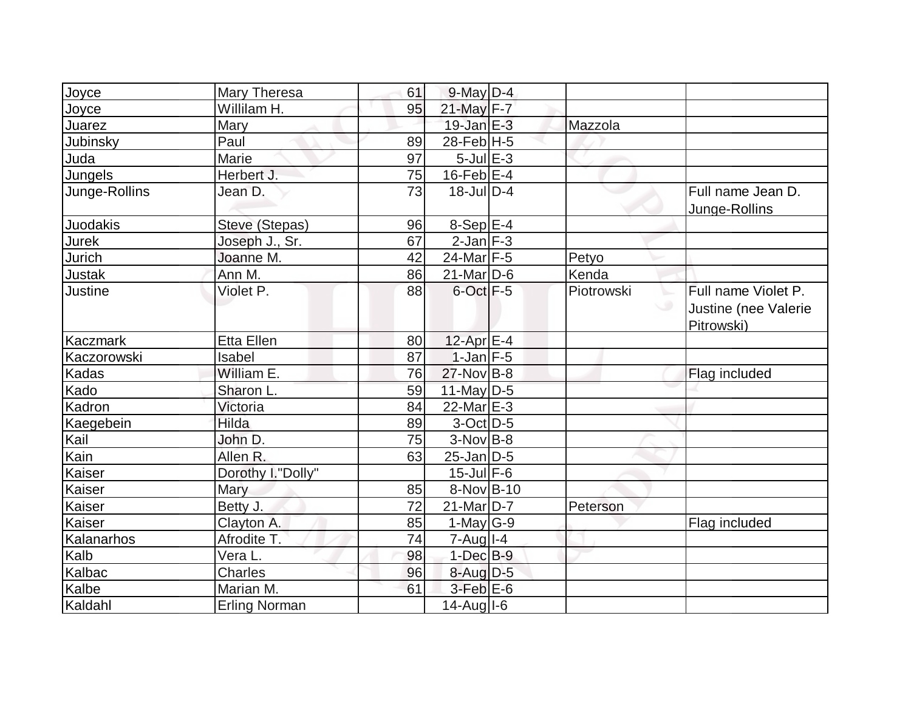| | | | | | | |
|---|---|---|---|---|---|---|
| Joyce | Mary Theresa | 61 | 9-May | D-4 | | |
| Joyce | Willilam H. | 95 | 21-May | F-7 | | |
| Juarez | Mary | | 19-Jan | E-3 | Mazzola | |
| Jubinsky | Paul | 89 | 28-Feb | H-5 | | |
| Juda | Marie | 97 | 5-Jul | E-3 | | |
| Jungels | Herbert J. | 75 | 16-Feb | E-4 | | |
| Junge-Rollins | Jean D. | 73 | 18-Jul | D-4 | | Full name Jean D. Junge-Rollins |
| Juodakis | Steve (Stepas) | 96 | 8-Sep | E-4 | | |
| Jurek | Joseph J., Sr. | 67 | 2-Jan | F-3 | | |
| Jurich | Joanne M. | 42 | 24-Mar | F-5 | Petyo | |
| Justak | Ann M. | 86 | 21-Mar | D-6 | Kenda | |
| Justine | Violet P. | 88 | 6-Oct | F-5 | Piotrowski | Full name Violet P. Justine (nee Valerie Pitrowski) |
| Kaczmark | Etta Ellen | 80 | 12-Apr | E-4 | | |
| Kaczorowski | Isabel | 87 | 1-Jan | F-5 | | |
| Kadas | William E. | 76 | 27-Nov | B-8 | | Flag included |
| Kado | Sharon L. | 59 | 11-May | D-5 | | |
| Kadron | Victoria | 84 | 22-Mar | E-3 | | |
| Kaegebein | Hilda | 89 | 3-Oct | D-5 | | |
| Kail | John D. | 75 | 3-Nov | B-8 | | |
| Kain | Allen R. | 63 | 25-Jan | D-5 | | |
| Kaiser | Dorothy I."Dolly" | | 15-Jul | F-6 | | |
| Kaiser | Mary | 85 | 8-Nov | B-10 | | |
| Kaiser | Betty J. | 72 | 21-Mar | D-7 | Peterson | |
| Kaiser | Clayton A. | 85 | 1-May | G-9 | | Flag included |
| Kalanarhos | Afrodite T. | 74 | 7-Aug | I-4 | | |
| Kalb | Vera L. | 98 | 1-Dec | B-9 | | |
| Kalbac | Charles | 96 | 8-Aug | D-5 | | |
| Kalbe | Marian M. | 61 | 3-Feb | E-6 | | |
| Kaldahl | Erling Norman | | 14-Aug | I-6 | | |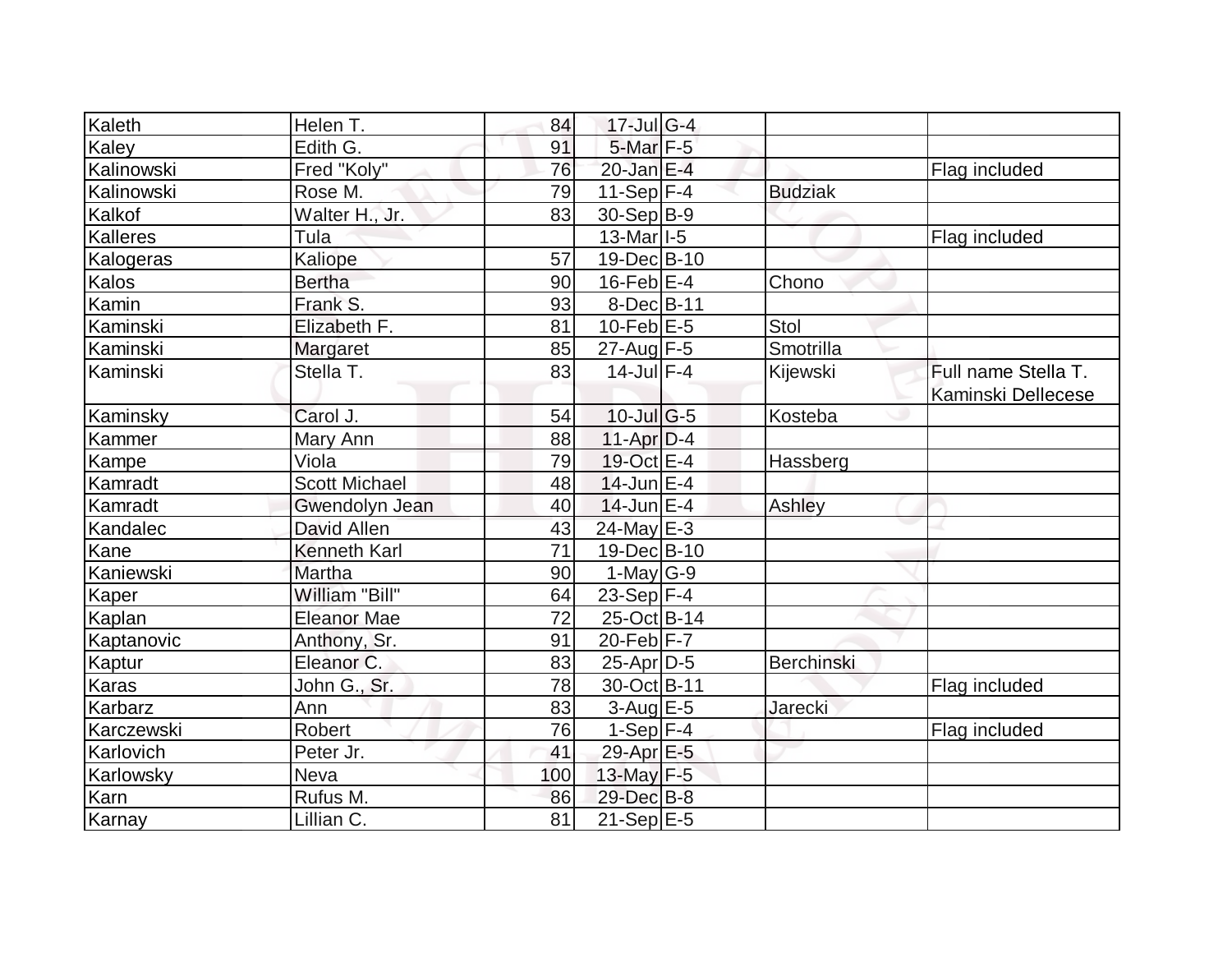| | | | | | | |
|---|---|---|---|---|---|---|
| Kaleth | Helen T. | 84 | 17-Jul | G-4 | | |
| Kaley | Edith G. | 91 | 5-Mar | F-5 | | |
| Kalinowski | Fred "Koly" | 76 | 20-Jan | E-4 | | Flag included |
| Kalinowski | Rose M. | 79 | 11-Sep | F-4 | Budziak | |
| Kalkof | Walter H., Jr. | 83 | 30-Sep | B-9 | | |
| Kalleres | Tula | | 13-Mar | I-5 | | Flag included |
| Kalogeras | Kaliope | 57 | 19-Dec | B-10 | | |
| Kalos | Bertha | 90 | 16-Feb | E-4 | Chono | |
| Kamin | Frank S. | 93 | 8-Dec | B-11 | | |
| Kaminski | Elizabeth F. | 81 | 10-Feb | E-5 | Stol | |
| Kaminski | Margaret | 85 | 27-Aug | F-5 | Smotrilla | |
| Kaminski | Stella T. | 83 | 14-Jul | F-4 | Kijewski | Full name Stella T. Kaminski Dellecese |
| Kaminsky | Carol J. | 54 | 10-Jul | G-5 | Kosteba | |
| Kammer | Mary Ann | 88 | 11-Apr | D-4 | | |
| Kampe | Viola | 79 | 19-Oct | E-4 | Hassberg | |
| Kamradt | Scott Michael | 48 | 14-Jun | E-4 | | |
| Kamradt | Gwendolyn Jean | 40 | 14-Jun | E-4 | Ashley | |
| Kandalec | David Allen | 43 | 24-May | E-3 | | |
| Kane | Kenneth Karl | 71 | 19-Dec | B-10 | | |
| Kaniewski | Martha | 90 | 1-May | G-9 | | |
| Kaper | William "Bill" | 64 | 23-Sep | F-4 | | |
| Kaplan | Eleanor Mae | 72 | 25-Oct | B-14 | | |
| Kaptanovic | Anthony, Sr. | 91 | 20-Feb | F-7 | | |
| Kaptur | Eleanor C. | 83 | 25-Apr | D-5 | Berchinski | |
| Karas | John G., Sr. | 78 | 30-Oct | B-11 | | Flag included |
| Karbarz | Ann | 83 | 3-Aug | E-5 | Jarecki | |
| Karczewski | Robert | 76 | 1-Sep | F-4 | | Flag included |
| Karlovich | Peter Jr. | 41 | 29-Apr | E-5 | | |
| Karlowsky | Neva | 100 | 13-May | F-5 | | |
| Karn | Rufus M. | 86 | 29-Dec | B-8 | | |
| Karnay | Lillian C. | 81 | 21-Sep | E-5 | | |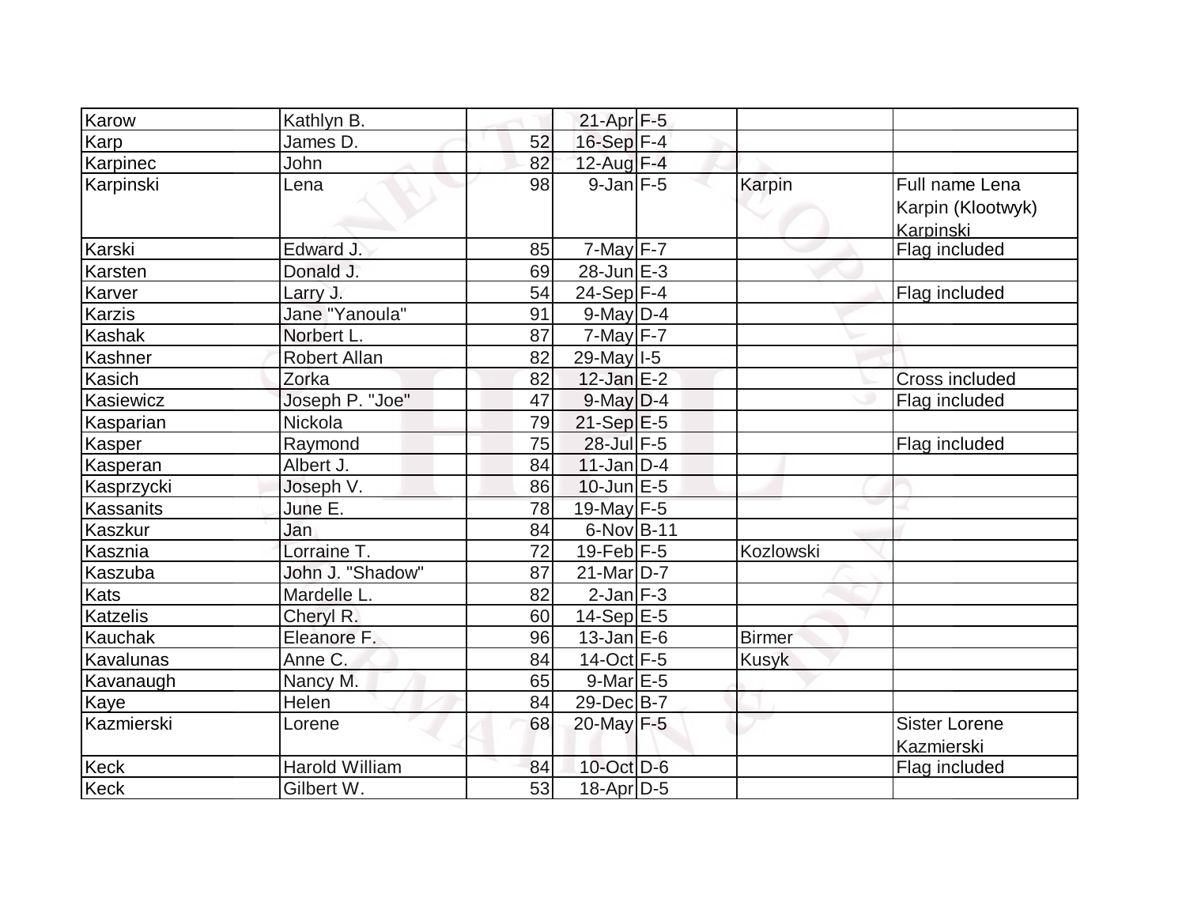| | | | | | | |
|---|---|---|---|---|---|---|
| Karow | Kathlyn B. | | 21-Apr | F-5 | | |
| Karp | James D. | 52 | 16-Sep | F-4 | | |
| Karpinec | John | 82 | 12-Aug | F-4 | | |
| Karpinski | Lena | 98 | 9-Jan | F-5 | Karpin | Full name Lena Karpin (Klootwyk) Karpinski |
| Karski | Edward J. | 85 | 7-May | F-7 | | Flag included |
| Karsten | Donald J. | 69 | 28-Jun | E-3 | | |
| Karver | Larry J. | 54 | 24-Sep | F-4 | | Flag included |
| Karzis | Jane "Yanoula" | 91 | 9-May | D-4 | | |
| Kashak | Norbert L. | 87 | 7-May | F-7 | | |
| Kashner | Robert Allan | 82 | 29-May | I-5 | | |
| Kasich | Zorka | 82 | 12-Jan | E-2 | | Cross included |
| Kasiewicz | Joseph P. "Joe" | 47 | 9-May | D-4 | | Flag included |
| Kasparian | Nickola | 79 | 21-Sep | E-5 | | |
| Kasper | Raymond | 75 | 28-Jul | F-5 | | Flag included |
| Kasperan | Albert J. | 84 | 11-Jan | D-4 | | |
| Kasprzycki | Joseph V. | 86 | 10-Jun | E-5 | | |
| Kassanits | June E. | 78 | 19-May | F-5 | | |
| Kaszkur | Jan | 84 | 6-Nov | B-11 | | |
| Kasznia | Lorraine T. | 72 | 19-Feb | F-5 | Kozlowski | |
| Kaszuba | John J. "Shadow" | 87 | 21-Mar | D-7 | | |
| Kats | Mardelle L. | 82 | 2-Jan | F-3 | | |
| Katzelis | Cheryl R. | 60 | 14-Sep | E-5 | | |
| Kauchak | Eleanore F. | 96 | 13-Jan | E-6 | Birmer | |
| Kavalunas | Anne C. | 84 | 14-Oct | F-5 | Kusyk | |
| Kavanaugh | Nancy M. | 65 | 9-Mar | E-5 | | |
| Kaye | Helen | 84 | 29-Dec | B-7 | | |
| Kazmierski | Lorene | 68 | 20-May | F-5 | | Sister Lorene Kazmierski |
| Keck | Harold William | 84 | 10-Oct | D-6 | | Flag included |
| Keck | Gilbert W. | 53 | 18-Apr | D-5 | | |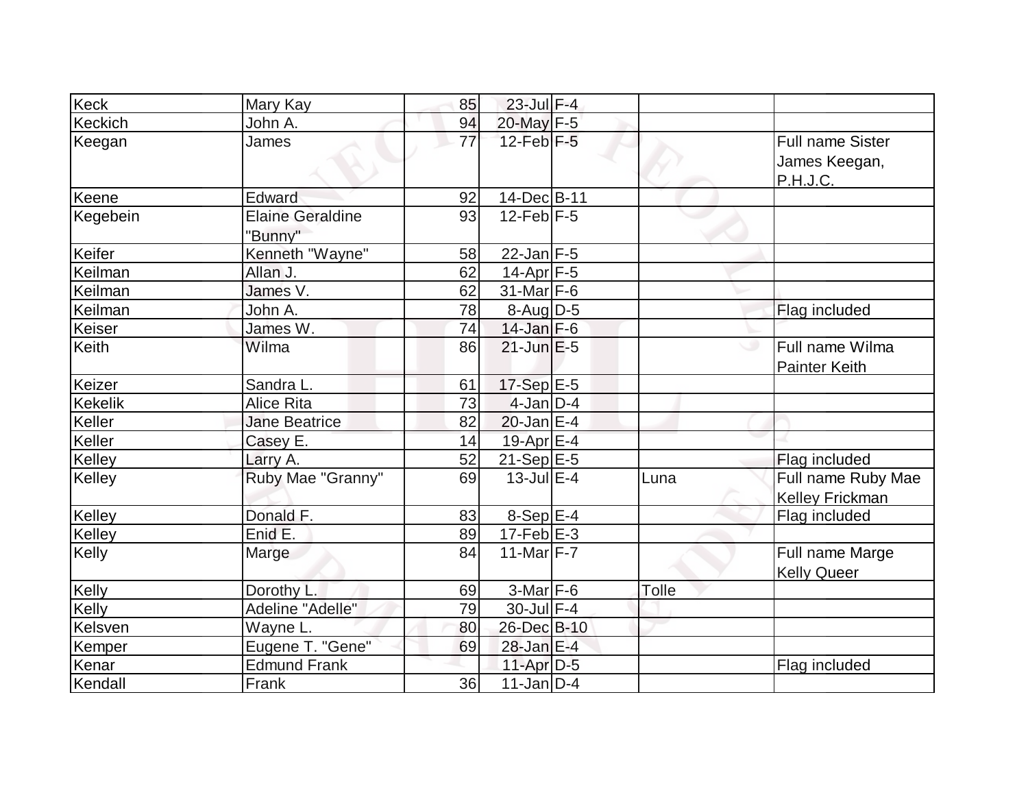| | | | | | | |
|---|---|---|---|---|---|---|
| Keck | Mary Kay | 85 | 23-Jul | F-4 | | |
| Keckich | John A. | 94 | 20-May | F-5 | | |
| Keegan | James | 77 | 12-Feb | F-5 | | Full name Sister James Keegan, P.H.J.C. |
| Keene | Edward | 92 | 14-Dec | B-11 | | |
| Kegebein | Elaine Geraldine "Bunny" | 93 | 12-Feb | F-5 | | |
| Keifer | Kenneth "Wayne" | 58 | 22-Jan | F-5 | | |
| Keilman | Allan J. | 62 | 14-Apr | F-5 | | |
| Keilman | James V. | 62 | 31-Mar | F-6 | | |
| Keilman | John A. | 78 | 8-Aug | D-5 | | Flag included |
| Keiser | James W. | 74 | 14-Jan | F-6 | | |
| Keith | Wilma | 86 | 21-Jun | E-5 | | Full name Wilma Painter Keith |
| Keizer | Sandra L. | 61 | 17-Sep | E-5 | | |
| Kekelik | Alice Rita | 73 | 4-Jan | D-4 | | |
| Keller | Jane Beatrice | 82 | 20-Jan | E-4 | | |
| Keller | Casey E. | 14 | 19-Apr | E-4 | | |
| Kelley | Larry A. | 52 | 21-Sep | E-5 | | Flag included |
| Kelley | Ruby Mae "Granny" | 69 | 13-Jul | E-4 | Luna | Full name Ruby Mae Kelley Frickman |
| Kelley | Donald F. | 83 | 8-Sep | E-4 | | Flag included |
| Kelley | Enid E. | 89 | 17-Feb | E-3 | | |
| Kelly | Marge | 84 | 11-Mar | F-7 | | Full name Marge Kelly Queer |
| Kelly | Dorothy L. | 69 | 3-Mar | F-6 | Tolle | |
| Kelly | Adeline "Adelle" | 79 | 30-Jul | F-4 | | |
| Kelsven | Wayne L. | 80 | 26-Dec | B-10 | | |
| Kemper | Eugene T. "Gene" | 69 | 28-Jan | E-4 | | |
| Kenar | Edmund Frank | | 11-Apr | D-5 | | Flag included |
| Kendall | Frank | 36 | 11-Jan | D-4 | | |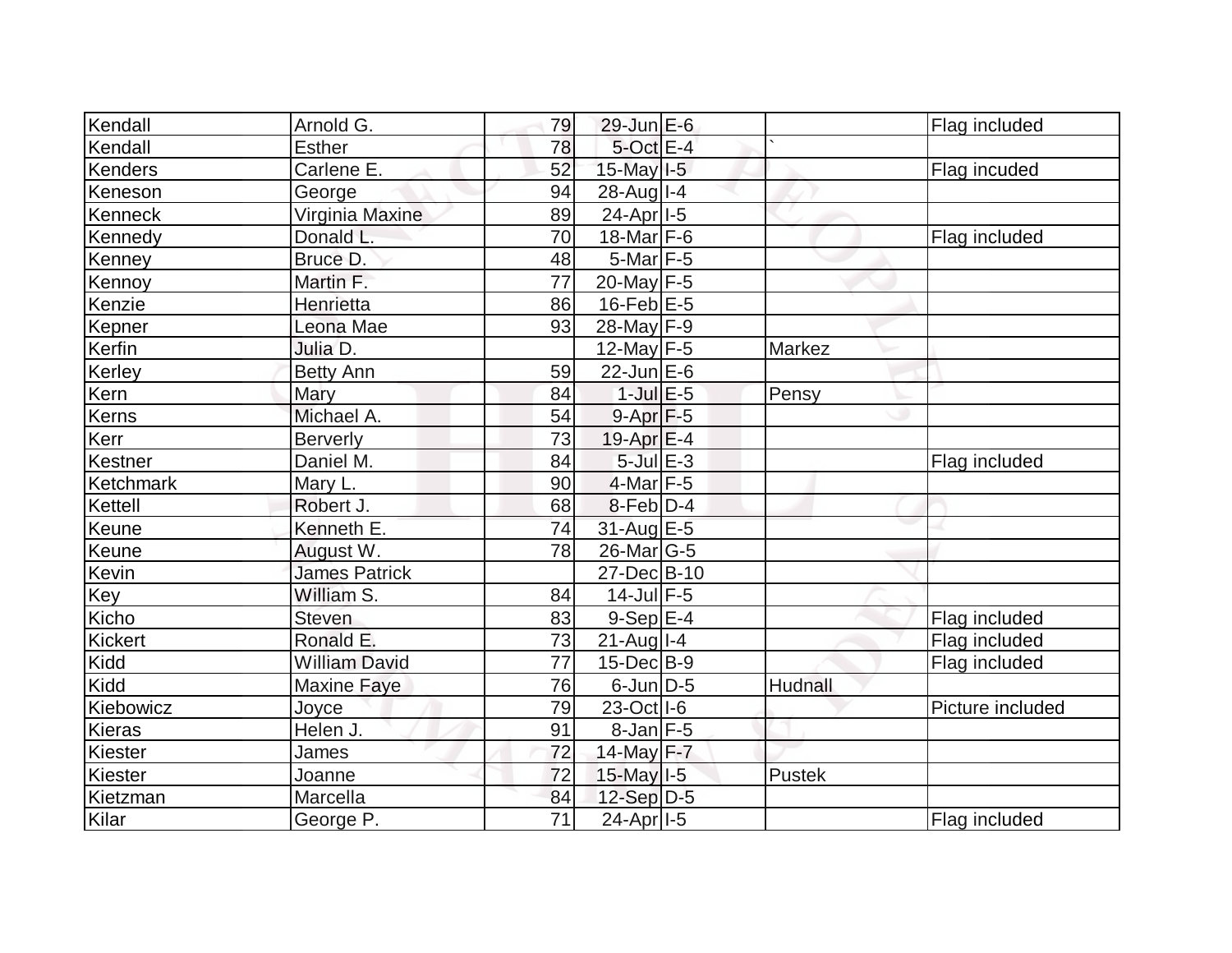| | | | | | | |
|---|---|---|---|---|---|---|
| Kendall | Arnold G. | 79 | 29-Jun | E-6 | | Flag included |
| Kendall | Esther | 78 | 5-Oct | E-4 | ` | |
| Kenders | Carlene E. | 52 | 15-May | I-5 | | Flag incuded |
| Keneson | George | 94 | 28-Aug | I-4 | | |
| Kenneck | Virginia Maxine | 89 | 24-Apr | I-5 | | |
| Kennedy | Donald L. | 70 | 18-Mar | F-6 | | Flag included |
| Kenney | Bruce D. | 48 | 5-Mar | F-5 | | |
| Kennoy | Martin F. | 77 | 20-May | F-5 | | |
| Kenzie | Henrietta | 86 | 16-Feb | E-5 | | |
| Kepner | Leona Mae | 93 | 28-May | F-9 | | |
| Kerfin | Julia D. | | 12-May | F-5 | Markez | |
| Kerley | Betty Ann | 59 | 22-Jun | E-6 | | |
| Kern | Mary | 84 | 1-Jul | E-5 | Pensy | |
| Kerns | Michael A. | 54 | 9-Apr | F-5 | | |
| Kerr | Berverly | 73 | 19-Apr | E-4 | | |
| Kestner | Daniel M. | 84 | 5-Jul | E-3 | | Flag included |
| Ketchmark | Mary L. | 90 | 4-Mar | F-5 | | |
| Kettell | Robert J. | 68 | 8-Feb | D-4 | | |
| Keune | Kenneth E. | 74 | 31-Aug | E-5 | | |
| Keune | August W. | 78 | 26-Mar | G-5 | | |
| Kevin | James Patrick | | 27-Dec | B-10 | | |
| Key | William S. | 84 | 14-Jul | F-5 | | |
| Kicho | Steven | 83 | 9-Sep | E-4 | | Flag included |
| Kickert | Ronald E. | 73 | 21-Aug | I-4 | | Flag included |
| Kidd | William David | 77 | 15-Dec | B-9 | | Flag included |
| Kidd | Maxine Faye | 76 | 6-Jun | D-5 | Hudnall | |
| Kiebowicz | Joyce | 79 | 23-Oct | I-6 | | Picture included |
| Kieras | Helen J. | 91 | 8-Jan | F-5 | | |
| Kiester | James | 72 | 14-May | F-7 | | |
| Kiester | Joanne | 72 | 15-May | I-5 | Pustek | |
| Kietzman | Marcella | 84 | 12-Sep | D-5 | | |
| Kilar | George P. | 71 | 24-Apr | I-5 | | Flag included |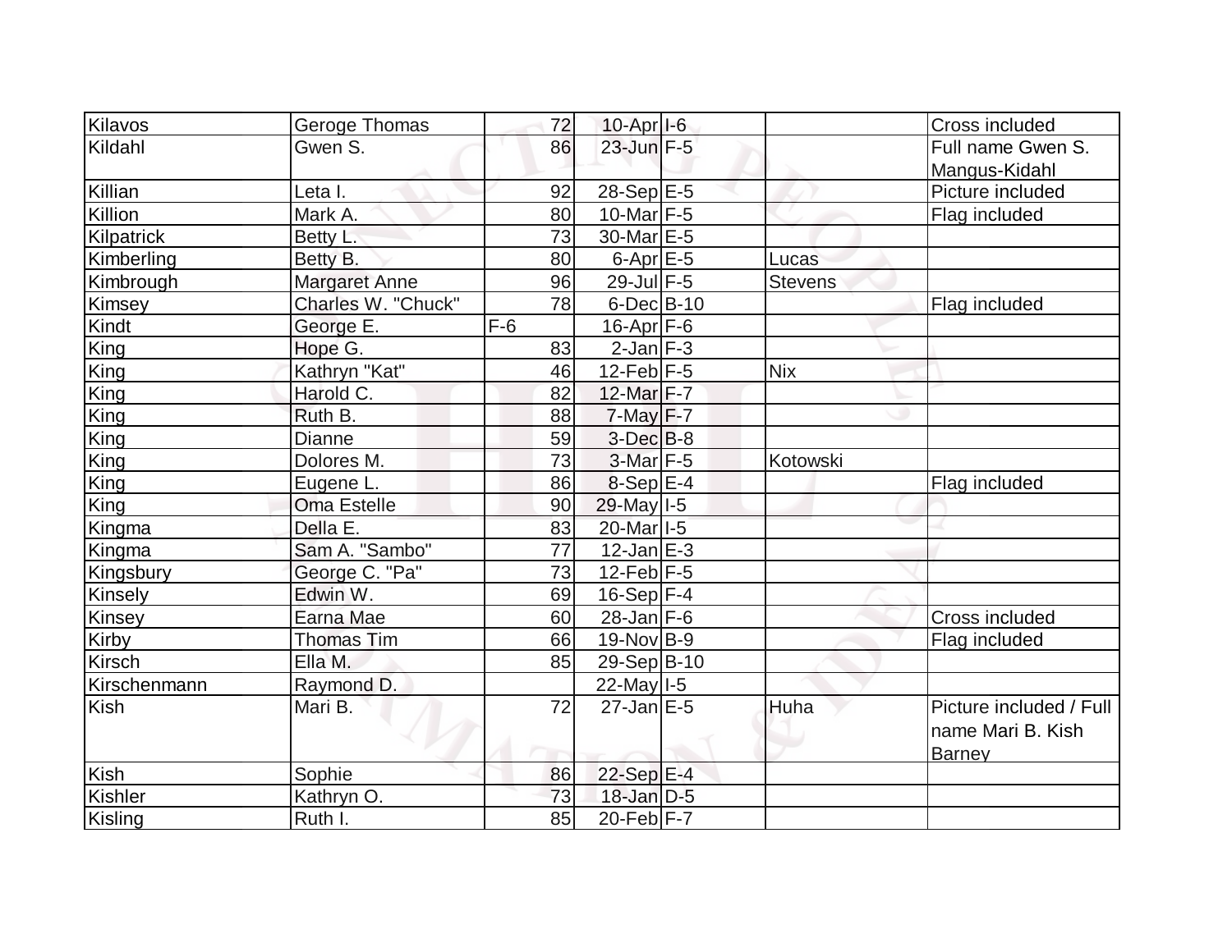| | | | | | | |
|---|---|---|---|---|---|---|
| Kilavos | Geroge Thomas | 72 | 10-Apr | I-6 | | Cross included |
| Kildahl | Gwen S. | 86 | 23-Jun | F-5 | | Full name Gwen S. Mangus-Kidahl |
| Killian | Leta I. | 92 | 28-Sep | E-5 | | Picture included |
| Killion | Mark A. | 80 | 10-Mar | F-5 | | Flag included |
| Kilpatrick | Betty L. | 73 | 30-Mar | E-5 | | |
| Kimberling | Betty B. | 80 | 6-Apr | E-5 | Lucas | |
| Kimbrough | Margaret Anne | 96 | 29-Jul | F-5 | Stevens | |
| Kimsey | Charles W. "Chuck" | 78 | 6-Dec | B-10 | | Flag included |
| Kindt | George E. | F-6 | 16-Apr | F-6 | | |
| King | Hope G. | 83 | 2-Jan | F-3 | | |
| King | Kathryn "Kat" | 46 | 12-Feb | F-5 | Nix | |
| King | Harold C. | 82 | 12-Mar | F-7 | | |
| King | Ruth B. | 88 | 7-May | F-7 | | |
| King | Dianne | 59 | 3-Dec | B-8 | | |
| King | Dolores M. | 73 | 3-Mar | F-5 | Kotowski | |
| King | Eugene L. | 86 | 8-Sep | E-4 | | Flag included |
| King | Oma Estelle | 90 | 29-May | I-5 | | |
| Kingma | Della E. | 83 | 20-Mar | I-5 | | |
| Kingma | Sam A. "Sambo" | 77 | 12-Jan | E-3 | | |
| Kingsbury | George C. "Pa" | 73 | 12-Feb | F-5 | | |
| Kinsely | Edwin W. | 69 | 16-Sep | F-4 | | |
| Kinsey | Earna Mae | 60 | 28-Jan | F-6 | | Cross included |
| Kirby | Thomas Tim | 66 | 19-Nov | B-9 | | Flag included |
| Kirsch | Ella M. | 85 | 29-Sep | B-10 | | |
| Kirschenmann | Raymond D. | | 22-May | I-5 | | |
| Kish | Mari B. | 72 | 27-Jan | E-5 | Huha | Picture included / Full name Mari B. Kish Barney |
| Kish | Sophie | 86 | 22-Sep | E-4 | | |
| Kishler | Kathryn O. | 73 | 18-Jan | D-5 | | |
| Kisling | Ruth I. | 85 | 20-Feb | F-7 | | |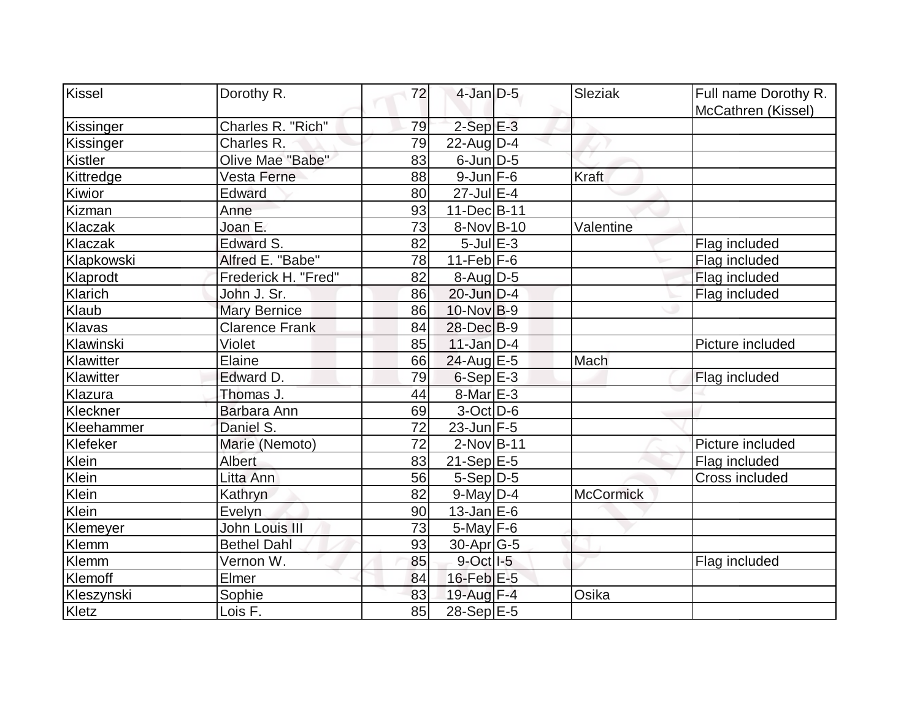| Kissel | Dorothy R. | 72 | 4-Jan | D-5 | Sleziak | Full name Dorothy R. McCathren (Kissel) |
|---|---|---|---|---|---|---|
| Kissinger | Charles R. "Rich" | 79 | 2-Sep | E-3 | | |
| Kissinger | Charles R. | 79 | 22-Aug | D-4 | | |
| Kistler | Olive Mae "Babe" | 83 | 6-Jun | D-5 | | |
| Kittredge | Vesta Ferne | 88 | 9-Jun | F-6 | Kraft | |
| Kiwior | Edward | 80 | 27-Jul | E-4 | | |
| Kizman | Anne | 93 | 11-Dec | B-11 | | |
| Klaczak | Joan E. | 73 | 8-Nov | B-10 | Valentine | |
| Klaczak | Edward S. | 82 | 5-Jul | E-3 | | Flag included |
| Klapkowski | Alfred E. "Babe" | 78 | 11-Feb | F-6 | | Flag included |
| Klaprodt | Frederick H. "Fred" | 82 | 8-Aug | D-5 | | Flag included |
| Klarich | John J. Sr. | 86 | 20-Jun | D-4 | | Flag included |
| Klaub | Mary Bernice | 86 | 10-Nov | B-9 | | |
| Klavas | Clarence Frank | 84 | 28-Dec | B-9 | | |
| Klawinski | Violet | 85 | 11-Jan | D-4 | | Picture included |
| Klawitter | Elaine | 66 | 24-Aug | E-5 | Mach | |
| Klawitter | Edward D. | 79 | 6-Sep | E-3 | | Flag included |
| Klazura | Thomas J. | 44 | 8-Mar | E-3 | | |
| Kleckner | Barbara Ann | 69 | 3-Oct | D-6 | | |
| Kleehammer | Daniel S. | 72 | 23-Jun | F-5 | | |
| Klefeker | Marie (Nemoto) | 72 | 2-Nov | B-11 | | Picture included |
| Klein | Albert | 83 | 21-Sep | E-5 | | Flag included |
| Klein | Litta Ann | 56 | 5-Sep | D-5 | | Cross included |
| Klein | Kathryn | 82 | 9-May | D-4 | McCormick | |
| Klein | Evelyn | 90 | 13-Jan | E-6 | | |
| Klemeyer | John Louis III | 73 | 5-May | F-6 | | |
| Klemm | Bethel Dahl | 93 | 30-Apr | G-5 | | |
| Klemm | Vernon W. | 85 | 9-Oct | I-5 | | Flag included |
| Klemoff | Elmer | 84 | 16-Feb | E-5 | | |
| Kleszynski | Sophie | 83 | 19-Aug | F-4 | Osika | |
| Kletz | Lois F. | 85 | 28-Sep | E-5 | | |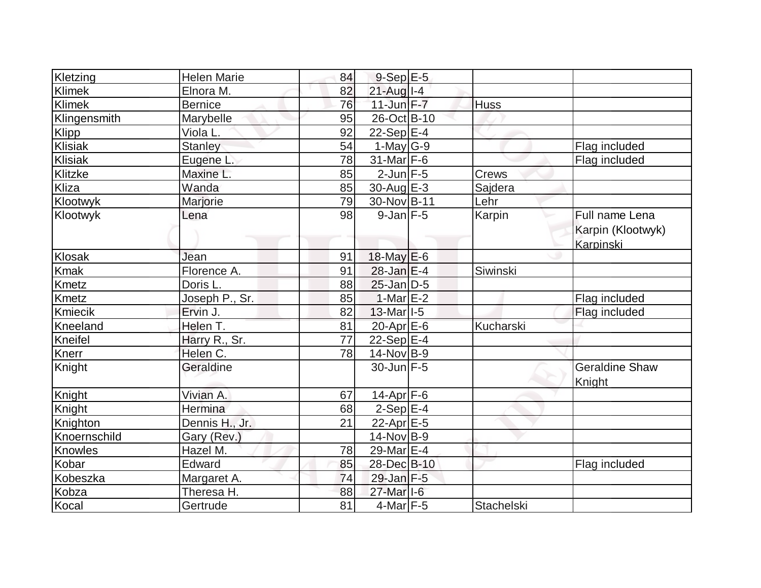| | | | | | | |
|---|---|---|---|---|---|---|
| Kletzing | Helen Marie | 84 | 9-Sep | E-5 | | |
| Klimek | Elnora M. | 82 | 21-Aug | I-4 | | |
| Klimek | Bernice | 76 | 11-Jun | F-7 | Huss | |
| Klingensmith | Marybelle | 95 | 26-Oct | B-10 | | |
| Klipp | Viola L. | 92 | 22-Sep | E-4 | | |
| Klisiak | Stanley | 54 | 1-May | G-9 | | Flag included |
| Klisiak | Eugene L. | 78 | 31-Mar | F-6 | | Flag included |
| Klitzke | Maxine L. | 85 | 2-Jun | F-5 | Crews | |
| Kliza | Wanda | 85 | 30-Aug | E-3 | Sajdera | |
| Klootwyk | Marjorie | 79 | 30-Nov | B-11 | Lehr | |
| Klootwyk | Lena | 98 | 9-Jan | F-5 | Karpin | Full name Lena Karpin (Klootwyk) Karpinski |
| Klosak | Jean | 91 | 18-May | E-6 | | |
| Kmak | Florence A. | 91 | 28-Jan | E-4 | Siwinski | |
| Kmetz | Doris L. | 88 | 25-Jan | D-5 | | |
| Kmetz | Joseph P., Sr. | 85 | 1-Mar | E-2 | | Flag included |
| Kmiecik | Ervin J. | 82 | 13-Mar | I-5 | | Flag included |
| Kneeland | Helen T. | 81 | 20-Apr | E-6 | Kucharski | |
| Kneifel | Harry R., Sr. | 77 | 22-Sep | E-4 | | |
| Knerr | Helen C. | 78 | 14-Nov | B-9 | | |
| Knight | Geraldine | | 30-Jun | F-5 | | Geraldine Shaw Knight |
| Knight | Vivian A. | 67 | 14-Apr | F-6 | | |
| Knight | Hermina | 68 | 2-Sep | E-4 | | |
| Knighton | Dennis H., Jr. | 21 | 22-Apr | E-5 | | |
| Knoernschild | Gary (Rev.) | | 14-Nov | B-9 | | |
| Knowles | Hazel M. | 78 | 29-Mar | E-4 | | |
| Kobar | Edward | 85 | 28-Dec | B-10 | | Flag included |
| Kobeszka | Margaret A. | 74 | 29-Jan | F-5 | | |
| Kobza | Theresa H. | 88 | 27-Mar | I-6 | | |
| Kocal | Gertrude | 81 | 4-Mar | F-5 | Stachelski | |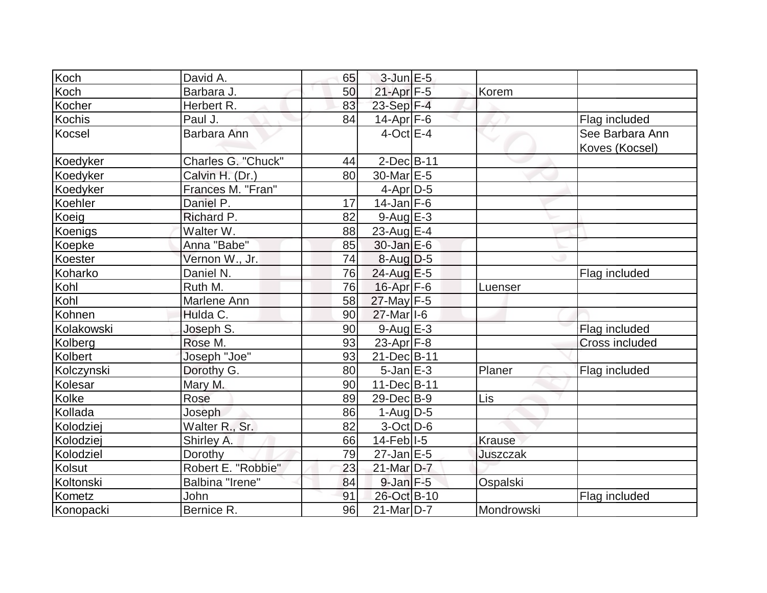| | | | | | | |
|---|---|---|---|---|---|---|
| Koch | David A. | 65 | 3-Jun | E-5 | | |
| Koch | Barbara J. | 50 | 21-Apr | F-5 | Korem | |
| Kocher | Herbert R. | 83 | 23-Sep | F-4 | | |
| Kochis | Paul J. | 84 | 14-Apr | F-6 | | Flag included |
| Kocsel | Barbara Ann | | 4-Oct | E-4 | | See Barbara Ann Koves (Kocsel) |
| Koedyker | Charles G. "Chuck" | 44 | 2-Dec | B-11 | | |
| Koedyker | Calvin H. (Dr.) | 80 | 30-Mar | E-5 | | |
| Koedyker | Frances M. "Fran" | | 4-Apr | D-5 | | |
| Koehler | Daniel P. | 17 | 14-Jan | F-6 | | |
| Koeig | Richard P. | 82 | 9-Aug | E-3 | | |
| Koenigs | Walter W. | 88 | 23-Aug | E-4 | | |
| Koepke | Anna "Babe" | 85 | 30-Jan | E-6 | | |
| Koester | Vernon W., Jr. | 74 | 8-Aug | D-5 | | |
| Koharko | Daniel N. | 76 | 24-Aug | E-5 | | Flag included |
| Kohl | Ruth M. | 76 | 16-Apr | F-6 | Luenser | |
| Kohl | Marlene Ann | 58 | 27-May | F-5 | | |
| Kohnen | Hulda C. | 90 | 27-Mar | I-6 | | |
| Kolakowski | Joseph S. | 90 | 9-Aug | E-3 | | Flag included |
| Kolberg | Rose M. | 93 | 23-Apr | F-8 | | Cross included |
| Kolbert | Joseph "Joe" | 93 | 21-Dec | B-11 | | |
| Kolczynski | Dorothy G. | 80 | 5-Jan | E-3 | Planer | Flag included |
| Kolesar | Mary M. | 90 | 11-Dec | B-11 | | |
| Kolke | Rose | 89 | 29-Dec | B-9 | Lis | |
| Kollada | Joseph | 86 | 1-Aug | D-5 | | |
| Kolodziej | Walter R., Sr. | 82 | 3-Oct | D-6 | | |
| Kolodziej | Shirley A. | 66 | 14-Feb | I-5 | Krause | |
| Kolodziel | Dorothy | 79 | 27-Jan | E-5 | Juszczak | |
| Kolsut | Robert E. "Robbie" | 23 | 21-Mar | D-7 | | |
| Koltonski | Balbina "Irene" | 84 | 9-Jan | F-5 | Ospalski | |
| Kometz | John | 91 | 26-Oct | B-10 | | Flag included |
| Konopacki | Bernice R. | 96 | 21-Mar | D-7 | Mondrowski | |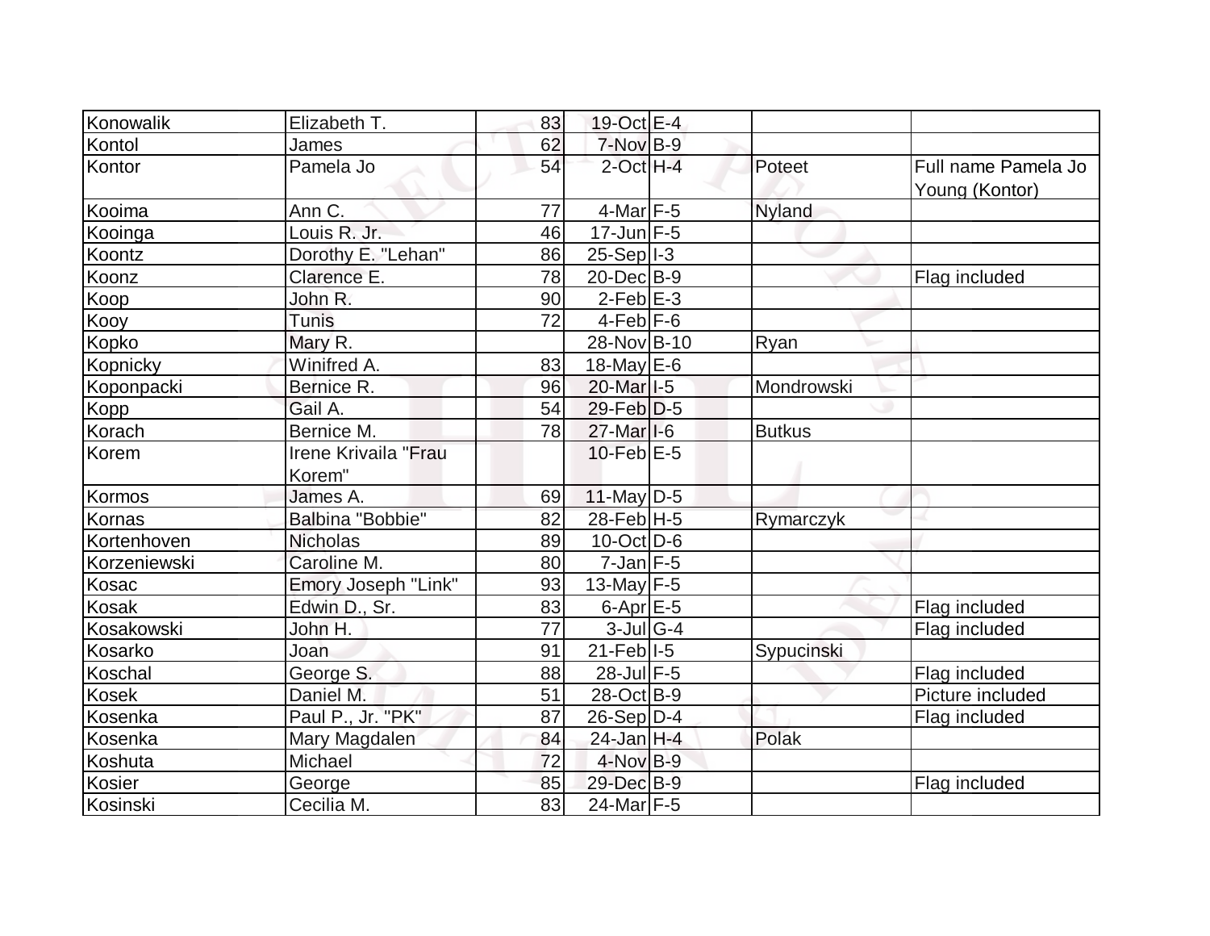| Konowalik | Elizabeth T. | 83 | 19-Oct | E-4 | | |
|---|---|---|---|---|---|---|
| Kontol | James | 62 | 7-Nov | B-9 | | |
| Kontor | Pamela Jo | 54 | 2-Oct | H-4 | Poteet | Full name Pamela Jo Young (Kontor) |
| Kooima | Ann C. | 77 | 4-Mar | F-5 | Nyland | |
| Kooinga | Louis R. Jr. | 46 | 17-Jun | F-5 | | |
| Koontz | Dorothy E. "Lehan" | 86 | 25-Sep | I-3 | | |
| Koonz | Clarence E. | 78 | 20-Dec | B-9 | | Flag included |
| Koop | John R. | 90 | 2-Feb | E-3 | | |
| Kooy | Tunis | 72 | 4-Feb | F-6 | | |
| Kopko | Mary R. | | 28-Nov | B-10 | Ryan | |
| Kopnicky | Winifred A. | 83 | 18-May | E-6 | | |
| Koponpacki | Bernice R. | 96 | 20-Mar | I-5 | Mondrowski | |
| Kopp | Gail A. | 54 | 29-Feb | D-5 | | |
| Korach | Bernice M. | 78 | 27-Mar | I-6 | Butkus | |
| Korem | Irene Krivaila "Frau Korem" | | 10-Feb | E-5 | | |
| Kormos | James A. | 69 | 11-May | D-5 | | |
| Kornas | Balbina "Bobbie" | 82 | 28-Feb | H-5 | Rymarczyk | |
| Kortenhoven | Nicholas | 89 | 10-Oct | D-6 | | |
| Korzeniewski | Caroline M. | 80 | 7-Jan | F-5 | | |
| Kosac | Emory Joseph "Link" | 93 | 13-May | F-5 | | |
| Kosak | Edwin D., Sr. | 83 | 6-Apr | E-5 | | Flag included |
| Kosakowski | John H. | 77 | 3-Jul | G-4 | | Flag included |
| Kosarko | Joan | 91 | 21-Feb | I-5 | Sypucinski | |
| Koschal | George S. | 88 | 28-Jul | F-5 | | Flag included |
| Kosek | Daniel M. | 51 | 28-Oct | B-9 | | Picture included |
| Kosenka | Paul P., Jr. "PK" | 87 | 26-Sep | D-4 | | Flag included |
| Kosenka | Mary Magdalen | 84 | 24-Jan | H-4 | Polak | |
| Koshuta | Michael | 72 | 4-Nov | B-9 | | |
| Kosier | George | 85 | 29-Dec | B-9 | | Flag included |
| Kosinski | Cecilia M. | 83 | 24-Mar | F-5 | | |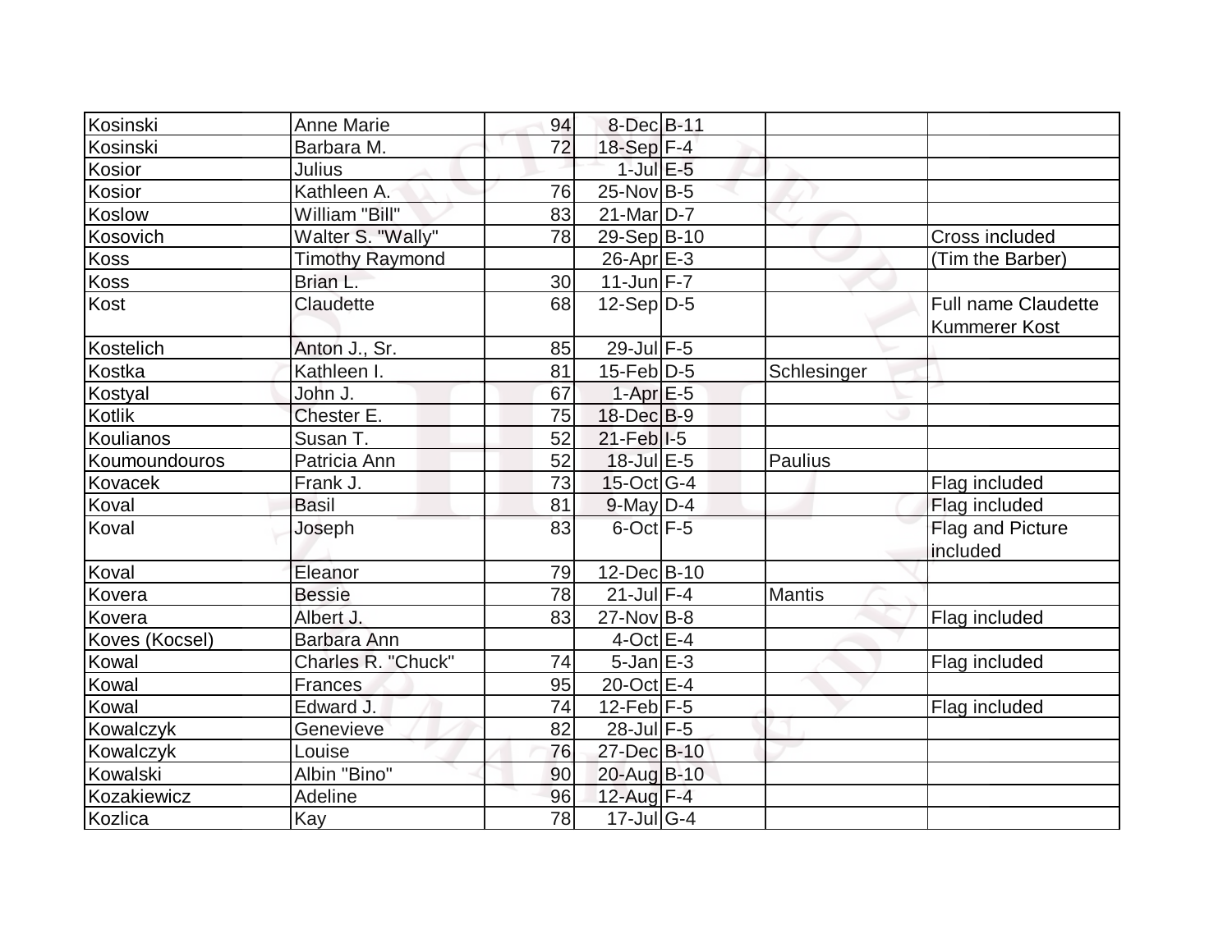| | | | | | | |
|---|---|---|---|---|---|---|
| Kosinski | Anne Marie | 94 | 8-Dec | B-11 | | |
| Kosinski | Barbara M. | 72 | 18-Sep | F-4 | | |
| Kosior | Julius | | 1-Jul | E-5 | | |
| Kosior | Kathleen A. | 76 | 25-Nov | B-5 | | |
| Koslow | William "Bill" | 83 | 21-Mar | D-7 | | |
| Kosovich | Walter S. "Wally" | 78 | 29-Sep | B-10 | | Cross included |
| Koss | Timothy Raymond | | 26-Apr | E-3 | | (Tim the Barber) |
| Koss | Brian L. | 30 | 11-Jun | F-7 | | |
| Kost | Claudette | 68 | 12-Sep | D-5 | | Full name Claudette Kummerer Kost |
| Kostelich | Anton J., Sr. | 85 | 29-Jul | F-5 | | |
| Kostka | Kathleen I. | 81 | 15-Feb | D-5 | Schlesinger | |
| Kostyal | John J. | 67 | 1-Apr | E-5 | | |
| Kotlik | Chester E. | 75 | 18-Dec | B-9 | | |
| Koulianos | Susan T. | 52 | 21-Feb | I-5 | | |
| Koumoundouros | Patricia Ann | 52 | 18-Jul | E-5 | Paulius | |
| Kovacek | Frank J. | 73 | 15-Oct | G-4 | | Flag included |
| Koval | Basil | 81 | 9-May | D-4 | | Flag included |
| Koval | Joseph | 83 | 6-Oct | F-5 | | Flag and Picture included |
| Koval | Eleanor | 79 | 12-Dec | B-10 | | |
| Kovera | Bessie | 78 | 21-Jul | F-4 | Mantis | |
| Kovera | Albert J. | 83 | 27-Nov | B-8 | | Flag included |
| Koves (Kocsel) | Barbara Ann | | 4-Oct | E-4 | | |
| Kowal | Charles R. "Chuck" | 74 | 5-Jan | E-3 | | Flag included |
| Kowal | Frances | 95 | 20-Oct | E-4 | | |
| Kowal | Edward J. | 74 | 12-Feb | F-5 | | Flag included |
| Kowalczyk | Genevieve | 82 | 28-Jul | F-5 | | |
| Kowalczyk | Louise | 76 | 27-Dec | B-10 | | |
| Kowalski | Albin "Bino" | 90 | 20-Aug | B-10 | | |
| Kozakiewicz | Adeline | 96 | 12-Aug | F-4 | | |
| Kozlica | Kay | 78 | 17-Jul | G-4 | | |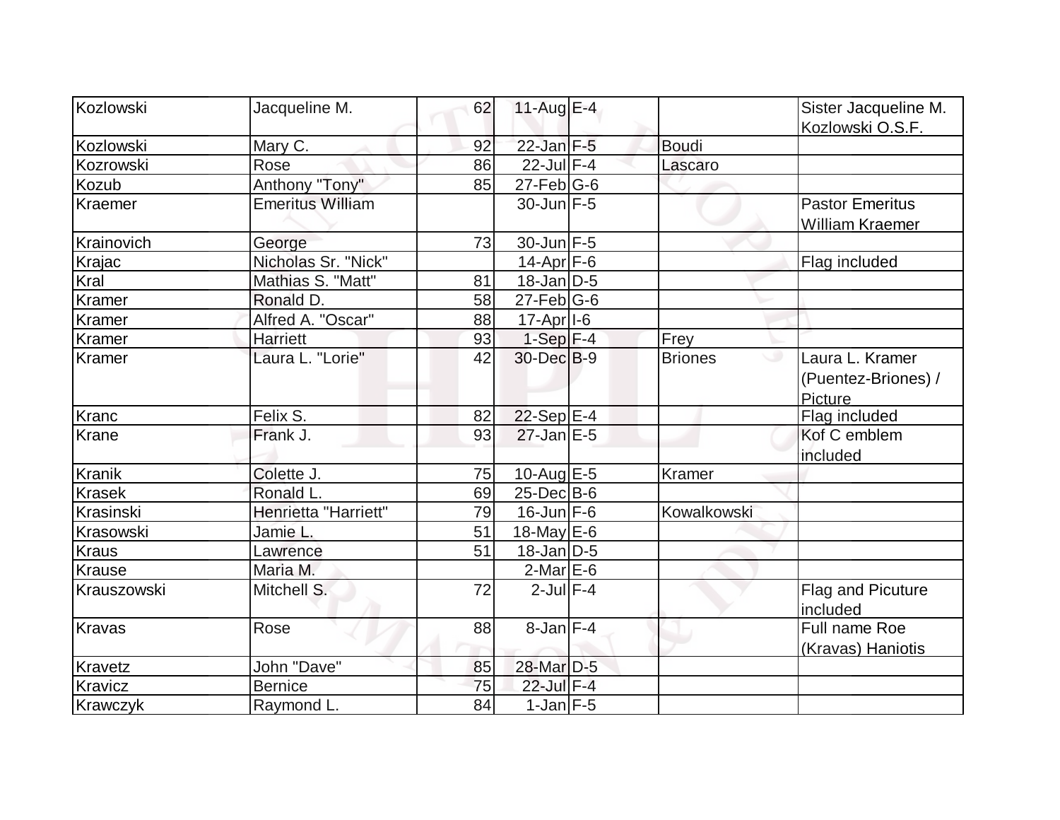| Kozlowski | Jacqueline M. | 62 | 11-Aug | E-4 | | Sister Jacqueline M. Kozlowski O.S.F. |
|---|---|---|---|---|---|---|
| Kozlowski | Mary C. | 92 | 22-Jan | F-5 | Boudi | |
| Kozrowski | Rose | 86 | 22-Jul | F-4 | Lascaro | |
| Kozub | Anthony "Tony" | 85 | 27-Feb | G-6 | | |
| Kraemer | Emeritus William | | 30-Jun | F-5 | | Pastor Emeritus William Kraemer |
| Krainovich | George | 73 | 30-Jun | F-5 | | |
| Krajac | Nicholas Sr. "Nick" | | 14-Apr | F-6 | | Flag included |
| Kral | Mathias S. "Matt" | 81 | 18-Jan | D-5 | | |
| Kramer | Ronald D. | 58 | 27-Feb | G-6 | | |
| Kramer | Alfred A. "Oscar" | 88 | 17-Apr | I-6 | | |
| Kramer | Harriett | 93 | 1-Sep | F-4 | Frey | |
| Kramer | Laura L. "Lorie" | 42 | 30-Dec | B-9 | Briones | Laura L. Kramer (Puentez-Briones) / Picture |
| Kranc | Felix S. | 82 | 22-Sep | E-4 | | Flag included |
| Krane | Frank J. | 93 | 27-Jan | E-5 | | Kof C emblem included |
| Kranik | Colette J. | 75 | 10-Aug | E-5 | Kramer | |
| Krasek | Ronald L. | 69 | 25-Dec | B-6 | | |
| Krasinski | Henrietta "Harriett" | 79 | 16-Jun | F-6 | Kowalkowski | |
| Krasowski | Jamie L. | 51 | 18-May | E-6 | | |
| Kraus | Lawrence | 51 | 18-Jan | D-5 | | |
| Krause | Maria M. | | 2-Mar | E-6 | | |
| Krauszowski | Mitchell S. | 72 | 2-Jul | F-4 | | Flag and Picuture included |
| Kravas | Rose | 88 | 8-Jan | F-4 | | Full name Roe (Kravas) Haniotis |
| Kravetz | John "Dave" | 85 | 28-Mar | D-5 | | |
| Kravicz | Bernice | 75 | 22-Jul | F-4 | | |
| Krawczyk | Raymond L. | 84 | 1-Jan | F-5 | | |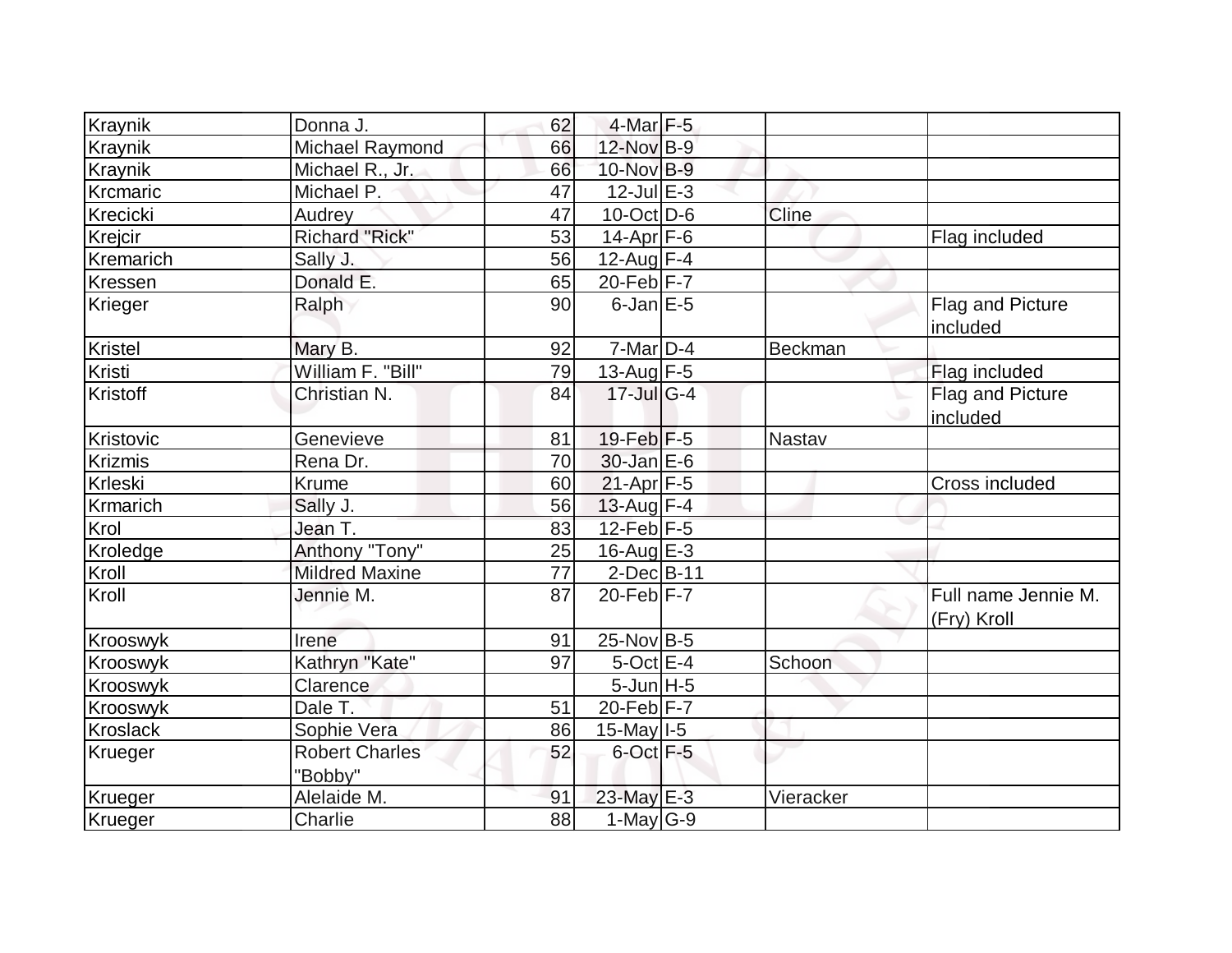| | | | | | | |
|---|---|---|---|---|---|---|
| Kraynik | Donna J. | 62 | 4-Mar | F-5 | | |
| Kraynik | Michael Raymond | 66 | 12-Nov | B-9 | | |
| Kraynik | Michael R., Jr. | 66 | 10-Nov | B-9 | | |
| Krcmaric | Michael P. | 47 | 12-Jul | E-3 | | |
| Krecicki | Audrey | 47 | 10-Oct | D-6 | Cline | |
| Krejcir | Richard "Rick" | 53 | 14-Apr | F-6 | | Flag included |
| Kremarich | Sally J. | 56 | 12-Aug | F-4 | | |
| Kressen | Donald E. | 65 | 20-Feb | F-7 | | |
| Krieger | Ralph | 90 | 6-Jan | E-5 | | Flag and Picture included |
| Kristel | Mary B. | 92 | 7-Mar | D-4 | Beckman | |
| Kristi | William F. "Bill" | 79 | 13-Aug | F-5 | | Flag included |
| Kristoff | Christian N. | 84 | 17-Jul | G-4 | | Flag and Picture included |
| Kristovic | Genevieve | 81 | 19-Feb | F-5 | Nastav | |
| Krizmis | Rena Dr. | 70 | 30-Jan | E-6 | | |
| Krleski | Krume | 60 | 21-Apr | F-5 | | Cross included |
| Krmarich | Sally J. | 56 | 13-Aug | F-4 | | |
| Krol | Jean T. | 83 | 12-Feb | F-5 | | |
| Kroledge | Anthony "Tony" | 25 | 16-Aug | E-3 | | |
| Kroll | Mildred Maxine | 77 | 2-Dec | B-11 | | |
| Kroll | Jennie M. | 87 | 20-Feb | F-7 | | Full name Jennie M. (Fry) Kroll |
| Krooswyk | Irene | 91 | 25-Nov | B-5 | | |
| Krooswyk | Kathryn "Kate" | 97 | 5-Oct | E-4 | Schoon | |
| Krooswyk | Clarence | | 5-Jun | H-5 | | |
| Krooswyk | Dale T. | 51 | 20-Feb | F-7 | | |
| Kroslack | Sophie Vera | 86 | 15-May | I-5 | | |
| Krueger | Robert Charles "Bobby" | 52 | 6-Oct | F-5 | | |
| Krueger | Alelaide M. | 91 | 23-May | E-3 | Vieracker | |
| Krueger | Charlie | 88 | 1-May | G-9 | | |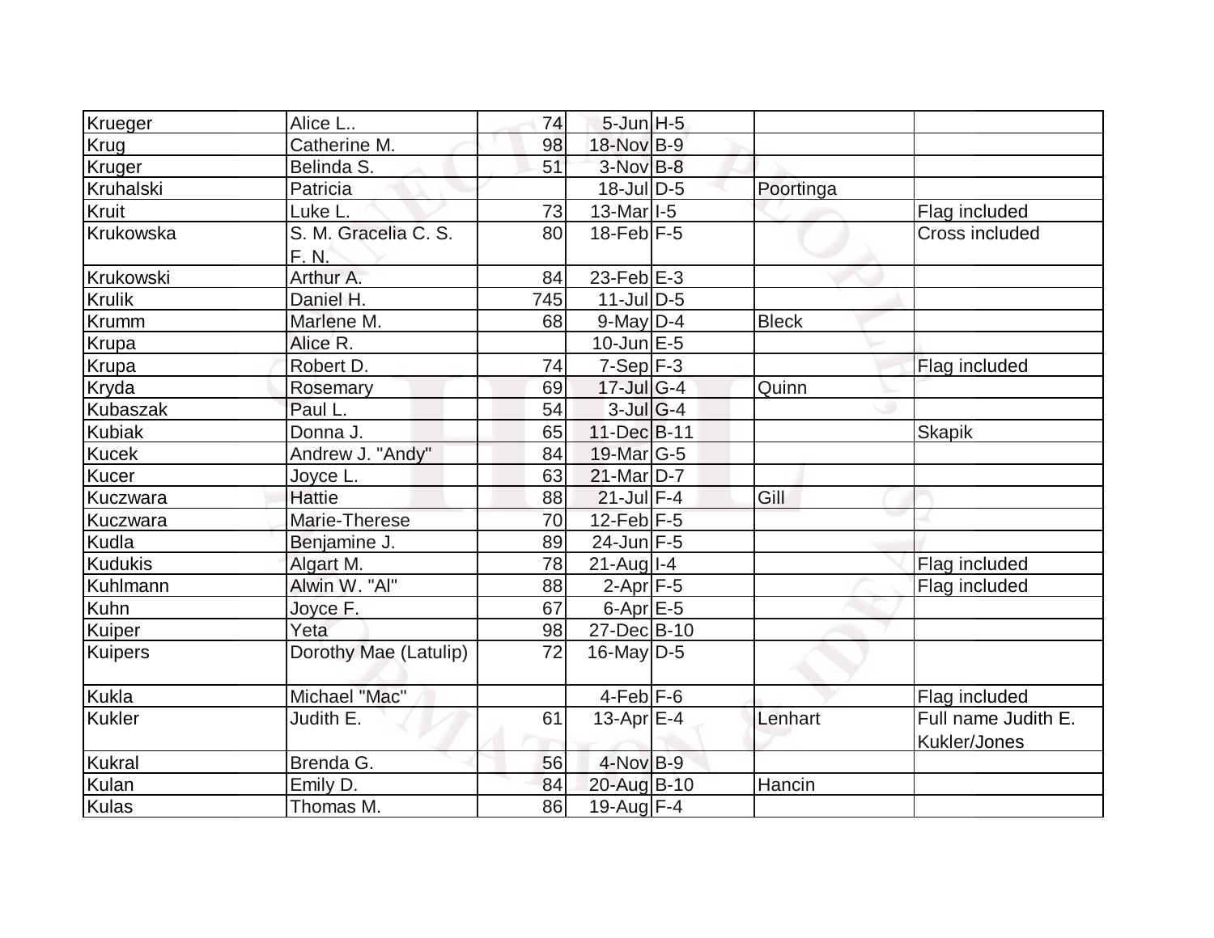| Krueger | Alice L.. | 74 | 5-Jun | H-5 | | |
|---|---|---|---|---|---|---|
| Krug | Catherine M. | 98 | 18-Nov | B-9 | | |
| Kruger | Belinda S. | 51 | 3-Nov | B-8 | | |
| Kruhalski | Patricia | | 18-Jul | D-5 | Poortinga | |
| Kruit | Luke L. | 73 | 13-Mar | I-5 | | Flag included |
| Krukowska | S. M. Gracelia C. S. F. N. | 80 | 18-Feb | F-5 | | Cross included |
| Krukowski | Arthur A. | 84 | 23-Feb | E-3 | | |
| Krulik | Daniel H. | 745 | 11-Jul | D-5 | | |
| Krumm | Marlene M. | 68 | 9-May | D-4 | Bleck | |
| Krupa | Alice R. | | 10-Jun | E-5 | | |
| Krupa | Robert D. | 74 | 7-Sep | F-3 | | Flag included |
| Kryda | Rosemary | 69 | 17-Jul | G-4 | Quinn | |
| Kubaszak | Paul L. | 54 | 3-Jul | G-4 | | |
| Kubiak | Donna J. | 65 | 11-Dec | B-11 | | Skapik |
| Kucek | Andrew J. "Andy" | 84 | 19-Mar | G-5 | | |
| Kucer | Joyce L. | 63 | 21-Mar | D-7 | | |
| Kuczwara | Hattie | 88 | 21-Jul | F-4 | Gill | |
| Kuczwara | Marie-Therese | 70 | 12-Feb | F-5 | | |
| Kudla | Benjamine J. | 89 | 24-Jun | F-5 | | |
| Kudukis | Algart M. | 78 | 21-Aug | I-4 | | Flag included |
| Kuhlmann | Alwin W. "Al" | 88 | 2-Apr | F-5 | | Flag included |
| Kuhn | Joyce F. | 67 | 6-Apr | E-5 | | |
| Kuiper | Yeta | 98 | 27-Dec | B-10 | | |
| Kuipers | Dorothy Mae (Latulip) | 72 | 16-May | D-5 | | |
| Kukla | Michael "Mac" | | 4-Feb | F-6 | | Flag included |
| Kukler | Judith E. | 61 | 13-Apr | E-4 | Lenhart | Full name Judith E. Kukler/Jones |
| Kukral | Brenda G. | 56 | 4-Nov | B-9 | | |
| Kulan | Emily D. | 84 | 20-Aug | B-10 | Hancin | |
| Kulas | Thomas M. | 86 | 19-Aug | F-4 | | |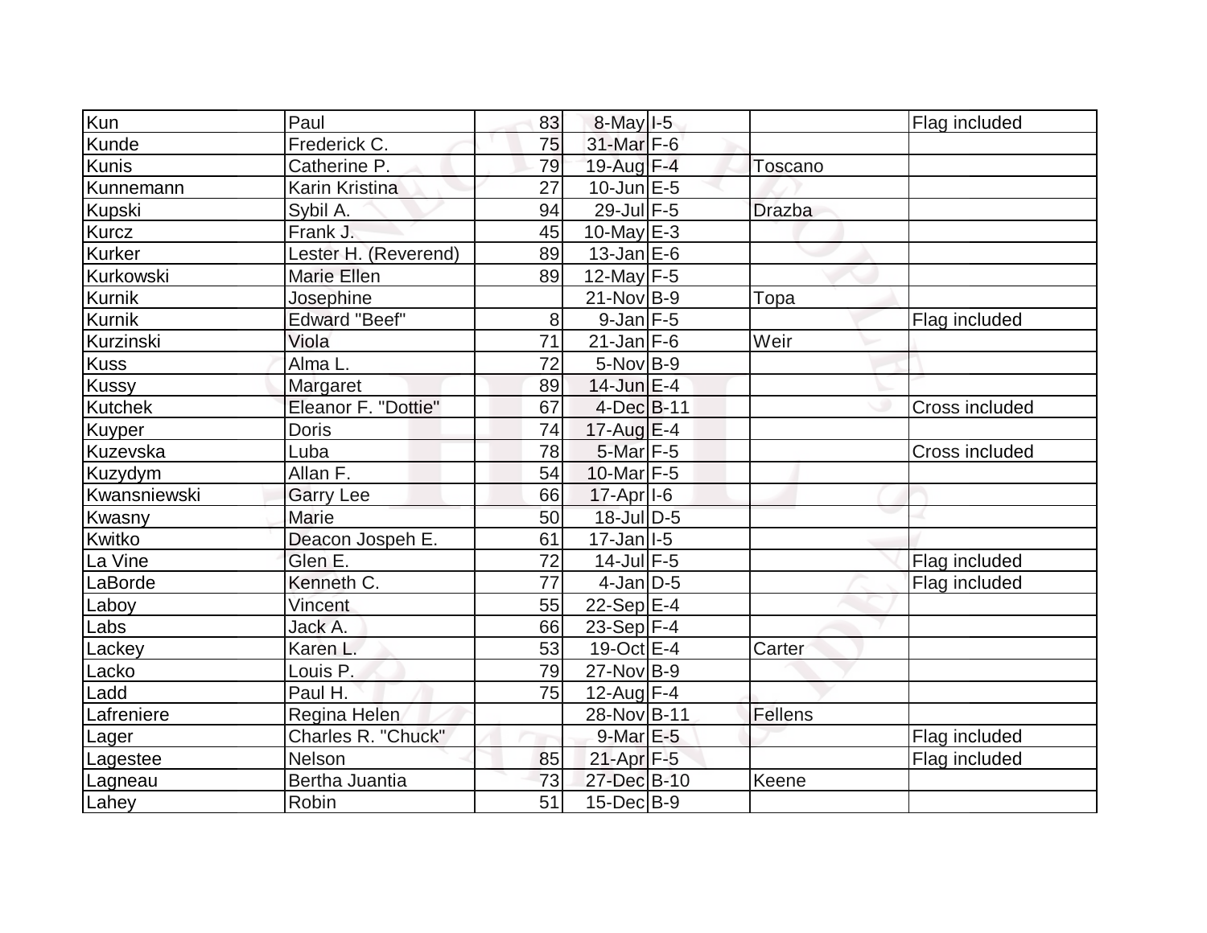| | | | | | | |
|---|---|---|---|---|---|---|
| Kun | Paul | 83 | 8-May | I-5 | | Flag included |
| Kunde | Frederick C. | 75 | 31-Mar | F-6 | | |
| Kunis | Catherine P. | 79 | 19-Aug | F-4 | Toscano | |
| Kunnemann | Karin Kristina | 27 | 10-Jun | E-5 | | |
| Kupski | Sybil A. | 94 | 29-Jul | F-5 | Drazba | |
| Kurcz | Frank J. | 45 | 10-May | E-3 | | |
| Kurker | Lester H. (Reverend) | 89 | 13-Jan | E-6 | | |
| Kurkowski | Marie Ellen | 89 | 12-May | F-5 | | |
| Kurnik | Josephine | | 21-Nov | B-9 | Topa | |
| Kurnik | Edward "Beef" | 8 | 9-Jan | F-5 | | Flag included |
| Kurzinski | Viola | 71 | 21-Jan | F-6 | Weir | |
| Kuss | Alma L. | 72 | 5-Nov | B-9 | | |
| Kussy | Margaret | 89 | 14-Jun | E-4 | | |
| Kutchek | Eleanor F. "Dottie" | 67 | 4-Dec | B-11 | | Cross included |
| Kuyper | Doris | 74 | 17-Aug | E-4 | | |
| Kuzevska | Luba | 78 | 5-Mar | F-5 | | Cross included |
| Kuzydym | Allan F. | 54 | 10-Mar | F-5 | | |
| Kwansniewski | Garry Lee | 66 | 17-Apr | I-6 | | |
| Kwasny | Marie | 50 | 18-Jul | D-5 | | |
| Kwitko | Deacon Jospeh E. | 61 | 17-Jan | I-5 | | |
| La Vine | Glen E. | 72 | 14-Jul | F-5 | | Flag included |
| LaBorde | Kenneth C. | 77 | 4-Jan | D-5 | | Flag included |
| Laboy | Vincent | 55 | 22-Sep | E-4 | | |
| Labs | Jack A. | 66 | 23-Sep | F-4 | | |
| Lackey | Karen L. | 53 | 19-Oct | E-4 | Carter | |
| Lacko | Louis P. | 79 | 27-Nov | B-9 | | |
| Ladd | Paul H. | 75 | 12-Aug | F-4 | | |
| Lafreniere | Regina Helen | | 28-Nov | B-11 | Fellens | |
| Lager | Charles R. "Chuck" | | 9-Mar | E-5 | | Flag included |
| Lagestee | Nelson | 85 | 21-Apr | F-5 | | Flag included |
| Lagneau | Bertha Juantia | 73 | 27-Dec | B-10 | Keene | |
| Lahey | Robin | 51 | 15-Dec | B-9 | | |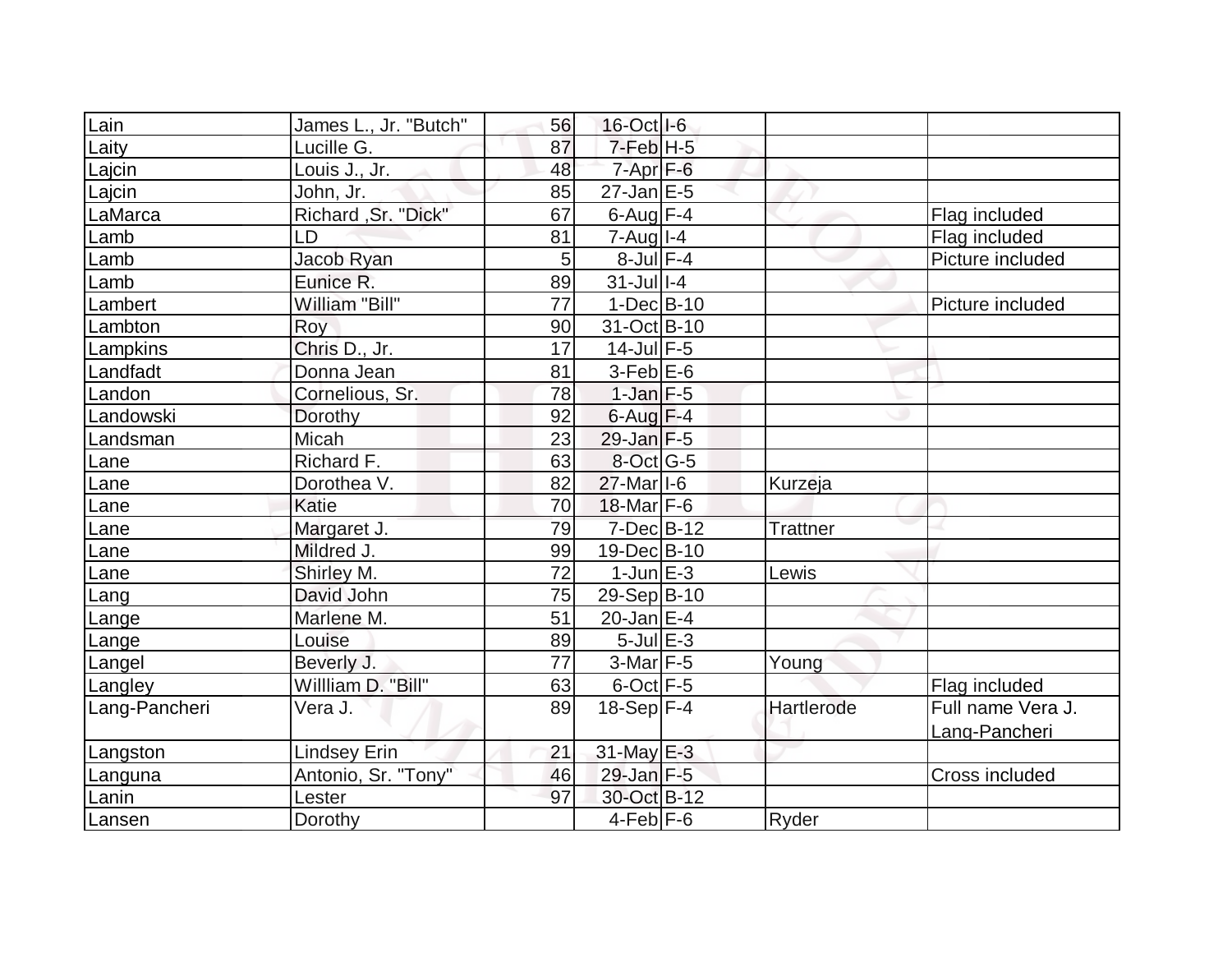| | | | | | | |
|---|---|---|---|---|---|---|
| Lain | James L., Jr. "Butch" | 56 | 16-Oct | I-6 | | |
| Laity | Lucille G. | 87 | 7-Feb | H-5 | | |
| Lajcin | Louis J., Jr. | 48 | 7-Apr | F-6 | | |
| Lajcin | John, Jr. | 85 | 27-Jan | E-5 | | |
| LaMarca | Richard ,Sr. "Dick" | 67 | 6-Aug | F-4 | | Flag included |
| Lamb | LD | 81 | 7-Aug | I-4 | | Flag included |
| Lamb | Jacob Ryan | 5 | 8-Jul | F-4 | | Picture included |
| Lamb | Eunice R. | 89 | 31-Jul | I-4 | | |
| Lambert | William "Bill" | 77 | 1-Dec | B-10 | | Picture included |
| Lambton | Roy | 90 | 31-Oct | B-10 | | |
| Lampkins | Chris D., Jr. | 17 | 14-Jul | F-5 | | |
| Landfadt | Donna Jean | 81 | 3-Feb | E-6 | | |
| Landon | Cornelious, Sr. | 78 | 1-Jan | F-5 | | |
| Landowski | Dorothy | 92 | 6-Aug | F-4 | | |
| Landsman | Micah | 23 | 29-Jan | F-5 | | |
| Lane | Richard F. | 63 | 8-Oct | G-5 | | |
| Lane | Dorothea V. | 82 | 27-Mar | I-6 | Kurzeja | |
| Lane | Katie | 70 | 18-Mar | F-6 | | |
| Lane | Margaret J. | 79 | 7-Dec | B-12 | Trattner | |
| Lane | Mildred J. | 99 | 19-Dec | B-10 | | |
| Lane | Shirley M. | 72 | 1-Jun | E-3 | Lewis | |
| Lang | David John | 75 | 29-Sep | B-10 | | |
| Lange | Marlene M. | 51 | 20-Jan | E-4 | | |
| Lange | Louise | 89 | 5-Jul | E-3 | | |
| Langel | Beverly J. | 77 | 3-Mar | F-5 | Young | |
| Langley | Willliam D. "Bill" | 63 | 6-Oct | F-5 | | Flag included |
| Lang-Pancheri | Vera J. | 89 | 18-Sep | F-4 | Hartlerode | Full name Vera J. Lang-Pancheri |
| Langston | Lindsey Erin | 21 | 31-May | E-3 | | |
| Languna | Antonio, Sr. "Tony" | 46 | 29-Jan | F-5 | | Cross included |
| Lanin | Lester | 97 | 30-Oct | B-12 | | |
| Lansen | Dorothy | | 4-Feb | F-6 | Ryder | |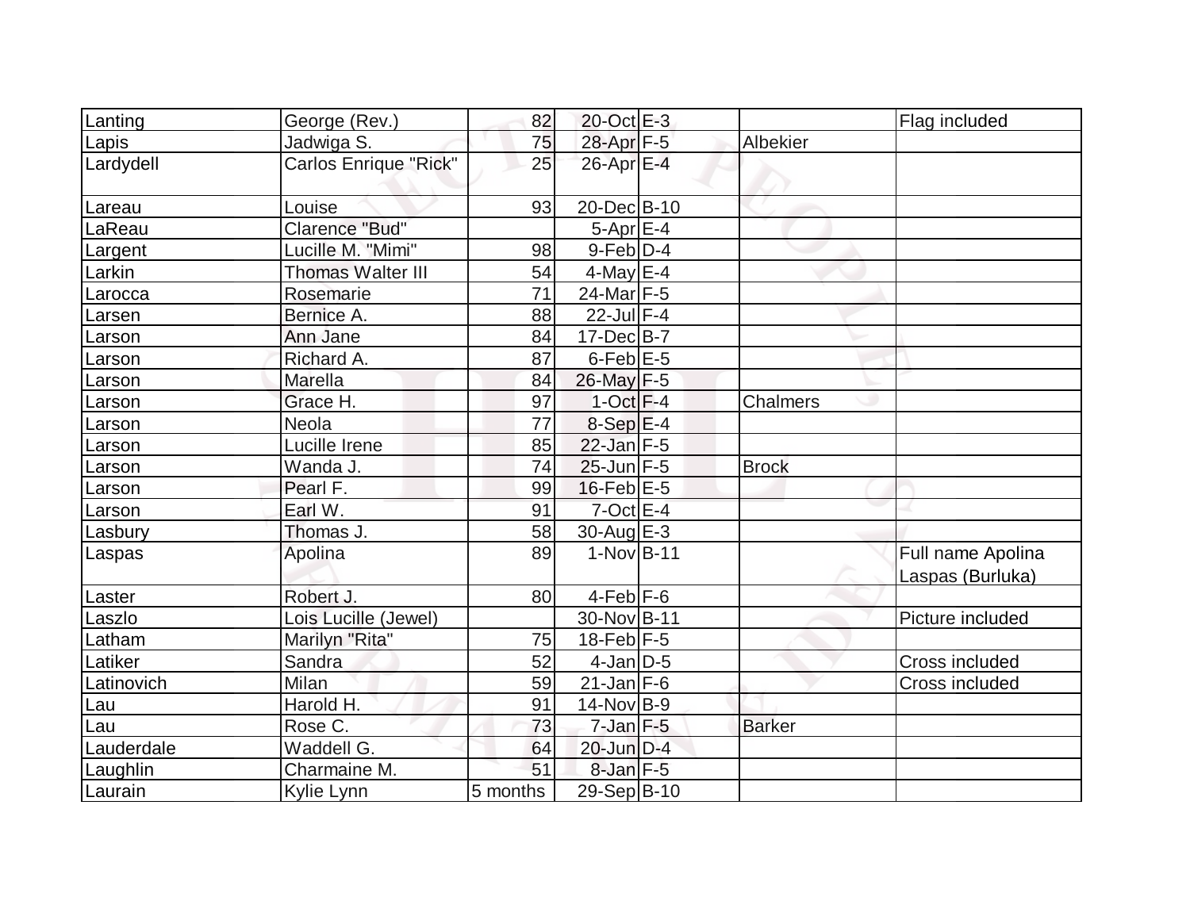| Lanting | George (Rev.) | 82 | 20-Oct | E-3 | | Flag included |
|---|---|---|---|---|---|---|
| Lapis | Jadwiga S. | 75 | 28-Apr | F-5 | Albekier | |
| Lardydell | Carlos Enrique "Rick" | 25 | 26-Apr | E-4 | | |
| Lareau | Louise | 93 | 20-Dec | B-10 | | |
| LaReau | Clarence "Bud" | | 5-Apr | E-4 | | |
| Largent | Lucille M. "Mimi" | 98 | 9-Feb | D-4 | | |
| Larkin | Thomas Walter III | 54 | 4-May | E-4 | | |
| Larocca | Rosemarie | 71 | 24-Mar | F-5 | | |
| Larsen | Bernice A. | 88 | 22-Jul | F-4 | | |
| Larson | Ann Jane | 84 | 17-Dec | B-7 | | |
| Larson | Richard A. | 87 | 6-Feb | E-5 | | |
| Larson | Marella | 84 | 26-May | F-5 | | |
| Larson | Grace H. | 97 | 1-Oct | F-4 | Chalmers | |
| Larson | Neola | 77 | 8-Sep | E-4 | | |
| Larson | Lucille Irene | 85 | 22-Jan | F-5 | | |
| Larson | Wanda J. | 74 | 25-Jun | F-5 | Brock | |
| Larson | Pearl F. | 99 | 16-Feb | E-5 | | |
| Larson | Earl W. | 91 | 7-Oct | E-4 | | |
| Lasbury | Thomas J. | 58 | 30-Aug | E-3 | | |
| Laspas | Apolina | 89 | 1-Nov | B-11 | | Full name Apolina Laspas (Burluka) |
| Laster | Robert J. | 80 | 4-Feb | F-6 | | |
| Laszlo | Lois Lucille (Jewel) | | 30-Nov | B-11 | | Picture included |
| Latham | Marilyn "Rita" | 75 | 18-Feb | F-5 | | |
| Latiker | Sandra | 52 | 4-Jan | D-5 | | Cross included |
| Latinovich | Milan | 59 | 21-Jan | F-6 | | Cross included |
| Lau | Harold H. | 91 | 14-Nov | B-9 | | |
| Lau | Rose C. | 73 | 7-Jan | F-5 | Barker | |
| Lauderdale | Waddell G. | 64 | 20-Jun | D-4 | | |
| Laughlin | Charmaine M. | 51 | 8-Jan | F-5 | | |
| Laurain | Kylie Lynn | 5 months | 29-Sep | B-10 | | |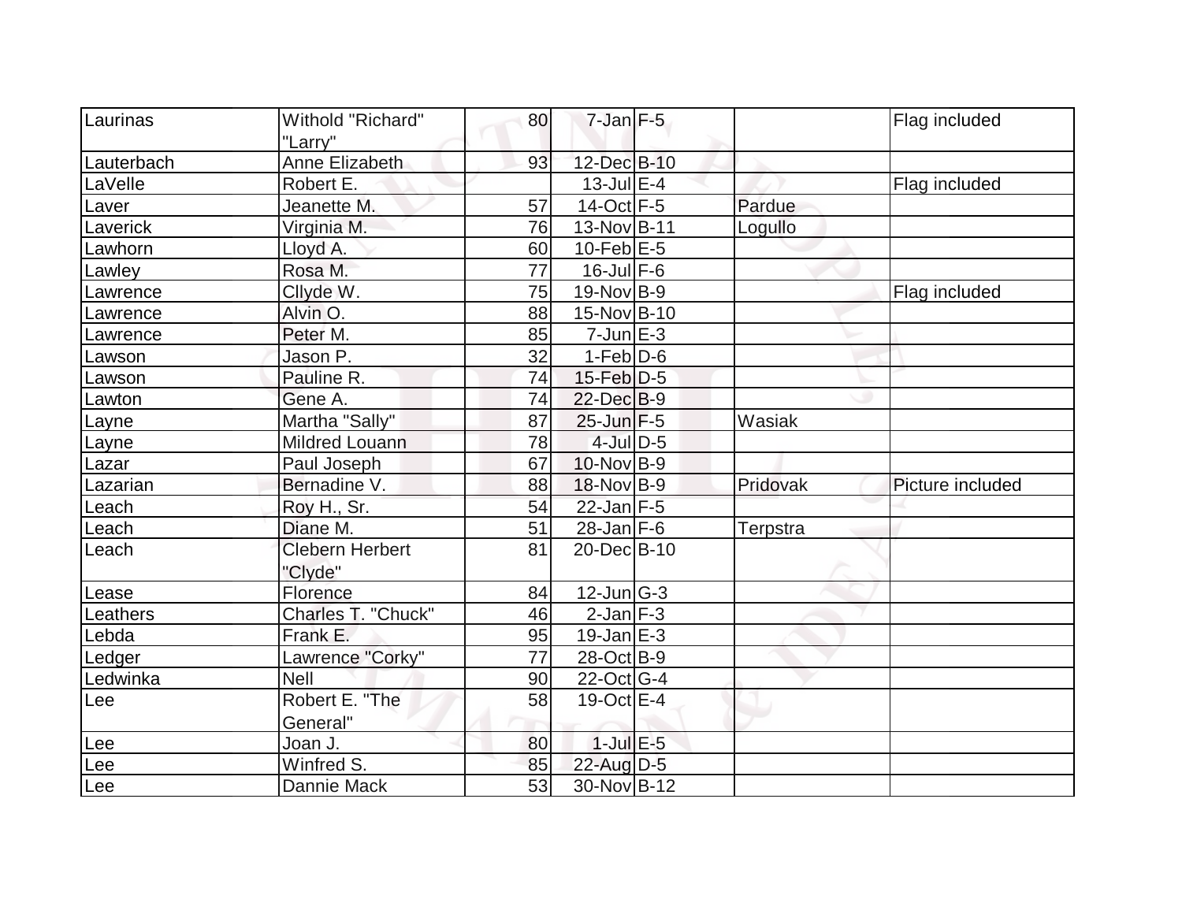| | | | | | | |
|---|---|---|---|---|---|---|
| Laurinas | Withold "Richard" "Larry" | 80 | 7-Jan | F-5 | | Flag included |
| Lauterbach | Anne Elizabeth | 93 | 12-Dec | B-10 | | |
| LaVelle | Robert E. | | 13-Jul | E-4 | | Flag included |
| Laver | Jeanette M. | 57 | 14-Oct | F-5 | Pardue | |
| Laverick | Virginia M. | 76 | 13-Nov | B-11 | Logullo | |
| Lawhorn | Lloyd A. | 60 | 10-Feb | E-5 | | |
| Lawley | Rosa M. | 77 | 16-Jul | F-6 | | |
| Lawrence | Cllyde W. | 75 | 19-Nov | B-9 | | Flag included |
| Lawrence | Alvin O. | 88 | 15-Nov | B-10 | | |
| Lawrence | Peter M. | 85 | 7-Jun | E-3 | | |
| Lawson | Jason P. | 32 | 1-Feb | D-6 | | |
| Lawson | Pauline R. | 74 | 15-Feb | D-5 | | |
| Lawton | Gene A. | 74 | 22-Dec | B-9 | | |
| Layne | Martha "Sally" | 87 | 25-Jun | F-5 | Wasiak | |
| Layne | Mildred Louann | 78 | 4-Jul | D-5 | | |
| Lazar | Paul Joseph | 67 | 10-Nov | B-9 | | |
| Lazarian | Bernadine V. | 88 | 18-Nov | B-9 | Pridovak | Picture included |
| Leach | Roy H., Sr. | 54 | 22-Jan | F-5 | | |
| Leach | Diane M. | 51 | 28-Jan | F-6 | Terpstra | |
| Leach | Clebern Herbert "Clyde" | 81 | 20-Dec | B-10 | | |
| Lease | Florence | 84 | 12-Jun | G-3 | | |
| Leathers | Charles T. "Chuck" | 46 | 2-Jan | F-3 | | |
| Lebda | Frank E. | 95 | 19-Jan | E-3 | | |
| Ledger | Lawrence "Corky" | 77 | 28-Oct | B-9 | | |
| Ledwinka | Nell | 90 | 22-Oct | G-4 | | |
| Lee | Robert E. "The General" | 58 | 19-Oct | E-4 | | |
| Lee | Joan J. | 80 | 1-Jul | E-5 | | |
| Lee | Winfred S. | 85 | 22-Aug | D-5 | | |
| Lee | Dannie Mack | 53 | 30-Nov | B-12 | | |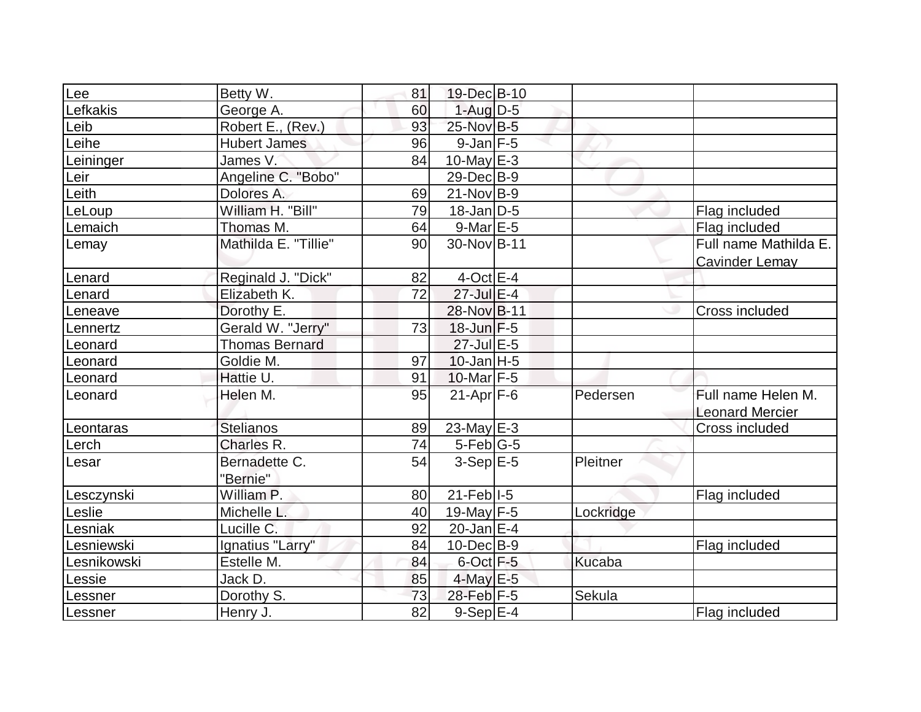| | | | | | | |
|---|---|---|---|---|---|---|
| Lee | Betty W. | 81 | 19-Dec | B-10 | | |
| Lefkakis | George A. | 60 | 1-Aug | D-5 | | |
| Leib | Robert E., (Rev.) | 93 | 25-Nov | B-5 | | |
| Leihe | Hubert James | 96 | 9-Jan | F-5 | | |
| Leininger | James V. | 84 | 10-May | E-3 | | |
| Leir | Angeline C. "Bobo" | | 29-Dec | B-9 | | |
| Leith | Dolores A. | 69 | 21-Nov | B-9 | | |
| LeLoup | William H. "Bill" | 79 | 18-Jan | D-5 | | Flag included |
| Lemaich | Thomas M. | 64 | 9-Mar | E-5 | | Flag included |
| Lemay | Mathilda E. "Tillie" | 90 | 30-Nov | B-11 | | Full name Mathilda E. Cavinder Lemay |
| Lenard | Reginald J. "Dick" | 82 | 4-Oct | E-4 | | |
| Lenard | Elizabeth K. | 72 | 27-Jul | E-4 | | |
| Leneave | Dorothy E. | | 28-Nov | B-11 | | Cross included |
| Lennertz | Gerald W. "Jerry" | 73 | 18-Jun | F-5 | | |
| Leonard | Thomas Bernard | | 27-Jul | E-5 | | |
| Leonard | Goldie M. | 97 | 10-Jan | H-5 | | |
| Leonard | Hattie U. | 91 | 10-Mar | F-5 | | |
| Leonard | Helen M. | 95 | 21-Apr | F-6 | Pedersen | Full name Helen M. Leonard Mercier |
| Leontaras | Stelianos | 89 | 23-May | E-3 | | Cross included |
| Lerch | Charles R. | 74 | 5-Feb | G-5 | | |
| Lesar | Bernadette C. "Bernie" | 54 | 3-Sep | E-5 | Pleitner | |
| Lesczynski | William P. | 80 | 21-Feb | I-5 | | Flag included |
| Leslie | Michelle L. | 40 | 19-May | F-5 | Lockridge | |
| Lesniak | Lucille C. | 92 | 20-Jan | E-4 | | |
| Lesniewski | Ignatius "Larry" | 84 | 10-Dec | B-9 | | Flag included |
| Lesnikowski | Estelle M. | 84 | 6-Oct | F-5 | Kucaba | |
| Lessie | Jack D. | 85 | 4-May | E-5 | | |
| Lessner | Dorothy S. | 73 | 28-Feb | F-5 | Sekula | |
| Lessner | Henry J. | 82 | 9-Sep | E-4 | | Flag included |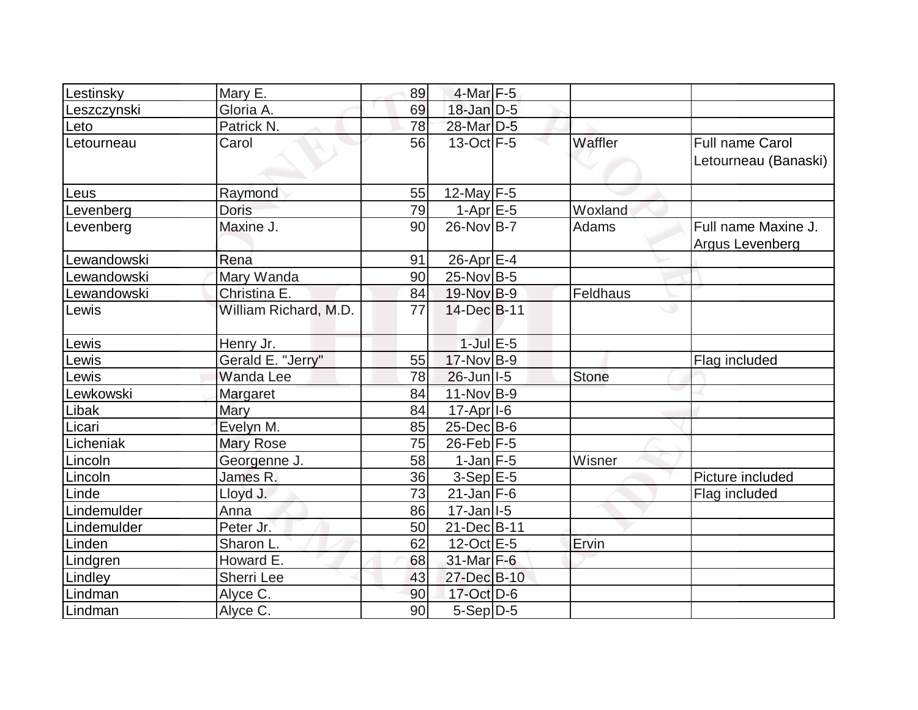| | | | | | | |
|---|---|---|---|---|---|---|
| Lestinsky | Mary E. | 89 | 4-Mar | F-5 | | |
| Leszczynski | Gloria A. | 69 | 18-Jan | D-5 | | |
| Leto | Patrick N. | 78 | 28-Mar | D-5 | | |
| Letourneau | Carol | 56 | 13-Oct | F-5 | Waffler | Full name Carol Letourneau (Banaski) |
| Leus | Raymond | 55 | 12-May | F-5 | | |
| Levenberg | Doris | 79 | 1-Apr | E-5 | Woxland | |
| Levenberg | Maxine J. | 90 | 26-Nov | B-7 | Adams | Full name Maxine J. Argus Levenberg |
| Lewandowski | Rena | 91 | 26-Apr | E-4 | | |
| Lewandowski | Mary Wanda | 90 | 25-Nov | B-5 | | |
| Lewandowski | Christina E. | 84 | 19-Nov | B-9 | Feldhaus | |
| Lewis | William Richard, M.D. | 77 | 14-Dec | B-11 | | |
| Lewis | Henry Jr. | | 1-Jul | E-5 | | |
| Lewis | Gerald E. "Jerry" | 55 | 17-Nov | B-9 | | Flag included |
| Lewis | Wanda Lee | 78 | 26-Jun | I-5 | Stone | |
| Lewkowski | Margaret | 84 | 11-Nov | B-9 | | |
| Libak | Mary | 84 | 17-Apr | I-6 | | |
| Licari | Evelyn M. | 85 | 25-Dec | B-6 | | |
| Licheniak | Mary Rose | 75 | 26-Feb | F-5 | | |
| Lincoln | Georgenne J. | 58 | 1-Jan | F-5 | Wisner | |
| Lincoln | James R. | 36 | 3-Sep | E-5 | | Picture included |
| Linde | Lloyd J. | 73 | 21-Jan | F-6 | | Flag included |
| Lindemulder | Anna | 86 | 17-Jan | I-5 | | |
| Lindemulder | Peter Jr. | 50 | 21-Dec | B-11 | | |
| Linden | Sharon L. | 62 | 12-Oct | E-5 | Ervin | |
| Lindgren | Howard E. | 68 | 31-Mar | F-6 | | |
| Lindley | Sherri Lee | 43 | 27-Dec | B-10 | | |
| Lindman | Alyce C. | 90 | 17-Oct | D-6 | | |
| Lindman | Alyce C. | 90 | 5-Sep | D-5 | | |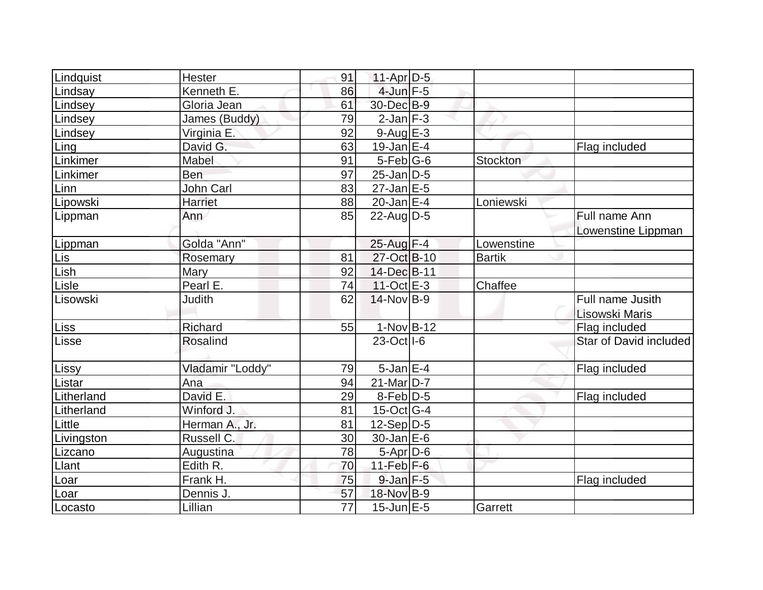| | | | | | | |
|---|---|---|---|---|---|---|
| Lindquist | Hester | 91 | 11-Apr | D-5 | | |
| Lindsay | Kenneth E. | 86 | 4-Jun | F-5 | | |
| Lindsey | Gloria Jean | 61 | 30-Dec | B-9 | | |
| Lindsey | James (Buddy) | 79 | 2-Jan | F-3 | | |
| Lindsey | Virginia E. | 92 | 9-Aug | E-3 | | |
| Ling | David G. | 63 | 19-Jan | E-4 | | Flag included |
| Linkimer | Mabel | 91 | 5-Feb | G-6 | Stockton | |
| Linkimer | Ben | 97 | 25-Jan | D-5 | | |
| Linn | John Carl | 83 | 27-Jan | E-5 | | |
| Lipowski | Harriet | 88 | 20-Jan | E-4 | Loniewski | |
| Lippman | Ann | 85 | 22-Aug | D-5 | | Full name Ann Lowenstine Lippman |
| Lippman | Golda "Ann" | | 25-Aug | F-4 | Lowenstine | |
| Lis | Rosemary | 81 | 27-Oct | B-10 | Bartik | |
| Lish | Mary | 92 | 14-Dec | B-11 | | |
| Lisle | Pearl E. | 74 | 11-Oct | E-3 | Chaffee | |
| Lisowski | Judith | 62 | 14-Nov | B-9 | | Full name Jusith Lisowski Maris |
| Liss | Richard | 55 | 1-Nov | B-12 | | Flag included |
| Lisse | Rosalind | | 23-Oct | I-6 | | Star of David included |
| Lissy | Vladamir "Loddy" | 79 | 5-Jan | E-4 | | Flag included |
| Listar | Ana | 94 | 21-Mar | D-7 | | |
| Litherland | David E. | 29 | 8-Feb | D-5 | | Flag included |
| Litherland | Winford J. | 81 | 15-Oct | G-4 | | |
| Little | Herman A., Jr. | 81 | 12-Sep | D-5 | | |
| Livingston | Russell C. | 30 | 30-Jan | E-6 | | |
| Lizcano | Augustina | 78 | 5-Apr | D-6 | | |
| Llant | Edith R. | 70 | 11-Feb | F-6 | | |
| Loar | Frank H. | 75 | 9-Jan | F-5 | | Flag included |
| Loar | Dennis J. | 57 | 18-Nov | B-9 | | |
| Locasto | Lillian | 77 | 15-Jun | E-5 | Garrett | |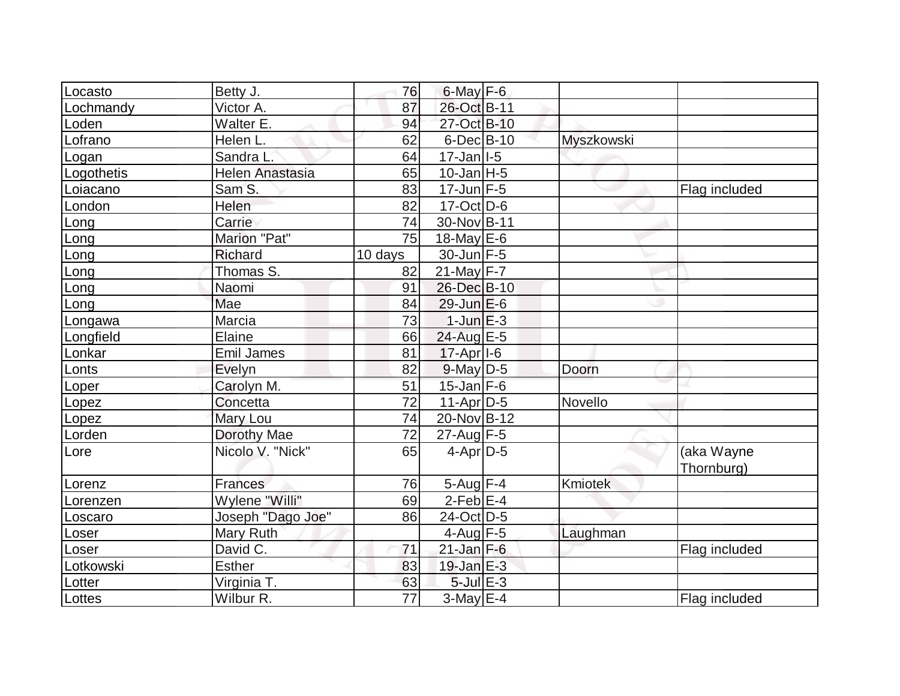| | | | | | | |
|---|---|---|---|---|---|---|
| Locasto | Betty J. | 76 | 6-May | F-6 | | |
| Lochmandy | Victor A. | 87 | 26-Oct | B-11 | | |
| Loden | Walter E. | 94 | 27-Oct | B-10 | | |
| Lofrano | Helen L. | 62 | 6-Dec | B-10 | Myszkowski | |
| Logan | Sandra L. | 64 | 17-Jan | I-5 | | |
| Logothetis | Helen Anastasia | 65 | 10-Jan | H-5 | | |
| Loiacano | Sam S. | 83 | 17-Jun | F-5 | | Flag included |
| London | Helen | 82 | 17-Oct | D-6 | | |
| Long | Carrie | 74 | 30-Nov | B-11 | | |
| Long | Marion "Pat" | 75 | 18-May | E-6 | | |
| Long | Richard | 10 days | 30-Jun | F-5 | | |
| Long | Thomas S. | 82 | 21-May | F-7 | | |
| Long | Naomi | 91 | 26-Dec | B-10 | | |
| Long | Mae | 84 | 29-Jun | E-6 | | |
| Longawa | Marcia | 73 | 1-Jun | E-3 | | |
| Longfield | Elaine | 66 | 24-Aug | E-5 | | |
| Lonkar | Emil James | 81 | 17-Apr | I-6 | | |
| Lonts | Evelyn | 82 | 9-May | D-5 | Doorn | |
| Loper | Carolyn M. | 51 | 15-Jan | F-6 | | |
| Lopez | Concetta | 72 | 11-Apr | D-5 | Novello | |
| Lopez | Mary Lou | 74 | 20-Nov | B-12 | | |
| Lorden | Dorothy Mae | 72 | 27-Aug | F-5 | | |
| Lore | Nicolo V. "Nick" | 65 | 4-Apr | D-5 | | (aka Wayne Thornburg) |
| Lorenz | Frances | 76 | 5-Aug | F-4 | Kmiotek | |
| Lorenzen | Wylene "Willi" | 69 | 2-Feb | E-4 | | |
| Loscaro | Joseph "Dago Joe" | 86 | 24-Oct | D-5 | | |
| Loser | Mary Ruth | | 4-Aug | F-5 | Laughman | |
| Loser | David C. | 71 | 21-Jan | F-6 | | Flag included |
| Lotkowski | Esther | 83 | 19-Jan | E-3 | | |
| Lotter | Virginia T. | 63 | 5-Jul | E-3 | | |
| Lottes | Wilbur R. | 77 | 3-May | E-4 | | Flag included |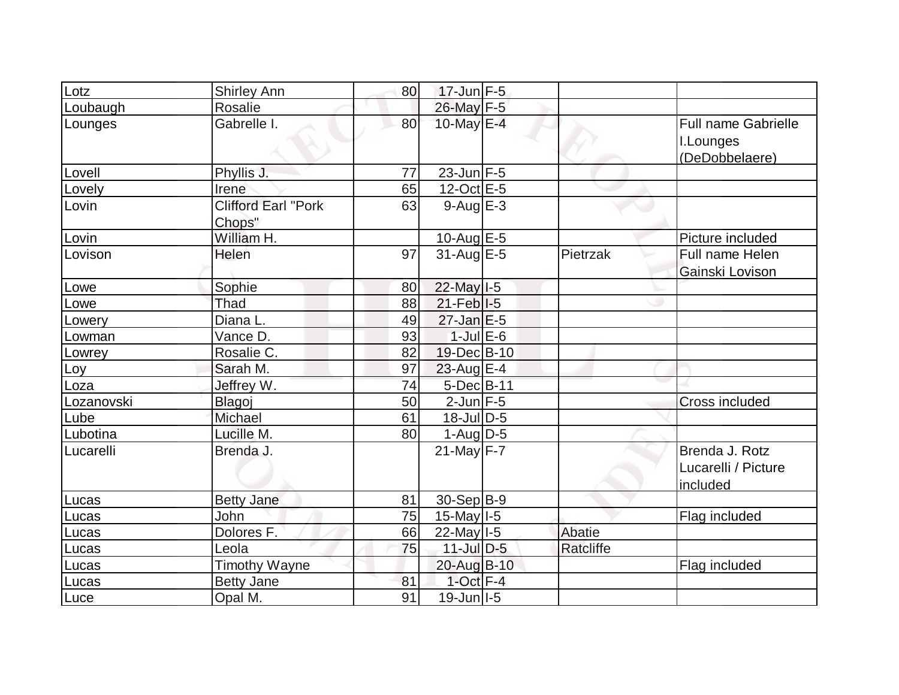| | | | | | | |
|---|---|---|---|---|---|---|
| Lotz | Shirley Ann | 80 | 17-Jun | F-5 | | |
| Loubaugh | Rosalie | | 26-May | F-5 | | |
| Lounges | Gabrelle I. | 80 | 10-May | E-4 | | Full name Gabrielle I.Lounges (DeDobbelaere) |
| Lovell | Phyllis J. | 77 | 23-Jun | F-5 | | |
| Lovely | Irene | 65 | 12-Oct | E-5 | | |
| Lovin | Clifford Earl "Pork Chops" | 63 | 9-Aug | E-3 | | |
| Lovin | William H. | | 10-Aug | E-5 | | Picture included |
| Lovison | Helen | 97 | 31-Aug | E-5 | Pietrzak | Full name Helen Gainski Lovison |
| Lowe | Sophie | 80 | 22-May | I-5 | | |
| Lowe | Thad | 88 | 21-Feb | I-5 | | |
| Lowery | Diana L. | 49 | 27-Jan | E-5 | | |
| Lowman | Vance D. | 93 | 1-Jul | E-6 | | |
| Lowrey | Rosalie C. | 82 | 19-Dec | B-10 | | |
| Loy | Sarah M. | 97 | 23-Aug | E-4 | | |
| Loza | Jeffrey W. | 74 | 5-Dec | B-11 | | |
| Lozanovski | Blagoj | 50 | 2-Jun | F-5 | | Cross included |
| Lube | Michael | 61 | 18-Jul | D-5 | | |
| Lubotina | Lucille M. | 80 | 1-Aug | D-5 | | |
| Lucarelli | Brenda J. | | 21-May | F-7 | | Brenda J. Rotz Lucarelli / Picture included |
| Lucas | Betty Jane | 81 | 30-Sep | B-9 | | |
| Lucas | John | 75 | 15-May | I-5 | | Flag included |
| Lucas | Dolores F. | 66 | 22-May | I-5 | Abatie | |
| Lucas | Leola | 75 | 11-Jul | D-5 | Ratcliffe | |
| Lucas | Timothy Wayne | | 20-Aug | B-10 | | Flag included |
| Lucas | Betty Jane | 81 | 1-Oct | F-4 | | |
| Luce | Opal M. | 91 | 19-Jun | I-5 | | |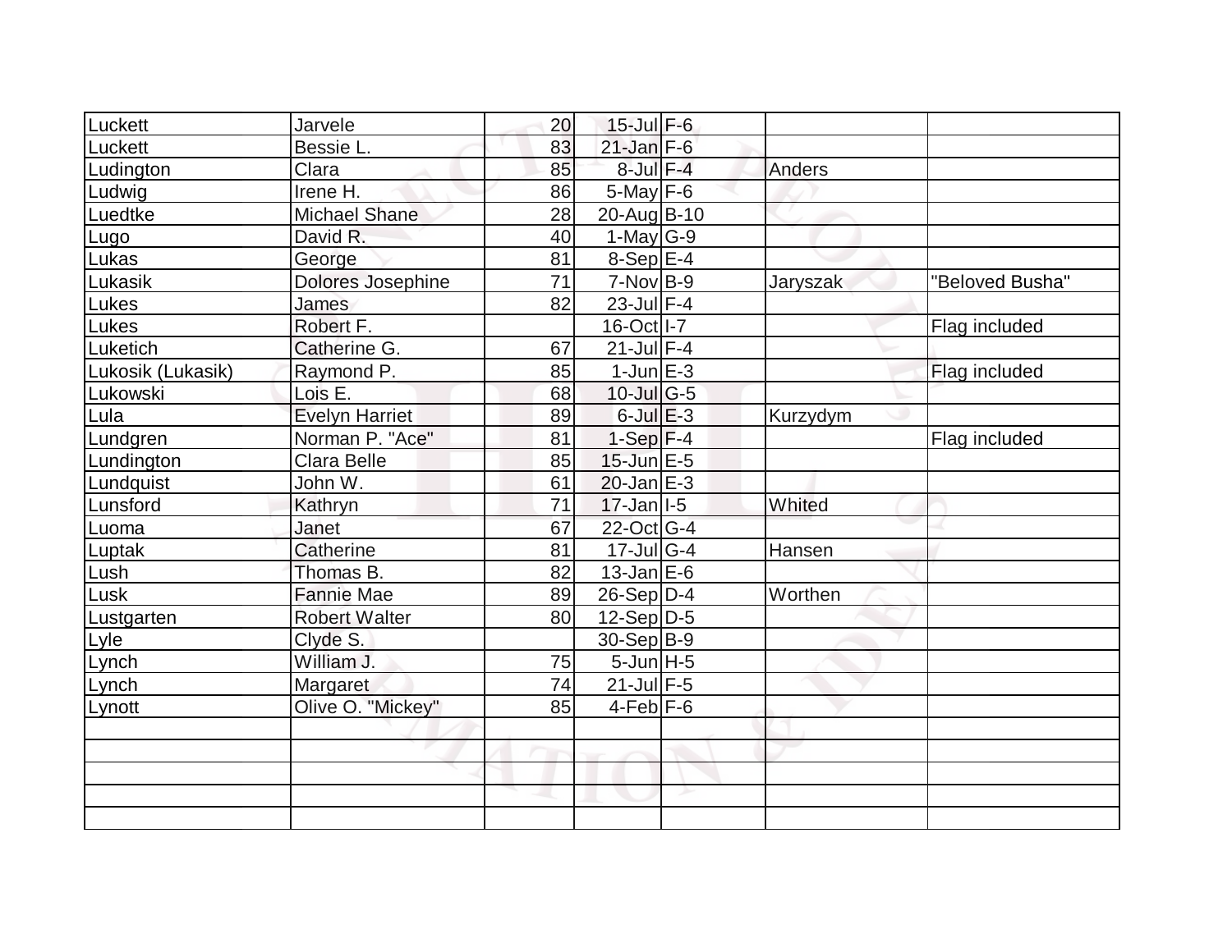| | | | | | | |
|---|---|---|---|---|---|---|
| Luckett | Jarvele | 20 | 15-Jul | F-6 | | |
| Luckett | Bessie L. | 83 | 21-Jan | F-6 | | |
| Ludington | Clara | 85 | 8-Jul | F-4 | Anders | |
| Ludwig | Irene H. | 86 | 5-May | F-6 | | |
| Luedtke | Michael Shane | 28 | 20-Aug | B-10 | | |
| Lugo | David R. | 40 | 1-May | G-9 | | |
| Lukas | George | 81 | 8-Sep | E-4 | | |
| Lukasik | Dolores Josephine | 71 | 7-Nov | B-9 | Jaryszak | "Beloved Busha" |
| Lukes | James | 82 | 23-Jul | F-4 | | |
| Lukes | Robert F. | | 16-Oct | I-7 | | Flag included |
| Luketich | Catherine G. | 67 | 21-Jul | F-4 | | |
| Lukosik (Lukasik) | Raymond P. | 85 | 1-Jun | E-3 | | Flag included |
| Lukowski | Lois E. | 68 | 10-Jul | G-5 | | |
| Lula | Evelyn Harriet | 89 | 6-Jul | E-3 | Kurzydym | |
| Lundgren | Norman P. "Ace" | 81 | 1-Sep | F-4 | | Flag included |
| Lundington | Clara Belle | 85 | 15-Jun | E-5 | | |
| Lundquist | John W. | 61 | 20-Jan | E-3 | | |
| Lunsford | Kathryn | 71 | 17-Jan | I-5 | Whited | |
| Luoma | Janet | 67 | 22-Oct | G-4 | | |
| Luptak | Catherine | 81 | 17-Jul | G-4 | Hansen | |
| Lush | Thomas B. | 82 | 13-Jan | E-6 | | |
| Lusk | Fannie Mae | 89 | 26-Sep | D-4 | Worthen | |
| Lustgarten | Robert Walter | 80 | 12-Sep | D-5 | | |
| Lyle | Clyde S. | | 30-Sep | B-9 | | |
| Lynch | William J. | 75 | 5-Jun | H-5 | | |
| Lynch | Margaret | 74 | 21-Jul | F-5 | | |
| Lynott | Olive O. "Mickey" | 85 | 4-Feb | F-6 | | |
| | | | | | | |
| | | | | | | |
| | | | | | | |
| | | | | | | |
| | | | | | | |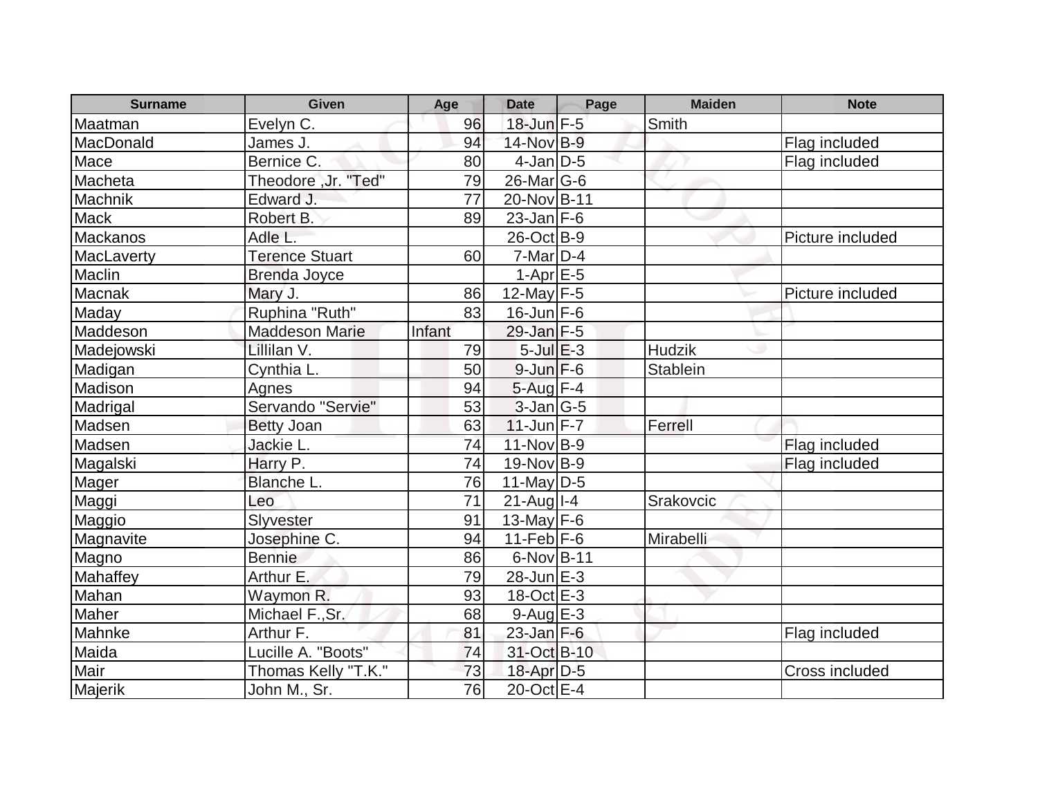| Surname | Given | Age | Date | Page | Maiden | Note |
| --- | --- | --- | --- | --- | --- | --- |
| Maatman | Evelyn C. | 96 | 18-Jun | F-5 | Smith | |
| MacDonald | James J. | 94 | 14-Nov | B-9 | | Flag included |
| Mace | Bernice C. | 80 | 4-Jan | D-5 | | Flag included |
| Macheta | Theodore ,Jr. "Ted" | 79 | 26-Mar | G-6 | | |
| Machnik | Edward J. | 77 | 20-Nov | B-11 | | |
| Mack | Robert B. | 89 | 23-Jan | F-6 | | |
| Mackanos | Adle L. | | 26-Oct | B-9 | | Picture included |
| MacLaverty | Terence Stuart | 60 | 7-Mar | D-4 | | |
| Maclin | Brenda Joyce | | 1-Apr | E-5 | | |
| Macnak | Mary J. | 86 | 12-May | F-5 | | Picture included |
| Maday | Ruphina "Ruth" | 83 | 16-Jun | F-6 | | |
| Maddeson | Maddeson Marie | Infant | 29-Jan | F-5 | | |
| Madejowski | Lillilan V. | 79 | 5-Jul | E-3 | Hudzik | |
| Madigan | Cynthia L. | 50 | 9-Jun | F-6 | Stablein | |
| Madison | Agnes | 94 | 5-Aug | F-4 | | |
| Madrigal | Servando "Servie" | 53 | 3-Jan | G-5 | | |
| Madsen | Betty Joan | 63 | 11-Jun | F-7 | Ferrell | |
| Madsen | Jackie L. | 74 | 11-Nov | B-9 | | Flag included |
| Magalski | Harry P. | 74 | 19-Nov | B-9 | | Flag included |
| Mager | Blanche L. | 76 | 11-May | D-5 | | |
| Maggi | Leo | 71 | 21-Aug | I-4 | Srakovcic | |
| Maggio | Slyvester | 91 | 13-May | F-6 | | |
| Magnavite | Josephine C. | 94 | 11-Feb | F-6 | Mirabelli | |
| Magno | Bennie | 86 | 6-Nov | B-11 | | |
| Mahaffey | Arthur E. | 79 | 28-Jun | E-3 | | |
| Mahan | Waymon R. | 93 | 18-Oct | E-3 | | |
| Maher | Michael F.,Sr. | 68 | 9-Aug | E-3 | | |
| Mahnke | Arthur F. | 81 | 23-Jan | F-6 | | Flag included |
| Maida | Lucille A. "Boots" | 74 | 31-Oct | B-10 | | |
| Mair | Thomas Kelly "T.K." | 73 | 18-Apr | D-5 | | Cross included |
| Majerik | John M., Sr. | 76 | 20-Oct | E-4 | | |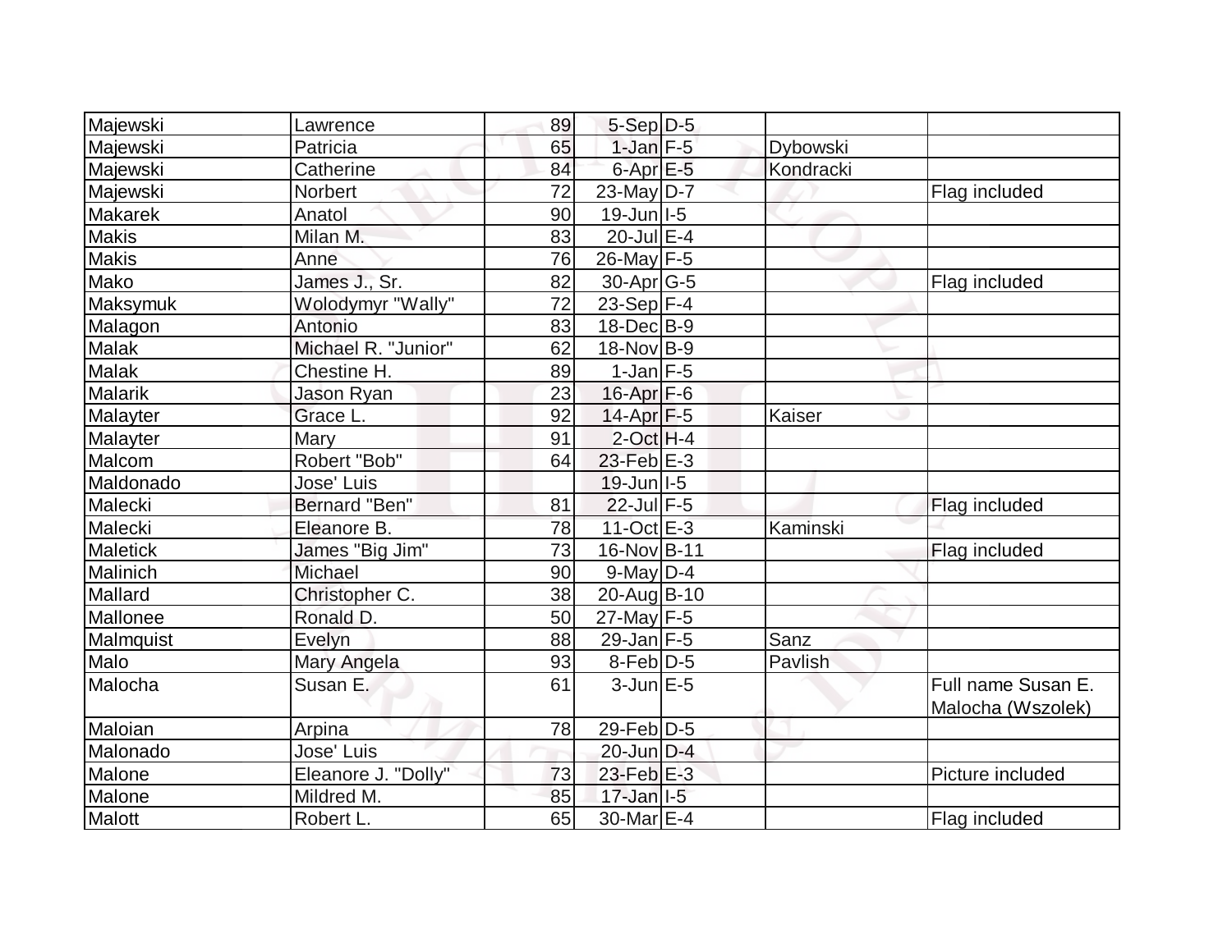| | | | | | | |
|---|---|---|---|---|---|---|
| Majewski | Lawrence | 89 | 5-Sep | D-5 | | |
| Majewski | Patricia | 65 | 1-Jan | F-5 | Dybowski | |
| Majewski | Catherine | 84 | 6-Apr | E-5 | Kondracki | |
| Majewski | Norbert | 72 | 23-May | D-7 | | Flag included |
| Makarek | Anatol | 90 | 19-Jun | I-5 | | |
| Makis | Milan M. | 83 | 20-Jul | E-4 | | |
| Makis | Anne | 76 | 26-May | F-5 | | |
| Mako | James J., Sr. | 82 | 30-Apr | G-5 | | Flag included |
| Maksymuk | Wolodymyr "Wally" | 72 | 23-Sep | F-4 | | |
| Malagon | Antonio | 83 | 18-Dec | B-9 | | |
| Malak | Michael R. "Junior" | 62 | 18-Nov | B-9 | | |
| Malak | Chestine H. | 89 | 1-Jan | F-5 | | |
| Malarik | Jason Ryan | 23 | 16-Apr | F-6 | | |
| Malayter | Grace L. | 92 | 14-Apr | F-5 | Kaiser | |
| Malayter | Mary | 91 | 2-Oct | H-4 | | |
| Malcom | Robert "Bob" | 64 | 23-Feb | E-3 | | |
| Maldonado | Jose' Luis | | 19-Jun | I-5 | | |
| Malecki | Bernard "Ben" | 81 | 22-Jul | F-5 | | Flag included |
| Malecki | Eleanore B. | 78 | 11-Oct | E-3 | Kaminski | |
| Maletick | James "Big Jim" | 73 | 16-Nov | B-11 | | Flag included |
| Malinich | Michael | 90 | 9-May | D-4 | | |
| Mallard | Christopher C. | 38 | 20-Aug | B-10 | | |
| Mallonee | Ronald D. | 50 | 27-May | F-5 | | |
| Malmquist | Evelyn | 88 | 29-Jan | F-5 | Sanz | |
| Malo | Mary Angela | 93 | 8-Feb | D-5 | Pavlish | |
| Malocha | Susan E. | 61 | 3-Jun | E-5 | | Full name Susan E. Malocha (Wszolek) |
| Maloian | Arpina | 78 | 29-Feb | D-5 | | |
| Malonado | Jose' Luis | | 20-Jun | D-4 | | |
| Malone | Eleanore J. "Dolly" | 73 | 23-Feb | E-3 | | Picture included |
| Malone | Mildred M. | 85 | 17-Jan | I-5 | | |
| Malott | Robert L. | 65 | 30-Mar | E-4 | | Flag included |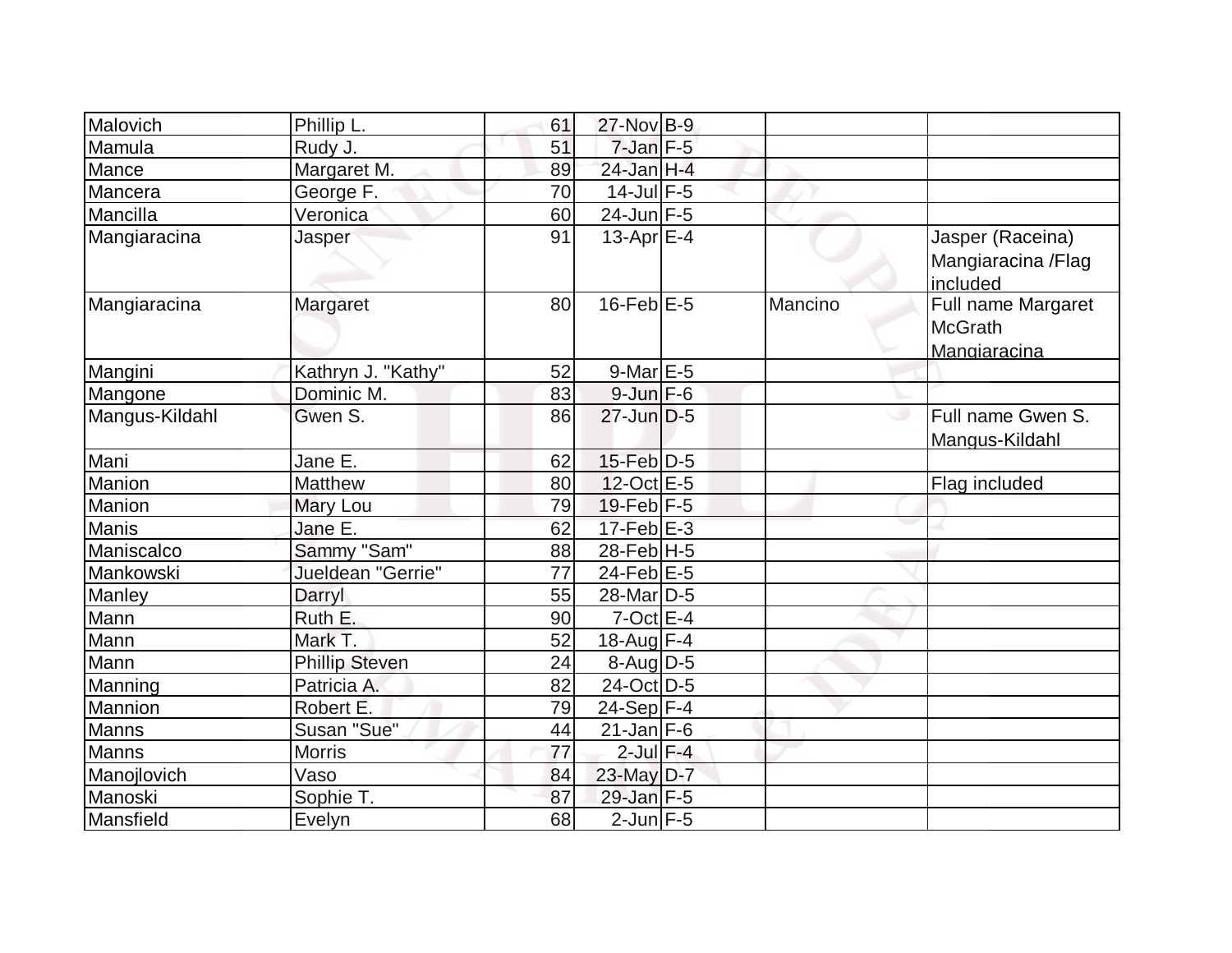| | | | | | | |
|---|---|---|---|---|---|---|
| Malovich | Phillip L. | 61 | 27-Nov | B-9 | | |
| Mamula | Rudy J. | 51 | 7-Jan | F-5 | | |
| Mance | Margaret M. | 89 | 24-Jan | H-4 | | |
| Mancera | George F. | 70 | 14-Jul | F-5 | | |
| Mancilla | Veronica | 60 | 24-Jun | F-5 | | |
| Mangiaracina | Jasper | 91 | 13-Apr | E-4 | | Jasper (Raceina) Mangiaracina /Flag included |
| Mangiaracina | Margaret | 80 | 16-Feb | E-5 | Mancino | Full name Margaret McGrath Mangiaracina |
| Mangini | Kathryn J. "Kathy" | 52 | 9-Mar | E-5 | | |
| Mangone | Dominic M. | 83 | 9-Jun | F-6 | | |
| Mangus-Kildahl | Gwen S. | 86 | 27-Jun | D-5 | | Full name Gwen S. Mangus-Kildahl |
| Mani | Jane E. | 62 | 15-Feb | D-5 | | |
| Manion | Matthew | 80 | 12-Oct | E-5 | | Flag included |
| Manion | Mary Lou | 79 | 19-Feb | F-5 | | |
| Manis | Jane E. | 62 | 17-Feb | E-3 | | |
| Maniscalco | Sammy "Sam" | 88 | 28-Feb | H-5 | | |
| Mankowski | Jueldean "Gerrie" | 77 | 24-Feb | E-5 | | |
| Manley | Darryl | 55 | 28-Mar | D-5 | | |
| Mann | Ruth E. | 90 | 7-Oct | E-4 | | |
| Mann | Mark T. | 52 | 18-Aug | F-4 | | |
| Mann | Phillip Steven | 24 | 8-Aug | D-5 | | |
| Manning | Patricia A. | 82 | 24-Oct | D-5 | | |
| Mannion | Robert E. | 79 | 24-Sep | F-4 | | |
| Manns | Susan "Sue" | 44 | 21-Jan | F-6 | | |
| Manns | Morris | 77 | 2-Jul | F-4 | | |
| Manojlovich | Vaso | 84 | 23-May | D-7 | | |
| Manoski | Sophie T. | 87 | 29-Jan | F-5 | | |
| Mansfield | Evelyn | 68 | 2-Jun | F-5 | | |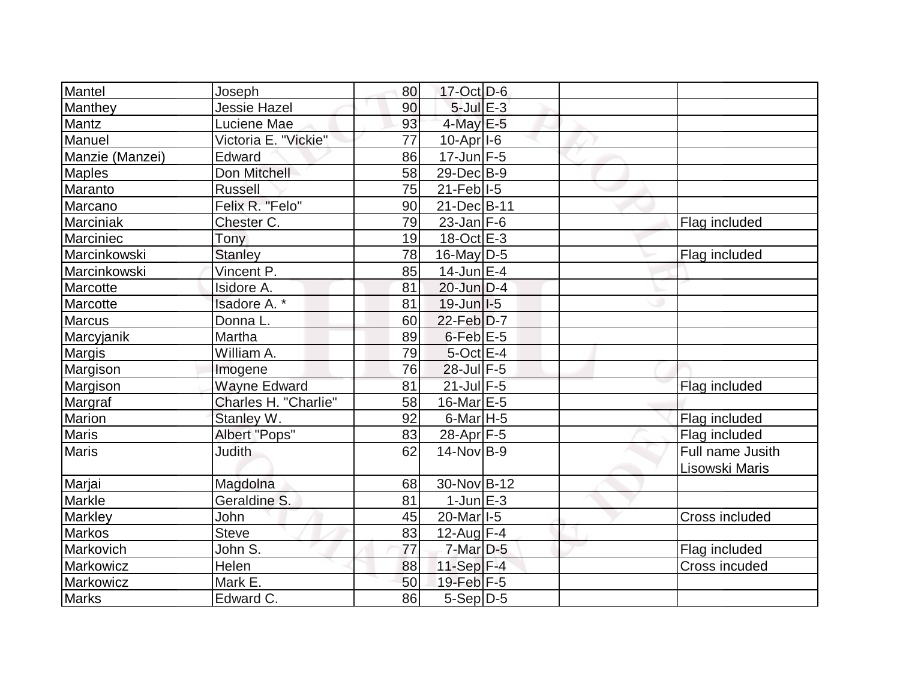| | | | | | | |
|---|---|---|---|---|---|---|
| Mantel | Joseph | 80 | 17-Oct | D-6 | | |
| Manthey | Jessie Hazel | 90 | 5-Jul | E-3 | | |
| Mantz | Luciene Mae | 93 | 4-May | E-5 | | |
| Manuel | Victoria E. "Vickie" | 77 | 10-Apr | I-6 | | |
| Manzie (Manzei) | Edward | 86 | 17-Jun | F-5 | | |
| Maples | Don Mitchell | 58 | 29-Dec | B-9 | | |
| Maranto | Russell | 75 | 21-Feb | I-5 | | |
| Marcano | Felix R. "Felo" | 90 | 21-Dec | B-11 | | |
| Marciniak | Chester C. | 79 | 23-Jan | F-6 | | Flag included |
| Marciniec | Tony | 19 | 18-Oct | E-3 | | |
| Marcinkowski | Stanley | 78 | 16-May | D-5 | | Flag included |
| Marcinkowski | Vincent P. | 85 | 14-Jun | E-4 | | |
| Marcotte | Isidore A. | 81 | 20-Jun | D-4 | | |
| Marcotte | Isadore A. * | 81 | 19-Jun | I-5 | | |
| Marcus | Donna L. | 60 | 22-Feb | D-7 | | |
| Marcyjanik | Martha | 89 | 6-Feb | E-5 | | |
| Margis | William A. | 79 | 5-Oct | E-4 | | |
| Margison | Imogene | 76 | 28-Jul | F-5 | | |
| Margison | Wayne Edward | 81 | 21-Jul | F-5 | | Flag included |
| Margraf | Charles H. "Charlie" | 58 | 16-Mar | E-5 | | |
| Marion | Stanley W. | 92 | 6-Mar | H-5 | | Flag included |
| Maris | Albert "Pops" | 83 | 28-Apr | F-5 | | Flag included |
| Maris | Judith | 62 | 14-Nov | B-9 | | Full name Jusith Lisowski Maris |
| Marjai | Magdolna | 68 | 30-Nov | B-12 | | |
| Markle | Geraldine S. | 81 | 1-Jun | E-3 | | |
| Markley | John | 45 | 20-Mar | I-5 | | Cross included |
| Markos | Steve | 83 | 12-Aug | F-4 | | |
| Markovich | John S. | 77 | 7-Mar | D-5 | | Flag included |
| Markowicz | Helen | 88 | 11-Sep | F-4 | | Cross incuded |
| Markowicz | Mark E. | 50 | 19-Feb | F-5 | | |
| Marks | Edward C. | 86 | 5-Sep | D-5 | | |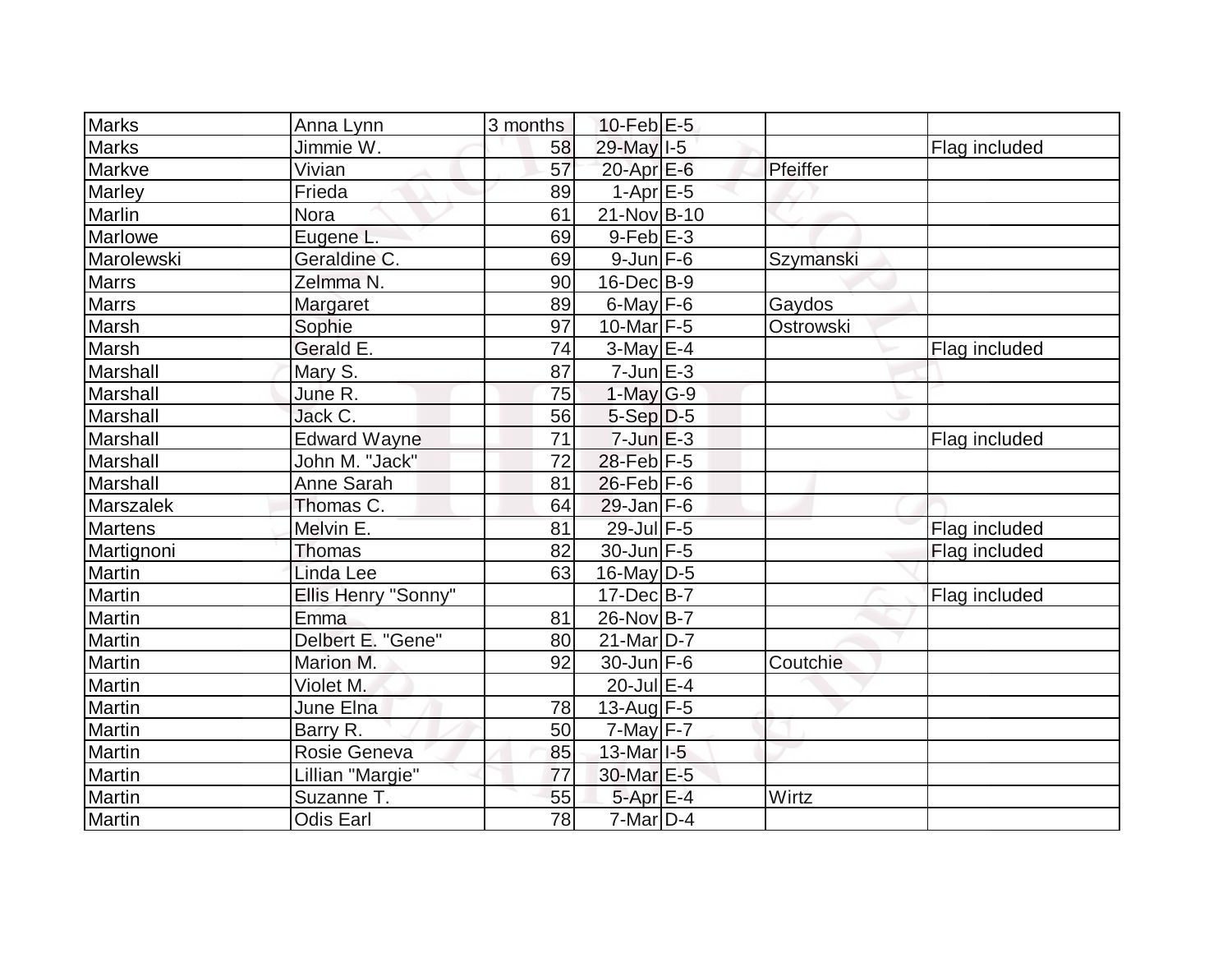| | | | | | | |
|---|---|---|---|---|---|---|
| Marks | Anna Lynn | 3 months | 10-Feb | E-5 | | |
| Marks | Jimmie W. | 58 | 29-May | I-5 | | Flag included |
| Markve | Vivian | 57 | 20-Apr | E-6 | Pfeiffer | |
| Marley | Frieda | 89 | 1-Apr | E-5 | | |
| Marlin | Nora | 61 | 21-Nov | B-10 | | |
| Marlowe | Eugene L. | 69 | 9-Feb | E-3 | | |
| Marolewski | Geraldine C. | 69 | 9-Jun | F-6 | Szymanski | |
| Marrs | Zelmma N. | 90 | 16-Dec | B-9 | | |
| Marrs | Margaret | 89 | 6-May | F-6 | Gaydos | |
| Marsh | Sophie | 97 | 10-Mar | F-5 | Ostrowski | |
| Marsh | Gerald E. | 74 | 3-May | E-4 | | Flag included |
| Marshall | Mary S. | 87 | 7-Jun | E-3 | | |
| Marshall | June R. | 75 | 1-May | G-9 | | |
| Marshall | Jack C. | 56 | 5-Sep | D-5 | | |
| Marshall | Edward Wayne | 71 | 7-Jun | E-3 | | Flag included |
| Marshall | John M. "Jack" | 72 | 28-Feb | F-5 | | |
| Marshall | Anne Sarah | 81 | 26-Feb | F-6 | | |
| Marszalek | Thomas C. | 64 | 29-Jan | F-6 | | |
| Martens | Melvin E. | 81 | 29-Jul | F-5 | | Flag included |
| Martignoni | Thomas | 82 | 30-Jun | F-5 | | Flag included |
| Martin | Linda Lee | 63 | 16-May | D-5 | | |
| Martin | Ellis Henry "Sonny" | | 17-Dec | B-7 | | Flag included |
| Martin | Emma | 81 | 26-Nov | B-7 | | |
| Martin | Delbert E. "Gene" | 80 | 21-Mar | D-7 | | |
| Martin | Marion M. | 92 | 30-Jun | F-6 | Coutchie | |
| Martin | Violet M. | | 20-Jul | E-4 | | |
| Martin | June Elna | 78 | 13-Aug | F-5 | | |
| Martin | Barry R. | 50 | 7-May | F-7 | | |
| Martin | Rosie Geneva | 85 | 13-Mar | I-5 | | |
| Martin | Lillian "Margie" | 77 | 30-Mar | E-5 | | |
| Martin | Suzanne T. | 55 | 5-Apr | E-4 | Wirtz | |
| Martin | Odis Earl | 78 | 7-Mar | D-4 | | |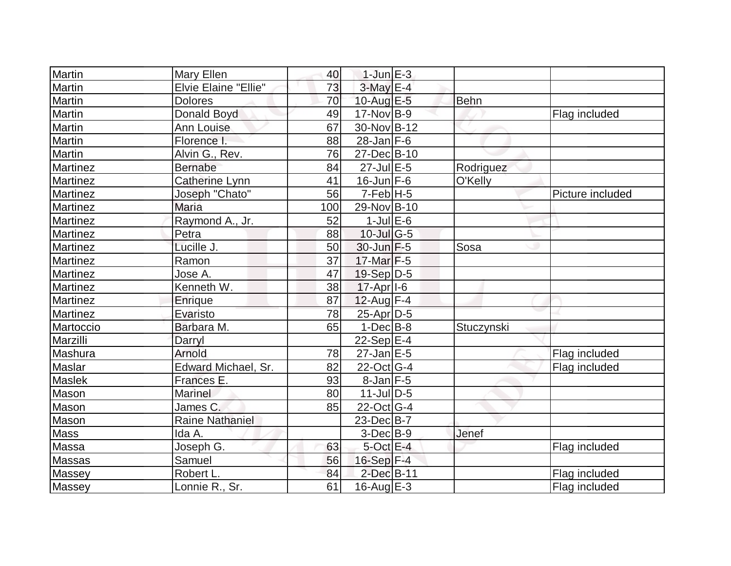| | | | | | | |
|---|---|---|---|---|---|---|
| Martin | Mary Ellen | 40 | 1-Jun | E-3 | | |
| Martin | Elvie Elaine "Ellie" | 73 | 3-May | E-4 | | |
| Martin | Dolores | 70 | 10-Aug | E-5 | Behn | |
| Martin | Donald Boyd | 49 | 17-Nov | B-9 | | Flag included |
| Martin | Ann Louise | 67 | 30-Nov | B-12 | | |
| Martin | Florence I. | 88 | 28-Jan | F-6 | | |
| Martin | Alvin G., Rev. | 76 | 27-Dec | B-10 | | |
| Martinez | Bernabe | 84 | 27-Jul | E-5 | Rodriguez | |
| Martinez | Catherine Lynn | 41 | 16-Jun | F-6 | O'Kelly | |
| Martinez | Joseph "Chato" | 56 | 7-Feb | H-5 | | Picture included |
| Martinez | Maria | 100 | 29-Nov | B-10 | | |
| Martinez | Raymond A., Jr. | 52 | 1-Jul | E-6 | | |
| Martinez | Petra | 88 | 10-Jul | G-5 | | |
| Martinez | Lucille J. | 50 | 30-Jun | F-5 | Sosa | |
| Martinez | Ramon | 37 | 17-Mar | F-5 | | |
| Martinez | Jose A. | 47 | 19-Sep | D-5 | | |
| Martinez | Kenneth W. | 38 | 17-Apr | I-6 | | |
| Martinez | Enrique | 87 | 12-Aug | F-4 | | |
| Martinez | Evaristo | 78 | 25-Apr | D-5 | | |
| Martoccio | Barbara M. | 65 | 1-Dec | B-8 | Stuczynski | |
| Marzilli | Darryl | | 22-Sep | E-4 | | |
| Mashura | Arnold | 78 | 27-Jan | E-5 | | Flag included |
| Maslar | Edward Michael, Sr. | 82 | 22-Oct | G-4 | | Flag included |
| Maslek | Frances E. | 93 | 8-Jan | F-5 | | |
| Mason | Marinel | 80 | 11-Jul | D-5 | | |
| Mason | James C. | 85 | 22-Oct | G-4 | | |
| Mason | Raine Nathaniel | | 23-Dec | B-7 | | |
| Mass | Ida A. | | 3-Dec | B-9 | Jenef | |
| Massa | Joseph G. | 63 | 5-Oct | E-4 | | Flag included |
| Massas | Samuel | 56 | 16-Sep | F-4 | | |
| Massey | Robert L. | 84 | 2-Dec | B-11 | | Flag included |
| Massey | Lonnie R., Sr. | 61 | 16-Aug | E-3 | | Flag included |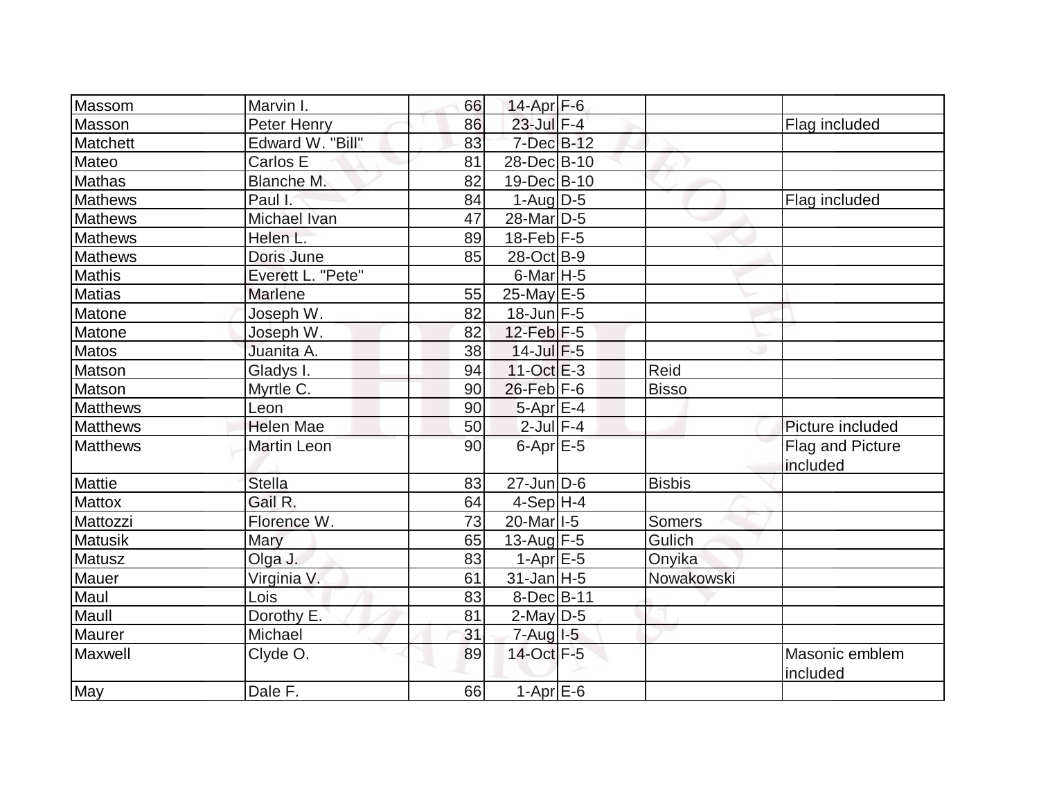| Massom | Marvin I. | 66 | 14-Apr | F-6 | | |
|---|---|---|---|---|---|---|
| Masson | Peter Henry | 86 | 23-Jul | F-4 | | Flag included |
| Matchett | Edward W. "Bill" | 83 | 7-Dec | B-12 | | |
| Mateo | Carlos E | 81 | 28-Dec | B-10 | | |
| Mathas | Blanche M. | 82 | 19-Dec | B-10 | | |
| Mathews | Paul I. | 84 | 1-Aug | D-5 | | Flag included |
| Mathews | Michael Ivan | 47 | 28-Mar | D-5 | | |
| Mathews | Helen L. | 89 | 18-Feb | F-5 | | |
| Mathews | Doris June | 85 | 28-Oct | B-9 | | |
| Mathis | Everett L. "Pete" | | 6-Mar | H-5 | | |
| Matias | Marlene | 55 | 25-May | E-5 | | |
| Matone | Joseph W. | 82 | 18-Jun | F-5 | | |
| Matone | Joseph W. | 82 | 12-Feb | F-5 | | |
| Matos | Juanita A. | 38 | 14-Jul | F-5 | | |
| Matson | Gladys I. | 94 | 11-Oct | E-3 | Reid | |
| Matson | Myrtle C. | 90 | 26-Feb | F-6 | Bisso | |
| Matthews | Leon | 90 | 5-Apr | E-4 | | |
| Matthews | Helen Mae | 50 | 2-Jul | F-4 | | Picture included |
| Matthews | Martin Leon | 90 | 6-Apr | E-5 | | Flag and Picture included |
| Mattie | Stella | 83 | 27-Jun | D-6 | Bisbis | |
| Mattox | Gail R. | 64 | 4-Sep | H-4 | | |
| Mattozzi | Florence W. | 73 | 20-Mar | I-5 | Somers | |
| Matusik | Mary | 65 | 13-Aug | F-5 | Gulich | |
| Matusz | Olga J. | 83 | 1-Apr | E-5 | Onyika | |
| Mauer | Virginia V. | 61 | 31-Jan | H-5 | Nowakowski | |
| Maul | Lois | 83 | 8-Dec | B-11 | | |
| Maull | Dorothy E. | 81 | 2-May | D-5 | | |
| Maurer | Michael | 31 | 7-Aug | I-5 | | |
| Maxwell | Clyde O. | 89 | 14-Oct | F-5 | | Masonic emblem included |
| May | Dale F. | 66 | 1-Apr | E-6 | | |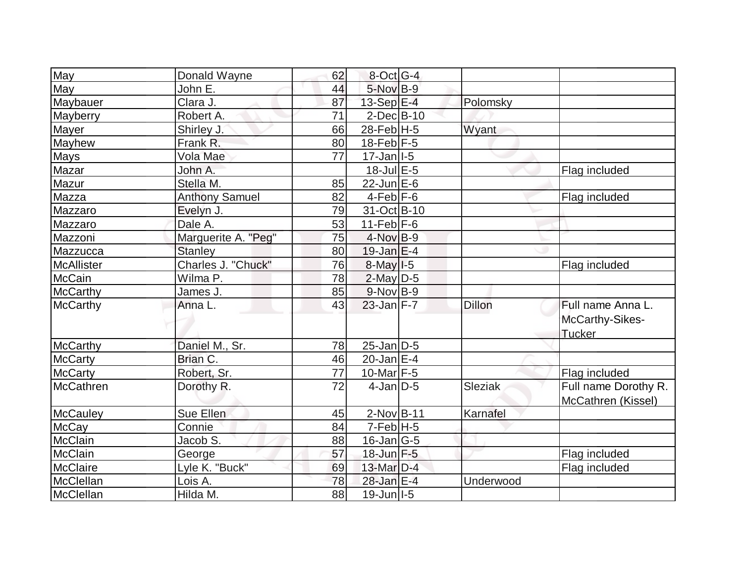| May | Donald Wayne | 62 | 8-Oct | G-4 | | |
|---|---|---|---|---|---|---|
| May | John E. | 44 | 5-Nov | B-9 | | |
| Maybauer | Clara J. | 87 | 13-Sep | E-4 | Polomsky | |
| Mayberry | Robert A. | 71 | 2-Dec | B-10 | | |
| Mayer | Shirley J. | 66 | 28-Feb | H-5 | Wyant | |
| Mayhew | Frank R. | 80 | 18-Feb | F-5 | | |
| Mays | Vola Mae | 77 | 17-Jan | I-5 | | |
| Mazar | John A. | | 18-Jul | E-5 | | Flag included |
| Mazur | Stella M. | 85 | 22-Jun | E-6 | | |
| Mazza | Anthony Samuel | 82 | 4-Feb | F-6 | | Flag included |
| Mazzaro | Evelyn J. | 79 | 31-Oct | B-10 | | |
| Mazzaro | Dale A. | 53 | 11-Feb | F-6 | | |
| Mazzoni | Marguerite A. "Peg" | 75 | 4-Nov | B-9 | | |
| Mazzucca | Stanley | 80 | 19-Jan | E-4 | | |
| McAllister | Charles J. "Chuck" | 76 | 8-May | I-5 | | Flag included |
| McCain | Wilma P. | 78 | 2-May | D-5 | | |
| McCarthy | James J. | 85 | 9-Nov | B-9 | | |
| McCarthy | Anna L. | 43 | 23-Jan | F-7 | Dillon | Full name Anna L. McCarthy-Sikes-Tucker |
| McCarthy | Daniel M., Sr. | 78 | 25-Jan | D-5 | | |
| McCarty | Brian C. | 46 | 20-Jan | E-4 | | |
| McCarty | Robert, Sr. | 77 | 10-Mar | F-5 | | Flag included |
| McCathren | Dorothy R. | 72 | 4-Jan | D-5 | Sleziak | Full name Dorothy R. McCathren (Kissel) |
| McCauley | Sue Ellen | 45 | 2-Nov | B-11 | Karnafel | |
| McCay | Connie | 84 | 7-Feb | H-5 | | |
| McClain | Jacob S. | 88 | 16-Jan | G-5 | | |
| McClain | George | 57 | 18-Jun | F-5 | | Flag included |
| McClaire | Lyle K. "Buck" | 69 | 13-Mar | D-4 | | Flag included |
| McClellan | Lois A. | 78 | 28-Jan | E-4 | Underwood | |
| McClellan | Hilda M. | 88 | 19-Jun | I-5 | | |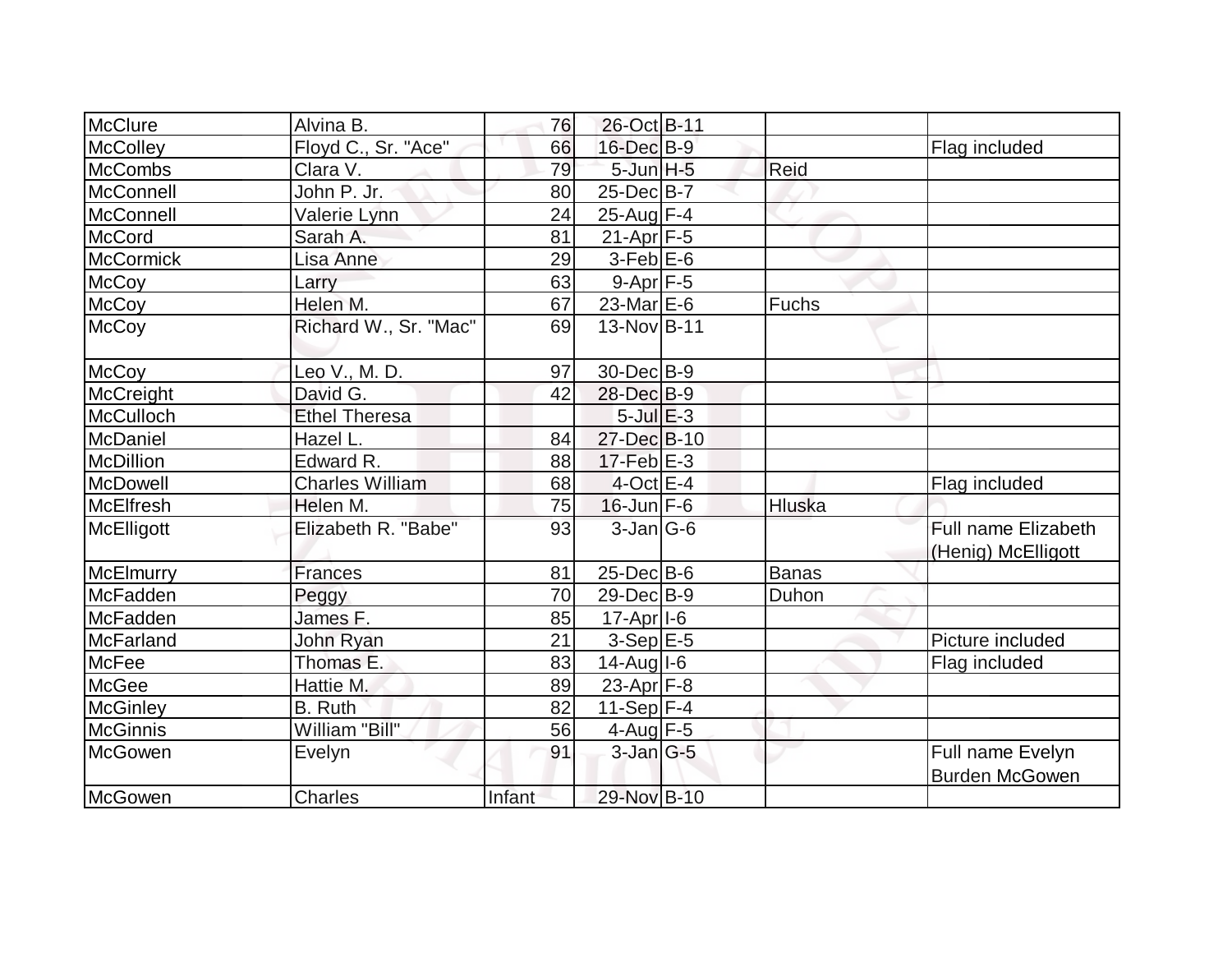| | | | | | | |
|---|---|---|---|---|---|---|
| McClure | Alvina B. | 76 | 26-Oct | B-11 | | |
| McColley | Floyd C., Sr. "Ace" | 66 | 16-Dec | B-9 | | Flag included |
| McCombs | Clara V. | 79 | 5-Jun | H-5 | Reid | |
| McConnell | John P. Jr. | 80 | 25-Dec | B-7 | | |
| McConnell | Valerie Lynn | 24 | 25-Aug | F-4 | | |
| McCord | Sarah A. | 81 | 21-Apr | F-5 | | |
| McCormick | Lisa Anne | 29 | 3-Feb | E-6 | | |
| McCoy | Larry | 63 | 9-Apr | F-5 | | |
| McCoy | Helen M. | 67 | 23-Mar | E-6 | Fuchs | |
| McCoy | Richard W., Sr. "Mac" | 69 | 13-Nov | B-11 | | |
| McCoy | Leo V., M. D. | 97 | 30-Dec | B-9 | | |
| McCreight | David G. | 42 | 28-Dec | B-9 | | |
| McCulloch | Ethel Theresa | | 5-Jul | E-3 | | |
| McDaniel | Hazel L. | 84 | 27-Dec | B-10 | | |
| McDillion | Edward R. | 88 | 17-Feb | E-3 | | |
| McDowell | Charles William | 68 | 4-Oct | E-4 | | Flag included |
| McElfresh | Helen M. | 75 | 16-Jun | F-6 | Hluska | |
| McElligott | Elizabeth R. "Babe" | 93 | 3-Jan | G-6 | | Full name Elizabeth (Henig) McElligott |
| McElmurry | Frances | 81 | 25-Dec | B-6 | Banas | |
| McFadden | Peggy | 70 | 29-Dec | B-9 | Duhon | |
| McFadden | James F. | 85 | 17-Apr | I-6 | | |
| McFarland | John Ryan | 21 | 3-Sep | E-5 | | Picture included |
| McFee | Thomas E. | 83 | 14-Aug | I-6 | | Flag included |
| McGee | Hattie M. | 89 | 23-Apr | F-8 | | |
| McGinley | B. Ruth | 82 | 11-Sep | F-4 | | |
| McGinnis | William "Bill" | 56 | 4-Aug | F-5 | | |
| McGowen | Evelyn | 91 | 3-Jan | G-5 | | Full name Evelyn Burden McGowen |
| McGowen | Charles | Infant | 29-Nov | B-10 | | |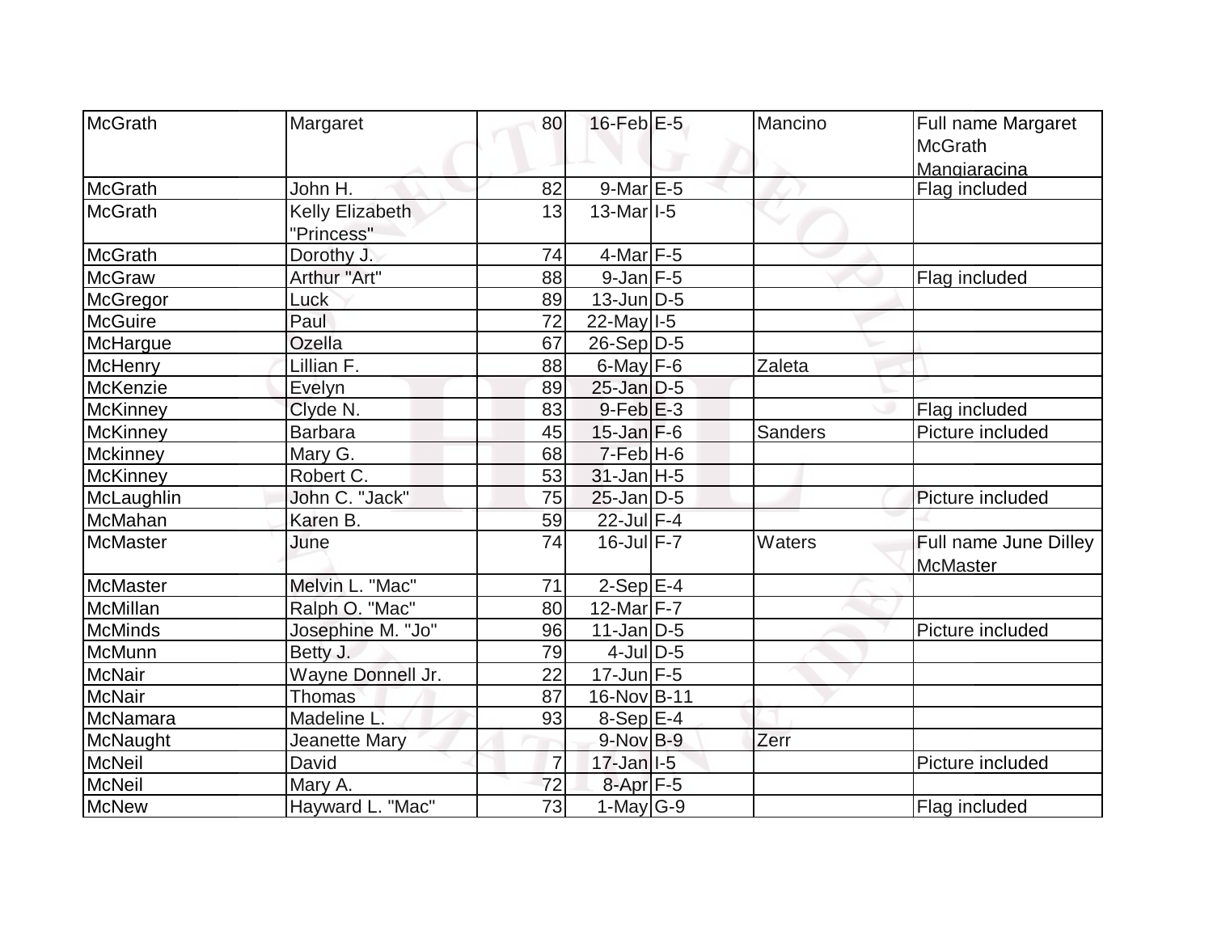| | | | | | | |
|---|---|---|---|---|---|---|
| McGrath | Margaret | 80 | 16-Feb | E-5 | Mancino | Full name Margaret McGrath Mangiaracina |
| McGrath | John H. | 82 | 9-Mar | E-5 | | Flag included |
| McGrath | Kelly Elizabeth "Princess" | 13 | 13-Mar | I-5 | | |
| McGrath | Dorothy J. | 74 | 4-Mar | F-5 | | |
| McGraw | Arthur "Art" | 88 | 9-Jan | F-5 | | Flag included |
| McGregor | Luck | 89 | 13-Jun | D-5 | | |
| McGuire | Paul | 72 | 22-May | I-5 | | |
| McHargue | Ozella | 67 | 26-Sep | D-5 | | |
| McHenry | Lillian F. | 88 | 6-May | F-6 | Zaleta | |
| McKenzie | Evelyn | 89 | 25-Jan | D-5 | | |
| McKinney | Clyde N. | 83 | 9-Feb | E-3 | | Flag included |
| McKinney | Barbara | 45 | 15-Jan | F-6 | Sanders | Picture included |
| Mckinney | Mary G. | 68 | 7-Feb | H-6 | | |
| McKinney | Robert C. | 53 | 31-Jan | H-5 | | |
| McLaughlin | John C. "Jack" | 75 | 25-Jan | D-5 | | Picture included |
| McMahan | Karen B. | 59 | 22-Jul | F-4 | | |
| McMaster | June | 74 | 16-Jul | F-7 | Waters | Full name June Dilley McMaster |
| McMaster | Melvin L. "Mac" | 71 | 2-Sep | E-4 | | |
| McMillan | Ralph O. "Mac" | 80 | 12-Mar | F-7 | | |
| McMinds | Josephine M. "Jo" | 96 | 11-Jan | D-5 | | Picture included |
| McMunn | Betty J. | 79 | 4-Jul | D-5 | | |
| McNair | Wayne Donnell Jr. | 22 | 17-Jun | F-5 | | |
| McNair | Thomas | 87 | 16-Nov | B-11 | | |
| McNamara | Madeline L. | 93 | 8-Sep | E-4 | | |
| McNaught | Jeanette Mary | | 9-Nov | B-9 | Zerr | |
| McNeil | David | 7 | 17-Jan | I-5 | | Picture included |
| McNeil | Mary A. | 72 | 8-Apr | F-5 | | |
| McNew | Hayward L. "Mac" | 73 | 1-May | G-9 | | Flag included |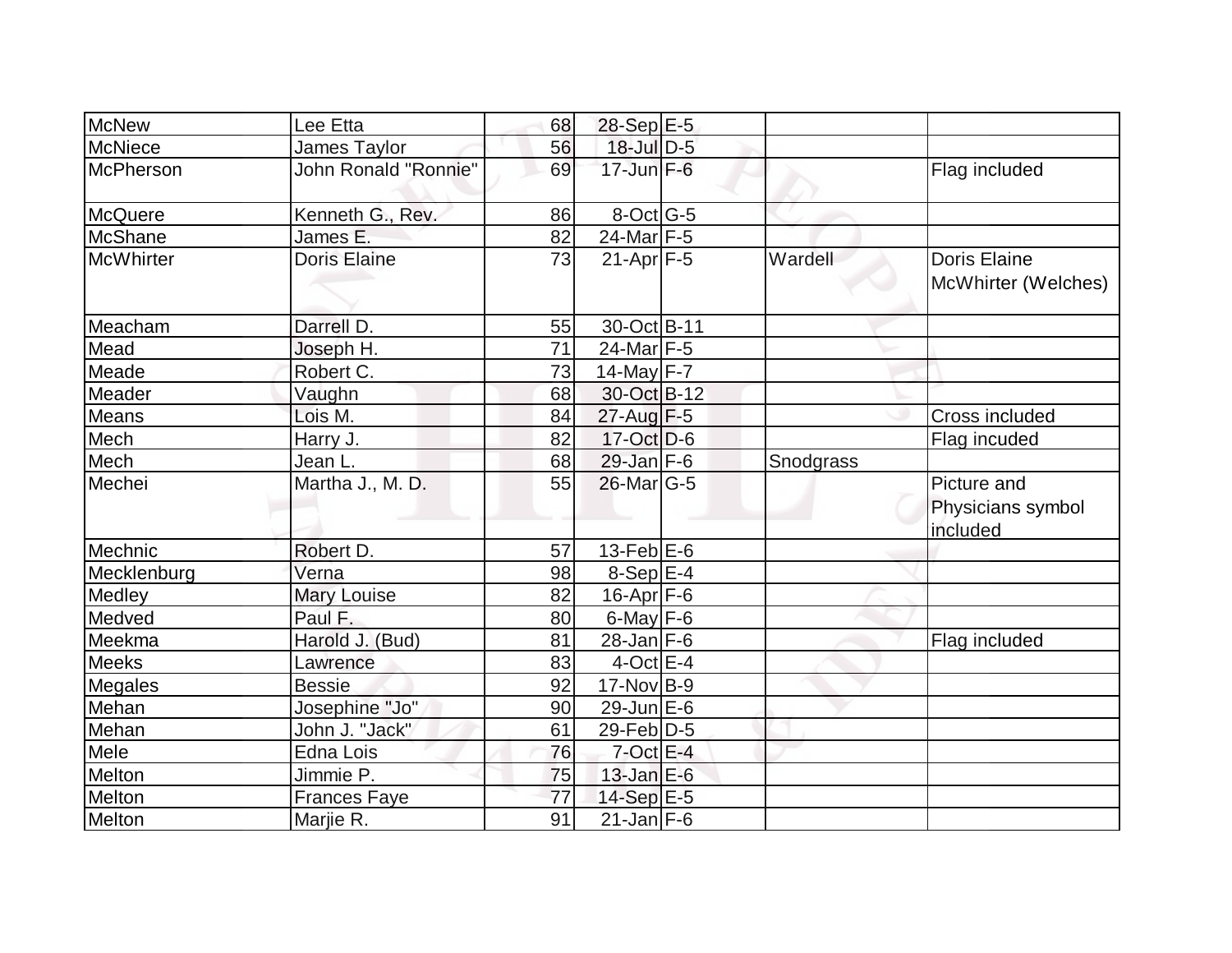| McNew | Lee Etta | 68 | 28-Sep | E-5 | | |
|---|---|---|---|---|---|---|
| McNiece | James Taylor | 56 | 18-Jul | D-5 | | |
| McPherson | John Ronald "Ronnie" | 69 | 17-Jun | F-6 | | Flag included |
| McQuere | Kenneth G., Rev. | 86 | 8-Oct | G-5 | | |
| McShane | James E. | 82 | 24-Mar | F-5 | | |
| McWhirter | Doris Elaine | 73 | 21-Apr | F-5 | Wardell | Doris Elaine McWhirter (Welches) |
| Meacham | Darrell D. | 55 | 30-Oct | B-11 | | |
| Mead | Joseph H. | 71 | 24-Mar | F-5 | | |
| Meade | Robert C. | 73 | 14-May | F-7 | | |
| Meader | Vaughn | 68 | 30-Oct | B-12 | | |
| Means | Lois M. | 84 | 27-Aug | F-5 | | Cross included |
| Mech | Harry J. | 82 | 17-Oct | D-6 | | Flag incuded |
| Mech | Jean L. | 68 | 29-Jan | F-6 | Snodgrass | |
| Mechei | Martha J., M. D. | 55 | 26-Mar | G-5 | | Picture and Physicians symbol included |
| Mechnic | Robert D. | 57 | 13-Feb | E-6 | | |
| Mecklenburg | Verna | 98 | 8-Sep | E-4 | | |
| Medley | Mary Louise | 82 | 16-Apr | F-6 | | |
| Medved | Paul F. | 80 | 6-May | F-6 | | |
| Meekma | Harold J. (Bud) | 81 | 28-Jan | F-6 | | Flag included |
| Meeks | Lawrence | 83 | 4-Oct | E-4 | | |
| Megales | Bessie | 92 | 17-Nov | B-9 | | |
| Mehan | Josephine "Jo" | 90 | 29-Jun | E-6 | | |
| Mehan | John J. "Jack" | 61 | 29-Feb | D-5 | | |
| Mele | Edna Lois | 76 | 7-Oct | E-4 | | |
| Melton | Jimmie P. | 75 | 13-Jan | E-6 | | |
| Melton | Frances Faye | 77 | 14-Sep | E-5 | | |
| Melton | Marjie R. | 91 | 21-Jan | F-6 | | |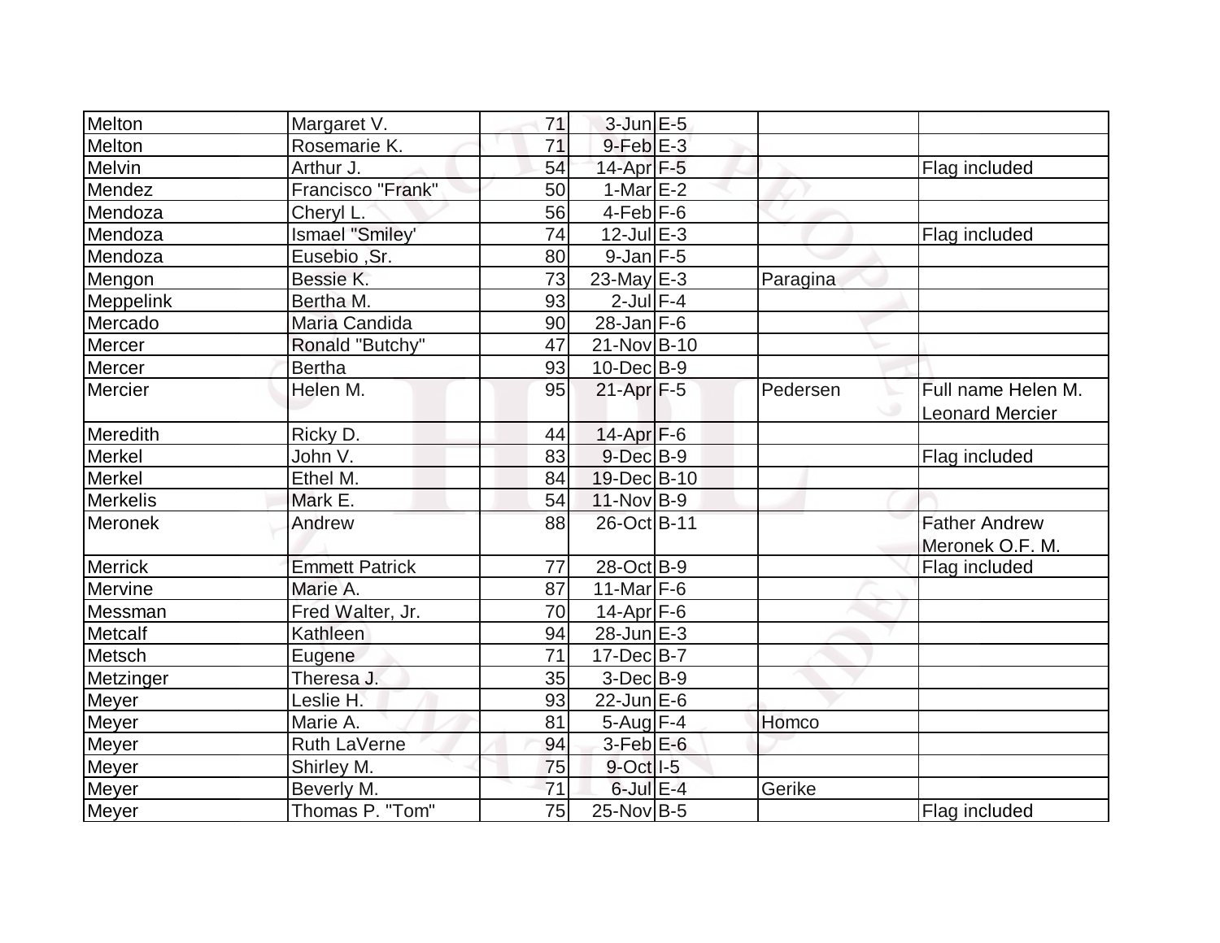| | | | | | | |
|---|---|---|---|---|---|---|
| Melton | Margaret V. | 71 | 3-Jun | E-5 | | |
| Melton | Rosemarie K. | 71 | 9-Feb | E-3 | | |
| Melvin | Arthur J. | 54 | 14-Apr | F-5 | | Flag included |
| Mendez | Francisco "Frank" | 50 | 1-Mar | E-2 | | |
| Mendoza | Cheryl L. | 56 | 4-Feb | F-6 | | |
| Mendoza | Ismael "Smiley' | 74 | 12-Jul | E-3 | | Flag included |
| Mendoza | Eusebio ,Sr. | 80 | 9-Jan | F-5 | | |
| Mengon | Bessie K. | 73 | 23-May | E-3 | Paragina | |
| Meppelink | Bertha M. | 93 | 2-Jul | F-4 | | |
| Mercado | Maria Candida | 90 | 28-Jan | F-6 | | |
| Mercer | Ronald "Butchy" | 47 | 21-Nov | B-10 | | |
| Mercer | Bertha | 93 | 10-Dec | B-9 | | |
| Mercier | Helen M. | 95 | 21-Apr | F-5 | Pedersen | Full name Helen M. Leonard Mercier |
| Meredith | Ricky D. | 44 | 14-Apr | F-6 | | |
| Merkel | John V. | 83 | 9-Dec | B-9 | | Flag included |
| Merkel | Ethel M. | 84 | 19-Dec | B-10 | | |
| Merkelis | Mark E. | 54 | 11-Nov | B-9 | | |
| Meronek | Andrew | 88 | 26-Oct | B-11 | | Father Andrew Meronek O.F. M. |
| Merrick | Emmett Patrick | 77 | 28-Oct | B-9 | | Flag included |
| Mervine | Marie A. | 87 | 11-Mar | F-6 | | |
| Messman | Fred Walter, Jr. | 70 | 14-Apr | F-6 | | |
| Metcalf | Kathleen | 94 | 28-Jun | E-3 | | |
| Metsch | Eugene | 71 | 17-Dec | B-7 | | |
| Metzinger | Theresa J. | 35 | 3-Dec | B-9 | | |
| Meyer | Leslie H. | 93 | 22-Jun | E-6 | | |
| Meyer | Marie A. | 81 | 5-Aug | F-4 | Homco | |
| Meyer | Ruth LaVerne | 94 | 3-Feb | E-6 | | |
| Meyer | Shirley M. | 75 | 9-Oct | I-5 | | |
| Meyer | Beverly M. | 71 | 6-Jul | E-4 | Gerike | |
| Meyer | Thomas P. "Tom" | 75 | 25-Nov | B-5 | | Flag included |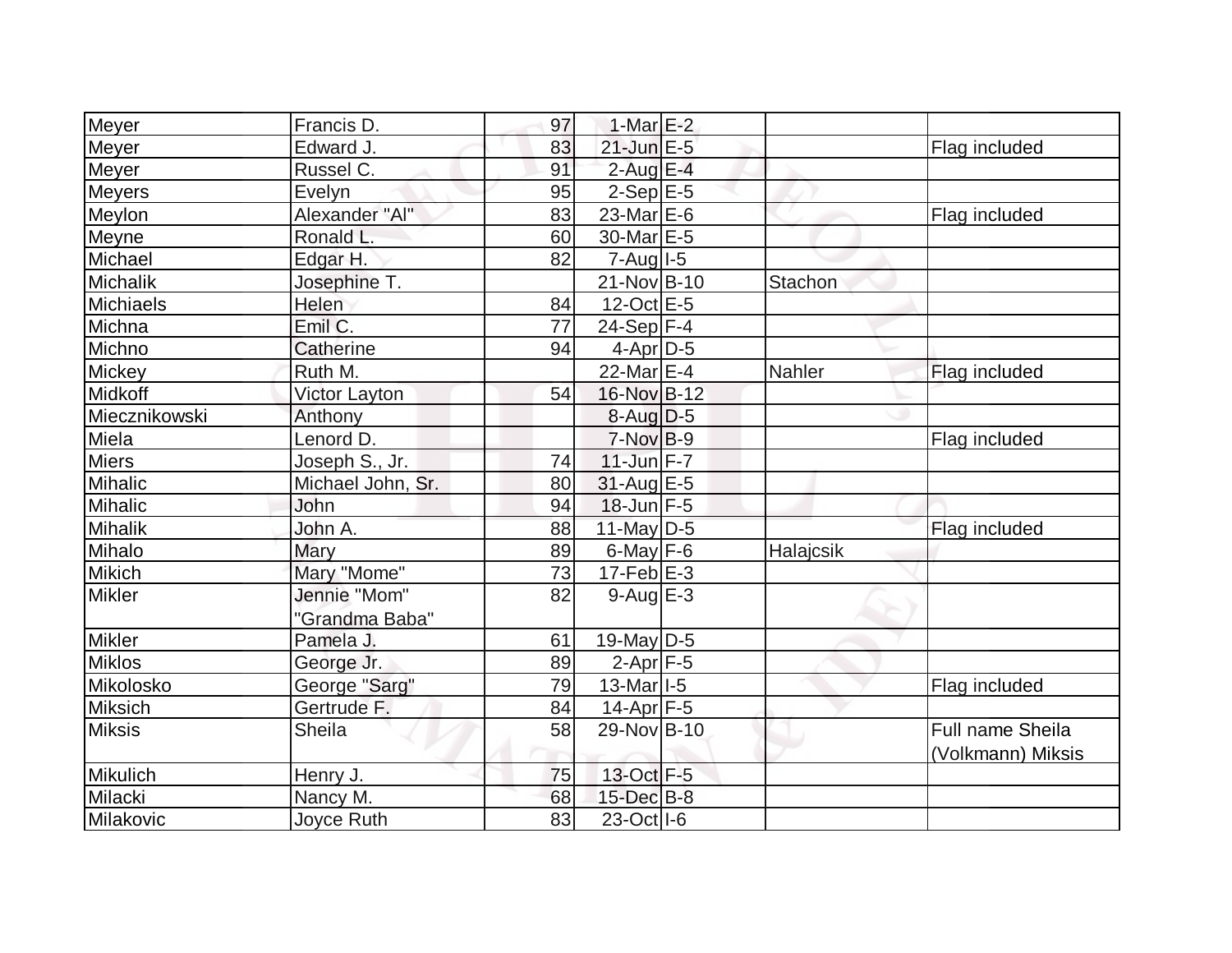| | | | | | | |
|---|---|---|---|---|---|---|
| Meyer | Francis D. | 97 | 1-Mar | E-2 | | |
| Meyer | Edward J. | 83 | 21-Jun | E-5 | | Flag included |
| Meyer | Russel C. | 91 | 2-Aug | E-4 | | |
| Meyers | Evelyn | 95 | 2-Sep | E-5 | | |
| Meylon | Alexander "Al" | 83 | 23-Mar | E-6 | | Flag included |
| Meyne | Ronald L. | 60 | 30-Mar | E-5 | | |
| Michael | Edgar H. | 82 | 7-Aug | I-5 | | |
| Michalik | Josephine T. | | 21-Nov | B-10 | Stachon | |
| Michiaels | Helen | 84 | 12-Oct | E-5 | | |
| Michna | Emil C. | 77 | 24-Sep | F-4 | | |
| Michno | Catherine | 94 | 4-Apr | D-5 | | |
| Mickey | Ruth M. | | 22-Mar | E-4 | Nahler | Flag included |
| Midkoff | Victor Layton | 54 | 16-Nov | B-12 | | |
| Miecznikowski | Anthony | | 8-Aug | D-5 | | |
| Miela | Lenord D. | | 7-Nov | B-9 | | Flag included |
| Miers | Joseph S., Jr. | 74 | 11-Jun | F-7 | | |
| Mihalic | Michael John, Sr. | 80 | 31-Aug | E-5 | | |
| Mihalic | John | 94 | 18-Jun | F-5 | | |
| Mihalik | John A. | 88 | 11-May | D-5 | | Flag included |
| Mihalo | Mary | 89 | 6-May | F-6 | Halajcsik | |
| Mikich | Mary "Mome" | 73 | 17-Feb | E-3 | | |
| Mikler | Jennie "Mom" "Grandma Baba" | 82 | 9-Aug | E-3 | | |
| Mikler | Pamela J. | 61 | 19-May | D-5 | | |
| Miklos | George Jr. | 89 | 2-Apr | F-5 | | |
| Mikolosko | George "Sarg" | 79 | 13-Mar | I-5 | | Flag included |
| Miksich | Gertrude F. | 84 | 14-Apr | F-5 | | |
| Miksis | Sheila | 58 | 29-Nov | B-10 | | Full name Sheila (Volkmann) Miksis |
| Mikulich | Henry J. | 75 | 13-Oct | F-5 | | |
| Milacki | Nancy M. | 68 | 15-Dec | B-8 | | |
| Milakovic | Joyce Ruth | 83 | 23-Oct | I-6 | | |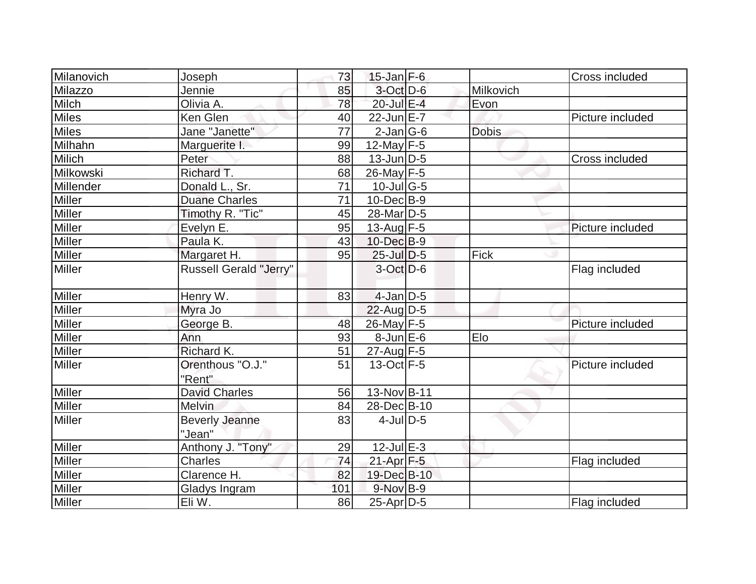| | | | | | | |
|---|---|---|---|---|---|---|
| Milanovich | Joseph | 73 | 15-Jan | F-6 | | Cross included |
| Milazzo | Jennie | 85 | 3-Oct | D-6 | Milkovich | |
| Milch | Olivia A. | 78 | 20-Jul | E-4 | Evon | |
| Miles | Ken Glen | 40 | 22-Jun | E-7 | | Picture included |
| Miles | Jane "Janette" | 77 | 2-Jan | G-6 | Dobis | |
| Milhahn | Marguerite I. | 99 | 12-May | F-5 | | |
| Milich | Peter | 88 | 13-Jun | D-5 | | Cross included |
| Milkowski | Richard T. | 68 | 26-May | F-5 | | |
| Millender | Donald L., Sr. | 71 | 10-Jul | G-5 | | |
| Miller | Duane Charles | 71 | 10-Dec | B-9 | | |
| Miller | Timothy R. "Tic" | 45 | 28-Mar | D-5 | | |
| Miller | Evelyn E. | 95 | 13-Aug | F-5 | | Picture included |
| Miller | Paula K. | 43 | 10-Dec | B-9 | | |
| Miller | Margaret H. | 95 | 25-Jul | D-5 | Fick | |
| Miller | Russell Gerald "Jerry" | | 3-Oct | D-6 | | Flag included |
| Miller | Henry W. | 83 | 4-Jan | D-5 | | |
| Miller | Myra Jo | | 22-Aug | D-5 | | |
| Miller | George B. | 48 | 26-May | F-5 | | Picture included |
| Miller | Ann | 93 | 8-Jun | E-6 | Elo | |
| Miller | Richard K. | 51 | 27-Aug | F-5 | | |
| Miller | Orenthous "O.J." "Rent" | 51 | 13-Oct | F-5 | | Picture included |
| Miller | David Charles | 56 | 13-Nov | B-11 | | |
| Miller | Melvin | 84 | 28-Dec | B-10 | | |
| Miller | Beverly Jeanne "Jean" | 83 | 4-Jul | D-5 | | |
| Miller | Anthony J. "Tony" | 29 | 12-Jul | E-3 | | |
| Miller | Charles | 74 | 21-Apr | F-5 | | Flag included |
| Miller | Clarence H. | 82 | 19-Dec | B-10 | | |
| Miller | Gladys Ingram | 101 | 9-Nov | B-9 | | |
| Miller | Eli W. | 86 | 25-Apr | D-5 | | Flag included |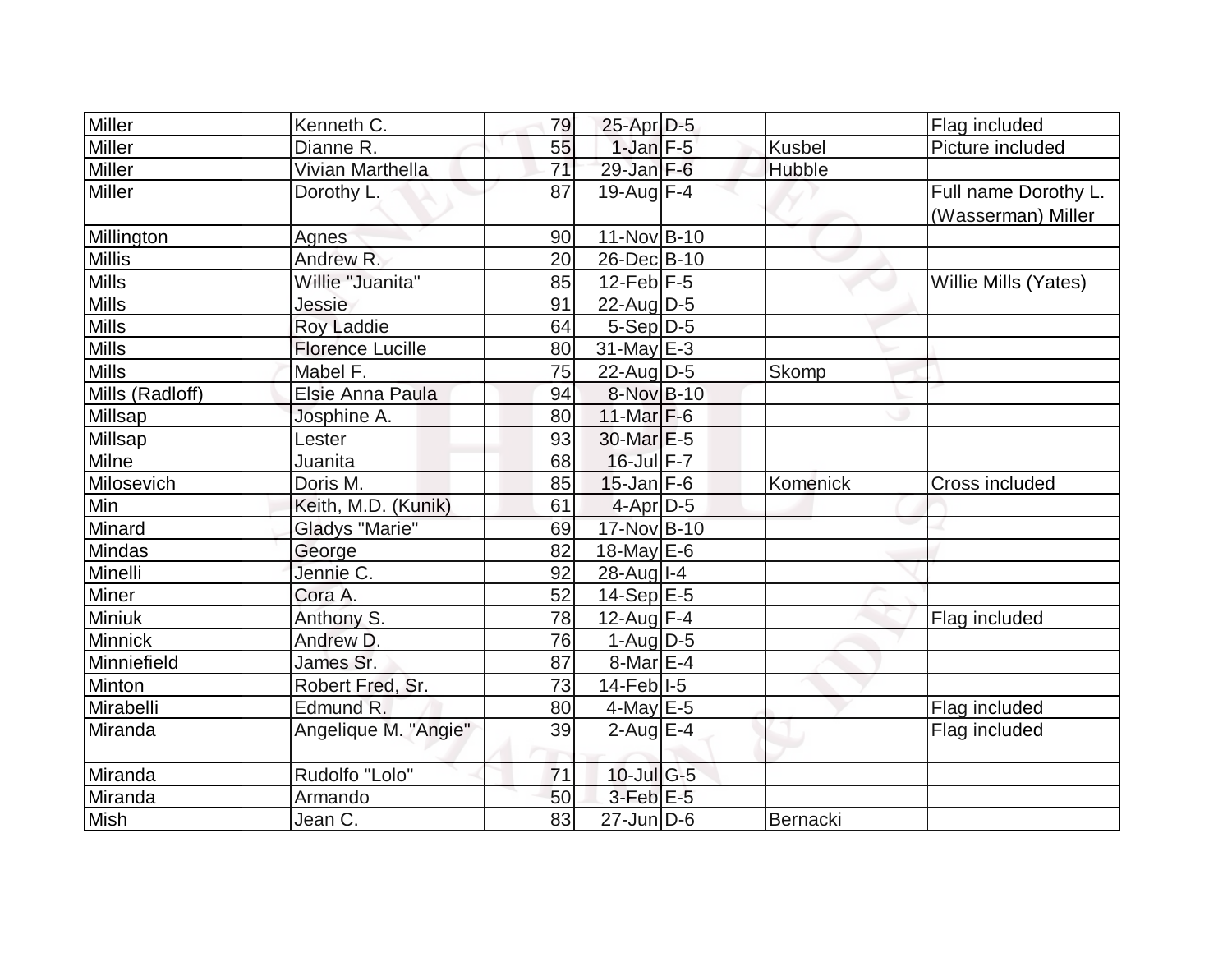| | | | | | | |
|---|---|---|---|---|---|---|
| Miller | Kenneth C. | 79 | 25-Apr | D-5 | | Flag included |
| Miller | Dianne R. | 55 | 1-Jan | F-5 | Kusbel | Picture included |
| Miller | Vivian Marthella | 71 | 29-Jan | F-6 | Hubble | |
| Miller | Dorothy L. | 87 | 19-Aug | F-4 | | Full name Dorothy L. (Wasserman) Miller |
| Millington | Agnes | 90 | 11-Nov | B-10 | | |
| Millis | Andrew R. | 20 | 26-Dec | B-10 | | |
| Mills | Willie "Juanita" | 85 | 12-Feb | F-5 | | Willie Mills (Yates) |
| Mills | Jessie | 91 | 22-Aug | D-5 | | |
| Mills | Roy Laddie | 64 | 5-Sep | D-5 | | |
| Mills | Florence Lucille | 80 | 31-May | E-3 | | |
| Mills | Mabel F. | 75 | 22-Aug | D-5 | Skomp | |
| Mills (Radloff) | Elsie Anna Paula | 94 | 8-Nov | B-10 | | |
| Millsap | Josphine A. | 80 | 11-Mar | F-6 | | |
| Millsap | Lester | 93 | 30-Mar | E-5 | | |
| Milne | Juanita | 68 | 16-Jul | F-7 | | |
| Milosevich | Doris M. | 85 | 15-Jan | F-6 | Komenick | Cross included |
| Min | Keith, M.D. (Kunik) | 61 | 4-Apr | D-5 | | |
| Minard | Gladys "Marie" | 69 | 17-Nov | B-10 | | |
| Mindas | George | 82 | 18-May | E-6 | | |
| Minelli | Jennie C. | 92 | 28-Aug | I-4 | | |
| Miner | Cora A. | 52 | 14-Sep | E-5 | | |
| Miniuk | Anthony S. | 78 | 12-Aug | F-4 | | Flag included |
| Minnick | Andrew D. | 76 | 1-Aug | D-5 | | |
| Minniefield | James Sr. | 87 | 8-Mar | E-4 | | |
| Minton | Robert Fred, Sr. | 73 | 14-Feb | I-5 | | |
| Mirabelli | Edmund R. | 80 | 4-May | E-5 | | Flag included |
| Miranda | Angelique M. "Angie" | 39 | 2-Aug | E-4 | | Flag included |
| Miranda | Rudolfo "Lolo" | 71 | 10-Jul | G-5 | | |
| Miranda | Armando | 50 | 3-Feb | E-5 | | |
| Mish | Jean C. | 83 | 27-Jun | D-6 | Bernacki | |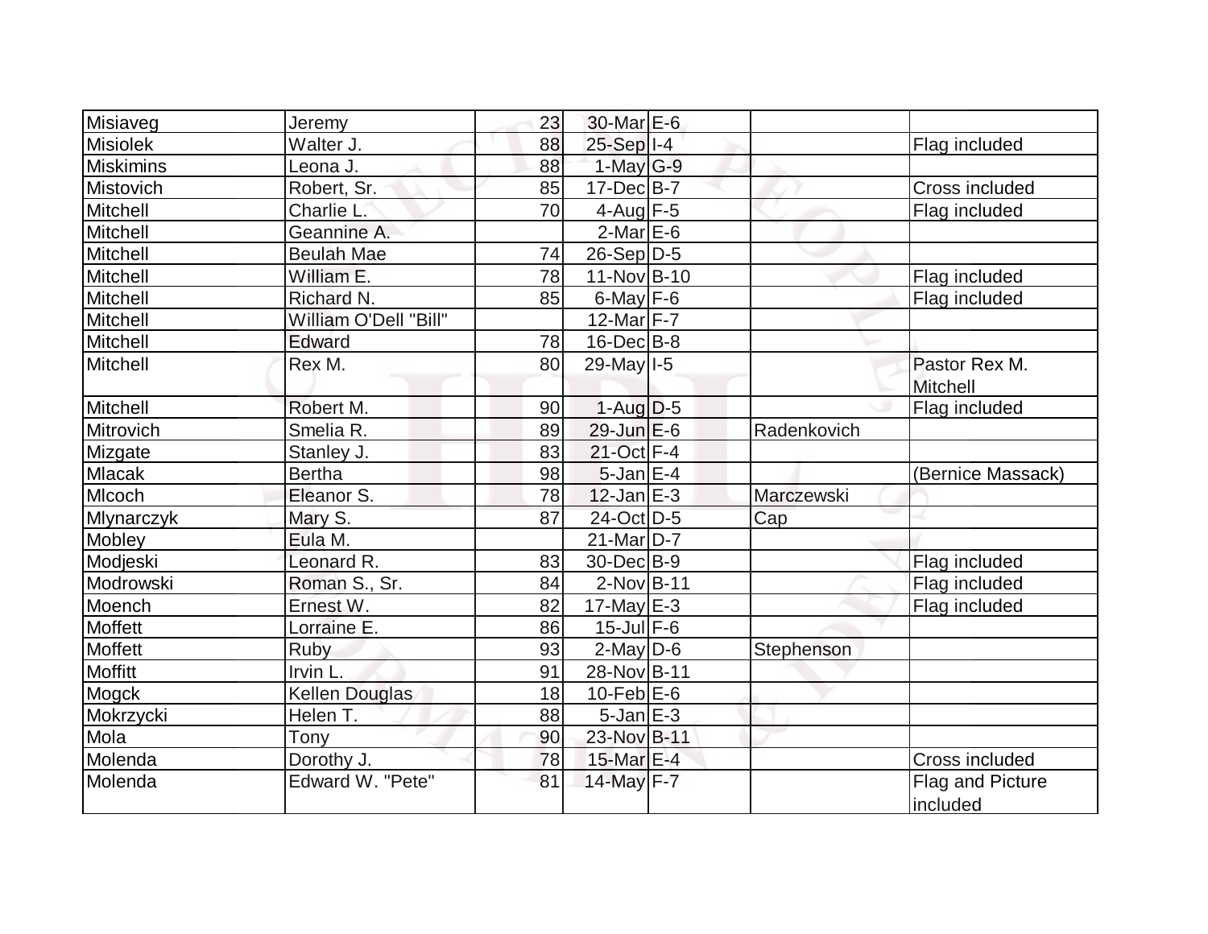| | | | | | | |
|---|---|---|---|---|---|---|
| Misiaveg | Jeremy | 23 | 30-Mar | E-6 | | |
| Misiolek | Walter J. | 88 | 25-Sep | I-4 | | Flag included |
| Miskimins | Leona J. | 88 | 1-May | G-9 | | |
| Mistovich | Robert, Sr. | 85 | 17-Dec | B-7 | | Cross included |
| Mitchell | Charlie L. | 70 | 4-Aug | F-5 | | Flag included |
| Mitchell | Geannine A. | | 2-Mar | E-6 | | |
| Mitchell | Beulah Mae | 74 | 26-Sep | D-5 | | |
| Mitchell | William E. | 78 | 11-Nov | B-10 | | Flag included |
| Mitchell | Richard N. | 85 | 6-May | F-6 | | Flag included |
| Mitchell | William O'Dell "Bill" | | 12-Mar | F-7 | | |
| Mitchell | Edward | 78 | 16-Dec | B-8 | | |
| Mitchell | Rex M. | 80 | 29-May | I-5 | | Pastor Rex M. Mitchell |
| Mitchell | Robert M. | 90 | 1-Aug | D-5 | | Flag included |
| Mitrovich | Smelia R. | 89 | 29-Jun | E-6 | Radenkovich | |
| Mizgate | Stanley J. | 83 | 21-Oct | F-4 | | |
| Mlacak | Bertha | 98 | 5-Jan | E-4 | | (Bernice Massack) |
| Mlcoch | Eleanor S. | 78 | 12-Jan | E-3 | Marczewski | |
| Mlynarczyk | Mary S. | 87 | 24-Oct | D-5 | Cap | |
| Mobley | Eula M. | | 21-Mar | D-7 | | |
| Modjeski | Leonard R. | 83 | 30-Dec | B-9 | | Flag included |
| Modrowski | Roman S., Sr. | 84 | 2-Nov | B-11 | | Flag included |
| Moench | Ernest W. | 82 | 17-May | E-3 | | Flag included |
| Moffett | Lorraine E. | 86 | 15-Jul | F-6 | | |
| Moffett | Ruby | 93 | 2-May | D-6 | Stephenson | |
| Moffitt | Irvin L. | 91 | 28-Nov | B-11 | | |
| Mogck | Kellen Douglas | 18 | 10-Feb | E-6 | | |
| Mokrzycki | Helen T. | 88 | 5-Jan | E-3 | | |
| Mola | Tony | 90 | 23-Nov | B-11 | | |
| Molenda | Dorothy J. | 78 | 15-Mar | E-4 | | Cross included |
| Molenda | Edward W. "Pete" | 81 | 14-May | F-7 | | Flag and Picture included |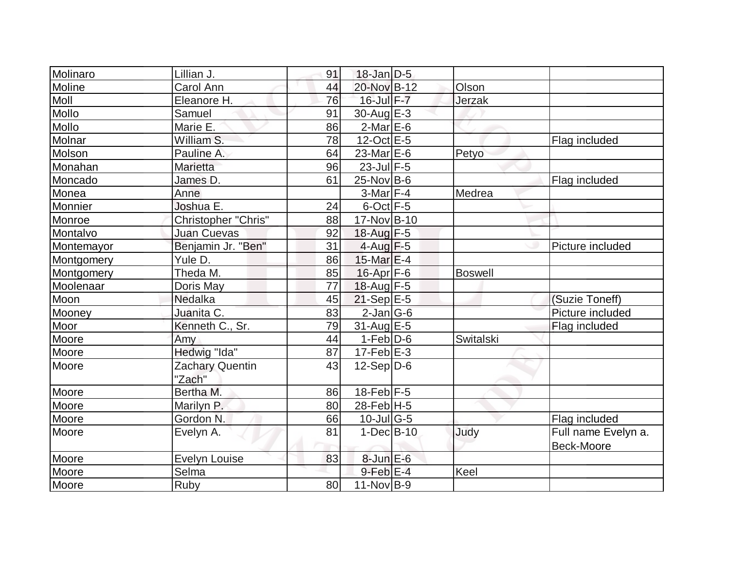| | | | | | | |
|---|---|---|---|---|---|---|
| Molinaro | Lillian J. | 91 | 18-Jan | D-5 | | |
| Moline | Carol Ann | 44 | 20-Nov | B-12 | Olson | |
| Moll | Eleanore H. | 76 | 16-Jul | F-7 | Jerzak | |
| Mollo | Samuel | 91 | 30-Aug | E-3 | | |
| Mollo | Marie E. | 86 | 2-Mar | E-6 | | |
| Molnar | William S. | 78 | 12-Oct | E-5 | | Flag included |
| Molson | Pauline A. | 64 | 23-Mar | E-6 | Petyo | |
| Monahan | Marietta | 96 | 23-Jul | F-5 | | |
| Moncado | James D. | 61 | 25-Nov | B-6 | | Flag included |
| Monea | Anne | | 3-Mar | F-4 | Medrea | |
| Monnier | Joshua E. | 24 | 6-Oct | F-5 | | |
| Monroe | Christopher "Chris" | 88 | 17-Nov | B-10 | | |
| Montalvo | Juan Cuevas | 92 | 18-Aug | F-5 | | |
| Montemayor | Benjamin Jr. "Ben" | 31 | 4-Aug | F-5 | | Picture included |
| Montgomery | Yule D. | 86 | 15-Mar | E-4 | | |
| Montgomery | Theda M. | 85 | 16-Apr | F-6 | Boswell | |
| Moolenaar | Doris May | 77 | 18-Aug | F-5 | | |
| Moon | Nedalka | 45 | 21-Sep | E-5 | | (Suzie Toneff) |
| Mooney | Juanita C. | 83 | 2-Jan | G-6 | | Picture included |
| Moor | Kenneth C., Sr. | 79 | 31-Aug | E-5 | | Flag included |
| Moore | Amy | 44 | 1-Feb | D-6 | Switalski | |
| Moore | Hedwig "Ida" | 87 | 17-Feb | E-3 | | |
| Moore | Zachary Quentin "Zach" | 43 | 12-Sep | D-6 | | |
| Moore | Bertha M. | 86 | 18-Feb | F-5 | | |
| Moore | Marilyn P. | 80 | 28-Feb | H-5 | | |
| Moore | Gordon N. | 66 | 10-Jul | G-5 | | Flag included |
| Moore | Evelyn A. | 81 | 1-Dec | B-10 | Judy | Full name Evelyn a. Beck-Moore |
| Moore | Evelyn Louise | 83 | 8-Jun | E-6 | | |
| Moore | Selma | | 9-Feb | E-4 | Keel | |
| Moore | Ruby | 80 | 11-Nov | B-9 | | |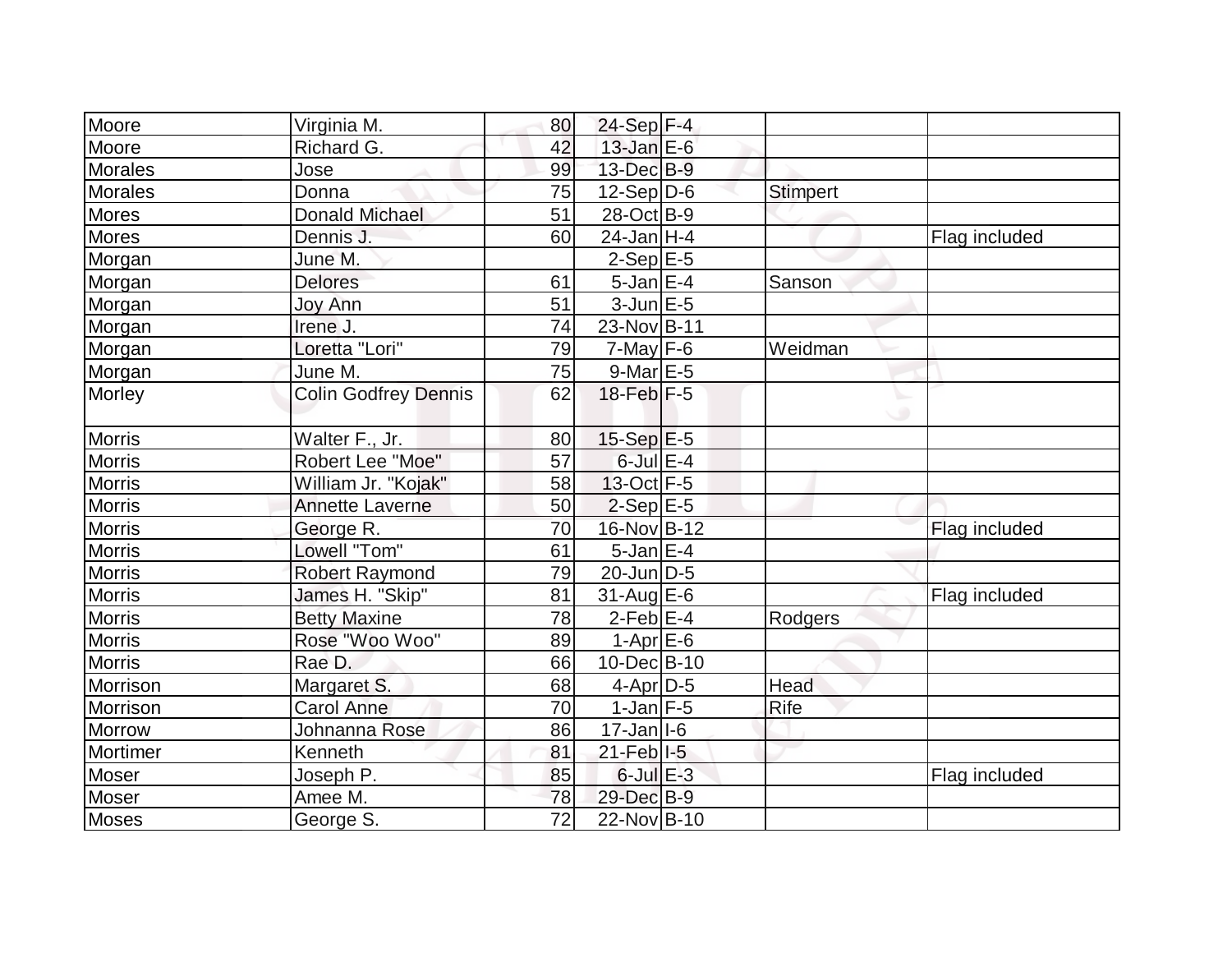| Moore | Virginia M. | 80 | 24-Sep | F-4 | | |
|---|---|---|---|---|---|---|
| Moore | Richard G. | 42 | 13-Jan | E-6 | | |
| Morales | Jose | 99 | 13-Dec | B-9 | | |
| Morales | Donna | 75 | 12-Sep | D-6 | Stimpert | |
| Mores | Donald Michael | 51 | 28-Oct | B-9 | | |
| Mores | Dennis J. | 60 | 24-Jan | H-4 | | Flag included |
| Morgan | June M. | | 2-Sep | E-5 | | |
| Morgan | Delores | 61 | 5-Jan | E-4 | Sanson | |
| Morgan | Joy Ann | 51 | 3-Jun | E-5 | | |
| Morgan | Irene J. | 74 | 23-Nov | B-11 | | |
| Morgan | Loretta "Lori" | 79 | 7-May | F-6 | Weidman | |
| Morgan | June M. | 75 | 9-Mar | E-5 | | |
| Morley | Colin Godfrey Dennis | 62 | 18-Feb | F-5 | | |
| Morris | Walter F., Jr. | 80 | 15-Sep | E-5 | | |
| Morris | Robert Lee "Moe" | 57 | 6-Jul | E-4 | | |
| Morris | William Jr. "Kojak" | 58 | 13-Oct | F-5 | | |
| Morris | Annette Laverne | 50 | 2-Sep | E-5 | | |
| Morris | George R. | 70 | 16-Nov | B-12 | | Flag included |
| Morris | Lowell "Tom" | 61 | 5-Jan | E-4 | | |
| Morris | Robert Raymond | 79 | 20-Jun | D-5 | | |
| Morris | James H. "Skip" | 81 | 31-Aug | E-6 | | Flag included |
| Morris | Betty Maxine | 78 | 2-Feb | E-4 | Rodgers | |
| Morris | Rose "Woo Woo" | 89 | 1-Apr | E-6 | | |
| Morris | Rae D. | 66 | 10-Dec | B-10 | | |
| Morrison | Margaret S. | 68 | 4-Apr | D-5 | Head | |
| Morrison | Carol Anne | 70 | 1-Jan | F-5 | Rife | |
| Morrow | Johnanna Rose | 86 | 17-Jan | I-6 | | |
| Mortimer | Kenneth | 81 | 21-Feb | I-5 | | |
| Moser | Joseph P. | 85 | 6-Jul | E-3 | | Flag included |
| Moser | Amee M. | 78 | 29-Dec | B-9 | | |
| Moses | George S. | 72 | 22-Nov | B-10 | | |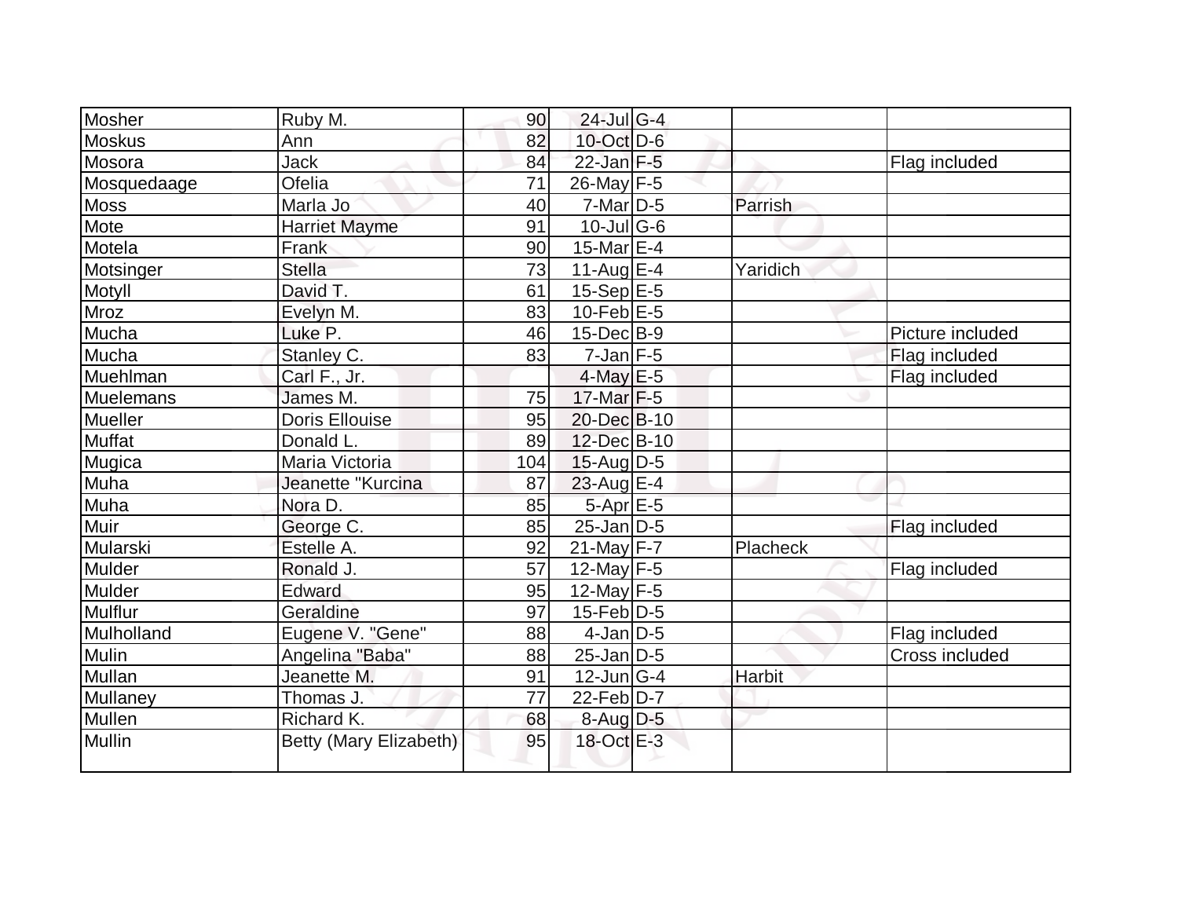| Mosher | Ruby M. | 90 | 24-Jul | G-4 | | |
|---|---|---|---|---|---|---|
| Moskus | Ann | 82 | 10-Oct | D-6 | | |
| Mosora | Jack | 84 | 22-Jan | F-5 | | Flag included |
| Mosquedaage | Ofelia | 71 | 26-May | F-5 | | |
| Moss | Marla Jo | 40 | 7-Mar | D-5 | Parrish | |
| Mote | Harriet Mayme | 91 | 10-Jul | G-6 | | |
| Motela | Frank | 90 | 15-Mar | E-4 | | |
| Motsinger | Stella | 73 | 11-Aug | E-4 | Yaridich | |
| Motyll | David T. | 61 | 15-Sep | E-5 | | |
| Mroz | Evelyn M. | 83 | 10-Feb | E-5 | | |
| Mucha | Luke P. | 46 | 15-Dec | B-9 | | Picture included |
| Mucha | Stanley C. | 83 | 7-Jan | F-5 | | Flag included |
| Muehlman | Carl F., Jr. | | 4-May | E-5 | | Flag included |
| Muelemans | James M. | 75 | 17-Mar | F-5 | | |
| Mueller | Doris Ellouise | 95 | 20-Dec | B-10 | | |
| Muffat | Donald L. | 89 | 12-Dec | B-10 | | |
| Mugica | Maria Victoria | 104 | 15-Aug | D-5 | | |
| Muha | Jeanette "Kurcina | 87 | 23-Aug | E-4 | | |
| Muha | Nora D. | 85 | 5-Apr | E-5 | | |
| Muir | George C. | 85 | 25-Jan | D-5 | | Flag included |
| Mularski | Estelle A. | 92 | 21-May | F-7 | Placheck | |
| Mulder | Ronald J. | 57 | 12-May | F-5 | | Flag included |
| Mulder | Edward | 95 | 12-May | F-5 | | |
| Mulflur | Geraldine | 97 | 15-Feb | D-5 | | |
| Mulholland | Eugene V. "Gene" | 88 | 4-Jan | D-5 | | Flag included |
| Mulin | Angelina "Baba" | 88 | 25-Jan | D-5 | | Cross included |
| Mullan | Jeanette M. | 91 | 12-Jun | G-4 | Harbit | |
| Mullaney | Thomas J. | 77 | 22-Feb | D-7 | | |
| Mullen | Richard K. | 68 | 8-Aug | D-5 | | |
| Mullin | Betty (Mary Elizabeth) | 95 | 18-Oct | E-3 | | |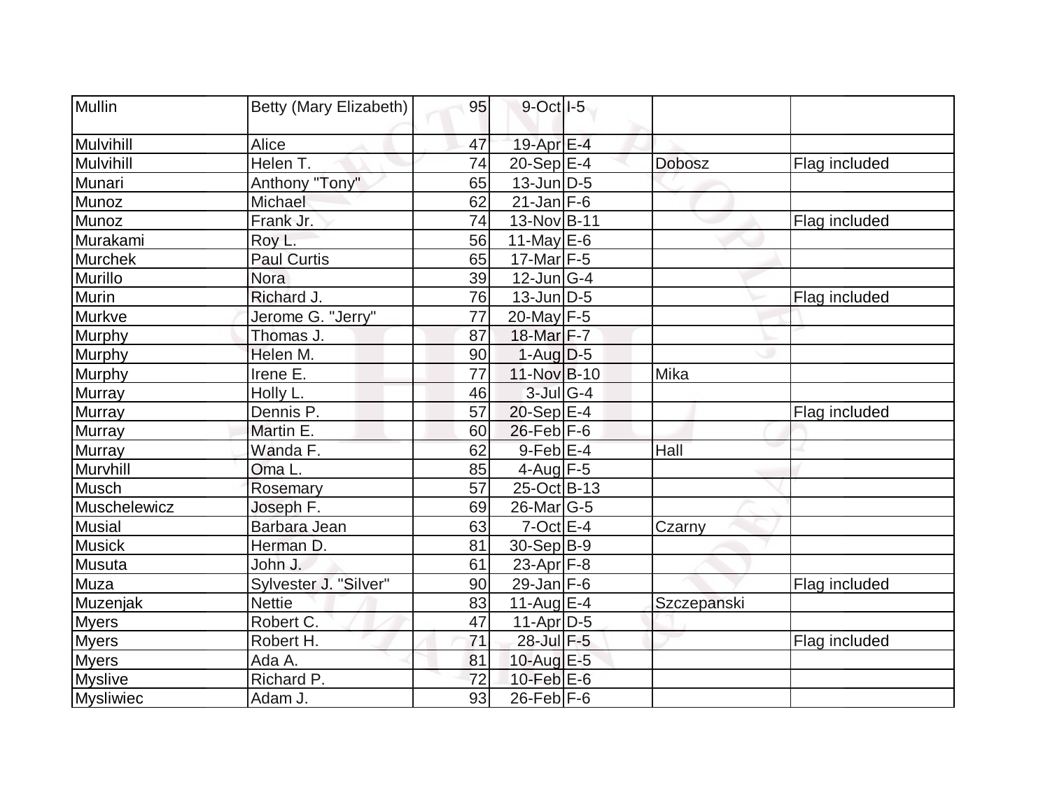| Mullin | Betty (Mary Elizabeth) | 95 | 9-Oct | I-5 | | |
|---|---|---|---|---|---|---|
| Mulvihill | Alice | 47 | 19-Apr | E-4 | | |
| Mulvihill | Helen T. | 74 | 20-Sep | E-4 | Dobosz | Flag included |
| Munari | Anthony "Tony" | 65 | 13-Jun | D-5 | | |
| Munoz | Michael | 62 | 21-Jan | F-6 | | |
| Munoz | Frank Jr. | 74 | 13-Nov | B-11 | | Flag included |
| Murakami | Roy L. | 56 | 11-May | E-6 | | |
| Murchek | Paul Curtis | 65 | 17-Mar | F-5 | | |
| Murillo | Nora | 39 | 12-Jun | G-4 | | |
| Murin | Richard J. | 76 | 13-Jun | D-5 | | Flag included |
| Murkve | Jerome G. "Jerry" | 77 | 20-May | F-5 | | |
| Murphy | Thomas J. | 87 | 18-Mar | F-7 | | |
| Murphy | Helen M. | 90 | 1-Aug | D-5 | | |
| Murphy | Irene E. | 77 | 11-Nov | B-10 | Mika | |
| Murray | Holly L. | 46 | 3-Jul | G-4 | | |
| Murray | Dennis P. | 57 | 20-Sep | E-4 | | Flag included |
| Murray | Martin E. | 60 | 26-Feb | F-6 | | |
| Murray | Wanda F. | 62 | 9-Feb | E-4 | Hall | |
| Murvhill | Oma L. | 85 | 4-Aug | F-5 | | |
| Musch | Rosemary | 57 | 25-Oct | B-13 | | |
| Muschelewicz | Joseph F. | 69 | 26-Mar | G-5 | | |
| Musial | Barbara Jean | 63 | 7-Oct | E-4 | Czarny | |
| Musick | Herman D. | 81 | 30-Sep | B-9 | | |
| Musuta | John J. | 61 | 23-Apr | F-8 | | |
| Muza | Sylvester J. "Silver" | 90 | 29-Jan | F-6 | | Flag included |
| Muzenjak | Nettie | 83 | 11-Aug | E-4 | Szczepanski | |
| Myers | Robert C. | 47 | 11-Apr | D-5 | | |
| Myers | Robert H. | 71 | 28-Jul | F-5 | | Flag included |
| Myers | Ada A. | 81 | 10-Aug | E-5 | | |
| Myslive | Richard P. | 72 | 10-Feb | E-6 | | |
| Mysliwiec | Adam J. | 93 | 26-Feb | F-6 | | |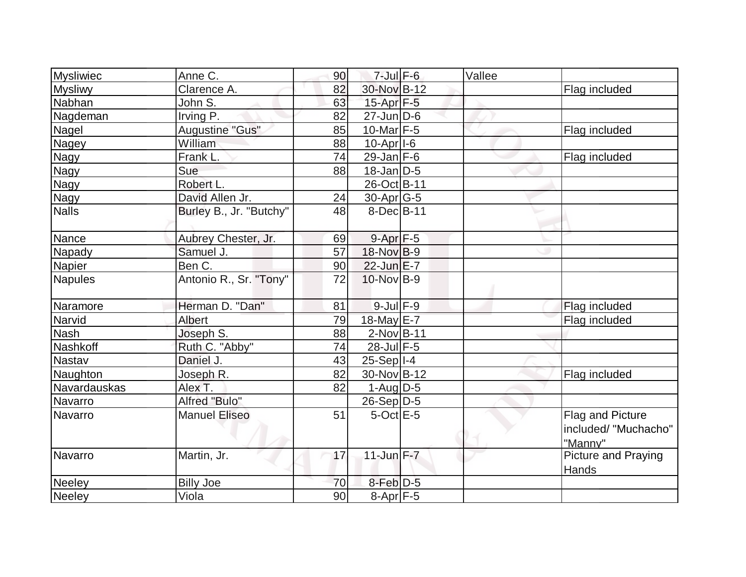| | | | | | | |
|---|---|---|---|---|---|---|
| Mysliwiec | Anne C. | 90 | 7-Jul | F-6 | Vallee | |
| Mysliwy | Clarence A. | 82 | 30-Nov | B-12 | | Flag included |
| Nabhan | John S. | 63 | 15-Apr | F-5 | | |
| Nagdeman | Irving P. | 82 | 27-Jun | D-6 | | |
| Nagel | Augustine "Gus" | 85 | 10-Mar | F-5 | | Flag included |
| Nagey | William | 88 | 10-Apr | I-6 | | |
| Nagy | Frank L. | 74 | 29-Jan | F-6 | | Flag included |
| Nagy | Sue | 88 | 18-Jan | D-5 | | |
| Nagy | Robert L. | | 26-Oct | B-11 | | |
| Nagy | David Allen Jr. | 24 | 30-Apr | G-5 | | |
| Nalls | Burley B., Jr. "Butchy" | 48 | 8-Dec | B-11 | | |
| Nance | Aubrey Chester, Jr. | 69 | 9-Apr | F-5 | | |
| Napady | Samuel J. | 57 | 18-Nov | B-9 | | |
| Napier | Ben C. | 90 | 22-Jun | E-7 | | |
| Napules | Antonio R., Sr. "Tony" | 72 | 10-Nov | B-9 | | |
| Naramore | Herman D. "Dan" | 81 | 9-Jul | F-9 | | Flag included |
| Narvid | Albert | 79 | 18-May | E-7 | | Flag included |
| Nash | Joseph S. | 88 | 2-Nov | B-11 | | |
| Nashkoff | Ruth C. "Abby" | 74 | 28-Jul | F-5 | | |
| Nastav | Daniel J. | 43 | 25-Sep | I-4 | | |
| Naughton | Joseph R. | 82 | 30-Nov | B-12 | | Flag included |
| Navardauskas | Alex T. | 82 | 1-Aug | D-5 | | |
| Navarro | Alfred "Bulo" | | 26-Sep | D-5 | | |
| Navarro | Manuel Eliseo | 51 | 5-Oct | E-5 | | Flag and Picture included/ "Muchacho" "Manny" |
| Navarro | Martin, Jr. | 17 | 11-Jun | F-7 | | Picture and Praying Hands |
| Neeley | Billy Joe | 70 | 8-Feb | D-5 | | |
| Neeley | Viola | 90 | 8-Apr | F-5 | | |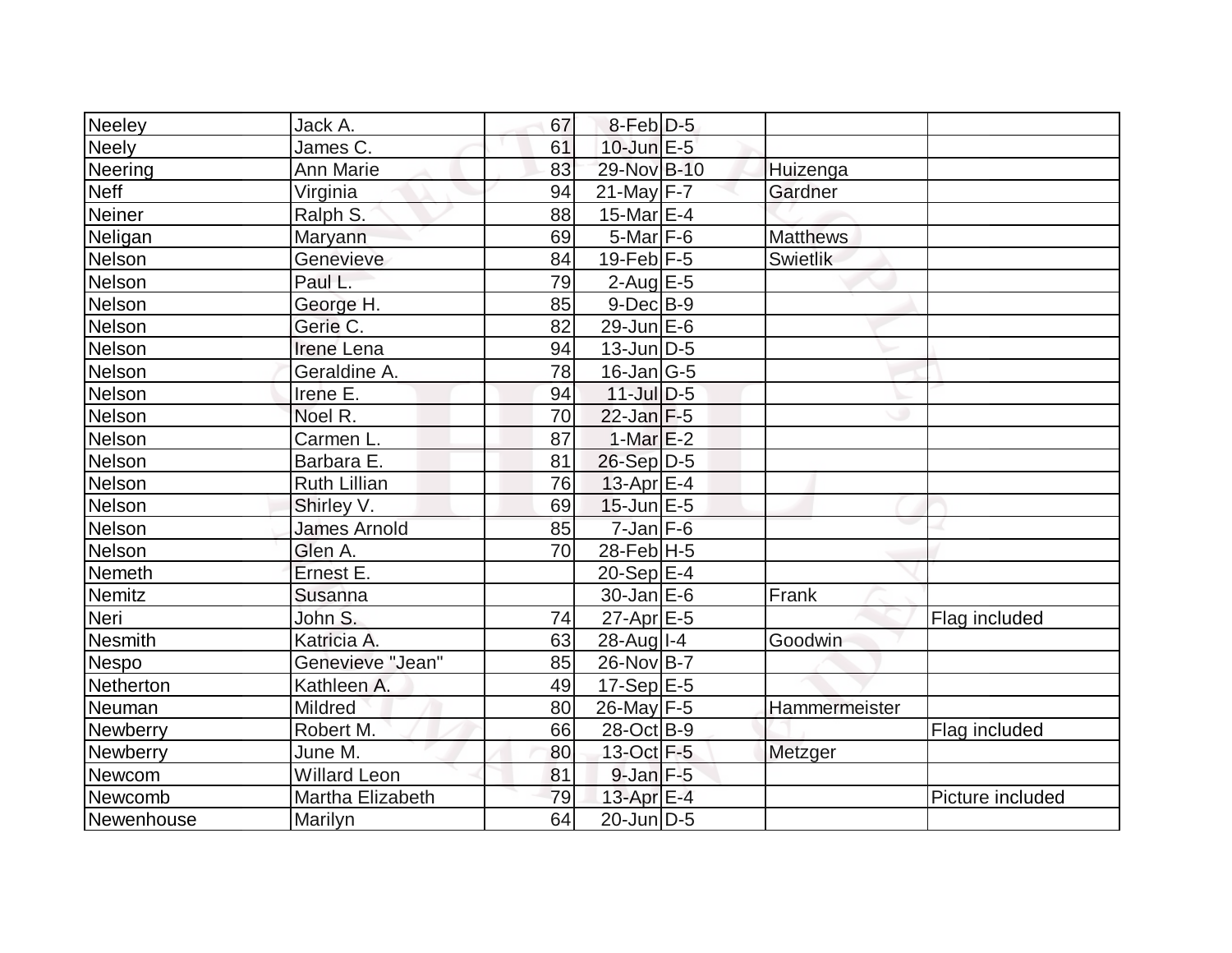| | | | | | | |
|---|---|---|---|---|---|---|
| Neeley | Jack A. | 67 | 8-Feb | D-5 | | |
| Neely | James C. | 61 | 10-Jun | E-5 | | |
| Neering | Ann Marie | 83 | 29-Nov | B-10 | Huizenga | |
| Neff | Virginia | 94 | 21-May | F-7 | Gardner | |
| Neiner | Ralph S. | 88 | 15-Mar | E-4 | | |
| Neligan | Maryann | 69 | 5-Mar | F-6 | Matthews | |
| Nelson | Genevieve | 84 | 19-Feb | F-5 | Swietlik | |
| Nelson | Paul L. | 79 | 2-Aug | E-5 | | |
| Nelson | George H. | 85 | 9-Dec | B-9 | | |
| Nelson | Gerie C. | 82 | 29-Jun | E-6 | | |
| Nelson | Irene Lena | 94 | 13-Jun | D-5 | | |
| Nelson | Geraldine A. | 78 | 16-Jan | G-5 | | |
| Nelson | Irene E. | 94 | 11-Jul | D-5 | | |
| Nelson | Noel R. | 70 | 22-Jan | F-5 | | |
| Nelson | Carmen L. | 87 | 1-Mar | E-2 | | |
| Nelson | Barbara E. | 81 | 26-Sep | D-5 | | |
| Nelson | Ruth Lillian | 76 | 13-Apr | E-4 | | |
| Nelson | Shirley V. | 69 | 15-Jun | E-5 | | |
| Nelson | James Arnold | 85 | 7-Jan | F-6 | | |
| Nelson | Glen A. | 70 | 28-Feb | H-5 | | |
| Nemeth | Ernest E. | | 20-Sep | E-4 | | |
| Nemitz | Susanna | | 30-Jan | E-6 | Frank | |
| Neri | John S. | 74 | 27-Apr | E-5 | | Flag included |
| Nesmith | Katricia A. | 63 | 28-Aug | I-4 | Goodwin | |
| Nespo | Genevieve "Jean" | 85 | 26-Nov | B-7 | | |
| Netherton | Kathleen A. | 49 | 17-Sep | E-5 | | |
| Neuman | Mildred | 80 | 26-May | F-5 | Hammermeister | |
| Newberry | Robert M. | 66 | 28-Oct | B-9 | | Flag included |
| Newberry | June M. | 80 | 13-Oct | F-5 | Metzger | |
| Newcom | Willard Leon | 81 | 9-Jan | F-5 | | |
| Newcomb | Martha Elizabeth | 79 | 13-Apr | E-4 | | Picture included |
| Newenhouse | Marilyn | 64 | 20-Jun | D-5 | | |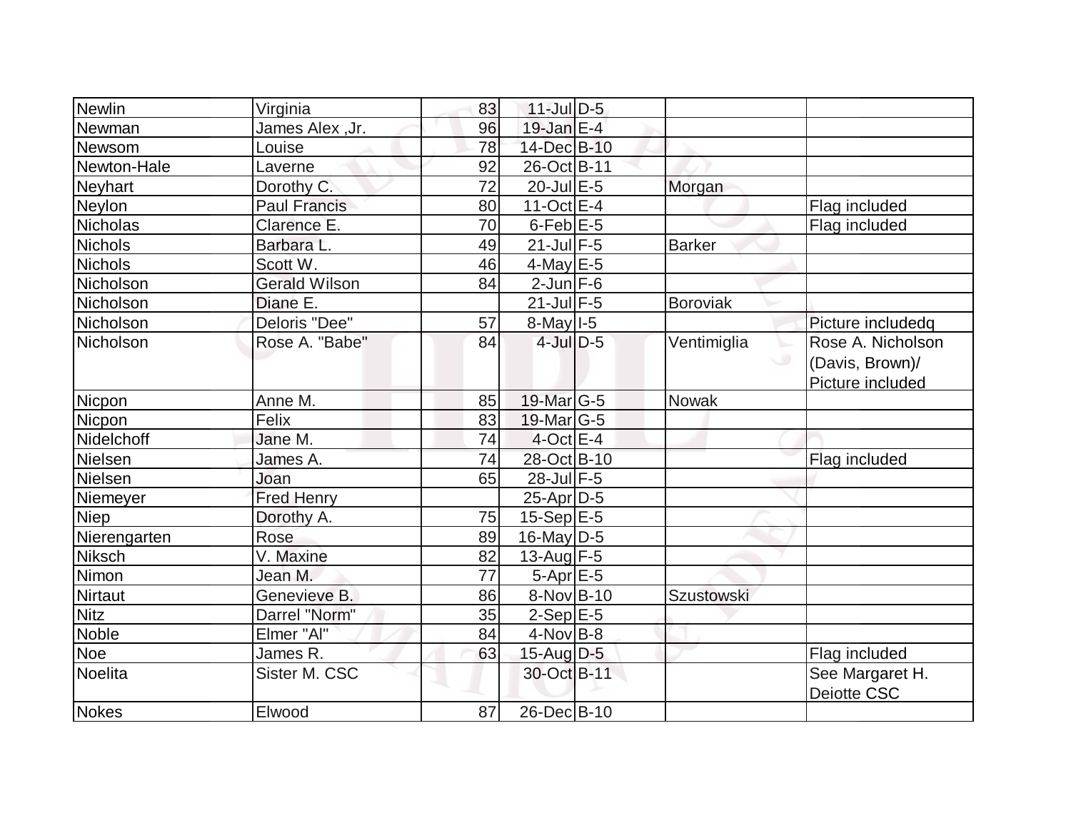| | | | | | | |
|---|---|---|---|---|---|---|
| Newlin | Virginia | 83 | 11-Jul | D-5 | | |
| Newman | James Alex ,Jr. | 96 | 19-Jan | E-4 | | |
| Newsom | Louise | 78 | 14-Dec | B-10 | | |
| Newton-Hale | Laverne | 92 | 26-Oct | B-11 | | |
| Neyhart | Dorothy C. | 72 | 20-Jul | E-5 | Morgan | |
| Neylon | Paul Francis | 80 | 11-Oct | E-4 | | Flag included |
| Nicholas | Clarence E. | 70 | 6-Feb | E-5 | | Flag included |
| Nichols | Barbara L. | 49 | 21-Jul | F-5 | Barker | |
| Nichols | Scott W. | 46 | 4-May | E-5 | | |
| Nicholson | Gerald Wilson | 84 | 2-Jun | F-6 | | |
| Nicholson | Diane E. | | 21-Jul | F-5 | Boroviak | |
| Nicholson | Deloris "Dee" | 57 | 8-May | I-5 | | Picture includedq |
| Nicholson | Rose A. "Babe" | 84 | 4-Jul | D-5 | Ventimiglia | Rose A. Nicholson (Davis, Brown)/ Picture included |
| Nicpon | Anne M. | 85 | 19-Mar | G-5 | Nowak | |
| Nicpon | Felix | 83 | 19-Mar | G-5 | | |
| Nidelchoff | Jane M. | 74 | 4-Oct | E-4 | | |
| Nielsen | James A. | 74 | 28-Oct | B-10 | | Flag included |
| Nielsen | Joan | 65 | 28-Jul | F-5 | | |
| Niemeyer | Fred Henry | | 25-Apr | D-5 | | |
| Niep | Dorothy A. | 75 | 15-Sep | E-5 | | |
| Nierengarten | Rose | 89 | 16-May | D-5 | | |
| Niksch | V. Maxine | 82 | 13-Aug | F-5 | | |
| Nimon | Jean M. | 77 | 5-Apr | E-5 | | |
| Nirtaut | Genevieve B. | 86 | 8-Nov | B-10 | Szustowski | |
| Nitz | Darrel "Norm" | 35 | 2-Sep | E-5 | | |
| Noble | Elmer "Al" | 84 | 4-Nov | B-8 | | |
| Noe | James R. | 63 | 15-Aug | D-5 | | Flag included |
| Noelita | Sister M. CSC | | 30-Oct | B-11 | | See Margaret H. Deiotte CSC |
| Nokes | Elwood | 87 | 26-Dec | B-10 | | |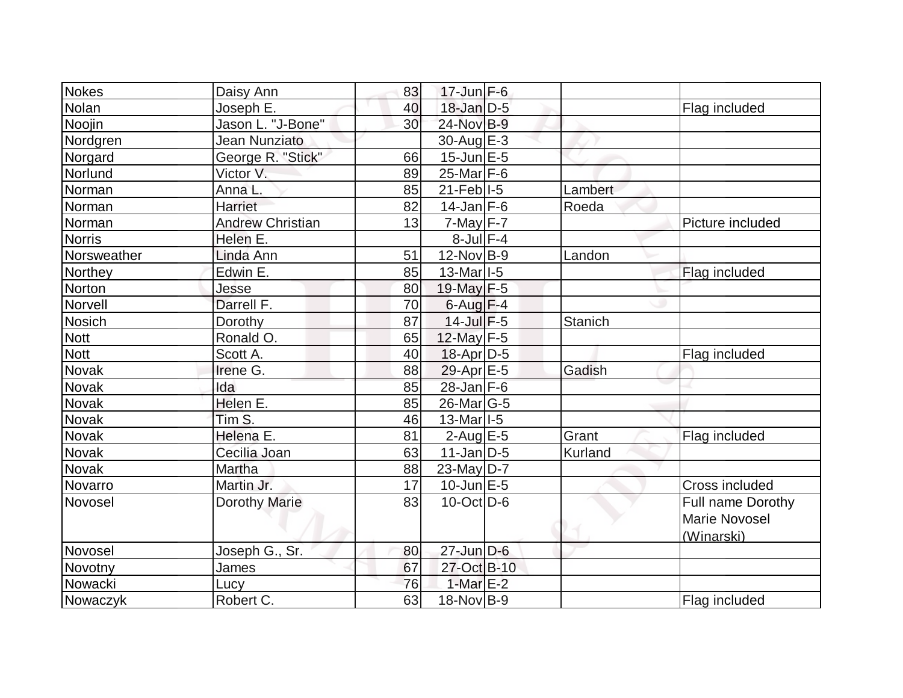| | | | | | | |
|---|---|---|---|---|---|---|
| Nokes | Daisy Ann | 83 | 17-Jun | F-6 | | |
| Nolan | Joseph E. | 40 | 18-Jan | D-5 | | Flag included |
| Noojin | Jason L. "J-Bone" | 30 | 24-Nov | B-9 | | |
| Nordgren | Jean Nunziato | | 30-Aug | E-3 | | |
| Norgard | George R. "Stick" | 66 | 15-Jun | E-5 | | |
| Norlund | Victor V. | 89 | 25-Mar | F-6 | | |
| Norman | Anna L. | 85 | 21-Feb | I-5 | Lambert | |
| Norman | Harriet | 82 | 14-Jan | F-6 | Roeda | |
| Norman | Andrew Christian | 13 | 7-May | F-7 | | Picture included |
| Norris | Helen E. | | 8-Jul | F-4 | | |
| Norsweather | Linda Ann | 51 | 12-Nov | B-9 | Landon | |
| Northey | Edwin E. | 85 | 13-Mar | I-5 | | Flag included |
| Norton | Jesse | 80 | 19-May | F-5 | | |
| Norvell | Darrell F. | 70 | 6-Aug | F-4 | | |
| Nosich | Dorothy | 87 | 14-Jul | F-5 | Stanich | |
| Nott | Ronald O. | 65 | 12-May | F-5 | | |
| Nott | Scott A. | 40 | 18-Apr | D-5 | | Flag included |
| Novak | Irene G. | 88 | 29-Apr | E-5 | Gadish | |
| Novak | Ida | 85 | 28-Jan | F-6 | | |
| Novak | Helen E. | 85 | 26-Mar | G-5 | | |
| Novak | Tim S. | 46 | 13-Mar | I-5 | | |
| Novak | Helena E. | 81 | 2-Aug | E-5 | Grant | Flag included |
| Novak | Cecilia Joan | 63 | 11-Jan | D-5 | Kurland | |
| Novak | Martha | 88 | 23-May | D-7 | | |
| Novarro | Martin Jr. | 17 | 10-Jun | E-5 | | Cross included |
| Novosel | Dorothy Marie | 83 | 10-Oct | D-6 | | Full name Dorothy Marie Novosel (Winarski) |
| Novosel | Joseph G., Sr. | 80 | 27-Jun | D-6 | | |
| Novotny | James | 67 | 27-Oct | B-10 | | |
| Nowacki | Lucy | 76 | 1-Mar | E-2 | | |
| Nowaczyk | Robert C. | 63 | 18-Nov | B-9 | | Flag included |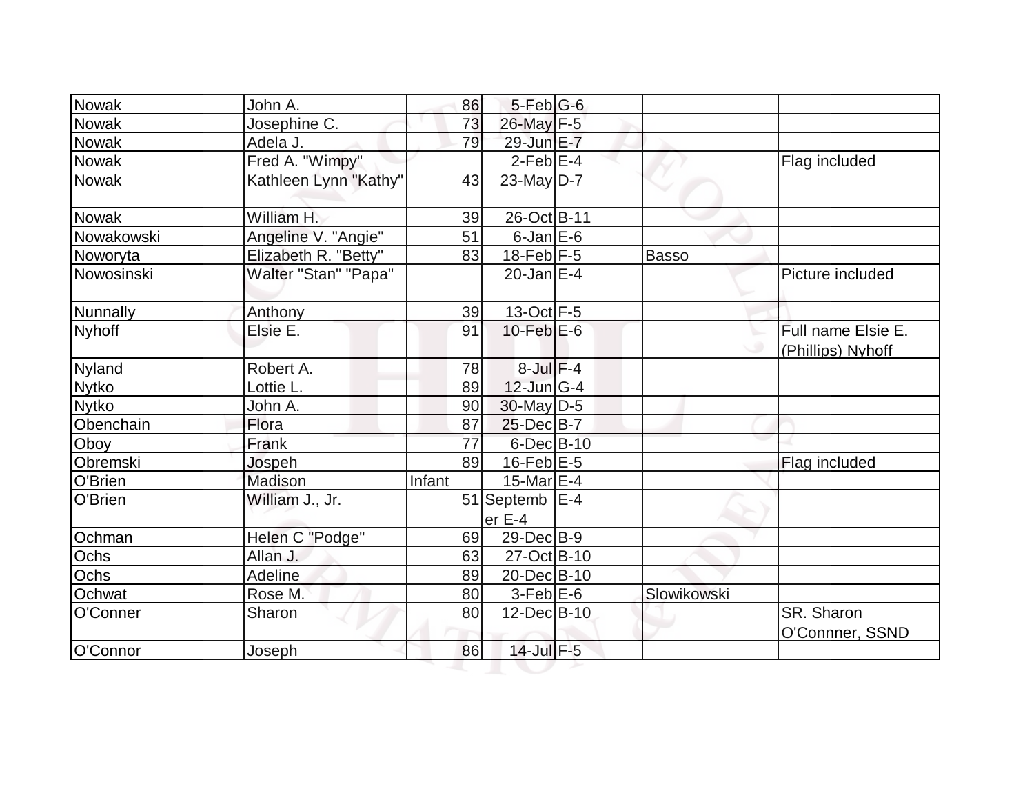| Nowak | John A. | 86 | 5-Feb | G-6 | | |
|---|---|---|---|---|---|---|
| Nowak | Josephine C. | 73 | 26-May | F-5 | | |
| Nowak | Adela J. | 79 | 29-Jun | E-7 | | |
| Nowak | Fred A. "Wimpy" | | 2-Feb | E-4 | | Flag included |
| Nowak | Kathleen Lynn "Kathy" | 43 | 23-May | D-7 | | |
| Nowak | William H. | 39 | 26-Oct | B-11 | | |
| Nowakowski | Angeline V. "Angie" | 51 | 6-Jan | E-6 | | |
| Noworyta | Elizabeth R. "Betty" | 83 | 18-Feb | F-5 | Basso | |
| Nowosinski | Walter "Stan" "Papa" | | 20-Jan | E-4 | | Picture included |
| Nunnally | Anthony | 39 | 13-Oct | F-5 | | |
| Nyhoff | Elsie E. | 91 | 10-Feb | E-6 | | Full name Elsie E. (Phillips) Nyhoff |
| Nyland | Robert A. | 78 | 8-Jul | F-4 | | |
| Nytko | Lottie L. | 89 | 12-Jun | G-4 | | |
| Nytko | John A. | 90 | 30-May | D-5 | | |
| Obenchain | Flora | 87 | 25-Dec | B-7 | | |
| Oboy | Frank | 77 | 6-Dec | B-10 | | |
| Obremski | Jospeh | 89 | 16-Feb | E-5 | | Flag included |
| O'Brien | Madison | Infant | 15-Mar | E-4 | | |
| O'Brien | William J., Jr. | 51 | September E-4 | E-4 | | |
| Ochman | Helen C "Podge" | 69 | 29-Dec | B-9 | | |
| Ochs | Allan J. | 63 | 27-Oct | B-10 | | |
| Ochs | Adeline | 89 | 20-Dec | B-10 | | |
| Ochwat | Rose M. | 80 | 3-Feb | E-6 | Slowikowski | |
| O'Conner | Sharon | 80 | 12-Dec | B-10 | | SR. Sharon O'Connner, SSND |
| O'Connor | Joseph | 86 | 14-Jul | F-5 | | |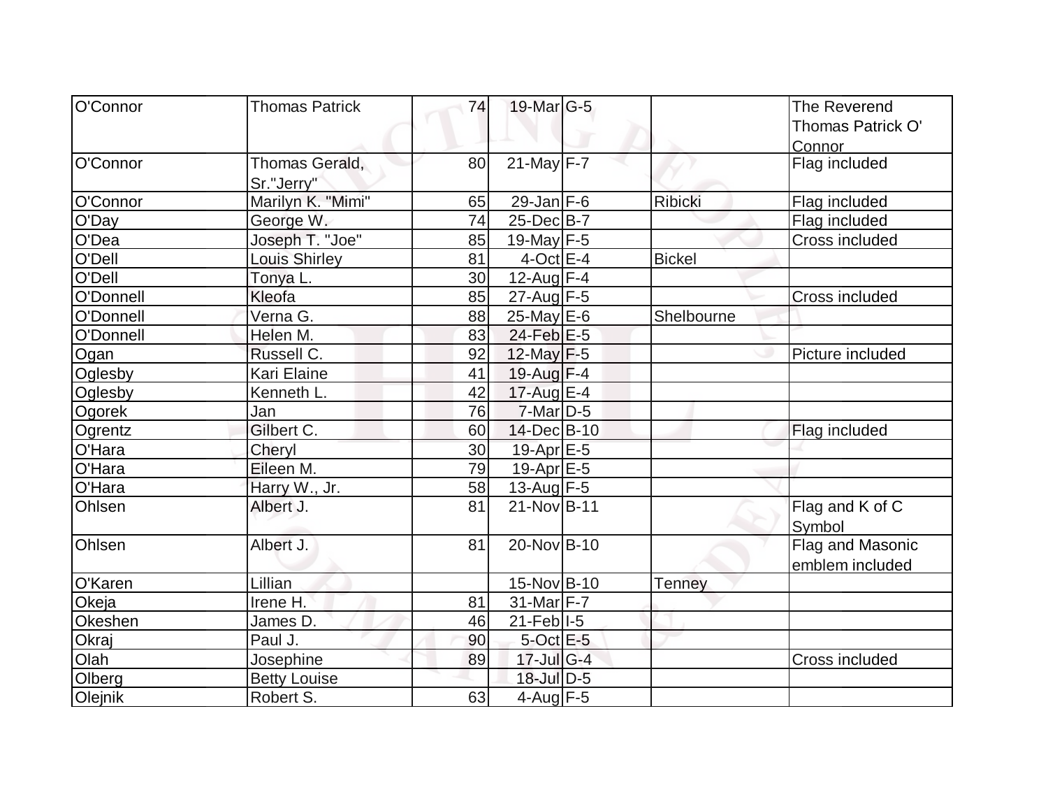| O'Connor | Thomas Patrick | 74 | 19-Mar | G-5 | | The Reverend Thomas Patrick O' Connor |
|---|---|---|---|---|---|---|
| O'Connor | Thomas Gerald, Sr."Jerry" | 80 | 21-May | F-7 | | Flag included |
| O'Connor | Marilyn K. "Mimi" | 65 | 29-Jan | F-6 | Ribicki | Flag included |
| O'Day | George W. | 74 | 25-Dec | B-7 | | Flag included |
| O'Dea | Joseph T. "Joe" | 85 | 19-May | F-5 | | Cross included |
| O'Dell | Louis Shirley | 81 | 4-Oct | E-4 | Bickel | |
| O'Dell | Tonya L. | 30 | 12-Aug | F-4 | | |
| O'Donnell | Kleofa | 85 | 27-Aug | F-5 | | Cross included |
| O'Donnell | Verna G. | 88 | 25-May | E-6 | Shelbourne | |
| O'Donnell | Helen M. | 83 | 24-Feb | E-5 | | |
| Ogan | Russell C. | 92 | 12-May | F-5 | | Picture included |
| Oglesby | Kari Elaine | 41 | 19-Aug | F-4 | | |
| Oglesby | Kenneth L. | 42 | 17-Aug | E-4 | | |
| Ogorek | Jan | 76 | 7-Mar | D-5 | | |
| Ogrentz | Gilbert C. | 60 | 14-Dec | B-10 | | Flag included |
| O'Hara | Cheryl | 30 | 19-Apr | E-5 | | |
| O'Hara | Eileen M. | 79 | 19-Apr | E-5 | | |
| O'Hara | Harry W., Jr. | 58 | 13-Aug | F-5 | | |
| Ohlsen | Albert J. | 81 | 21-Nov | B-11 | | Flag and K of C Symbol |
| Ohlsen | Albert J. | 81 | 20-Nov | B-10 | | Flag and Masonic emblem included |
| O'Karen | Lillian | | 15-Nov | B-10 | Tenney | |
| Okeja | Irene H. | 81 | 31-Mar | F-7 | | |
| Okeshen | James D. | 46 | 21-Feb | I-5 | | |
| Okraj | Paul J. | 90 | 5-Oct | E-5 | | |
| Olah | Josephine | 89 | 17-Jul | G-4 | | Cross included |
| Olberg | Betty Louise | | 18-Jul | D-5 | | |
| Olejnik | Robert S. | 63 | 4-Aug | F-5 | | |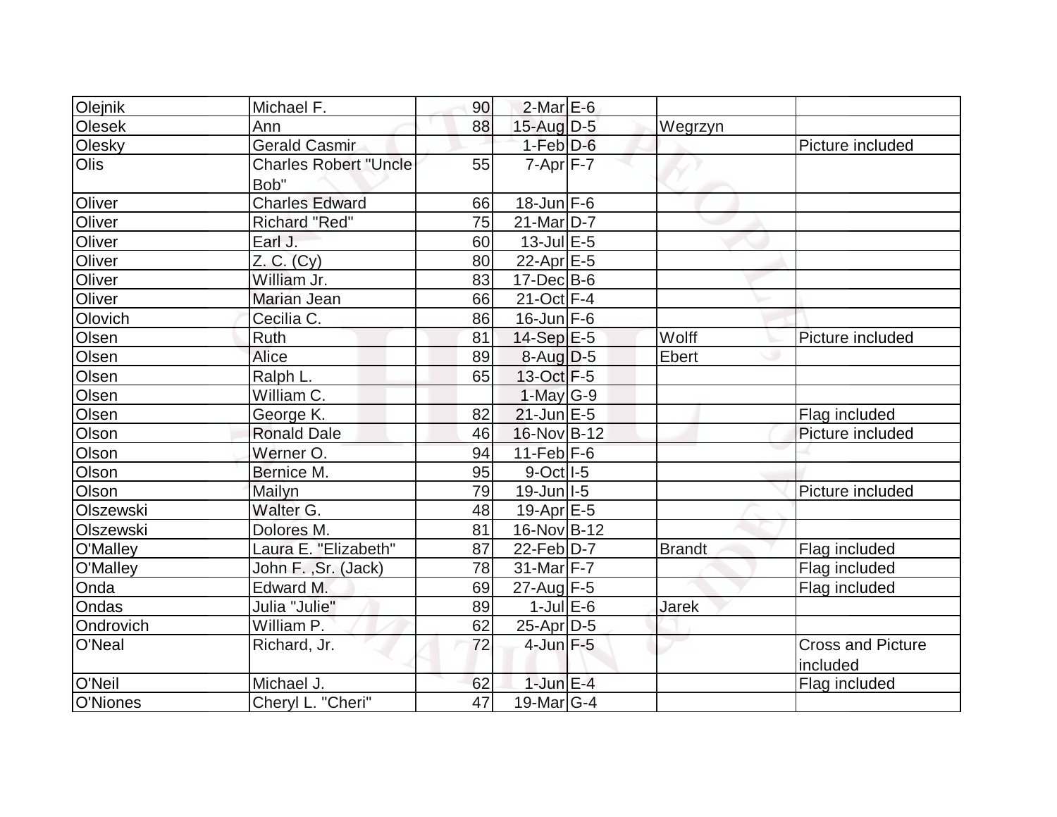| | | | | | | |
|---|---|---|---|---|---|---|
| Olejnik | Michael F. | 90 | 2-Mar | E-6 | | |
| Olesek | Ann | 88 | 15-Aug | D-5 | Wegrzyn | |
| Olesky | Gerald Casmir | | 1-Feb | D-6 | | Picture included |
| Olis | Charles Robert "Uncle Bob" | 55 | 7-Apr | F-7 | | |
| Oliver | Charles Edward | 66 | 18-Jun | F-6 | | |
| Oliver | Richard "Red" | 75 | 21-Mar | D-7 | | |
| Oliver | Earl J. | 60 | 13-Jul | E-5 | | |
| Oliver | Z. C. (Cy) | 80 | 22-Apr | E-5 | | |
| Oliver | William Jr. | 83 | 17-Dec | B-6 | | |
| Oliver | Marian Jean | 66 | 21-Oct | F-4 | | |
| Olovich | Cecilia C. | 86 | 16-Jun | F-6 | | |
| Olsen | Ruth | 81 | 14-Sep | E-5 | Wolff | Picture included |
| Olsen | Alice | 89 | 8-Aug | D-5 | Ebert | |
| Olsen | Ralph L. | 65 | 13-Oct | F-5 | | |
| Olsen | William C. | | 1-May | G-9 | | |
| Olsen | George K. | 82 | 21-Jun | E-5 | | Flag included |
| Olson | Ronald Dale | 46 | 16-Nov | B-12 | | Picture included |
| Olson | Werner O. | 94 | 11-Feb | F-6 | | |
| Olson | Bernice M. | 95 | 9-Oct | I-5 | | |
| Olson | Mailyn | 79 | 19-Jun | I-5 | | Picture included |
| Olszewski | Walter G. | 48 | 19-Apr | E-5 | | |
| Olszewski | Dolores M. | 81 | 16-Nov | B-12 | | |
| O'Malley | Laura E. "Elizabeth" | 87 | 22-Feb | D-7 | Brandt | Flag included |
| O'Malley | John F. ,Sr. (Jack) | 78 | 31-Mar | F-7 | | Flag included |
| Onda | Edward M. | 69 | 27-Aug | F-5 | | Flag included |
| Ondas | Julia "Julie" | 89 | 1-Jul | E-6 | Jarek | |
| Ondrovich | William P. | 62 | 25-Apr | D-5 | | |
| O'Neal | Richard, Jr. | 72 | 4-Jun | F-5 | | Cross and Picture included |
| O'Neil | Michael J. | 62 | 1-Jun | E-4 | | Flag included |
| O'Niones | Cheryl L. "Cheri" | 47 | 19-Mar | G-4 | | |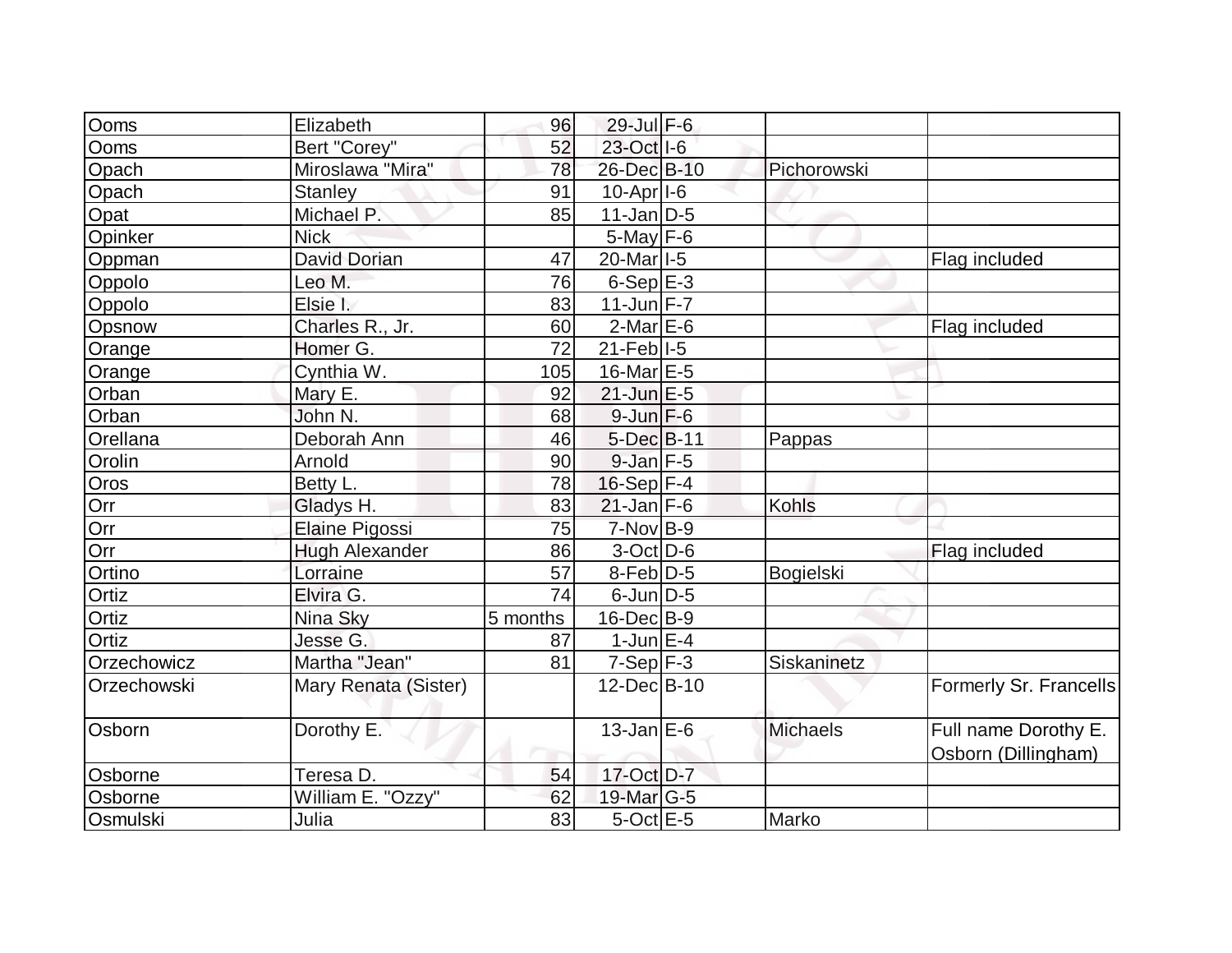| | | | | | | |
|---|---|---|---|---|---|---|
| Ooms | Elizabeth | 96 | 29-Jul | F-6 | | |
| Ooms | Bert "Corey" | 52 | 23-Oct | I-6 | | |
| Opach | Miroslawa "Mira" | 78 | 26-Dec | B-10 | Pichorowski | |
| Opach | Stanley | 91 | 10-Apr | I-6 | | |
| Opat | Michael P. | 85 | 11-Jan | D-5 | | |
| Opinker | Nick | | 5-May | F-6 | | |
| Oppman | David Dorian | 47 | 20-Mar | I-5 | | Flag included |
| Oppolo | Leo M. | 76 | 6-Sep | E-3 | | |
| Oppolo | Elsie I. | 83 | 11-Jun | F-7 | | |
| Opsnow | Charles R., Jr. | 60 | 2-Mar | E-6 | | Flag included |
| Orange | Homer G. | 72 | 21-Feb | I-5 | | |
| Orange | Cynthia W. | 105 | 16-Mar | E-5 | | |
| Orban | Mary E. | 92 | 21-Jun | E-5 | | |
| Orban | John N. | 68 | 9-Jun | F-6 | | |
| Orellana | Deborah Ann | 46 | 5-Dec | B-11 | Pappas | |
| Orolin | Arnold | 90 | 9-Jan | F-5 | | |
| Oros | Betty L. | 78 | 16-Sep | F-4 | | |
| Orr | Gladys H. | 83 | 21-Jan | F-6 | Kohls | |
| Orr | Elaine Pigossi | 75 | 7-Nov | B-9 | | |
| Orr | Hugh Alexander | 86 | 3-Oct | D-6 | | Flag included |
| Ortino | Lorraine | 57 | 8-Feb | D-5 | Bogielski | |
| Ortiz | Elvira G. | 74 | 6-Jun | D-5 | | |
| Ortiz | Nina Sky | 5 months | 16-Dec | B-9 | | |
| Ortiz | Jesse G. | 87 | 1-Jun | E-4 | | |
| Orzechowicz | Martha "Jean" | 81 | 7-Sep | F-3 | Siskaninetz | |
| Orzechowski | Mary Renata (Sister) | | 12-Dec | B-10 | | Formerly Sr. Francells |
| Osborn | Dorothy E. | | 13-Jan | E-6 | Michaels | Full name Dorothy E. Osborn (Dillingham) |
| Osborne | Teresa D. | 54 | 17-Oct | D-7 | | |
| Osborne | William E. "Ozzy" | 62 | 19-Mar | G-5 | | |
| Osmulski | Julia | 83 | 5-Oct | E-5 | Marko | |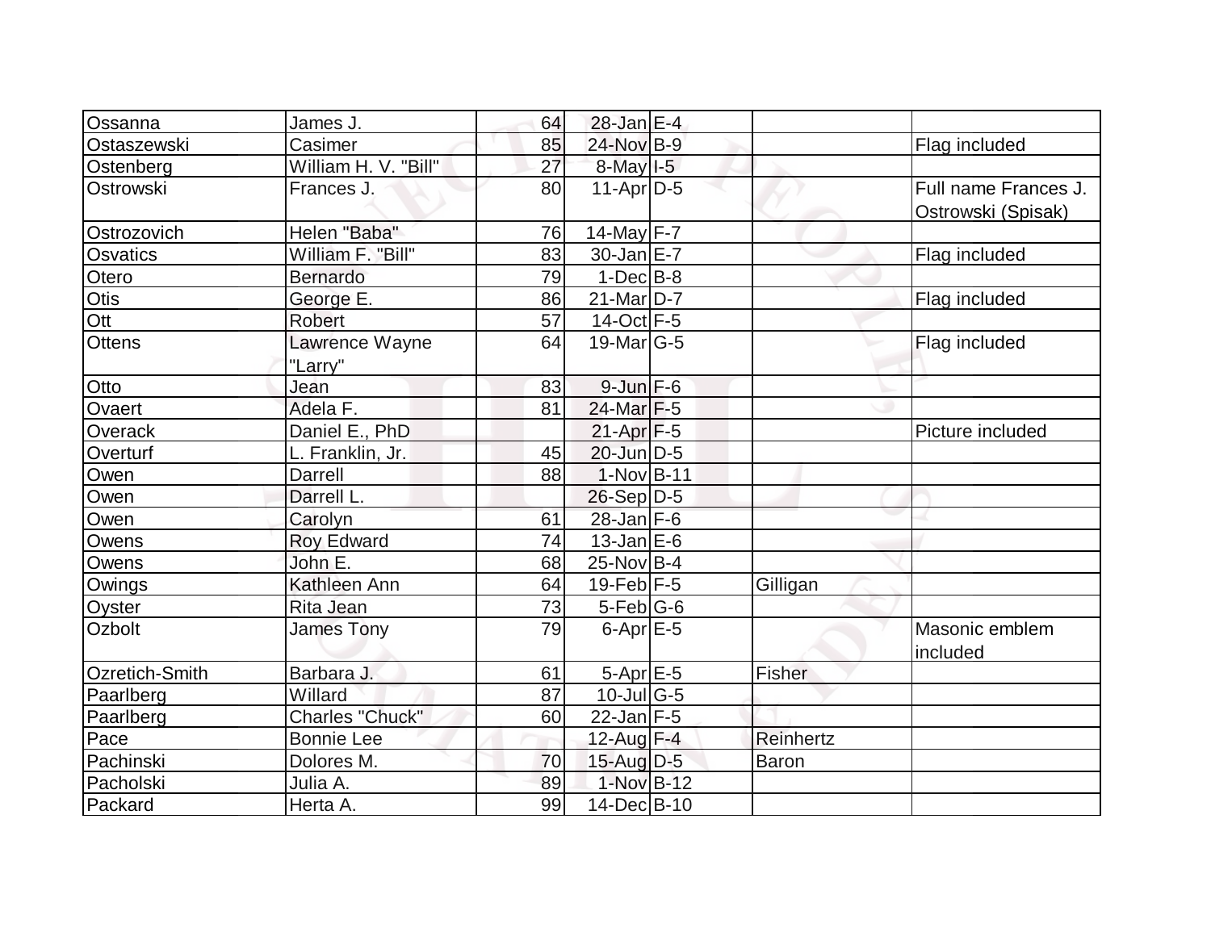| | | | | | | |
|---|---|---|---|---|---|---|
| Ossanna | James J. | 64 | 28-Jan | E-4 | | |
| Ostaszewski | Casimer | 85 | 24-Nov | B-9 | | Flag included |
| Ostenberg | William H. V. "Bill" | 27 | 8-May | I-5 | | |
| Ostrowski | Frances J. | 80 | 11-Apr | D-5 | | Full name Frances J. Ostrowski (Spisak) |
| Ostrozovich | Helen "Baba" | 76 | 14-May | F-7 | | |
| Osvatics | William F. "Bill" | 83 | 30-Jan | E-7 | | Flag included |
| Otero | Bernardo | 79 | 1-Dec | B-8 | | |
| Otis | George E. | 86 | 21-Mar | D-7 | | Flag included |
| Ott | Robert | 57 | 14-Oct | F-5 | | |
| Ottens | Lawrence Wayne "Larry" | 64 | 19-Mar | G-5 | | Flag included |
| Otto | Jean | 83 | 9-Jun | F-6 | | |
| Ovaert | Adela F. | 81 | 24-Mar | F-5 | | |
| Overack | Daniel E., PhD | | 21-Apr | F-5 | | Picture included |
| Overturf | L. Franklin, Jr. | 45 | 20-Jun | D-5 | | |
| Owen | Darrell | 88 | 1-Nov | B-11 | | |
| Owen | Darrell L. | | 26-Sep | D-5 | | |
| Owen | Carolyn | 61 | 28-Jan | F-6 | | |
| Owens | Roy Edward | 74 | 13-Jan | E-6 | | |
| Owens | John E. | 68 | 25-Nov | B-4 | | |
| Owings | Kathleen Ann | 64 | 19-Feb | F-5 | Gilligan | |
| Oyster | Rita Jean | 73 | 5-Feb | G-6 | | |
| Ozbolt | James Tony | 79 | 6-Apr | E-5 | | Masonic emblem included |
| Ozretich-Smith | Barbara J. | 61 | 5-Apr | E-5 | Fisher | |
| Paarlberg | Willard | 87 | 10-Jul | G-5 | | |
| Paarlberg | Charles "Chuck" | 60 | 22-Jan | F-5 | | |
| Pace | Bonnie Lee | | 12-Aug | F-4 | Reinhertz | |
| Pachinski | Dolores M. | 70 | 15-Aug | D-5 | Baron | |
| Pacholski | Julia A. | 89 | 1-Nov | B-12 | | |
| Packard | Herta A. | 99 | 14-Dec | B-10 | | |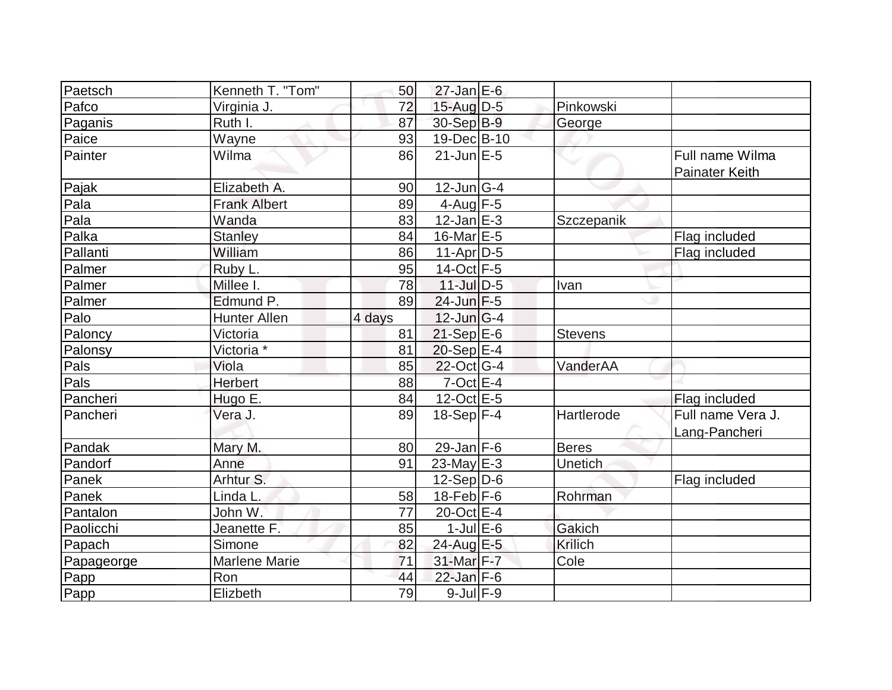| Paetsch | Kenneth T. "Tom" | 50 | 27-Jan | E-6 | | |
|---|---|---|---|---|---|---|
| Pafco | Virginia J. | 72 | 15-Aug | D-5 | Pinkowski | |
| Paganis | Ruth I. | 87 | 30-Sep | B-9 | George | |
| Paice | Wayne | 93 | 19-Dec | B-10 | | |
| Painter | Wilma | 86 | 21-Jun | E-5 | | Full name Wilma Painater Keith |
| Pajak | Elizabeth A. | 90 | 12-Jun | G-4 | | |
| Pala | Frank Albert | 89 | 4-Aug | F-5 | | |
| Pala | Wanda | 83 | 12-Jan | E-3 | Szczepanik | |
| Palka | Stanley | 84 | 16-Mar | E-5 | | Flag included |
| Pallanti | William | 86 | 11-Apr | D-5 | | Flag included |
| Palmer | Ruby L. | 95 | 14-Oct | F-5 | | |
| Palmer | Millee I. | 78 | 11-Jul | D-5 | Ivan | |
| Palmer | Edmund P. | 89 | 24-Jun | F-5 | | |
| Palo | Hunter Allen | 4 days | 12-Jun | G-4 | | |
| Paloncy | Victoria | 81 | 21-Sep | E-6 | Stevens | |
| Palonsy | Victoria * | 81 | 20-Sep | E-4 | | |
| Pals | Viola | 85 | 22-Oct | G-4 | VanderAA | |
| Pals | Herbert | 88 | 7-Oct | E-4 | | |
| Pancheri | Hugo E. | 84 | 12-Oct | E-5 | | Flag included |
| Pancheri | Vera J. | 89 | 18-Sep | F-4 | Hartlerode | Full name Vera J. Lang-Pancheri |
| Pandak | Mary M. | 80 | 29-Jan | F-6 | Beres | |
| Pandorf | Anne | 91 | 23-May | E-3 | Unetich | |
| Panek | Arhtur S. | | 12-Sep | D-6 | | Flag included |
| Panek | Linda L. | 58 | 18-Feb | F-6 | Rohrman | |
| Pantalon | John W. | 77 | 20-Oct | E-4 | | |
| Paolicchi | Jeanette F. | 85 | 1-Jul | E-6 | Gakich | |
| Papach | Simone | 82 | 24-Aug | E-5 | Krilich | |
| Papageorge | Marlene Marie | 71 | 31-Mar | F-7 | Cole | |
| Papp | Ron | 44 | 22-Jan | F-6 | | |
| Papp | Elizbeth | 79 | 9-Jul | F-9 | | |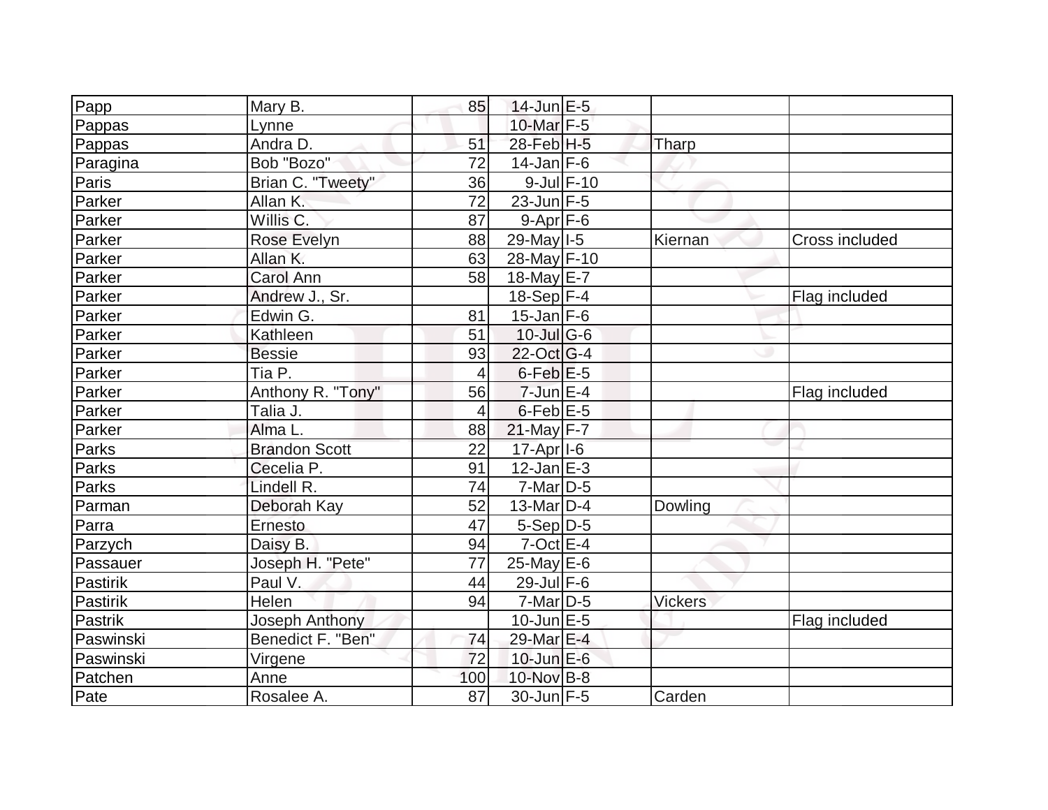| | | | | | | |
|---|---|---|---|---|---|---|
| Papp | Mary B. | 85 | 14-Jun | E-5 | | |
| Pappas | Lynne | | 10-Mar | F-5 | | |
| Pappas | Andra D. | 51 | 28-Feb | H-5 | Tharp | |
| Paragina | Bob "Bozo" | 72 | 14-Jan | F-6 | | |
| Paris | Brian C. "Tweety" | 36 | 9-Jul | F-10 | | |
| Parker | Allan K. | 72 | 23-Jun | F-5 | | |
| Parker | Willis C. | 87 | 9-Apr | F-6 | | |
| Parker | Rose Evelyn | 88 | 29-May | I-5 | Kiernan | Cross included |
| Parker | Allan K. | 63 | 28-May | F-10 | | |
| Parker | Carol Ann | 58 | 18-May | E-7 | | |
| Parker | Andrew J., Sr. | | 18-Sep | F-4 | | Flag included |
| Parker | Edwin G. | 81 | 15-Jan | F-6 | | |
| Parker | Kathleen | 51 | 10-Jul | G-6 | | |
| Parker | Bessie | 93 | 22-Oct | G-4 | | |
| Parker | Tia P. | 4 | 6-Feb | E-5 | | |
| Parker | Anthony R. "Tony" | 56 | 7-Jun | E-4 | | Flag included |
| Parker | Talia J. | 4 | 6-Feb | E-5 | | |
| Parker | Alma L. | 88 | 21-May | F-7 | | |
| Parks | Brandon Scott | 22 | 17-Apr | I-6 | | |
| Parks | Cecelia P. | 91 | 12-Jan | E-3 | | |
| Parks | Lindell R. | 74 | 7-Mar | D-5 | | |
| Parman | Deborah Kay | 52 | 13-Mar | D-4 | Dowling | |
| Parra | Ernesto | 47 | 5-Sep | D-5 | | |
| Parzych | Daisy B. | 94 | 7-Oct | E-4 | | |
| Passauer | Joseph H. "Pete" | 77 | 25-May | E-6 | | |
| Pastirik | Paul V. | 44 | 29-Jul | F-6 | | |
| Pastirik | Helen | 94 | 7-Mar | D-5 | Vickers | |
| Pastrik | Joseph Anthony | | 10-Jun | E-5 | | Flag included |
| Paswinski | Benedict F. "Ben" | 74 | 29-Mar | E-4 | | |
| Paswinski | Virgene | 72 | 10-Jun | E-6 | | |
| Patchen | Anne | 100 | 10-Nov | B-8 | | |
| Pate | Rosalee A. | 87 | 30-Jun | F-5 | Carden | |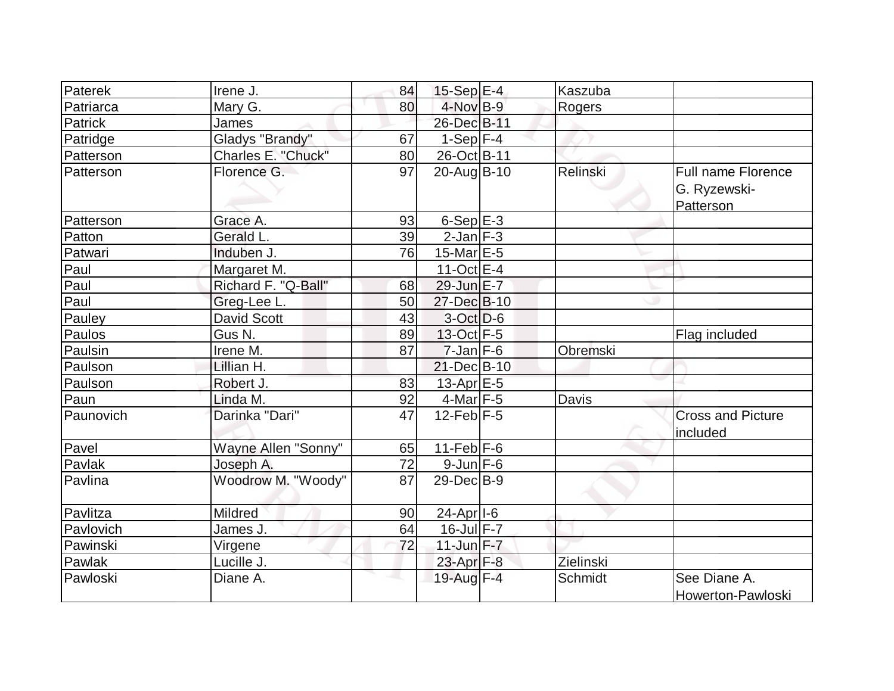| Paterek | Irene J. | 84 | 15-Sep | E-4 | Kaszuba | |
|---|---|---|---|---|---|---|
| Patriarca | Mary G. | 80 | 4-Nov | B-9 | Rogers | |
| Patrick | James | | 26-Dec | B-11 | | |
| Patridge | Gladys "Brandy" | 67 | 1-Sep | F-4 | | |
| Patterson | Charles E. "Chuck" | 80 | 26-Oct | B-11 | | |
| Patterson | Florence G. | 97 | 20-Aug | B-10 | Relinski | Full name Florence G. Ryzewski-Patterson |
| Patterson | Grace A. | 93 | 6-Sep | E-3 | | |
| Patton | Gerald L. | 39 | 2-Jan | F-3 | | |
| Patwari | Induben J. | 76 | 15-Mar | E-5 | | |
| Paul | Margaret M. | | 11-Oct | E-4 | | |
| Paul | Richard F. "Q-Ball" | 68 | 29-Jun | E-7 | | |
| Paul | Greg-Lee L. | 50 | 27-Dec | B-10 | | |
| Pauley | David Scott | 43 | 3-Oct | D-6 | | |
| Paulos | Gus N. | 89 | 13-Oct | F-5 | | Flag included |
| Paulsin | Irene M. | 87 | 7-Jan | F-6 | Obremski | |
| Paulson | Lillian H. | | 21-Dec | B-10 | | |
| Paulson | Robert J. | 83 | 13-Apr | E-5 | | |
| Paun | Linda M. | 92 | 4-Mar | F-5 | Davis | |
| Paunovich | Darinka "Dari" | 47 | 12-Feb | F-5 | | Cross and Picture included |
| Pavel | Wayne Allen "Sonny" | 65 | 11-Feb | F-6 | | |
| Pavlak | Joseph A. | 72 | 9-Jun | F-6 | | |
| Pavlina | Woodrow M. "Woody" | 87 | 29-Dec | B-9 | | |
| Pavlitza | Mildred | 90 | 24-Apr | I-6 | | |
| Pavlovich | James J. | 64 | 16-Jul | F-7 | | |
| Pawinski | Virgene | 72 | 11-Jun | F-7 | | |
| Pawlak | Lucille J. | | 23-Apr | F-8 | Zielinski | |
| Pawloski | Diane A. | | 19-Aug | F-4 | Schmidt | See Diane A. Howerton-Pawloski |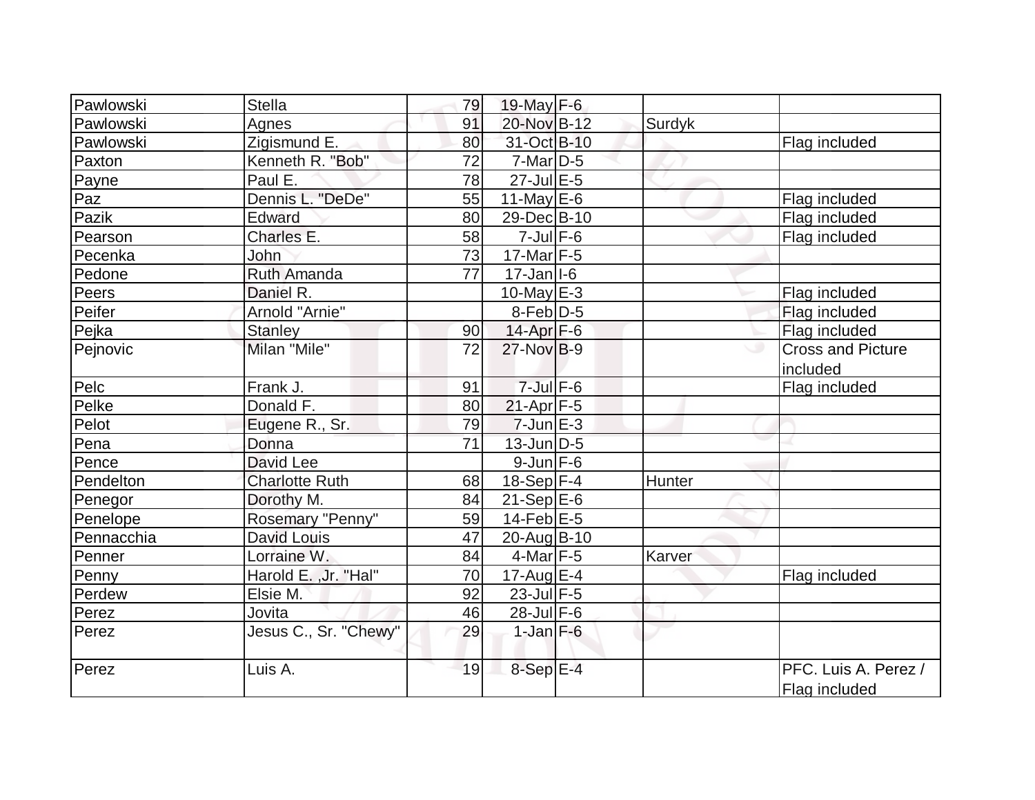| | | | | | | |
|---|---|---|---|---|---|---|
| Pawlowski | Stella | 79 | 19-May | F-6 | | |
| Pawlowski | Agnes | 91 | 20-Nov | B-12 | Surdyk | |
| Pawlowski | Zigismund E. | 80 | 31-Oct | B-10 | | Flag included |
| Paxton | Kenneth R. "Bob" | 72 | 7-Mar | D-5 | | |
| Payne | Paul E. | 78 | 27-Jul | E-5 | | |
| Paz | Dennis L. "DeDe" | 55 | 11-May | E-6 | | Flag included |
| Pazik | Edward | 80 | 29-Dec | B-10 | | Flag included |
| Pearson | Charles E. | 58 | 7-Jul | F-6 | | Flag included |
| Pecenka | John | 73 | 17-Mar | F-5 | | |
| Pedone | Ruth Amanda | 77 | 17-Jan | I-6 | | |
| Peers | Daniel R. | | 10-May | E-3 | | Flag included |
| Peifer | Arnold "Arnie" | | 8-Feb | D-5 | | Flag included |
| Pejka | Stanley | 90 | 14-Apr | F-6 | | Flag included |
| Pejnovic | Milan "Mile" | 72 | 27-Nov | B-9 | | Cross and Picture included |
| Pelc | Frank J. | 91 | 7-Jul | F-6 | | Flag included |
| Pelke | Donald F. | 80 | 21-Apr | F-5 | | |
| Pelot | Eugene R., Sr. | 79 | 7-Jun | E-3 | | |
| Pena | Donna | 71 | 13-Jun | D-5 | | |
| Pence | David Lee | | 9-Jun | F-6 | | |
| Pendelton | Charlotte Ruth | 68 | 18-Sep | F-4 | Hunter | |
| Penegor | Dorothy M. | 84 | 21-Sep | E-6 | | |
| Penelope | Rosemary "Penny" | 59 | 14-Feb | E-5 | | |
| Pennacchia | David Louis | 47 | 20-Aug | B-10 | | |
| Penner | Lorraine W. | 84 | 4-Mar | F-5 | Karver | |
| Penny | Harold E. ,Jr. "Hal" | 70 | 17-Aug | E-4 | | Flag included |
| Perdew | Elsie M. | 92 | 23-Jul | F-5 | | |
| Perez | Jovita | 46 | 28-Jul | F-6 | | |
| Perez | Jesus C., Sr. "Chewy" | 29 | 1-Jan | F-6 | | |
| Perez | Luis A. | 19 | 8-Sep | E-4 | | PFC. Luis A. Perez / Flag included |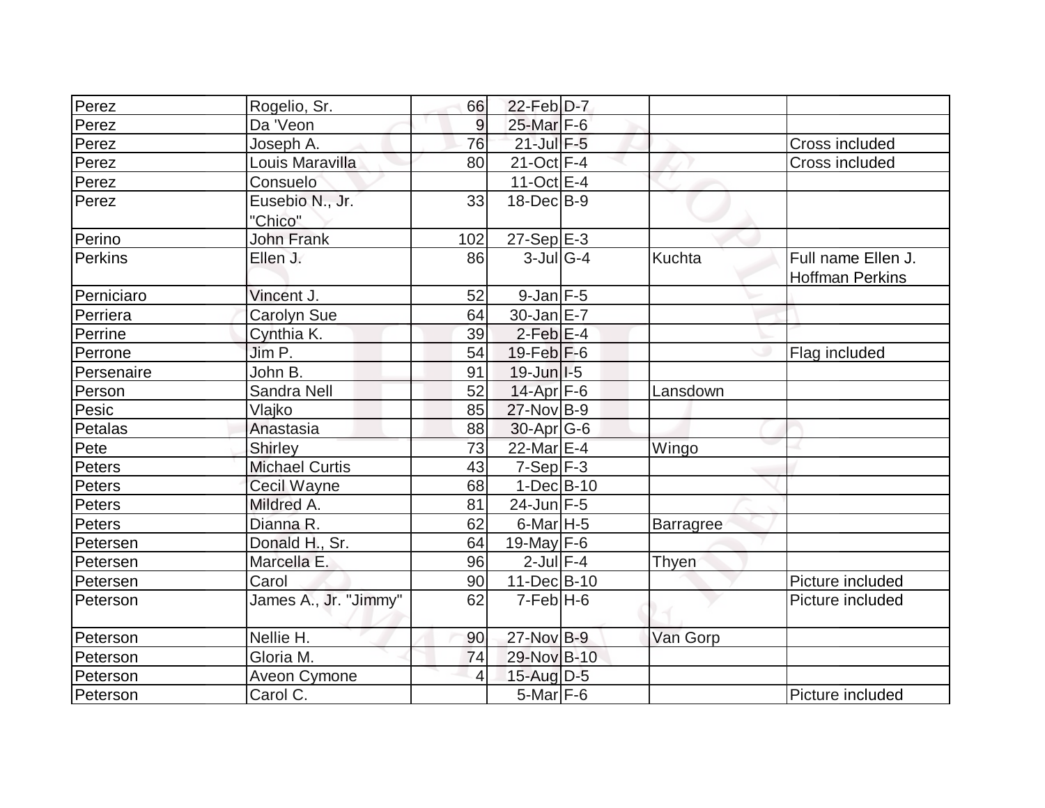| | | | | | | |
|---|---|---|---|---|---|---|
| Perez | Rogelio, Sr. | 66 | 22-Feb | D-7 | | |
| Perez | Da 'Veon | 9 | 25-Mar | F-6 | | |
| Perez | Joseph A. | 76 | 21-Jul | F-5 | | Cross included |
| Perez | Louis Maravilla | 80 | 21-Oct | F-4 | | Cross included |
| Perez | Consuelo | | 11-Oct | E-4 | | |
| Perez | Eusebio N., Jr. "Chico" | 33 | 18-Dec | B-9 | | |
| Perino | John Frank | 102 | 27-Sep | E-3 | | |
| Perkins | Ellen J. | 86 | 3-Jul | G-4 | Kuchta | Full name Ellen J. Hoffman Perkins |
| Perniciaro | Vincent J. | 52 | 9-Jan | F-5 | | |
| Perriera | Carolyn Sue | 64 | 30-Jan | E-7 | | |
| Perrine | Cynthia K. | 39 | 2-Feb | E-4 | | |
| Perrone | Jim P. | 54 | 19-Feb | F-6 | | Flag included |
| Persenaire | John B. | 91 | 19-Jun | I-5 | | |
| Person | Sandra Nell | 52 | 14-Apr | F-6 | Lansdown | |
| Pesic | Vlajko | 85 | 27-Nov | B-9 | | |
| Petalas | Anastasia | 88 | 30-Apr | G-6 | | |
| Pete | Shirley | 73 | 22-Mar | E-4 | Wingo | |
| Peters | Michael Curtis | 43 | 7-Sep | F-3 | | |
| Peters | Cecil Wayne | 68 | 1-Dec | B-10 | | |
| Peters | Mildred A. | 81 | 24-Jun | F-5 | | |
| Peters | Dianna R. | 62 | 6-Mar | H-5 | Barragree | |
| Petersen | Donald H., Sr. | 64 | 19-May | F-6 | | |
| Petersen | Marcella E. | 96 | 2-Jul | F-4 | Thyen | |
| Petersen | Carol | 90 | 11-Dec | B-10 | | Picture included |
| Peterson | James A., Jr. "Jimmy" | 62 | 7-Feb | H-6 | | Picture included |
| Peterson | Nellie H. | 90 | 27-Nov | B-9 | Van Gorp | |
| Peterson | Gloria M. | 74 | 29-Nov | B-10 | | |
| Peterson | Aveon Cymone | 4 | 15-Aug | D-5 | | |
| Peterson | Carol C. | | 5-Mar | F-6 | | Picture included |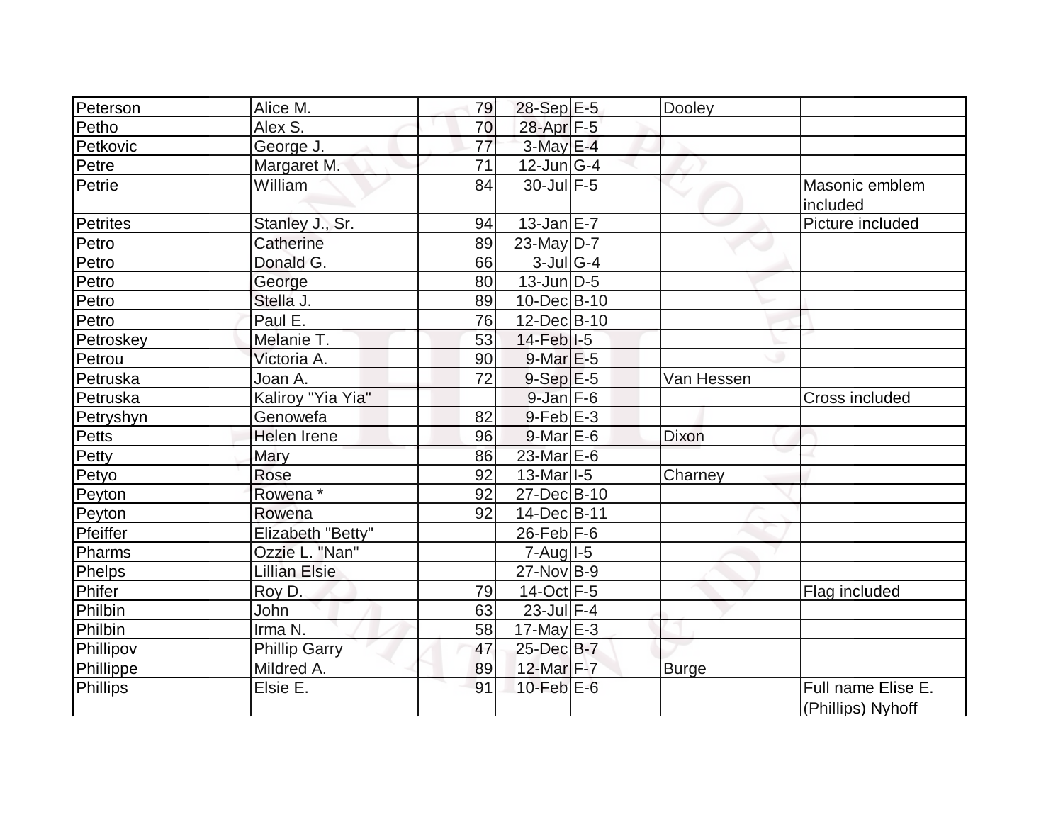| | | | | | | |
|---|---|---|---|---|---|---|
| Peterson | Alice M. | 79 | 28-Sep | E-5 | Dooley | |
| Petho | Alex S. | 70 | 28-Apr | F-5 | | |
| Petkovic | George J. | 77 | 3-May | E-4 | | |
| Petre | Margaret M. | 71 | 12-Jun | G-4 | | |
| Petrie | William | 84 | 30-Jul | F-5 | | Masonic emblem included |
| Petrites | Stanley J., Sr. | 94 | 13-Jan | E-7 | | Picture included |
| Petro | Catherine | 89 | 23-May | D-7 | | |
| Petro | Donald G. | 66 | 3-Jul | G-4 | | |
| Petro | George | 80 | 13-Jun | D-5 | | |
| Petro | Stella J. | 89 | 10-Dec | B-10 | | |
| Petro | Paul E. | 76 | 12-Dec | B-10 | | |
| Petroskey | Melanie T. | 53 | 14-Feb | I-5 | | |
| Petrou | Victoria A. | 90 | 9-Mar | E-5 | | |
| Petruska | Joan A. | 72 | 9-Sep | E-5 | Van Hessen | |
| Petruska | Kaliroy "Yia Yia" | | 9-Jan | F-6 | | Cross included |
| Petryshyn | Genowefa | 82 | 9-Feb | E-3 | | |
| Petts | Helen Irene | 96 | 9-Mar | E-6 | Dixon | |
| Petty | Mary | 86 | 23-Mar | E-6 | | |
| Petyo | Rose | 92 | 13-Mar | I-5 | Charney | |
| Peyton | Rowena * | 92 | 27-Dec | B-10 | | |
| Peyton | Rowena | 92 | 14-Dec | B-11 | | |
| Pfeiffer | Elizabeth "Betty" | | 26-Feb | F-6 | | |
| Pharms | Ozzie L. "Nan" | | 7-Aug | I-5 | | |
| Phelps | Lillian Elsie | | 27-Nov | B-9 | | |
| Phifer | Roy D. | 79 | 14-Oct | F-5 | | Flag included |
| Philbin | John | 63 | 23-Jul | F-4 | | |
| Philbin | Irma N. | 58 | 17-May | E-3 | | |
| Phillipov | Phillip Garry | 47 | 25-Dec | B-7 | | |
| Phillippe | Mildred A. | 89 | 12-Mar | F-7 | Burge | |
| Phillips | Elsie E. | 91 | 10-Feb | E-6 | | Full name Elise E. (Phillips) Nyhoff |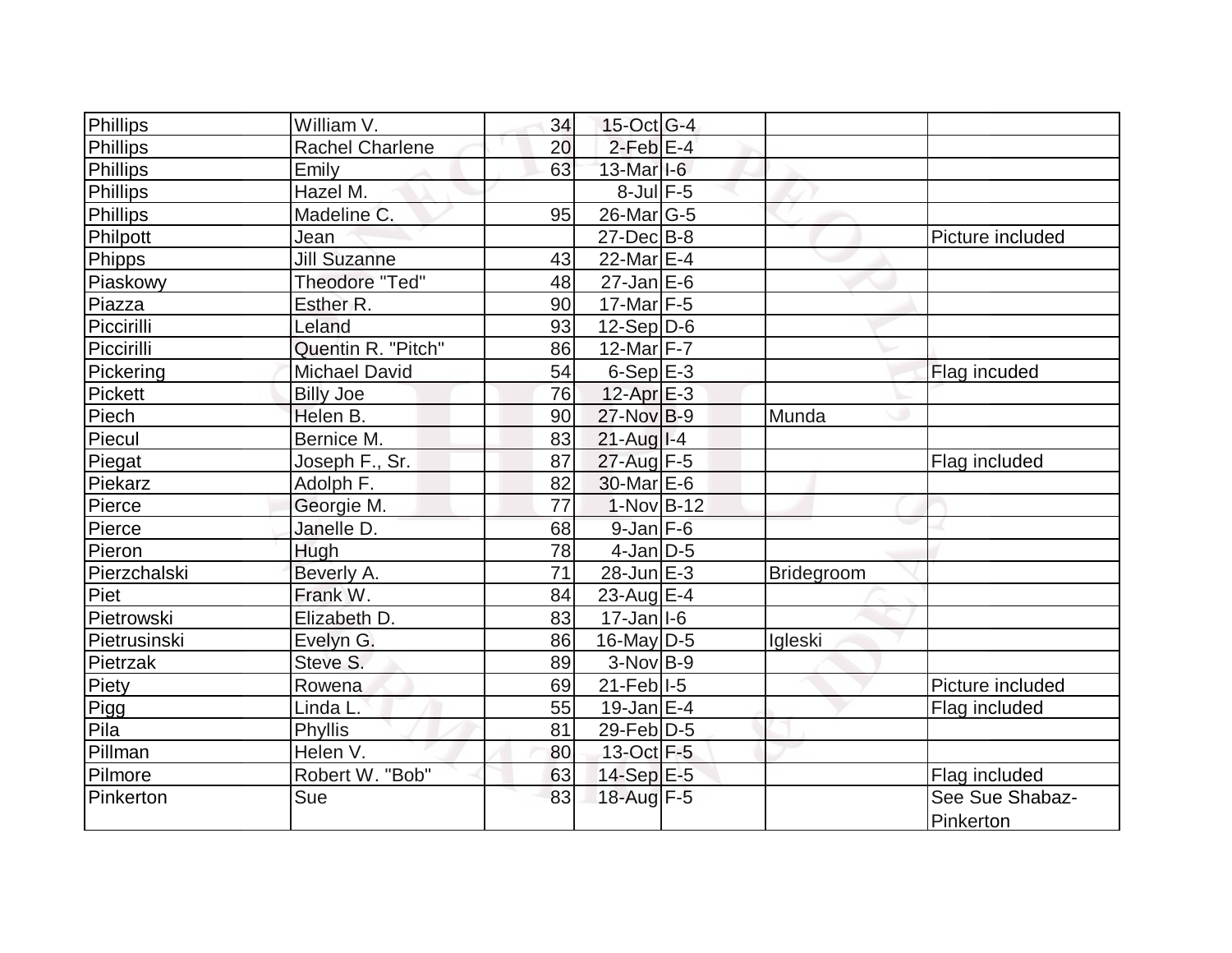| | | | | | | |
|---|---|---|---|---|---|---|
| Phillips | William V. | 34 | 15-Oct | G-4 | | |
| Phillips | Rachel Charlene | 20 | 2-Feb | E-4 | | |
| Phillips | Emily | 63 | 13-Mar | I-6 | | |
| Phillips | Hazel M. | | 8-Jul | F-5 | | |
| Phillips | Madeline C. | 95 | 26-Mar | G-5 | | |
| Philpott | Jean | | 27-Dec | B-8 | | Picture included |
| Phipps | Jill Suzanne | 43 | 22-Mar | E-4 | | |
| Piaskowy | Theodore "Ted" | 48 | 27-Jan | E-6 | | |
| Piazza | Esther R. | 90 | 17-Mar | F-5 | | |
| Piccirilli | Leland | 93 | 12-Sep | D-6 | | |
| Piccirilli | Quentin R. "Pitch" | 86 | 12-Mar | F-7 | | |
| Pickering | Michael David | 54 | 6-Sep | E-3 | | Flag incuded |
| Pickett | Billy Joe | 76 | 12-Apr | E-3 | | |
| Piech | Helen B. | 90 | 27-Nov | B-9 | Munda | |
| Piecul | Bernice M. | 83 | 21-Aug | I-4 | | |
| Piegat | Joseph F., Sr. | 87 | 27-Aug | F-5 | | Flag included |
| Piekarz | Adolph F. | 82 | 30-Mar | E-6 | | |
| Pierce | Georgie M. | 77 | 1-Nov | B-12 | | |
| Pierce | Janelle D. | 68 | 9-Jan | F-6 | | |
| Pieron | Hugh | 78 | 4-Jan | D-5 | | |
| Pierzchalski | Beverly A. | 71 | 28-Jun | E-3 | Bridegroom | |
| Piet | Frank W. | 84 | 23-Aug | E-4 | | |
| Pietrowski | Elizabeth D. | 83 | 17-Jan | I-6 | | |
| Pietrusinski | Evelyn G. | 86 | 16-May | D-5 | Igleski | |
| Pietrzak | Steve S. | 89 | 3-Nov | B-9 | | |
| Piety | Rowena | 69 | 21-Feb | I-5 | | Picture included |
| Pigg | Linda L. | 55 | 19-Jan | E-4 | | Flag included |
| Pila | Phyllis | 81 | 29-Feb | D-5 | | |
| Pillman | Helen V. | 80 | 13-Oct | F-5 | | |
| Pilmore | Robert W. "Bob" | 63 | 14-Sep | E-5 | | Flag included |
| Pinkerton | Sue | 83 | 18-Aug | F-5 | | See Sue Shabaz-Pinkerton |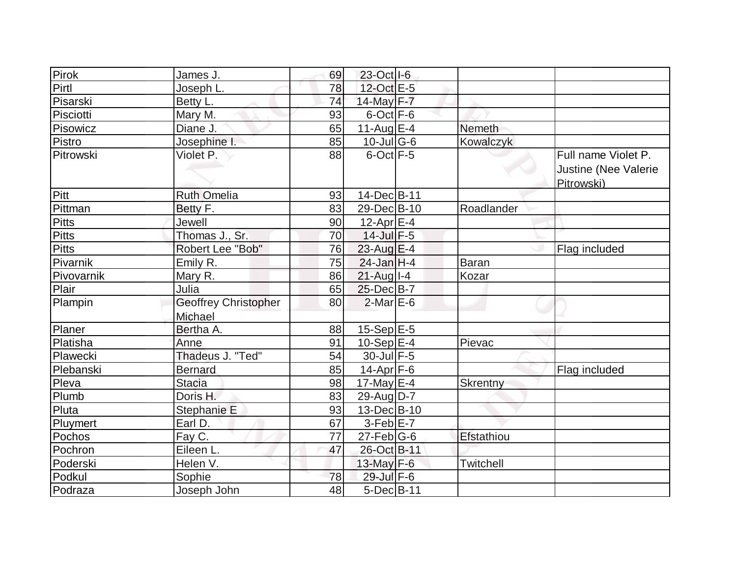| | | | | | | |
|---|---|---|---|---|---|---|
| Pirok | James J. | 69 | 23-Oct | I-6 | | |
| Pirtl | Joseph L. | 78 | 12-Oct | E-5 | | |
| Pisarski | Betty L. | 74 | 14-May | F-7 | | |
| Pisciotti | Mary M. | 93 | 6-Oct | F-6 | | |
| Pisowicz | Diane J. | 65 | 11-Aug | E-4 | Nemeth | |
| Pistro | Josephine I. | 85 | 10-Jul | G-6 | Kowalczyk | |
| Pitrowski | Violet P. | 88 | 6-Oct | F-5 | | Full name Violet P. Justine (Nee Valerie Pitrowski) |
| Pitt | Ruth Omelia | 93 | 14-Dec | B-11 | | |
| Pittman | Betty F. | 83 | 29-Dec | B-10 | Roadlander | |
| Pitts | Jewell | 90 | 12-Apr | E-4 | | |
| Pitts | Thomas J., Sr. | 70 | 14-Jul | F-5 | | |
| Pitts | Robert Lee "Bob" | 76 | 23-Aug | E-4 | | Flag included |
| Pivarnik | Emily R. | 75 | 24-Jan | H-4 | Baran | |
| Pivovarnik | Mary R. | 86 | 21-Aug | I-4 | Kozar | |
| Plair | Julia | 65 | 25-Dec | B-7 | | |
| Plampin | Geoffrey Christopher Michael | 80 | 2-Mar | E-6 | | |
| Planer | Bertha A. | 88 | 15-Sep | E-5 | | |
| Platisha | Anne | 91 | 10-Sep | E-4 | Pievac | |
| Plawecki | Thadeus J. "Ted" | 54 | 30-Jul | F-5 | | |
| Plebanski | Bernard | 85 | 14-Apr | F-6 | | Flag included |
| Pleva | Stacia | 98 | 17-May | E-4 | Skrentny | |
| Plumb | Doris H. | 83 | 29-Aug | D-7 | | |
| Pluta | Stephanie E | 93 | 13-Dec | B-10 | | |
| Pluymert | Earl D. | 67 | 3-Feb | E-7 | | |
| Pochos | Fay C. | 77 | 27-Feb | G-6 | Efstathiou | |
| Pochron | Eileen L. | 47 | 26-Oct | B-11 | | |
| Poderski | Helen V. | | 13-May | F-6 | Twitchell | |
| Podkul | Sophie | 78 | 29-Jul | F-6 | | |
| Podraza | Joseph John | 48 | 5-Dec | B-11 | | |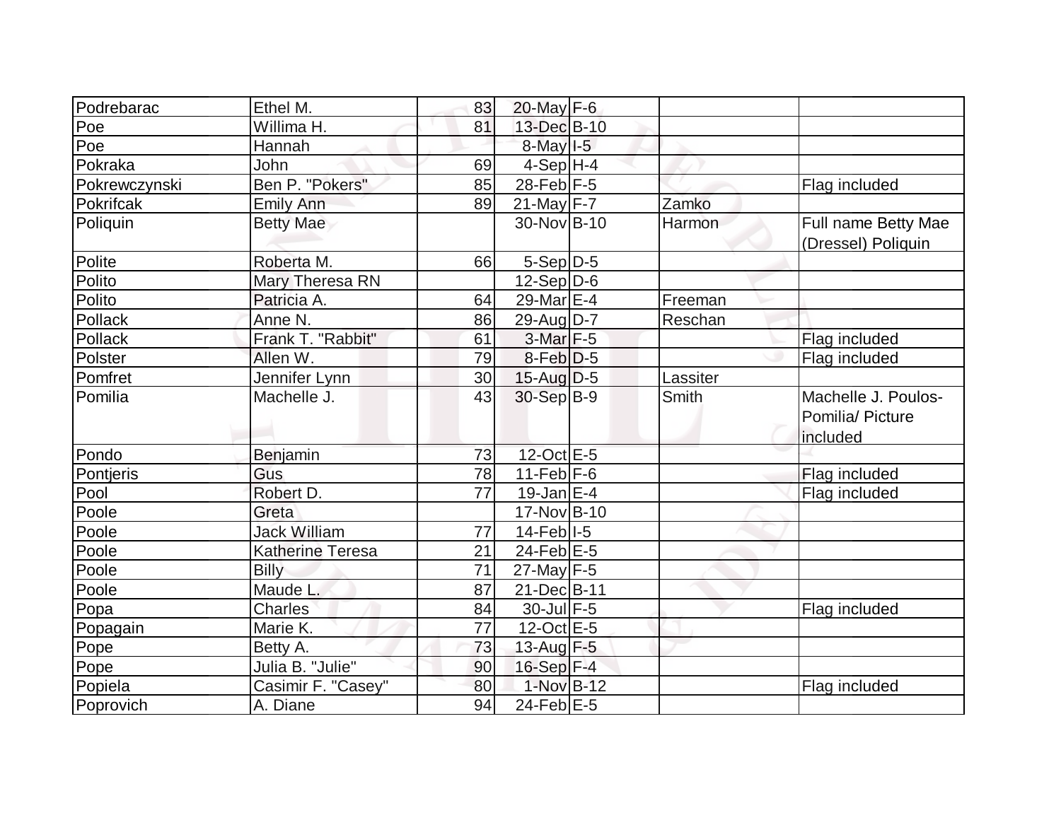| Podrebarac | Ethel M. | 83 | 20-May | F-6 | | |
|---|---|---|---|---|---|---|
| Poe | Willima H. | 81 | 13-Dec | B-10 | | |
| Poe | Hannah | | 8-May | I-5 | | |
| Pokraka | John | 69 | 4-Sep | H-4 | | |
| Pokrewczynski | Ben P. "Pokers" | 85 | 28-Feb | F-5 | | Flag included |
| Pokrifcak | Emily Ann | 89 | 21-May | F-7 | Zamko | |
| Poliquin | Betty Mae | | 30-Nov | B-10 | Harmon | Full name Betty Mae (Dressel) Poliquin |
| Polite | Roberta M. | 66 | 5-Sep | D-5 | | |
| Polito | Mary Theresa RN | | 12-Sep | D-6 | | |
| Polito | Patricia A. | 64 | 29-Mar | E-4 | Freeman | |
| Pollack | Anne N. | 86 | 29-Aug | D-7 | Reschan | |
| Pollack | Frank T. "Rabbit" | 61 | 3-Mar | F-5 | | Flag included |
| Polster | Allen W. | 79 | 8-Feb | D-5 | | Flag included |
| Pomfret | Jennifer Lynn | 30 | 15-Aug | D-5 | Lassiter | |
| Pomilia | Machelle J. | 43 | 30-Sep | B-9 | Smith | Machelle J. Poulos-Pomilia/ Picture included |
| Pondo | Benjamin | 73 | 12-Oct | E-5 | | |
| Pontjeris | Gus | 78 | 11-Feb | F-6 | | Flag included |
| Pool | Robert D. | 77 | 19-Jan | E-4 | | Flag included |
| Poole | Greta | | 17-Nov | B-10 | | |
| Poole | Jack William | 77 | 14-Feb | I-5 | | |
| Poole | Katherine Teresa | 21 | 24-Feb | E-5 | | |
| Poole | Billy | 71 | 27-May | F-5 | | |
| Poole | Maude L. | 87 | 21-Dec | B-11 | | |
| Popa | Charles | 84 | 30-Jul | F-5 | | Flag included |
| Popagain | Marie K. | 77 | 12-Oct | E-5 | | |
| Pope | Betty A. | 73 | 13-Aug | F-5 | | |
| Pope | Julia B. "Julie" | 90 | 16-Sep | F-4 | | |
| Popiela | Casimir F. "Casey" | 80 | 1-Nov | B-12 | | Flag included |
| Poprovich | A. Diane | 94 | 24-Feb | E-5 | | |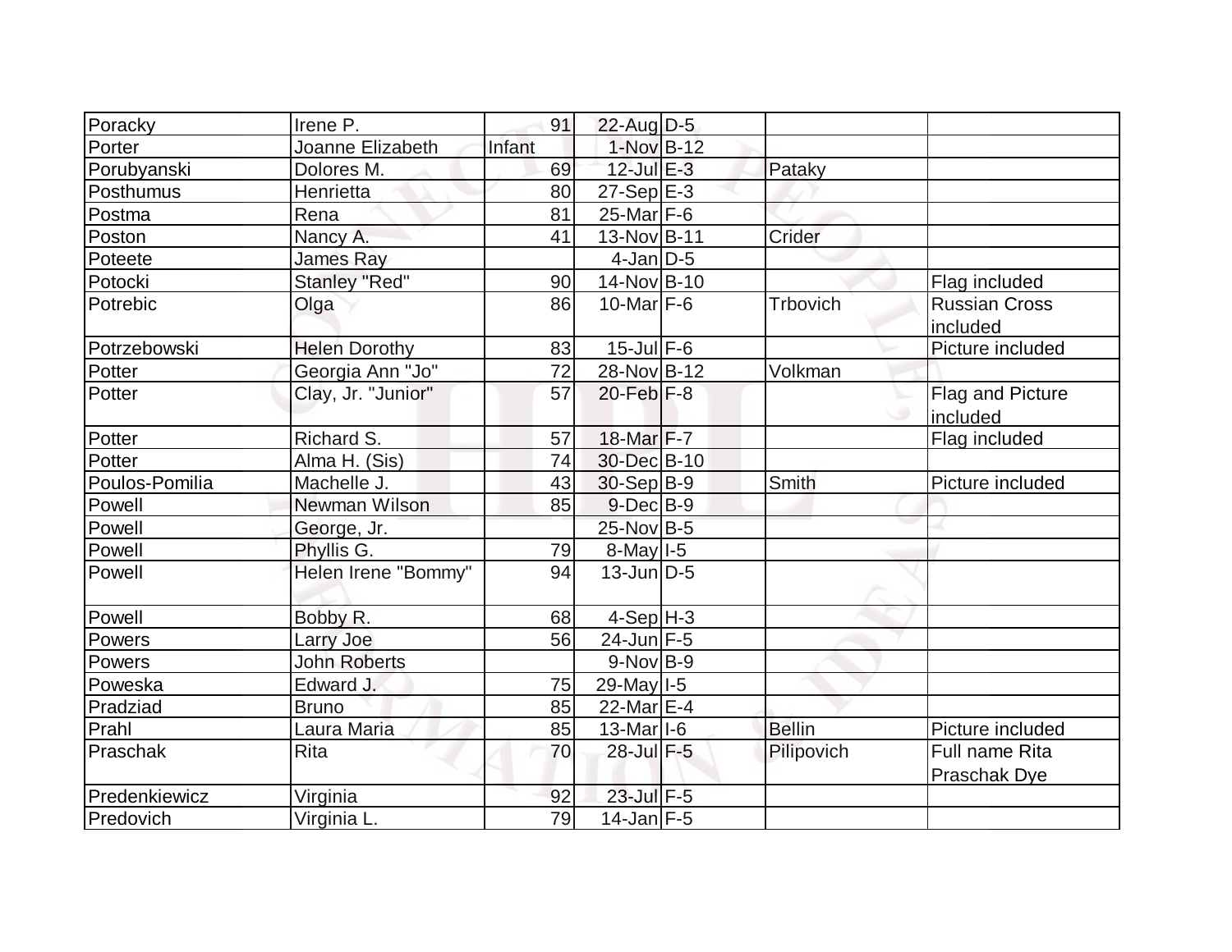| Poracky | Irene P. | 91 | 22-Aug | D-5 | | |
|---|---|---|---|---|---|---|
| Porter | Joanne Elizabeth | Infant | 1-Nov | B-12 | | |
| Porubyanski | Dolores M. | 69 | 12-Jul | E-3 | Pataky | |
| Posthumus | Henrietta | 80 | 27-Sep | E-3 | | |
| Postma | Rena | 81 | 25-Mar | F-6 | | |
| Poston | Nancy A. | 41 | 13-Nov | B-11 | Crider | |
| Poteete | James Ray | | 4-Jan | D-5 | | |
| Potocki | Stanley "Red" | 90 | 14-Nov | B-10 | | Flag included |
| Potrebic | Olga | 86 | 10-Mar | F-6 | Trbovich | Russian Cross included |
| Potrzebowski | Helen Dorothy | 83 | 15-Jul | F-6 | | Picture included |
| Potter | Georgia Ann "Jo" | 72 | 28-Nov | B-12 | Volkman | |
| Potter | Clay, Jr. "Junior" | 57 | 20-Feb | F-8 | | Flag and Picture included |
| Potter | Richard S. | 57 | 18-Mar | F-7 | | Flag included |
| Potter | Alma H. (Sis) | 74 | 30-Dec | B-10 | | |
| Poulos-Pomilia | Machelle J. | 43 | 30-Sep | B-9 | Smith | Picture included |
| Powell | Newman Wilson | 85 | 9-Dec | B-9 | | |
| Powell | George, Jr. | | 25-Nov | B-5 | | |
| Powell | Phyllis G. | 79 | 8-May | I-5 | | |
| Powell | Helen Irene "Bommy" | 94 | 13-Jun | D-5 | | |
| Powell | Bobby R. | 68 | 4-Sep | H-3 | | |
| Powers | Larry Joe | 56 | 24-Jun | F-5 | | |
| Powers | John Roberts | | 9-Nov | B-9 | | |
| Poweska | Edward J. | 75 | 29-May | I-5 | | |
| Pradziad | Bruno | 85 | 22-Mar | E-4 | | |
| Prahl | Laura Maria | 85 | 13-Mar | I-6 | Bellin | Picture included |
| Praschak | Rita | 70 | 28-Jul | F-5 | Pilipovich | Full name Rita Praschak Dye |
| Predenkiewicz | Virginia | 92 | 23-Jul | F-5 | | |
| Predovich | Virginia L. | 79 | 14-Jan | F-5 | | |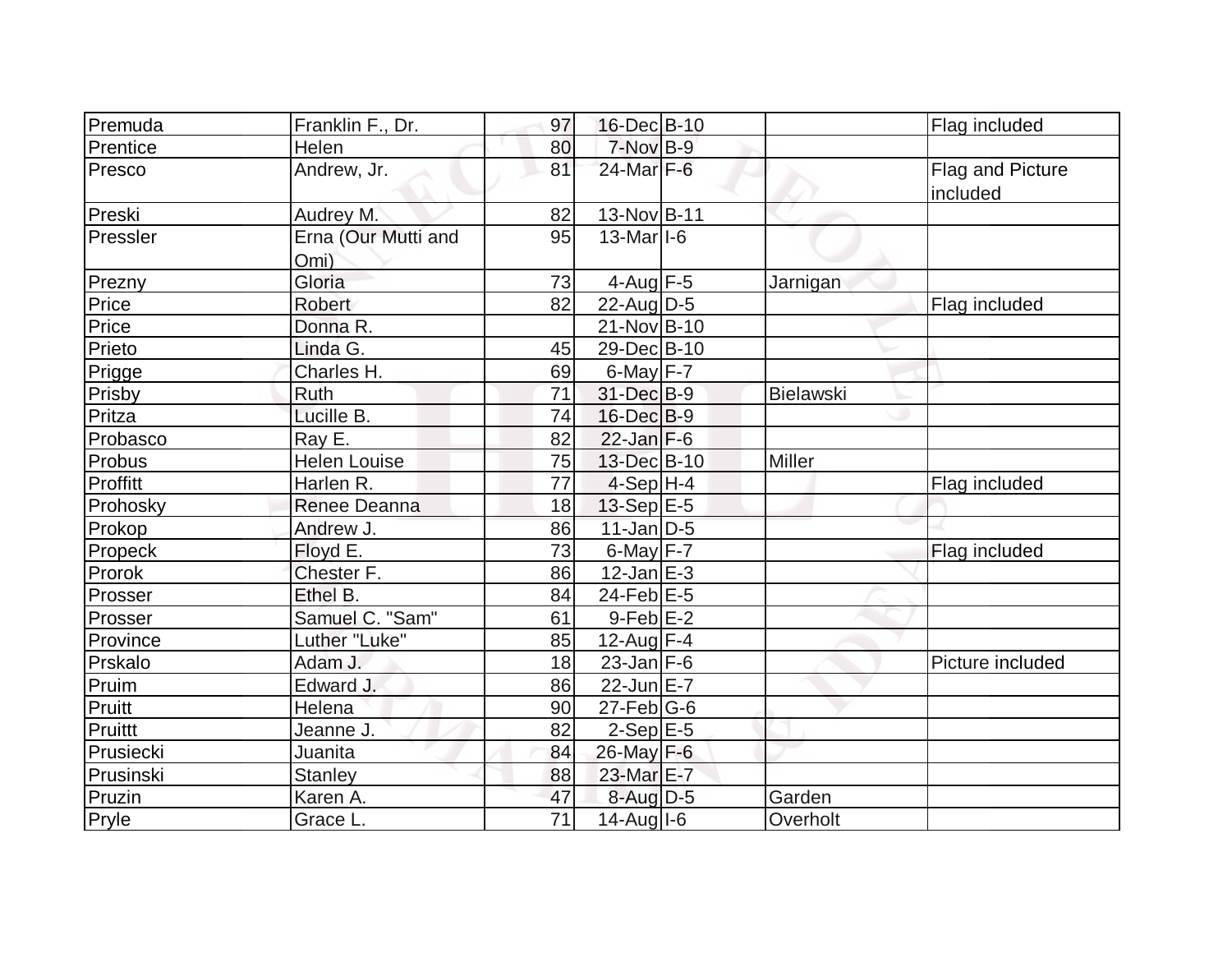| | | | | | | |
|---|---|---|---|---|---|---|
| Premuda | Franklin F., Dr. | 97 | 16-Dec | B-10 | | Flag included |
| Prentice | Helen | 80 | 7-Nov | B-9 | | |
| Presco | Andrew, Jr. | 81 | 24-Mar | F-6 | | Flag and Picture included |
| Preski | Audrey M. | 82 | 13-Nov | B-11 | | |
| Pressler | Erna (Our Mutti and Omi) | 95 | 13-Mar | I-6 | | |
| Prezny | Gloria | 73 | 4-Aug | F-5 | Jarnigan | |
| Price | Robert | 82 | 22-Aug | D-5 | | Flag included |
| Price | Donna R. | | 21-Nov | B-10 | | |
| Prieto | Linda G. | 45 | 29-Dec | B-10 | | |
| Prigge | Charles H. | 69 | 6-May | F-7 | | |
| Prisby | Ruth | 71 | 31-Dec | B-9 | Bielawski | |
| Pritza | Lucille B. | 74 | 16-Dec | B-9 | | |
| Probasco | Ray E. | 82 | 22-Jan | F-6 | | |
| Probus | Helen Louise | 75 | 13-Dec | B-10 | Miller | |
| Proffitt | Harlen R. | 77 | 4-Sep | H-4 | | Flag included |
| Prohosky | Renee Deanna | 18 | 13-Sep | E-5 | | |
| Prokop | Andrew J. | 86 | 11-Jan | D-5 | | |
| Propeck | Floyd E. | 73 | 6-May | F-7 | | Flag included |
| Prorok | Chester F. | 86 | 12-Jan | E-3 | | |
| Prosser | Ethel B. | 84 | 24-Feb | E-5 | | |
| Prosser | Samuel C. "Sam" | 61 | 9-Feb | E-2 | | |
| Province | Luther "Luke" | 85 | 12-Aug | F-4 | | |
| Prskalo | Adam J. | 18 | 23-Jan | F-6 | | Picture included |
| Pruim | Edward J. | 86 | 22-Jun | E-7 | | |
| Pruitt | Helena | 90 | 27-Feb | G-6 | | |
| Pruittt | Jeanne J. | 82 | 2-Sep | E-5 | | |
| Prusiecki | Juanita | 84 | 26-May | F-6 | | |
| Prusinski | Stanley | 88 | 23-Mar | E-7 | | |
| Pruzin | Karen A. | 47 | 8-Aug | D-5 | Garden | |
| Pryle | Grace L. | 71 | 14-Aug | I-6 | Overholt | |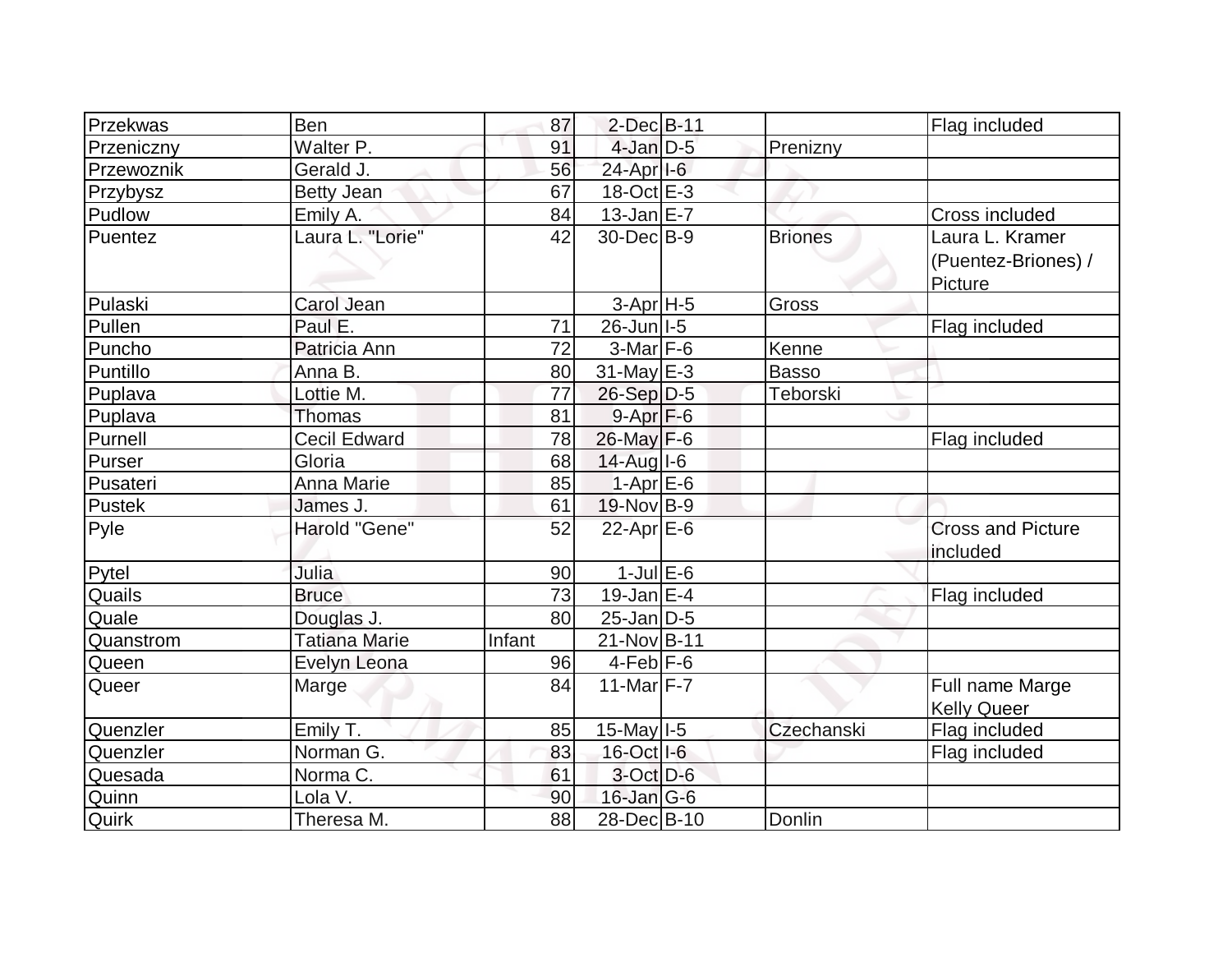| | | | | | | |
|---|---|---|---|---|---|---|
| Przekwas | Ben | 87 | 2-Dec | B-11 | | Flag included |
| Przeniczny | Walter P. | 91 | 4-Jan | D-5 | Prenizny | |
| Przewoznik | Gerald J. | 56 | 24-Apr | I-6 | | |
| Przybysz | Betty Jean | 67 | 18-Oct | E-3 | | |
| Pudlow | Emily A. | 84 | 13-Jan | E-7 | | Cross included |
| Puentez | Laura L. "Lorie" | 42 | 30-Dec | B-9 | Briones | Laura L. Kramer (Puentez-Briones) / Picture |
| Pulaski | Carol Jean | | 3-Apr | H-5 | Gross | |
| Pullen | Paul E. | 71 | 26-Jun | I-5 | | Flag included |
| Puncho | Patricia Ann | 72 | 3-Mar | F-6 | Kenne | |
| Puntillo | Anna B. | 80 | 31-May | E-3 | Basso | |
| Puplava | Lottie M. | 77 | 26-Sep | D-5 | Teborski | |
| Puplava | Thomas | 81 | 9-Apr | F-6 | | |
| Purnell | Cecil Edward | 78 | 26-May | F-6 | | Flag included |
| Purser | Gloria | 68 | 14-Aug | I-6 | | |
| Pusateri | Anna Marie | 85 | 1-Apr | E-6 | | |
| Pustek | James J. | 61 | 19-Nov | B-9 | | |
| Pyle | Harold "Gene" | 52 | 22-Apr | E-6 | | Cross and Picture included |
| Pytel | Julia | 90 | 1-Jul | E-6 | | |
| Quails | Bruce | 73 | 19-Jan | E-4 | | Flag included |
| Quale | Douglas J. | 80 | 25-Jan | D-5 | | |
| Quanstrom | Tatiana Marie | Infant | 21-Nov | B-11 | | |
| Queen | Evelyn Leona | 96 | 4-Feb | F-6 | | |
| Queer | Marge | 84 | 11-Mar | F-7 | | Full name Marge Kelly Queer |
| Quenzler | Emily T. | 85 | 15-May | I-5 | Czechanski | Flag included |
| Quenzler | Norman G. | 83 | 16-Oct | I-6 | | Flag included |
| Quesada | Norma C. | 61 | 3-Oct | D-6 | | |
| Quinn | Lola V. | 90 | 16-Jan | G-6 | | |
| Quirk | Theresa M. | 88 | 28-Dec | B-10 | Donlin | |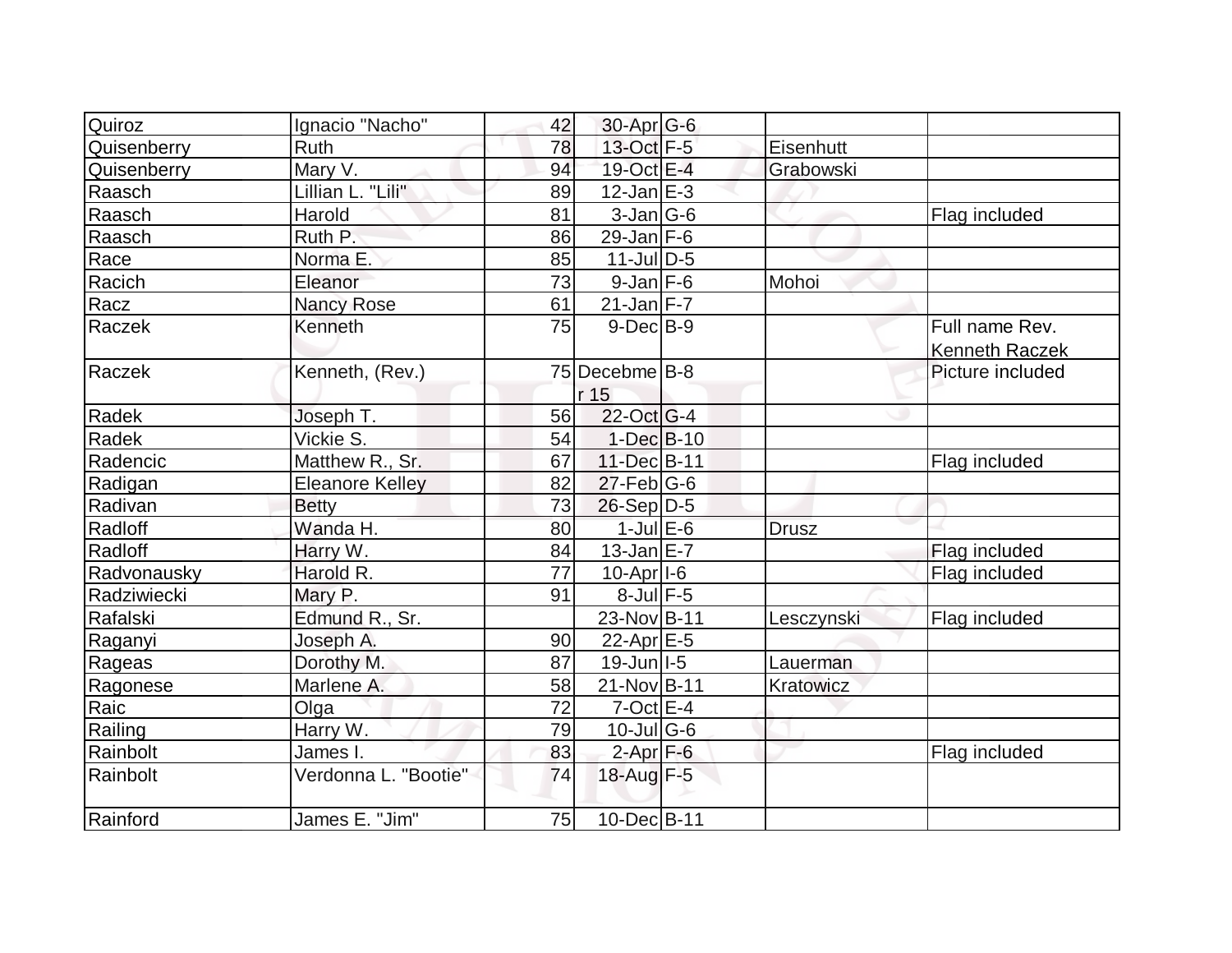| Quiroz | Ignacio "Nacho" | 42 | 30-Apr | G-6 | | |
|---|---|---|---|---|---|---|
| Quisenberry | Ruth | 78 | 13-Oct | F-5 | Eisenhutt | |
| Quisenberry | Mary V. | 94 | 19-Oct | E-4 | Grabowski | |
| Raasch | Lillian L. "Lili" | 89 | 12-Jan | E-3 | | |
| Raasch | Harold | 81 | 3-Jan | G-6 | | Flag included |
| Raasch | Ruth P. | 86 | 29-Jan | F-6 | | |
| Race | Norma E. | 85 | 11-Jul | D-5 | | |
| Racich | Eleanor | 73 | 9-Jan | F-6 | Mohoi | |
| Racz | Nancy Rose | 61 | 21-Jan | F-7 | | |
| Raczek | Kenneth | 75 | 9-Dec | B-9 | | Full name Rev. Kenneth Raczek |
| Raczek | Kenneth, (Rev.) | 75 | Decebmer 15 | B-8 | | Picture included |
| Radek | Joseph T. | 56 | 22-Oct | G-4 | | |
| Radek | Vickie S. | 54 | 1-Dec | B-10 | | |
| Radencic | Matthew R., Sr. | 67 | 11-Dec | B-11 | | Flag included |
| Radigan | Eleanore Kelley | 82 | 27-Feb | G-6 | | |
| Radivan | Betty | 73 | 26-Sep | D-5 | | |
| Radloff | Wanda H. | 80 | 1-Jul | E-6 | Drusz | |
| Radloff | Harry W. | 84 | 13-Jan | E-7 | | Flag included |
| Radvonausky | Harold R. | 77 | 10-Apr | I-6 | | Flag included |
| Radziwiecki | Mary P. | 91 | 8-Jul | F-5 | | |
| Rafalski | Edmund R., Sr. | | 23-Nov | B-11 | Lesczynski | Flag included |
| Raganyi | Joseph A. | 90 | 22-Apr | E-5 | | |
| Rageas | Dorothy M. | 87 | 19-Jun | I-5 | Lauerman | |
| Ragonese | Marlene A. | 58 | 21-Nov | B-11 | Kratowicz | |
| Raic | Olga | 72 | 7-Oct | E-4 | | |
| Railing | Harry W. | 79 | 10-Jul | G-6 | | |
| Rainbolt | James I. | 83 | 2-Apr | F-6 | | Flag included |
| Rainbolt | Verdonna L. "Bootie" | 74 | 18-Aug | F-5 | | |
| Rainford | James E. "Jim" | 75 | 10-Dec | B-11 | | |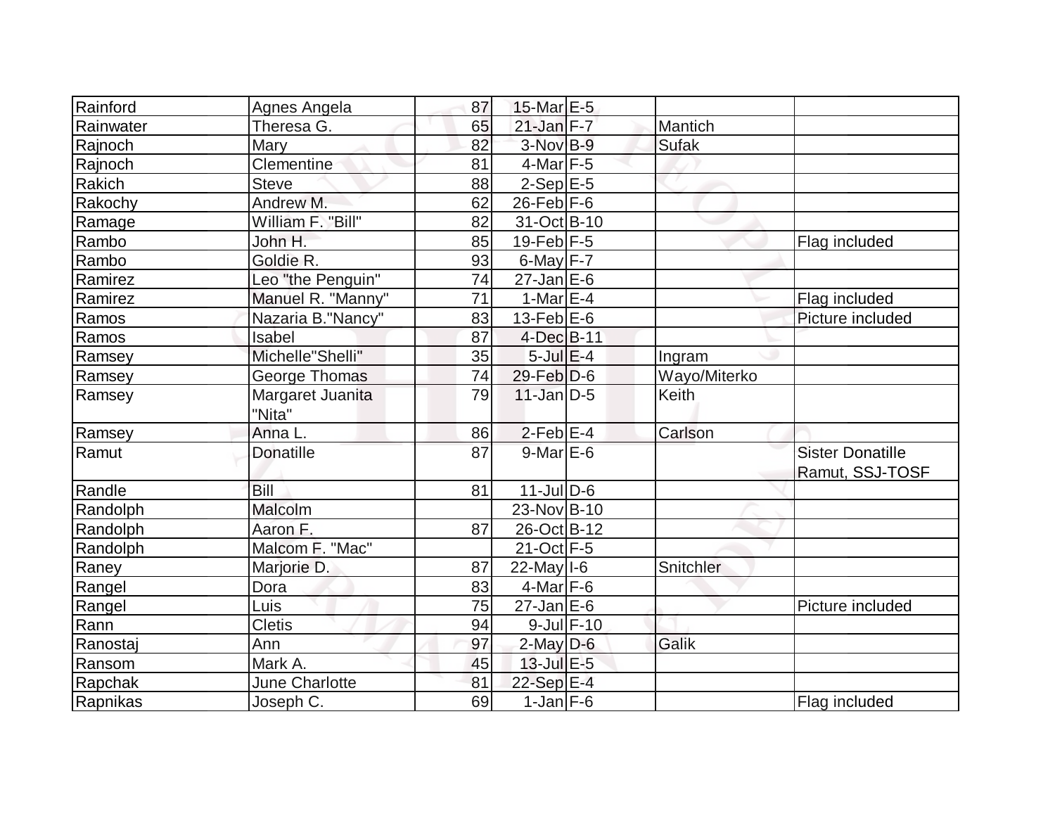| | | | | | | |
|---|---|---|---|---|---|---|
| Rainford | Agnes Angela | 87 | 15-Mar | E-5 | | |
| Rainwater | Theresa G. | 65 | 21-Jan | F-7 | Mantich | |
| Rajnoch | Mary | 82 | 3-Nov | B-9 | Sufak | |
| Rajnoch | Clementine | 81 | 4-Mar | F-5 | | |
| Rakich | Steve | 88 | 2-Sep | E-5 | | |
| Rakochy | Andrew M. | 62 | 26-Feb | F-6 | | |
| Ramage | William F. "Bill" | 82 | 31-Oct | B-10 | | |
| Rambo | John H. | 85 | 19-Feb | F-5 | | Flag included |
| Rambo | Goldie R. | 93 | 6-May | F-7 | | |
| Ramirez | Leo "the Penguin" | 74 | 27-Jan | E-6 | | |
| Ramirez | Manuel R. "Manny" | 71 | 1-Mar | E-4 | | Flag included |
| Ramos | Nazaria B."Nancy" | 83 | 13-Feb | E-6 | | Picture included |
| Ramos | Isabel | 87 | 4-Dec | B-11 | | |
| Ramsey | Michelle"Shelli" | 35 | 5-Jul | E-4 | Ingram | |
| Ramsey | George Thomas | 74 | 29-Feb | D-6 | Wayo/Miterko | |
| Ramsey | Margaret Juanita "Nita" | 79 | 11-Jan | D-5 | Keith | |
| Ramsey | Anna L. | 86 | 2-Feb | E-4 | Carlson | |
| Ramut | Donatille | 87 | 9-Mar | E-6 | | Sister Donatille Ramut, SSJ-TOSF |
| Randle | Bill | 81 | 11-Jul | D-6 | | |
| Randolph | Malcolm | | 23-Nov | B-10 | | |
| Randolph | Aaron F. | 87 | 26-Oct | B-12 | | |
| Randolph | Malcom F. "Mac" | | 21-Oct | F-5 | | |
| Raney | Marjorie D. | 87 | 22-May | I-6 | Snitchler | |
| Rangel | Dora | 83 | 4-Mar | F-6 | | |
| Rangel | Luis | 75 | 27-Jan | E-6 | | Picture included |
| Rann | Cletis | 94 | 9-Jul | F-10 | | |
| Ranostaj | Ann | 97 | 2-May | D-6 | Galik | |
| Ransom | Mark A. | 45 | 13-Jul | E-5 | | |
| Rapchak | June Charlotte | 81 | 22-Sep | E-4 | | |
| Rapnikas | Joseph C. | 69 | 1-Jan | F-6 | | Flag included |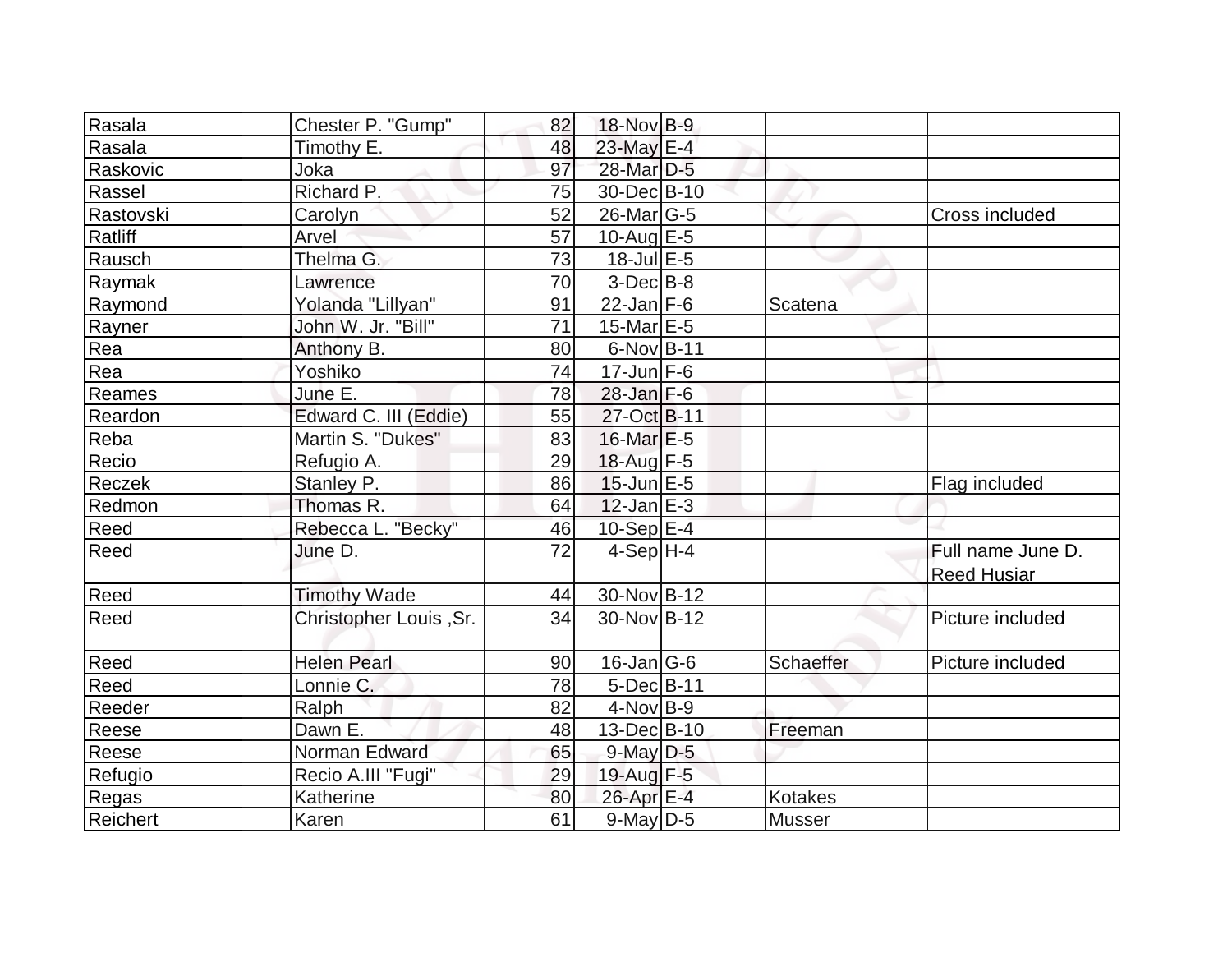| Rasala | Chester P. "Gump" | 82 | 18-Nov | B-9 | | |
|---|---|---|---|---|---|---|
| Rasala | Timothy E. | 48 | 23-May | E-4 | | |
| Raskovic | Joka | 97 | 28-Mar | D-5 | | |
| Rassel | Richard P. | 75 | 30-Dec | B-10 | | |
| Rastovski | Carolyn | 52 | 26-Mar | G-5 | | Cross included |
| Ratliff | Arvel | 57 | 10-Aug | E-5 | | |
| Rausch | Thelma G. | 73 | 18-Jul | E-5 | | |
| Raymak | Lawrence | 70 | 3-Dec | B-8 | | |
| Raymond | Yolanda "Lillyan" | 91 | 22-Jan | F-6 | Scatena | |
| Rayner | John W. Jr. "Bill" | 71 | 15-Mar | E-5 | | |
| Rea | Anthony B. | 80 | 6-Nov | B-11 | | |
| Rea | Yoshiko | 74 | 17-Jun | F-6 | | |
| Reames | June E. | 78 | 28-Jan | F-6 | | |
| Reardon | Edward C. III (Eddie) | 55 | 27-Oct | B-11 | | |
| Reba | Martin S. "Dukes" | 83 | 16-Mar | E-5 | | |
| Recio | Refugio A. | 29 | 18-Aug | F-5 | | |
| Reczek | Stanley P. | 86 | 15-Jun | E-5 | | Flag included |
| Redmon | Thomas R. | 64 | 12-Jan | E-3 | | |
| Reed | Rebecca L. "Becky" | 46 | 10-Sep | E-4 | | |
| Reed | June D. | 72 | 4-Sep | H-4 | | Full name June D. Reed Husiar |
| Reed | Timothy Wade | 44 | 30-Nov | B-12 | | |
| Reed | Christopher Louis ,Sr. | 34 | 30-Nov | B-12 | | Picture included |
| Reed | Helen Pearl | 90 | 16-Jan | G-6 | Schaeffer | Picture included |
| Reed | Lonnie C. | 78 | 5-Dec | B-11 | | |
| Reeder | Ralph | 82 | 4-Nov | B-9 | | |
| Reese | Dawn E. | 48 | 13-Dec | B-10 | Freeman | |
| Reese | Norman Edward | 65 | 9-May | D-5 | | |
| Refugio | Recio A.III "Fugi" | 29 | 19-Aug | F-5 | | |
| Regas | Katherine | 80 | 26-Apr | E-4 | Kotakes | |
| Reichert | Karen | 61 | 9-May | D-5 | Musser | |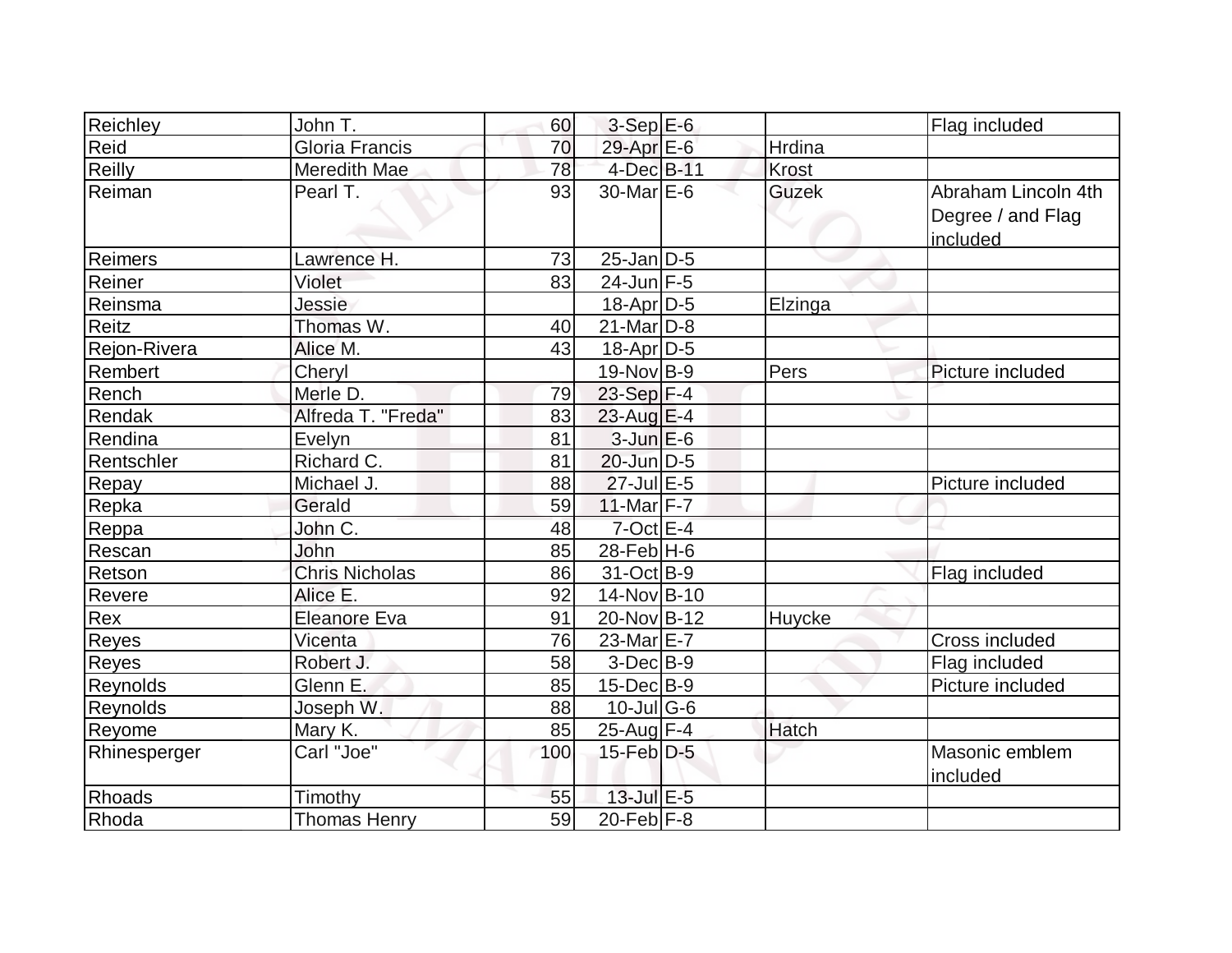| | | | | | | |
|---|---|---|---|---|---|---|
| Reichley | John T. | 60 | 3-Sep | E-6 | | Flag included |
| Reid | Gloria Francis | 70 | 29-Apr | E-6 | Hrdina | |
| Reilly | Meredith Mae | 78 | 4-Dec | B-11 | Krost | |
| Reiman | Pearl T. | 93 | 30-Mar | E-6 | Guzek | Abraham Lincoln 4th Degree / and Flag included |
| Reimers | Lawrence H. | 73 | 25-Jan | D-5 | | |
| Reiner | Violet | 83 | 24-Jun | F-5 | | |
| Reinsma | Jessie | | 18-Apr | D-5 | Elzinga | |
| Reitz | Thomas W. | 40 | 21-Mar | D-8 | | |
| Rejon-Rivera | Alice M. | 43 | 18-Apr | D-5 | | |
| Rembert | Cheryl | | 19-Nov | B-9 | Pers | Picture included |
| Rench | Merle D. | 79 | 23-Sep | F-4 | | |
| Rendak | Alfreda T. "Freda" | 83 | 23-Aug | E-4 | | |
| Rendina | Evelyn | 81 | 3-Jun | E-6 | | |
| Rentschler | Richard C. | 81 | 20-Jun | D-5 | | |
| Repay | Michael J. | 88 | 27-Jul | E-5 | | Picture included |
| Repka | Gerald | 59 | 11-Mar | F-7 | | |
| Reppa | John C. | 48 | 7-Oct | E-4 | | |
| Rescan | John | 85 | 28-Feb | H-6 | | |
| Retson | Chris Nicholas | 86 | 31-Oct | B-9 | | Flag included |
| Revere | Alice E. | 92 | 14-Nov | B-10 | | |
| Rex | Eleanore Eva | 91 | 20-Nov | B-12 | Huycke | |
| Reyes | Vicenta | 76 | 23-Mar | E-7 | | Cross included |
| Reyes | Robert J. | 58 | 3-Dec | B-9 | | Flag included |
| Reynolds | Glenn E. | 85 | 15-Dec | B-9 | | Picture included |
| Reynolds | Joseph W. | 88 | 10-Jul | G-6 | | |
| Reyome | Mary K. | 85 | 25-Aug | F-4 | Hatch | |
| Rhinesperger | Carl "Joe" | 100 | 15-Feb | D-5 | | Masonic emblem included |
| Rhoads | Timothy | 55 | 13-Jul | E-5 | | |
| Rhoda | Thomas Henry | 59 | 20-Feb | F-8 | | |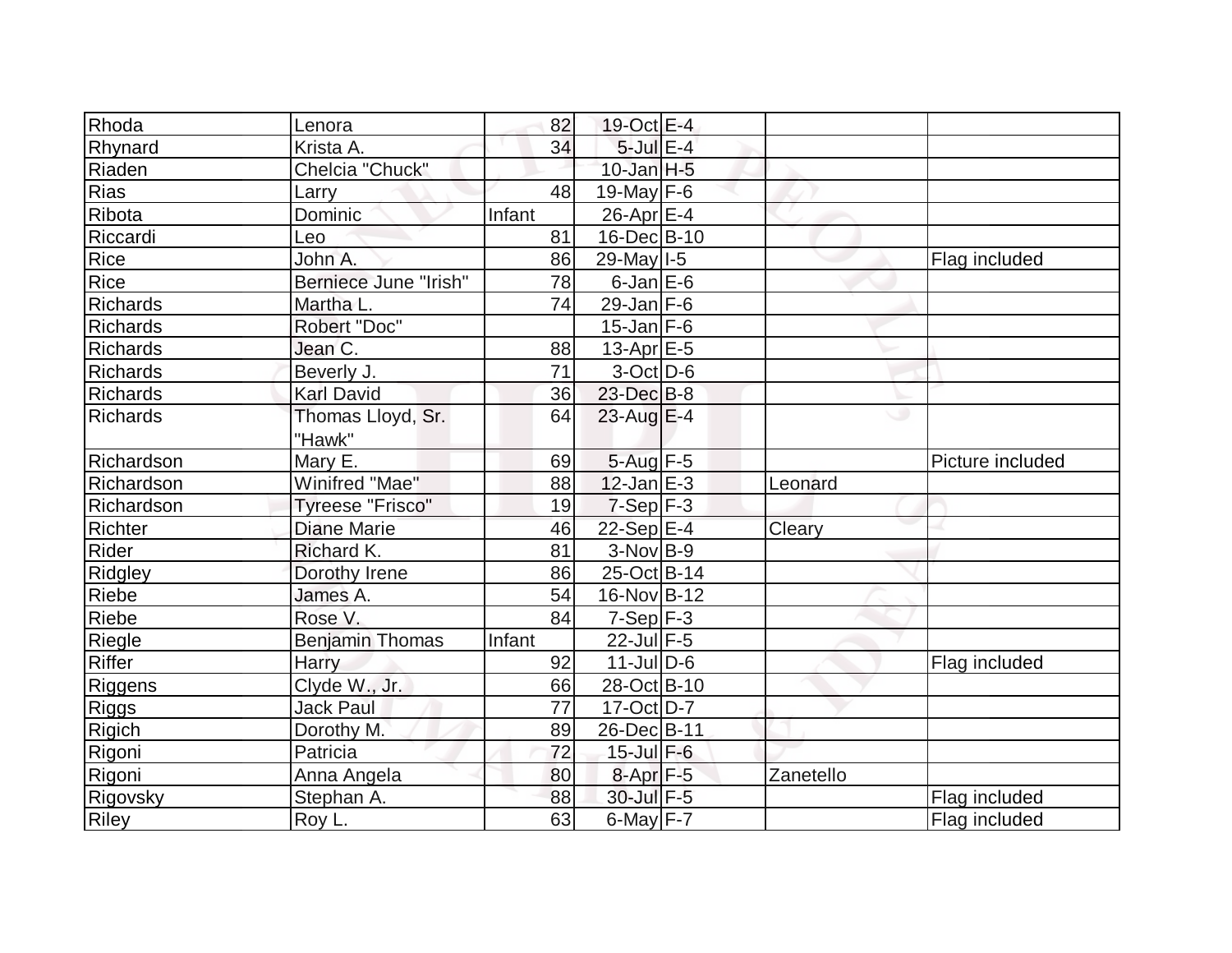| Rhoda | Lenora | 82 | 19-Oct | E-4 | | |
|---|---|---|---|---|---|---|
| Rhynard | Krista A. | 34 | 5-Jul | E-4 | | |
| Riaden | Chelcia "Chuck" | | 10-Jan | H-5 | | |
| Rias | Larry | 48 | 19-May | F-6 | | |
| Ribota | Dominic | Infant | 26-Apr | E-4 | | |
| Riccardi | Leo | 81 | 16-Dec | B-10 | | |
| Rice | John A. | 86 | 29-May | I-5 | | Flag included |
| Rice | Berniece June "Irish" | 78 | 6-Jan | E-6 | | |
| Richards | Martha L. | 74 | 29-Jan | F-6 | | |
| Richards | Robert "Doc" | | 15-Jan | F-6 | | |
| Richards | Jean C. | 88 | 13-Apr | E-5 | | |
| Richards | Beverly J. | 71 | 3-Oct | D-6 | | |
| Richards | Karl David | 36 | 23-Dec | B-8 | | |
| Richards | Thomas Lloyd, Sr. "Hawk" | 64 | 23-Aug | E-4 | | |
| Richardson | Mary E. | 69 | 5-Aug | F-5 | | Picture included |
| Richardson | Winifred "Mae" | 88 | 12-Jan | E-3 | Leonard | |
| Richardson | Tyreese "Frisco" | 19 | 7-Sep | F-3 | | |
| Richter | Diane Marie | 46 | 22-Sep | E-4 | Cleary | |
| Rider | Richard K. | 81 | 3-Nov | B-9 | | |
| Ridgley | Dorothy Irene | 86 | 25-Oct | B-14 | | |
| Riebe | James A. | 54 | 16-Nov | B-12 | | |
| Riebe | Rose V. | 84 | 7-Sep | F-3 | | |
| Riegle | Benjamin Thomas | Infant | 22-Jul | F-5 | | |
| Riffer | Harry | 92 | 11-Jul | D-6 | | Flag included |
| Riggens | Clyde W., Jr. | 66 | 28-Oct | B-10 | | |
| Riggs | Jack Paul | 77 | 17-Oct | D-7 | | |
| Rigich | Dorothy M. | 89 | 26-Dec | B-11 | | |
| Rigoni | Patricia | 72 | 15-Jul | F-6 | | |
| Rigoni | Anna Angela | 80 | 8-Apr | F-5 | Zanetello | |
| Rigovsky | Stephan A. | 88 | 30-Jul | F-5 | | Flag included |
| Riley | Roy L. | 63 | 6-May | F-7 | | Flag included |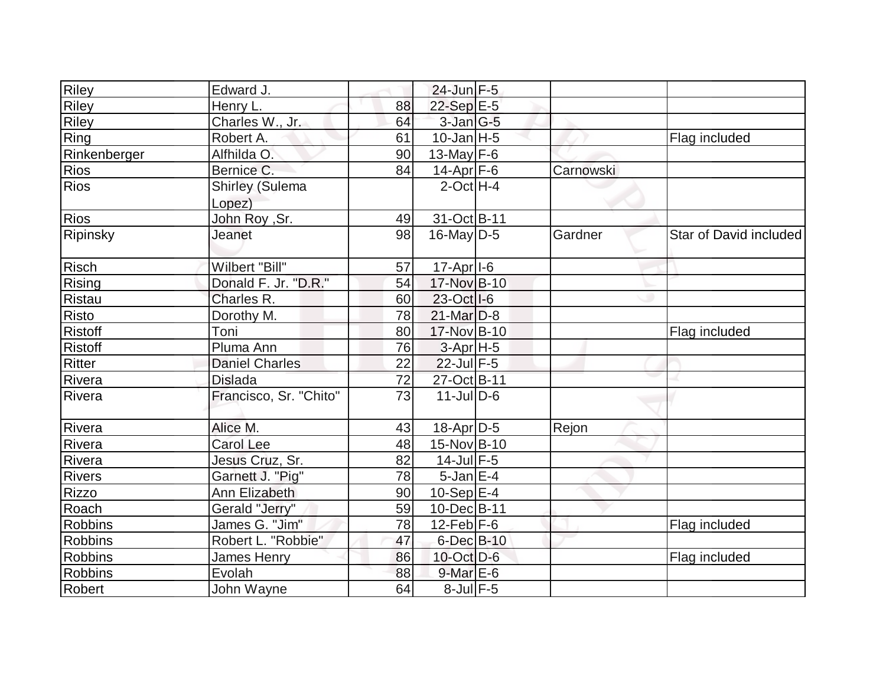| | | | | | | |
|---|---|---|---|---|---|---|
| Riley | Edward J. | | 24-Jun | F-5 | | |
| Riley | Henry L. | 88 | 22-Sep | E-5 | | |
| Riley | Charles W., Jr. | 64 | 3-Jan | G-5 | | |
| Ring | Robert A. | 61 | 10-Jan | H-5 | | Flag included |
| Rinkenberger | Alfhilda O. | 90 | 13-May | F-6 | | |
| Rios | Bernice C. | 84 | 14-Apr | F-6 | Carnowski | |
| Rios | Shirley (Sulema Lopez) | | 2-Oct | H-4 | | |
| Rios | John Roy ,Sr. | 49 | 31-Oct | B-11 | | |
| Ripinsky | Jeanet | 98 | 16-May | D-5 | Gardner | Star of David included |
| Risch | Wilbert "Bill" | 57 | 17-Apr | I-6 | | |
| Rising | Donald F. Jr. "D.R." | 54 | 17-Nov | B-10 | | |
| Ristau | Charles R. | 60 | 23-Oct | I-6 | | |
| Risto | Dorothy M. | 78 | 21-Mar | D-8 | | |
| Ristoff | Toni | 80 | 17-Nov | B-10 | | Flag included |
| Ristoff | Pluma Ann | 76 | 3-Apr | H-5 | | |
| Ritter | Daniel Charles | 22 | 22-Jul | F-5 | | |
| Rivera | Dislada | 72 | 27-Oct | B-11 | | |
| Rivera | Francisco, Sr. "Chito" | 73 | 11-Jul | D-6 | | |
| Rivera | Alice M. | 43 | 18-Apr | D-5 | Rejon | |
| Rivera | Carol Lee | 48 | 15-Nov | B-10 | | |
| Rivera | Jesus Cruz, Sr. | 82 | 14-Jul | F-5 | | |
| Rivers | Garnett J. "Pig" | 78 | 5-Jan | E-4 | | |
| Rizzo | Ann Elizabeth | 90 | 10-Sep | E-4 | | |
| Roach | Gerald "Jerry" | 59 | 10-Dec | B-11 | | |
| Robbins | James G. "Jim" | 78 | 12-Feb | F-6 | | Flag included |
| Robbins | Robert L. "Robbie" | 47 | 6-Dec | B-10 | | |
| Robbins | James Henry | 86 | 10-Oct | D-6 | | Flag included |
| Robbins | Evolah | 88 | 9-Mar | E-6 | | |
| Robert | John Wayne | 64 | 8-Jul | F-5 | | |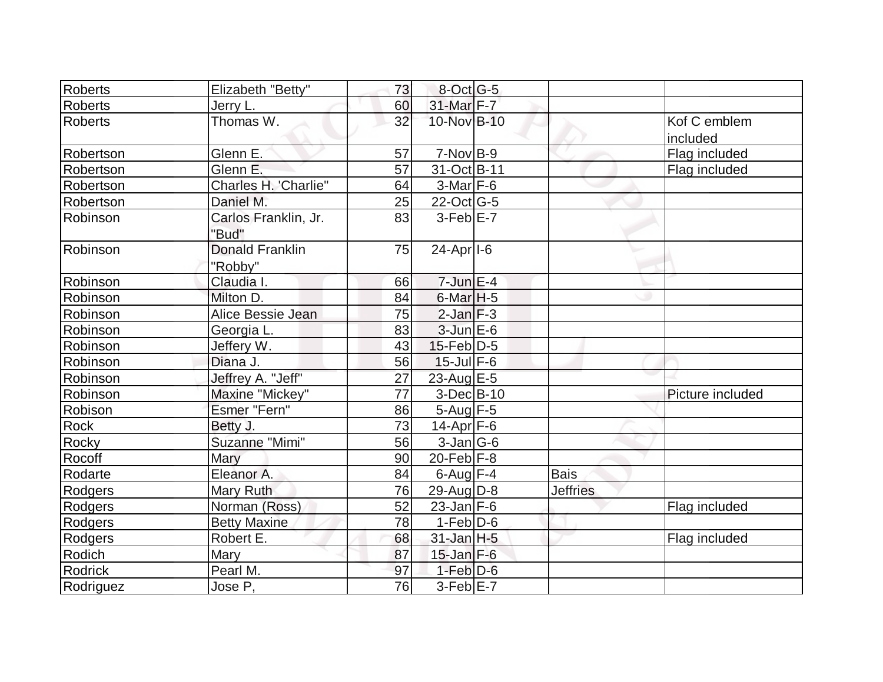| Roberts | Elizabeth "Betty" | 73 | 8-Oct | G-5 | | |
|---|---|---|---|---|---|---|
| Roberts | Jerry L. | 60 | 31-Mar | F-7 | | |
| Roberts | Thomas W. | 32 | 10-Nov | B-10 | | Kof C emblem included |
| Robertson | Glenn E. | 57 | 7-Nov | B-9 | | Flag included |
| Robertson | Glenn E. | 57 | 31-Oct | B-11 | | Flag included |
| Robertson | Charles H. 'Charlie" | 64 | 3-Mar | F-6 | | |
| Robertson | Daniel M. | 25 | 22-Oct | G-5 | | |
| Robinson | Carlos Franklin, Jr. "Bud" | 83 | 3-Feb | E-7 | | |
| Robinson | Donald Franklin "Robby" | 75 | 24-Apr | I-6 | | |
| Robinson | Claudia I. | 66 | 7-Jun | E-4 | | |
| Robinson | Milton D. | 84 | 6-Mar | H-5 | | |
| Robinson | Alice Bessie Jean | 75 | 2-Jan | F-3 | | |
| Robinson | Georgia L. | 83 | 3-Jun | E-6 | | |
| Robinson | Jeffery W. | 43 | 15-Feb | D-5 | | |
| Robinson | Diana J. | 56 | 15-Jul | F-6 | | |
| Robinson | Jeffrey A. "Jeff" | 27 | 23-Aug | E-5 | | |
| Robinson | Maxine "Mickey" | 77 | 3-Dec | B-10 | | Picture included |
| Robison | Esmer "Fern" | 86 | 5-Aug | F-5 | | |
| Rock | Betty J. | 73 | 14-Apr | F-6 | | |
| Rocky | Suzanne "Mimi" | 56 | 3-Jan | G-6 | | |
| Rocoff | Mary | 90 | 20-Feb | F-8 | | |
| Rodarte | Eleanor A. | 84 | 6-Aug | F-4 | Bais | |
| Rodgers | Mary Ruth | 76 | 29-Aug | D-8 | Jeffries | |
| Rodgers | Norman (Ross) | 52 | 23-Jan | F-6 | | Flag included |
| Rodgers | Betty Maxine | 78 | 1-Feb | D-6 | | |
| Rodgers | Robert E. | 68 | 31-Jan | H-5 | | Flag included |
| Rodich | Mary | 87 | 15-Jan | F-6 | | |
| Rodrick | Pearl M. | 97 | 1-Feb | D-6 | | |
| Rodriguez | Jose P, | 76 | 3-Feb | E-7 | | |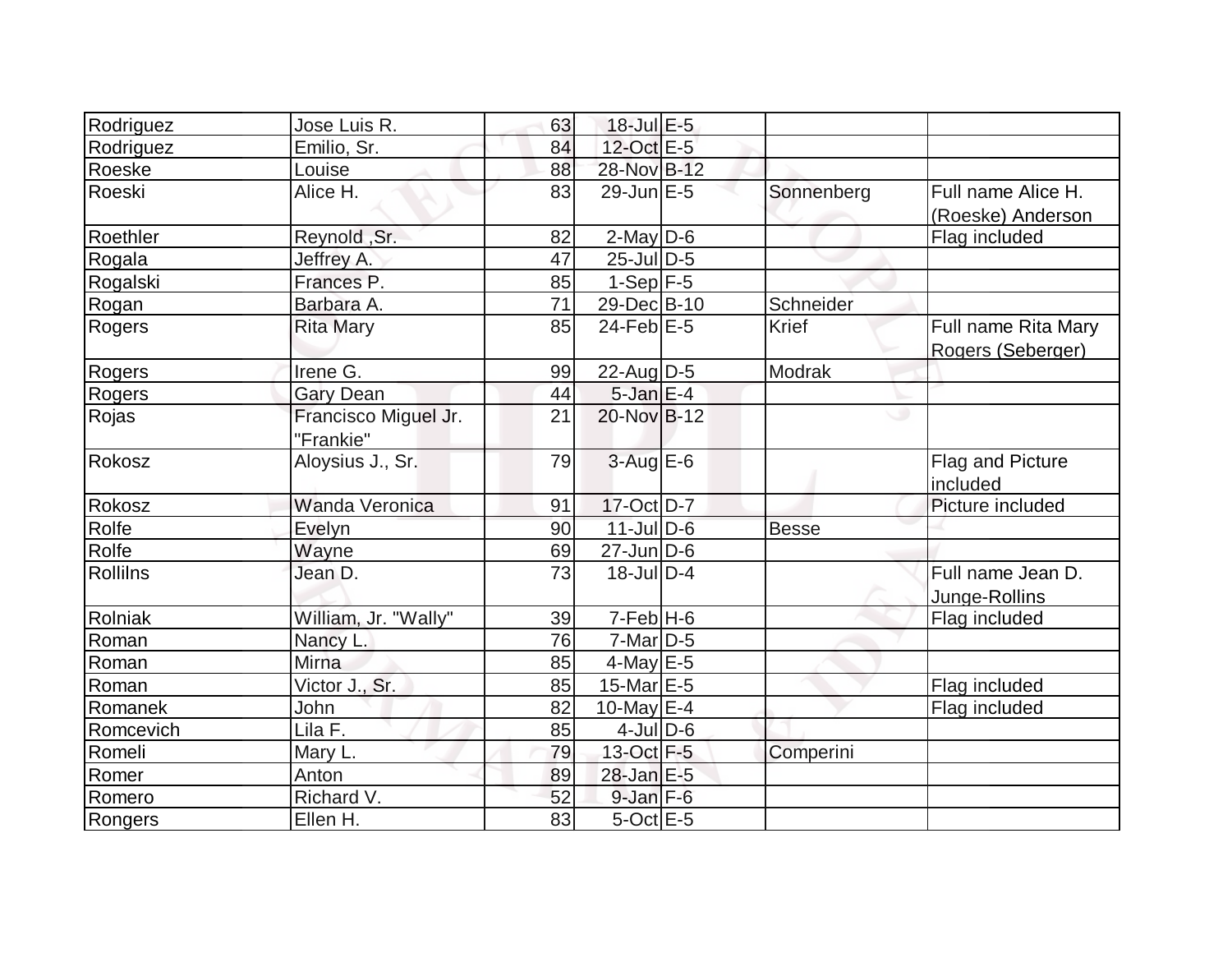| Rodriguez | Jose Luis R. | 63 | 18-Jul | E-5 | | |
|---|---|---|---|---|---|---|
| Rodriguez | Emilio, Sr. | 84 | 12-Oct | E-5 | | |
| Roeske | Louise | 88 | 28-Nov | B-12 | | |
| Roeski | Alice H. | 83 | 29-Jun | E-5 | Sonnenberg | Full name Alice H. (Roeske) Anderson |
| Roethler | Reynold ,Sr. | 82 | 2-May | D-6 | | Flag included |
| Rogala | Jeffrey A. | 47 | 25-Jul | D-5 | | |
| Rogalski | Frances P. | 85 | 1-Sep | F-5 | | |
| Rogan | Barbara A. | 71 | 29-Dec | B-10 | Schneider | |
| Rogers | Rita Mary | 85 | 24-Feb | E-5 | Krief | Full name Rita Mary Rogers (Seberger) |
| Rogers | Irene G. | 99 | 22-Aug | D-5 | Modrak | |
| Rogers | Gary Dean | 44 | 5-Jan | E-4 | | |
| Rojas | Francisco Miguel Jr. "Frankie" | 21 | 20-Nov | B-12 | | |
| Rokosz | Aloysius J., Sr. | 79 | 3-Aug | E-6 | | Flag and Picture included |
| Rokosz | Wanda Veronica | 91 | 17-Oct | D-7 | | Picture included |
| Rolfe | Evelyn | 90 | 11-Jul | D-6 | Besse | |
| Rolfe | Wayne | 69 | 27-Jun | D-6 | | |
| Rollilns | Jean D. | 73 | 18-Jul | D-4 | | Full name Jean D. Junge-Rollins |
| Rolniak | William, Jr. "Wally" | 39 | 7-Feb | H-6 | | Flag included |
| Roman | Nancy L. | 76 | 7-Mar | D-5 | | |
| Roman | Mirna | 85 | 4-May | E-5 | | |
| Roman | Victor J., Sr. | 85 | 15-Mar | E-5 | | Flag included |
| Romanek | John | 82 | 10-May | E-4 | | Flag included |
| Romcevich | Lila F. | 85 | 4-Jul | D-6 | | |
| Romeli | Mary L. | 79 | 13-Oct | F-5 | Comperini | |
| Romer | Anton | 89 | 28-Jan | E-5 | | |
| Romero | Richard V. | 52 | 9-Jan | F-6 | | |
| Rongers | Ellen H. | 83 | 5-Oct | E-5 | | |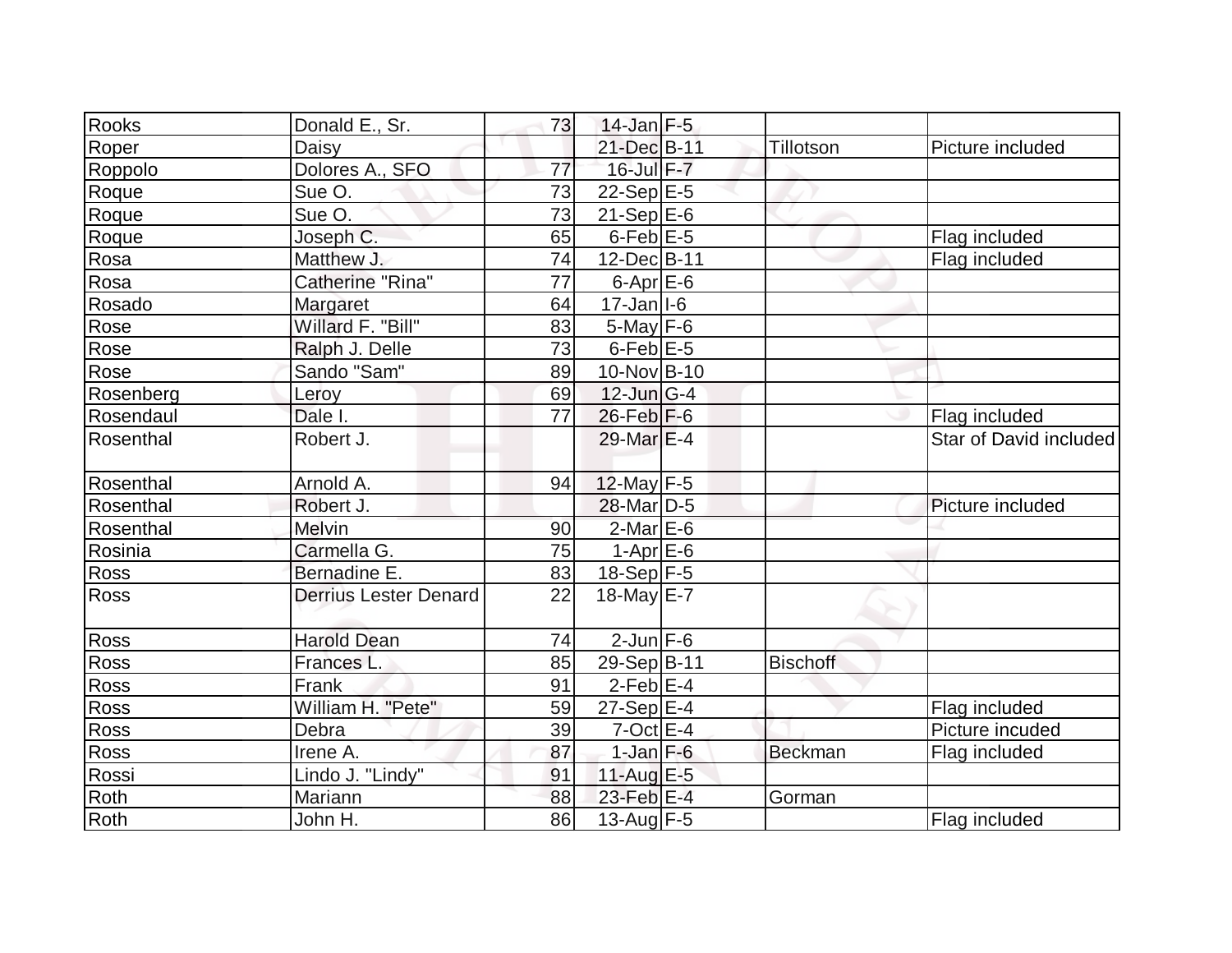| | | | | | | |
|---|---|---|---|---|---|---|
| Rooks | Donald E., Sr. | 73 | 14-Jan | F-5 | | |
| Roper | Daisy | | 21-Dec | B-11 | Tillotson | Picture included |
| Roppolo | Dolores A., SFO | 77 | 16-Jul | F-7 | | |
| Roque | Sue O. | 73 | 22-Sep | E-5 | | |
| Roque | Sue O. | 73 | 21-Sep | E-6 | | |
| Roque | Joseph C. | 65 | 6-Feb | E-5 | | Flag included |
| Rosa | Matthew J. | 74 | 12-Dec | B-11 | | Flag included |
| Rosa | Catherine "Rina" | 77 | 6-Apr | E-6 | | |
| Rosado | Margaret | 64 | 17-Jan | I-6 | | |
| Rose | Willard F. "Bill" | 83 | 5-May | F-6 | | |
| Rose | Ralph J. Delle | 73 | 6-Feb | E-5 | | |
| Rose | Sando "Sam" | 89 | 10-Nov | B-10 | | |
| Rosenberg | Leroy | 69 | 12-Jun | G-4 | | |
| Rosendaul | Dale I. | 77 | 26-Feb | F-6 | | Flag included |
| Rosenthal | Robert J. | | 29-Mar | E-4 | | Star of David included |
| Rosenthal | Arnold A. | 94 | 12-May | F-5 | | |
| Rosenthal | Robert J. | | 28-Mar | D-5 | | Picture included |
| Rosenthal | Melvin | 90 | 2-Mar | E-6 | | |
| Rosinia | Carmella G. | 75 | 1-Apr | E-6 | | |
| Ross | Bernadine E. | 83 | 18-Sep | F-5 | | |
| Ross | Derrius Lester Denard | 22 | 18-May | E-7 | | |
| Ross | Harold Dean | 74 | 2-Jun | F-6 | | |
| Ross | Frances L. | 85 | 29-Sep | B-11 | Bischoff | |
| Ross | Frank | 91 | 2-Feb | E-4 | | |
| Ross | William H. "Pete" | 59 | 27-Sep | E-4 | | Flag included |
| Ross | Debra | 39 | 7-Oct | E-4 | | Picture incuded |
| Ross | Irene A. | 87 | 1-Jan | F-6 | Beckman | Flag included |
| Rossi | Lindo J. "Lindy" | 91 | 11-Aug | E-5 | | |
| Roth | Mariann | 88 | 23-Feb | E-4 | Gorman | |
| Roth | John H. | 86 | 13-Aug | F-5 | | Flag included |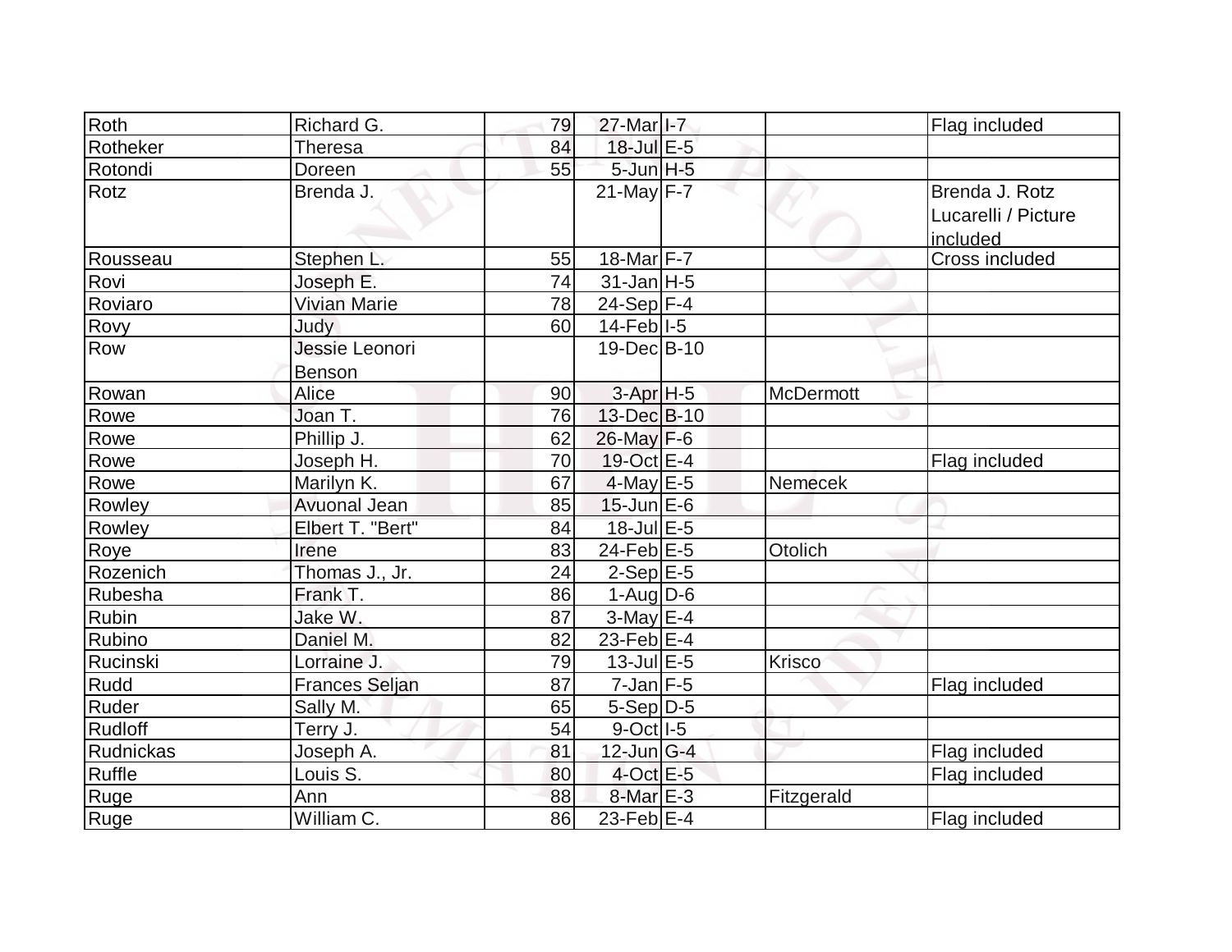| | | | | | | |
|---|---|---|---|---|---|---|
| Roth | Richard G. | 79 | 27-Mar | I-7 | | Flag included |
| Rotheker | Theresa | 84 | 18-Jul | E-5 | | |
| Rotondi | Doreen | 55 | 5-Jun | H-5 | | |
| Rotz | Brenda J. | | 21-May | F-7 | | Brenda J. Rotz Lucarelli / Picture included |
| Rousseau | Stephen L. | 55 | 18-Mar | F-7 | | Cross included |
| Rovi | Joseph E. | 74 | 31-Jan | H-5 | | |
| Roviaro | Vivian Marie | 78 | 24-Sep | F-4 | | |
| Rovy | Judy | 60 | 14-Feb | I-5 | | |
| Row | Jessie Leonori Benson | | 19-Dec | B-10 | | |
| Rowan | Alice | 90 | 3-Apr | H-5 | McDermott | |
| Rowe | Joan T. | 76 | 13-Dec | B-10 | | |
| Rowe | Phillip J. | 62 | 26-May | F-6 | | |
| Rowe | Joseph H. | 70 | 19-Oct | E-4 | | Flag included |
| Rowe | Marilyn K. | 67 | 4-May | E-5 | Nemecek | |
| Rowley | Avuonal Jean | 85 | 15-Jun | E-6 | | |
| Rowley | Elbert T. "Bert" | 84 | 18-Jul | E-5 | | |
| Roye | Irene | 83 | 24-Feb | E-5 | Otolich | |
| Rozenich | Thomas J., Jr. | 24 | 2-Sep | E-5 | | |
| Rubesha | Frank T. | 86 | 1-Aug | D-6 | | |
| Rubin | Jake W. | 87 | 3-May | E-4 | | |
| Rubino | Daniel M. | 82 | 23-Feb | E-4 | | |
| Rucinski | Lorraine J. | 79 | 13-Jul | E-5 | Krisco | |
| Rudd | Frances Seljan | 87 | 7-Jan | F-5 | | Flag included |
| Ruder | Sally M. | 65 | 5-Sep | D-5 | | |
| Rudloff | Terry J. | 54 | 9-Oct | I-5 | | |
| Rudnickas | Joseph A. | 81 | 12-Jun | G-4 | | Flag included |
| Ruffle | Louis S. | 80 | 4-Oct | E-5 | | Flag included |
| Ruge | Ann | 88 | 8-Mar | E-3 | Fitzgerald | |
| Ruge | William C. | 86 | 23-Feb | E-4 | | Flag included |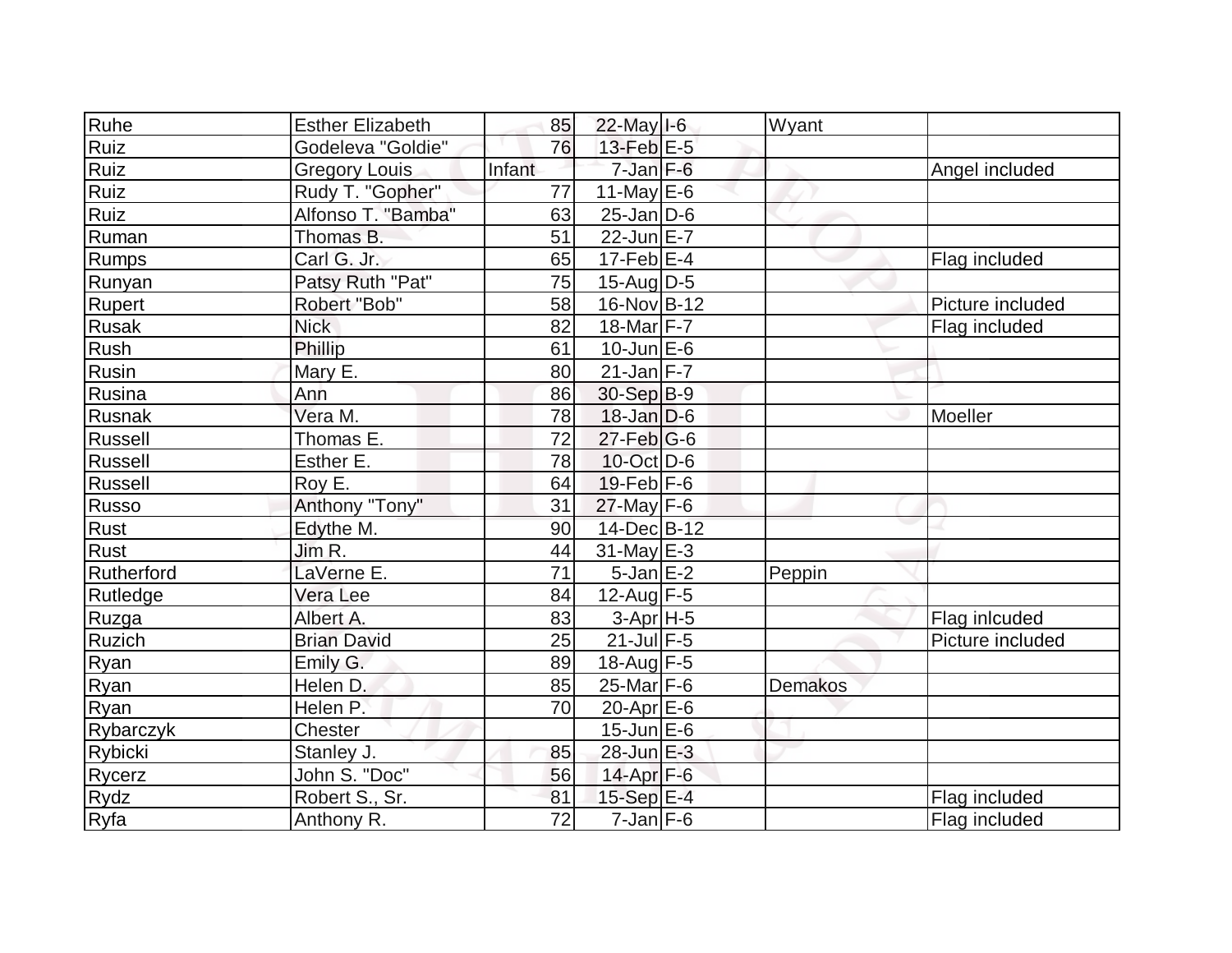| | | | | | | |
|---|---|---|---|---|---|---|
| Ruhe | Esther Elizabeth | 85 | 22-May | I-6 | Wyant | |
| Ruiz | Godeleva "Goldie" | 76 | 13-Feb | E-5 | | |
| Ruiz | Gregory Louis | Infant | 7-Jan | F-6 | | Angel included |
| Ruiz | Rudy T. "Gopher" | 77 | 11-May | E-6 | | |
| Ruiz | Alfonso T. "Bamba" | 63 | 25-Jan | D-6 | | |
| Ruman | Thomas B. | 51 | 22-Jun | E-7 | | |
| Rumps | Carl G. Jr. | 65 | 17-Feb | E-4 | | Flag included |
| Runyan | Patsy Ruth "Pat" | 75 | 15-Aug | D-5 | | |
| Rupert | Robert "Bob" | 58 | 16-Nov | B-12 | | Picture included |
| Rusak | Nick | 82 | 18-Mar | F-7 | | Flag included |
| Rush | Phillip | 61 | 10-Jun | E-6 | | |
| Rusin | Mary E. | 80 | 21-Jan | F-7 | | |
| Rusina | Ann | 86 | 30-Sep | B-9 | | |
| Rusnak | Vera M. | 78 | 18-Jan | D-6 | | Moeller |
| Russell | Thomas E. | 72 | 27-Feb | G-6 | | |
| Russell | Esther E. | 78 | 10-Oct | D-6 | | |
| Russell | Roy E. | 64 | 19-Feb | F-6 | | |
| Russo | Anthony "Tony" | 31 | 27-May | F-6 | | |
| Rust | Edythe M. | 90 | 14-Dec | B-12 | | |
| Rust | Jim R. | 44 | 31-May | E-3 | | |
| Rutherford | LaVerne E. | 71 | 5-Jan | E-2 | Peppin | |
| Rutledge | Vera Lee | 84 | 12-Aug | F-5 | | |
| Ruzga | Albert A. | 83 | 3-Apr | H-5 | | Flag inlcuded |
| Ruzich | Brian David | 25 | 21-Jul | F-5 | | Picture included |
| Ryan | Emily G. | 89 | 18-Aug | F-5 | | |
| Ryan | Helen D. | 85 | 25-Mar | F-6 | Demakos | |
| Ryan | Helen P. | 70 | 20-Apr | E-6 | | |
| Rybarczyk | Chester | | 15-Jun | E-6 | | |
| Rybicki | Stanley J. | 85 | 28-Jun | E-3 | | |
| Rycerz | John S. "Doc" | 56 | 14-Apr | F-6 | | |
| Rydz | Robert S., Sr. | 81 | 15-Sep | E-4 | | Flag included |
| Ryfa | Anthony R. | 72 | 7-Jan | F-6 | | Flag included |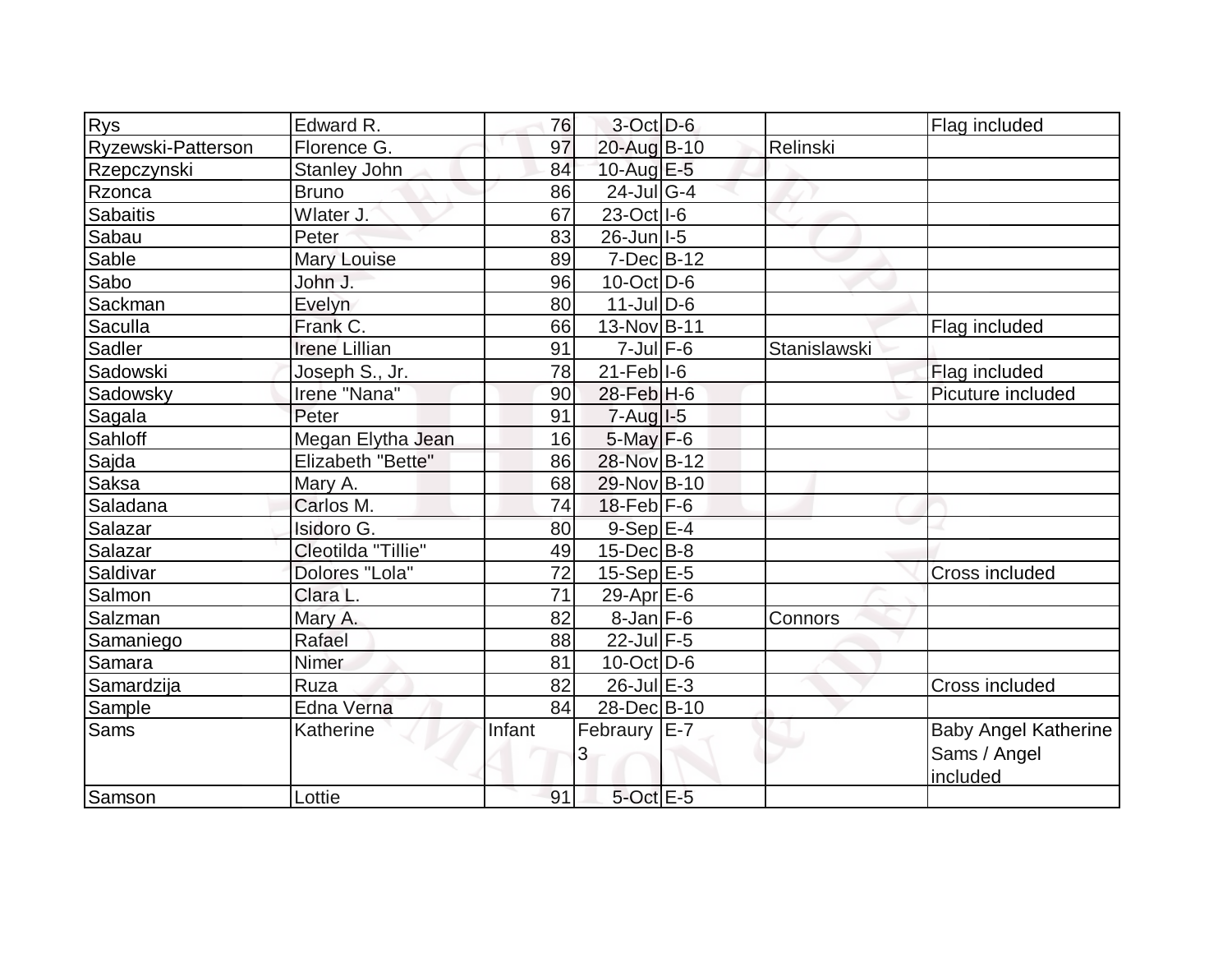| Rys | Edward R. | 76 | 3-Oct | D-6 | | Flag included |
|---|---|---|---|---|---|---|
| Ryzewski-Patterson | Florence G. | 97 | 20-Aug | B-10 | Relinski | |
| Rzepczynski | Stanley John | 84 | 10-Aug | E-5 | | |
| Rzonca | Bruno | 86 | 24-Jul | G-4 | | |
| Sabaitis | Wlater J. | 67 | 23-Oct | I-6 | | |
| Sabau | Peter | 83 | 26-Jun | I-5 | | |
| Sable | Mary Louise | 89 | 7-Dec | B-12 | | |
| Sabo | John J. | 96 | 10-Oct | D-6 | | |
| Sackman | Evelyn | 80 | 11-Jul | D-6 | | |
| Saculla | Frank C. | 66 | 13-Nov | B-11 | | Flag included |
| Sadler | Irene Lillian | 91 | 7-Jul | F-6 | Stanislawski | |
| Sadowski | Joseph S., Jr. | 78 | 21-Feb | I-6 | | Flag included |
| Sadowsky | Irene "Nana" | 90 | 28-Feb | H-6 | | Picuture included |
| Sagala | Peter | 91 | 7-Aug | I-5 | | |
| Sahloff | Megan Elytha Jean | 16 | 5-May | F-6 | | |
| Sajda | Elizabeth "Bette" | 86 | 28-Nov | B-12 | | |
| Saksa | Mary A. | 68 | 29-Nov | B-10 | | |
| Saladana | Carlos M. | 74 | 18-Feb | F-6 | | |
| Salazar | Isidoro G. | 80 | 9-Sep | E-4 | | |
| Salazar | Cleotilda "Tillie" | 49 | 15-Dec | B-8 | | |
| Saldivar | Dolores "Lola" | 72 | 15-Sep | E-5 | | Cross included |
| Salmon | Clara L. | 71 | 29-Apr | E-6 | | |
| Salzman | Mary A. | 82 | 8-Jan | F-6 | Connors | |
| Samaniego | Rafael | 88 | 22-Jul | F-5 | | |
| Samara | Nimer | 81 | 10-Oct | D-6 | | |
| Samardzija | Ruza | 82 | 26-Jul | E-3 | | Cross included |
| Sample | Edna Verna | 84 | 28-Dec | B-10 | | |
| Sams | Katherine | Infant | Febraury 3 | E-7 | | Baby Angel Katherine Sams / Angel included |
| Samson | Lottie | 91 | 5-Oct | E-5 | | |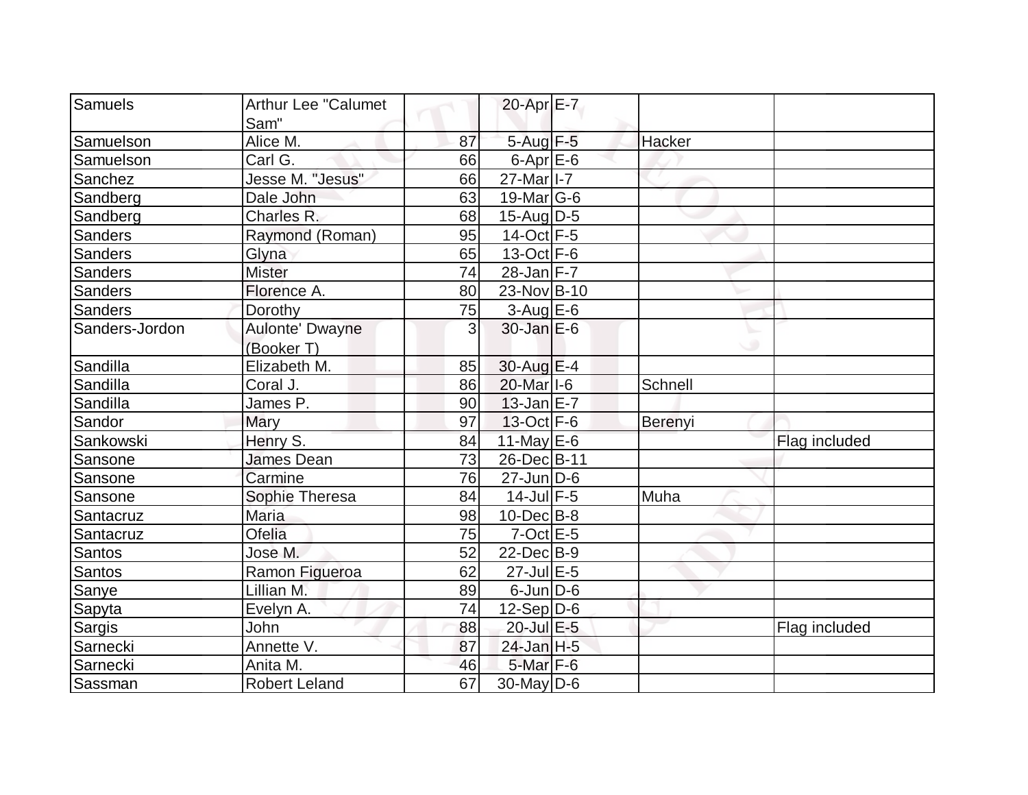| Samuels | Arthur Lee "Calumet Sam" | | 20-Apr | E-7 | | |
|---|---|---|---|---|---|---|
| Samuelson | Alice M. | 87 | 5-Aug | F-5 | Hacker | |
| Samuelson | Carl G. | 66 | 6-Apr | E-6 | | |
| Sanchez | Jesse M. "Jesus" | 66 | 27-Mar | I-7 | | |
| Sandberg | Dale John | 63 | 19-Mar | G-6 | | |
| Sandberg | Charles R. | 68 | 15-Aug | D-5 | | |
| Sanders | Raymond (Roman) | 95 | 14-Oct | F-5 | | |
| Sanders | Glyna | 65 | 13-Oct | F-6 | | |
| Sanders | Mister | 74 | 28-Jan | F-7 | | |
| Sanders | Florence A. | 80 | 23-Nov | B-10 | | |
| Sanders | Dorothy | 75 | 3-Aug | E-6 | | |
| Sanders-Jordon | Aulonte' Dwayne (Booker T) | 3 | 30-Jan | E-6 | | |
| Sandilla | Elizabeth M. | 85 | 30-Aug | E-4 | | |
| Sandilla | Coral J. | 86 | 20-Mar | I-6 | Schnell | |
| Sandilla | James P. | 90 | 13-Jan | E-7 | | |
| Sandor | Mary | 97 | 13-Oct | F-6 | Berenyi | |
| Sankowski | Henry S. | 84 | 11-May | E-6 | | Flag included |
| Sansone | James Dean | 73 | 26-Dec | B-11 | | |
| Sansone | Carmine | 76 | 27-Jun | D-6 | | |
| Sansone | Sophie Theresa | 84 | 14-Jul | F-5 | Muha | |
| Santacruz | Maria | 98 | 10-Dec | B-8 | | |
| Santacruz | Ofelia | 75 | 7-Oct | E-5 | | |
| Santos | Jose M. | 52 | 22-Dec | B-9 | | |
| Santos | Ramon Figueroa | 62 | 27-Jul | E-5 | | |
| Sanye | Lillian M. | 89 | 6-Jun | D-6 | | |
| Sapyta | Evelyn A. | 74 | 12-Sep | D-6 | | |
| Sargis | John | 88 | 20-Jul | E-5 | | Flag included |
| Sarnecki | Annette V. | 87 | 24-Jan | H-5 | | |
| Sarnecki | Anita M. | 46 | 5-Mar | F-6 | | |
| Sassman | Robert Leland | 67 | 30-May | D-6 | | |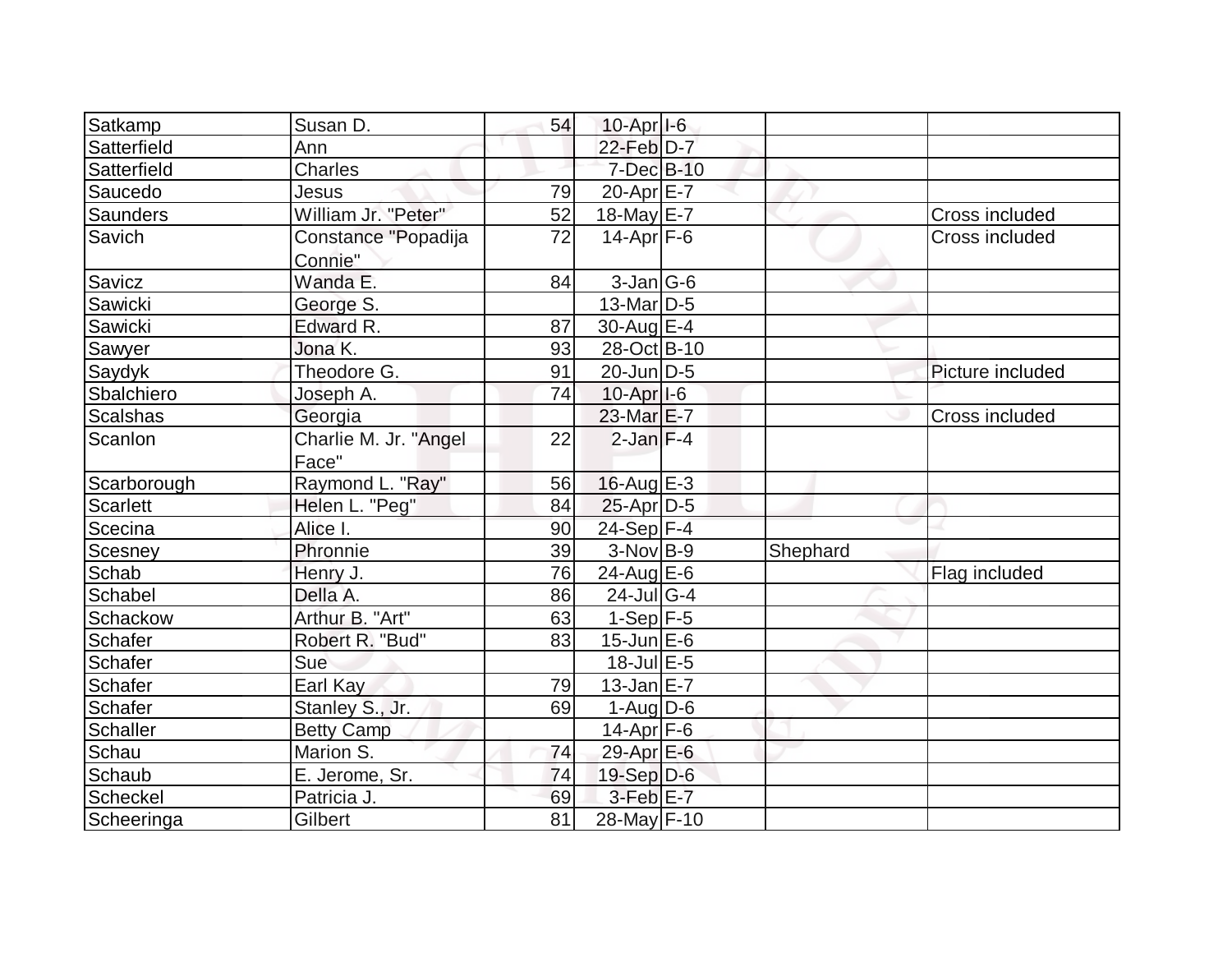| | | | | | | |
|---|---|---|---|---|---|---|
| Satkamp | Susan D. | 54 | 10-Apr | I-6 | | |
| Satterfield | Ann | | 22-Feb | D-7 | | |
| Satterfield | Charles | | 7-Dec | B-10 | | |
| Saucedo | Jesus | 79 | 20-Apr | E-7 | | |
| Saunders | William Jr. "Peter" | 52 | 18-May | E-7 | | Cross included |
| Savich | Constance "Popadija Connie" | 72 | 14-Apr | F-6 | | Cross included |
| Savicz | Wanda E. | 84 | 3-Jan | G-6 | | |
| Sawicki | George S. | | 13-Mar | D-5 | | |
| Sawicki | Edward R. | 87 | 30-Aug | E-4 | | |
| Sawyer | Jona K. | 93 | 28-Oct | B-10 | | |
| Saydyk | Theodore G. | 91 | 20-Jun | D-5 | | Picture included |
| Sbalchiero | Joseph A. | 74 | 10-Apr | I-6 | | |
| Scalshas | Georgia | | 23-Mar | E-7 | | Cross included |
| Scanlon | Charlie M. Jr. "Angel Face" | 22 | 2-Jan | F-4 | | |
| Scarborough | Raymond L. "Ray" | 56 | 16-Aug | E-3 | | |
| Scarlett | Helen L. "Peg" | 84 | 25-Apr | D-5 | | |
| Scecina | Alice I. | 90 | 24-Sep | F-4 | | |
| Scesney | Phronnie | 39 | 3-Nov | B-9 | Shephard | |
| Schab | Henry J. | 76 | 24-Aug | E-6 | | Flag included |
| Schabel | Della A. | 86 | 24-Jul | G-4 | | |
| Schackow | Arthur B. "Art" | 63 | 1-Sep | F-5 | | |
| Schafer | Robert R. "Bud" | 83 | 15-Jun | E-6 | | |
| Schafer | Sue | | 18-Jul | E-5 | | |
| Schafer | Earl Kay | 79 | 13-Jan | E-7 | | |
| Schafer | Stanley S., Jr. | 69 | 1-Aug | D-6 | | |
| Schaller | Betty Camp | | 14-Apr | F-6 | | |
| Schau | Marion S. | 74 | 29-Apr | E-6 | | |
| Schaub | E. Jerome, Sr. | 74 | 19-Sep | D-6 | | |
| Scheckel | Patricia J. | 69 | 3-Feb | E-7 | | |
| Scheeringa | Gilbert | 81 | 28-May | F-10 | | |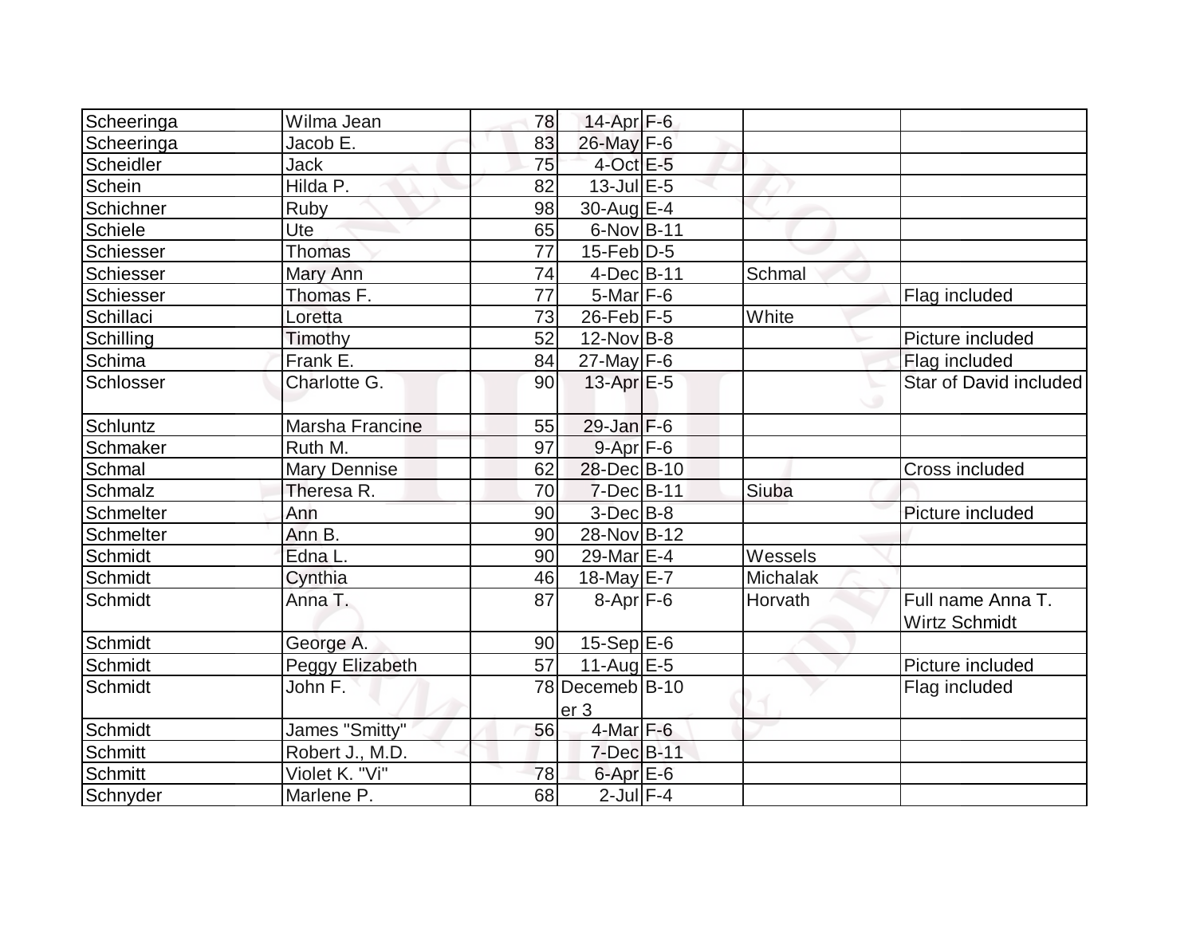| Scheeringa | Wilma Jean | 78 | 14-Apr | F-6 | | |
|---|---|---|---|---|---|---|
| Scheeringa | Jacob E. | 83 | 26-May | F-6 | | |
| Scheidler | Jack | 75 | 4-Oct | E-5 | | |
| Schein | Hilda P. | 82 | 13-Jul | E-5 | | |
| Schichner | Ruby | 98 | 30-Aug | E-4 | | |
| Schiele | Ute | 65 | 6-Nov | B-11 | | |
| Schiesser | Thomas | 77 | 15-Feb | D-5 | | |
| Schiesser | Mary Ann | 74 | 4-Dec | B-11 | Schmal | |
| Schiesser | Thomas F. | 77 | 5-Mar | F-6 | | Flag included |
| Schillaci | Loretta | 73 | 26-Feb | F-5 | White | |
| Schilling | Timothy | 52 | 12-Nov | B-8 | | Picture included |
| Schima | Frank E. | 84 | 27-May | F-6 | | Flag included |
| Schlosser | Charlotte G. | 90 | 13-Apr | E-5 | | Star of David included |
| Schluntz | Marsha Francine | 55 | 29-Jan | F-6 | | |
| Schmaker | Ruth M. | 97 | 9-Apr | F-6 | | |
| Schmal | Mary Dennise | 62 | 28-Dec | B-10 | | Cross included |
| Schmalz | Theresa R. | 70 | 7-Dec | B-11 | Siuba | |
| Schmelter | Ann | 90 | 3-Dec | B-8 | | Picture included |
| Schmelter | Ann B. | 90 | 28-Nov | B-12 | | |
| Schmidt | Edna L. | 90 | 29-Mar | E-4 | Wessels | |
| Schmidt | Cynthia | 46 | 18-May | E-7 | Michalak | |
| Schmidt | Anna T. | 87 | 8-Apr | F-6 | Horvath | Full name Anna T. Wirtz Schmidt |
| Schmidt | George A. | 90 | 15-Sep | E-6 | | |
| Schmidt | Peggy Elizabeth | 57 | 11-Aug | E-5 | | Picture included |
| Schmidt | John F. | 78 | Decemeber 3 | B-10 | | Flag included |
| Schmidt | James "Smitty" | 56 | 4-Mar | F-6 | | |
| Schmitt | Robert J., M.D. | | 7-Dec | B-11 | | |
| Schmitt | Violet K. "Vi" | 78 | 6-Apr | E-6 | | |
| Schnyder | Marlene P. | 68 | 2-Jul | F-4 | | |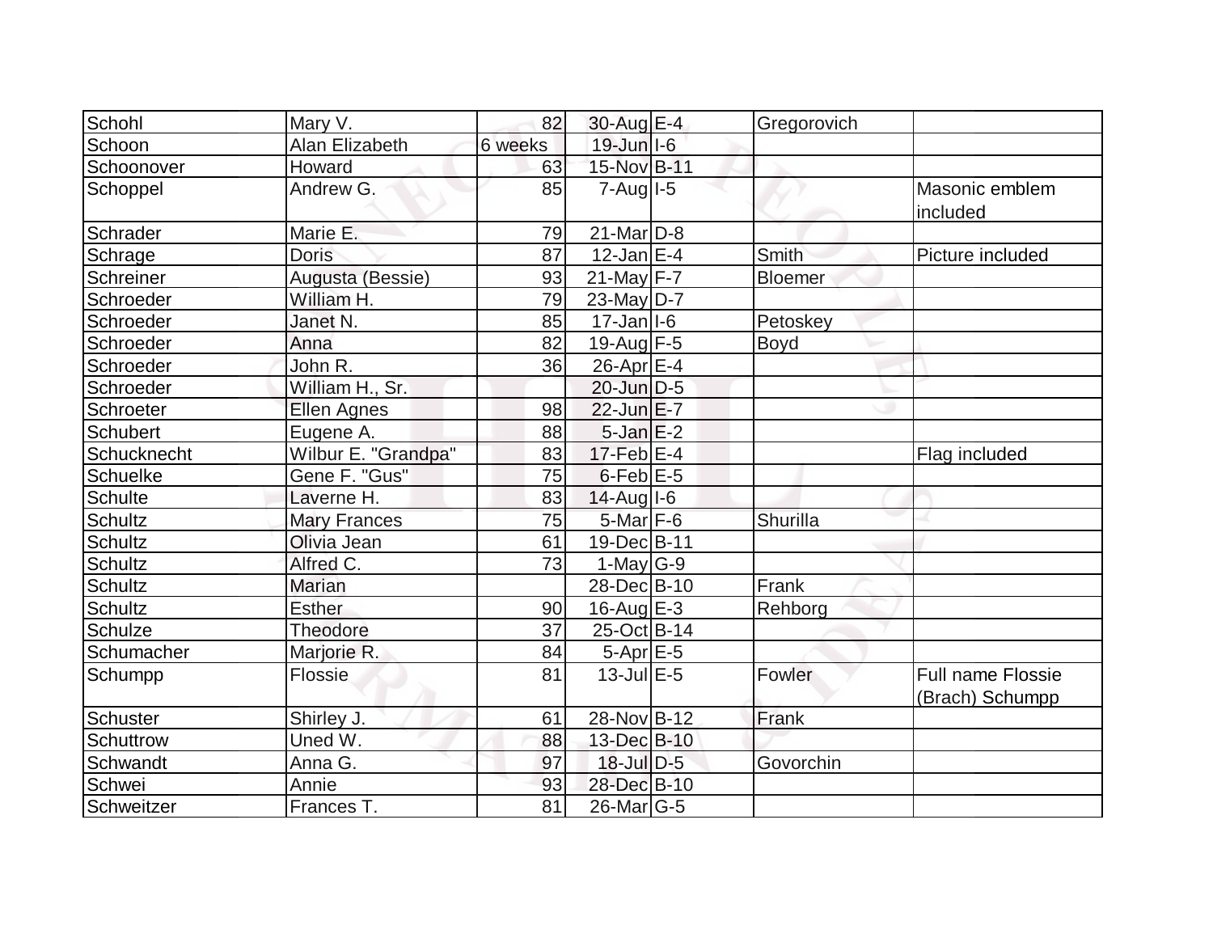| | | | | | | |
|---|---|---|---|---|---|---|
| Schohl | Mary V. | 82 | 30-Aug | E-4 | Gregorovich | |
| Schoon | Alan Elizabeth | 6 weeks | 19-Jun | I-6 | | |
| Schoonover | Howard | 63 | 15-Nov | B-11 | | |
| Schoppel | Andrew G. | 85 | 7-Aug | I-5 | | Masonic emblem included |
| Schrader | Marie E. | 79 | 21-Mar | D-8 | | |
| Schrage | Doris | 87 | 12-Jan | E-4 | Smith | Picture included |
| Schreiner | Augusta (Bessie) | 93 | 21-May | F-7 | Bloemer | |
| Schroeder | William H. | 79 | 23-May | D-7 | | |
| Schroeder | Janet N. | 85 | 17-Jan | I-6 | Petoskey | |
| Schroeder | Anna | 82 | 19-Aug | F-5 | Boyd | |
| Schroeder | John R. | 36 | 26-Apr | E-4 | | |
| Schroeder | William H., Sr. | | 20-Jun | D-5 | | |
| Schroeter | Ellen Agnes | 98 | 22-Jun | E-7 | | |
| Schubert | Eugene A. | 88 | 5-Jan | E-2 | | |
| Schucknecht | Wilbur E. "Grandpa" | 83 | 17-Feb | E-4 | | Flag included |
| Schuelke | Gene F. "Gus" | 75 | 6-Feb | E-5 | | |
| Schulte | Laverne H. | 83 | 14-Aug | I-6 | | |
| Schultz | Mary Frances | 75 | 5-Mar | F-6 | Shurilla | |
| Schultz | Olivia Jean | 61 | 19-Dec | B-11 | | |
| Schultz | Alfred C. | 73 | 1-May | G-9 | | |
| Schultz | Marian | | 28-Dec | B-10 | Frank | |
| Schultz | Esther | 90 | 16-Aug | E-3 | Rehborg | |
| Schulze | Theodore | 37 | 25-Oct | B-14 | | |
| Schumacher | Marjorie R. | 84 | 5-Apr | E-5 | | |
| Schumpp | Flossie | 81 | 13-Jul | E-5 | Fowler | Full name Flossie (Brach) Schumpp |
| Schuster | Shirley J. | 61 | 28-Nov | B-12 | Frank | |
| Schuttrow | Uned W. | 88 | 13-Dec | B-10 | | |
| Schwandt | Anna G. | 97 | 18-Jul | D-5 | Govorchin | |
| Schwei | Annie | 93 | 28-Dec | B-10 | | |
| Schweitzer | Frances T. | 81 | 26-Mar | G-5 | | |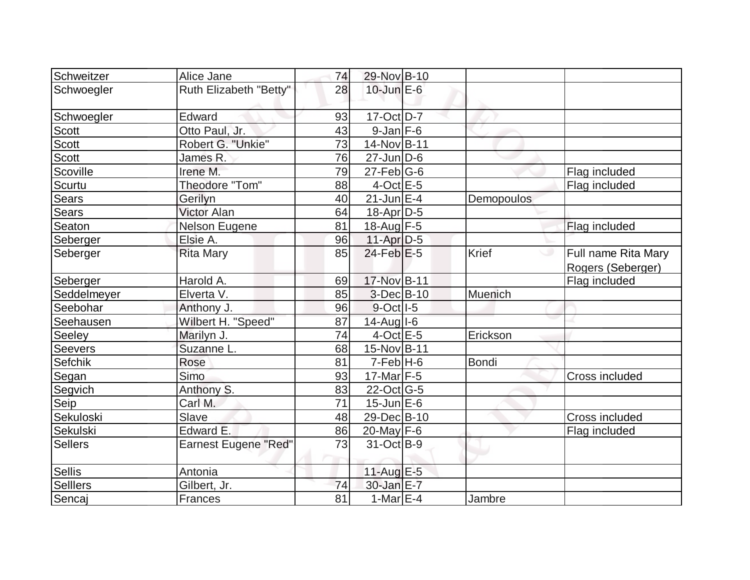| | | | | | | |
|---|---|---|---|---|---|---|
| Schweitzer | Alice Jane | 74 | 29-Nov | B-10 | | |
| Schwoegler | Ruth Elizabeth "Betty" | 28 | 10-Jun | E-6 | | |
| Schwoegler | Edward | 93 | 17-Oct | D-7 | | |
| Scott | Otto Paul, Jr. | 43 | 9-Jan | F-6 | | |
| Scott | Robert G. "Unkie" | 73 | 14-Nov | B-11 | | |
| Scott | James R. | 76 | 27-Jun | D-6 | | |
| Scoville | Irene M. | 79 | 27-Feb | G-6 | | Flag included |
| Scurtu | Theodore "Tom" | 88 | 4-Oct | E-5 | | Flag included |
| Sears | Gerilyn | 40 | 21-Jun | E-4 | Demopoulos | |
| Sears | Victor Alan | 64 | 18-Apr | D-5 | | |
| Seaton | Nelson Eugene | 81 | 18-Aug | F-5 | | Flag included |
| Seberger | Elsie A. | 96 | 11-Apr | D-5 | | |
| Seberger | Rita Mary | 85 | 24-Feb | E-5 | Krief | Full name Rita Mary Rogers (Seberger) |
| Seberger | Harold A. | 69 | 17-Nov | B-11 | | Flag included |
| Seddelmeyer | Elverta V. | 85 | 3-Dec | B-10 | Muenich | |
| Seebohar | Anthony J. | 96 | 9-Oct | I-5 | | |
| Seehausen | Wilbert H. "Speed" | 87 | 14-Aug | I-6 | | |
| Seeley | Marilyn J. | 74 | 4-Oct | E-5 | Erickson | |
| Seevers | Suzanne L. | 68 | 15-Nov | B-11 | | |
| Sefchik | Rose | 81 | 7-Feb | H-6 | Bondi | |
| Segan | Simo | 93 | 17-Mar | F-5 | | Cross included |
| Segvich | Anthony S. | 83 | 22-Oct | G-5 | | |
| Seip | Carl M. | 71 | 15-Jun | E-6 | | |
| Sekuloski | Slave | 48 | 29-Dec | B-10 | | Cross included |
| Sekulski | Edward E. | 86 | 20-May | F-6 | | Flag included |
| Sellers | Earnest Eugene "Red" | 73 | 31-Oct | B-9 | | |
| Sellis | Antonia | | 11-Aug | E-5 | | |
| Selllers | Gilbert, Jr. | 74 | 30-Jan | E-7 | | |
| Sencaj | Frances | 81 | 1-Mar | E-4 | Jambre | |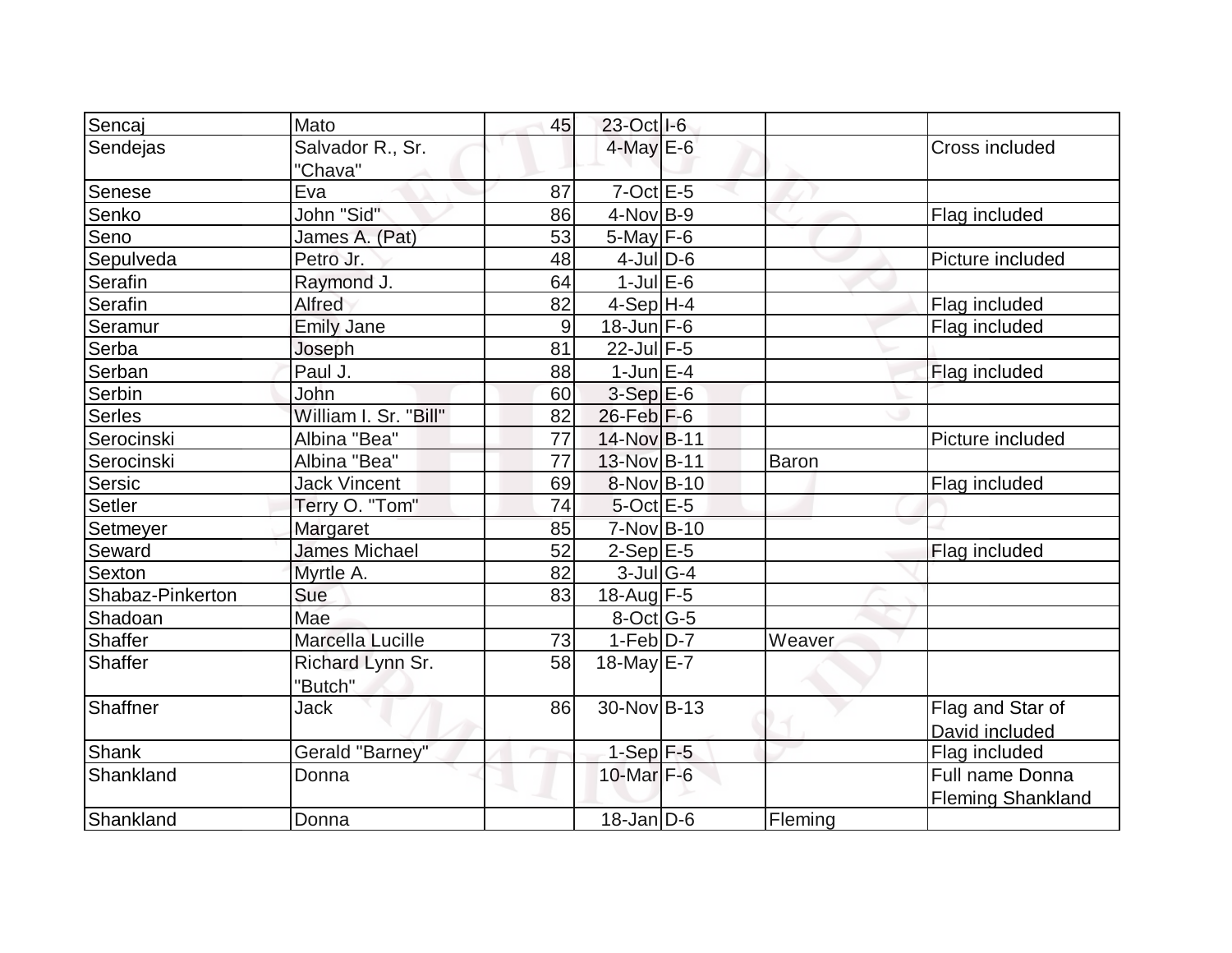| Sencaj | Mato | 45 | 23-Oct | I-6 | | |
|---|---|---|---|---|---|---|
| Sendejas | Salvador R., Sr. "Chava" | | 4-May | E-6 | | Cross included |
| Senese | Eva | 87 | 7-Oct | E-5 | | |
| Senko | John "Sid" | 86 | 4-Nov | B-9 | | Flag included |
| Seno | James A. (Pat) | 53 | 5-May | F-6 | | |
| Sepulveda | Petro Jr. | 48 | 4-Jul | D-6 | | Picture included |
| Serafin | Raymond J. | 64 | 1-Jul | E-6 | | |
| Serafin | Alfred | 82 | 4-Sep | H-4 | | Flag included |
| Seramur | Emily Jane | 9 | 18-Jun | F-6 | | Flag included |
| Serba | Joseph | 81 | 22-Jul | F-5 | | |
| Serban | Paul J. | 88 | 1-Jun | E-4 | | Flag included |
| Serbin | John | 60 | 3-Sep | E-6 | | |
| Serles | William I. Sr. "Bill" | 82 | 26-Feb | F-6 | | |
| Serocinski | Albina "Bea" | 77 | 14-Nov | B-11 | | Picture included |
| Serocinski | Albina "Bea" | 77 | 13-Nov | B-11 | Baron | |
| Sersic | Jack Vincent | 69 | 8-Nov | B-10 | | Flag included |
| Setler | Terry O. "Tom" | 74 | 5-Oct | E-5 | | |
| Setmeyer | Margaret | 85 | 7-Nov | B-10 | | |
| Seward | James Michael | 52 | 2-Sep | E-5 | | Flag included |
| Sexton | Myrtle A. | 82 | 3-Jul | G-4 | | |
| Shabaz-Pinkerton | Sue | 83 | 18-Aug | F-5 | | |
| Shadoan | Mae | | 8-Oct | G-5 | | |
| Shaffer | Marcella Lucille | 73 | 1-Feb | D-7 | Weaver | |
| Shaffer | Richard Lynn Sr. "Butch" | 58 | 18-May | E-7 | | |
| Shaffner | Jack | 86 | 30-Nov | B-13 | | Flag and Star of David included |
| Shank | Gerald "Barney" | | 1-Sep | F-5 | | Flag included |
| Shankland | Donna | | 10-Mar | F-6 | | Full name Donna Fleming Shankland |
| Shankland | Donna | | 18-Jan | D-6 | Fleming | |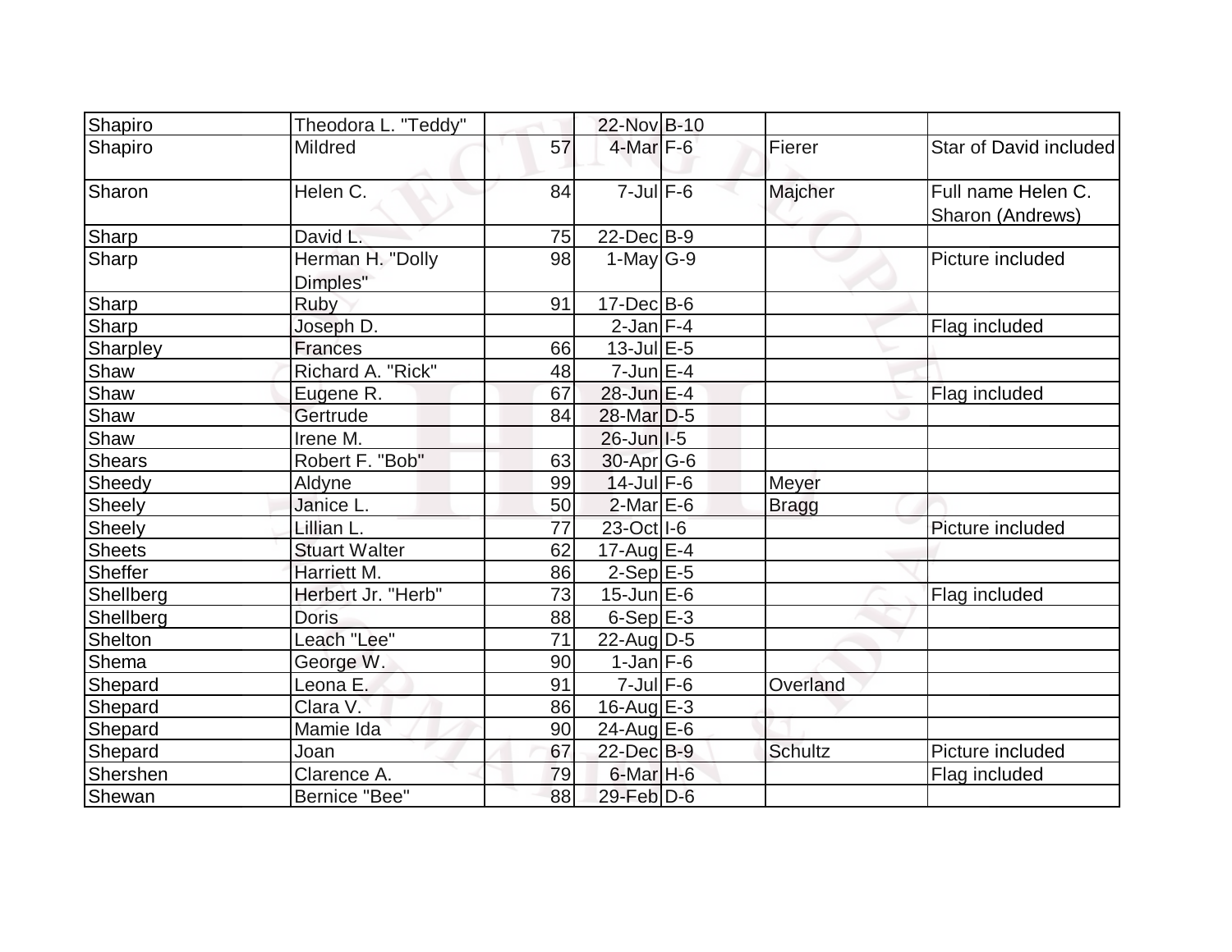| | | | | | | |
|---|---|---|---|---|---|---|
| Shapiro | Theodora L. "Teddy" | | 22-Nov | B-10 | | |
| Shapiro | Mildred | 57 | 4-Mar | F-6 | Fierer | Star of David included |
| Sharon | Helen C. | 84 | 7-Jul | F-6 | Majcher | Full name Helen C. Sharon (Andrews) |
| Sharp | David L. | 75 | 22-Dec | B-9 | | |
| Sharp | Herman H. "Dolly Dimples" | 98 | 1-May | G-9 | | Picture included |
| Sharp | Ruby | 91 | 17-Dec | B-6 | | |
| Sharp | Joseph D. | | 2-Jan | F-4 | | Flag included |
| Sharpley | Frances | 66 | 13-Jul | E-5 | | |
| Shaw | Richard A. "Rick" | 48 | 7-Jun | E-4 | | |
| Shaw | Eugene R. | 67 | 28-Jun | E-4 | | Flag included |
| Shaw | Gertrude | 84 | 28-Mar | D-5 | | |
| Shaw | Irene M. | | 26-Jun | I-5 | | |
| Shears | Robert F. "Bob" | 63 | 30-Apr | G-6 | | |
| Sheedy | Aldyne | 99 | 14-Jul | F-6 | Meyer | |
| Sheely | Janice L. | 50 | 2-Mar | E-6 | Bragg | |
| Sheely | Lillian L. | 77 | 23-Oct | I-6 | | Picture included |
| Sheets | Stuart Walter | 62 | 17-Aug | E-4 | | |
| Sheffer | Harriett M. | 86 | 2-Sep | E-5 | | |
| Shellberg | Herbert Jr. "Herb" | 73 | 15-Jun | E-6 | | Flag included |
| Shellberg | Doris | 88 | 6-Sep | E-3 | | |
| Shelton | Leach "Lee" | 71 | 22-Aug | D-5 | | |
| Shema | George W. | 90 | 1-Jan | F-6 | | |
| Shepard | Leona E. | 91 | 7-Jul | F-6 | Overland | |
| Shepard | Clara V. | 86 | 16-Aug | E-3 | | |
| Shepard | Mamie Ida | 90 | 24-Aug | E-6 | | |
| Shepard | Joan | 67 | 22-Dec | B-9 | Schultz | Picture included |
| Shershen | Clarence A. | 79 | 6-Mar | H-6 | | Flag included |
| Shewan | Bernice "Bee" | 88 | 29-Feb | D-6 | | |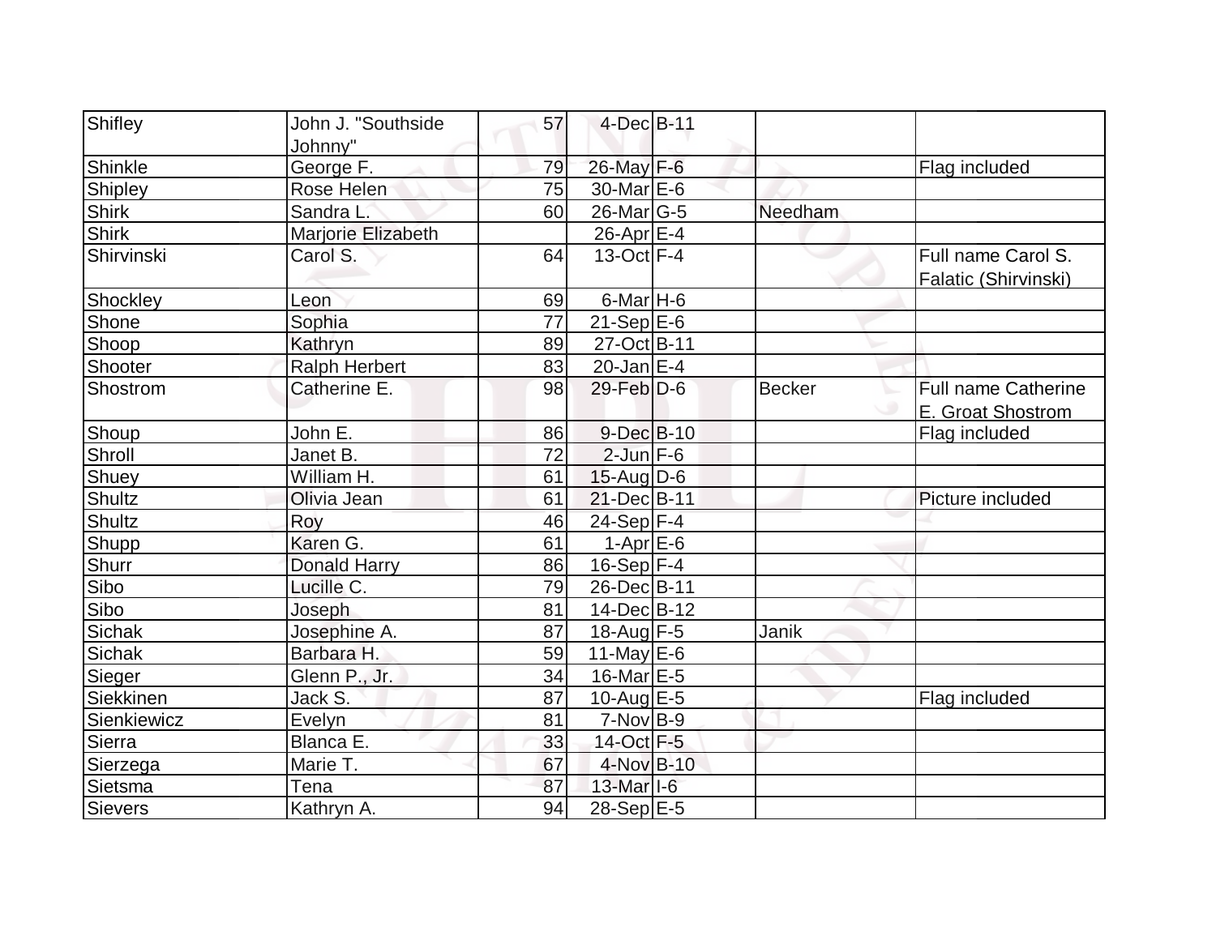| Shifley | John J. "Southside Johnny" | 57 | 4-Dec | B-11 | | |
|---|---|---|---|---|---|---|
| Shinkle | George F. | 79 | 26-May | F-6 | | Flag included |
| Shipley | Rose Helen | 75 | 30-Mar | E-6 | | |
| Shirk | Sandra L. | 60 | 26-Mar | G-5 | Needham | |
| Shirk | Marjorie Elizabeth | | 26-Apr | E-4 | | |
| Shirvinski | Carol S. | 64 | 13-Oct | F-4 | | Full name Carol S. Falatic (Shirvinski) |
| Shockley | Leon | 69 | 6-Mar | H-6 | | |
| Shone | Sophia | 77 | 21-Sep | E-6 | | |
| Shoop | Kathryn | 89 | 27-Oct | B-11 | | |
| Shooter | Ralph Herbert | 83 | 20-Jan | E-4 | | |
| Shostrom | Catherine E. | 98 | 29-Feb | D-6 | Becker | Full name Catherine E. Groat Shostrom |
| Shoup | John E. | 86 | 9-Dec | B-10 | | Flag included |
| Shroll | Janet B. | 72 | 2-Jun | F-6 | | |
| Shuey | William H. | 61 | 15-Aug | D-6 | | |
| Shultz | Olivia Jean | 61 | 21-Dec | B-11 | | Picture included |
| Shultz | Roy | 46 | 24-Sep | F-4 | | |
| Shupp | Karen G. | 61 | 1-Apr | E-6 | | |
| Shurr | Donald Harry | 86 | 16-Sep | F-4 | | |
| Sibo | Lucille C. | 79 | 26-Dec | B-11 | | |
| Sibo | Joseph | 81 | 14-Dec | B-12 | | |
| Sichak | Josephine A. | 87 | 18-Aug | F-5 | Janik | |
| Sichak | Barbara H. | 59 | 11-May | E-6 | | |
| Sieger | Glenn P., Jr. | 34 | 16-Mar | E-5 | | |
| Siekkinen | Jack S. | 87 | 10-Aug | E-5 | | Flag included |
| Sienkiewicz | Evelyn | 81 | 7-Nov | B-9 | | |
| Sierra | Blanca E. | 33 | 14-Oct | F-5 | | |
| Sierzega | Marie T. | 67 | 4-Nov | B-10 | | |
| Sietsma | Tena | 87 | 13-Mar | I-6 | | |
| Sievers | Kathryn A. | 94 | 28-Sep | E-5 | | |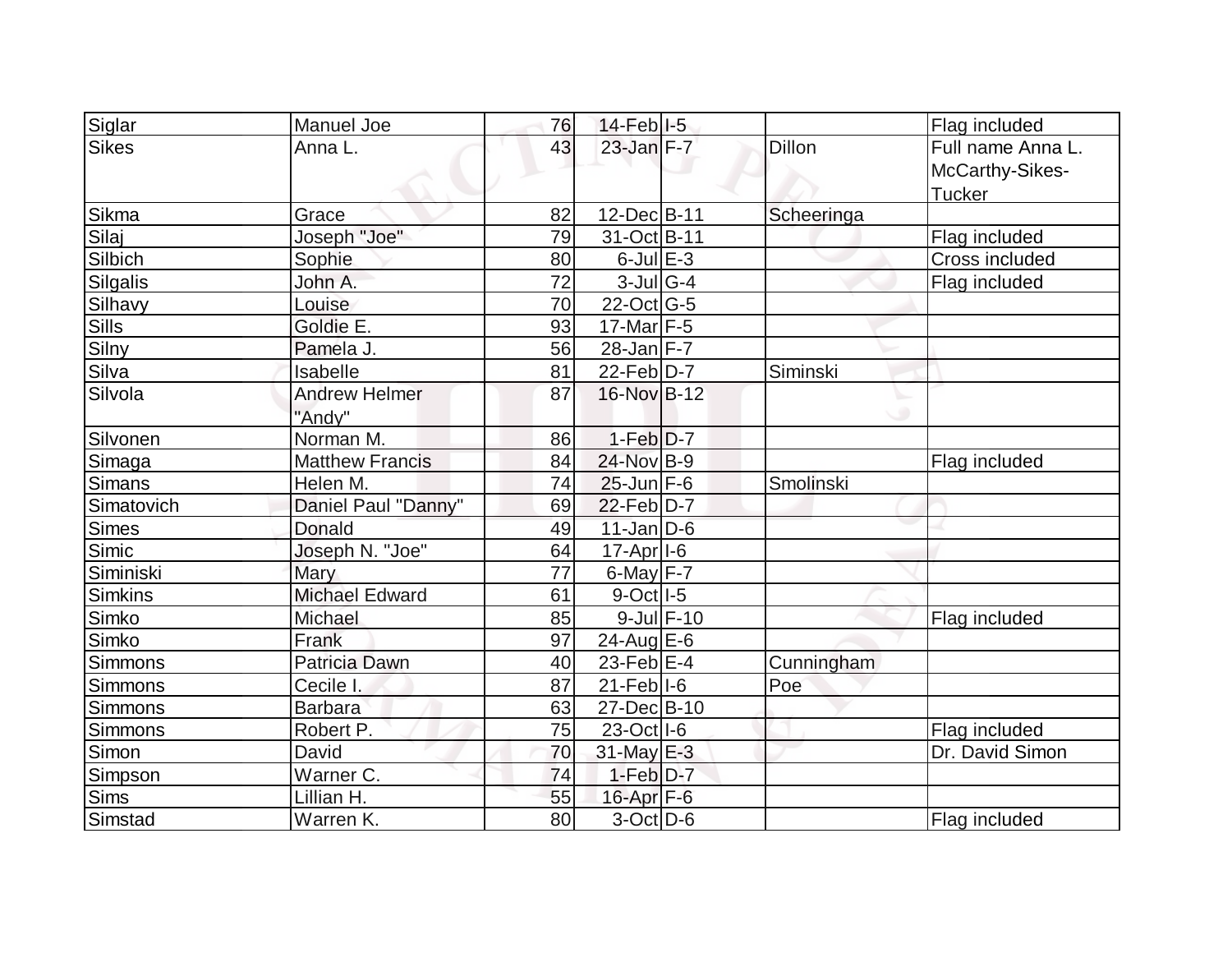| | | | | | | |
|---|---|---|---|---|---|---|
| Siglar | Manuel Joe | 76 | 14-Feb | I-5 | | Flag included |
| Sikes | Anna L. | 43 | 23-Jan | F-7 | Dillon | Full name Anna L. McCarthy-Sikes-Tucker |
| Sikma | Grace | 82 | 12-Dec | B-11 | Scheeringa | |
| Silaj | Joseph "Joe" | 79 | 31-Oct | B-11 | | Flag included |
| Silbich | Sophie | 80 | 6-Jul | E-3 | | Cross included |
| Silgalis | John A. | 72 | 3-Jul | G-4 | | Flag included |
| Silhavy | Louise | 70 | 22-Oct | G-5 | | |
| Sills | Goldie E. | 93 | 17-Mar | F-5 | | |
| Silny | Pamela J. | 56 | 28-Jan | F-7 | | |
| Silva | Isabelle | 81 | 22-Feb | D-7 | Siminski | |
| Silvola | Andrew Helmer "Andy" | 87 | 16-Nov | B-12 | | |
| Silvonen | Norman M. | 86 | 1-Feb | D-7 | | |
| Simaga | Matthew Francis | 84 | 24-Nov | B-9 | | Flag included |
| Simans | Helen M. | 74 | 25-Jun | F-6 | Smolinski | |
| Simatovich | Daniel Paul "Danny" | 69 | 22-Feb | D-7 | | |
| Simes | Donald | 49 | 11-Jan | D-6 | | |
| Simic | Joseph N. "Joe" | 64 | 17-Apr | I-6 | | |
| Siminiski | Mary | 77 | 6-May | F-7 | | |
| Simkins | Michael Edward | 61 | 9-Oct | I-5 | | |
| Simko | Michael | 85 | 9-Jul | F-10 | | Flag included |
| Simko | Frank | 97 | 24-Aug | E-6 | | |
| Simmons | Patricia Dawn | 40 | 23-Feb | E-4 | Cunningham | |
| Simmons | Cecile I. | 87 | 21-Feb | I-6 | Poe | |
| Simmons | Barbara | 63 | 27-Dec | B-10 | | |
| Simmons | Robert P. | 75 | 23-Oct | I-6 | | Flag included |
| Simon | David | 70 | 31-May | E-3 | | Dr. David Simon |
| Simpson | Warner C. | 74 | 1-Feb | D-7 | | |
| Sims | Lillian H. | 55 | 16-Apr | F-6 | | |
| Simstad | Warren K. | 80 | 3-Oct | D-6 | | Flag included |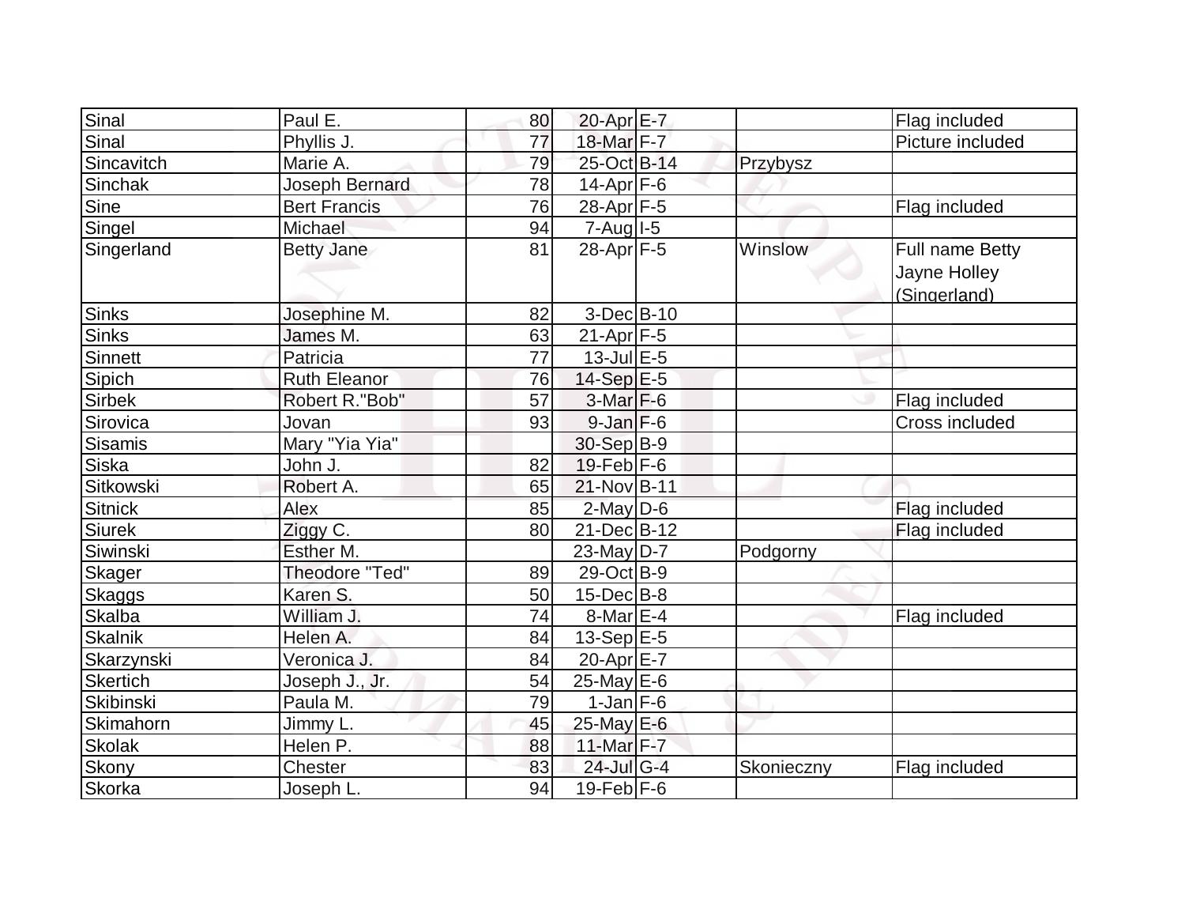| Sinal | Paul E. | 80 | 20-Apr | E-7 | | Flag included |
|---|---|---|---|---|---|---|
| Sinal | Phyllis J. | 77 | 18-Mar | F-7 | | Picture included |
| Sincavitch | Marie A. | 79 | 25-Oct | B-14 | Przybysz | |
| Sinchak | Joseph Bernard | 78 | 14-Apr | F-6 | | |
| Sine | Bert Francis | 76 | 28-Apr | F-5 | | Flag included |
| Singel | Michael | 94 | 7-Aug | I-5 | | |
| Singerland | Betty Jane | 81 | 28-Apr | F-5 | Winslow | Full name Betty Jayne Holley (Singerland) |
| Sinks | Josephine M. | 82 | 3-Dec | B-10 | | |
| Sinks | James M. | 63 | 21-Apr | F-5 | | |
| Sinnett | Patricia | 77 | 13-Jul | E-5 | | |
| Sipich | Ruth Eleanor | 76 | 14-Sep | E-5 | | |
| Sirbek | Robert R."Bob" | 57 | 3-Mar | F-6 | | Flag included |
| Sirovica | Jovan | 93 | 9-Jan | F-6 | | Cross included |
| Sisamis | Mary "Yia Yia" | | 30-Sep | B-9 | | |
| Siska | John J. | 82 | 19-Feb | F-6 | | |
| Sitkowski | Robert A. | 65 | 21-Nov | B-11 | | |
| Sitnick | Alex | 85 | 2-May | D-6 | | Flag included |
| Siurek | Ziggy C. | 80 | 21-Dec | B-12 | | Flag included |
| Siwinski | Esther M. | | 23-May | D-7 | Podgorny | |
| Skager | Theodore "Ted" | 89 | 29-Oct | B-9 | | |
| Skaggs | Karen S. | 50 | 15-Dec | B-8 | | |
| Skalba | William J. | 74 | 8-Mar | E-4 | | Flag included |
| Skalnik | Helen A. | 84 | 13-Sep | E-5 | | |
| Skarzynski | Veronica J. | 84 | 20-Apr | E-7 | | |
| Skertich | Joseph J., Jr. | 54 | 25-May | E-6 | | |
| Skibinski | Paula M. | 79 | 1-Jan | F-6 | | |
| Skimahorn | Jimmy L. | 45 | 25-May | E-6 | | |
| Skolak | Helen P. | 88 | 11-Mar | F-7 | | |
| Skony | Chester | 83 | 24-Jul | G-4 | Skonieczny | Flag included |
| Skorka | Joseph L. | 94 | 19-Feb | F-6 | | |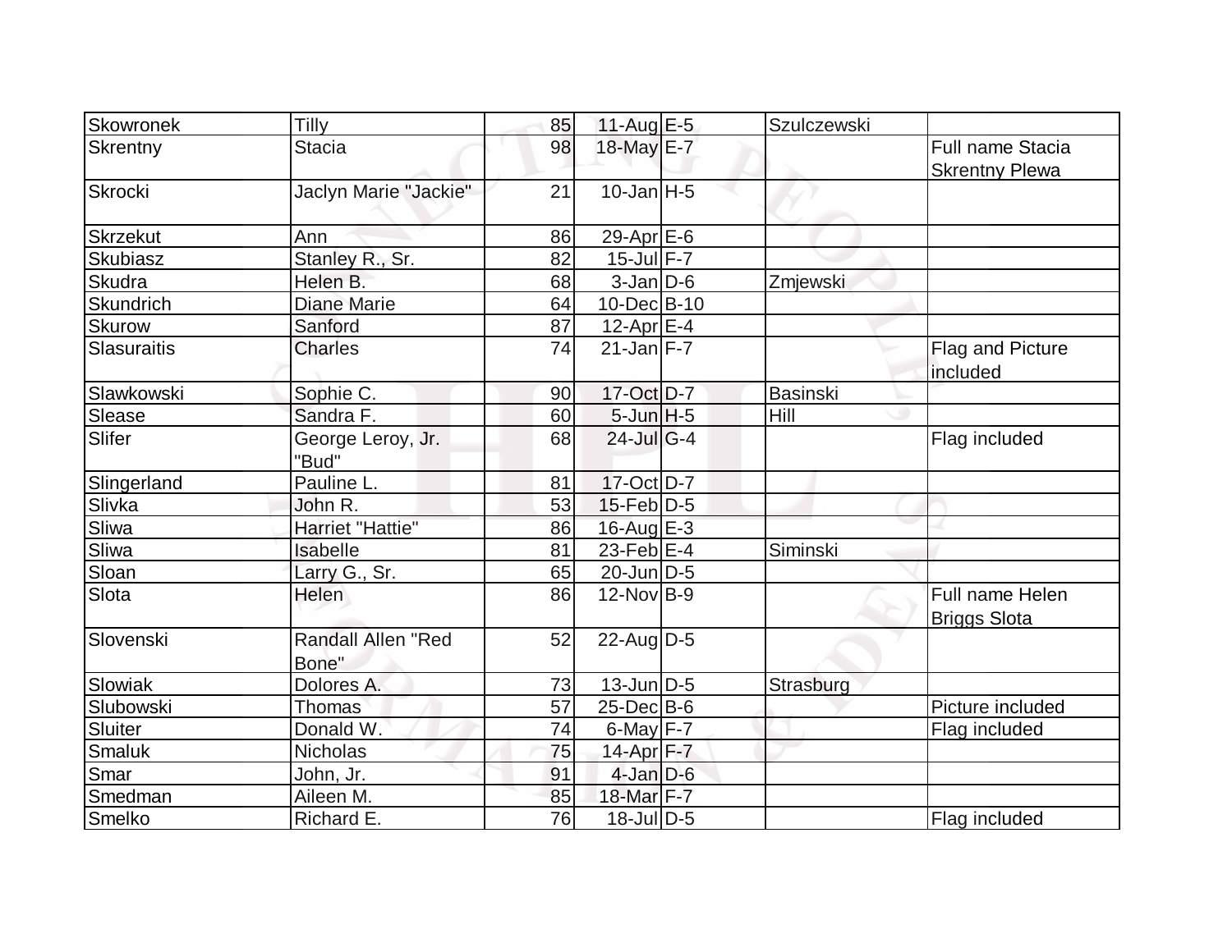| Skowronek | Tilly | 85 | 11-Aug | E-5 | Szulczewski | |
|---|---|---|---|---|---|---|
| Skrentny | Stacia | 98 | 18-May | E-7 | | Full name Stacia Skrentny Plewa |
| Skrocki | Jaclyn Marie "Jackie" | 21 | 10-Jan | H-5 | | |
| Skrzekut | Ann | 86 | 29-Apr | E-6 | | |
| Skubiasz | Stanley R., Sr. | 82 | 15-Jul | F-7 | | |
| Skudra | Helen B. | 68 | 3-Jan | D-6 | Zmjewski | |
| Skundrich | Diane Marie | 64 | 10-Dec | B-10 | | |
| Skurow | Sanford | 87 | 12-Apr | E-4 | | |
| Slasuraitis | Charles | 74 | 21-Jan | F-7 | | Flag and Picture included |
| Slawkowski | Sophie C. | 90 | 17-Oct | D-7 | Basinski | |
| Slease | Sandra F. | 60 | 5-Jun | H-5 | Hill | |
| Slifer | George Leroy, Jr. "Bud" | 68 | 24-Jul | G-4 | | Flag included |
| Slingerland | Pauline L. | 81 | 17-Oct | D-7 | | |
| Slivka | John R. | 53 | 15-Feb | D-5 | | |
| Sliwa | Harriet "Hattie" | 86 | 16-Aug | E-3 | | |
| Sliwa | Isabelle | 81 | 23-Feb | E-4 | Siminski | |
| Sloan | Larry G., Sr. | 65 | 20-Jun | D-5 | | |
| Slota | Helen | 86 | 12-Nov | B-9 | | Full name Helen Briggs Slota |
| Slovenski | Randall Allen "Red Bone" | 52 | 22-Aug | D-5 | | |
| Slowiak | Dolores A. | 73 | 13-Jun | D-5 | Strasburg | |
| Slubowski | Thomas | 57 | 25-Dec | B-6 | | Picture included |
| Sluiter | Donald W. | 74 | 6-May | F-7 | | Flag included |
| Smaluk | Nicholas | 75 | 14-Apr | F-7 | | |
| Smar | John, Jr. | 91 | 4-Jan | D-6 | | |
| Smedman | Aileen M. | 85 | 18-Mar | F-7 | | |
| Smelko | Richard E. | 76 | 18-Jul | D-5 | | Flag included |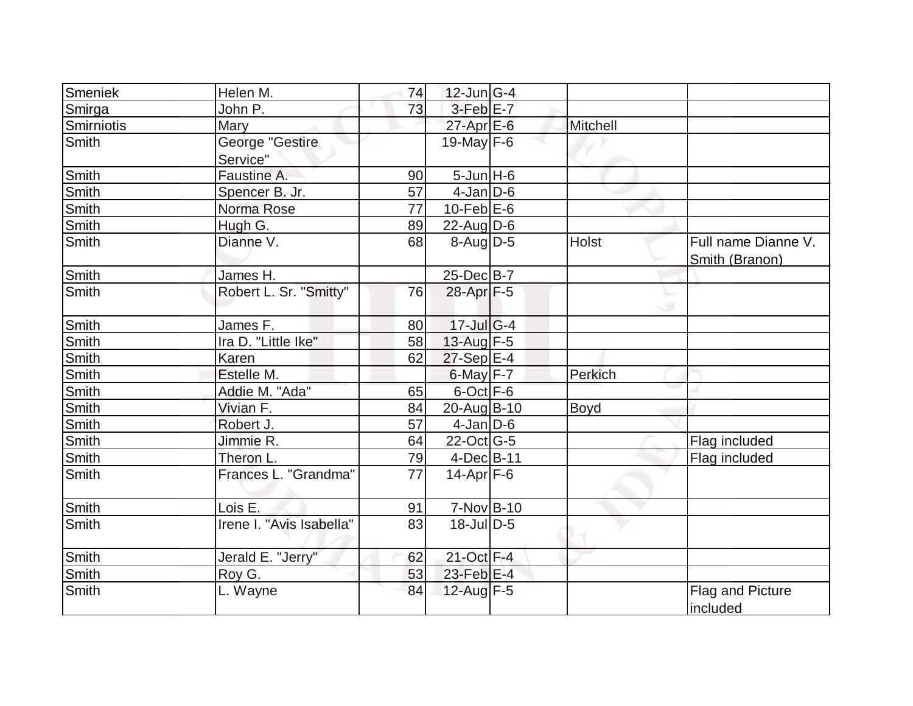| | | | | | | |
|---|---|---|---|---|---|---|
| Smeniek | Helen M. | 74 | 12-Jun | G-4 | | |
| Smirga | John P. | 73 | 3-Feb | E-7 | | |
| Smirniotis | Mary | | 27-Apr | E-6 | Mitchell | |
| Smith | George "Gestire Service" | | 19-May | F-6 | | |
| Smith | Faustine A. | 90 | 5-Jun | H-6 | | |
| Smith | Spencer B. Jr. | 57 | 4-Jan | D-6 | | |
| Smith | Norma Rose | 77 | 10-Feb | E-6 | | |
| Smith | Hugh G. | 89 | 22-Aug | D-6 | | |
| Smith | Dianne V. | 68 | 8-Aug | D-5 | Holst | Full name Dianne V. Smith (Branon) |
| Smith | James H. | | 25-Dec | B-7 | | |
| Smith | Robert L. Sr. "Smitty" | 76 | 28-Apr | F-5 | | |
| Smith | James F. | 80 | 17-Jul | G-4 | | |
| Smith | Ira D. "Little Ike" | 58 | 13-Aug | F-5 | | |
| Smith | Karen | 62 | 27-Sep | E-4 | | |
| Smith | Estelle M. | | 6-May | F-7 | Perkich | |
| Smith | Addie M. "Ada" | 65 | 6-Oct | F-6 | | |
| Smith | Vivian F. | 84 | 20-Aug | B-10 | Boyd | |
| Smith | Robert J. | 57 | 4-Jan | D-6 | | |
| Smith | Jimmie R. | 64 | 22-Oct | G-5 | | Flag included |
| Smith | Theron L. | 79 | 4-Dec | B-11 | | Flag included |
| Smith | Frances L. "Grandma" | 77 | 14-Apr | F-6 | | |
| Smith | Lois E. | 91 | 7-Nov | B-10 | | |
| Smith | Irene I. "Avis Isabella" | 83 | 18-Jul | D-5 | | |
| Smith | Jerald E. "Jerry" | 62 | 21-Oct | F-4 | | |
| Smith | Roy G. | 53 | 23-Feb | E-4 | | |
| Smith | L. Wayne | 84 | 12-Aug | F-5 | | Flag and Picture included |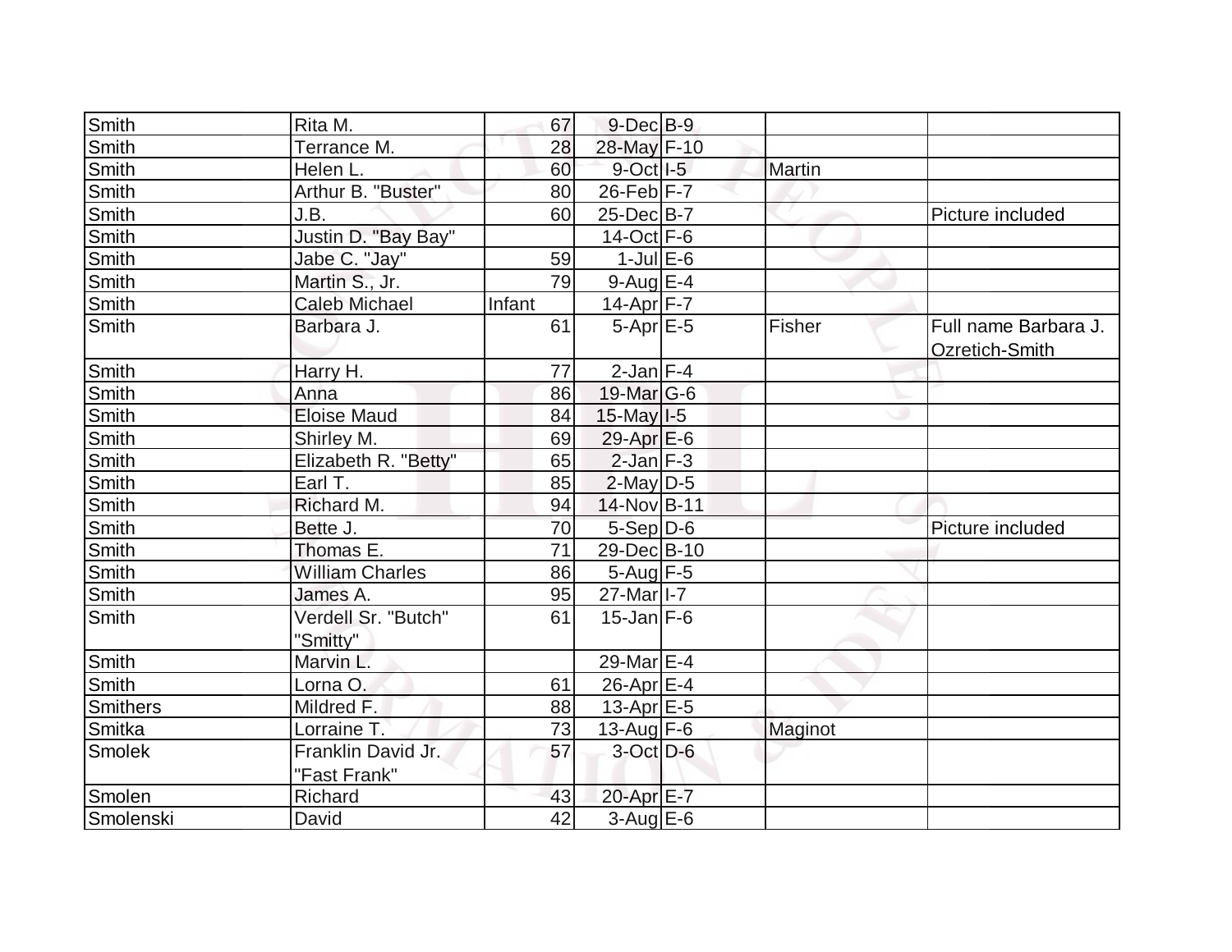| | | | | | | |
|---|---|---|---|---|---|---|
| Smith | Rita M. | 67 | 9-Dec | B-9 | | |
| Smith | Terrance M. | 28 | 28-May | F-10 | | |
| Smith | Helen L. | 60 | 9-Oct | I-5 | Martin | |
| Smith | Arthur B. "Buster" | 80 | 26-Feb | F-7 | | |
| Smith | J.B. | 60 | 25-Dec | B-7 | | Picture included |
| Smith | Justin D. "Bay Bay" | | 14-Oct | F-6 | | |
| Smith | Jabe C. "Jay" | 59 | 1-Jul | E-6 | | |
| Smith | Martin S., Jr. | 79 | 9-Aug | E-4 | | |
| Smith | Caleb Michael | Infant | 14-Apr | F-7 | | |
| Smith | Barbara J. | 61 | 5-Apr | E-5 | Fisher | Full name Barbara J. Ozretich-Smith |
| Smith | Harry H. | 77 | 2-Jan | F-4 | | |
| Smith | Anna | 86 | 19-Mar | G-6 | | |
| Smith | Eloise Maud | 84 | 15-May | I-5 | | |
| Smith | Shirley M. | 69 | 29-Apr | E-6 | | |
| Smith | Elizabeth R. "Betty" | 65 | 2-Jan | F-3 | | |
| Smith | Earl T. | 85 | 2-May | D-5 | | |
| Smith | Richard M. | 94 | 14-Nov | B-11 | | |
| Smith | Bette J. | 70 | 5-Sep | D-6 | | Picture included |
| Smith | Thomas E. | 71 | 29-Dec | B-10 | | |
| Smith | William Charles | 86 | 5-Aug | F-5 | | |
| Smith | James A. | 95 | 27-Mar | I-7 | | |
| Smith | Verdell Sr. "Butch" "Smitty" | 61 | 15-Jan | F-6 | | |
| Smith | Marvin L. | | 29-Mar | E-4 | | |
| Smith | Lorna O. | 61 | 26-Apr | E-4 | | |
| Smithers | Mildred F. | 88 | 13-Apr | E-5 | | |
| Smitka | Lorraine T. | 73 | 13-Aug | F-6 | Maginot | |
| Smolek | Franklin David Jr. "Fast Frank" | 57 | 3-Oct | D-6 | | |
| Smolen | Richard | 43 | 20-Apr | E-7 | | |
| Smolenski | David | 42 | 3-Aug | E-6 | | |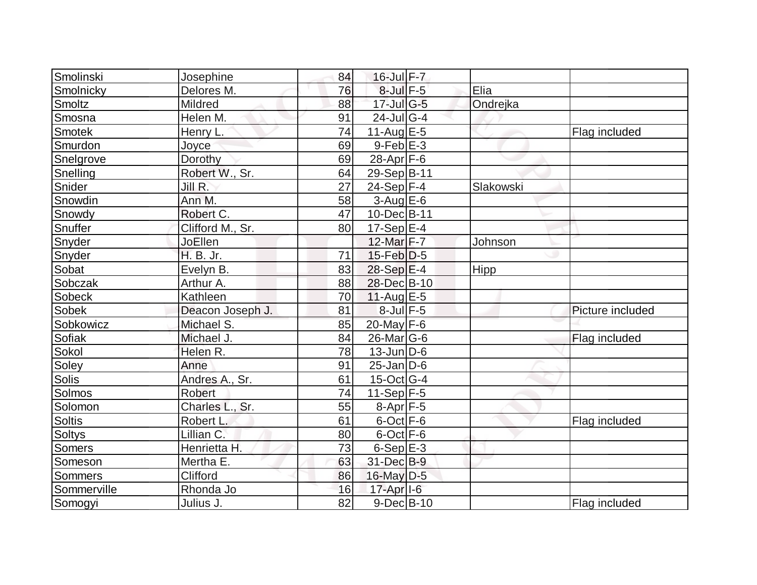| | | | | | | |
|---|---|---|---|---|---|---|
| Smolinski | Josephine | 84 | 16-Jul | F-7 | | |
| Smolnicky | Delores M. | 76 | 8-Jul | F-5 | Elia | |
| Smoltz | Mildred | 88 | 17-Jul | G-5 | Ondrejka | |
| Smosna | Helen M. | 91 | 24-Jul | G-4 | | |
| Smotek | Henry L. | 74 | 11-Aug | E-5 | | Flag included |
| Smurdon | Joyce | 69 | 9-Feb | E-3 | | |
| Snelgrove | Dorothy | 69 | 28-Apr | F-6 | | |
| Snelling | Robert W., Sr. | 64 | 29-Sep | B-11 | | |
| Snider | Jill R. | 27 | 24-Sep | F-4 | Slakowski | |
| Snowdin | Ann M. | 58 | 3-Aug | E-6 | | |
| Snowdy | Robert C. | 47 | 10-Dec | B-11 | | |
| Snuffer | Clifford M., Sr. | 80 | 17-Sep | E-4 | | |
| Snyder | JoEllen | | 12-Mar | F-7 | Johnson | |
| Snyder | H. B. Jr. | 71 | 15-Feb | D-5 | | |
| Sobat | Evelyn B. | 83 | 28-Sep | E-4 | Hipp | |
| Sobczak | Arthur A. | 88 | 28-Dec | B-10 | | |
| Sobeck | Kathleen | 70 | 11-Aug | E-5 | | |
| Sobek | Deacon Joseph J. | 81 | 8-Jul | F-5 | | Picture included |
| Sobkowicz | Michael S. | 85 | 20-May | F-6 | | |
| Sofiak | Michael J. | 84 | 26-Mar | G-6 | | Flag included |
| Sokol | Helen R. | 78 | 13-Jun | D-6 | | |
| Soley | Anne | 91 | 25-Jan | D-6 | | |
| Solis | Andres A., Sr. | 61 | 15-Oct | G-4 | | |
| Solmos | Robert | 74 | 11-Sep | F-5 | | |
| Solomon | Charles L., Sr. | 55 | 8-Apr | F-5 | | |
| Soltis | Robert L. | 61 | 6-Oct | F-6 | | Flag included |
| Soltys | Lillian C. | 80 | 6-Oct | F-6 | | |
| Somers | Henrietta H. | 73 | 6-Sep | E-3 | | |
| Someson | Mertha E. | 63 | 31-Dec | B-9 | | |
| Sommers | Clifford | 86 | 16-May | D-5 | | |
| Sommerville | Rhonda Jo | 16 | 17-Apr | I-6 | | |
| Somogyi | Julius J. | 82 | 9-Dec | B-10 | | Flag included |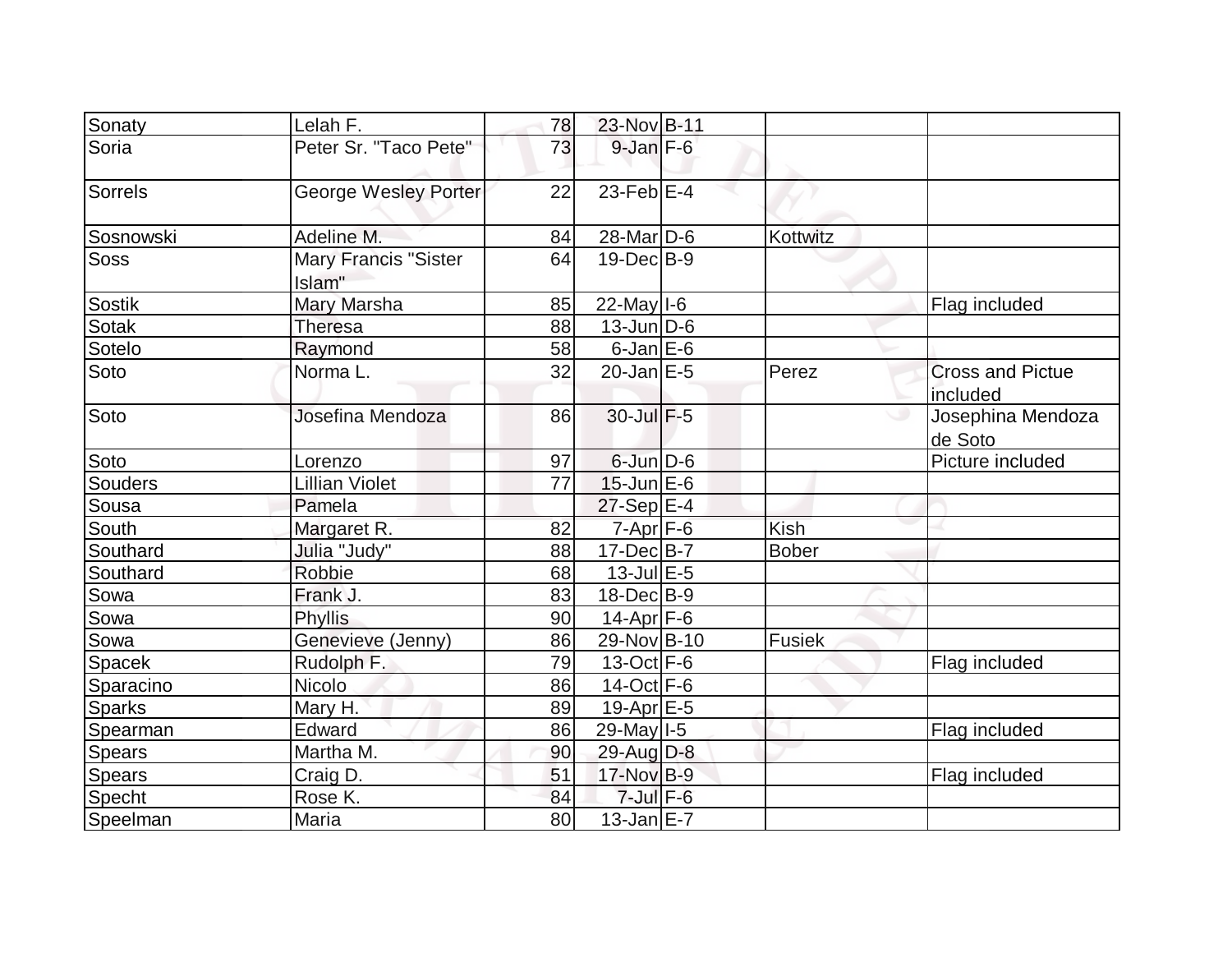| | | | | | | |
|---|---|---|---|---|---|---|
| Sonaty | Lelah F. | 78 | 23-Nov | B-11 | | |
| Soria | Peter Sr. "Taco Pete" | 73 | 9-Jan | F-6 | | |
| Sorrels | George Wesley Porter | 22 | 23-Feb | E-4 | | |
| Sosnowski | Adeline M. | 84 | 28-Mar | D-6 | Kottwitz | |
| Soss | Mary Francis "Sister Islam" | 64 | 19-Dec | B-9 | | |
| Sostik | Mary Marsha | 85 | 22-May | I-6 | | Flag included |
| Sotak | Theresa | 88 | 13-Jun | D-6 | | |
| Sotelo | Raymond | 58 | 6-Jan | E-6 | | |
| Soto | Norma L. | 32 | 20-Jan | E-5 | Perez | Cross and Pictue included |
| Soto | Josefina Mendoza | 86 | 30-Jul | F-5 | | Josephina Mendoza de Soto |
| Soto | Lorenzo | 97 | 6-Jun | D-6 | | Picture included |
| Souders | Lillian Violet | 77 | 15-Jun | E-6 | | |
| Sousa | Pamela | | 27-Sep | E-4 | | |
| South | Margaret R. | 82 | 7-Apr | F-6 | Kish | |
| Southard | Julia "Judy" | 88 | 17-Dec | B-7 | Bober | |
| Southard | Robbie | 68 | 13-Jul | E-5 | | |
| Sowa | Frank J. | 83 | 18-Dec | B-9 | | |
| Sowa | Phyllis | 90 | 14-Apr | F-6 | | |
| Sowa | Genevieve (Jenny) | 86 | 29-Nov | B-10 | Fusiek | |
| Spacek | Rudolph F. | 79 | 13-Oct | F-6 | | Flag included |
| Sparacino | Nicolo | 86 | 14-Oct | F-6 | | |
| Sparks | Mary H. | 89 | 19-Apr | E-5 | | |
| Spearman | Edward | 86 | 29-May | I-5 | | Flag included |
| Spears | Martha M. | 90 | 29-Aug | D-8 | | |
| Spears | Craig D. | 51 | 17-Nov | B-9 | | Flag included |
| Specht | Rose K. | 84 | 7-Jul | F-6 | | |
| Speelman | Maria | 80 | 13-Jan | E-7 | | |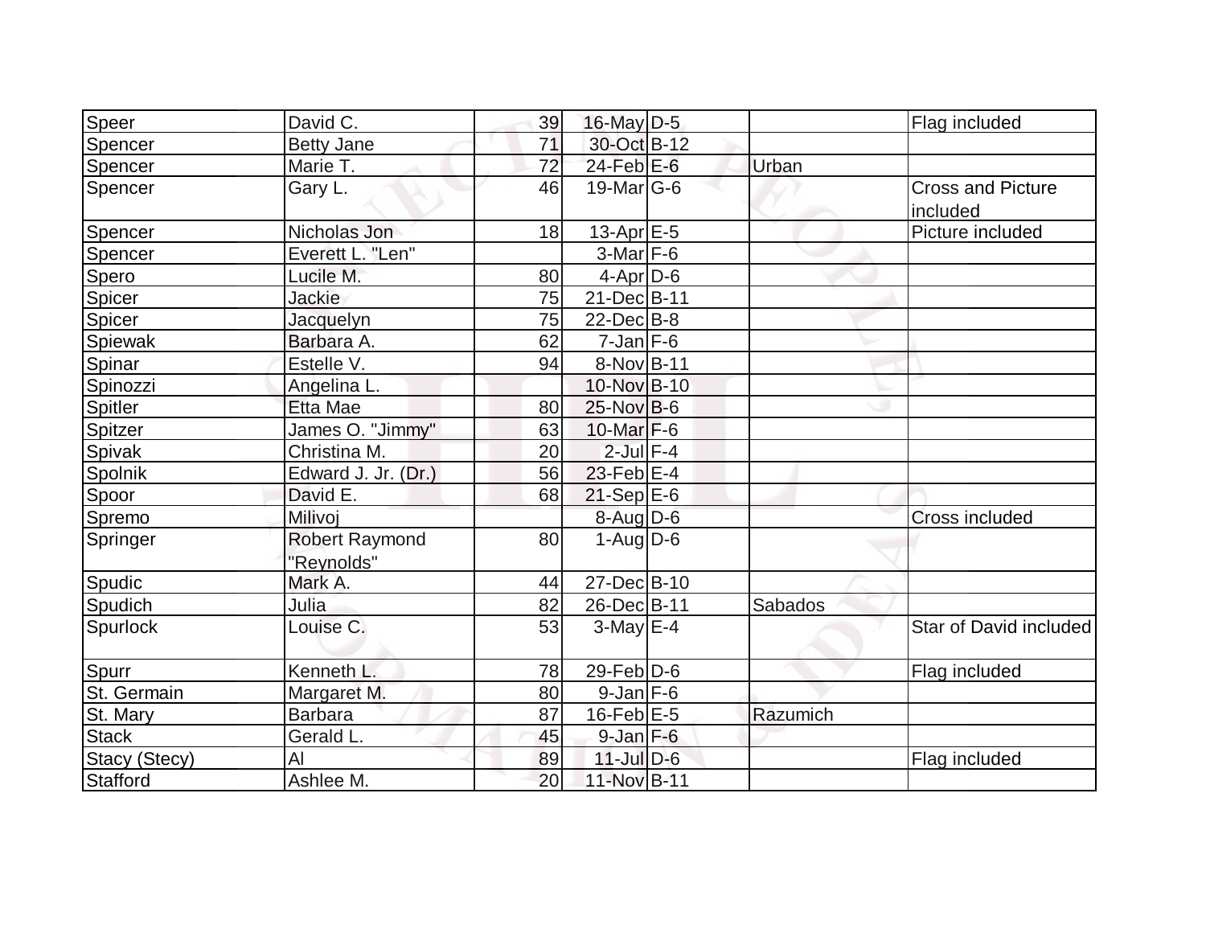| | | | | | | |
|---|---|---|---|---|---|---|
| Speer | David C. | 39 | 16-May | D-5 | | Flag included |
| Spencer | Betty Jane | 71 | 30-Oct | B-12 | | |
| Spencer | Marie T. | 72 | 24-Feb | E-6 | Urban | |
| Spencer | Gary L. | 46 | 19-Mar | G-6 | | Cross and Picture included |
| Spencer | Nicholas Jon | 18 | 13-Apr | E-5 | | Picture included |
| Spencer | Everett L. "Len" | | 3-Mar | F-6 | | |
| Spero | Lucile M. | 80 | 4-Apr | D-6 | | |
| Spicer | Jackie | 75 | 21-Dec | B-11 | | |
| Spicer | Jacquelyn | 75 | 22-Dec | B-8 | | |
| Spiewak | Barbara A. | 62 | 7-Jan | F-6 | | |
| Spinar | Estelle V. | 94 | 8-Nov | B-11 | | |
| Spinozzi | Angelina L. | | 10-Nov | B-10 | | |
| Spitler | Etta Mae | 80 | 25-Nov | B-6 | | |
| Spitzer | James O. "Jimmy" | 63 | 10-Mar | F-6 | | |
| Spivak | Christina M. | 20 | 2-Jul | F-4 | | |
| Spolnik | Edward J. Jr. (Dr.) | 56 | 23-Feb | E-4 | | |
| Spoor | David E. | 68 | 21-Sep | E-6 | | |
| Spremo | Milivoj | | 8-Aug | D-6 | | Cross included |
| Springer | Robert Raymond "Reynolds" | 80 | 1-Aug | D-6 | | |
| Spudic | Mark A. | 44 | 27-Dec | B-10 | | |
| Spudich | Julia | 82 | 26-Dec | B-11 | Sabados | |
| Spurlock | Louise C. | 53 | 3-May | E-4 | | Star of David included |
| Spurr | Kenneth L. | 78 | 29-Feb | D-6 | | Flag included |
| St. Germain | Margaret M. | 80 | 9-Jan | F-6 | | |
| St. Mary | Barbara | 87 | 16-Feb | E-5 | Razumich | |
| Stack | Gerald L. | 45 | 9-Jan | F-6 | | |
| Stacy (Stecy) | Al | 89 | 11-Jul | D-6 | | Flag included |
| Stafford | Ashlee M. | 20 | 11-Nov | B-11 | | |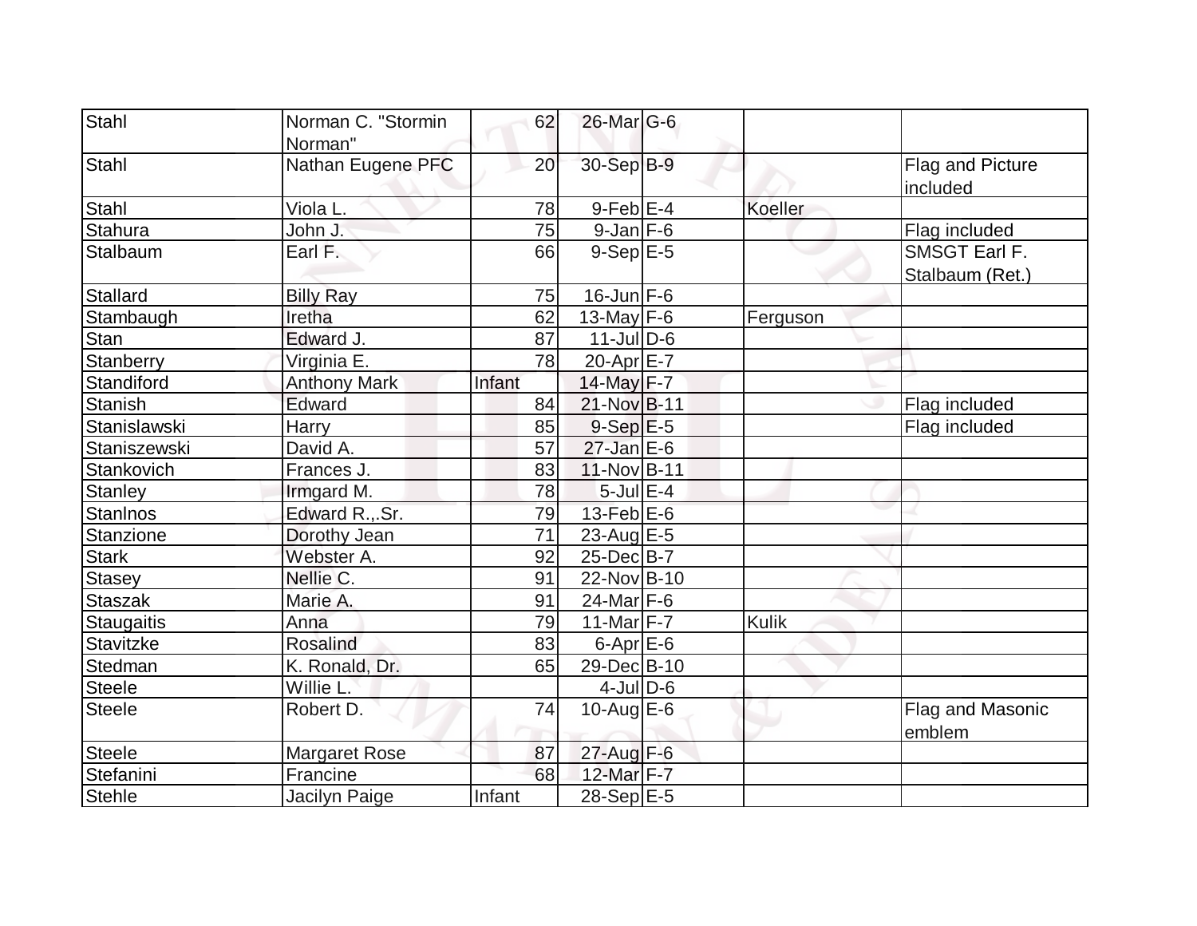| Stahl | Norman C. "Stormin Norman" | 62 | 26-Mar | G-6 | | |
|---|---|---|---|---|---|---|
| Stahl | Nathan Eugene PFC | 20 | 30-Sep | B-9 | | Flag and Picture included |
| Stahl | Viola L. | 78 | 9-Feb | E-4 | Koeller | |
| Stahura | John J. | 75 | 9-Jan | F-6 | | Flag included |
| Stalbaum | Earl F. | 66 | 9-Sep | E-5 | | SMSGT Earl F. Stalbaum (Ret.) |
| Stallard | Billy Ray | 75 | 16-Jun | F-6 | | |
| Stambaugh | Iretha | 62 | 13-May | F-6 | Ferguson | |
| Stan | Edward J. | 87 | 11-Jul | D-6 | | |
| Stanberry | Virginia E. | 78 | 20-Apr | E-7 | | |
| Standiford | Anthony Mark | Infant | 14-May | F-7 | | |
| Stanish | Edward | 84 | 21-Nov | B-11 | | Flag included |
| Stanislawski | Harry | 85 | 9-Sep | E-5 | | Flag included |
| Staniszewski | David A. | 57 | 27-Jan | E-6 | | |
| Stankovich | Frances J. | 83 | 11-Nov | B-11 | | |
| Stanley | Irmgard M. | 78 | 5-Jul | E-4 | | |
| Stanlnos | Edward R.,.Sr. | 79 | 13-Feb | E-6 | | |
| Stanzione | Dorothy Jean | 71 | 23-Aug | E-5 | | |
| Stark | Webster A. | 92 | 25-Dec | B-7 | | |
| Stasey | Nellie C. | 91 | 22-Nov | B-10 | | |
| Staszak | Marie A. | 91 | 24-Mar | F-6 | | |
| Staugaitis | Anna | 79 | 11-Mar | F-7 | Kulik | |
| Stavitzke | Rosalind | 83 | 6-Apr | E-6 | | |
| Stedman | K. Ronald, Dr. | 65 | 29-Dec | B-10 | | |
| Steele | Willie L. | | 4-Jul | D-6 | | |
| Steele | Robert D. | 74 | 10-Aug | E-6 | | Flag and Masonic emblem |
| Steele | Margaret Rose | 87 | 27-Aug | F-6 | | |
| Stefanini | Francine | 68 | 12-Mar | F-7 | | |
| Stehle | Jacilyn Paige | Infant | 28-Sep | E-5 | | |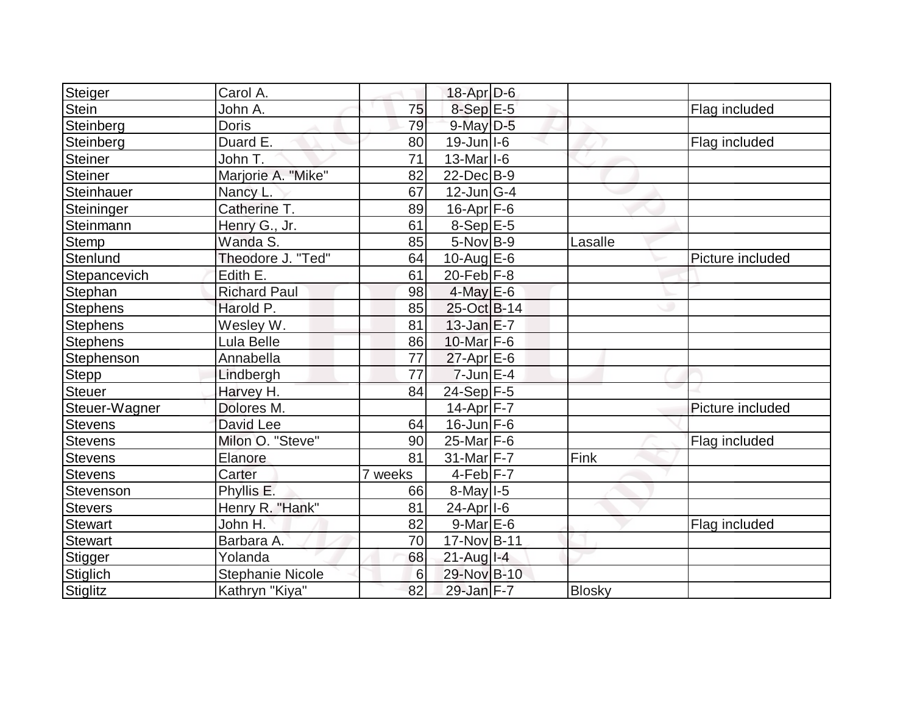| | | | | | | |
|---|---|---|---|---|---|---|
| Steiger | Carol A. | | 18-Apr | D-6 | | |
| Stein | John A. | 75 | 8-Sep | E-5 | | Flag included |
| Steinberg | Doris | 79 | 9-May | D-5 | | |
| Steinberg | Duard E. | 80 | 19-Jun | I-6 | | Flag included |
| Steiner | John T. | 71 | 13-Mar | I-6 | | |
| Steiner | Marjorie A. "Mike" | 82 | 22-Dec | B-9 | | |
| Steinhauer | Nancy L. | 67 | 12-Jun | G-4 | | |
| Steininger | Catherine T. | 89 | 16-Apr | F-6 | | |
| Steinmann | Henry G., Jr. | 61 | 8-Sep | E-5 | | |
| Stemp | Wanda S. | 85 | 5-Nov | B-9 | Lasalle | |
| Stenlund | Theodore J. "Ted" | 64 | 10-Aug | E-6 | | Picture included |
| Stepancevich | Edith E. | 61 | 20-Feb | F-8 | | |
| Stephan | Richard Paul | 98 | 4-May | E-6 | | |
| Stephens | Harold P. | 85 | 25-Oct | B-14 | | |
| Stephens | Wesley W. | 81 | 13-Jan | E-7 | | |
| Stephens | Lula Belle | 86 | 10-Mar | F-6 | | |
| Stephenson | Annabella | 77 | 27-Apr | E-6 | | |
| Stepp | Lindbergh | 77 | 7-Jun | E-4 | | |
| Steuer | Harvey H. | 84 | 24-Sep | F-5 | | |
| Steuer-Wagner | Dolores M. | | 14-Apr | F-7 | | Picture included |
| Stevens | David Lee | 64 | 16-Jun | F-6 | | |
| Stevens | Milon O. "Steve" | 90 | 25-Mar | F-6 | | Flag included |
| Stevens | Elanore | 81 | 31-Mar | F-7 | Fink | |
| Stevens | Carter | 7 weeks | 4-Feb | F-7 | | |
| Stevenson | Phyllis E. | 66 | 8-May | I-5 | | |
| Stevers | Henry R. "Hank" | 81 | 24-Apr | I-6 | | |
| Stewart | John H. | 82 | 9-Mar | E-6 | | Flag included |
| Stewart | Barbara A. | 70 | 17-Nov | B-11 | | |
| Stigger | Yolanda | 68 | 21-Aug | I-4 | | |
| Stiglich | Stephanie Nicole | 6 | 29-Nov | B-10 | | |
| Stiglitz | Kathryn "Kiya" | 82 | 29-Jan | F-7 | Blosky | |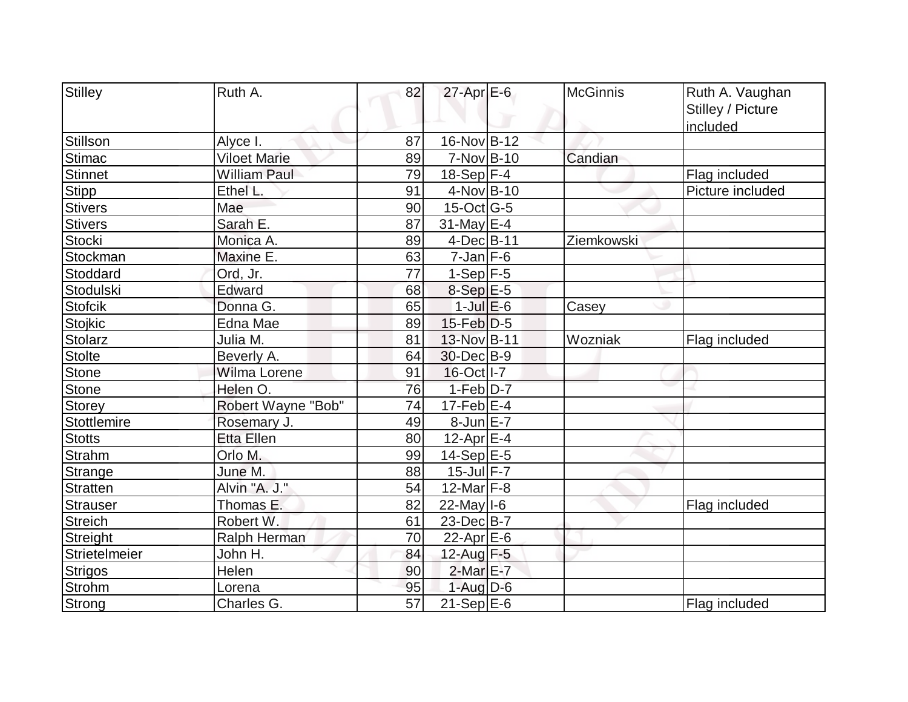| Stilley | Ruth A. | 82 | 27-Apr | E-6 | McGinnis | Ruth A. Vaughan Stilley / Picture included |
|---|---|---|---|---|---|---|
| Stillson | Alyce I. | 87 | 16-Nov | B-12 | | |
| Stimac | Viloet Marie | 89 | 7-Nov | B-10 | Candian | |
| Stinnet | William Paul | 79 | 18-Sep | F-4 | | Flag included |
| Stipp | Ethel L. | 91 | 4-Nov | B-10 | | Picture included |
| Stivers | Mae | 90 | 15-Oct | G-5 | | |
| Stivers | Sarah E. | 87 | 31-May | E-4 | | |
| Stocki | Monica A. | 89 | 4-Dec | B-11 | Ziemkowski | |
| Stockman | Maxine E. | 63 | 7-Jan | F-6 | | |
| Stoddard | Ord, Jr. | 77 | 1-Sep | F-5 | | |
| Stodulski | Edward | 68 | 8-Sep | E-5 | | |
| Stofcik | Donna G. | 65 | 1-Jul | E-6 | Casey | |
| Stojkic | Edna Mae | 89 | 15-Feb | D-5 | | |
| Stolarz | Julia M. | 81 | 13-Nov | B-11 | Wozniak | Flag included |
| Stolte | Beverly A. | 64 | 30-Dec | B-9 | | |
| Stone | Wilma Lorene | 91 | 16-Oct | I-7 | | |
| Stone | Helen O. | 76 | 1-Feb | D-7 | | |
| Storey | Robert Wayne "Bob" | 74 | 17-Feb | E-4 | | |
| Stottlemire | Rosemary J. | 49 | 8-Jun | E-7 | | |
| Stotts | Etta Ellen | 80 | 12-Apr | E-4 | | |
| Strahm | Orlo M. | 99 | 14-Sep | E-5 | | |
| Strange | June M. | 88 | 15-Jul | F-7 | | |
| Stratten | Alvin "A. J." | 54 | 12-Mar | F-8 | | |
| Strauser | Thomas E. | 82 | 22-May | I-6 | | Flag included |
| Streich | Robert W. | 61 | 23-Dec | B-7 | | |
| Streight | Ralph Herman | 70 | 22-Apr | E-6 | | |
| Strietelmeier | John H. | 84 | 12-Aug | F-5 | | |
| Strigos | Helen | 90 | 2-Mar | E-7 | | |
| Strohm | Lorena | 95 | 1-Aug | D-6 | | |
| Strong | Charles G. | 57 | 21-Sep | E-6 | | Flag included |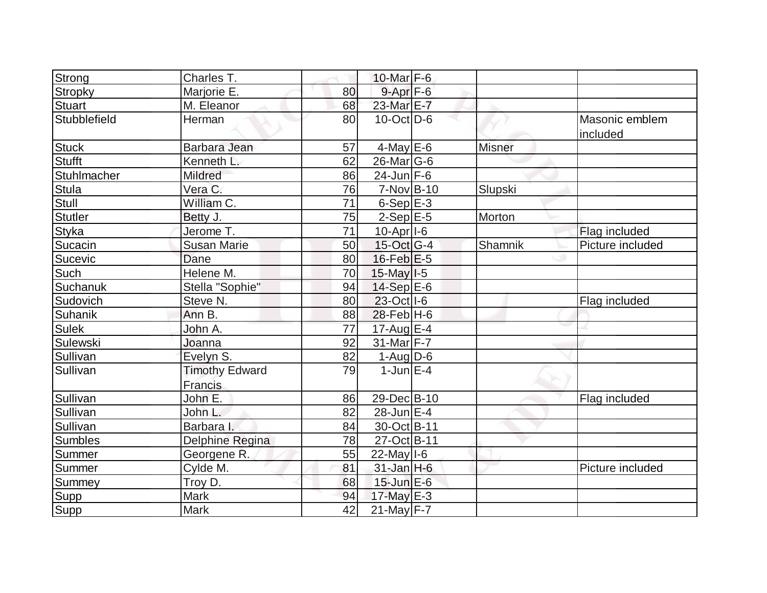| | | | | | | |
|---|---|---|---|---|---|---|
| Strong | Charles T. | | 10-Mar | F-6 | | |
| Stropky | Marjorie E. | 80 | 9-Apr | F-6 | | |
| Stuart | M. Eleanor | 68 | 23-Mar | E-7 | | |
| Stubblefield | Herman | 80 | 10-Oct | D-6 | | Masonic emblem included |
| Stuck | Barbara Jean | 57 | 4-May | E-6 | Misner | |
| Stufft | Kenneth L. | 62 | 26-Mar | G-6 | | |
| Stuhlmacher | Mildred | 86 | 24-Jun | F-6 | | |
| Stula | Vera C. | 76 | 7-Nov | B-10 | Slupski | |
| Stull | William C. | 71 | 6-Sep | E-3 | | |
| Stutler | Betty J. | 75 | 2-Sep | E-5 | Morton | |
| Styka | Jerome T. | 71 | 10-Apr | I-6 | | Flag included |
| Sucacin | Susan Marie | 50 | 15-Oct | G-4 | Shamnik | Picture included |
| Sucevic | Dane | 80 | 16-Feb | E-5 | | |
| Such | Helene M. | 70 | 15-May | I-5 | | |
| Suchanuk | Stella "Sophie" | 94 | 14-Sep | E-6 | | |
| Sudovich | Steve N. | 80 | 23-Oct | I-6 | | Flag included |
| Suhanik | Ann B. | 88 | 28-Feb | H-6 | | |
| Sulek | John A. | 77 | 17-Aug | E-4 | | |
| Sulewski | Joanna | 92 | 31-Mar | F-7 | | |
| Sullivan | Evelyn S. | 82 | 1-Aug | D-6 | | |
| Sullivan | Timothy Edward Francis | 79 | 1-Jun | E-4 | | |
| Sullivan | John E. | 86 | 29-Dec | B-10 | | Flag included |
| Sullivan | John L. | 82 | 28-Jun | E-4 | | |
| Sullivan | Barbara I. | 84 | 30-Oct | B-11 | | |
| Sumbles | Delphine Regina | 78 | 27-Oct | B-11 | | |
| Summer | Georgene R. | 55 | 22-May | I-6 | | |
| Summer | Cylde M. | 81 | 31-Jan | H-6 | | Picture included |
| Summey | Troy D. | 68 | 15-Jun | E-6 | | |
| Supp | Mark | 94 | 17-May | E-3 | | |
| Supp | Mark | 42 | 21-May | F-7 | | |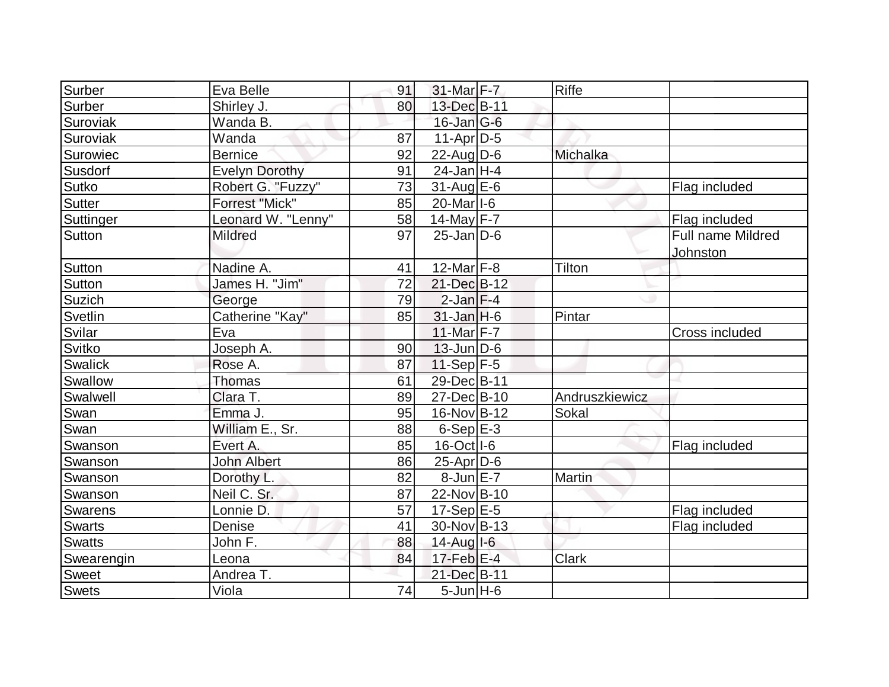| | | | | | | |
|---|---|---|---|---|---|---|
| Surber | Eva Belle | 91 | 31-Mar | F-7 | Riffe | |
| Surber | Shirley J. | 80 | 13-Dec | B-11 | | |
| Suroviak | Wanda B. | | 16-Jan | G-6 | | |
| Suroviak | Wanda | 87 | 11-Apr | D-5 | | |
| Surowiec | Bernice | 92 | 22-Aug | D-6 | Michalka | |
| Susdorf | Evelyn Dorothy | 91 | 24-Jan | H-4 | | |
| Sutko | Robert G. "Fuzzy" | 73 | 31-Aug | E-6 | | Flag included |
| Sutter | Forrest "Mick" | 85 | 20-Mar | I-6 | | |
| Suttinger | Leonard W. "Lenny" | 58 | 14-May | F-7 | | Flag included |
| Sutton | Mildred | 97 | 25-Jan | D-6 | | Full name Mildred Johnston |
| Sutton | Nadine A. | 41 | 12-Mar | F-8 | Tilton | |
| Sutton | James H. "Jim" | 72 | 21-Dec | B-12 | | |
| Suzich | George | 79 | 2-Jan | F-4 | | |
| Svetlin | Catherine "Kay" | 85 | 31-Jan | H-6 | Pintar | |
| Svilar | Eva | | 11-Mar | F-7 | | Cross included |
| Svitko | Joseph A. | 90 | 13-Jun | D-6 | | |
| Swalick | Rose A. | 87 | 11-Sep | F-5 | | |
| Swallow | Thomas | 61 | 29-Dec | B-11 | | |
| Swalwell | Clara T. | 89 | 27-Dec | B-10 | Andruszkiewicz | |
| Swan | Emma J. | 95 | 16-Nov | B-12 | Sokal | |
| Swan | William E., Sr. | 88 | 6-Sep | E-3 | | |
| Swanson | Evert A. | 85 | 16-Oct | I-6 | | Flag included |
| Swanson | John Albert | 86 | 25-Apr | D-6 | | |
| Swanson | Dorothy L. | 82 | 8-Jun | E-7 | Martin | |
| Swanson | Neil C. Sr. | 87 | 22-Nov | B-10 | | |
| Swarens | Lonnie D. | 57 | 17-Sep | E-5 | | Flag included |
| Swarts | Denise | 41 | 30-Nov | B-13 | | Flag included |
| Swatts | John F. | 88 | 14-Aug | I-6 | | |
| Swearengin | Leona | 84 | 17-Feb | E-4 | Clark | |
| Sweet | Andrea T. | | 21-Dec | B-11 | | |
| Swets | Viola | 74 | 5-Jun | H-6 | | |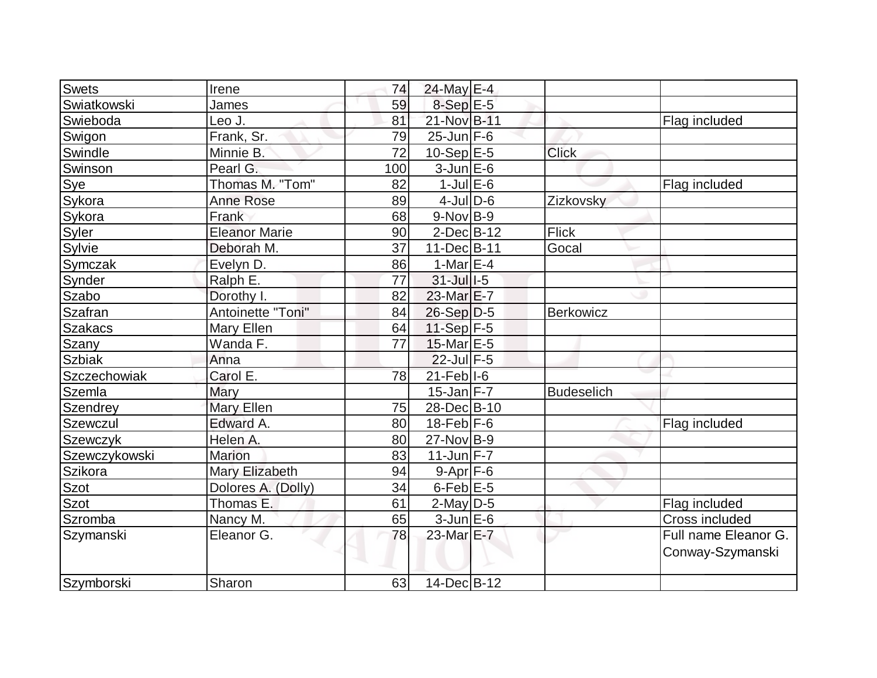| | | | | | | |
|---|---|---|---|---|---|---|
| Swets | Irene | 74 | 24-May | E-4 | | |
| Swiatkowski | James | 59 | 8-Sep | E-5 | | |
| Swieboda | Leo J. | 81 | 21-Nov | B-11 | | Flag included |
| Swigon | Frank, Sr. | 79 | 25-Jun | F-6 | | |
| Swindle | Minnie B. | 72 | 10-Sep | E-5 | Click | |
| Swinson | Pearl G. | 100 | 3-Jun | E-6 | | |
| Sye | Thomas M. "Tom" | 82 | 1-Jul | E-6 | | Flag included |
| Sykora | Anne Rose | 89 | 4-Jul | D-6 | Zizkovsky | |
| Sykora | Frank | 68 | 9-Nov | B-9 | | |
| Syler | Eleanor Marie | 90 | 2-Dec | B-12 | Flick | |
| Sylvie | Deborah M. | 37 | 11-Dec | B-11 | Gocal | |
| Symczak | Evelyn D. | 86 | 1-Mar | E-4 | | |
| Synder | Ralph E. | 77 | 31-Jul | I-5 | | |
| Szabo | Dorothy I. | 82 | 23-Mar | E-7 | | |
| Szafran | Antoinette "Toni" | 84 | 26-Sep | D-5 | Berkowicz | |
| Szakacs | Mary Ellen | 64 | 11-Sep | F-5 | | |
| Szany | Wanda F. | 77 | 15-Mar | E-5 | | |
| Szbiak | Anna | | 22-Jul | F-5 | | |
| Szczechowiak | Carol E. | 78 | 21-Feb | I-6 | | |
| Szemla | Mary | | 15-Jan | F-7 | Budeselich | |
| Szendrey | Mary Ellen | 75 | 28-Dec | B-10 | | |
| Szewczul | Edward A. | 80 | 18-Feb | F-6 | | Flag included |
| Szewczyk | Helen A. | 80 | 27-Nov | B-9 | | |
| Szewczykowski | Marion | 83 | 11-Jun | F-7 | | |
| Szikora | Mary Elizabeth | 94 | 9-Apr | F-6 | | |
| Szot | Dolores A. (Dolly) | 34 | 6-Feb | E-5 | | |
| Szot | Thomas E. | 61 | 2-May | D-5 | | Flag included |
| Szromba | Nancy M. | 65 | 3-Jun | E-6 | | Cross included |
| Szymanski | Eleanor G. | 78 | 23-Mar | E-7 | | Full name Eleanor G. Conway-Szymanski |
| Szymborski | Sharon | 63 | 14-Dec | B-12 | | |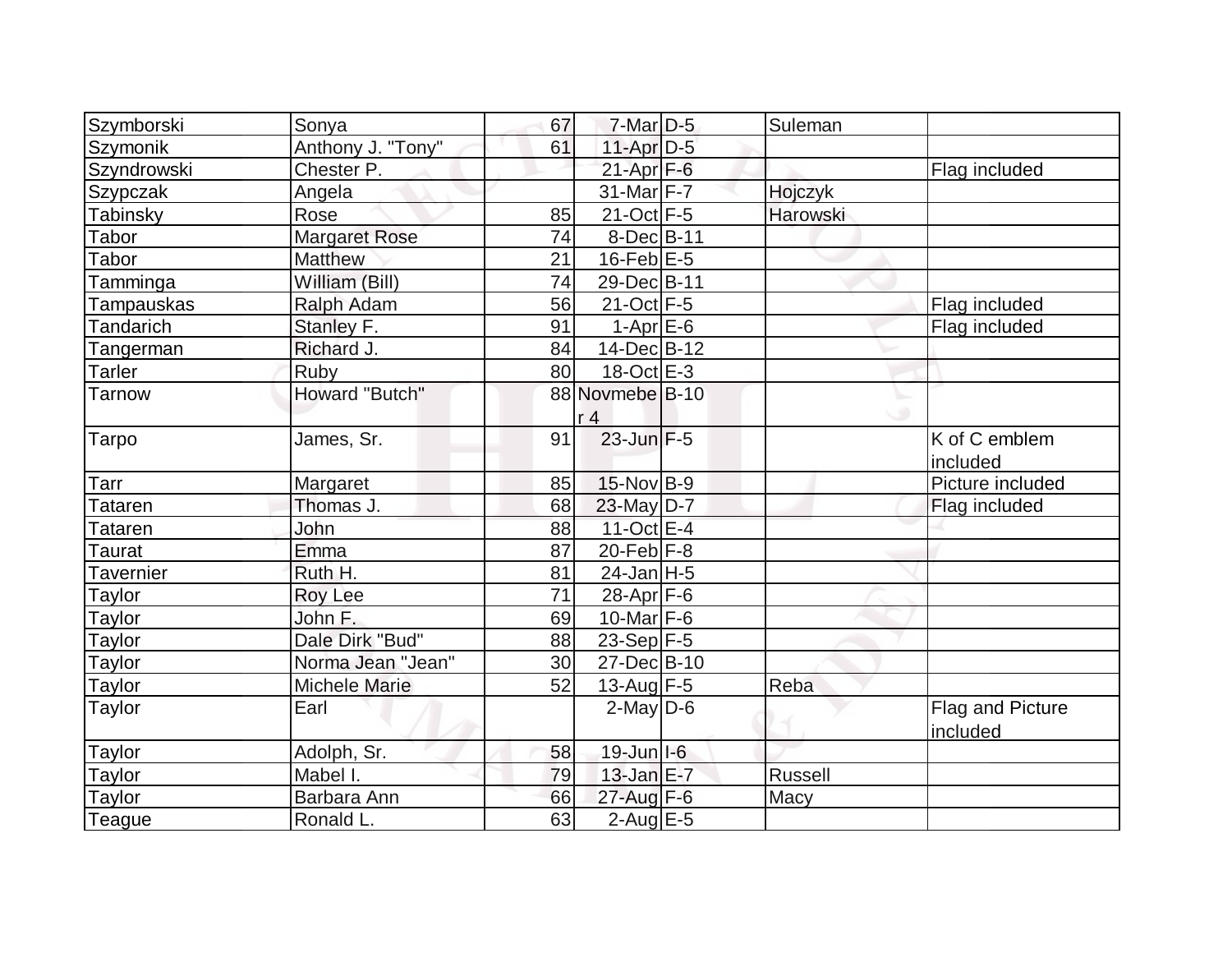| | | | | | | |
|---|---|---|---|---|---|---|
| Szymborski | Sonya | 67 | 7-Mar | D-5 | Suleman | |
| Szymonik | Anthony J. "Tony" | 61 | 11-Apr | D-5 | | |
| Szyndrowski | Chester P. | | 21-Apr | F-6 | | Flag included |
| Szypczak | Angela | | 31-Mar | F-7 | Hojczyk | |
| Tabinsky | Rose | 85 | 21-Oct | F-5 | Harowski | |
| Tabor | Margaret Rose | 74 | 8-Dec | B-11 | | |
| Tabor | Matthew | 21 | 16-Feb | E-5 | | |
| Tamminga | William (Bill) | 74 | 29-Dec | B-11 | | |
| Tampauskas | Ralph Adam | 56 | 21-Oct | F-5 | | Flag included |
| Tandarich | Stanley F. | 91 | 1-Apr | E-6 | | Flag included |
| Tangerman | Richard J. | 84 | 14-Dec | B-12 | | |
| Tarler | Ruby | 80 | 18-Oct | E-3 | | |
| Tarnow | Howard "Butch" | 88 | Novmeber 4 | B-10 | | |
| Tarpo | James, Sr. | 91 | 23-Jun | F-5 | | K of C emblem included |
| Tarr | Margaret | 85 | 15-Nov | B-9 | | Picture included |
| Tataren | Thomas J. | 68 | 23-May | D-7 | | Flag included |
| Tataren | John | 88 | 11-Oct | E-4 | | |
| Taurat | Emma | 87 | 20-Feb | F-8 | | |
| Tavernier | Ruth H. | 81 | 24-Jan | H-5 | | |
| Taylor | Roy Lee | 71 | 28-Apr | F-6 | | |
| Taylor | John F. | 69 | 10-Mar | F-6 | | |
| Taylor | Dale Dirk "Bud" | 88 | 23-Sep | F-5 | | |
| Taylor | Norma Jean "Jean" | 30 | 27-Dec | B-10 | | |
| Taylor | Michele Marie | 52 | 13-Aug | F-5 | Reba | |
| Taylor | Earl | | 2-May | D-6 | | Flag and Picture included |
| Taylor | Adolph, Sr. | 58 | 19-Jun | I-6 | | |
| Taylor | Mabel I. | 79 | 13-Jan | E-7 | Russell | |
| Taylor | Barbara Ann | 66 | 27-Aug | F-6 | Macy | |
| Teague | Ronald L. | 63 | 2-Aug | E-5 | | |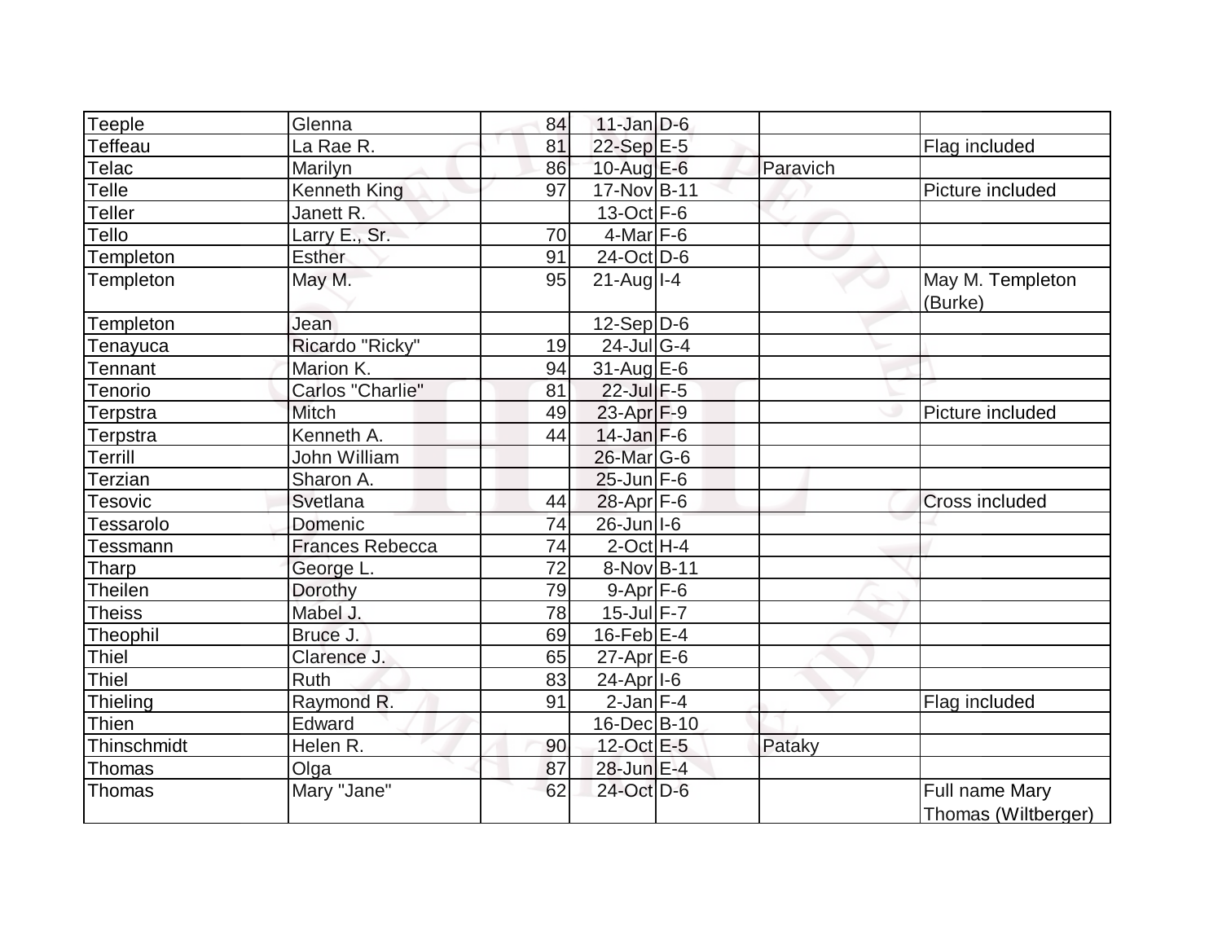| | | | | | | |
|---|---|---|---|---|---|---|
| Teeple | Glenna | 84 | 11-Jan | D-6 | | |
| Teffeau | La Rae R. | 81 | 22-Sep | E-5 | | Flag included |
| Telac | Marilyn | 86 | 10-Aug | E-6 | Paravich | |
| Telle | Kenneth King | 97 | 17-Nov | B-11 | | Picture included |
| Teller | Janett R. | | 13-Oct | F-6 | | |
| Tello | Larry E., Sr. | 70 | 4-Mar | F-6 | | |
| Templeton | Esther | 91 | 24-Oct | D-6 | | |
| Templeton | May M. | 95 | 21-Aug | I-4 | | May M. Templeton (Burke) |
| Templeton | Jean | | 12-Sep | D-6 | | |
| Tenayuca | Ricardo "Ricky" | 19 | 24-Jul | G-4 | | |
| Tennant | Marion K. | 94 | 31-Aug | E-6 | | |
| Tenorio | Carlos "Charlie" | 81 | 22-Jul | F-5 | | |
| Terpstra | Mitch | 49 | 23-Apr | F-9 | | Picture included |
| Terpstra | Kenneth A. | 44 | 14-Jan | F-6 | | |
| Terrill | John William | | 26-Mar | G-6 | | |
| Terzian | Sharon A. | | 25-Jun | F-6 | | |
| Tesovic | Svetlana | 44 | 28-Apr | F-6 | | Cross included |
| Tessarolo | Domenic | 74 | 26-Jun | I-6 | | |
| Tessmann | Frances Rebecca | 74 | 2-Oct | H-4 | | |
| Tharp | George L. | 72 | 8-Nov | B-11 | | |
| Theilen | Dorothy | 79 | 9-Apr | F-6 | | |
| Theiss | Mabel J. | 78 | 15-Jul | F-7 | | |
| Theophil | Bruce J. | 69 | 16-Feb | E-4 | | |
| Thiel | Clarence J. | 65 | 27-Apr | E-6 | | |
| Thiel | Ruth | 83 | 24-Apr | I-6 | | |
| Thieling | Raymond R. | 91 | 2-Jan | F-4 | | Flag included |
| Thien | Edward | | 16-Dec | B-10 | | |
| Thinschmidt | Helen R. | 90 | 12-Oct | E-5 | Pataky | |
| Thomas | Olga | 87 | 28-Jun | E-4 | | |
| Thomas | Mary "Jane" | 62 | 24-Oct | D-6 | | Full name Mary Thomas (Wiltberger) |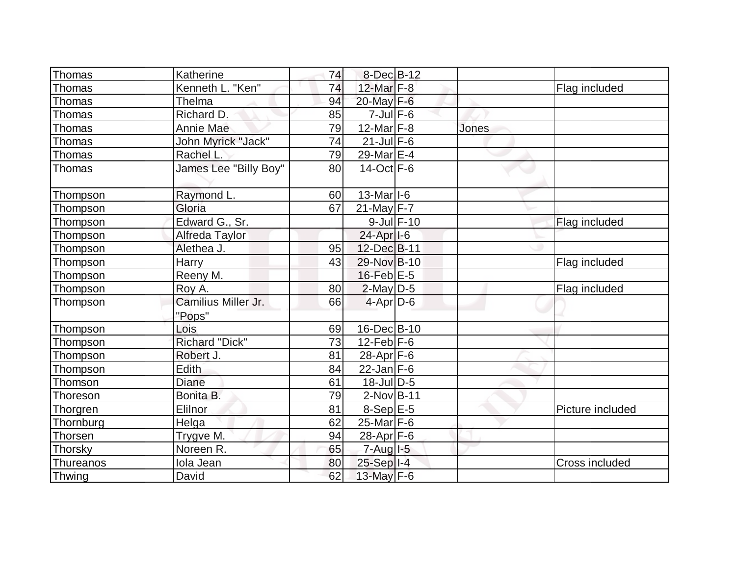| | | | | | | |
|---|---|---|---|---|---|---|
| Thomas | Katherine | 74 | 8-Dec | B-12 | | |
| Thomas | Kenneth L. "Ken" | 74 | 12-Mar | F-8 | | Flag included |
| Thomas | Thelma | 94 | 20-May | F-6 | | |
| Thomas | Richard D. | 85 | 7-Jul | F-6 | | |
| Thomas | Annie Mae | 79 | 12-Mar | F-8 | Jones | |
| Thomas | John Myrick "Jack" | 74 | 21-Jul | F-6 | | |
| Thomas | Rachel L. | 79 | 29-Mar | E-4 | | |
| Thomas | James Lee "Billy Boy" | 80 | 14-Oct | F-6 | | |
| Thompson | Raymond L. | 60 | 13-Mar | I-6 | | |
| Thompson | Gloria | 67 | 21-May | F-7 | | |
| Thompson | Edward G., Sr. | | 9-Jul | F-10 | | Flag included |
| Thompson | Alfreda Taylor | | 24-Apr | I-6 | | |
| Thompson | Alethea J. | 95 | 12-Dec | B-11 | | |
| Thompson | Harry | 43 | 29-Nov | B-10 | | Flag included |
| Thompson | Reeny M. | | 16-Feb | E-5 | | |
| Thompson | Roy A. | 80 | 2-May | D-5 | | Flag included |
| Thompson | Camilius Miller Jr. "Pops" | 66 | 4-Apr | D-6 | | |
| Thompson | Lois | 69 | 16-Dec | B-10 | | |
| Thompson | Richard "Dick" | 73 | 12-Feb | F-6 | | |
| Thompson | Robert J. | 81 | 28-Apr | F-6 | | |
| Thompson | Edith | 84 | 22-Jan | F-6 | | |
| Thomson | Diane | 61 | 18-Jul | D-5 | | |
| Thoreson | Bonita B. | 79 | 2-Nov | B-11 | | |
| Thorgren | Elilnor | 81 | 8-Sep | E-5 | | Picture included |
| Thornburg | Helga | 62 | 25-Mar | F-6 | | |
| Thorsen | Trygve M. | 94 | 28-Apr | F-6 | | |
| Thorsky | Noreen R. | 65 | 7-Aug | I-5 | | |
| Thureanos | Iola Jean | 80 | 25-Sep | I-4 | | Cross included |
| Thwing | David | 62 | 13-May | F-6 | | |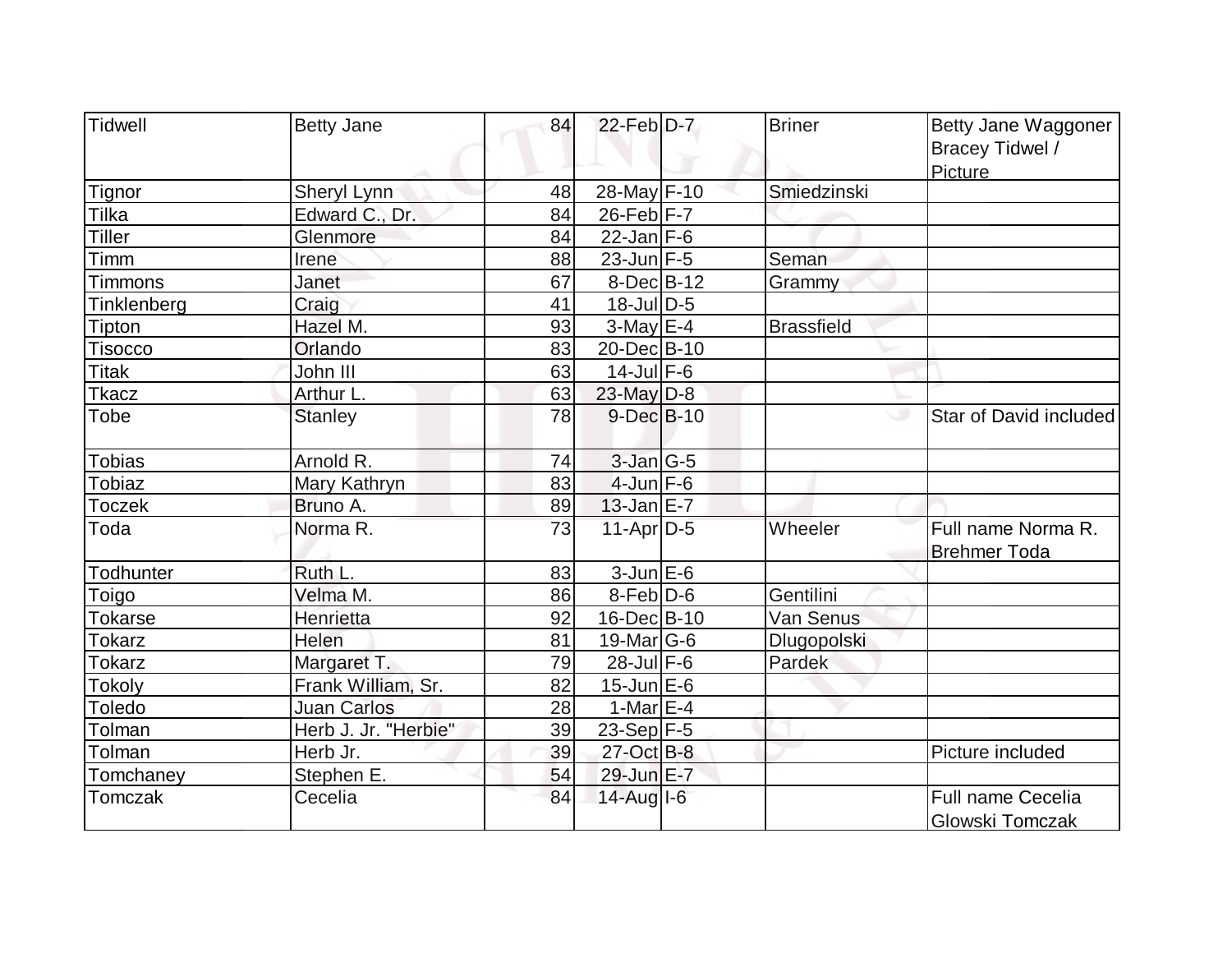| Tidwell | Betty Jane | 84 | 22-Feb | D-7 | Briner | Betty Jane Waggoner Bracey Tidwel / Picture |
|---|---|---|---|---|---|---|
| Tignor | Sheryl Lynn | 48 | 28-May | F-10 | Smiedzinski | |
| Tilka | Edward C., Dr. | 84 | 26-Feb | F-7 | | |
| Tiller | Glenmore | 84 | 22-Jan | F-6 | | |
| Timm | Irene | 88 | 23-Jun | F-5 | Seman | |
| Timmons | Janet | 67 | 8-Dec | B-12 | Grammy | |
| Tinklenberg | Craig | 41 | 18-Jul | D-5 | | |
| Tipton | Hazel M. | 93 | 3-May | E-4 | Brassfield | |
| Tisocco | Orlando | 83 | 20-Dec | B-10 | | |
| Titak | John III | 63 | 14-Jul | F-6 | | |
| Tkacz | Arthur L. | 63 | 23-May | D-8 | | |
| Tobe | Stanley | 78 | 9-Dec | B-10 | | Star of David included |
| Tobias | Arnold R. | 74 | 3-Jan | G-5 | | |
| Tobiaz | Mary Kathryn | 83 | 4-Jun | F-6 | | |
| Toczek | Bruno A. | 89 | 13-Jan | E-7 | | |
| Toda | Norma R. | 73 | 11-Apr | D-5 | Wheeler | Full name Norma R. Brehmer Toda |
| Todhunter | Ruth L. | 83 | 3-Jun | E-6 | | |
| Toigo | Velma M. | 86 | 8-Feb | D-6 | Gentilini | |
| Tokarse | Henrietta | 92 | 16-Dec | B-10 | Van Senus | |
| Tokarz | Helen | 81 | 19-Mar | G-6 | Dlugopolski | |
| Tokarz | Margaret T. | 79 | 28-Jul | F-6 | Pardek | |
| Tokoly | Frank William, Sr. | 82 | 15-Jun | E-6 | | |
| Toledo | Juan Carlos | 28 | 1-Mar | E-4 | | |
| Tolman | Herb J. Jr. "Herbie" | 39 | 23-Sep | F-5 | | |
| Tolman | Herb Jr. | 39 | 27-Oct | B-8 | | Picture included |
| Tomchaney | Stephen E. | 54 | 29-Jun | E-7 | | |
| Tomczak | Cecelia | 84 | 14-Aug | I-6 | | Full name Cecelia Glowski Tomczak |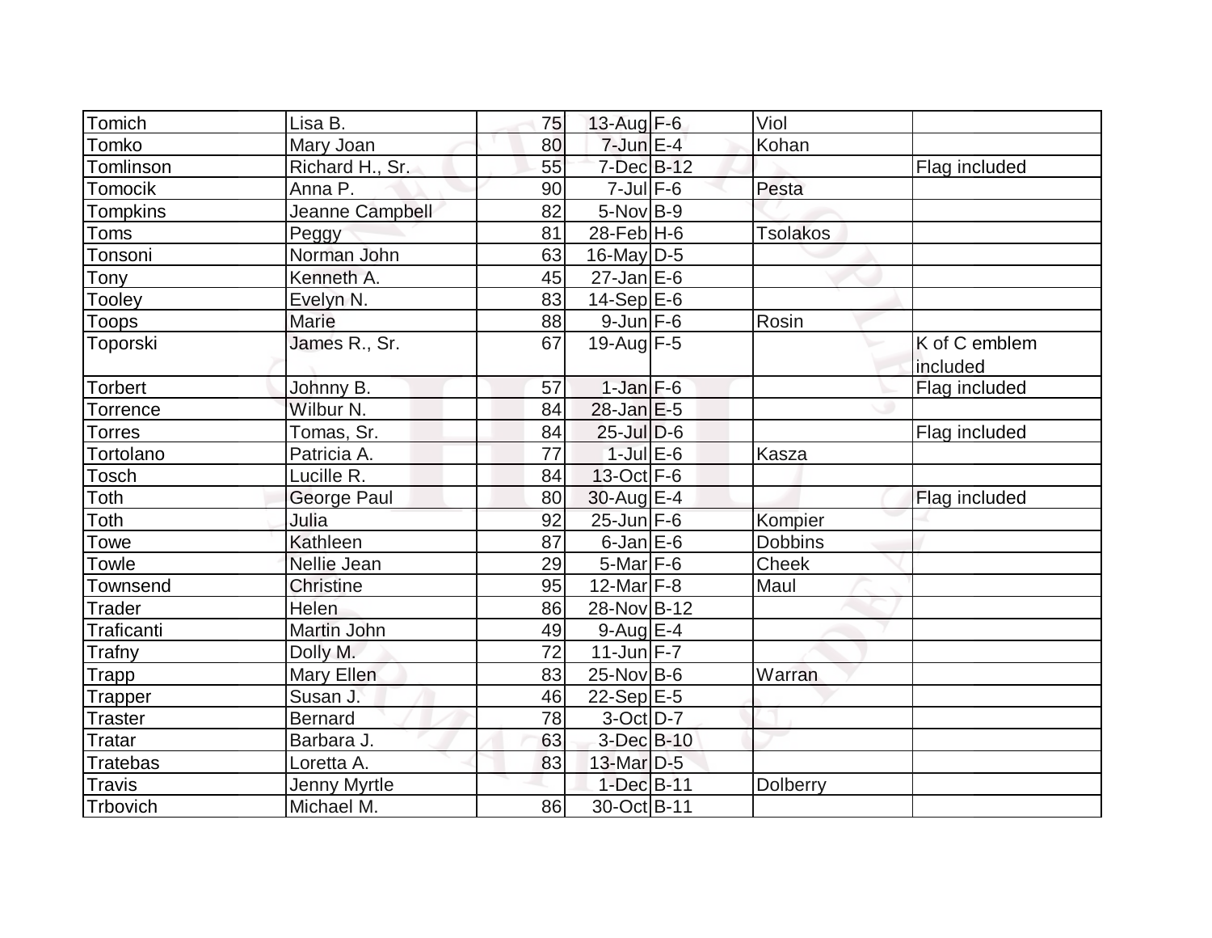| | | | | | | |
|---|---|---|---|---|---|---|
| Tomich | Lisa B. | 75 | 13-Aug | F-6 | Viol | |
| Tomko | Mary Joan | 80 | 7-Jun | E-4 | Kohan | |
| Tomlinson | Richard H., Sr. | 55 | 7-Dec | B-12 | | Flag included |
| Tomocik | Anna P. | 90 | 7-Jul | F-6 | Pesta | |
| Tompkins | Jeanne Campbell | 82 | 5-Nov | B-9 | | |
| Toms | Peggy | 81 | 28-Feb | H-6 | Tsolakos | |
| Tonsoni | Norman John | 63 | 16-May | D-5 | | |
| Tony | Kenneth A. | 45 | 27-Jan | E-6 | | |
| Tooley | Evelyn N. | 83 | 14-Sep | E-6 | | |
| Toops | Marie | 88 | 9-Jun | F-6 | Rosin | |
| Toporski | James R., Sr. | 67 | 19-Aug | F-5 | | K of C emblem included |
| Torbert | Johnny B. | 57 | 1-Jan | F-6 | | Flag included |
| Torrence | Wilbur N. | 84 | 28-Jan | E-5 | | |
| Torres | Tomas, Sr. | 84 | 25-Jul | D-6 | | Flag included |
| Tortolano | Patricia A. | 77 | 1-Jul | E-6 | Kasza | |
| Tosch | Lucille R. | 84 | 13-Oct | F-6 | | |
| Toth | George Paul | 80 | 30-Aug | E-4 | | Flag included |
| Toth | Julia | 92 | 25-Jun | F-6 | Kompier | |
| Towe | Kathleen | 87 | 6-Jan | E-6 | Dobbins | |
| Towle | Nellie Jean | 29 | 5-Mar | F-6 | Cheek | |
| Townsend | Christine | 95 | 12-Mar | F-8 | Maul | |
| Trader | Helen | 86 | 28-Nov | B-12 | | |
| Traficanti | Martin John | 49 | 9-Aug | E-4 | | |
| Trafny | Dolly M. | 72 | 11-Jun | F-7 | | |
| Trapp | Mary Ellen | 83 | 25-Nov | B-6 | Warran | |
| Trapper | Susan J. | 46 | 22-Sep | E-5 | | |
| Traster | Bernard | 78 | 3-Oct | D-7 | | |
| Tratar | Barbara J. | 63 | 3-Dec | B-10 | | |
| Tratebas | Loretta A. | 83 | 13-Mar | D-5 | | |
| Travis | Jenny Myrtle | | 1-Dec | B-11 | Dolberry | |
| Trbovich | Michael M. | 86 | 30-Oct | B-11 | | |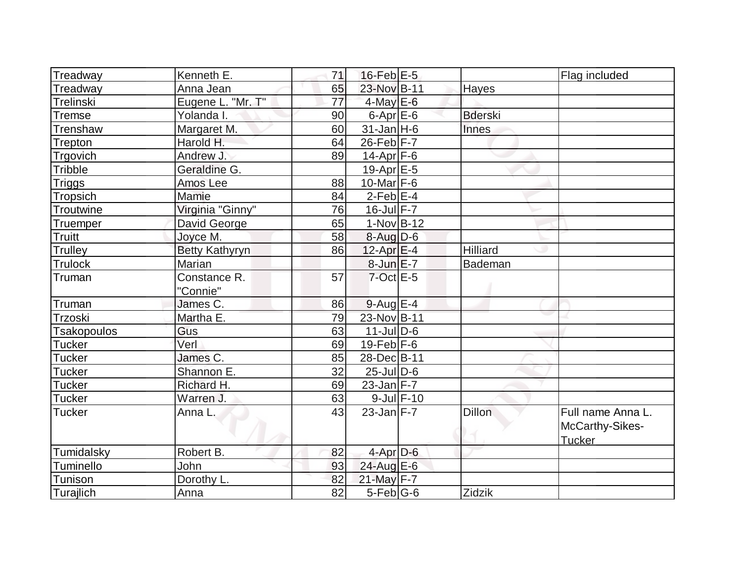| | | | | | | |
|---|---|---|---|---|---|---|
| Treadway | Kenneth E. | 71 | 16-Feb | E-5 | | Flag included |
| Treadway | Anna Jean | 65 | 23-Nov | B-11 | Hayes | |
| Trelinski | Eugene L. "Mr. T" | 77 | 4-May | E-6 | | |
| Tremse | Yolanda I. | 90 | 6-Apr | E-6 | Bderski | |
| Trenshaw | Margaret M. | 60 | 31-Jan | H-6 | Innes | |
| Trepton | Harold H. | 64 | 26-Feb | F-7 | | |
| Trgovich | Andrew J. | 89 | 14-Apr | F-6 | | |
| Tribble | Geraldine G. | | 19-Apr | E-5 | | |
| Triggs | Amos Lee | 88 | 10-Mar | F-6 | | |
| Tropsich | Mamie | 84 | 2-Feb | E-4 | | |
| Troutwine | Virginia "Ginny" | 76 | 16-Jul | F-7 | | |
| Truemper | David George | 65 | 1-Nov | B-12 | | |
| Truitt | Joyce M. | 58 | 8-Aug | D-6 | | |
| Trulley | Betty Kathyryn | 86 | 12-Apr | E-4 | Hilliard | |
| Trulock | Marian | | 8-Jun | E-7 | Bademan | |
| Truman | Constance R. "Connie" | 57 | 7-Oct | E-5 | | |
| Truman | James C. | 86 | 9-Aug | E-4 | | |
| Trzoski | Martha E. | 79 | 23-Nov | B-11 | | |
| Tsakopoulos | Gus | 63 | 11-Jul | D-6 | | |
| Tucker | Verl | 69 | 19-Feb | F-6 | | |
| Tucker | James C. | 85 | 28-Dec | B-11 | | |
| Tucker | Shannon E. | 32 | 25-Jul | D-6 | | |
| Tucker | Richard H. | 69 | 23-Jan | F-7 | | |
| Tucker | Warren J. | 63 | 9-Jul | F-10 | | |
| Tucker | Anna L. | 43 | 23-Jan | F-7 | Dillon | Full name Anna L. McCarthy-Sikes-Tucker |
| Tumidalsky | Robert B. | 82 | 4-Apr | D-6 | | |
| Tuminello | John | 93 | 24-Aug | E-6 | | |
| Tunison | Dorothy L. | 82 | 21-May | F-7 | | |
| Turajlich | Anna | 82 | 5-Feb | G-6 | Zidzik | |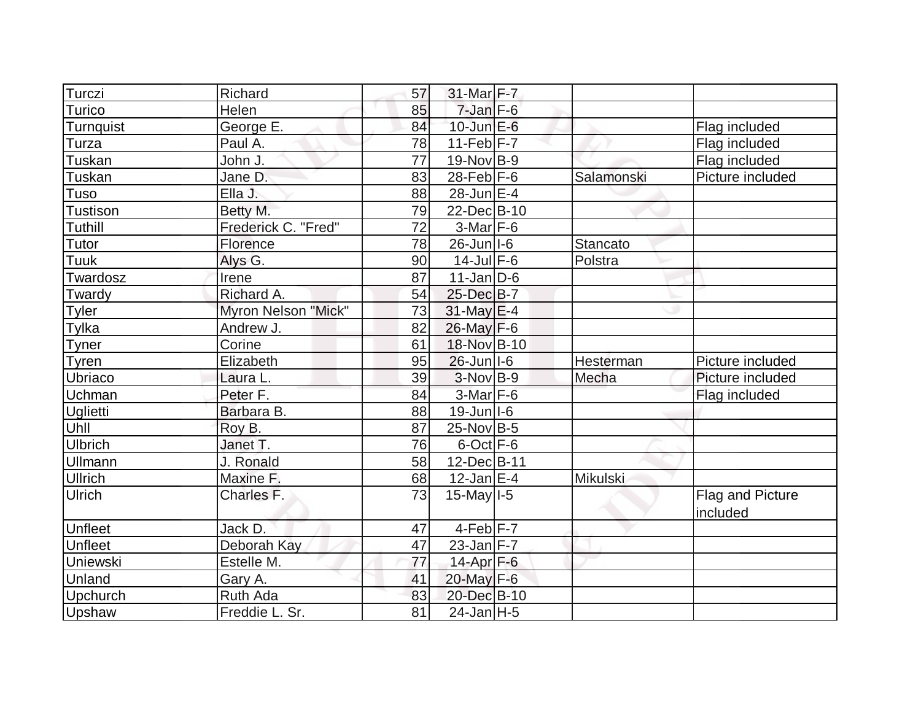| | | | | | | |
|---|---|---|---|---|---|---|
| Turczi | Richard | 57 | 31-Mar | F-7 | | |
| Turico | Helen | 85 | 7-Jan | F-6 | | |
| Turnquist | George E. | 84 | 10-Jun | E-6 | | Flag included |
| Turza | Paul A. | 78 | 11-Feb | F-7 | | Flag included |
| Tuskan | John J. | 77 | 19-Nov | B-9 | | Flag included |
| Tuskan | Jane D. | 83 | 28-Feb | F-6 | Salamonski | Picture included |
| Tuso | Ella J. | 88 | 28-Jun | E-4 | | |
| Tustison | Betty M. | 79 | 22-Dec | B-10 | | |
| Tuthill | Frederick C. "Fred" | 72 | 3-Mar | F-6 | | |
| Tutor | Florence | 78 | 26-Jun | I-6 | Stancato | |
| Tuuk | Alys G. | 90 | 14-Jul | F-6 | Polstra | |
| Twardosz | Irene | 87 | 11-Jan | D-6 | | |
| Twardy | Richard A. | 54 | 25-Dec | B-7 | | |
| Tyler | Myron Nelson "Mick" | 73 | 31-May | E-4 | | |
| Tylka | Andrew J. | 82 | 26-May | F-6 | | |
| Tyner | Corine | 61 | 18-Nov | B-10 | | |
| Tyren | Elizabeth | 95 | 26-Jun | I-6 | Hesterman | Picture included |
| Ubriaco | Laura L. | 39 | 3-Nov | B-9 | Mecha | Picture included |
| Uchman | Peter F. | 84 | 3-Mar | F-6 | | Flag included |
| Uglietti | Barbara B. | 88 | 19-Jun | I-6 | | |
| Uhll | Roy B. | 87 | 25-Nov | B-5 | | |
| Ulbrich | Janet T. | 76 | 6-Oct | F-6 | | |
| Ullmann | J. Ronald | 58 | 12-Dec | B-11 | | |
| Ullrich | Maxine F. | 68 | 12-Jan | E-4 | Mikulski | |
| Ulrich | Charles F. | 73 | 15-May | I-5 | | Flag and Picture included |
| Unfleet | Jack D. | 47 | 4-Feb | F-7 | | |
| Unfleet | Deborah Kay | 47 | 23-Jan | F-7 | | |
| Uniewski | Estelle M. | 77 | 14-Apr | F-6 | | |
| Unland | Gary A. | 41 | 20-May | F-6 | | |
| Upchurch | Ruth Ada | 83 | 20-Dec | B-10 | | |
| Upshaw | Freddie L. Sr. | 81 | 24-Jan | H-5 | | |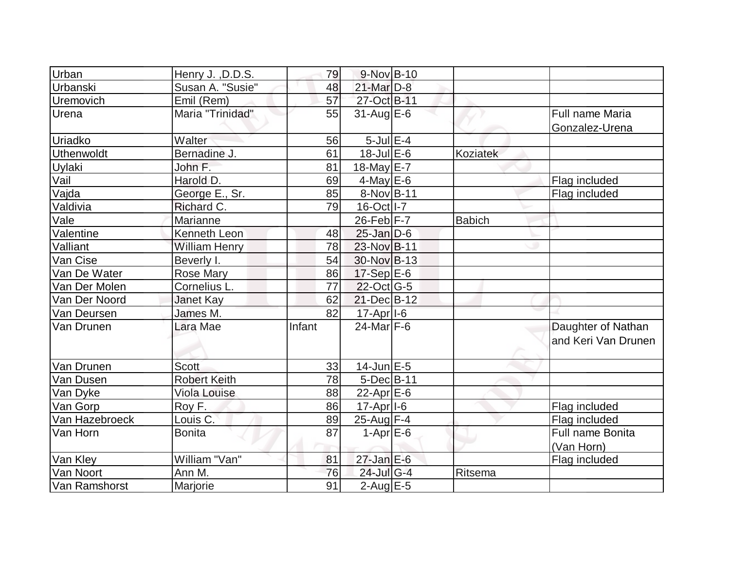| | | | | | | |
|---|---|---|---|---|---|---|
| Urban | Henry J. ,D.D.S. | 79 | 9-Nov | B-10 | | |
| Urbanski | Susan A. "Susie" | 48 | 21-Mar | D-8 | | |
| Uremovich | Emil (Rem) | 57 | 27-Oct | B-11 | | |
| Urena | Maria "Trinidad" | 55 | 31-Aug | E-6 | | Full name Maria Gonzalez-Urena |
| Uriadko | Walter | 56 | 5-Jul | E-4 | | |
| Uthenwoldt | Bernadine J. | 61 | 18-Jul | E-6 | Koziatek | |
| Uylaki | John F. | 81 | 18-May | E-7 | | |
| Vail | Harold D. | 69 | 4-May | E-6 | | Flag included |
| Vajda | George E., Sr. | 85 | 8-Nov | B-11 | | Flag included |
| Valdivia | Richard C. | 79 | 16-Oct | I-7 | | |
| Vale | Marianne | | 26-Feb | F-7 | Babich | |
| Valentine | Kenneth Leon | 48 | 25-Jan | D-6 | | |
| Valliant | William Henry | 78 | 23-Nov | B-11 | | |
| Van Cise | Beverly I. | 54 | 30-Nov | B-13 | | |
| Van De Water | Rose Mary | 86 | 17-Sep | E-6 | | |
| Van Der Molen | Cornelius L. | 77 | 22-Oct | G-5 | | |
| Van Der Noord | Janet Kay | 62 | 21-Dec | B-12 | | |
| Van Deursen | James M. | 82 | 17-Apr | I-6 | | |
| Van Drunen | Lara Mae | Infant | 24-Mar | F-6 | | Daughter of Nathan and Keri Van Drunen |
| Van Drunen | Scott | 33 | 14-Jun | E-5 | | |
| Van Dusen | Robert Keith | 78 | 5-Dec | B-11 | | |
| Van Dyke | Viola Louise | 88 | 22-Apr | E-6 | | |
| Van Gorp | Roy F. | 86 | 17-Apr | I-6 | | Flag included |
| Van Hazebroeck | Louis C. | 89 | 25-Aug | F-4 | | Flag included |
| Van Horn | Bonita | 87 | 1-Apr | E-6 | | Full name Bonita (Van Horn) |
| Van Kley | William "Van" | 81 | 27-Jan | E-6 | | Flag included |
| Van Noort | Ann M. | 76 | 24-Jul | G-4 | Ritsema | |
| Van Ramshorst | Marjorie | 91 | 2-Aug | E-5 | | |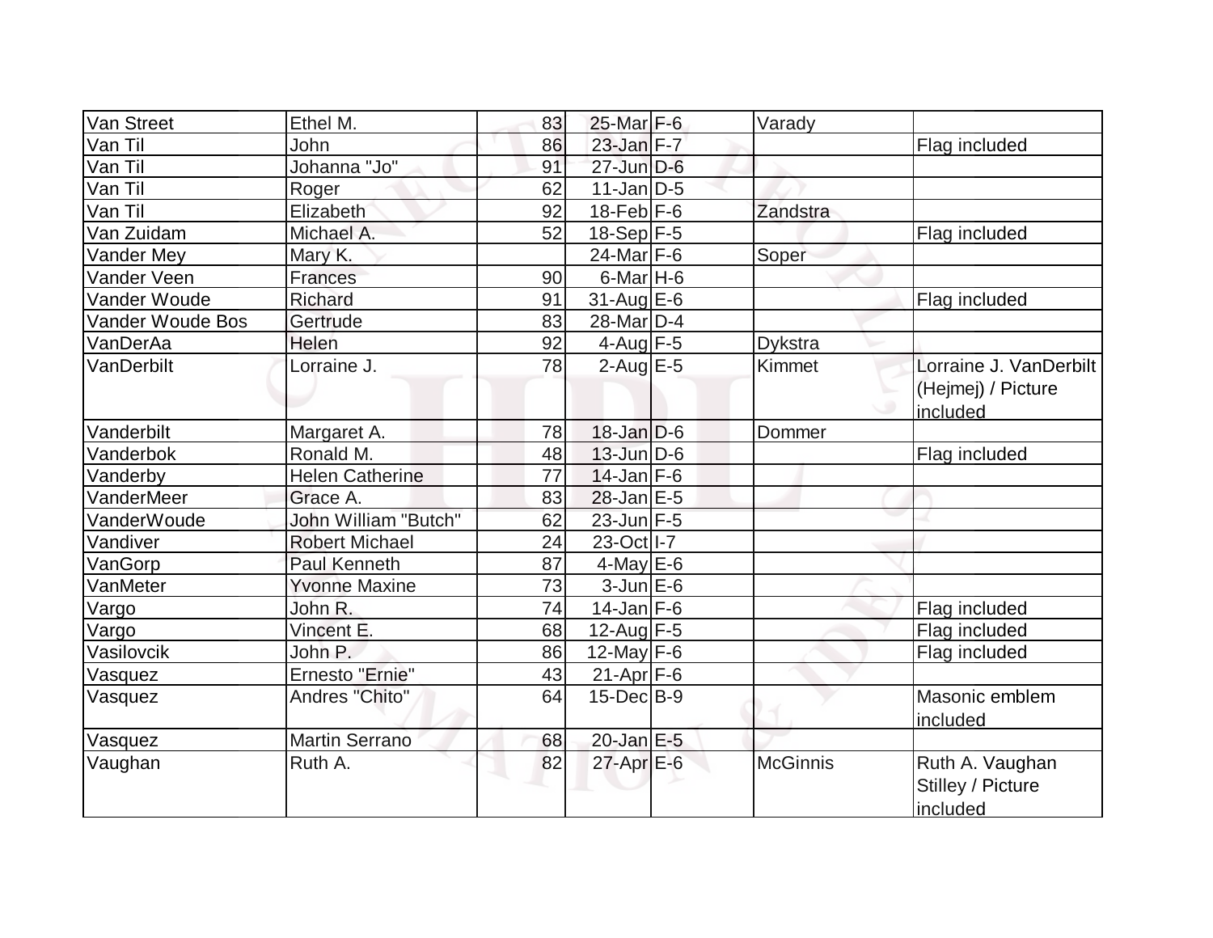| Van Street | Ethel M. | 83 | 25-Mar | F-6 | Varady | |
|---|---|---|---|---|---|---|
| Van Til | John | 86 | 23-Jan | F-7 | | Flag included |
| Van Til | Johanna "Jo" | 91 | 27-Jun | D-6 | | |
| Van Til | Roger | 62 | 11-Jan | D-5 | | |
| Van Til | Elizabeth | 92 | 18-Feb | F-6 | Zandstra | |
| Van Zuidam | Michael A. | 52 | 18-Sep | F-5 | | Flag included |
| Vander Mey | Mary K. | | 24-Mar | F-6 | Soper | |
| Vander Veen | Frances | 90 | 6-Mar | H-6 | | |
| Vander Woude | Richard | 91 | 31-Aug | E-6 | | Flag included |
| Vander Woude Bos | Gertrude | 83 | 28-Mar | D-4 | | |
| VanDerAa | Helen | 92 | 4-Aug | F-5 | Dykstra | |
| VanDerbilt | Lorraine J. | 78 | 2-Aug | E-5 | Kimmet | Lorraine J. VanDerbilt (Hejmej) / Picture included |
| Vanderbilt | Margaret A. | 78 | 18-Jan | D-6 | Dommer | |
| Vanderbok | Ronald M. | 48 | 13-Jun | D-6 | | Flag included |
| Vanderby | Helen Catherine | 77 | 14-Jan | F-6 | | |
| VanderMeer | Grace A. | 83 | 28-Jan | E-5 | | |
| VanderWoude | John William "Butch" | 62 | 23-Jun | F-5 | | |
| Vandiver | Robert Michael | 24 | 23-Oct | I-7 | | |
| VanGorp | Paul Kenneth | 87 | 4-May | E-6 | | |
| VanMeter | Yvonne Maxine | 73 | 3-Jun | E-6 | | |
| Vargo | John R. | 74 | 14-Jan | F-6 | | Flag included |
| Vargo | Vincent E. | 68 | 12-Aug | F-5 | | Flag included |
| Vasilovcik | John P. | 86 | 12-May | F-6 | | Flag included |
| Vasquez | Ernesto "Ernie" | 43 | 21-Apr | F-6 | | |
| Vasquez | Andres "Chito" | 64 | 15-Dec | B-9 | | Masonic emblem included |
| Vasquez | Martin Serrano | 68 | 20-Jan | E-5 | | |
| Vaughan | Ruth A. | 82 | 27-Apr | E-6 | McGinnis | Ruth A. Vaughan Stilley / Picture included |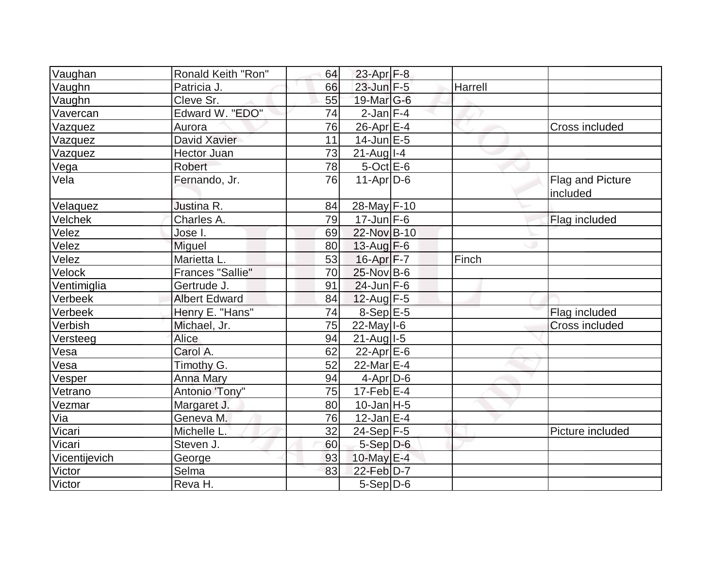| | | | | | | |
|---|---|---|---|---|---|---|
| Vaughan | Ronald Keith "Ron" | 64 | 23-Apr | F-8 | | |
| Vaughn | Patricia J. | 66 | 23-Jun | F-5 | Harrell | |
| Vaughn | Cleve Sr. | 55 | 19-Mar | G-6 | | |
| Vavercan | Edward W. "EDO" | 74 | 2-Jan | F-4 | | |
| Vazquez | Aurora | 76 | 26-Apr | E-4 | | Cross included |
| Vazquez | David Xavier | 11 | 14-Jun | E-5 | | |
| Vazquez | Hector Juan | 73 | 21-Aug | I-4 | | |
| Vega | Robert | 78 | 5-Oct | E-6 | | |
| Vela | Fernando, Jr. | 76 | 11-Apr | D-6 | | Flag and Picture included |
| Velaquez | Justina R. | 84 | 28-May | F-10 | | |
| Velchek | Charles A. | 79 | 17-Jun | F-6 | | Flag included |
| Velez | Jose I. | 69 | 22-Nov | B-10 | | |
| Velez | Miguel | 80 | 13-Aug | F-6 | | |
| Velez | Marietta L. | 53 | 16-Apr | F-7 | Finch | |
| Velock | Frances "Sallie" | 70 | 25-Nov | B-6 | | |
| Ventimiglia | Gertrude J. | 91 | 24-Jun | F-6 | | |
| Verbeek | Albert Edward | 84 | 12-Aug | F-5 | | |
| Verbeek | Henry E. "Hans" | 74 | 8-Sep | E-5 | | Flag included |
| Verbish | Michael, Jr. | 75 | 22-May | I-6 | | Cross included |
| Versteeg | Alice | 94 | 21-Aug | I-5 | | |
| Vesa | Carol A. | 62 | 22-Apr | E-6 | | |
| Vesa | Timothy G. | 52 | 22-Mar | E-4 | | |
| Vesper | Anna Mary | 94 | 4-Apr | D-6 | | |
| Vetrano | Antonio 'Tony" | 75 | 17-Feb | E-4 | | |
| Vezmar | Margaret J. | 80 | 10-Jan | H-5 | | |
| Via | Geneva M. | 76 | 12-Jan | E-4 | | |
| Vicari | Michelle L. | 32 | 24-Sep | F-5 | | Picture included |
| Vicari | Steven J. | 60 | 5-Sep | D-6 | | |
| Vicentijevich | George | 93 | 10-May | E-4 | | |
| Victor | Selma | 83 | 22-Feb | D-7 | | |
| Victor | Reva H. | | 5-Sep | D-6 | | |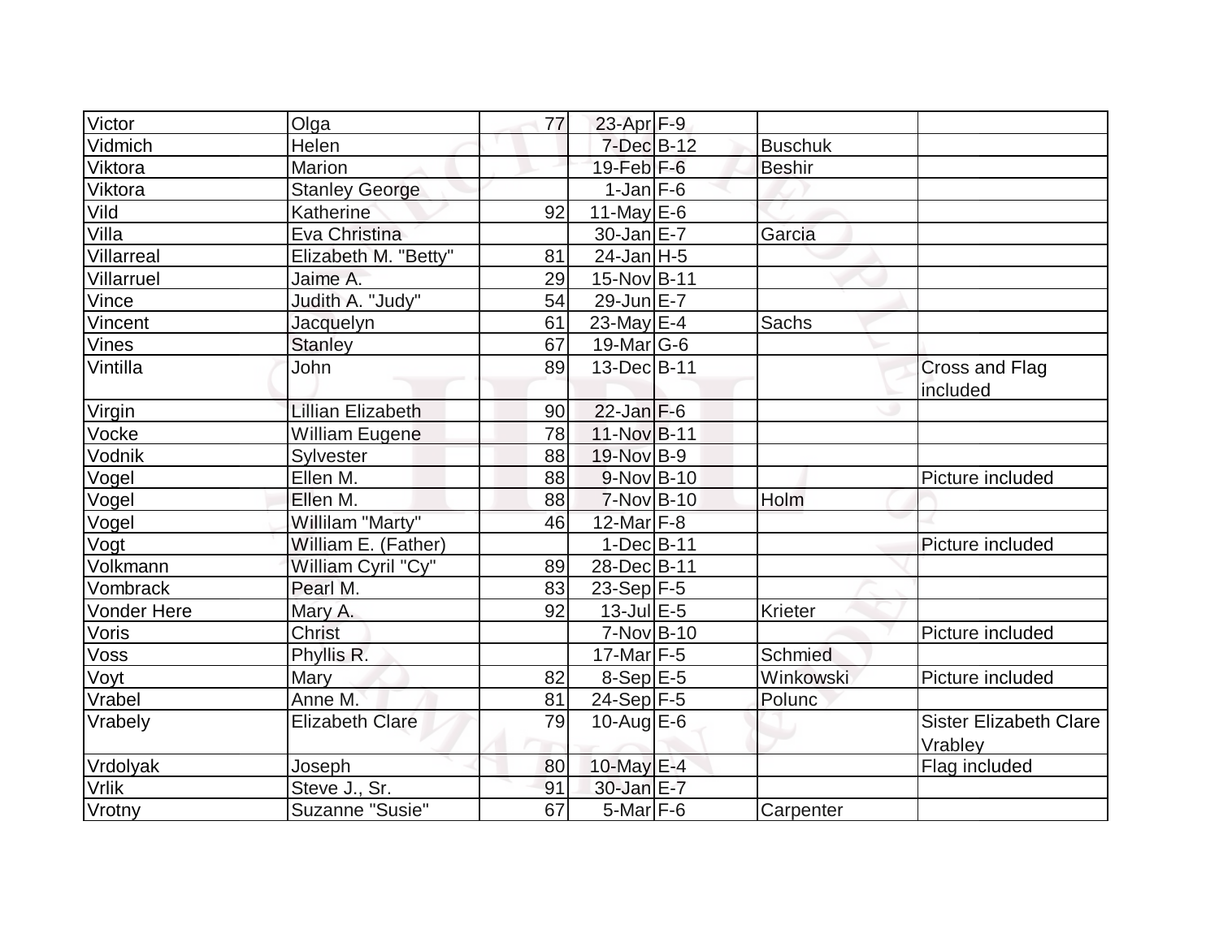| | | | | | | |
|---|---|---|---|---|---|---|
| Victor | Olga | 77 | 23-Apr | F-9 | | |
| Vidmich | Helen | | 7-Dec | B-12 | Buschuk | |
| Viktora | Marion | | 19-Feb | F-6 | Beshir | |
| Viktora | Stanley George | | 1-Jan | F-6 | | |
| Vild | Katherine | 92 | 11-May | E-6 | | |
| Villa | Eva Christina | | 30-Jan | E-7 | Garcia | |
| Villarreal | Elizabeth M. "Betty" | 81 | 24-Jan | H-5 | | |
| Villarruel | Jaime A. | 29 | 15-Nov | B-11 | | |
| Vince | Judith A. "Judy" | 54 | 29-Jun | E-7 | | |
| Vincent | Jacquelyn | 61 | 23-May | E-4 | Sachs | |
| Vines | Stanley | 67 | 19-Mar | G-6 | | |
| Vintilla | John | 89 | 13-Dec | B-11 | | Cross and Flag included |
| Virgin | Lillian Elizabeth | 90 | 22-Jan | F-6 | | |
| Vocke | William Eugene | 78 | 11-Nov | B-11 | | |
| Vodnik | Sylvester | 88 | 19-Nov | B-9 | | |
| Vogel | Ellen M. | 88 | 9-Nov | B-10 | | Picture included |
| Vogel | Ellen M. | 88 | 7-Nov | B-10 | Holm | |
| Vogel | Willilam "Marty" | 46 | 12-Mar | F-8 | | |
| Vogt | William E. (Father) | | 1-Dec | B-11 | | Picture included |
| Volkmann | William Cyril "Cy" | 89 | 28-Dec | B-11 | | |
| Vombrack | Pearl M. | 83 | 23-Sep | F-5 | | |
| Vonder Here | Mary A. | 92 | 13-Jul | E-5 | Krieter | |
| Voris | Christ | | 7-Nov | B-10 | | Picture included |
| Voss | Phyllis R. | | 17-Mar | F-5 | Schmied | |
| Voyt | Mary | 82 | 8-Sep | E-5 | Winkowski | Picture included |
| Vrabel | Anne M. | 81 | 24-Sep | F-5 | Polunc | |
| Vrabely | Elizabeth Clare | 79 | 10-Aug | E-6 | | Sister Elizabeth Clare Vrabley |
| Vrdolyak | Joseph | 80 | 10-May | E-4 | | Flag included |
| Vrlik | Steve J., Sr. | 91 | 30-Jan | E-7 | | |
| Vrotny | Suzanne "Susie" | 67 | 5-Mar | F-6 | Carpenter | |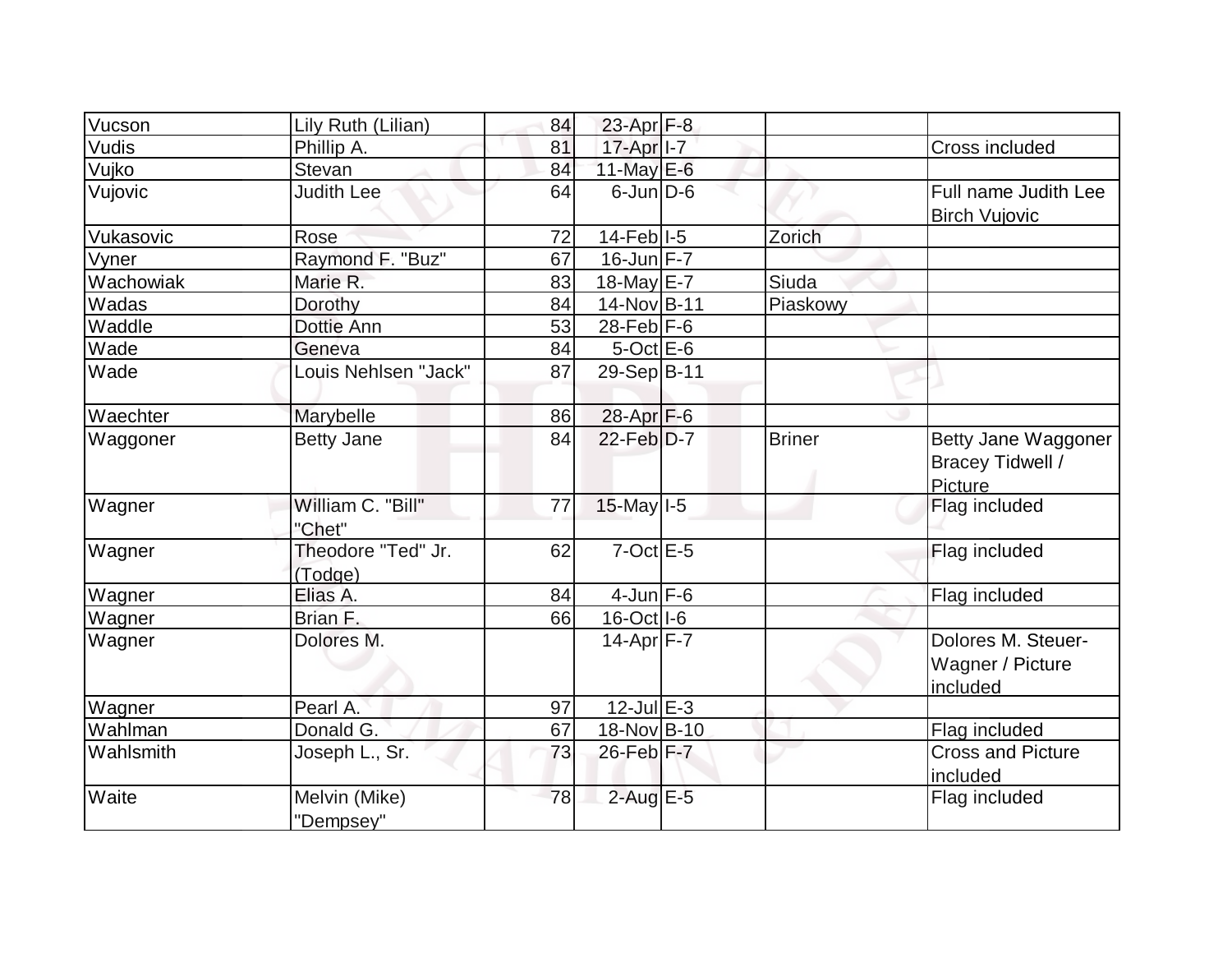| Vucson | Lily Ruth (Lilian) | 84 | 23-Apr | F-8 | | |
|---|---|---|---|---|---|---|
| Vudis | Phillip A. | 81 | 17-Apr | I-7 | | Cross included |
| Vujko | Stevan | 84 | 11-May | E-6 | | |
| Vujovic | Judith Lee | 64 | 6-Jun | D-6 | | Full name Judith Lee Birch Vujovic |
| Vukasovic | Rose | 72 | 14-Feb | I-5 | Zorich | |
| Vyner | Raymond F. "Buz" | 67 | 16-Jun | F-7 | | |
| Wachowiak | Marie R. | 83 | 18-May | E-7 | Siuda | |
| Wadas | Dorothy | 84 | 14-Nov | B-11 | Piaskowy | |
| Waddle | Dottie Ann | 53 | 28-Feb | F-6 | | |
| Wade | Geneva | 84 | 5-Oct | E-6 | | |
| Wade | Louis Nehlsen "Jack" | 87 | 29-Sep | B-11 | | |
| Waechter | Marybelle | 86 | 28-Apr | F-6 | | |
| Waggoner | Betty Jane | 84 | 22-Feb | D-7 | Briner | Betty Jane Waggoner Bracey Tidwell / Picture |
| Wagner | William C. "Bill" "Chet" | 77 | 15-May | I-5 | | Flag included |
| Wagner | Theodore "Ted" Jr. (Todge) | 62 | 7-Oct | E-5 | | Flag included |
| Wagner | Elias A. | 84 | 4-Jun | F-6 | | Flag included |
| Wagner | Brian F. | 66 | 16-Oct | I-6 | | |
| Wagner | Dolores M. | | 14-Apr | F-7 | | Dolores M. Steuer-Wagner / Picture included |
| Wagner | Pearl A. | 97 | 12-Jul | E-3 | | |
| Wahlman | Donald G. | 67 | 18-Nov | B-10 | | Flag included |
| Wahlsmith | Joseph L., Sr. | 73 | 26-Feb | F-7 | | Cross and Picture included |
| Waite | Melvin (Mike) "Dempsey" | 78 | 2-Aug | E-5 | | Flag included |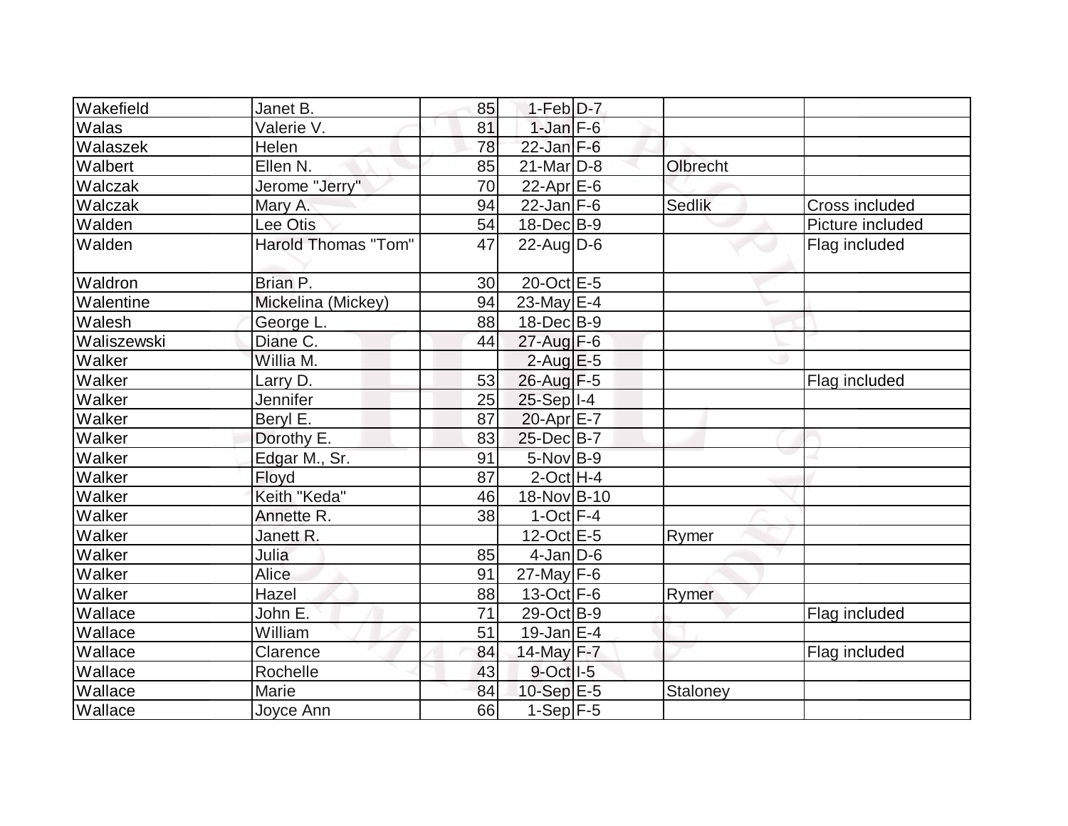| | | | | | | |
|---|---|---|---|---|---|---|
| Wakefield | Janet B. | 85 | 1-Feb | D-7 | | |
| Walas | Valerie V. | 81 | 1-Jan | F-6 | | |
| Walaszek | Helen | 78 | 22-Jan | F-6 | | |
| Walbert | Ellen N. | 85 | 21-Mar | D-8 | Olbrecht | |
| Walczak | Jerome "Jerry" | 70 | 22-Apr | E-6 | | |
| Walczak | Mary A. | 94 | 22-Jan | F-6 | Sedlik | Cross included |
| Walden | Lee Otis | 54 | 18-Dec | B-9 | | Picture included |
| Walden | Harold Thomas "Tom" | 47 | 22-Aug | D-6 | | Flag included |
| Waldron | Brian P. | 30 | 20-Oct | E-5 | | |
| Walentine | Mickelina (Mickey) | 94 | 23-May | E-4 | | |
| Walesh | George L. | 88 | 18-Dec | B-9 | | |
| Waliszewski | Diane C. | 44 | 27-Aug | F-6 | | |
| Walker | Willia M. | | 2-Aug | E-5 | | |
| Walker | Larry D. | 53 | 26-Aug | F-5 | | Flag included |
| Walker | Jennifer | 25 | 25-Sep | I-4 | | |
| Walker | Beryl E. | 87 | 20-Apr | E-7 | | |
| Walker | Dorothy E. | 83 | 25-Dec | B-7 | | |
| Walker | Edgar M., Sr. | 91 | 5-Nov | B-9 | | |
| Walker | Floyd | 87 | 2-Oct | H-4 | | |
| Walker | Keith "Keda" | 46 | 18-Nov | B-10 | | |
| Walker | Annette R. | 38 | 1-Oct | F-4 | | |
| Walker | Janett R. | | 12-Oct | E-5 | Rymer | |
| Walker | Julia | 85 | 4-Jan | D-6 | | |
| Walker | Alice | 91 | 27-May | F-6 | | |
| Walker | Hazel | 88 | 13-Oct | F-6 | Rymer | |
| Wallace | John E. | 71 | 29-Oct | B-9 | | Flag included |
| Wallace | William | 51 | 19-Jan | E-4 | | |
| Wallace | Clarence | 84 | 14-May | F-7 | | Flag included |
| Wallace | Rochelle | 43 | 9-Oct | I-5 | | |
| Wallace | Marie | 84 | 10-Sep | E-5 | Staloney | |
| Wallace | Joyce Ann | 66 | 1-Sep | F-5 | | |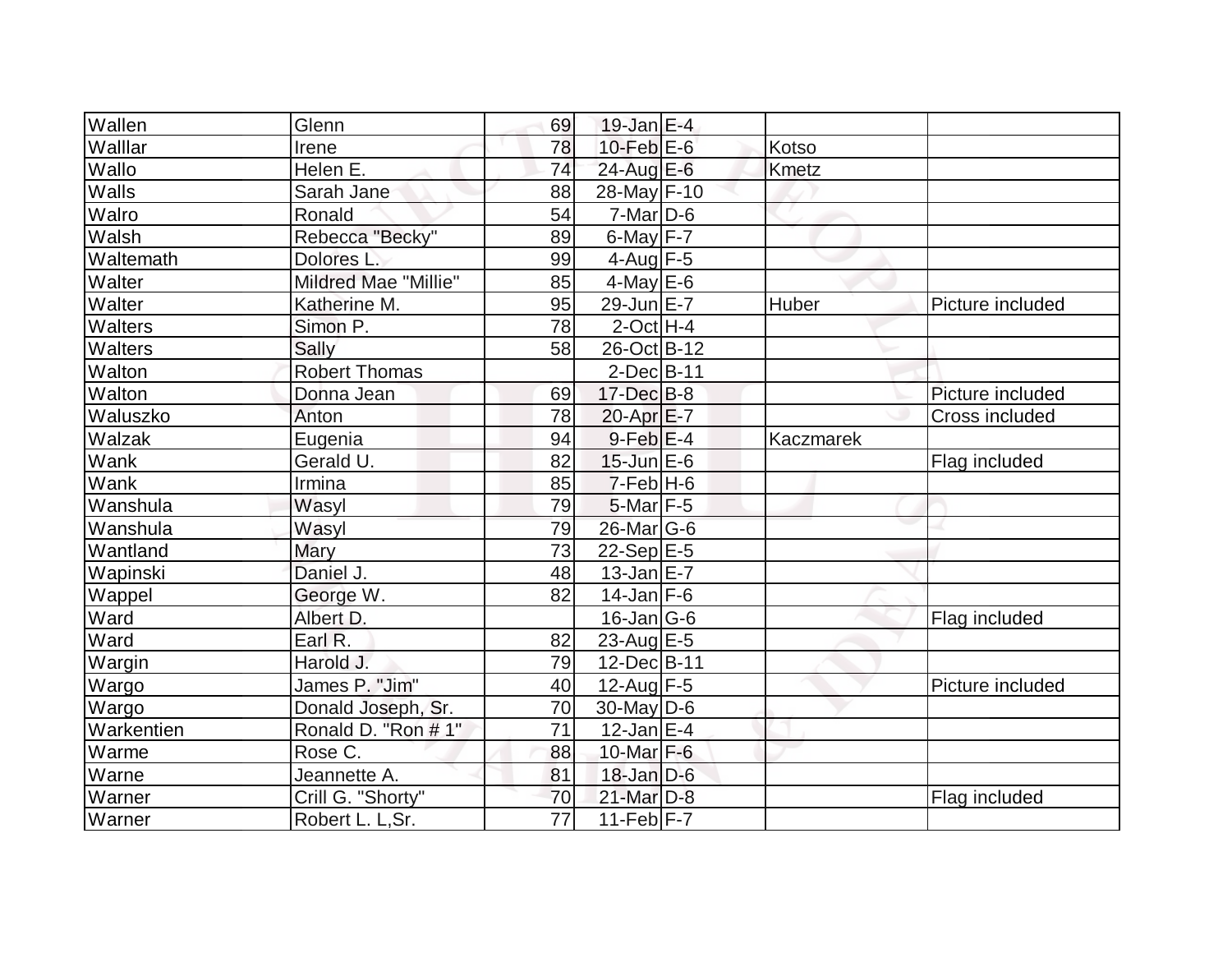| Wallen | Glenn | 69 | 19-Jan | E-4 | | |
|---|---|---|---|---|---|---|
| Walllar | Irene | 78 | 10-Feb | E-6 | Kotso | |
| Wallo | Helen E. | 74 | 24-Aug | E-6 | Kmetz | |
| Walls | Sarah Jane | 88 | 28-May | F-10 | | |
| Walro | Ronald | 54 | 7-Mar | D-6 | | |
| Walsh | Rebecca "Becky" | 89 | 6-May | F-7 | | |
| Waltemath | Dolores L. | 99 | 4-Aug | F-5 | | |
| Walter | Mildred Mae "Millie" | 85 | 4-May | E-6 | | |
| Walter | Katherine M. | 95 | 29-Jun | E-7 | Huber | Picture included |
| Walters | Simon P. | 78 | 2-Oct | H-4 | | |
| Walters | Sally | 58 | 26-Oct | B-12 | | |
| Walton | Robert Thomas | | 2-Dec | B-11 | | |
| Walton | Donna Jean | 69 | 17-Dec | B-8 | | Picture included |
| Waluszko | Anton | 78 | 20-Apr | E-7 | | Cross included |
| Walzak | Eugenia | 94 | 9-Feb | E-4 | Kaczmarek | |
| Wank | Gerald U. | 82 | 15-Jun | E-6 | | Flag included |
| Wank | Irmina | 85 | 7-Feb | H-6 | | |
| Wanshula | Wasyl | 79 | 5-Mar | F-5 | | |
| Wanshula | Wasyl | 79 | 26-Mar | G-6 | | |
| Wantland | Mary | 73 | 22-Sep | E-5 | | |
| Wapinski | Daniel J. | 48 | 13-Jan | E-7 | | |
| Wappel | George W. | 82 | 14-Jan | F-6 | | |
| Ward | Albert D. | | 16-Jan | G-6 | | Flag included |
| Ward | Earl R. | 82 | 23-Aug | E-5 | | |
| Wargin | Harold J. | 79 | 12-Dec | B-11 | | |
| Wargo | James P. "Jim" | 40 | 12-Aug | F-5 | | Picture included |
| Wargo | Donald Joseph, Sr. | 70 | 30-May | D-6 | | |
| Warkentien | Ronald D. "Ron # 1" | 71 | 12-Jan | E-4 | | |
| Warme | Rose C. | 88 | 10-Mar | F-6 | | |
| Warne | Jeannette A. | 81 | 18-Jan | D-6 | | |
| Warner | Crill G. "Shorty" | 70 | 21-Mar | D-8 | | Flag included |
| Warner | Robert L. L,Sr. | 77 | 11-Feb | F-7 | | |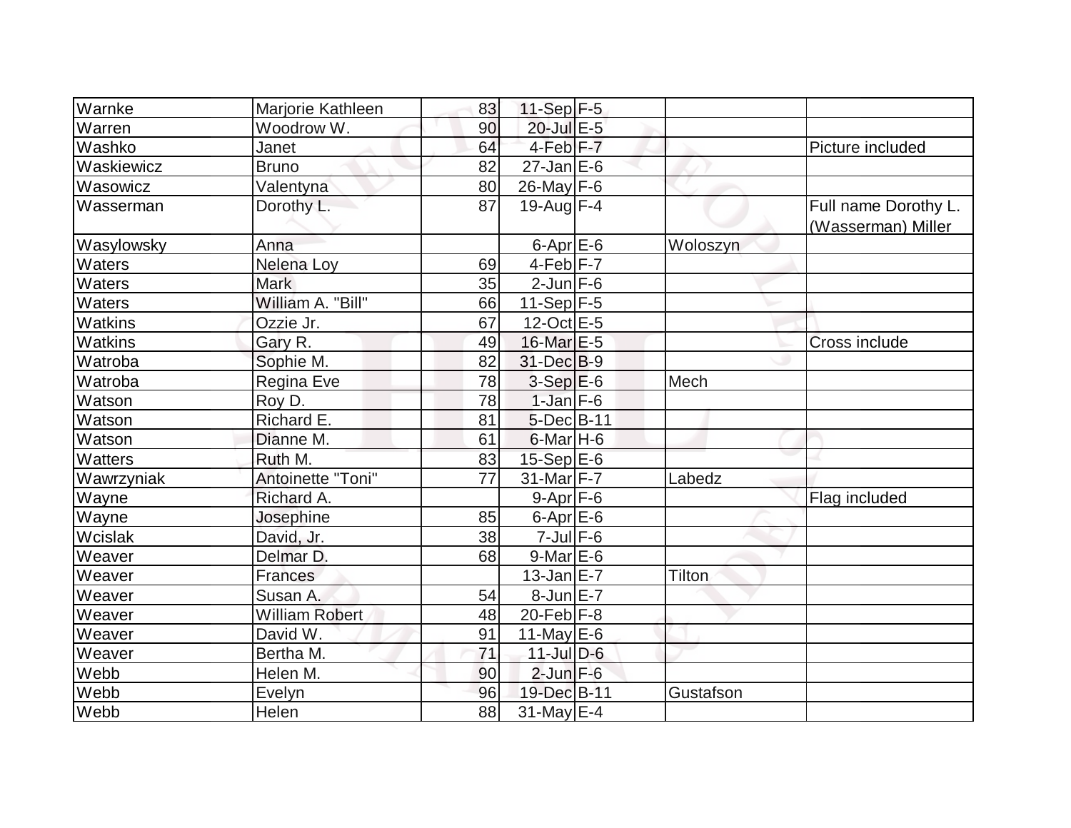| Warnke | Marjorie Kathleen | 83 | 11-Sep | F-5 | | |
|---|---|---|---|---|---|---|
| Warren | Woodrow W. | 90 | 20-Jul | E-5 | | |
| Washko | Janet | 64 | 4-Feb | F-7 | | Picture included |
| Waskiewicz | Bruno | 82 | 27-Jan | E-6 | | |
| Wasowicz | Valentyna | 80 | 26-May | F-6 | | |
| Wasserman | Dorothy L. | 87 | 19-Aug | F-4 | | Full name Dorothy L. (Wasserman) Miller |
| Wasylowsky | Anna | | 6-Apr | E-6 | Woloszyn | |
| Waters | Nelena Loy | 69 | 4-Feb | F-7 | | |
| Waters | Mark | 35 | 2-Jun | F-6 | | |
| Waters | William A. "Bill" | 66 | 11-Sep | F-5 | | |
| Watkins | Ozzie Jr. | 67 | 12-Oct | E-5 | | |
| Watkins | Gary R. | 49 | 16-Mar | E-5 | | Cross include |
| Watroba | Sophie M. | 82 | 31-Dec | B-9 | | |
| Watroba | Regina Eve | 78 | 3-Sep | E-6 | Mech | |
| Watson | Roy D. | 78 | 1-Jan | F-6 | | |
| Watson | Richard E. | 81 | 5-Dec | B-11 | | |
| Watson | Dianne M. | 61 | 6-Mar | H-6 | | |
| Watters | Ruth M. | 83 | 15-Sep | E-6 | | |
| Wawrzyniak | Antoinette "Toni" | 77 | 31-Mar | F-7 | Labedz | |
| Wayne | Richard A. | | 9-Apr | F-6 | | Flag included |
| Wayne | Josephine | 85 | 6-Apr | E-6 | | |
| Wcislak | David, Jr. | 38 | 7-Jul | F-6 | | |
| Weaver | Delmar D. | 68 | 9-Mar | E-6 | | |
| Weaver | Frances | | 13-Jan | E-7 | Tilton | |
| Weaver | Susan A. | 54 | 8-Jun | E-7 | | |
| Weaver | William Robert | 48 | 20-Feb | F-8 | | |
| Weaver | David W. | 91 | 11-May | E-6 | | |
| Weaver | Bertha M. | 71 | 11-Jul | D-6 | | |
| Webb | Helen M. | 90 | 2-Jun | F-6 | | |
| Webb | Evelyn | 96 | 19-Dec | B-11 | Gustafson | |
| Webb | Helen | 88 | 31-May | E-4 | | |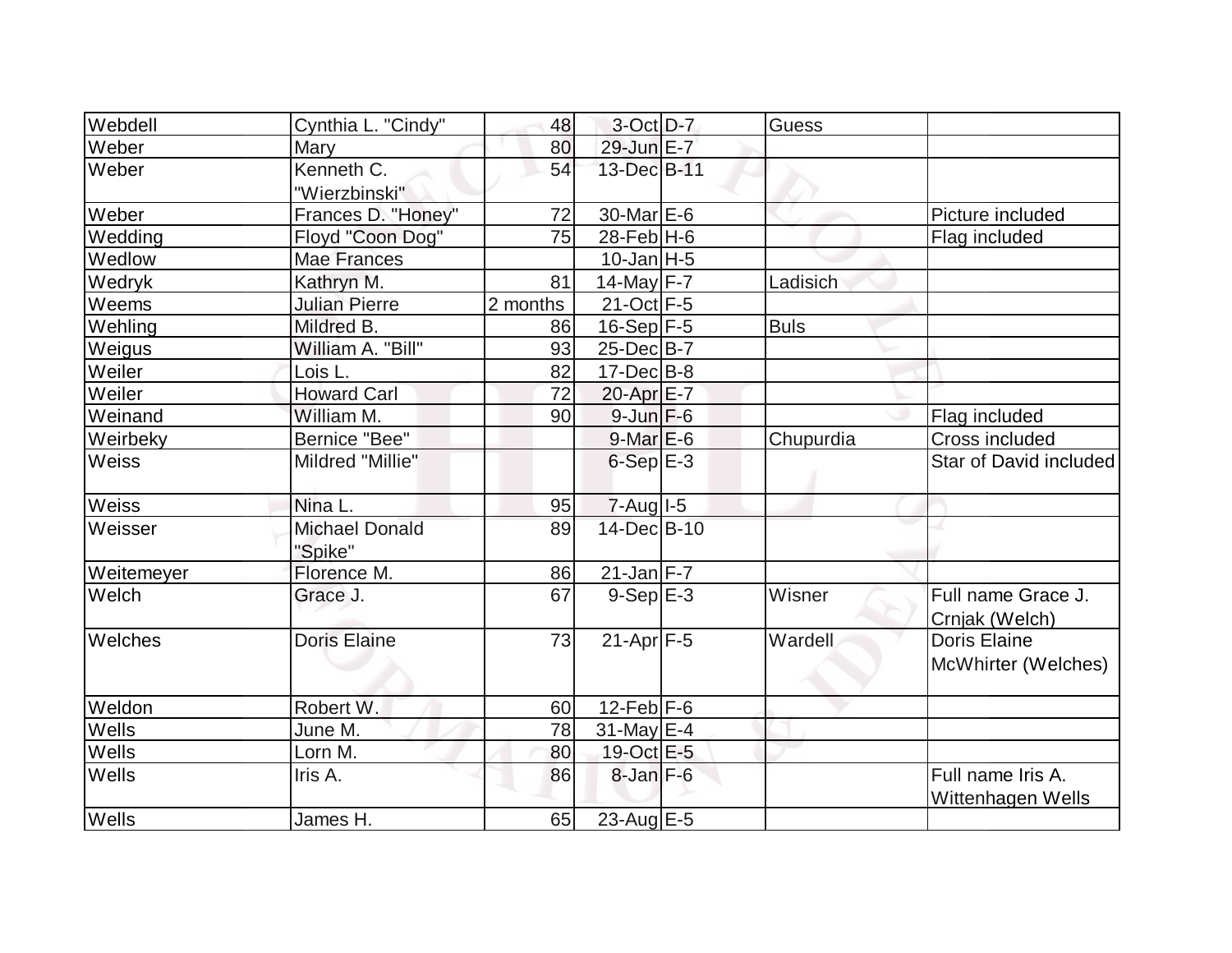| Webdell | Cynthia L. "Cindy" | 48 | 3-Oct | D-7 | Guess | |
|---|---|---|---|---|---|---|
| Weber | Mary | 80 | 29-Jun | E-7 | | |
| Weber | Kenneth C. "Wierzbinski" | 54 | 13-Dec | B-11 | | |
| Weber | Frances D. "Honey" | 72 | 30-Mar | E-6 | | Picture included |
| Wedding | Floyd "Coon Dog" | 75 | 28-Feb | H-6 | | Flag included |
| Wedlow | Mae Frances | | 10-Jan | H-5 | | |
| Wedryk | Kathryn M. | 81 | 14-May | F-7 | Ladisich | |
| Weems | Julian Pierre | 2 months | 21-Oct | F-5 | | |
| Wehling | Mildred B. | 86 | 16-Sep | F-5 | Buls | |
| Weigus | William A. "Bill" | 93 | 25-Dec | B-7 | | |
| Weiler | Lois L. | 82 | 17-Dec | B-8 | | |
| Weiler | Howard Carl | 72 | 20-Apr | E-7 | | |
| Weinand | William M. | 90 | 9-Jun | F-6 | | Flag included |
| Weirbeky | Bernice "Bee" | | 9-Mar | E-6 | Chupurdia | Cross included |
| Weiss | Mildred "Millie" | | 6-Sep | E-3 | | Star of David included |
| Weiss | Nina L. | 95 | 7-Aug | I-5 | | |
| Weisser | Michael Donald "Spike" | 89 | 14-Dec | B-10 | | |
| Weitemeyer | Florence M. | 86 | 21-Jan | F-7 | | |
| Welch | Grace J. | 67 | 9-Sep | E-3 | Wisner | Full name Grace J. Crnjak (Welch) |
| Welches | Doris Elaine | 73 | 21-Apr | F-5 | Wardell | Doris Elaine McWhirter (Welches) |
| Weldon | Robert W. | 60 | 12-Feb | F-6 | | |
| Wells | June M. | 78 | 31-May | E-4 | | |
| Wells | Lorn M. | 80 | 19-Oct | E-5 | | |
| Wells | Iris A. | 86 | 8-Jan | F-6 | | Full name Iris A. Wittenhagen Wells |
| Wells | James H. | 65 | 23-Aug | E-5 | | |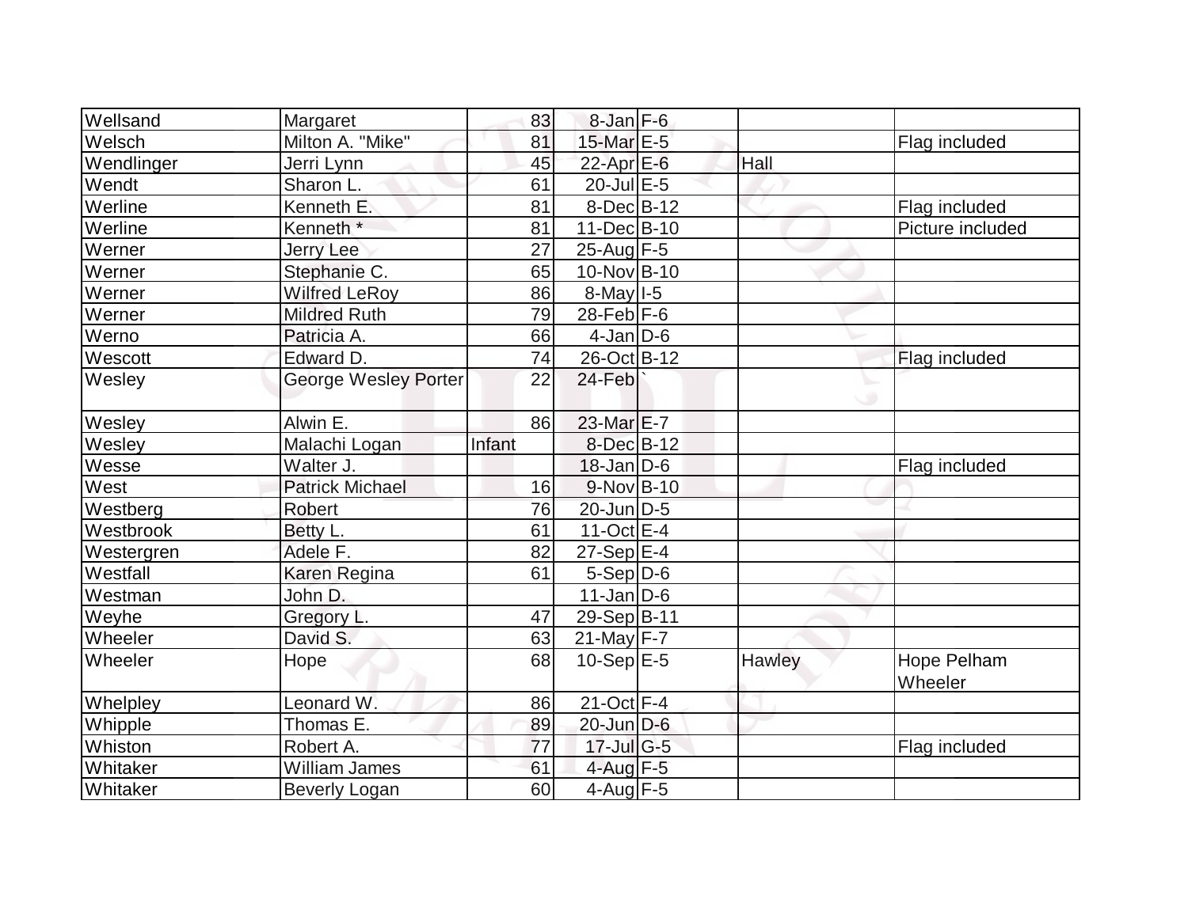| | | | | | | |
|---|---|---|---|---|---|---|
| Wellsand | Margaret | 83 | 8-Jan | F-6 | | |
| Welsch | Milton A. "Mike" | 81 | 15-Mar | E-5 | | Flag included |
| Wendlinger | Jerri Lynn | 45 | 22-Apr | E-6 | Hall | |
| Wendt | Sharon L. | 61 | 20-Jul | E-5 | | |
| Werline | Kenneth E. | 81 | 8-Dec | B-12 | | Flag included |
| Werline | Kenneth * | 81 | 11-Dec | B-10 | | Picture included |
| Werner | Jerry Lee | 27 | 25-Aug | F-5 | | |
| Werner | Stephanie C. | 65 | 10-Nov | B-10 | | |
| Werner | Wilfred LeRoy | 86 | 8-May | I-5 | | |
| Werner | Mildred Ruth | 79 | 28-Feb | F-6 | | |
| Werno | Patricia A. | 66 | 4-Jan | D-6 | | |
| Wescott | Edward D. | 74 | 26-Oct | B-12 | | Flag included |
| Wesley | George Wesley Porter | 22 | 24-Feb | ` | | |
| Wesley | Alwin E. | 86 | 23-Mar | E-7 | | |
| Wesley | Malachi Logan | Infant | 8-Dec | B-12 | | |
| Wesse | Walter J. | | 18-Jan | D-6 | | Flag included |
| West | Patrick Michael | 16 | 9-Nov | B-10 | | |
| Westberg | Robert | 76 | 20-Jun | D-5 | | |
| Westbrook | Betty L. | 61 | 11-Oct | E-4 | | |
| Westergren | Adele F. | 82 | 27-Sep | E-4 | | |
| Westfall | Karen Regina | 61 | 5-Sep | D-6 | | |
| Westman | John D. | | 11-Jan | D-6 | | |
| Weyhe | Gregory L. | 47 | 29-Sep | B-11 | | |
| Wheeler | David S. | 63 | 21-May | F-7 | | |
| Wheeler | Hope | 68 | 10-Sep | E-5 | Hawley | Hope Pelham Wheeler |
| Whelpley | Leonard W. | 86 | 21-Oct | F-4 | | |
| Whipple | Thomas E. | 89 | 20-Jun | D-6 | | |
| Whiston | Robert A. | 77 | 17-Jul | G-5 | | Flag included |
| Whitaker | William James | 61 | 4-Aug | F-5 | | |
| Whitaker | Beverly Logan | 60 | 4-Aug | F-5 | | |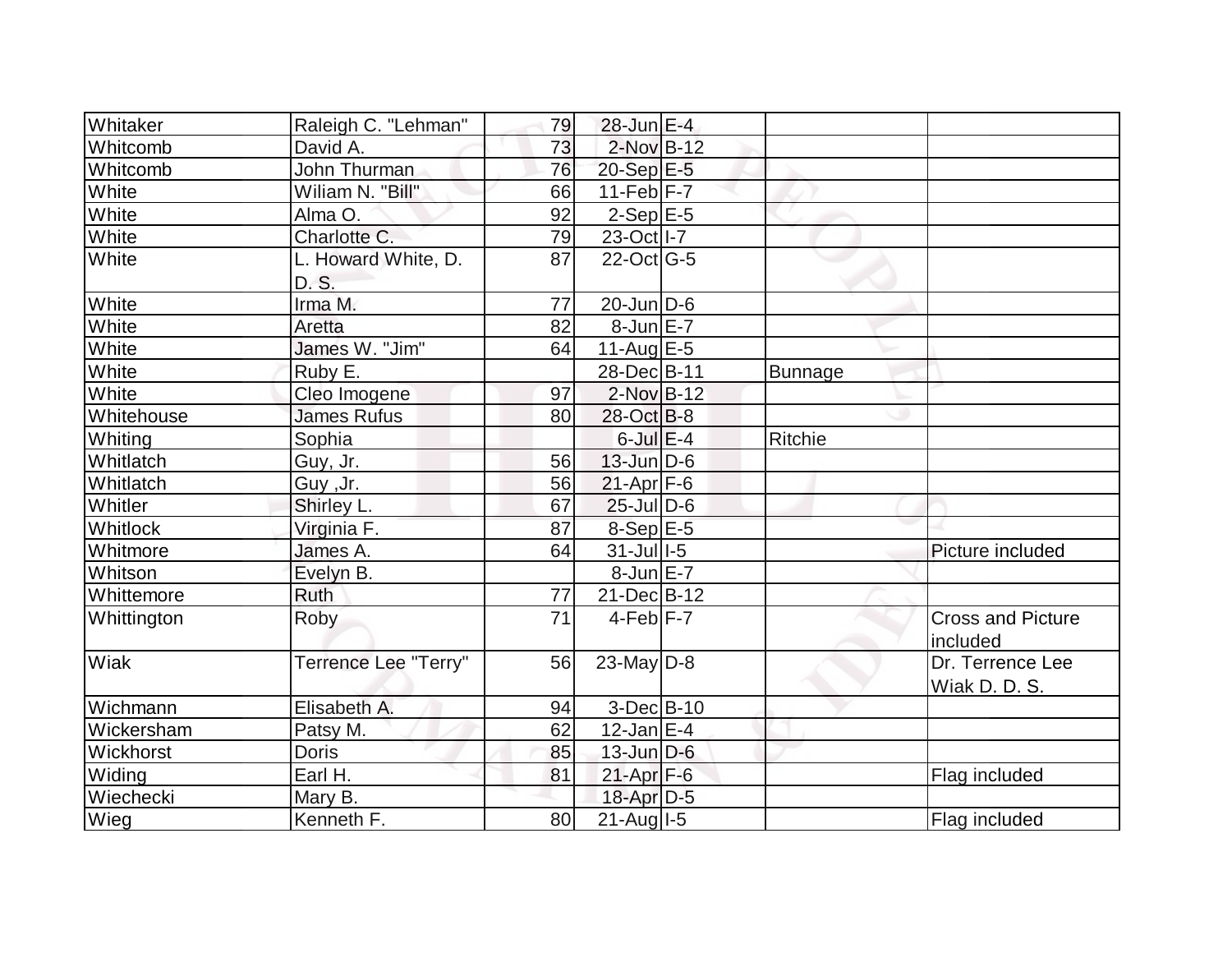| | | | | | | |
|---|---|---|---|---|---|---|
| Whitaker | Raleigh C. "Lehman" | 79 | 28-Jun | E-4 | | |
| Whitcomb | David A. | 73 | 2-Nov | B-12 | | |
| Whitcomb | John Thurman | 76 | 20-Sep | E-5 | | |
| White | Wiliam N. "Bill" | 66 | 11-Feb | F-7 | | |
| White | Alma O. | 92 | 2-Sep | E-5 | | |
| White | Charlotte C. | 79 | 23-Oct | I-7 | | |
| White | L. Howard White, D. D. S. | 87 | 22-Oct | G-5 | | |
| White | Irma M. | 77 | 20-Jun | D-6 | | |
| White | Aretta | 82 | 8-Jun | E-7 | | |
| White | James W. "Jim" | 64 | 11-Aug | E-5 | | |
| White | Ruby E. | | 28-Dec | B-11 | Bunnage | |
| White | Cleo Imogene | 97 | 2-Nov | B-12 | | |
| Whitehouse | James Rufus | 80 | 28-Oct | B-8 | | |
| Whiting | Sophia | | 6-Jul | E-4 | Ritchie | |
| Whitlatch | Guy, Jr. | 56 | 13-Jun | D-6 | | |
| Whitlatch | Guy ,Jr. | 56 | 21-Apr | F-6 | | |
| Whitler | Shirley L. | 67 | 25-Jul | D-6 | | |
| Whitlock | Virginia F. | 87 | 8-Sep | E-5 | | |
| Whitmore | James A. | 64 | 31-Jul | I-5 | | Picture included |
| Whitson | Evelyn B. | | 8-Jun | E-7 | | |
| Whittemore | Ruth | 77 | 21-Dec | B-12 | | |
| Whittington | Roby | 71 | 4-Feb | F-7 | | Cross and Picture included |
| Wiak | Terrence Lee "Terry" | 56 | 23-May | D-8 | | Dr. Terrence Lee Wiak D. D. S. |
| Wichmann | Elisabeth A. | 94 | 3-Dec | B-10 | | |
| Wickersham | Patsy M. | 62 | 12-Jan | E-4 | | |
| Wickhorst | Doris | 85 | 13-Jun | D-6 | | |
| Widing | Earl H. | 81 | 21-Apr | F-6 | | Flag included |
| Wiechecki | Mary B. | | 18-Apr | D-5 | | |
| Wieg | Kenneth F. | 80 | 21-Aug | I-5 | | Flag included |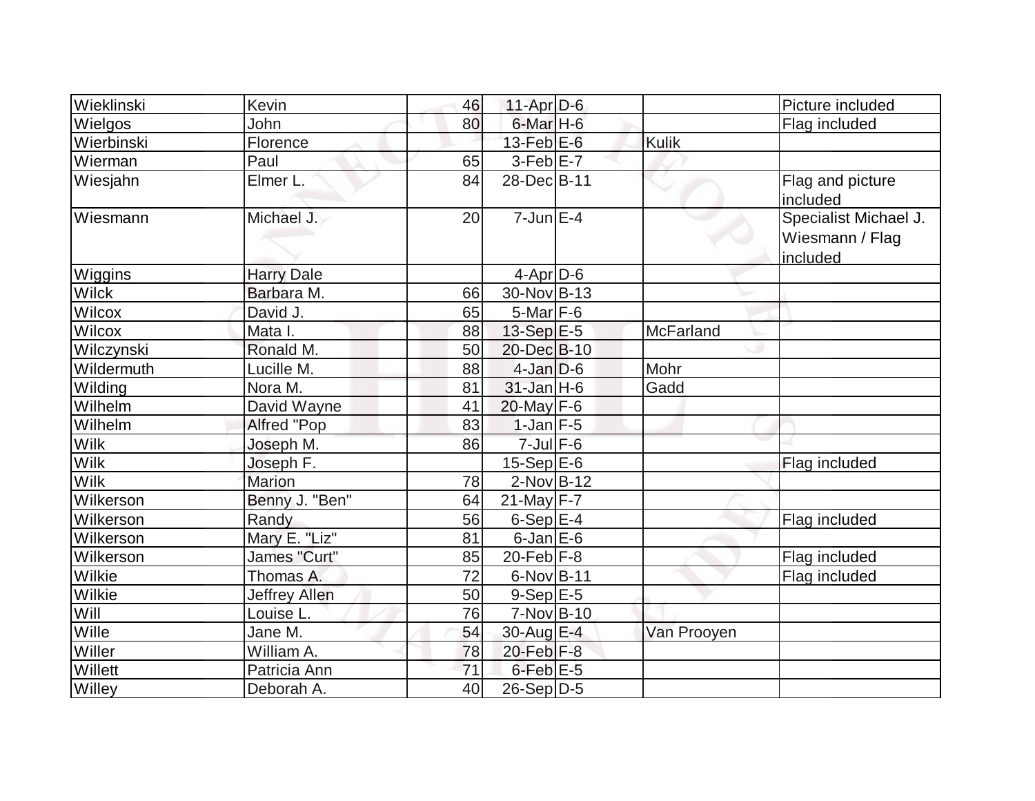| Wieklinski | Kevin | 46 | 11-Apr | D-6 | | Picture included |
|---|---|---|---|---|---|---|
| Wielgos | John | 80 | 6-Mar | H-6 | | Flag included |
| Wierbinski | Florence | | 13-Feb | E-6 | Kulik | |
| Wierman | Paul | 65 | 3-Feb | E-7 | | |
| Wiesjahn | Elmer L. | 84 | 28-Dec | B-11 | | Flag and picture included |
| Wiesmann | Michael J. | 20 | 7-Jun | E-4 | | Specialist Michael J. Wiesmann / Flag included |
| Wiggins | Harry Dale | | 4-Apr | D-6 | | |
| Wilck | Barbara M. | 66 | 30-Nov | B-13 | | |
| Wilcox | David J. | 65 | 5-Mar | F-6 | | |
| Wilcox | Mata I. | 88 | 13-Sep | E-5 | McFarland | |
| Wilczynski | Ronald M. | 50 | 20-Dec | B-10 | | |
| Wildermuth | Lucille M. | 88 | 4-Jan | D-6 | Mohr | |
| Wilding | Nora M. | 81 | 31-Jan | H-6 | Gadd | |
| Wilhelm | David Wayne | 41 | 20-May | F-6 | | |
| Wilhelm | Alfred "Pop | 83 | 1-Jan | F-5 | | |
| Wilk | Joseph M. | 86 | 7-Jul | F-6 | | |
| Wilk | Joseph F. | | 15-Sep | E-6 | | Flag included |
| Wilk | Marion | 78 | 2-Nov | B-12 | | |
| Wilkerson | Benny J. "Ben" | 64 | 21-May | F-7 | | |
| Wilkerson | Randy | 56 | 6-Sep | E-4 | | Flag included |
| Wilkerson | Mary E. "Liz" | 81 | 6-Jan | E-6 | | |
| Wilkerson | James "Curt" | 85 | 20-Feb | F-8 | | Flag included |
| Wilkie | Thomas A. | 72 | 6-Nov | B-11 | | Flag included |
| Wilkie | Jeffrey Allen | 50 | 9-Sep | E-5 | | |
| Will | Louise L. | 76 | 7-Nov | B-10 | | |
| Wille | Jane M. | 54 | 30-Aug | E-4 | Van Prooyen | |
| Willer | William A. | 78 | 20-Feb | F-8 | | |
| Willett | Patricia Ann | 71 | 6-Feb | E-5 | | |
| Willey | Deborah A. | 40 | 26-Sep | D-5 | | |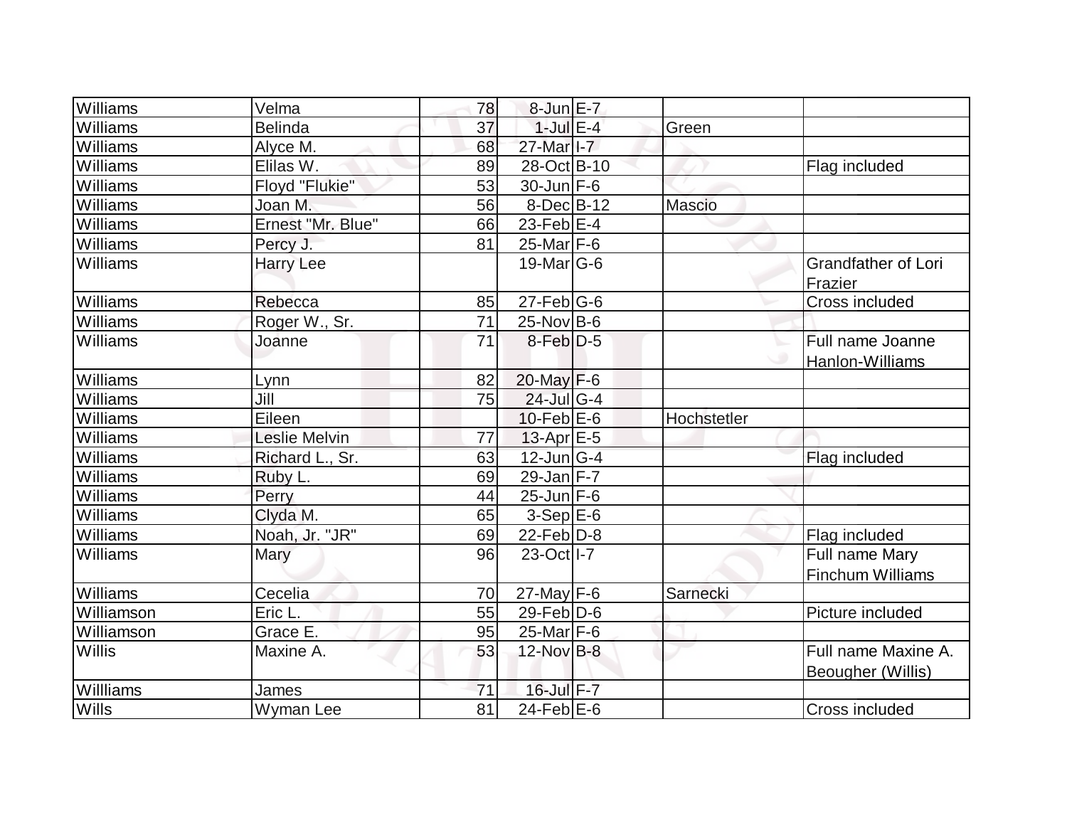| | | | | | | |
|---|---|---|---|---|---|---|
| Williams | Velma | 78 | 8-Jun | E-7 | | |
| Williams | Belinda | 37 | 1-Jul | E-4 | Green | |
| Williams | Alyce M. | 68 | 27-Mar | I-7 | | |
| Williams | Elilas W. | 89 | 28-Oct | B-10 | | Flag included |
| Williams | Floyd "Flukie" | 53 | 30-Jun | F-6 | | |
| Williams | Joan M. | 56 | 8-Dec | B-12 | Mascio | |
| Williams | Ernest "Mr. Blue" | 66 | 23-Feb | E-4 | | |
| Williams | Percy J. | 81 | 25-Mar | F-6 | | |
| Williams | Harry Lee | | 19-Mar | G-6 | | Grandfather of Lori Frazier |
| Williams | Rebecca | 85 | 27-Feb | G-6 | | Cross included |
| Williams | Roger W., Sr. | 71 | 25-Nov | B-6 | | |
| Williams | Joanne | 71 | 8-Feb | D-5 | | Full name Joanne Hanlon-Williams |
| Williams | Lynn | 82 | 20-May | F-6 | | |
| Williams | Jill | 75 | 24-Jul | G-4 | | |
| Williams | Eileen | | 10-Feb | E-6 | Hochstetler | |
| Williams | Leslie Melvin | 77 | 13-Apr | E-5 | | |
| Williams | Richard L., Sr. | 63 | 12-Jun | G-4 | | Flag included |
| Williams | Ruby L. | 69 | 29-Jan | F-7 | | |
| Williams | Perry | 44 | 25-Jun | F-6 | | |
| Williams | Clyda M. | 65 | 3-Sep | E-6 | | |
| Williams | Noah, Jr. "JR" | 69 | 22-Feb | D-8 | | Flag included |
| Williams | Mary | 96 | 23-Oct | I-7 | | Full name Mary Finchum Williams |
| Williams | Cecelia | 70 | 27-May | F-6 | Sarnecki | |
| Williamson | Eric L. | 55 | 29-Feb | D-6 | | Picture included |
| Williamson | Grace E. | 95 | 25-Mar | F-6 | | |
| Willis | Maxine A. | 53 | 12-Nov | B-8 | | Full name Maxine A. Beougher (Willis) |
| Willliams | James | 71 | 16-Jul | F-7 | | |
| Wills | Wyman Lee | 81 | 24-Feb | E-6 | | Cross included |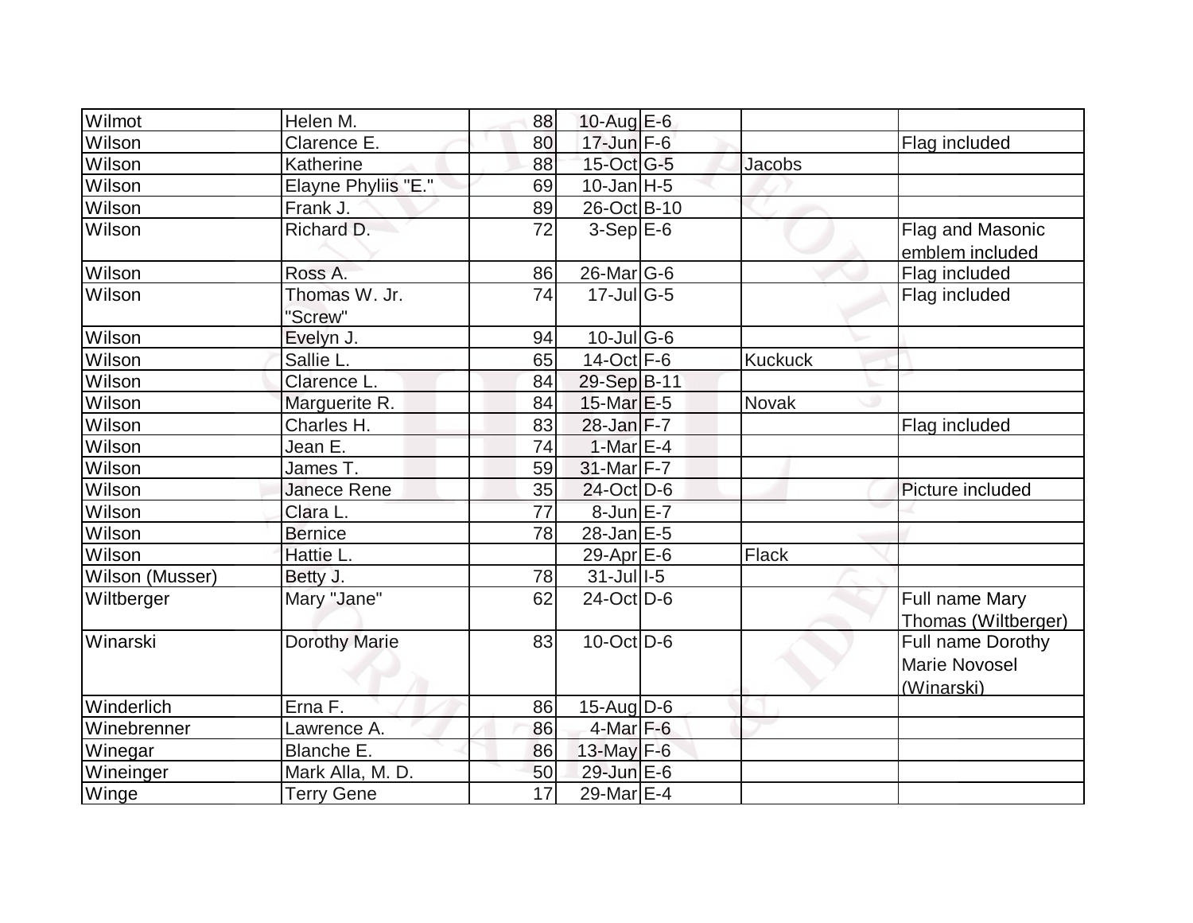| Wilmot | Helen M. | 88 | 10-Aug | E-6 | | |
|---|---|---|---|---|---|---|
| Wilson | Clarence E. | 80 | 17-Jun | F-6 | | Flag included |
| Wilson | Katherine | 88 | 15-Oct | G-5 | Jacobs | |
| Wilson | Elayne Phyliis "E." | 69 | 10-Jan | H-5 | | |
| Wilson | Frank J. | 89 | 26-Oct | B-10 | | |
| Wilson | Richard D. | 72 | 3-Sep | E-6 | | Flag and Masonic emblem included |
| Wilson | Ross A. | 86 | 26-Mar | G-6 | | Flag included |
| Wilson | Thomas W. Jr. "Screw" | 74 | 17-Jul | G-5 | | Flag included |
| Wilson | Evelyn J. | 94 | 10-Jul | G-6 | | |
| Wilson | Sallie L. | 65 | 14-Oct | F-6 | Kuckuck | |
| Wilson | Clarence L. | 84 | 29-Sep | B-11 | | |
| Wilson | Marguerite R. | 84 | 15-Mar | E-5 | Novak | |
| Wilson | Charles H. | 83 | 28-Jan | F-7 | | Flag included |
| Wilson | Jean E. | 74 | 1-Mar | E-4 | | |
| Wilson | James T. | 59 | 31-Mar | F-7 | | |
| Wilson | Janece Rene | 35 | 24-Oct | D-6 | | Picture included |
| Wilson | Clara L. | 77 | 8-Jun | E-7 | | |
| Wilson | Bernice | 78 | 28-Jan | E-5 | | |
| Wilson | Hattie L. | | 29-Apr | E-6 | Flack | |
| Wilson (Musser) | Betty J. | 78 | 31-Jul | I-5 | | |
| Wiltberger | Mary "Jane" | 62 | 24-Oct | D-6 | | Full name Mary Thomas (Wiltberger) |
| Winarski | Dorothy Marie | 83 | 10-Oct | D-6 | | Full name Dorothy Marie Novosel (Winarski) |
| Winderlich | Erna F. | 86 | 15-Aug | D-6 | | |
| Winebrenner | Lawrence A. | 86 | 4-Mar | F-6 | | |
| Winegar | Blanche E. | 86 | 13-May | F-6 | | |
| Wineinger | Mark Alla, M. D. | 50 | 29-Jun | E-6 | | |
| Winge | Terry Gene | 17 | 29-Mar | E-4 | | |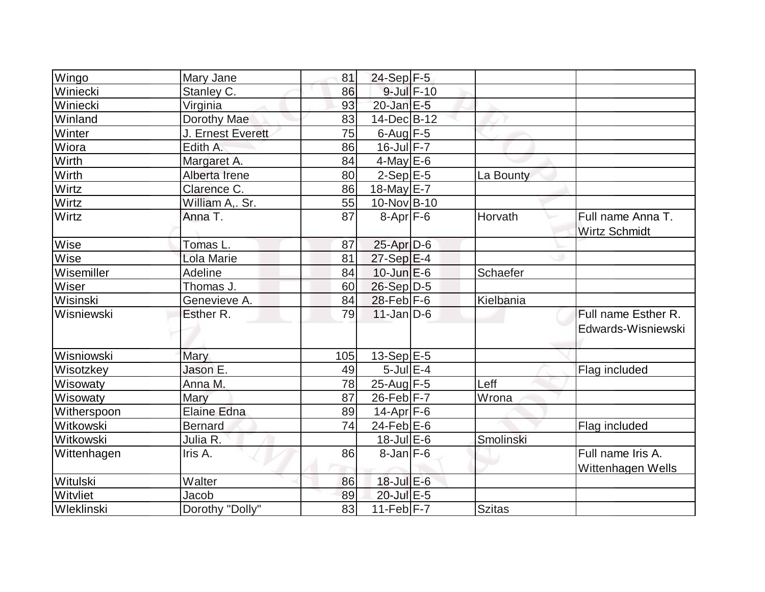| | | | | | | |
|---|---|---|---|---|---|---|
| Wingo | Mary Jane | 81 | 24-Sep | F-5 | | |
| Winiecki | Stanley C. | 86 | 9-Jul | F-10 | | |
| Winiecki | Virginia | 93 | 20-Jan | E-5 | | |
| Winland | Dorothy Mae | 83 | 14-Dec | B-12 | | |
| Winter | J. Ernest Everett | 75 | 6-Aug | F-5 | | |
| Wiora | Edith A. | 86 | 16-Jul | F-7 | | |
| Wirth | Margaret A. | 84 | 4-May | E-6 | | |
| Wirth | Alberta Irene | 80 | 2-Sep | E-5 | La Bounty | |
| Wirtz | Clarence C. | 86 | 18-May | E-7 | | |
| Wirtz | William A,. Sr. | 55 | 10-Nov | B-10 | | |
| Wirtz | Anna T. | 87 | 8-Apr | F-6 | Horvath | Full name Anna T. Wirtz Schmidt |
| Wise | Tomas L. | 87 | 25-Apr | D-6 | | |
| Wise | Lola Marie | 81 | 27-Sep | E-4 | | |
| Wisemiller | Adeline | 84 | 10-Jun | E-6 | Schaefer | |
| Wiser | Thomas J. | 60 | 26-Sep | D-5 | | |
| Wisinski | Genevieve A. | 84 | 28-Feb | F-6 | Kielbania | |
| Wisniewski | Esther R. | 79 | 11-Jan | D-6 | | Full name Esther R. Edwards-Wisniewski |
| Wisniowski | Mary | 105 | 13-Sep | E-5 | | |
| Wisotzkey | Jason E. | 49 | 5-Jul | E-4 | | Flag included |
| Wisowaty | Anna M. | 78 | 25-Aug | F-5 | Leff | |
| Wisowaty | Mary | 87 | 26-Feb | F-7 | Wrona | |
| Witherspoon | Elaine Edna | 89 | 14-Apr | F-6 | | |
| Witkowski | Bernard | 74 | 24-Feb | E-6 | | Flag included |
| Witkowski | Julia R. | | 18-Jul | E-6 | Smolinski | |
| Wittenhagen | Iris A. | 86 | 8-Jan | F-6 | | Full name Iris A. Wittenhagen Wells |
| Witulski | Walter | 86 | 18-Jul | E-6 | | |
| Witvliet | Jacob | 89 | 20-Jul | E-5 | | |
| Wleklinski | Dorothy "Dolly" | 83 | 11-Feb | F-7 | Szitas | |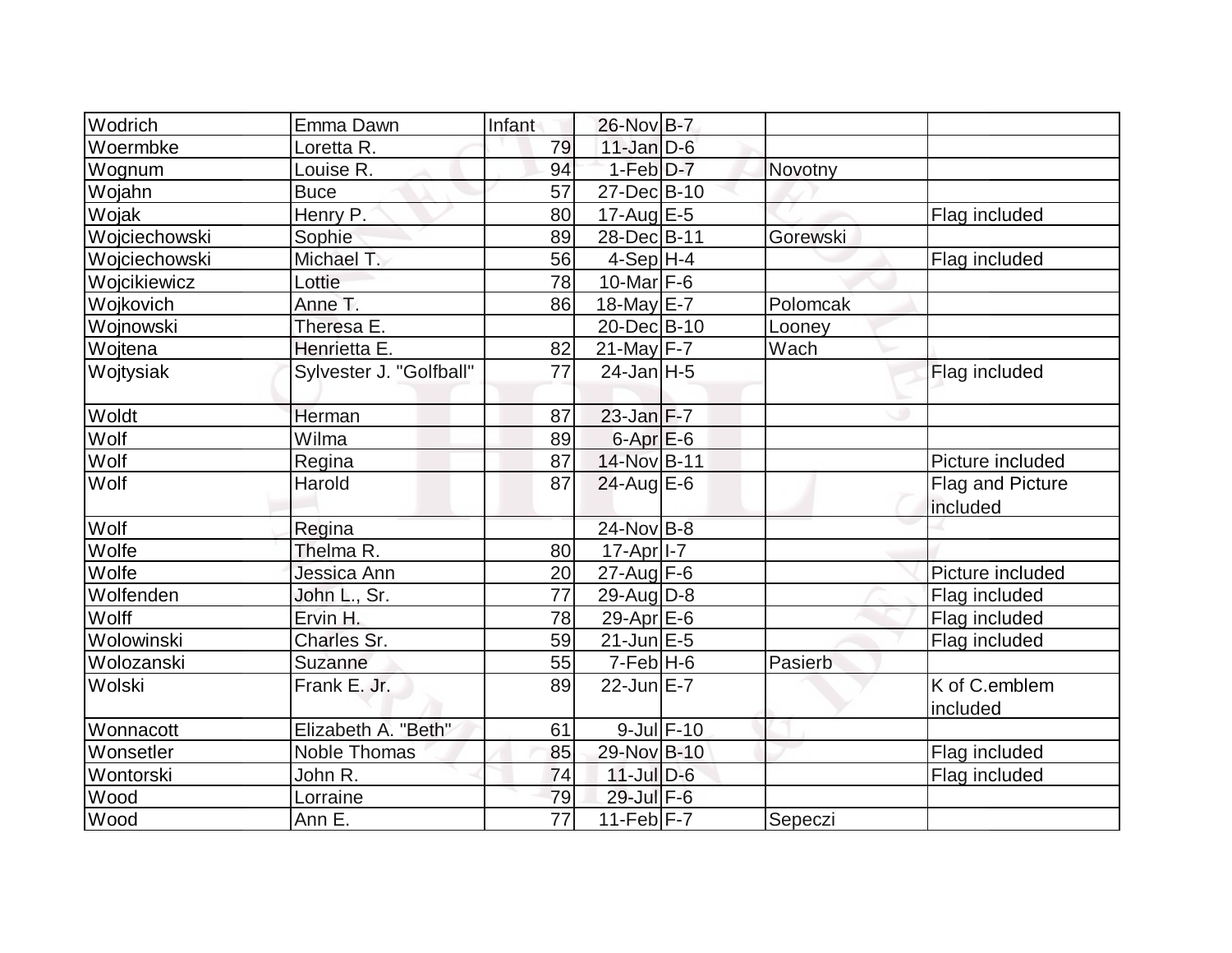| Wodrich | Emma Dawn | Infant | 26-Nov | B-7 | | |
|---|---|---|---|---|---|---|
| Woermbke | Loretta R. | 79 | 11-Jan | D-6 | | |
| Wognum | Louise R. | 94 | 1-Feb | D-7 | Novotny | |
| Wojahn | Buce | 57 | 27-Dec | B-10 | | |
| Wojak | Henry P. | 80 | 17-Aug | E-5 | | Flag included |
| Wojciechowski | Sophie | 89 | 28-Dec | B-11 | Gorewski | |
| Wojciechowski | Michael T. | 56 | 4-Sep | H-4 | | Flag included |
| Wojcikiewicz | Lottie | 78 | 10-Mar | F-6 | | |
| Wojkovich | Anne T. | 86 | 18-May | E-7 | Polomcak | |
| Wojnowski | Theresa E. | | 20-Dec | B-10 | Looney | |
| Wojtena | Henrietta E. | 82 | 21-May | F-7 | Wach | |
| Wojtysiak | Sylvester J. "Golfball" | 77 | 24-Jan | H-5 | | Flag included |
| Woldt | Herman | 87 | 23-Jan | F-7 | | |
| Wolf | Wilma | 89 | 6-Apr | E-6 | | |
| Wolf | Regina | 87 | 14-Nov | B-11 | | Picture included |
| Wolf | Harold | 87 | 24-Aug | E-6 | | Flag and Picture included |
| Wolf | Regina | | 24-Nov | B-8 | | |
| Wolfe | Thelma R. | 80 | 17-Apr | I-7 | | |
| Wolfe | Jessica Ann | 20 | 27-Aug | F-6 | | Picture included |
| Wolfenden | John L., Sr. | 77 | 29-Aug | D-8 | | Flag included |
| Wolff | Ervin H. | 78 | 29-Apr | E-6 | | Flag included |
| Wolowinski | Charles Sr. | 59 | 21-Jun | E-5 | | Flag included |
| Wolozanski | Suzanne | 55 | 7-Feb | H-6 | Pasierb | |
| Wolski | Frank E. Jr. | 89 | 22-Jun | E-7 | | K of C.emblem included |
| Wonnacott | Elizabeth A. "Beth" | 61 | 9-Jul | F-10 | | |
| Wonsetler | Noble Thomas | 85 | 29-Nov | B-10 | | Flag included |
| Wontorski | John R. | 74 | 11-Jul | D-6 | | Flag included |
| Wood | Lorraine | 79 | 29-Jul | F-6 | | |
| Wood | Ann E. | 77 | 11-Feb | F-7 | Sepeczi | |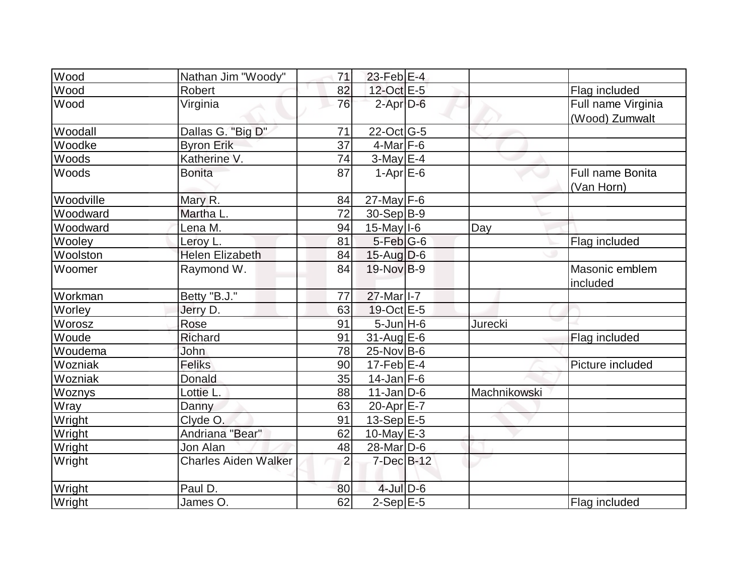| | | | | | | |
|---|---|---|---|---|---|---|
| Wood | Nathan Jim "Woody" | 71 | 23-Feb | E-4 | | |
| Wood | Robert | 82 | 12-Oct | E-5 | | Flag included |
| Wood | Virginia | 76 | 2-Apr | D-6 | | Full name Virginia (Wood) Zumwalt |
| Woodall | Dallas G. "Big D" | 71 | 22-Oct | G-5 | | |
| Woodke | Byron Erik | 37 | 4-Mar | F-6 | | |
| Woods | Katherine V. | 74 | 3-May | E-4 | | |
| Woods | Bonita | 87 | 1-Apr | E-6 | | Full name Bonita (Van Horn) |
| Woodville | Mary R. | 84 | 27-May | F-6 | | |
| Woodward | Martha L. | 72 | 30-Sep | B-9 | | |
| Woodward | Lena M. | 94 | 15-May | I-6 | Day | |
| Wooley | Leroy L. | 81 | 5-Feb | G-6 | | Flag included |
| Woolston | Helen Elizabeth | 84 | 15-Aug | D-6 | | |
| Woomer | Raymond W. | 84 | 19-Nov | B-9 | | Masonic emblem included |
| Workman | Betty "B.J." | 77 | 27-Mar | I-7 | | |
| Worley | Jerry D. | 63 | 19-Oct | E-5 | | |
| Worosz | Rose | 91 | 5-Jun | H-6 | Jurecki | |
| Woude | Richard | 91 | 31-Aug | E-6 | | Flag included |
| Woudema | John | 78 | 25-Nov | B-6 | | |
| Wozniak | Feliks | 90 | 17-Feb | E-4 | | Picture included |
| Wozniak | Donald | 35 | 14-Jan | F-6 | | |
| Woznys | Lottie L. | 88 | 11-Jan | D-6 | Machnikowski | |
| Wray | Danny | 63 | 20-Apr | E-7 | | |
| Wright | Clyde O. | 91 | 13-Sep | E-5 | | |
| Wright | Andriana "Bear" | 62 | 10-May | E-3 | | |
| Wright | Jon Alan | 48 | 28-Mar | D-6 | | |
| Wright | Charles Aiden Walker | 2 | 7-Dec | B-12 | | |
| Wright | Paul D. | 80 | 4-Jul | D-6 | | |
| Wright | James O. | 62 | 2-Sep | E-5 | | Flag included |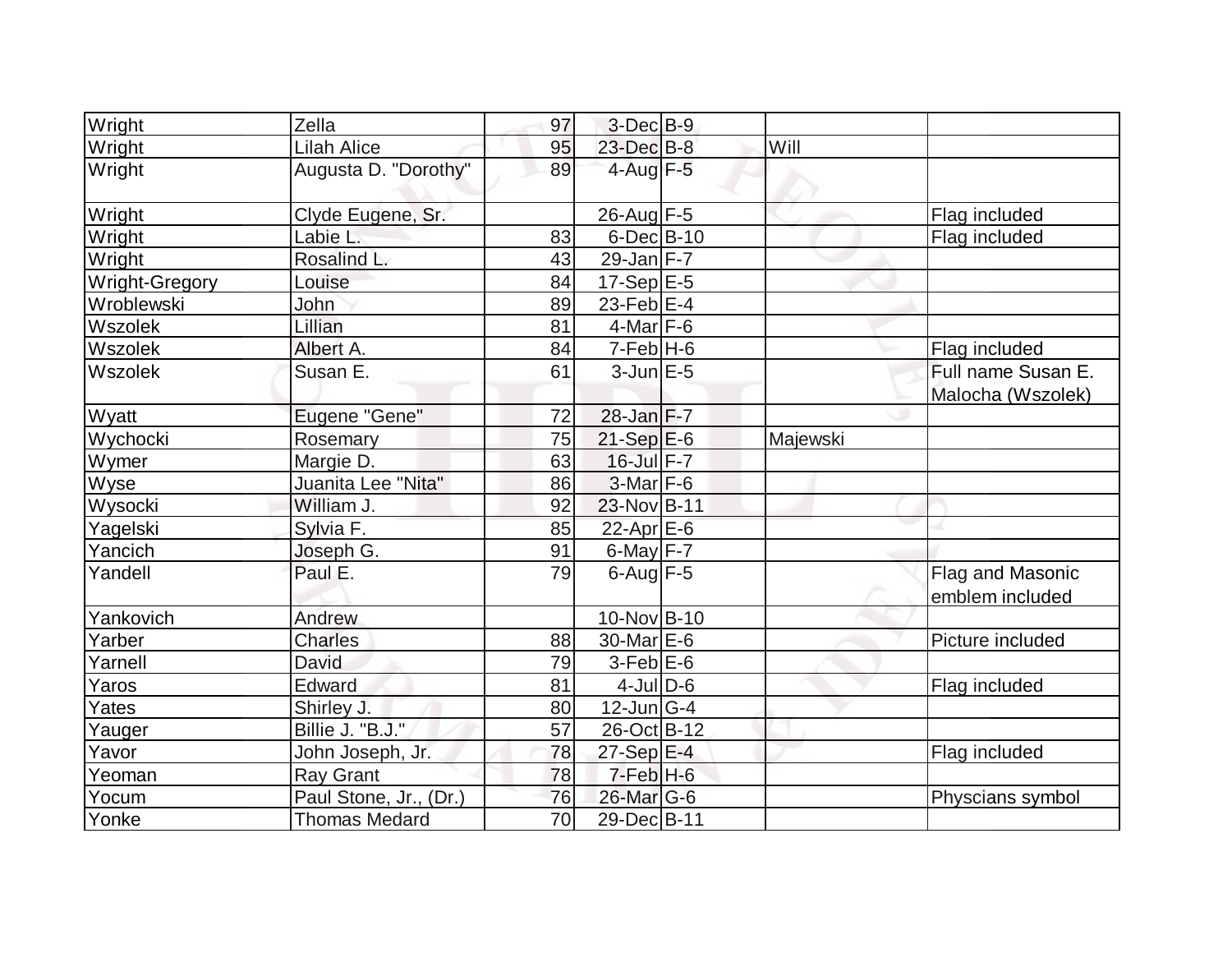| | | | | | | |
|---|---|---|---|---|---|---|
| Wright | Zella | 97 | 3-Dec | B-9 | | |
| Wright | Lilah Alice | 95 | 23-Dec | B-8 | Will | |
| Wright | Augusta D. "Dorothy" | 89 | 4-Aug | F-5 | | |
| Wright | Clyde Eugene, Sr. | | 26-Aug | F-5 | | Flag included |
| Wright | Labie L. | 83 | 6-Dec | B-10 | | Flag included |
| Wright | Rosalind L. | 43 | 29-Jan | F-7 | | |
| Wright-Gregory | Louise | 84 | 17-Sep | E-5 | | |
| Wroblewski | John | 89 | 23-Feb | E-4 | | |
| Wszolek | Lillian | 81 | 4-Mar | F-6 | | |
| Wszolek | Albert A. | 84 | 7-Feb | H-6 | | Flag included |
| Wszolek | Susan E. | 61 | 3-Jun | E-5 | | Full name Susan E. Malocha (Wszolek) |
| Wyatt | Eugene "Gene" | 72 | 28-Jan | F-7 | | |
| Wychocki | Rosemary | 75 | 21-Sep | E-6 | Majewski | |
| Wymer | Margie D. | 63 | 16-Jul | F-7 | | |
| Wyse | Juanita Lee "Nita" | 86 | 3-Mar | F-6 | | |
| Wysocki | William J. | 92 | 23-Nov | B-11 | | |
| Yagelski | Sylvia F. | 85 | 22-Apr | E-6 | | |
| Yancich | Joseph G. | 91 | 6-May | F-7 | | |
| Yandell | Paul E. | 79 | 6-Aug | F-5 | | Flag and Masonic emblem included |
| Yankovich | Andrew | | 10-Nov | B-10 | | |
| Yarber | Charles | 88 | 30-Mar | E-6 | | Picture included |
| Yarnell | David | 79 | 3-Feb | E-6 | | |
| Yaros | Edward | 81 | 4-Jul | D-6 | | Flag included |
| Yates | Shirley J. | 80 | 12-Jun | G-4 | | |
| Yauger | Billie J. "B.J." | 57 | 26-Oct | B-12 | | |
| Yavor | John Joseph, Jr. | 78 | 27-Sep | E-4 | | Flag included |
| Yeoman | Ray Grant | 78 | 7-Feb | H-6 | | |
| Yocum | Paul Stone, Jr., (Dr.) | 76 | 26-Mar | G-6 | | Physcians symbol |
| Yonke | Thomas Medard | 70 | 29-Dec | B-11 | | |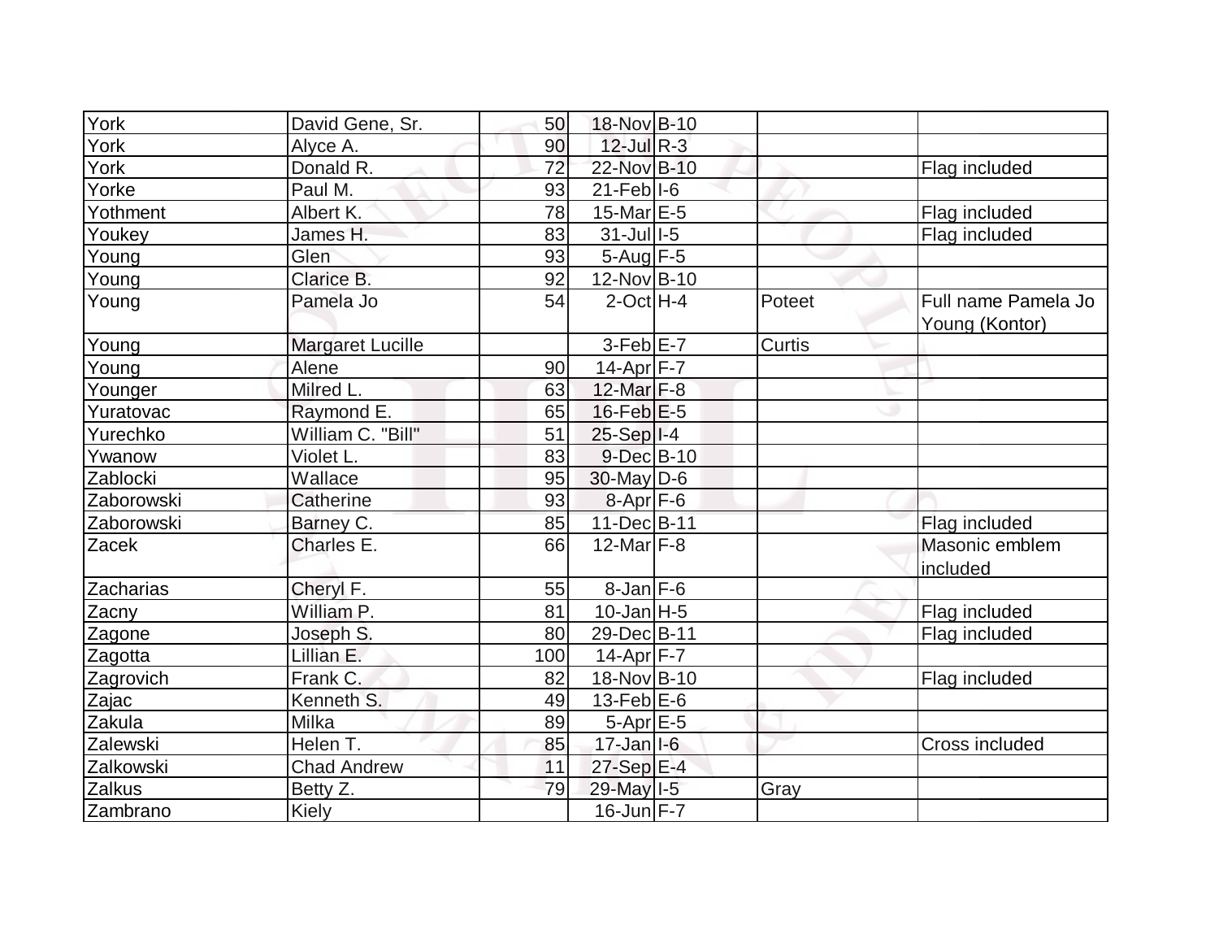| | | | | | | |
|---|---|---|---|---|---|---|
| York | David Gene, Sr. | 50 | 18-Nov | B-10 | | |
| York | Alyce A. | 90 | 12-Jul | R-3 | | |
| York | Donald R. | 72 | 22-Nov | B-10 | | Flag included |
| Yorke | Paul M. | 93 | 21-Feb | I-6 | | |
| Yothment | Albert K. | 78 | 15-Mar | E-5 | | Flag included |
| Youkey | James H. | 83 | 31-Jul | I-5 | | Flag included |
| Young | Glen | 93 | 5-Aug | F-5 | | |
| Young | Clarice B. | 92 | 12-Nov | B-10 | | |
| Young | Pamela Jo | 54 | 2-Oct | H-4 | Poteet | Full name Pamela Jo Young (Kontor) |
| Young | Margaret Lucille | | 3-Feb | E-7 | Curtis | |
| Young | Alene | 90 | 14-Apr | F-7 | | |
| Younger | Milred L. | 63 | 12-Mar | F-8 | | |
| Yuratovac | Raymond E. | 65 | 16-Feb | E-5 | | |
| Yurechko | William C. "Bill" | 51 | 25-Sep | I-4 | | |
| Ywanow | Violet L. | 83 | 9-Dec | B-10 | | |
| Zablocki | Wallace | 95 | 30-May | D-6 | | |
| Zaborowski | Catherine | 93 | 8-Apr | F-6 | | |
| Zaborowski | Barney C. | 85 | 11-Dec | B-11 | | Flag included |
| Zacek | Charles E. | 66 | 12-Mar | F-8 | | Masonic emblem included |
| Zacharias | Cheryl F. | 55 | 8-Jan | F-6 | | |
| Zacny | William P. | 81 | 10-Jan | H-5 | | Flag included |
| Zagone | Joseph S. | 80 | 29-Dec | B-11 | | Flag included |
| Zagotta | Lillian E. | 100 | 14-Apr | F-7 | | |
| Zagrovich | Frank C. | 82 | 18-Nov | B-10 | | Flag included |
| Zajac | Kenneth S. | 49 | 13-Feb | E-6 | | |
| Zakula | Milka | 89 | 5-Apr | E-5 | | |
| Zalewski | Helen T. | 85 | 17-Jan | I-6 | | Cross included |
| Zalkowski | Chad Andrew | 11 | 27-Sep | E-4 | | |
| Zalkus | Betty Z. | 79 | 29-May | I-5 | Gray | |
| Zambrano | Kiely | | 16-Jun | F-7 | | |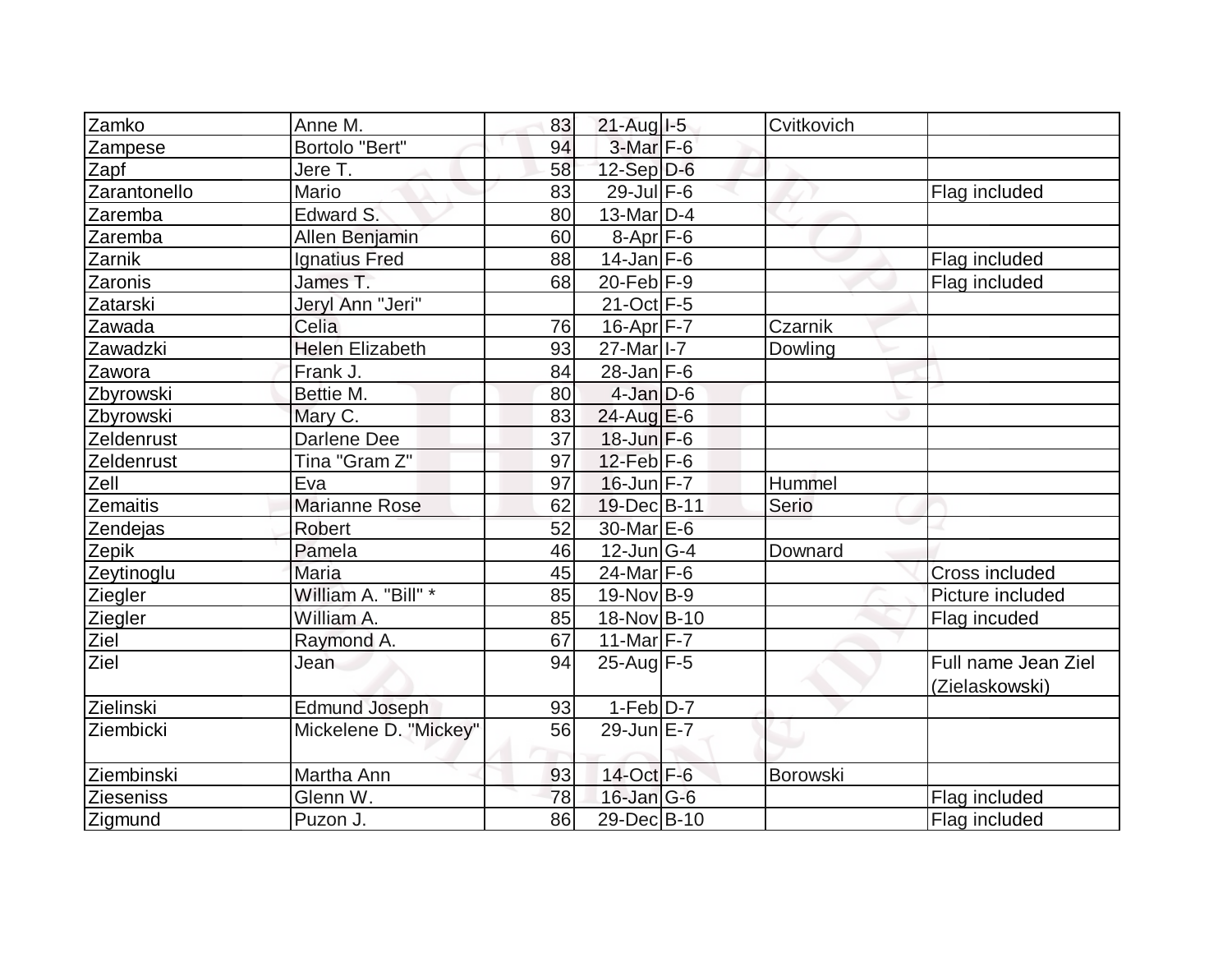| Zamko | Anne M. | 83 | 21-Aug | I-5 | Cvitkovich | |
|---|---|---|---|---|---|---|
| Zampese | Bortolo "Bert" | 94 | 3-Mar | F-6 | | |
| Zapf | Jere T. | 58 | 12-Sep | D-6 | | |
| Zarantonello | Mario | 83 | 29-Jul | F-6 | | Flag included |
| Zaremba | Edward S. | 80 | 13-Mar | D-4 | | |
| Zaremba | Allen Benjamin | 60 | 8-Apr | F-6 | | |
| Zarnik | Ignatius Fred | 88 | 14-Jan | F-6 | | Flag included |
| Zaronis | James T. | 68 | 20-Feb | F-9 | | Flag included |
| Zatarski | Jeryl Ann "Jeri" | | 21-Oct | F-5 | | |
| Zawada | Celia | 76 | 16-Apr | F-7 | Czarnik | |
| Zawadzki | Helen Elizabeth | 93 | 27-Mar | I-7 | Dowling | |
| Zawora | Frank J. | 84 | 28-Jan | F-6 | | |
| Zbyrowski | Bettie M. | 80 | 4-Jan | D-6 | | |
| Zbyrowski | Mary C. | 83 | 24-Aug | E-6 | | |
| Zeldenrust | Darlene Dee | 37 | 18-Jun | F-6 | | |
| Zeldenrust | Tina "Gram Z" | 97 | 12-Feb | F-6 | | |
| Zell | Eva | 97 | 16-Jun | F-7 | Hummel | |
| Zemaitis | Marianne Rose | 62 | 19-Dec | B-11 | Serio | |
| Zendejas | Robert | 52 | 30-Mar | E-6 | | |
| Zepik | Pamela | 46 | 12-Jun | G-4 | Downard | |
| Zeytinoglu | Maria | 45 | 24-Mar | F-6 | | Cross included |
| Ziegler | William A. "Bill" * | 85 | 19-Nov | B-9 | | Picture included |
| Ziegler | William A. | 85 | 18-Nov | B-10 | | Flag incuded |
| Ziel | Raymond A. | 67 | 11-Mar | F-7 | | |
| Ziel | Jean | 94 | 25-Aug | F-5 | | Full name Jean Ziel (Zielaskowski) |
| Zielinski | Edmund Joseph | 93 | 1-Feb | D-7 | | |
| Ziembicki | Mickelene D. "Mickey" | 56 | 29-Jun | E-7 | | |
| Ziembinski | Martha Ann | 93 | 14-Oct | F-6 | Borowski | |
| Zieseniss | Glenn W. | 78 | 16-Jan | G-6 | | Flag included |
| Zigmund | Puzon J. | 86 | 29-Dec | B-10 | | Flag included |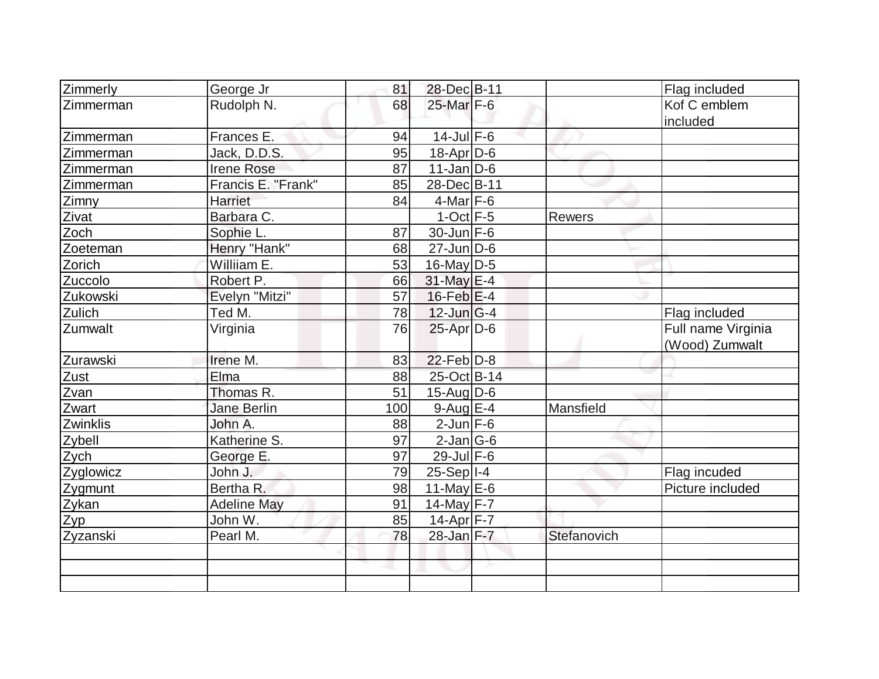| | | | | | | |
|---|---|---|---|---|---|---|
| Zimmerly | George Jr | 81 | 28-Dec | B-11 | | Flag included |
| Zimmerman | Rudolph N. | 68 | 25-Mar | F-6 | | Kof C emblem included |
| Zimmerman | Frances E. | 94 | 14-Jul | F-6 | | |
| Zimmerman | Jack, D.D.S. | 95 | 18-Apr | D-6 | | |
| Zimmerman | Irene Rose | 87 | 11-Jan | D-6 | | |
| Zimmerman | Francis E. "Frank" | 85 | 28-Dec | B-11 | | |
| Zimny | Harriet | 84 | 4-Mar | F-6 | | |
| Zivat | Barbara C. | | 1-Oct | F-5 | Rewers | |
| Zoch | Sophie L. | 87 | 30-Jun | F-6 | | |
| Zoeteman | Henry "Hank" | 68 | 27-Jun | D-6 | | |
| Zorich | Williiam E. | 53 | 16-May | D-5 | | |
| Zuccolo | Robert P. | 66 | 31-May | E-4 | | |
| Zukowski | Evelyn "Mitzi" | 57 | 16-Feb | E-4 | | |
| Zulich | Ted M. | 78 | 12-Jun | G-4 | | Flag included |
| Zumwalt | Virginia | 76 | 25-Apr | D-6 | | Full name Virginia (Wood) Zumwalt |
| Zurawski | Irene M. | 83 | 22-Feb | D-8 | | |
| Zust | Elma | 88 | 25-Oct | B-14 | | |
| Zvan | Thomas R. | 51 | 15-Aug | D-6 | | |
| Zwart | Jane Berlin | 100 | 9-Aug | E-4 | Mansfield | |
| Zwinklis | John A. | 88 | 2-Jun | F-6 | | |
| Zybell | Katherine S. | 97 | 2-Jan | G-6 | | |
| Zych | George E. | 97 | 29-Jul | F-6 | | |
| Zyglowicz | John J. | 79 | 25-Sep | I-4 | | Flag incuded |
| Zygmunt | Bertha R. | 98 | 11-May | E-6 | | Picture included |
| Zykan | Adeline May | 91 | 14-May | F-7 | | |
| Zyp | John W. | 85 | 14-Apr | F-7 | | |
| Zyzanski | Pearl M. | 78 | 28-Jan | F-7 | Stefanovich | |
| | | | | | | |
| | | | | | | |
| | | | | | | |